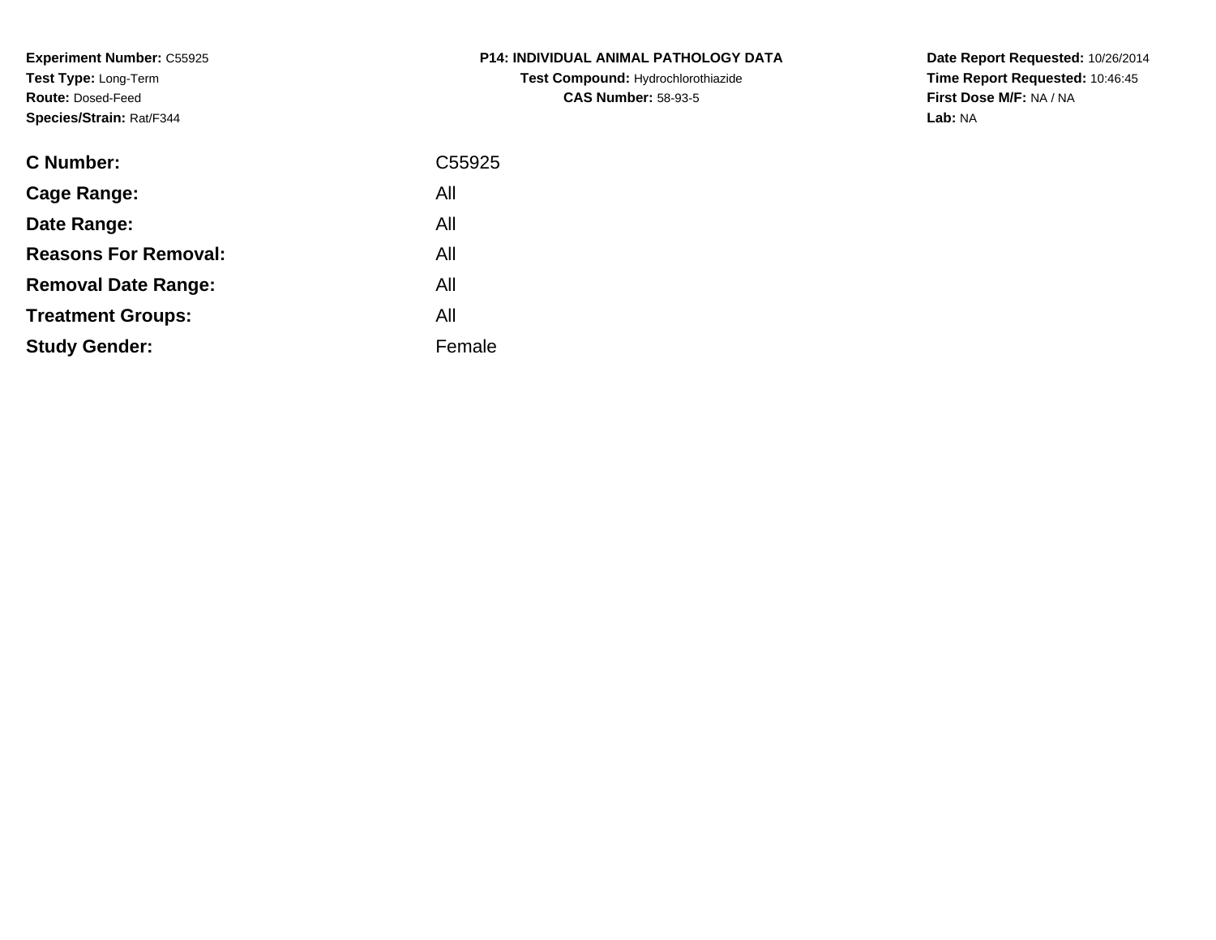**Experiment Number:** C55925
**Test Type:** Long-Term
**Route:** Dosed-Feed
**Species/Strain:** Rat/F344

**P14: INDIVIDUAL ANIMAL PATHOLOGY DATA**
**Test Compound:** Hydrochlorothiazide
**CAS Number:** 58-93-5

**Date Report Requested:** 10/26/2014
**Time Report Requested:** 10:46:45
**First Dose M/F:** NA / NA
**Lab:** NA

| | |
|---|---|
| **C Number:** | C55925 |
| **Cage Range:** | All |
| **Date Range:** | All |
| **Reasons For Removal:** | All |
| **Removal Date Range:** | All |
| **Treatment Groups:** | All |
| **Study Gender:** | Female |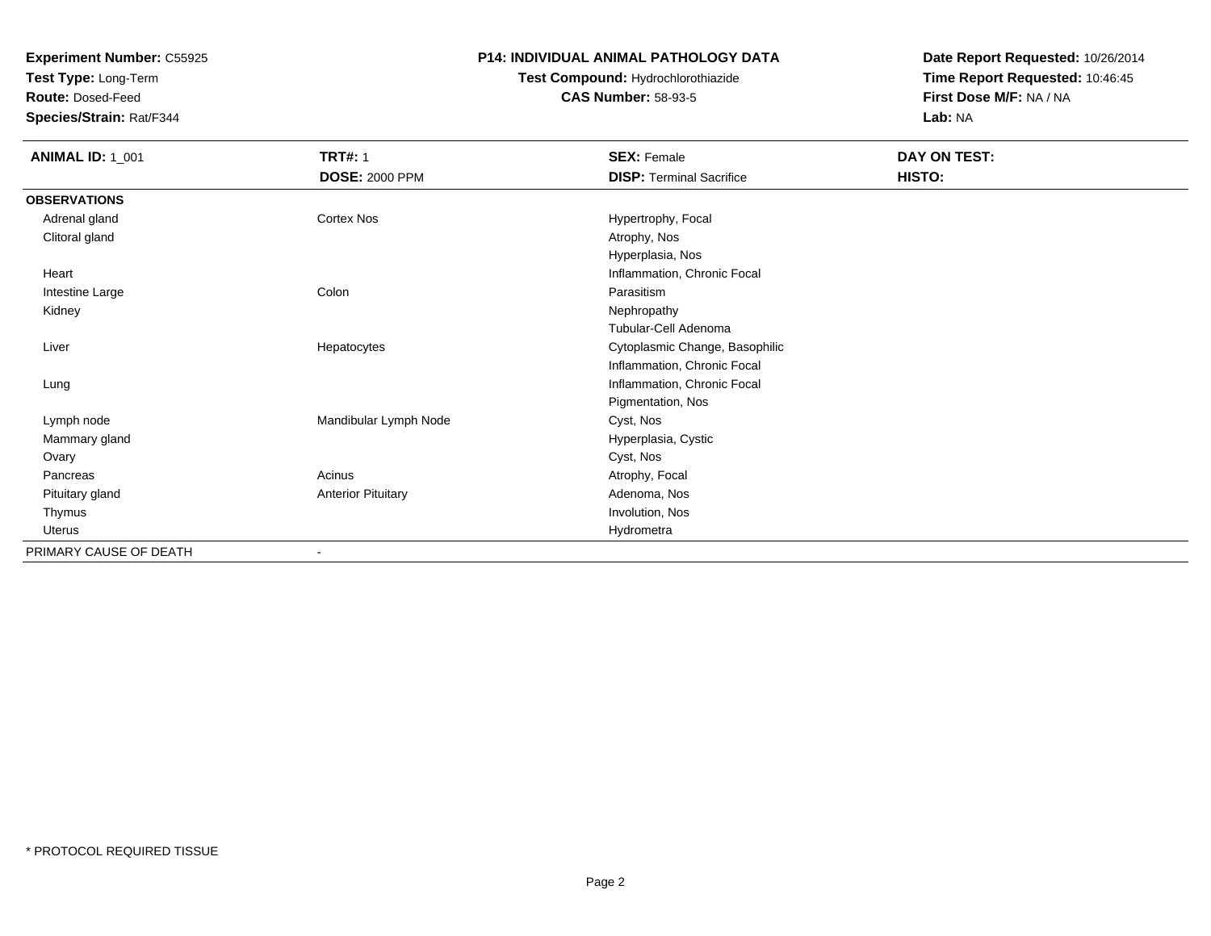**Experiment Number:** C55925
**Test Type:** Long-Term
**Route:** Dosed-Feed
**Species/Strain:** Rat/F344

**P14: INDIVIDUAL ANIMAL PATHOLOGY DATA**
**Test Compound:** Hydrochlorothiazide
**CAS Number:** 58-93-5

**Date Report Requested:** 10/26/2014
**Time Report Requested:** 10:46:45
**First Dose M/F:** NA / NA
**Lab:** NA

| **ANIMAL ID:** 1_001 | **TRT#:** 1 | **SEX:** Female | **DAY ON TEST:** |
|---|---|---|---|
| | **DOSE:** 2000 PPM | **DISP:** Terminal Sacrifice | **HISTO:** |
| **OBSERVATIONS** | | | |
| Adrenal gland | Cortex Nos | Hypertrophy, Focal | |
| Clitoral gland | | Atrophy, Nos | |
| | | Hyperplasia, Nos | |
| Heart | | Inflammation, Chronic Focal | |
| Intestine Large | Colon | Parasitism | |
| Kidney | | Nephropathy | |
| | | Tubular-Cell Adenoma | |
| Liver | Hepatocytes | Cytoplasmic Change, Basophilic | |
| | | Inflammation, Chronic Focal | |
| Lung | | Inflammation, Chronic Focal | |
| | | Pigmentation, Nos | |
| Lymph node | Mandibular Lymph Node | Cyst, Nos | |
| Mammary gland | | Hyperplasia, Cystic | |
| Ovary | | Cyst, Nos | |
| Pancreas | Acinus | Atrophy, Focal | |
| Pituitary gland | Anterior Pituitary | Adenoma, Nos | |
| Thymus | | Involution, Nos | |
| Uterus | | Hydrometra | |
| PRIMARY CAUSE OF DEATH | - | | |

* PROTOCOL REQUIRED TISSUE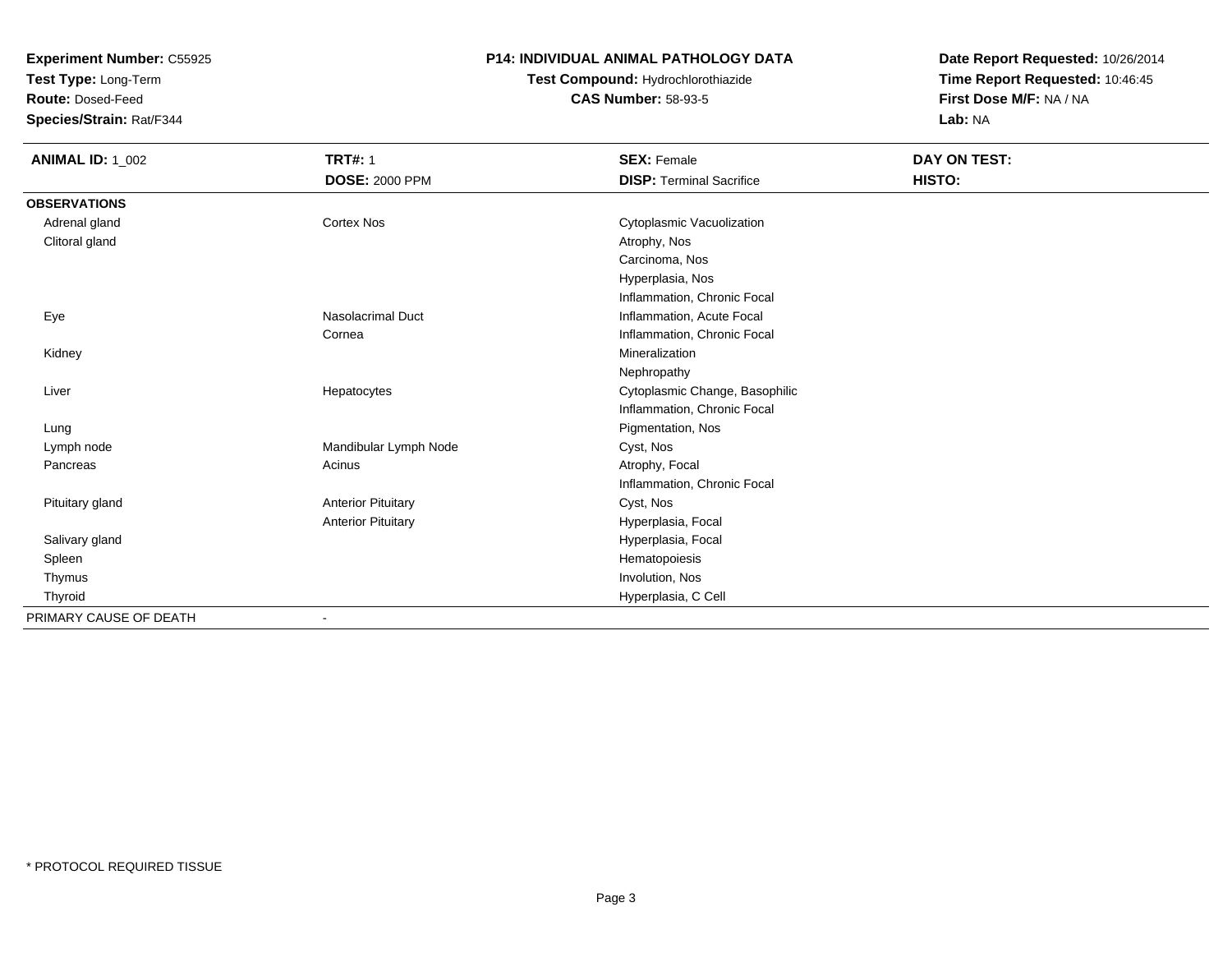**Experiment Number:** C55925
**Test Type:** Long-Term
**Route:** Dosed-Feed
**Species/Strain:** Rat/F344

**P14: INDIVIDUAL ANIMAL PATHOLOGY DATA**
**Test Compound:** Hydrochlorothiazide
**CAS Number:** 58-93-5

**Date Report Requested:** 10/26/2014
**Time Report Requested:** 10:46:45
**First Dose M/F:** NA / NA
**Lab:** NA

| **ANIMAL ID:** 1_002 | **TRT#:** 1 | **SEX:** Female | **DAY ON TEST:** |
|---|---|---|---|
| | **DOSE:** 2000 PPM | **DISP:** Terminal Sacrifice | **HISTO:** |
| **OBSERVATIONS** | | | |
| Adrenal gland | Cortex Nos | Cytoplasmic Vacuolization | |
| Clitoral gland | | Atrophy, Nos | |
| | | Carcinoma, Nos | |
| | | Hyperplasia, Nos | |
| | | Inflammation, Chronic Focal | |
| Eye | Nasolacrimal Duct | Inflammation, Acute Focal | |
| | Cornea | Inflammation, Chronic Focal | |
| Kidney | | Mineralization | |
| | | Nephropathy | |
| Liver | Hepatocytes | Cytoplasmic Change, Basophilic | |
| | | Inflammation, Chronic Focal | |
| Lung | | Pigmentation, Nos | |
| Lymph node | Mandibular Lymph Node | Cyst, Nos | |
| Pancreas | Acinus | Atrophy, Focal | |
| | | Inflammation, Chronic Focal | |
| Pituitary gland | Anterior Pituitary | Cyst, Nos | |
| | Anterior Pituitary | Hyperplasia, Focal | |
| Salivary gland | | Hyperplasia, Focal | |
| Spleen | | Hematopoiesis | |
| Thymus | | Involution, Nos | |
| Thyroid | | Hyperplasia, C Cell | |
| PRIMARY CAUSE OF DEATH | - | | |

* PROTOCOL REQUIRED TISSUE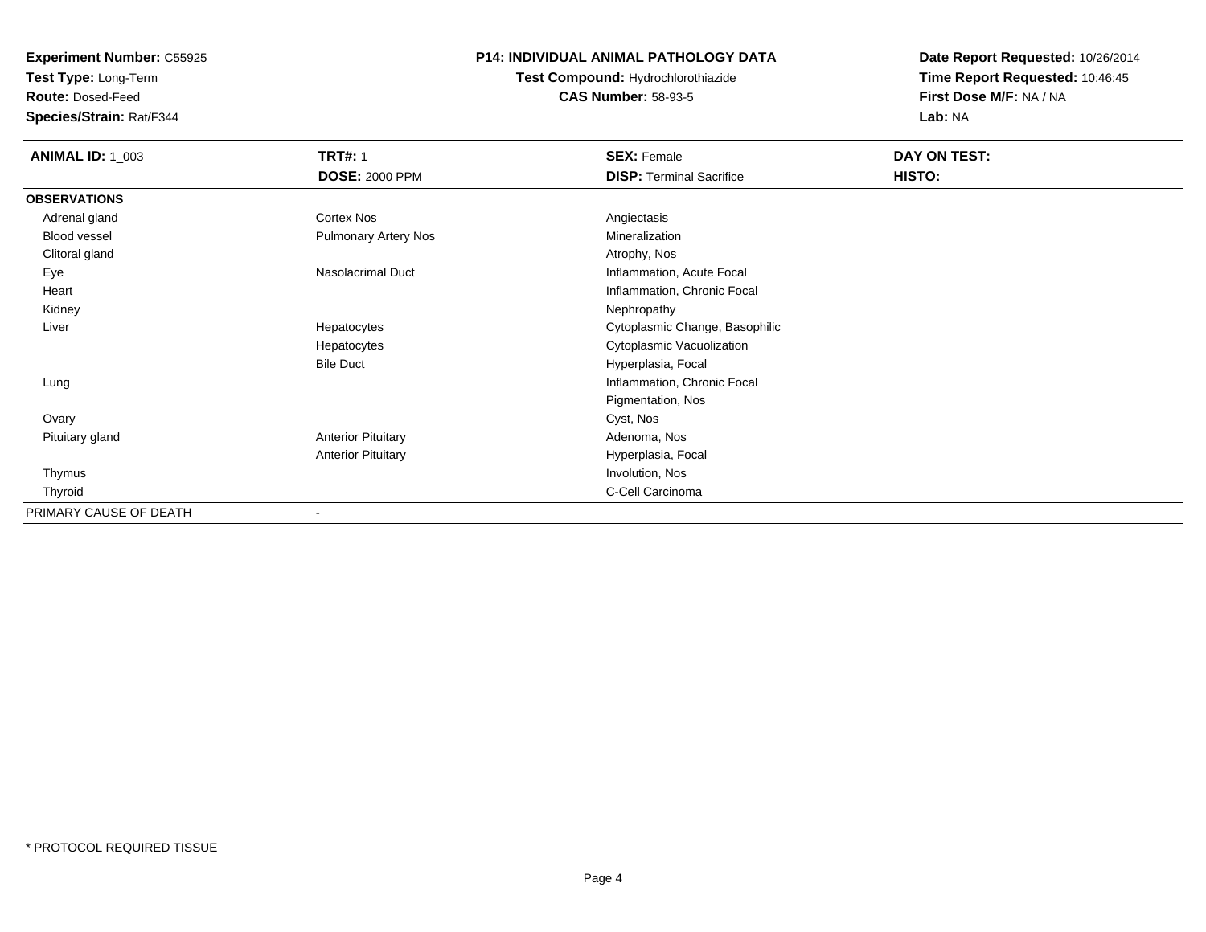**Experiment Number:** C55925
**Test Type:** Long-Term
**Route:** Dosed-Feed
**Species/Strain:** Rat/F344

## P14: INDIVIDUAL ANIMAL PATHOLOGY DATA

**Test Compound:** Hydrochlorothiazide
**CAS Number:** 58-93-5

**Date Report Requested:** 10/26/2014
**Time Report Requested:** 10:46:45
**First Dose M/F:** NA / NA
**Lab:** NA

| **ANIMAL ID:** 1_003 | **TRT#:** 1 | **SEX:** Female | **DAY ON TEST:** |
|---|---|---|---|
| | **DOSE:** 2000 PPM | **DISP:** Terminal Sacrifice | **HISTO:** |
| **OBSERVATIONS** | | | |
| Adrenal gland | Cortex Nos | Angiectasis | |
| Blood vessel | Pulmonary Artery Nos | Mineralization | |
| Clitoral gland | | Atrophy, Nos | |
| Eye | Nasolacrimal Duct | Inflammation, Acute Focal | |
| Heart | | Inflammation, Chronic Focal | |
| Kidney | | Nephropathy | |
| Liver | Hepatocytes | Cytoplasmic Change, Basophilic | |
| | Hepatocytes | Cytoplasmic Vacuolization | |
| | Bile Duct | Hyperplasia, Focal | |
| Lung | | Inflammation, Chronic Focal | |
| | | Pigmentation, Nos | |
| Ovary | | Cyst, Nos | |
| Pituitary gland | Anterior Pituitary | Adenoma, Nos | |
| | Anterior Pituitary | Hyperplasia, Focal | |
| Thymus | | Involution, Nos | |
| Thyroid | | C-Cell Carcinoma | |
| PRIMARY CAUSE OF DEATH | - | | |

* PROTOCOL REQUIRED TISSUE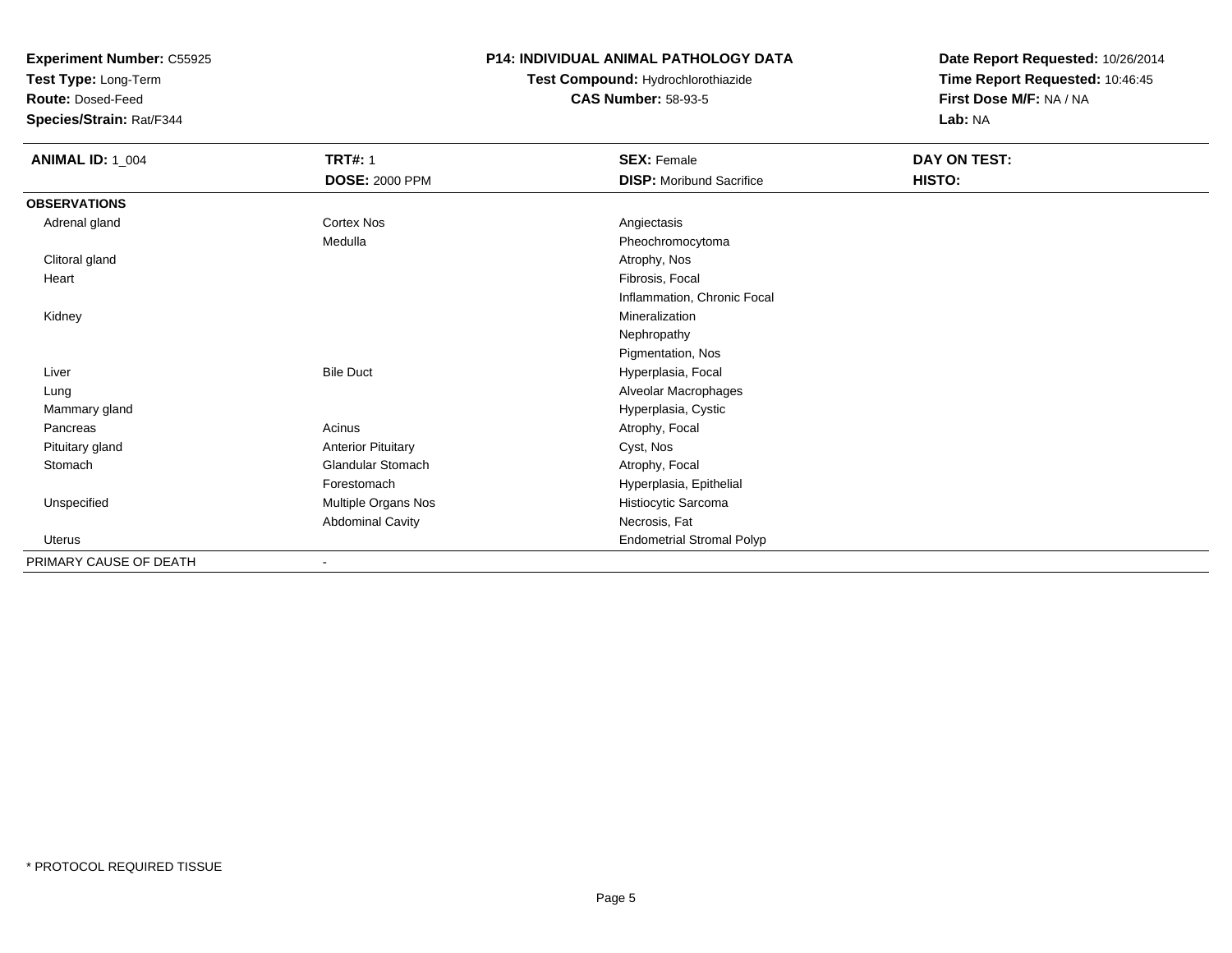**Experiment Number:** C55925
**Test Type:** Long-Term
**Route:** Dosed-Feed
**Species/Strain:** Rat/F344

**P14: INDIVIDUAL ANIMAL PATHOLOGY DATA**
**Test Compound:** Hydrochlorothiazide
**CAS Number:** 58-93-5

**Date Report Requested:** 10/26/2014
**Time Report Requested:** 10:46:45
**First Dose M/F:** NA / NA
**Lab:** NA

| **ANIMAL ID:** 1_004 | **TRT#:** 1 | **SEX:** Female | **DAY ON TEST:** |
|---|---|---|---|
| | **DOSE:** 2000 PPM | **DISP:** Moribund Sacrifice | **HISTO:** |
| **OBSERVATIONS** | | | |
| Adrenal gland | Cortex Nos | Angiectasis | |
| | Medulla | Pheochromocytoma | |
| Clitoral gland | | Atrophy, Nos | |
| Heart | | Fibrosis, Focal | |
| | | Inflammation, Chronic Focal | |
| Kidney | | Mineralization | |
| | | Nephropathy | |
| | | Pigmentation, Nos | |
| Liver | Bile Duct | Hyperplasia, Focal | |
| Lung | | Alveolar Macrophages | |
| Mammary gland | | Hyperplasia, Cystic | |
| Pancreas | Acinus | Atrophy, Focal | |
| Pituitary gland | Anterior Pituitary | Cyst, Nos | |
| Stomach | Glandular Stomach | Atrophy, Focal | |
| | Forestomach | Hyperplasia, Epithelial | |
| Unspecified | Multiple Organs Nos | Histiocytic Sarcoma | |
| | Abdominal Cavity | Necrosis, Fat | |
| Uterus | | Endometrial Stromal Polyp | |
| PRIMARY CAUSE OF DEATH | - | | |

* PROTOCOL REQUIRED TISSUE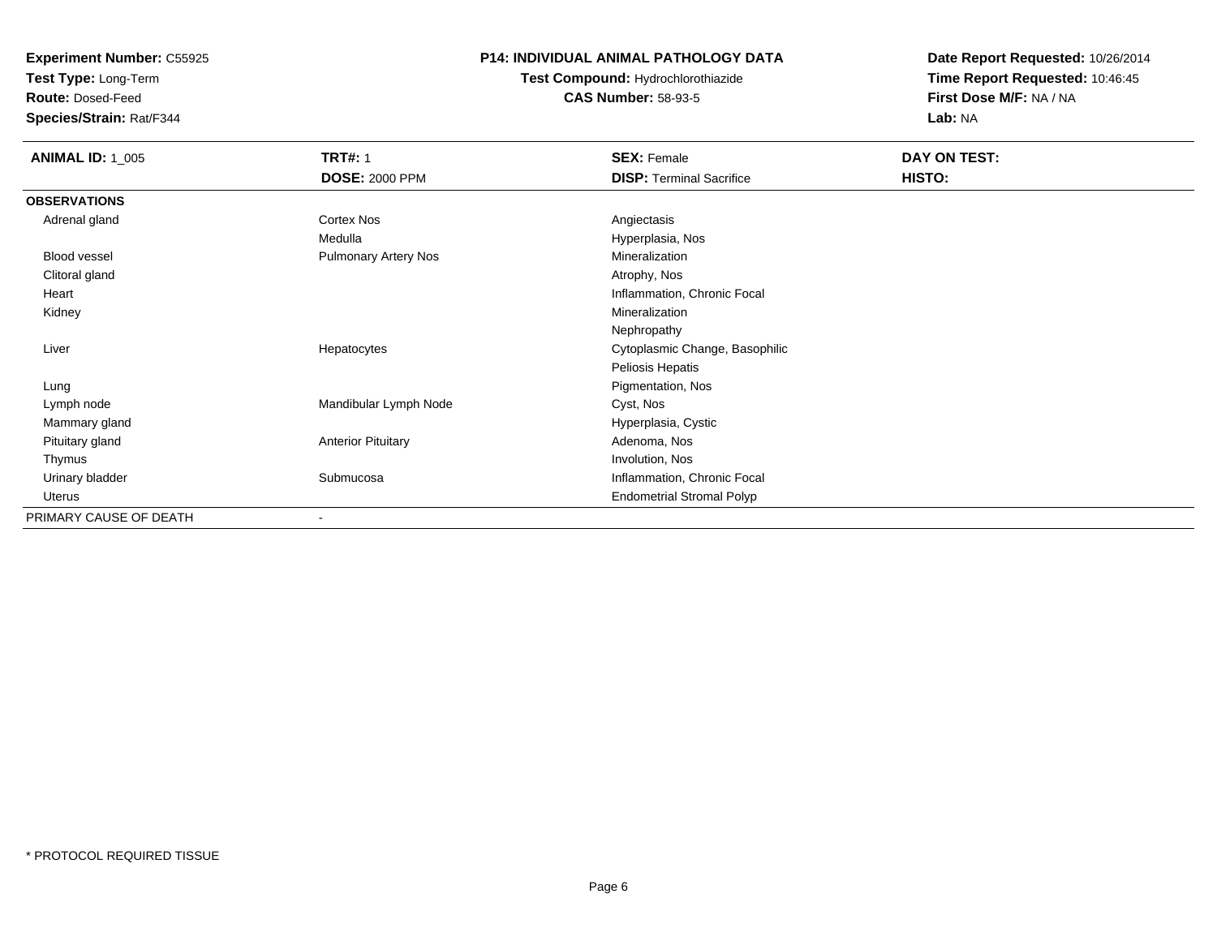**Experiment Number:** C55925
**Test Type:** Long-Term
**Route:** Dosed-Feed
**Species/Strain:** Rat/F344

**P14: INDIVIDUAL ANIMAL PATHOLOGY DATA**
**Test Compound:** Hydrochlorothiazide
**CAS Number:** 58-93-5

**Date Report Requested:** 10/26/2014
**Time Report Requested:** 10:46:45
**First Dose M/F:** NA / NA
**Lab:** NA

| **ANIMAL ID:** 1_005 | **TRT#:** 1 | **SEX:** Female | **DAY ON TEST:** |
|---|---|---|---|
| | **DOSE:** 2000 PPM | **DISP:** Terminal Sacrifice | **HISTO:** |
| **OBSERVATIONS** | | | |
| Adrenal gland | Cortex Nos | Angiectasis | |
| | Medulla | Hyperplasia, Nos | |
| Blood vessel | Pulmonary Artery Nos | Mineralization | |
| Clitoral gland | | Atrophy, Nos | |
| Heart | | Inflammation, Chronic Focal | |
| Kidney | | Mineralization | |
| | | Nephropathy | |
| Liver | Hepatocytes | Cytoplasmic Change, Basophilic | |
| | | Peliosis Hepatis | |
| Lung | | Pigmentation, Nos | |
| Lymph node | Mandibular Lymph Node | Cyst, Nos | |
| Mammary gland | | Hyperplasia, Cystic | |
| Pituitary gland | Anterior Pituitary | Adenoma, Nos | |
| Thymus | | Involution, Nos | |
| Urinary bladder | Submucosa | Inflammation, Chronic Focal | |
| Uterus | | Endometrial Stromal Polyp | |
| PRIMARY CAUSE OF DEATH | - | | |

* PROTOCOL REQUIRED TISSUE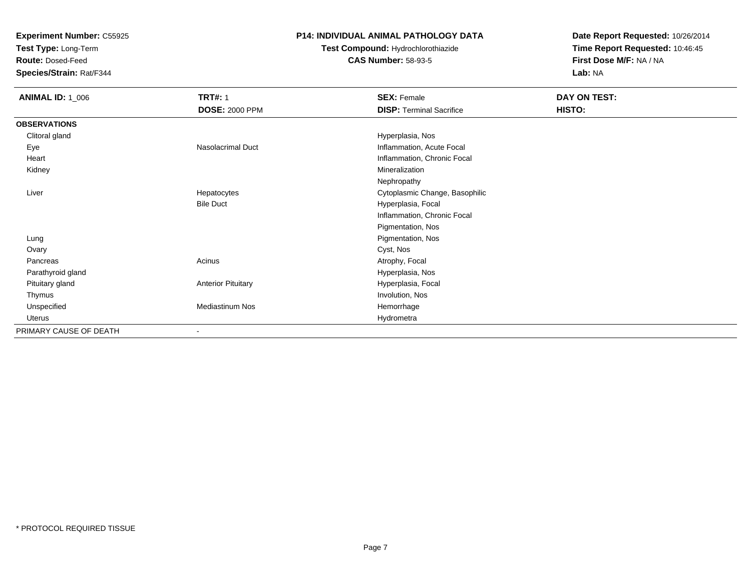**Experiment Number:** C55925
**Test Type:** Long-Term
**Route:** Dosed-Feed
**Species/Strain:** Rat/F344

**P14: INDIVIDUAL ANIMAL PATHOLOGY DATA**
**Test Compound:** Hydrochlorothiazide
**CAS Number:** 58-93-5

**Date Report Requested:** 10/26/2014
**Time Report Requested:** 10:46:45
**First Dose M/F:** NA / NA
**Lab:** NA

| **ANIMAL ID:** 1_006 | **TRT#:** 1 | **SEX:** Female | **DAY ON TEST:** |
|---|---|---|---|
| | **DOSE:** 2000 PPM | **DISP:** Terminal Sacrifice | **HISTO:** |
| **OBSERVATIONS** | | | |
| Clitoral gland | | Hyperplasia, Nos | |
| Eye | Nasolacrimal Duct | Inflammation, Acute Focal | |
| Heart | | Inflammation, Chronic Focal | |
| Kidney | | Mineralization | |
| | | Nephropathy | |
| Liver | Hepatocytes | Cytoplasmic Change, Basophilic | |
| | Bile Duct | Hyperplasia, Focal | |
| | | Inflammation, Chronic Focal | |
| | | Pigmentation, Nos | |
| Lung | | Pigmentation, Nos | |
| Ovary | | Cyst, Nos | |
| Pancreas | Acinus | Atrophy, Focal | |
| Parathyroid gland | | Hyperplasia, Nos | |
| Pituitary gland | Anterior Pituitary | Hyperplasia, Focal | |
| Thymus | | Involution, Nos | |
| Unspecified | Mediastinum Nos | Hemorrhage | |
| Uterus | | Hydrometra | |
| PRIMARY CAUSE OF DEATH | - | | |

* PROTOCOL REQUIRED TISSUE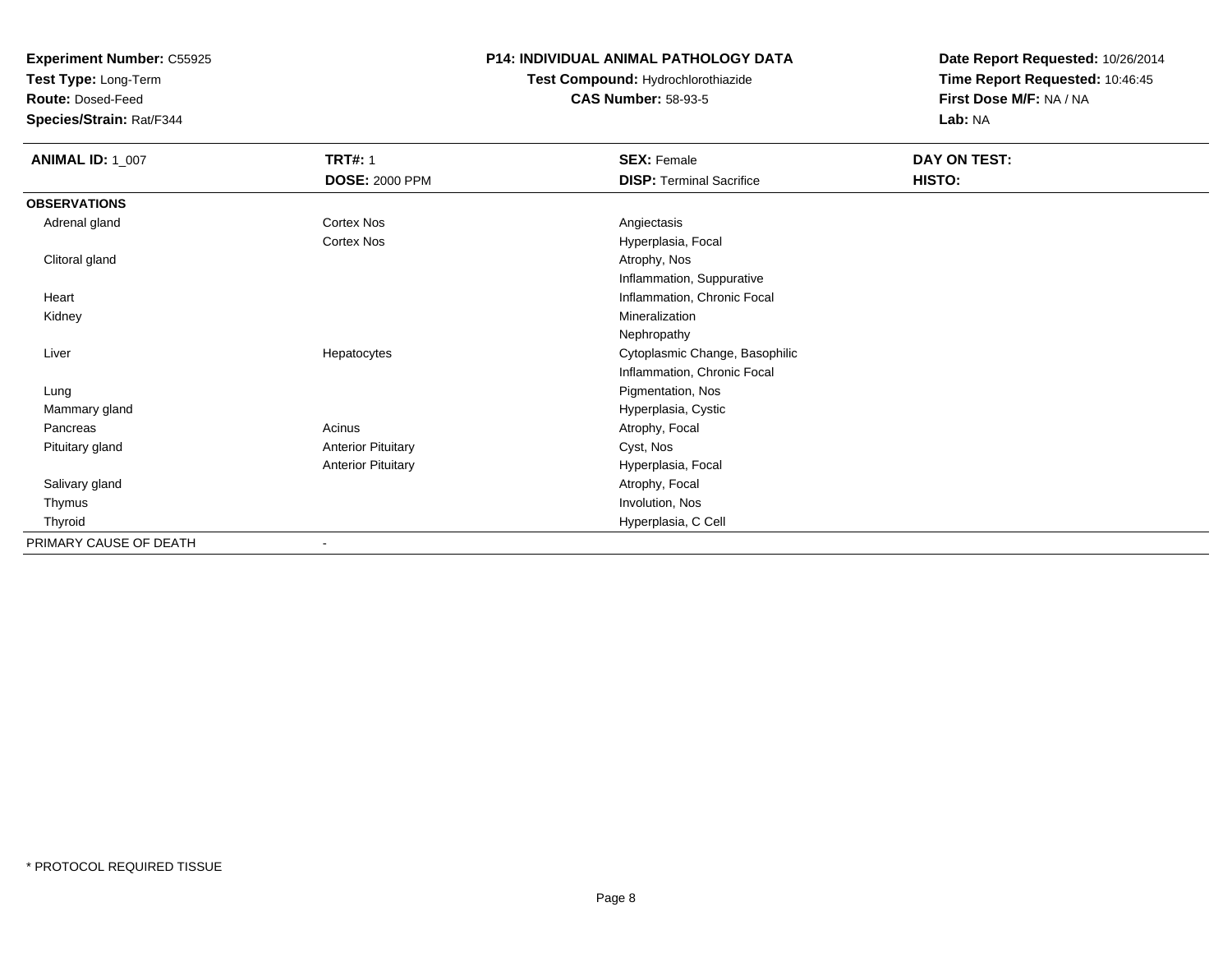**Experiment Number:** C55925
**Test Type:** Long-Term
**Route:** Dosed-Feed
**Species/Strain:** Rat/F344

**P14: INDIVIDUAL ANIMAL PATHOLOGY DATA**
**Test Compound:** Hydrochlorothiazide
**CAS Number:** 58-93-5

**Date Report Requested:** 10/26/2014
**Time Report Requested:** 10:46:45
**First Dose M/F:** NA / NA
**Lab:** NA

| **ANIMAL ID:** 1_007 | **TRT#:** 1 | **SEX:** Female | **DAY ON TEST:** |
|---|---|---|---|
| | **DOSE:** 2000 PPM | **DISP:** Terminal Sacrifice | **HISTO:** |
| **OBSERVATIONS** | | | |
| Adrenal gland | Cortex Nos | Angiectasis | |
| | Cortex Nos | Hyperplasia, Focal | |
| Clitoral gland | | Atrophy, Nos | |
| | | Inflammation, Suppurative | |
| Heart | | Inflammation, Chronic Focal | |
| Kidney | | Mineralization | |
| | | Nephropathy | |
| Liver | Hepatocytes | Cytoplasmic Change, Basophilic | |
| | | Inflammation, Chronic Focal | |
| Lung | | Pigmentation, Nos | |
| Mammary gland | | Hyperplasia, Cystic | |
| Pancreas | Acinus | Atrophy, Focal | |
| Pituitary gland | Anterior Pituitary | Cyst, Nos | |
| | Anterior Pituitary | Hyperplasia, Focal | |
| Salivary gland | | Atrophy, Focal | |
| Thymus | | Involution, Nos | |
| Thyroid | | Hyperplasia, C Cell | |
| PRIMARY CAUSE OF DEATH | - | | |

* PROTOCOL REQUIRED TISSUE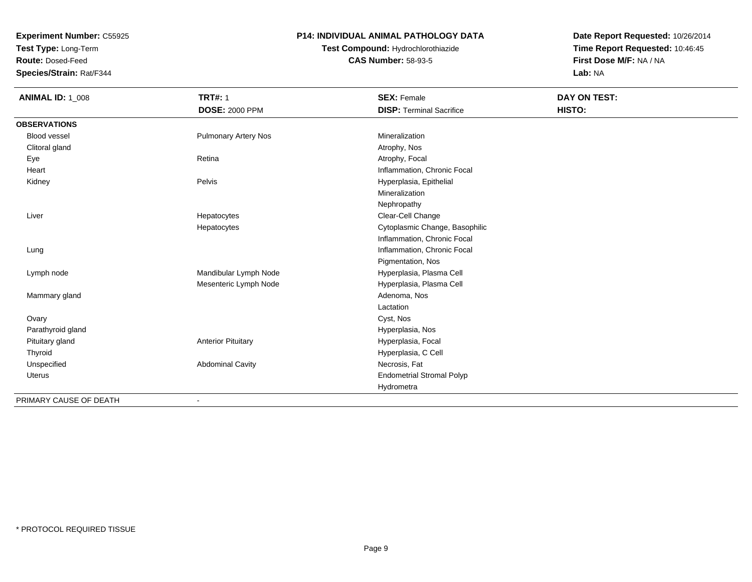**Experiment Number:** C55925
**Test Type:** Long-Term
**Route:** Dosed-Feed
**Species/Strain:** Rat/F344

**P14: INDIVIDUAL ANIMAL PATHOLOGY DATA**
**Test Compound:** Hydrochlorothiazide
**CAS Number:** 58-93-5

**Date Report Requested:** 10/26/2014
**Time Report Requested:** 10:46:45
**First Dose M/F:** NA / NA
**Lab:** NA

| **ANIMAL ID:** 1_008 | **TRT#:** 1 | **SEX:** Female | **DAY ON TEST:** |
|---|---|---|---|
| | **DOSE:** 2000 PPM | **DISP:** Terminal Sacrifice | **HISTO:** |
| **OBSERVATIONS** | | | |
| Blood vessel | Pulmonary Artery Nos | Mineralization | |
| Clitoral gland | | Atrophy, Nos | |
| Eye | Retina | Atrophy, Focal | |
| Heart | | Inflammation, Chronic Focal | |
| Kidney | Pelvis | Hyperplasia, Epithelial | |
| | | Mineralization | |
| | | Nephropathy | |
| Liver | Hepatocytes | Clear-Cell Change | |
| | Hepatocytes | Cytoplasmic Change, Basophilic | |
| | | Inflammation, Chronic Focal | |
| Lung | | Inflammation, Chronic Focal | |
| | | Pigmentation, Nos | |
| Lymph node | Mandibular Lymph Node | Hyperplasia, Plasma Cell | |
| | Mesenteric Lymph Node | Hyperplasia, Plasma Cell | |
| Mammary gland | | Adenoma, Nos | |
| | | Lactation | |
| Ovary | | Cyst, Nos | |
| Parathyroid gland | | Hyperplasia, Nos | |
| Pituitary gland | Anterior Pituitary | Hyperplasia, Focal | |
| Thyroid | | Hyperplasia, C Cell | |
| Unspecified | Abdominal Cavity | Necrosis, Fat | |
| Uterus | | Endometrial Stromal Polyp | |
| | | Hydrometra | |
| PRIMARY CAUSE OF DEATH | - | | |

\* PROTOCOL REQUIRED TISSUE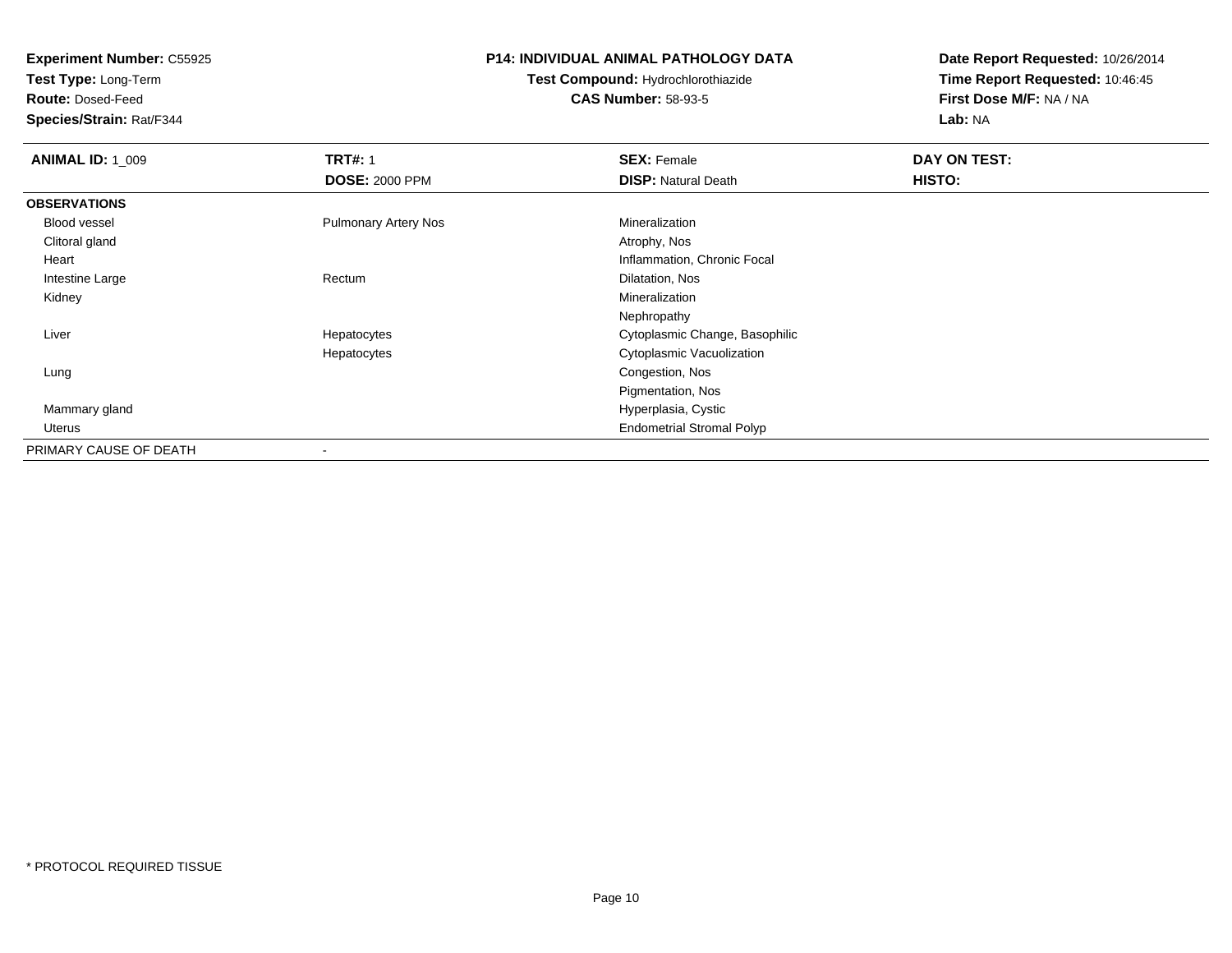**Experiment Number:** C55925
**Test Type:** Long-Term
**Route:** Dosed-Feed
**Species/Strain:** Rat/F344

**P14: INDIVIDUAL ANIMAL PATHOLOGY DATA**
**Test Compound:** Hydrochlorothiazide
**CAS Number:** 58-93-5

**Date Report Requested:** 10/26/2014
**Time Report Requested:** 10:46:45
**First Dose M/F:** NA / NA
**Lab:** NA

| **ANIMAL ID:** 1_009 | **TRT#:** 1 | **SEX:** Female | **DAY ON TEST:** |
|---|---|---|---|
| | **DOSE:** 2000 PPM | **DISP:** Natural Death | **HISTO:** |
| **OBSERVATIONS** | | | |
| Blood vessel | Pulmonary Artery Nos | Mineralization | |
| Clitoral gland | | Atrophy, Nos | |
| Heart | | Inflammation, Chronic Focal | |
| Intestine Large | Rectum | Dilatation, Nos | |
| Kidney | | Mineralization | |
| | | Nephropathy | |
| Liver | Hepatocytes | Cytoplasmic Change, Basophilic | |
| | Hepatocytes | Cytoplasmic Vacuolization | |
| Lung | | Congestion, Nos | |
| | | Pigmentation, Nos | |
| Mammary gland | | Hyperplasia, Cystic | |
| Uterus | | Endometrial Stromal Polyp | |
| PRIMARY CAUSE OF DEATH | - | | |

* PROTOCOL REQUIRED TISSUE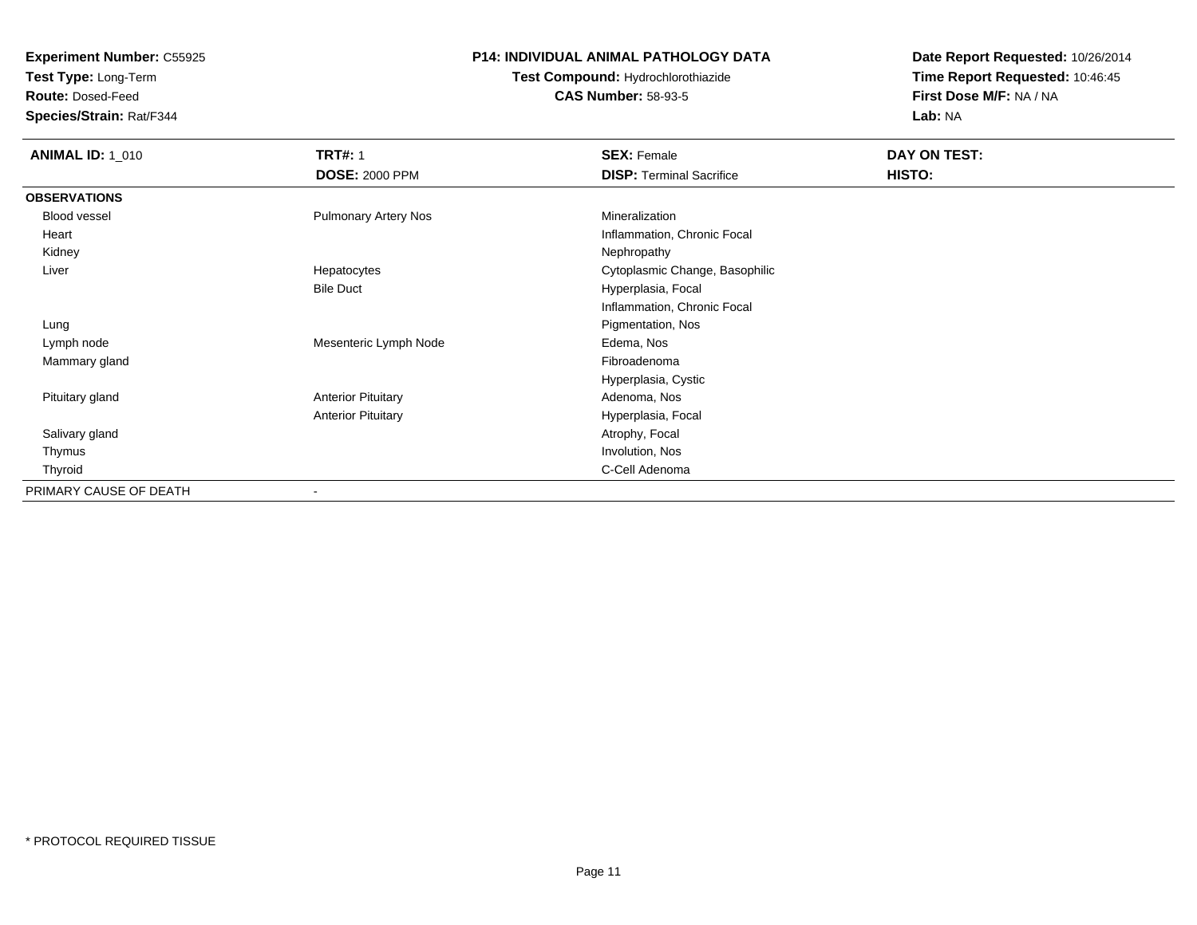**Experiment Number:** C55925
**Test Type:** Long-Term
**Route:** Dosed-Feed
**Species/Strain:** Rat/F344

**P14: INDIVIDUAL ANIMAL PATHOLOGY DATA**
**Test Compound:** Hydrochlorothiazide
**CAS Number:** 58-93-5

**Date Report Requested:** 10/26/2014
**Time Report Requested:** 10:46:45
**First Dose M/F:** NA / NA
**Lab:** NA

| **ANIMAL ID:** 1_010 | **TRT#:** 1 | **SEX:** Female | **DAY ON TEST:** |
|---|---|---|---|
| | **DOSE:** 2000 PPM | **DISP:** Terminal Sacrifice | **HISTO:** |
| **OBSERVATIONS** | | | |
| Blood vessel | Pulmonary Artery Nos | Mineralization | |
| Heart | | Inflammation, Chronic Focal | |
| Kidney | | Nephropathy | |
| Liver | Hepatocytes | Cytoplasmic Change, Basophilic | |
| | Bile Duct | Hyperplasia, Focal | |
| | | Inflammation, Chronic Focal | |
| Lung | | Pigmentation, Nos | |
| Lymph node | Mesenteric Lymph Node | Edema, Nos | |
| Mammary gland | | Fibroadenoma | |
| | | Hyperplasia, Cystic | |
| Pituitary gland | Anterior Pituitary | Adenoma, Nos | |
| | Anterior Pituitary | Hyperplasia, Focal | |
| Salivary gland | | Atrophy, Focal | |
| Thymus | | Involution, Nos | |
| Thyroid | | C-Cell Adenoma | |
| PRIMARY CAUSE OF DEATH | - | | |

\* PROTOCOL REQUIRED TISSUE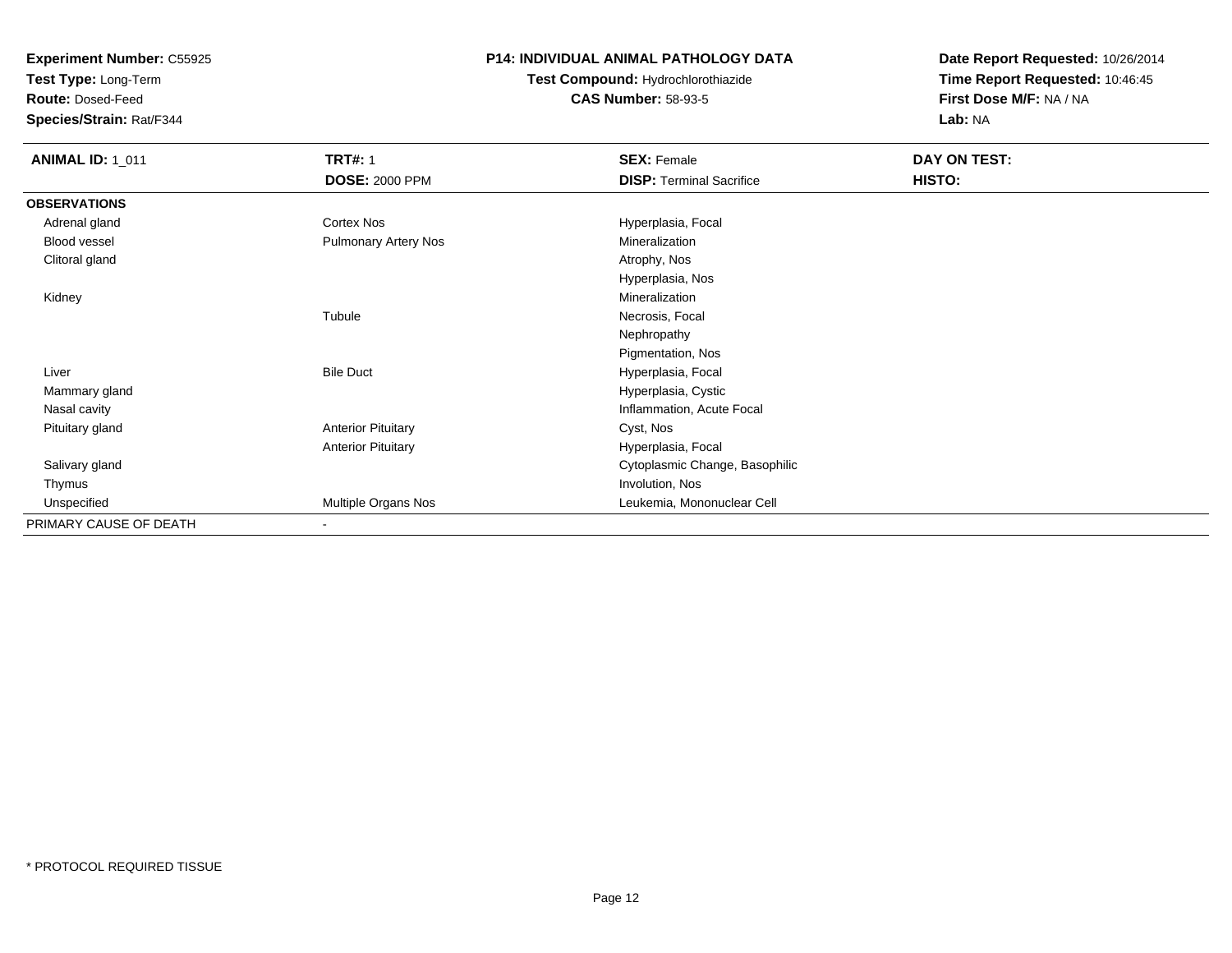**Experiment Number:** C55925
**Test Type:** Long-Term
**Route:** Dosed-Feed
**Species/Strain:** Rat/F344

**P14: INDIVIDUAL ANIMAL PATHOLOGY DATA**
**Test Compound:** Hydrochlorothiazide
**CAS Number:** 58-93-5

**Date Report Requested:** 10/26/2014
**Time Report Requested:** 10:46:45
**First Dose M/F:** NA / NA
**Lab:** NA

| **ANIMAL ID:** 1_011 | **TRT#:** 1 | **SEX:** Female | **DAY ON TEST:** |
|---|---|---|---|
| | **DOSE:** 2000 PPM | **DISP:** Terminal Sacrifice | **HISTO:** |
| **OBSERVATIONS** | | | |
| Adrenal gland | Cortex Nos | Hyperplasia, Focal | |
| Blood vessel | Pulmonary Artery Nos | Mineralization | |
| Clitoral gland | | Atrophy, Nos | |
| | | Hyperplasia, Nos | |
| Kidney | | Mineralization | |
| | Tubule | Necrosis, Focal | |
| | | Nephropathy | |
| | | Pigmentation, Nos | |
| Liver | Bile Duct | Hyperplasia, Focal | |
| Mammary gland | | Hyperplasia, Cystic | |
| Nasal cavity | | Inflammation, Acute Focal | |
| Pituitary gland | Anterior Pituitary | Cyst, Nos | |
| | Anterior Pituitary | Hyperplasia, Focal | |
| Salivary gland | | Cytoplasmic Change, Basophilic | |
| Thymus | | Involution, Nos | |
| Unspecified | Multiple Organs Nos | Leukemia, Mononuclear Cell | |
| PRIMARY CAUSE OF DEATH | - | | |

\* PROTOCOL REQUIRED TISSUE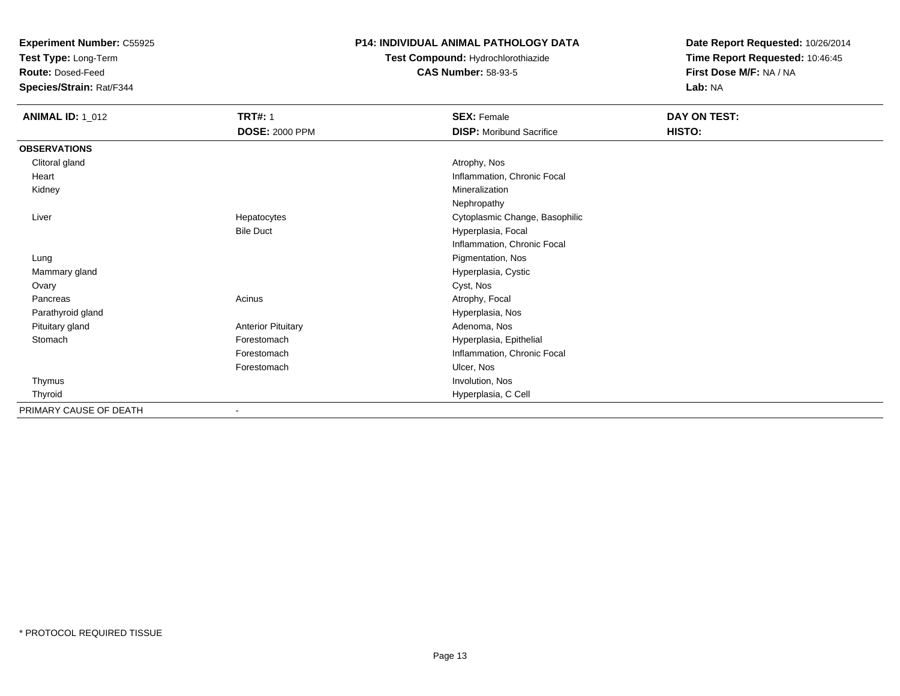**Experiment Number:** C55925
**Test Type:** Long-Term
**Route:** Dosed-Feed
**Species/Strain:** Rat/F344

**P14: INDIVIDUAL ANIMAL PATHOLOGY DATA**
**Test Compound:** Hydrochlorothiazide
**CAS Number:** 58-93-5

**Date Report Requested:** 10/26/2014
**Time Report Requested:** 10:46:45
**First Dose M/F:** NA / NA
**Lab:** NA

| **ANIMAL ID:** 1_012 | **TRT#:** 1 | **SEX:** Female | **DAY ON TEST:** |
|---|---|---|---|
| | **DOSE:** 2000 PPM | **DISP:** Moribund Sacrifice | **HISTO:** |
| **OBSERVATIONS** | | | |
| Clitoral gland | | Atrophy, Nos | |
| Heart | | Inflammation, Chronic Focal | |
| Kidney | | Mineralization | |
| | | Nephropathy | |
| Liver | Hepatocytes | Cytoplasmic Change, Basophilic | |
| | Bile Duct | Hyperplasia, Focal | |
| | | Inflammation, Chronic Focal | |
| Lung | | Pigmentation, Nos | |
| Mammary gland | | Hyperplasia, Cystic | |
| Ovary | | Cyst, Nos | |
| Pancreas | Acinus | Atrophy, Focal | |
| Parathyroid gland | | Hyperplasia, Nos | |
| Pituitary gland | Anterior Pituitary | Adenoma, Nos | |
| Stomach | Forestomach | Hyperplasia, Epithelial | |
| | Forestomach | Inflammation, Chronic Focal | |
| | Forestomach | Ulcer, Nos | |
| Thymus | | Involution, Nos | |
| Thyroid | | Hyperplasia, C Cell | |
| PRIMARY CAUSE OF DEATH | - | | |

\* PROTOCOL REQUIRED TISSUE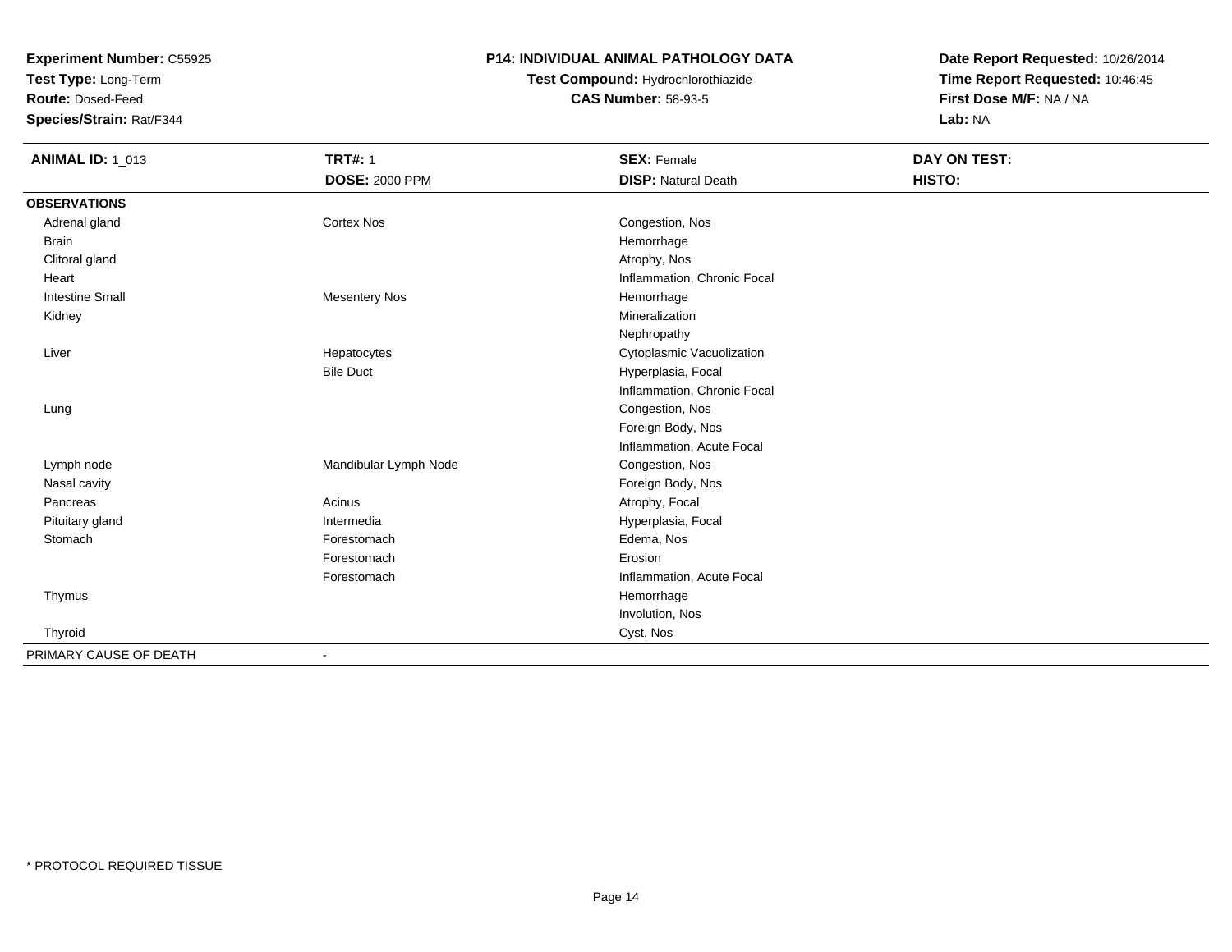**Experiment Number:** C55925
**Test Type:** Long-Term
**Route:** Dosed-Feed
**Species/Strain:** Rat/F344

**P14: INDIVIDUAL ANIMAL PATHOLOGY DATA**
**Test Compound:** Hydrochlorothiazide
**CAS Number:** 58-93-5

**Date Report Requested:** 10/26/2014
**Time Report Requested:** 10:46:45
**First Dose M/F:** NA / NA
**Lab:** NA

| **ANIMAL ID:** 1_013 | **TRT#:** 1<br>**DOSE:** 2000 PPM | **SEX:** Female<br>**DISP:** Natural Death | **DAY ON TEST:**<br>**HISTO:** |
|---|---|---|---|
| **OBSERVATIONS** | | | |
| Adrenal gland | Cortex Nos | Congestion, Nos | |
| Brain | | Hemorrhage | |
| Clitoral gland | | Atrophy, Nos | |
| Heart | | Inflammation, Chronic Focal | |
| Intestine Small | Mesentery Nos | Hemorrhage | |
| Kidney | | Mineralization | |
| | | Nephropathy | |
| Liver | Hepatocytes | Cytoplasmic Vacuolization | |
| | Bile Duct | Hyperplasia, Focal | |
| | | Inflammation, Chronic Focal | |
| Lung | | Congestion, Nos | |
| | | Foreign Body, Nos | |
| | | Inflammation, Acute Focal | |
| Lymph node | Mandibular Lymph Node | Congestion, Nos | |
| Nasal cavity | | Foreign Body, Nos | |
| Pancreas | Acinus | Atrophy, Focal | |
| Pituitary gland | Intermedia | Hyperplasia, Focal | |
| Stomach | Forestomach | Edema, Nos | |
| | Forestomach | Erosion | |
| | Forestomach | Inflammation, Acute Focal | |
| Thymus | | Hemorrhage | |
| | | Involution, Nos | |
| Thyroid | | Cyst, Nos | |
| PRIMARY CAUSE OF DEATH | - | | |

* PROTOCOL REQUIRED TISSUE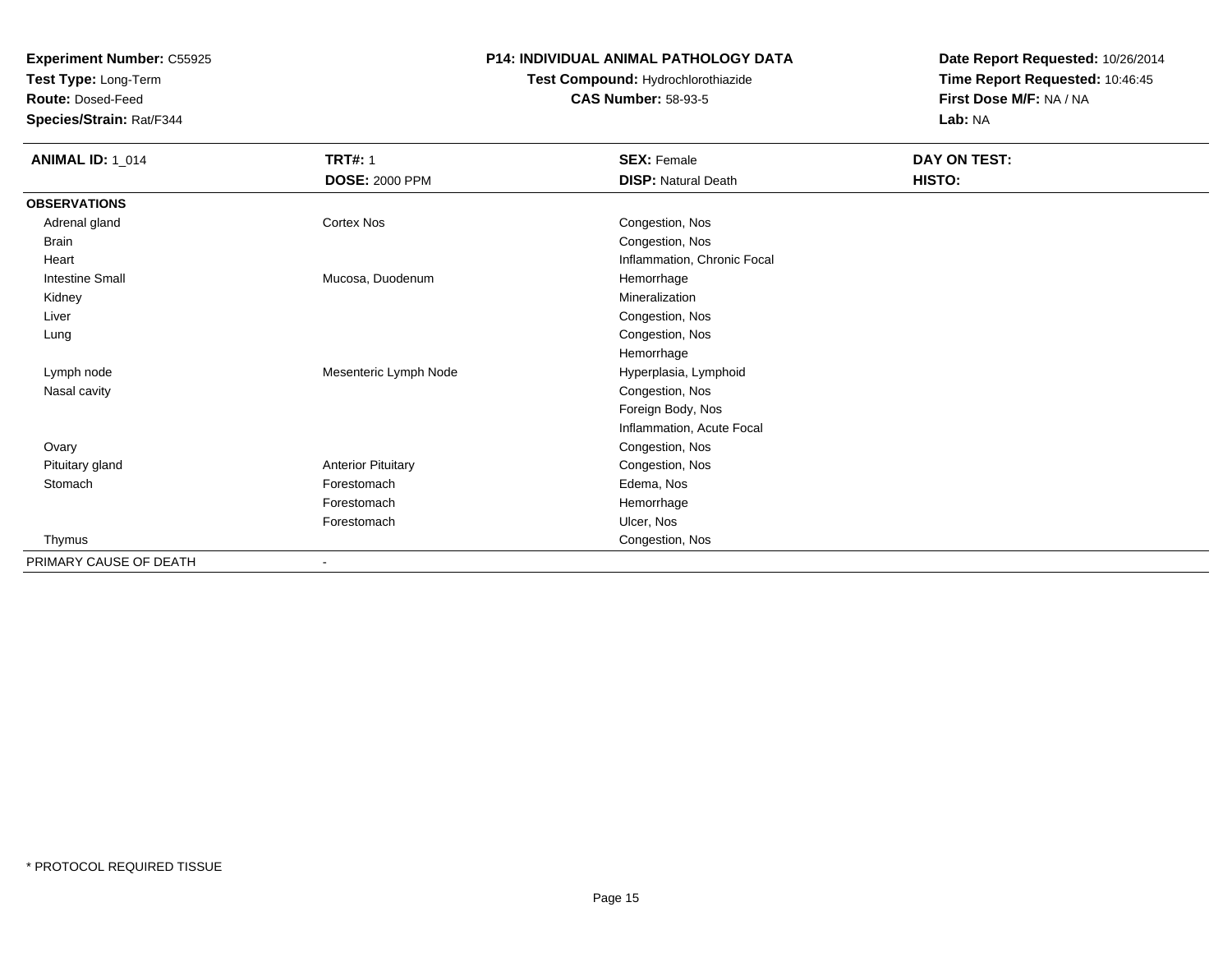**Experiment Number:** C55925
**Test Type:** Long-Term
**Route:** Dosed-Feed
**Species/Strain:** Rat/F344

**P14: INDIVIDUAL ANIMAL PATHOLOGY DATA**
**Test Compound:** Hydrochlorothiazide
**CAS Number:** 58-93-5

**Date Report Requested:** 10/26/2014
**Time Report Requested:** 10:46:45
**First Dose M/F:** NA / NA
**Lab:** NA

| **ANIMAL ID:** 1_014 | **TRT#:** 1 | **SEX:** Female | **DAY ON TEST:** |
|---|---|---|---|
| | **DOSE:** 2000 PPM | **DISP:** Natural Death | **HISTO:** |
| **OBSERVATIONS** | | | |
| Adrenal gland | Cortex Nos | Congestion, Nos | |
| Brain | | Congestion, Nos | |
| Heart | | Inflammation, Chronic Focal | |
| Intestine Small | Mucosa, Duodenum | Hemorrhage | |
| Kidney | | Mineralization | |
| Liver | | Congestion, Nos | |
| Lung | | Congestion, Nos | |
| | | Hemorrhage | |
| Lymph node | Mesenteric Lymph Node | Hyperplasia, Lymphoid | |
| Nasal cavity | | Congestion, Nos | |
| | | Foreign Body, Nos | |
| | | Inflammation, Acute Focal | |
| Ovary | | Congestion, Nos | |
| Pituitary gland | Anterior Pituitary | Congestion, Nos | |
| Stomach | Forestomach | Edema, Nos | |
| | Forestomach | Hemorrhage | |
| | Forestomach | Ulcer, Nos | |
| Thymus | | Congestion, Nos | |
| PRIMARY CAUSE OF DEATH | - | | |

* PROTOCOL REQUIRED TISSUE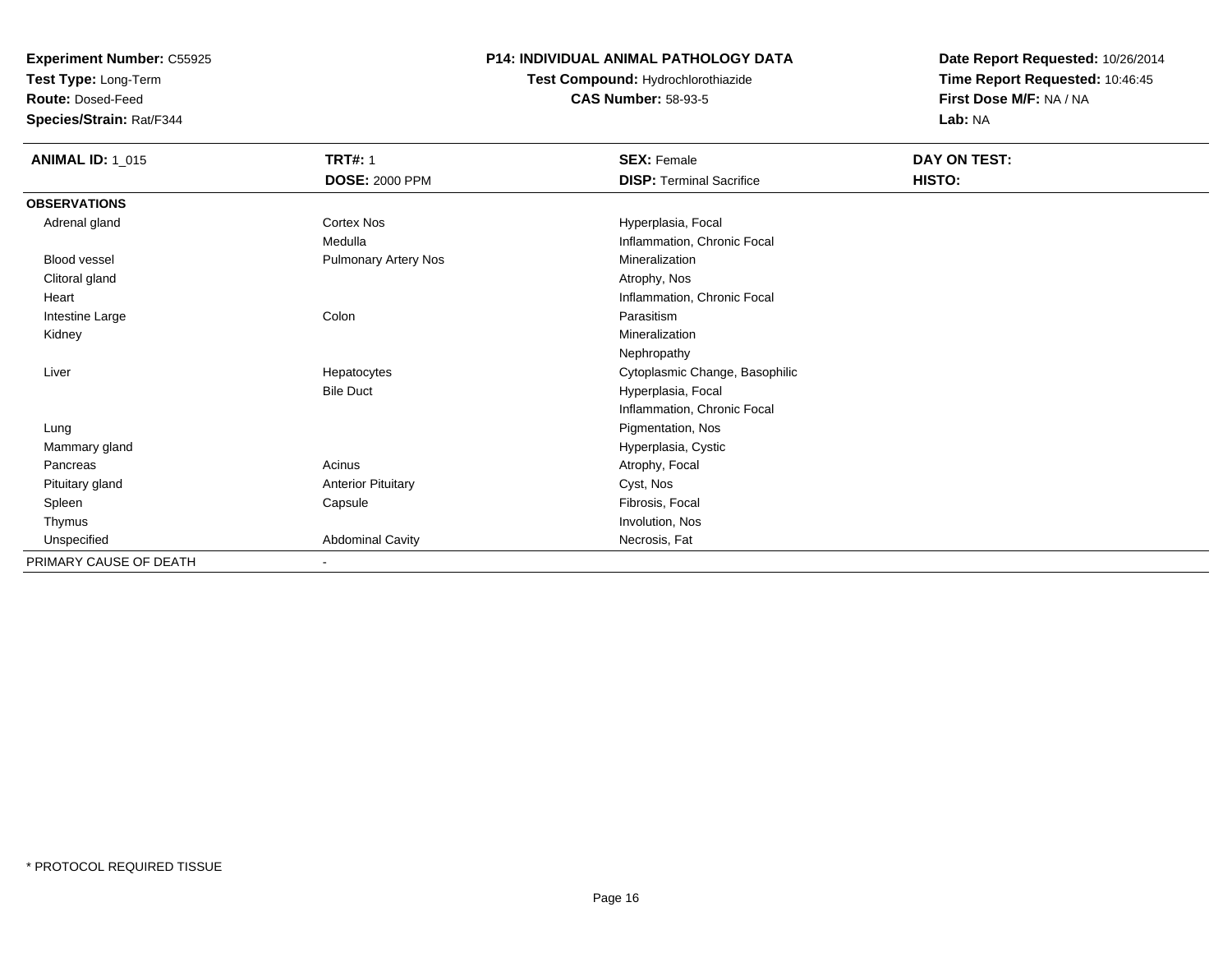**Experiment Number:** C55925
**Test Type:** Long-Term
**Route:** Dosed-Feed
**Species/Strain:** Rat/F344

**P14: INDIVIDUAL ANIMAL PATHOLOGY DATA**
**Test Compound:** Hydrochlorothiazide
**CAS Number:** 58-93-5

**Date Report Requested:** 10/26/2014
**Time Report Requested:** 10:46:45
**First Dose M/F:** NA / NA
**Lab:** NA

| **ANIMAL ID:** 1_015 | **TRT#:** 1 | **SEX:** Female | **DAY ON TEST:** |
|---|---|---|---|
| | **DOSE:** 2000 PPM | **DISP:** Terminal Sacrifice | **HISTO:** |
| **OBSERVATIONS** | | | |
| Adrenal gland | Cortex Nos | Hyperplasia, Focal | |
| | Medulla | Inflammation, Chronic Focal | |
| Blood vessel | Pulmonary Artery Nos | Mineralization | |
| Clitoral gland | | Atrophy, Nos | |
| Heart | | Inflammation, Chronic Focal | |
| Intestine Large | Colon | Parasitism | |
| Kidney | | Mineralization | |
| | | Nephropathy | |
| Liver | Hepatocytes | Cytoplasmic Change, Basophilic | |
| | Bile Duct | Hyperplasia, Focal | |
| | | Inflammation, Chronic Focal | |
| Lung | | Pigmentation, Nos | |
| Mammary gland | | Hyperplasia, Cystic | |
| Pancreas | Acinus | Atrophy, Focal | |
| Pituitary gland | Anterior Pituitary | Cyst, Nos | |
| Spleen | Capsule | Fibrosis, Focal | |
| Thymus | | Involution, Nos | |
| Unspecified | Abdominal Cavity | Necrosis, Fat | |
| PRIMARY CAUSE OF DEATH | - | | |

* PROTOCOL REQUIRED TISSUE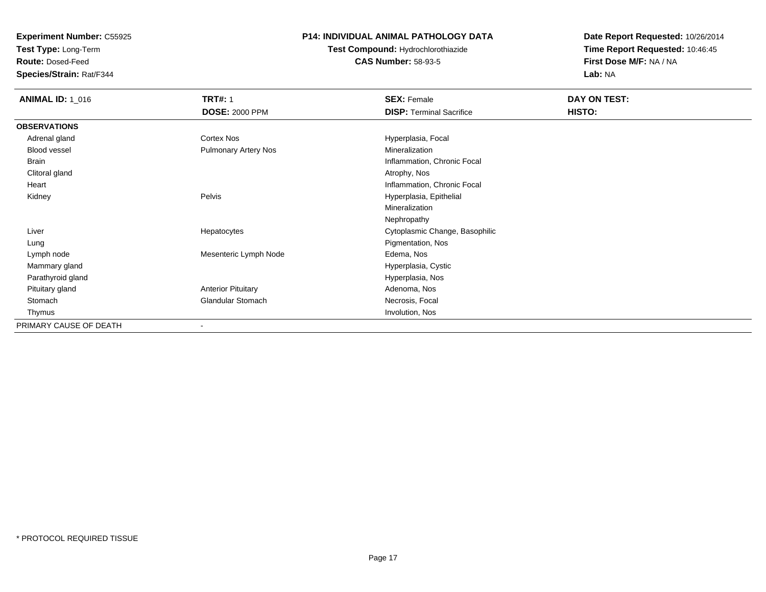**Experiment Number:** C55925
**Test Type:** Long-Term
**Route:** Dosed-Feed
**Species/Strain:** Rat/F344

**P14: INDIVIDUAL ANIMAL PATHOLOGY DATA**
**Test Compound:** Hydrochlorothiazide
**CAS Number:** 58-93-5

**Date Report Requested:** 10/26/2014
**Time Report Requested:** 10:46:45
**First Dose M/F:** NA / NA
**Lab:** NA

| **ANIMAL ID:** 1_016 | **TRT#:** 1<br>**DOSE:** 2000 PPM | **SEX:** Female<br>**DISP:** Terminal Sacrifice | **DAY ON TEST:**<br>**HISTO:** |
|---|---|---|---|
| **OBSERVATIONS** | | | |
| Adrenal gland | Cortex Nos | Hyperplasia, Focal | |
| Blood vessel | Pulmonary Artery Nos | Mineralization | |
| Brain | | Inflammation, Chronic Focal | |
| Clitoral gland | | Atrophy, Nos | |
| Heart | | Inflammation, Chronic Focal | |
| Kidney | Pelvis | Hyperplasia, Epithelial | |
| | | Mineralization | |
| | | Nephropathy | |
| Liver | Hepatocytes | Cytoplasmic Change, Basophilic | |
| Lung | | Pigmentation, Nos | |
| Lymph node | Mesenteric Lymph Node | Edema, Nos | |
| Mammary gland | | Hyperplasia, Cystic | |
| Parathyroid gland | | Hyperplasia, Nos | |
| Pituitary gland | Anterior Pituitary | Adenoma, Nos | |
| Stomach | Glandular Stomach | Necrosis, Focal | |
| Thymus | | Involution, Nos | |
| PRIMARY CAUSE OF DEATH | - | | |

* PROTOCOL REQUIRED TISSUE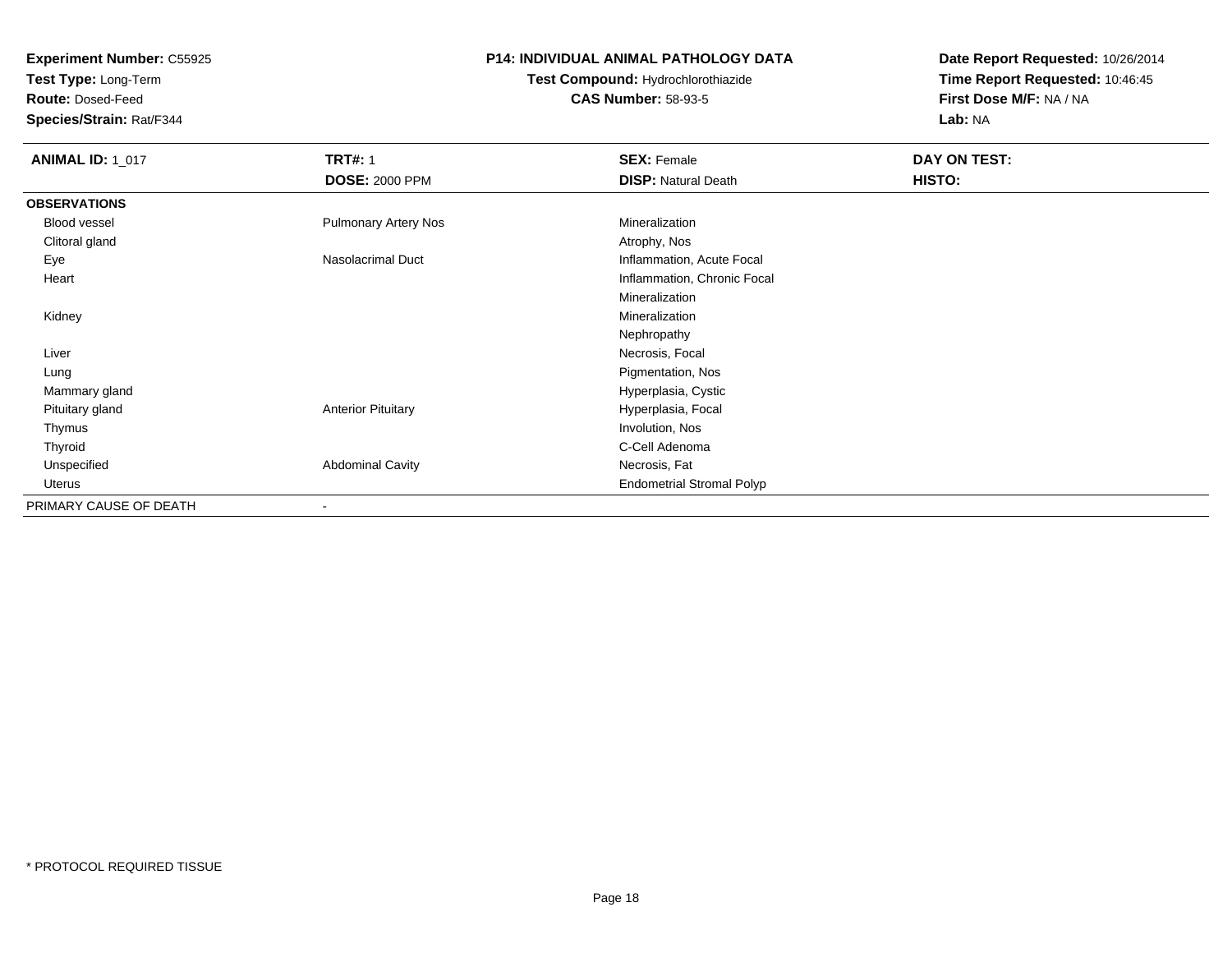**Experiment Number:** C55925
**Test Type:** Long-Term
**Route:** Dosed-Feed
**Species/Strain:** Rat/F344

**P14: INDIVIDUAL ANIMAL PATHOLOGY DATA**
**Test Compound:** Hydrochlorothiazide
**CAS Number:** 58-93-5

**Date Report Requested:** 10/26/2014
**Time Report Requested:** 10:46:45
**First Dose M/F:** NA / NA
**Lab:** NA

| **ANIMAL ID:** 1_017 | **TRT#:** 1 | **SEX:** Female | **DAY ON TEST:** |
|---|---|---|---|
| | **DOSE:** 2000 PPM | **DISP:** Natural Death | **HISTO:** |
| **OBSERVATIONS** | | | |
| Blood vessel | Pulmonary Artery Nos | Mineralization | |
| Clitoral gland | | Atrophy, Nos | |
| Eye | Nasolacrimal Duct | Inflammation, Acute Focal | |
| Heart | | Inflammation, Chronic Focal | |
| | | Mineralization | |
| Kidney | | Mineralization | |
| | | Nephropathy | |
| Liver | | Necrosis, Focal | |
| Lung | | Pigmentation, Nos | |
| Mammary gland | | Hyperplasia, Cystic | |
| Pituitary gland | Anterior Pituitary | Hyperplasia, Focal | |
| Thymus | | Involution, Nos | |
| Thyroid | | C-Cell Adenoma | |
| Unspecified | Abdominal Cavity | Necrosis, Fat | |
| Uterus | | Endometrial Stromal Polyp | |
| PRIMARY CAUSE OF DEATH | - | | |

* PROTOCOL REQUIRED TISSUE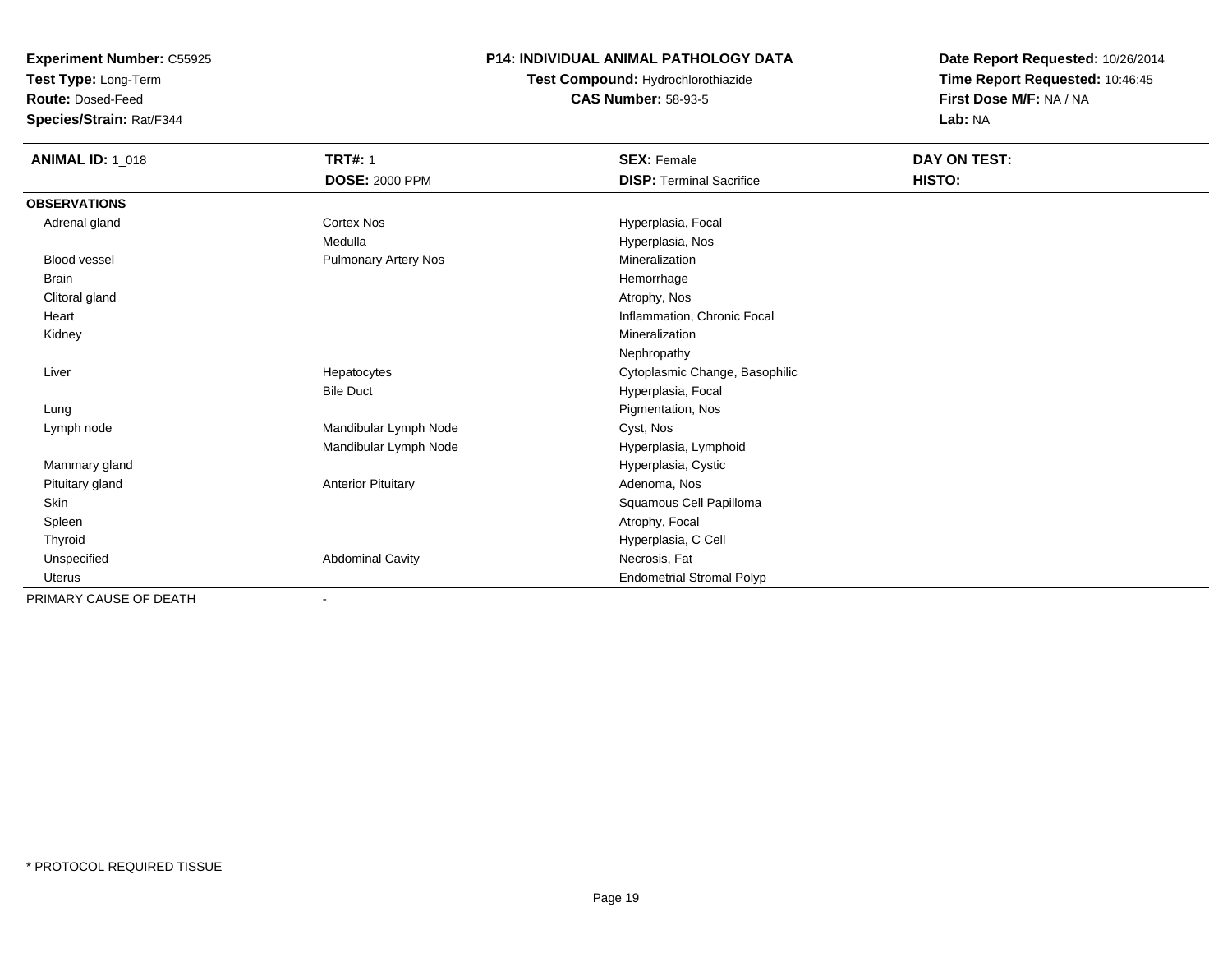**Experiment Number:** C55925
**Test Type:** Long-Term
**Route:** Dosed-Feed
**Species/Strain:** Rat/F344

# P14: INDIVIDUAL ANIMAL PATHOLOGY DATA

**Test Compound:** Hydrochlorothiazide
**CAS Number:** 58-93-5

**Date Report Requested:** 10/26/2014
**Time Report Requested:** 10:46:45
**First Dose M/F:** NA / NA
**Lab:** NA

| **ANIMAL ID:** 1_018 | **TRT#:** 1 | **SEX:** Female | **DAY ON TEST:** |
|---|---|---|---|
| | **DOSE:** 2000 PPM | **DISP:** Terminal Sacrifice | **HISTO:** |
| **OBSERVATIONS** | | | |
| Adrenal gland | Cortex Nos | Hyperplasia, Focal | |
| | Medulla | Hyperplasia, Nos | |
| Blood vessel | Pulmonary Artery Nos | Mineralization | |
| Brain | | Hemorrhage | |
| Clitoral gland | | Atrophy, Nos | |
| Heart | | Inflammation, Chronic Focal | |
| Kidney | | Mineralization | |
| | | Nephropathy | |
| Liver | Hepatocytes | Cytoplasmic Change, Basophilic | |
| | Bile Duct | Hyperplasia, Focal | |
| Lung | | Pigmentation, Nos | |
| Lymph node | Mandibular Lymph Node | Cyst, Nos | |
| | Mandibular Lymph Node | Hyperplasia, Lymphoid | |
| Mammary gland | | Hyperplasia, Cystic | |
| Pituitary gland | Anterior Pituitary | Adenoma, Nos | |
| Skin | | Squamous Cell Papilloma | |
| Spleen | | Atrophy, Focal | |
| Thyroid | | Hyperplasia, C Cell | |
| Unspecified | Abdominal Cavity | Necrosis, Fat | |
| Uterus | | Endometrial Stromal Polyp | |
| PRIMARY CAUSE OF DEATH | - | | |

* PROTOCOL REQUIRED TISSUE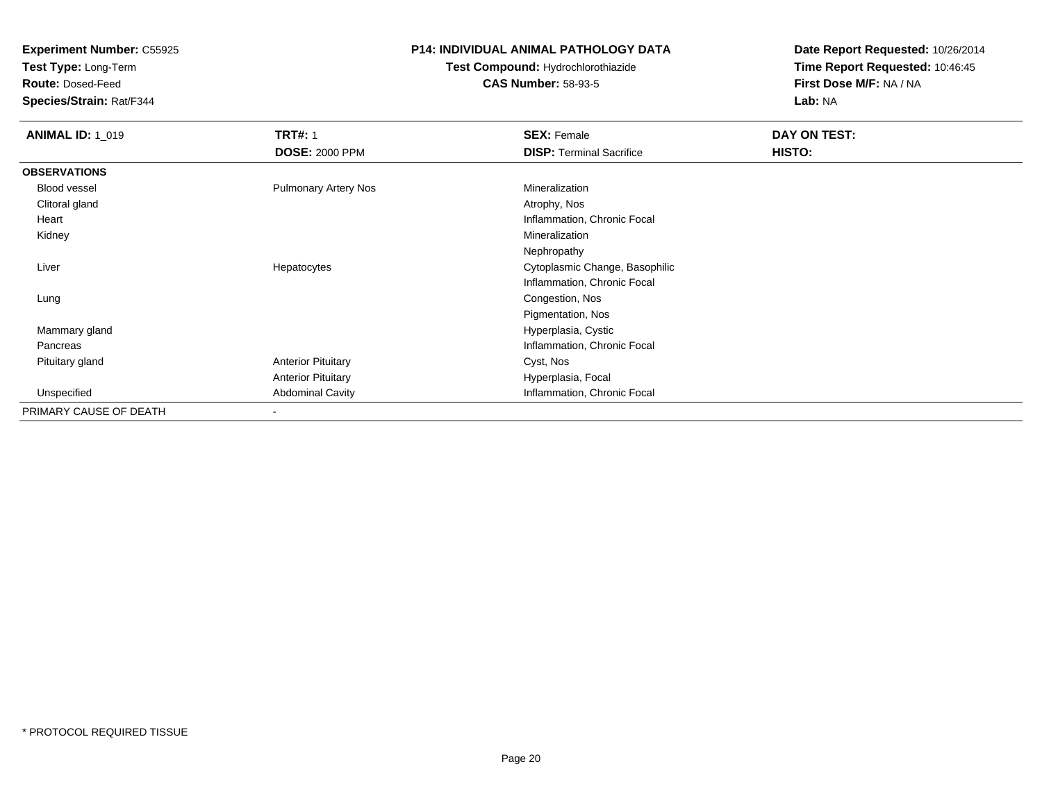**Experiment Number:** C55925
**Test Type:** Long-Term
**Route:** Dosed-Feed
**Species/Strain:** Rat/F344

**P14: INDIVIDUAL ANIMAL PATHOLOGY DATA**
**Test Compound:** Hydrochlorothiazide
**CAS Number:** 58-93-5

**Date Report Requested:** 10/26/2014
**Time Report Requested:** 10:46:45
**First Dose M/F:** NA / NA
**Lab:** NA

| **ANIMAL ID:** 1_019 | **TRT#:** 1 | **SEX:** Female | **DAY ON TEST:** |
|---|---|---|---|
| | **DOSE:** 2000 PPM | **DISP:** Terminal Sacrifice | **HISTO:** |
| **OBSERVATIONS** | | | |
| Blood vessel | Pulmonary Artery Nos | Mineralization | |
| Clitoral gland | | Atrophy, Nos | |
| Heart | | Inflammation, Chronic Focal | |
| Kidney | | Mineralization | |
| | | Nephropathy | |
| Liver | Hepatocytes | Cytoplasmic Change, Basophilic | |
| | | Inflammation, Chronic Focal | |
| Lung | | Congestion, Nos | |
| | | Pigmentation, Nos | |
| Mammary gland | | Hyperplasia, Cystic | |
| Pancreas | | Inflammation, Chronic Focal | |
| Pituitary gland | Anterior Pituitary | Cyst, Nos | |
| | Anterior Pituitary | Hyperplasia, Focal | |
| Unspecified | Abdominal Cavity | Inflammation, Chronic Focal | |
| PRIMARY CAUSE OF DEATH | - | | |

\* PROTOCOL REQUIRED TISSUE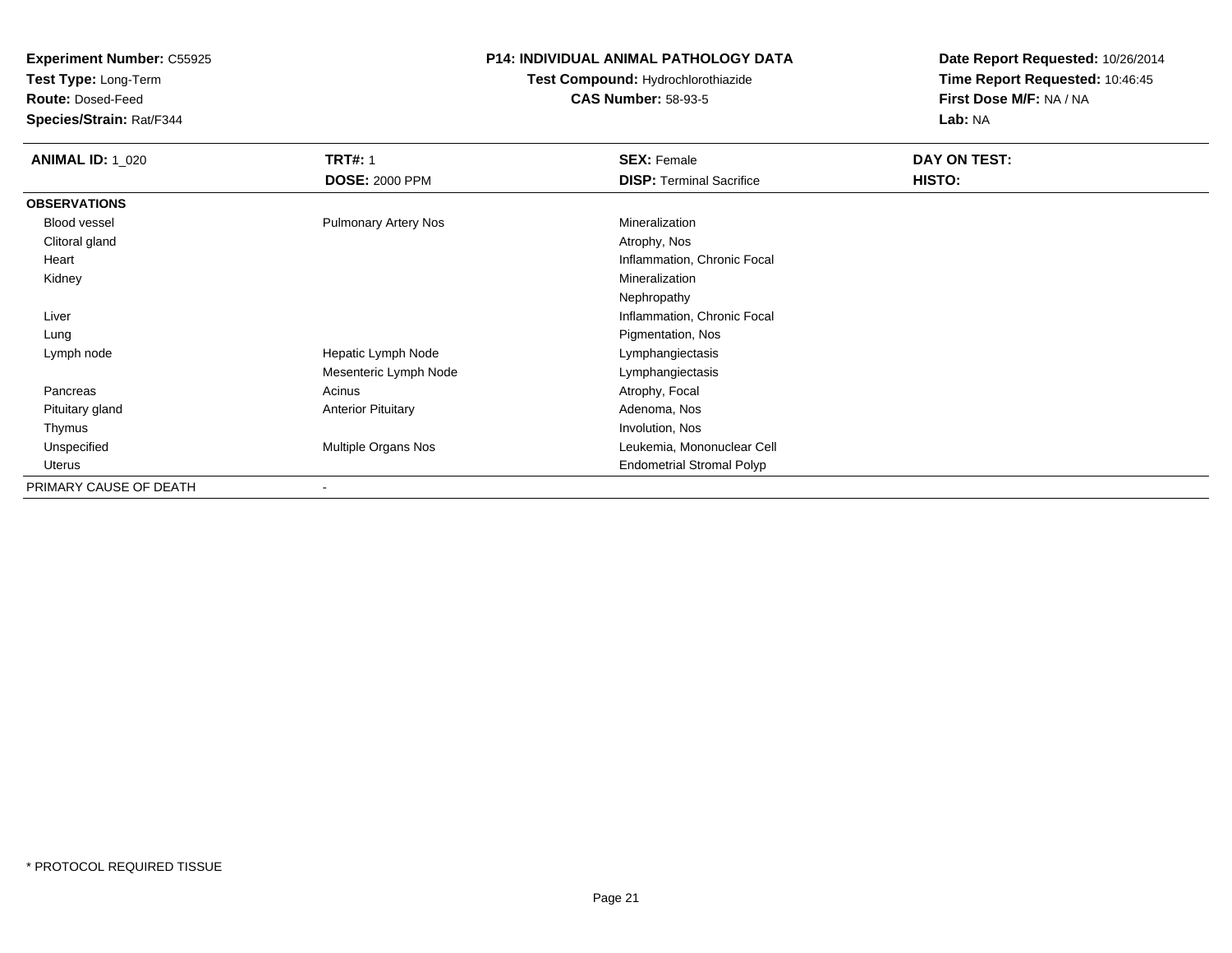**Experiment Number:** C55925
**Test Type:** Long-Term
**Route:** Dosed-Feed
**Species/Strain:** Rat/F344

**P14: INDIVIDUAL ANIMAL PATHOLOGY DATA**
**Test Compound:** Hydrochlorothiazide
**CAS Number:** 58-93-5

**Date Report Requested:** 10/26/2014
**Time Report Requested:** 10:46:45
**First Dose M/F:** NA / NA
**Lab:** NA

| **ANIMAL ID:** 1_020 | **TRT#:** 1 | **SEX:** Female | **DAY ON TEST:** |
|---|---|---|---|
| | **DOSE:** 2000 PPM | **DISP:** Terminal Sacrifice | **HISTO:** |
| **OBSERVATIONS** | | | |
| Blood vessel | Pulmonary Artery Nos | Mineralization | |
| Clitoral gland | | Atrophy, Nos | |
| Heart | | Inflammation, Chronic Focal | |
| Kidney | | Mineralization | |
| | | Nephropathy | |
| Liver | | Inflammation, Chronic Focal | |
| Lung | | Pigmentation, Nos | |
| Lymph node | Hepatic Lymph Node | Lymphangiectasis | |
| | Mesenteric Lymph Node | Lymphangiectasis | |
| Pancreas | Acinus | Atrophy, Focal | |
| Pituitary gland | Anterior Pituitary | Adenoma, Nos | |
| Thymus | | Involution, Nos | |
| Unspecified | Multiple Organs Nos | Leukemia, Mononuclear Cell | |
| Uterus | | Endometrial Stromal Polyp | |
| PRIMARY CAUSE OF DEATH | - | | |

* PROTOCOL REQUIRED TISSUE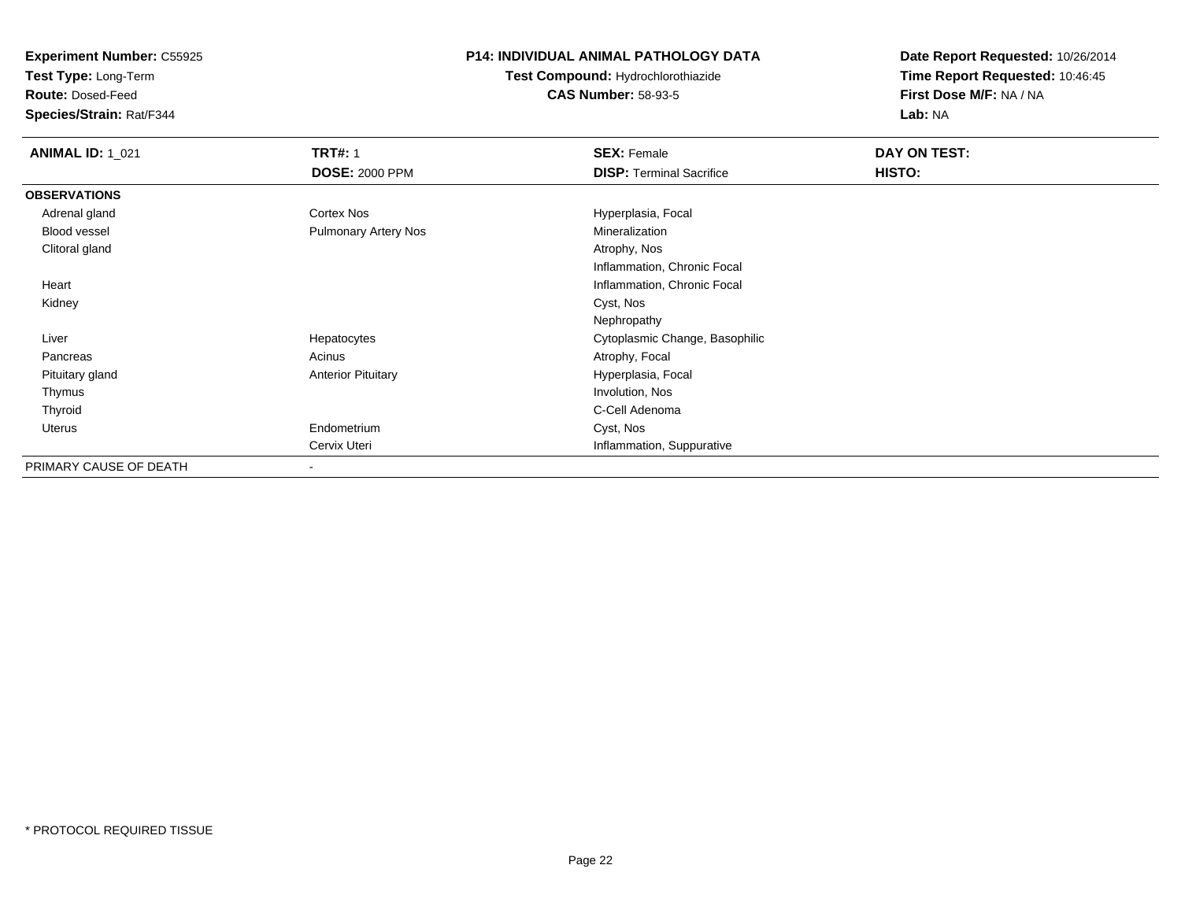**Experiment Number:** C55925
**Test Type:** Long-Term
**Route:** Dosed-Feed
**Species/Strain:** Rat/F344

# P14: INDIVIDUAL ANIMAL PATHOLOGY DATA

**Test Compound:** Hydrochlorothiazide
**CAS Number:** 58-93-5

**Date Report Requested:** 10/26/2014
**Time Report Requested:** 10:46:45
**First Dose M/F:** NA / NA
**Lab:** NA

| **ANIMAL ID:** 1_021 | **TRT#:** 1 | **SEX:** Female | **DAY ON TEST:** |
|---|---|---|---|
| | **DOSE:** 2000 PPM | **DISP:** Terminal Sacrifice | **HISTO:** |
| **OBSERVATIONS** | | | |
| Adrenal gland | Cortex Nos | Hyperplasia, Focal | |
| Blood vessel | Pulmonary Artery Nos | Mineralization | |
| Clitoral gland | | Atrophy, Nos | |
| | | Inflammation, Chronic Focal | |
| Heart | | Inflammation, Chronic Focal | |
| Kidney | | Cyst, Nos | |
| | | Nephropathy | |
| Liver | Hepatocytes | Cytoplasmic Change, Basophilic | |
| Pancreas | Acinus | Atrophy, Focal | |
| Pituitary gland | Anterior Pituitary | Hyperplasia, Focal | |
| Thymus | | Involution, Nos | |
| Thyroid | | C-Cell Adenoma | |
| Uterus | Endometrium | Cyst, Nos | |
| | Cervix Uteri | Inflammation, Suppurative | |
| PRIMARY CAUSE OF DEATH | - | | |

* PROTOCOL REQUIRED TISSUE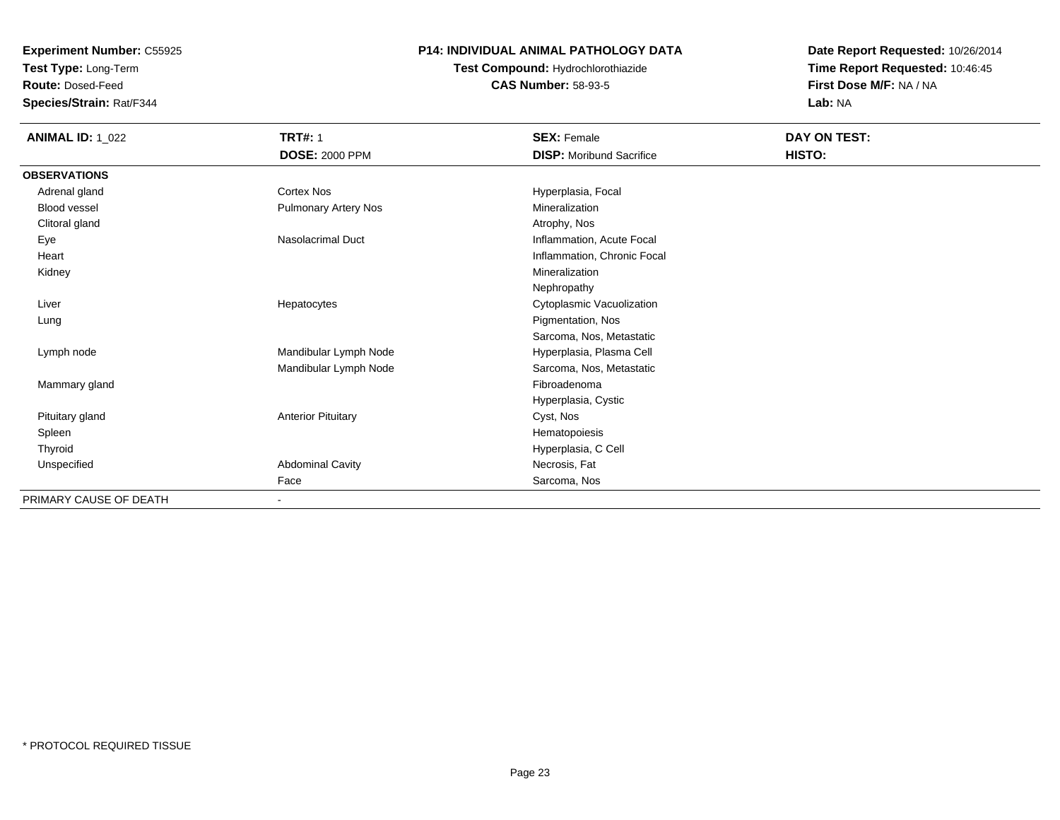**Experiment Number:** C55925
**Test Type:** Long-Term
**Route:** Dosed-Feed
**Species/Strain:** Rat/F344

**P14: INDIVIDUAL ANIMAL PATHOLOGY DATA**
**Test Compound:** Hydrochlorothiazide
**CAS Number:** 58-93-5

**Date Report Requested:** 10/26/2014
**Time Report Requested:** 10:46:45
**First Dose M/F:** NA / NA
**Lab:** NA

| **ANIMAL ID:** 1_022 | **TRT#:** 1 | **SEX:** Female | **DAY ON TEST:** |
|---|---|---|---|
| | **DOSE:** 2000 PPM | **DISP:** Moribund Sacrifice | **HISTO:** |
| **OBSERVATIONS** | | | |
| Adrenal gland | Cortex Nos | Hyperplasia, Focal | |
| Blood vessel | Pulmonary Artery Nos | Mineralization | |
| Clitoral gland | | Atrophy, Nos | |
| Eye | Nasolacrimal Duct | Inflammation, Acute Focal | |
| Heart | | Inflammation, Chronic Focal | |
| Kidney | | Mineralization | |
| | | Nephropathy | |
| Liver | Hepatocytes | Cytoplasmic Vacuolization | |
| Lung | | Pigmentation, Nos | |
| | | Sarcoma, Nos, Metastatic | |
| Lymph node | Mandibular Lymph Node | Hyperplasia, Plasma Cell | |
| | Mandibular Lymph Node | Sarcoma, Nos, Metastatic | |
| Mammary gland | | Fibroadenoma | |
| | | Hyperplasia, Cystic | |
| Pituitary gland | Anterior Pituitary | Cyst, Nos | |
| Spleen | | Hematopoiesis | |
| Thyroid | | Hyperplasia, C Cell | |
| Unspecified | Abdominal Cavity | Necrosis, Fat | |
| | Face | Sarcoma, Nos | |
| PRIMARY CAUSE OF DEATH | - | | |

* PROTOCOL REQUIRED TISSUE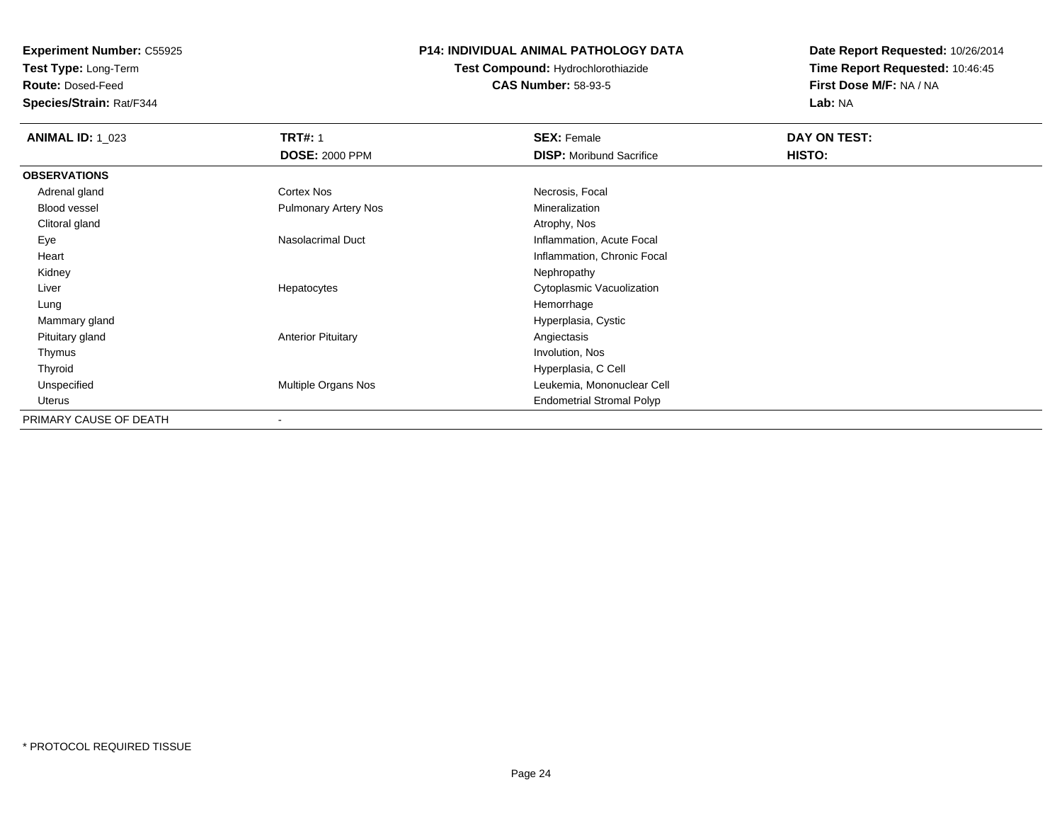**Experiment Number:** C55925
**Test Type:** Long-Term
**Route:** Dosed-Feed
**Species/Strain:** Rat/F344

**P14: INDIVIDUAL ANIMAL PATHOLOGY DATA**
**Test Compound:** Hydrochlorothiazide
**CAS Number:** 58-93-5

**Date Report Requested:** 10/26/2014
**Time Report Requested:** 10:46:45
**First Dose M/F:** NA / NA
**Lab:** NA

| **ANIMAL ID:** 1_023 | **TRT#:** 1 | **SEX:** Female | **DAY ON TEST:** |
|---|---|---|---|
| | **DOSE:** 2000 PPM | **DISP:** Moribund Sacrifice | **HISTO:** |
| **OBSERVATIONS** | | | |
| Adrenal gland | Cortex Nos | Necrosis, Focal | |
| Blood vessel | Pulmonary Artery Nos | Mineralization | |
| Clitoral gland | | Atrophy, Nos | |
| Eye | Nasolacrimal Duct | Inflammation, Acute Focal | |
| Heart | | Inflammation, Chronic Focal | |
| Kidney | | Nephropathy | |
| Liver | Hepatocytes | Cytoplasmic Vacuolization | |
| Lung | | Hemorrhage | |
| Mammary gland | | Hyperplasia, Cystic | |
| Pituitary gland | Anterior Pituitary | Angiectasis | |
| Thymus | | Involution, Nos | |
| Thyroid | | Hyperplasia, C Cell | |
| Unspecified | Multiple Organs Nos | Leukemia, Mononuclear Cell | |
| Uterus | | Endometrial Stromal Polyp | |
| PRIMARY CAUSE OF DEATH | - | | |

* PROTOCOL REQUIRED TISSUE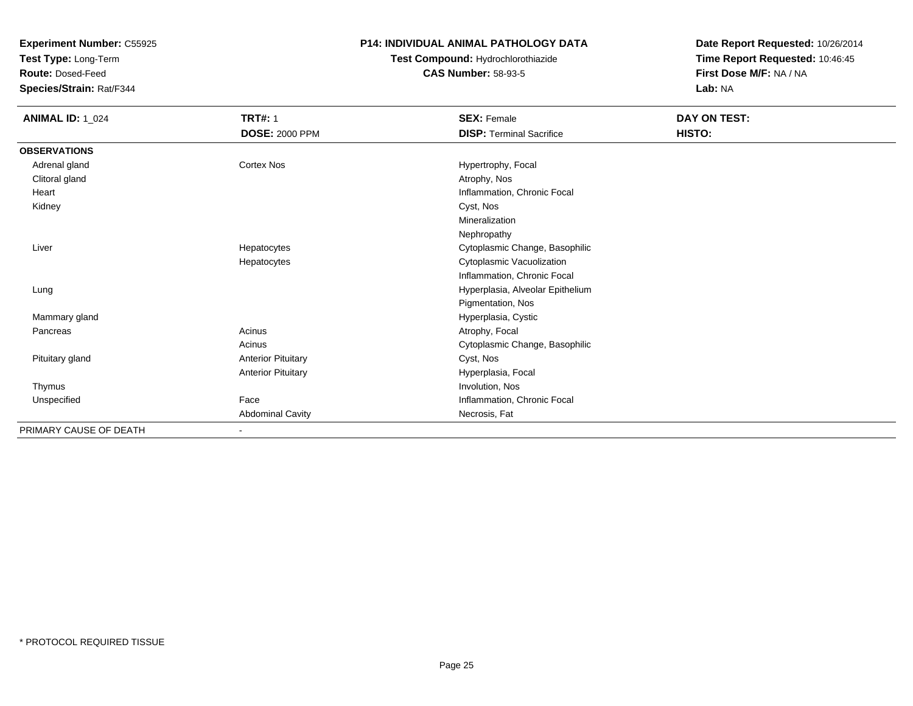**Experiment Number:** C55925
**Test Type:** Long-Term
**Route:** Dosed-Feed
**Species/Strain:** Rat/F344

**P14: INDIVIDUAL ANIMAL PATHOLOGY DATA**
**Test Compound:** Hydrochlorothiazide
**CAS Number:** 58-93-5

**Date Report Requested:** 10/26/2014
**Time Report Requested:** 10:46:45
**First Dose M/F:** NA / NA
**Lab:** NA

| **ANIMAL ID:** 1_024 | **TRT#:** 1 | **SEX:** Female | **DAY ON TEST:** |
|---|---|---|---|
| | **DOSE:** 2000 PPM | **DISP:** Terminal Sacrifice | **HISTO:** |
| **OBSERVATIONS** | | | |
| Adrenal gland | Cortex Nos | Hypertrophy, Focal | |
| Clitoral gland | | Atrophy, Nos | |
| Heart | | Inflammation, Chronic Focal | |
| Kidney | | Cyst, Nos | |
| | | Mineralization | |
| | | Nephropathy | |
| Liver | Hepatocytes | Cytoplasmic Change, Basophilic | |
| | Hepatocytes | Cytoplasmic Vacuolization | |
| | | Inflammation, Chronic Focal | |
| Lung | | Hyperplasia, Alveolar Epithelium | |
| | | Pigmentation, Nos | |
| Mammary gland | | Hyperplasia, Cystic | |
| Pancreas | Acinus | Atrophy, Focal | |
| | Acinus | Cytoplasmic Change, Basophilic | |
| Pituitary gland | Anterior Pituitary | Cyst, Nos | |
| | Anterior Pituitary | Hyperplasia, Focal | |
| Thymus | | Involution, Nos | |
| Unspecified | Face | Inflammation, Chronic Focal | |
| | Abdominal Cavity | Necrosis, Fat | |
| PRIMARY CAUSE OF DEATH | - | | |

* PROTOCOL REQUIRED TISSUE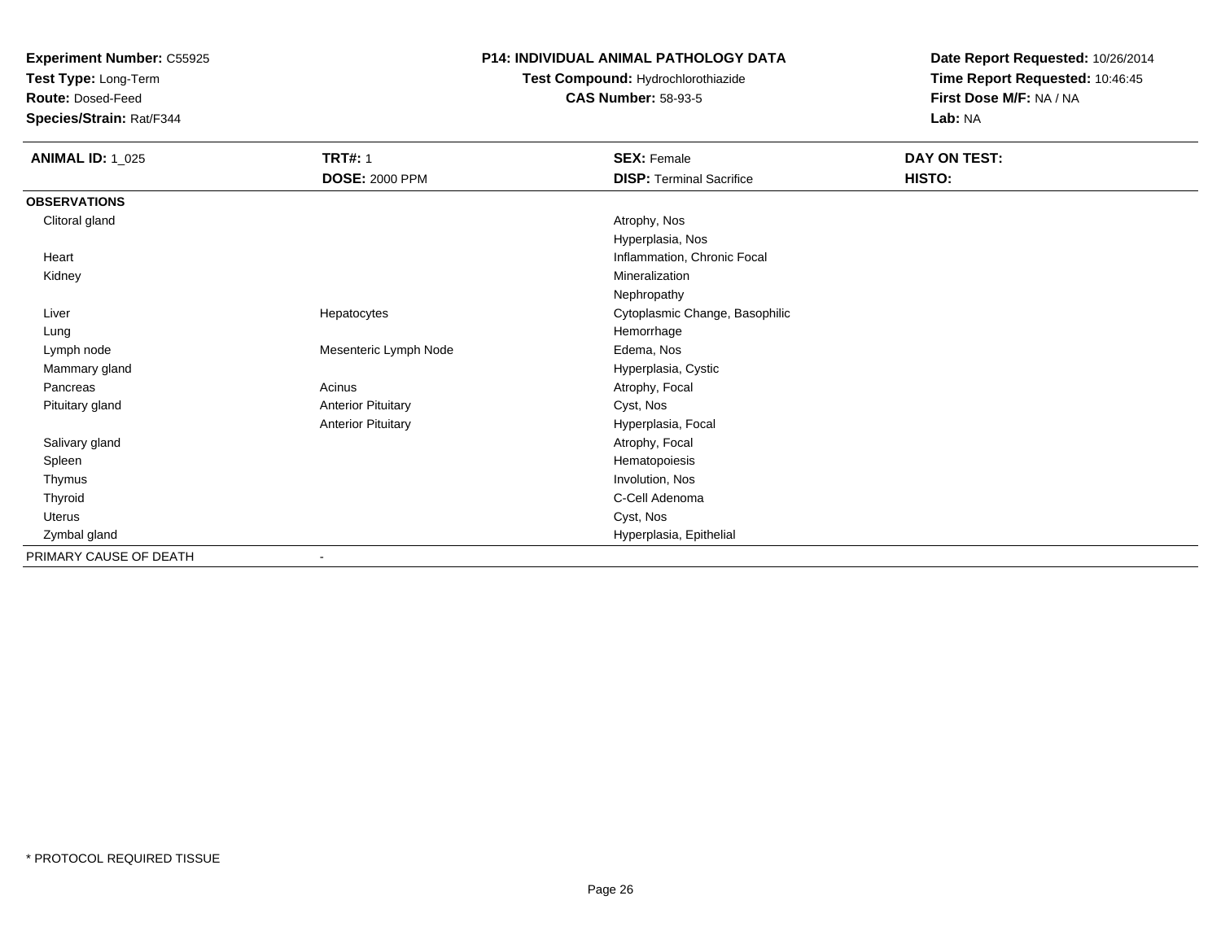**Experiment Number:** C55925
**Test Type:** Long-Term
**Route:** Dosed-Feed
**Species/Strain:** Rat/F344

**P14: INDIVIDUAL ANIMAL PATHOLOGY DATA**
**Test Compound:** Hydrochlorothiazide
**CAS Number:** 58-93-5

**Date Report Requested:** 10/26/2014
**Time Report Requested:** 10:46:45
**First Dose M/F:** NA / NA
**Lab:** NA

| **ANIMAL ID:** 1_025 | **TRT#:** 1 | **SEX:** Female | **DAY ON TEST:** |
|---|---|---|---|
| | **DOSE:** 2000 PPM | **DISP:** Terminal Sacrifice | **HISTO:** |
| **OBSERVATIONS** | | | |
| Clitoral gland | | Atrophy, Nos | |
| | | Hyperplasia, Nos | |
| Heart | | Inflammation, Chronic Focal | |
| Kidney | | Mineralization | |
| | | Nephropathy | |
| Liver | Hepatocytes | Cytoplasmic Change, Basophilic | |
| Lung | | Hemorrhage | |
| Lymph node | Mesenteric Lymph Node | Edema, Nos | |
| Mammary gland | | Hyperplasia, Cystic | |
| Pancreas | Acinus | Atrophy, Focal | |
| Pituitary gland | Anterior Pituitary | Cyst, Nos | |
| | Anterior Pituitary | Hyperplasia, Focal | |
| Salivary gland | | Atrophy, Focal | |
| Spleen | | Hematopoiesis | |
| Thymus | | Involution, Nos | |
| Thyroid | | C-Cell Adenoma | |
| Uterus | | Cyst, Nos | |
| Zymbal gland | | Hyperplasia, Epithelial | |
| PRIMARY CAUSE OF DEATH | - | | |

* PROTOCOL REQUIRED TISSUE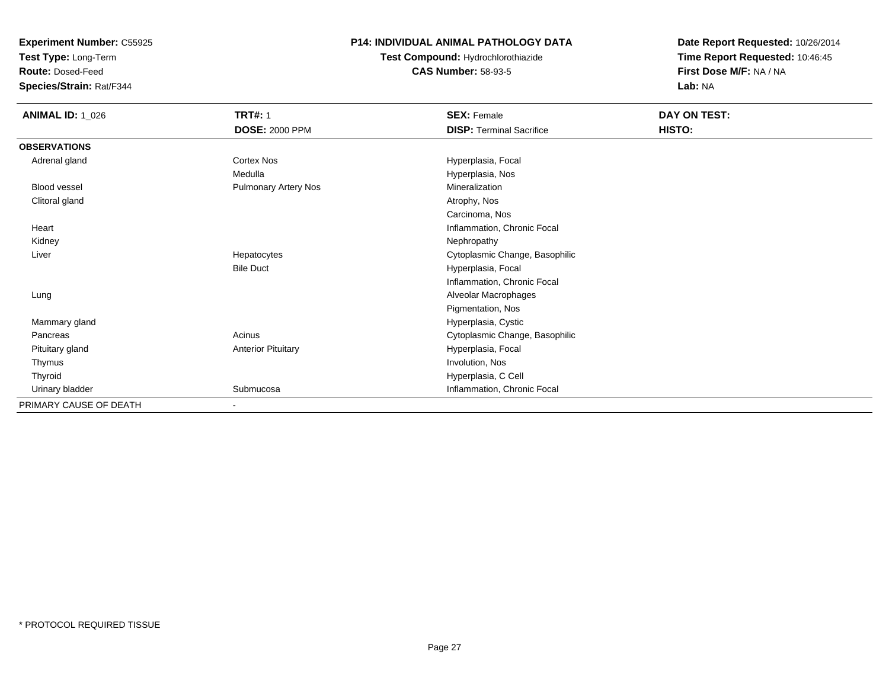**Experiment Number:** C55925
**Test Type:** Long-Term
**Route:** Dosed-Feed
**Species/Strain:** Rat/F344

**P14: INDIVIDUAL ANIMAL PATHOLOGY DATA**
**Test Compound:** Hydrochlorothiazide
**CAS Number:** 58-93-5

**Date Report Requested:** 10/26/2014
**Time Report Requested:** 10:46:45
**First Dose M/F:** NA / NA
**Lab:** NA

| **ANIMAL ID:** 1_026 | **TRT#:** 1 | **SEX:** Female | **DAY ON TEST:** |
|---|---|---|---|
| | **DOSE:** 2000 PPM | **DISP:** Terminal Sacrifice | **HISTO:** |
| **OBSERVATIONS** | | | |
| Adrenal gland | Cortex Nos | Hyperplasia, Focal | |
| | Medulla | Hyperplasia, Nos | |
| Blood vessel | Pulmonary Artery Nos | Mineralization | |
| Clitoral gland | | Atrophy, Nos | |
| | | Carcinoma, Nos | |
| Heart | | Inflammation, Chronic Focal | |
| Kidney | | Nephropathy | |
| Liver | Hepatocytes | Cytoplasmic Change, Basophilic | |
| | Bile Duct | Hyperplasia, Focal | |
| | | Inflammation, Chronic Focal | |
| Lung | | Alveolar Macrophages | |
| | | Pigmentation, Nos | |
| Mammary gland | | Hyperplasia, Cystic | |
| Pancreas | Acinus | Cytoplasmic Change, Basophilic | |
| Pituitary gland | Anterior Pituitary | Hyperplasia, Focal | |
| Thymus | | Involution, Nos | |
| Thyroid | | Hyperplasia, C Cell | |
| Urinary bladder | Submucosa | Inflammation, Chronic Focal | |
| PRIMARY CAUSE OF DEATH | - | | |

* PROTOCOL REQUIRED TISSUE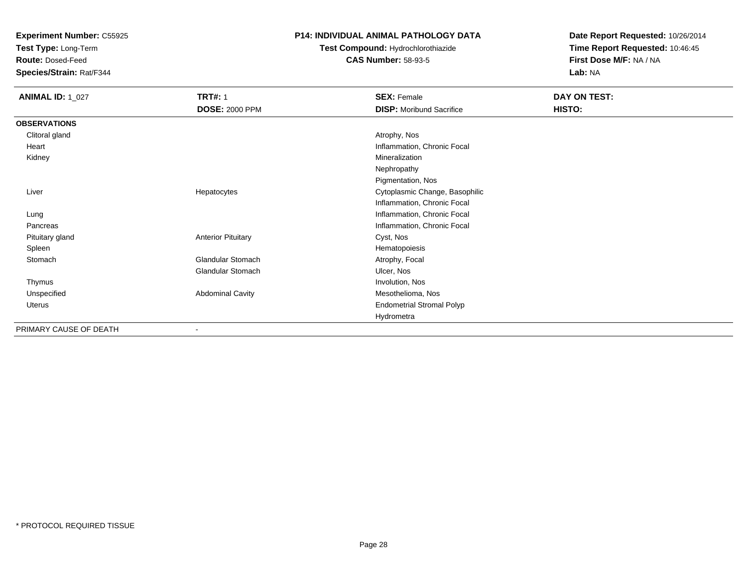**Experiment Number:** C55925
**Test Type:** Long-Term
**Route:** Dosed-Feed
**Species/Strain:** Rat/F344

**P14: INDIVIDUAL ANIMAL PATHOLOGY DATA**
**Test Compound:** Hydrochlorothiazide
**CAS Number:** 58-93-5

**Date Report Requested:** 10/26/2014
**Time Report Requested:** 10:46:45
**First Dose M/F:** NA / NA
**Lab:** NA

| **ANIMAL ID:** 1_027 | **TRT#:** 1 | **SEX:** Female | **DAY ON TEST:** |
|---|---|---|---|
| | **DOSE:** 2000 PPM | **DISP:** Moribund Sacrifice | **HISTO:** |
| **OBSERVATIONS** | | | |
| Clitoral gland | | Atrophy, Nos | |
| Heart | | Inflammation, Chronic Focal | |
| Kidney | | Mineralization | |
| | | Nephropathy | |
| | | Pigmentation, Nos | |
| Liver | Hepatocytes | Cytoplasmic Change, Basophilic | |
| | | Inflammation, Chronic Focal | |
| Lung | | Inflammation, Chronic Focal | |
| Pancreas | | Inflammation, Chronic Focal | |
| Pituitary gland | Anterior Pituitary | Cyst, Nos | |
| Spleen | | Hematopoiesis | |
| Stomach | Glandular Stomach | Atrophy, Focal | |
| | Glandular Stomach | Ulcer, Nos | |
| Thymus | | Involution, Nos | |
| Unspecified | Abdominal Cavity | Mesothelioma, Nos | |
| Uterus | | Endometrial Stromal Polyp | |
| | | Hydrometra | |
| PRIMARY CAUSE OF DEATH | - | | |

* PROTOCOL REQUIRED TISSUE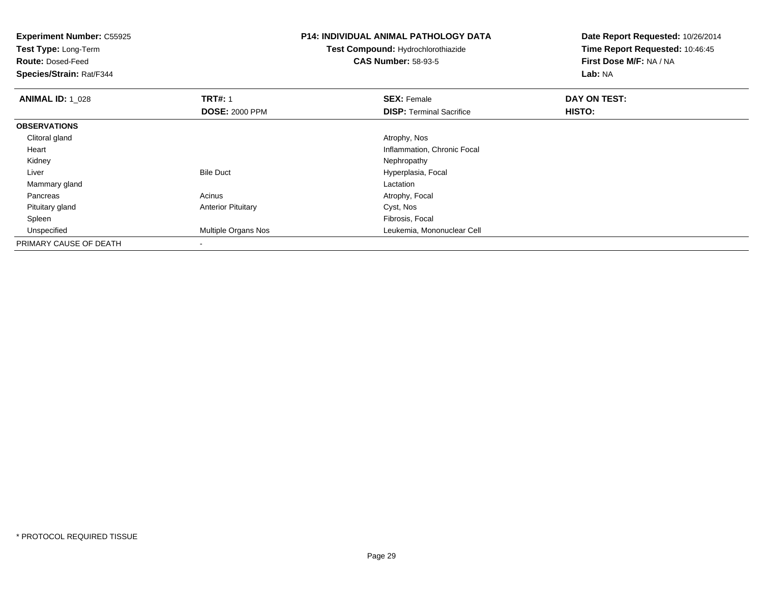**Experiment Number:** C55925
**Test Type:** Long-Term
**Route:** Dosed-Feed
**Species/Strain:** Rat/F344

**P14: INDIVIDUAL ANIMAL PATHOLOGY DATA**
**Test Compound:** Hydrochlorothiazide
**CAS Number:** 58-93-5

**Date Report Requested:** 10/26/2014
**Time Report Requested:** 10:46:45
**First Dose M/F:** NA / NA
**Lab:** NA

| **ANIMAL ID:** 1_028 | **TRT#:** 1 | **SEX:** Female | **DAY ON TEST:** |
|---|---|---|---|
| | **DOSE:** 2000 PPM | **DISP:** Terminal Sacrifice | **HISTO:** |
| **OBSERVATIONS** | | | |
| Clitoral gland | | Atrophy, Nos | |
| Heart | | Inflammation, Chronic Focal | |
| Kidney | | Nephropathy | |
| Liver | Bile Duct | Hyperplasia, Focal | |
| Mammary gland | | Lactation | |
| Pancreas | Acinus | Atrophy, Focal | |
| Pituitary gland | Anterior Pituitary | Cyst, Nos | |
| Spleen | | Fibrosis, Focal | |
| Unspecified | Multiple Organs Nos | Leukemia, Mononuclear Cell | |
| PRIMARY CAUSE OF DEATH | - | | |

* PROTOCOL REQUIRED TISSUE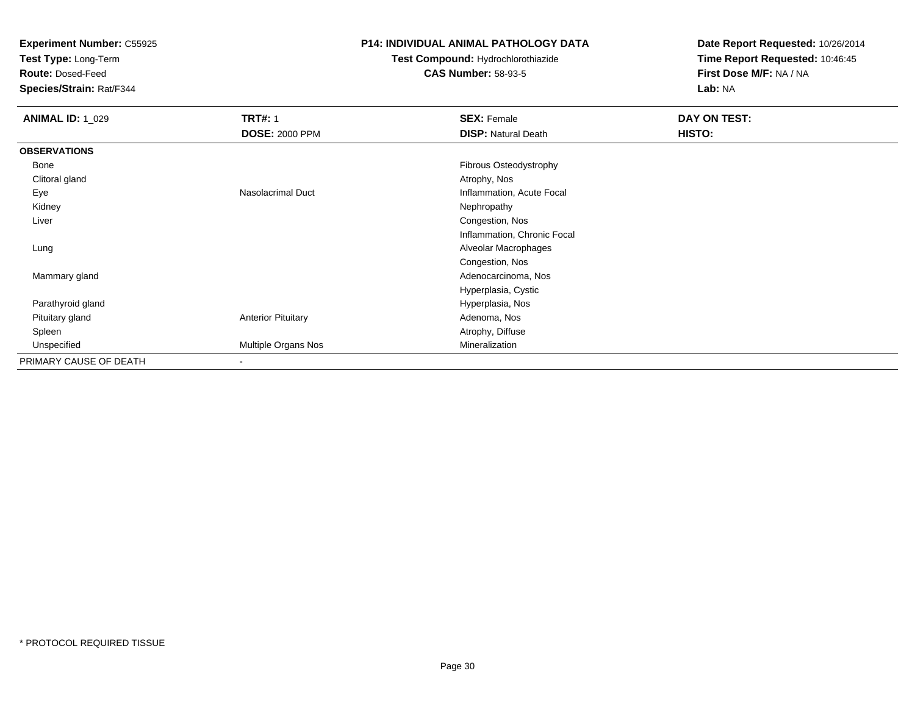**Experiment Number:** C55925
**Test Type:** Long-Term
**Route:** Dosed-Feed
**Species/Strain:** Rat/F344

**P14: INDIVIDUAL ANIMAL PATHOLOGY DATA**
**Test Compound:** Hydrochlorothiazide
**CAS Number:** 58-93-5

**Date Report Requested:** 10/26/2014
**Time Report Requested:** 10:46:45
**First Dose M/F:** NA / NA
**Lab:** NA

| **ANIMAL ID:** 1_029 | **TRT#:** 1 | **SEX:** Female | **DAY ON TEST:** |
|---|---|---|---|
| | **DOSE:** 2000 PPM | **DISP:** Natural Death | **HISTO:** |
| **OBSERVATIONS** | | | |
| Bone | | Fibrous Osteodystrophy | |
| Clitoral gland | | Atrophy, Nos | |
| Eye | Nasolacrimal Duct | Inflammation, Acute Focal | |
| Kidney | | Nephropathy | |
| Liver | | Congestion, Nos | |
| | | Inflammation, Chronic Focal | |
| Lung | | Alveolar Macrophages | |
| | | Congestion, Nos | |
| Mammary gland | | Adenocarcinoma, Nos | |
| | | Hyperplasia, Cystic | |
| Parathyroid gland | | Hyperplasia, Nos | |
| Pituitary gland | Anterior Pituitary | Adenoma, Nos | |
| Spleen | | Atrophy, Diffuse | |
| Unspecified | Multiple Organs Nos | Mineralization | |
| PRIMARY CAUSE OF DEATH | - | | |

* PROTOCOL REQUIRED TISSUE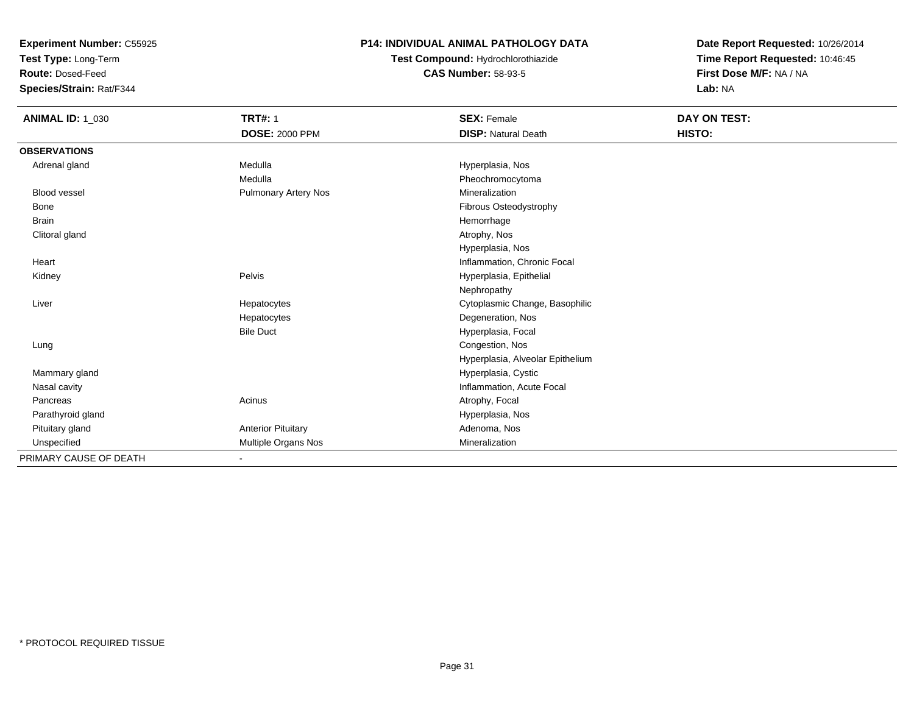**Experiment Number:** C55925
**Test Type:** Long-Term
**Route:** Dosed-Feed
**Species/Strain:** Rat/F344

**P14: INDIVIDUAL ANIMAL PATHOLOGY DATA**
**Test Compound:** Hydrochlorothiazide
**CAS Number:** 58-93-5

**Date Report Requested:** 10/26/2014
**Time Report Requested:** 10:46:45
**First Dose M/F:** NA / NA
**Lab:** NA

| **ANIMAL ID:** 1_030 | **TRT#:** 1 | **SEX:** Female | **DAY ON TEST:** |
|---|---|---|---|
| | **DOSE:** 2000 PPM | **DISP:** Natural Death | **HISTO:** |
| **OBSERVATIONS** | | | |
| Adrenal gland | Medulla | Hyperplasia, Nos | |
| | Medulla | Pheochromocytoma | |
| Blood vessel | Pulmonary Artery Nos | Mineralization | |
| Bone | | Fibrous Osteodystrophy | |
| Brain | | Hemorrhage | |
| Clitoral gland | | Atrophy, Nos | |
| | | Hyperplasia, Nos | |
| Heart | | Inflammation, Chronic Focal | |
| Kidney | Pelvis | Hyperplasia, Epithelial | |
| | | Nephropathy | |
| Liver | Hepatocytes | Cytoplasmic Change, Basophilic | |
| | Hepatocytes | Degeneration, Nos | |
| | Bile Duct | Hyperplasia, Focal | |
| Lung | | Congestion, Nos | |
| | | Hyperplasia, Alveolar Epithelium | |
| Mammary gland | | Hyperplasia, Cystic | |
| Nasal cavity | | Inflammation, Acute Focal | |
| Pancreas | Acinus | Atrophy, Focal | |
| Parathyroid gland | | Hyperplasia, Nos | |
| Pituitary gland | Anterior Pituitary | Adenoma, Nos | |
| Unspecified | Multiple Organs Nos | Mineralization | |
| PRIMARY CAUSE OF DEATH | - | | |

* PROTOCOL REQUIRED TISSUE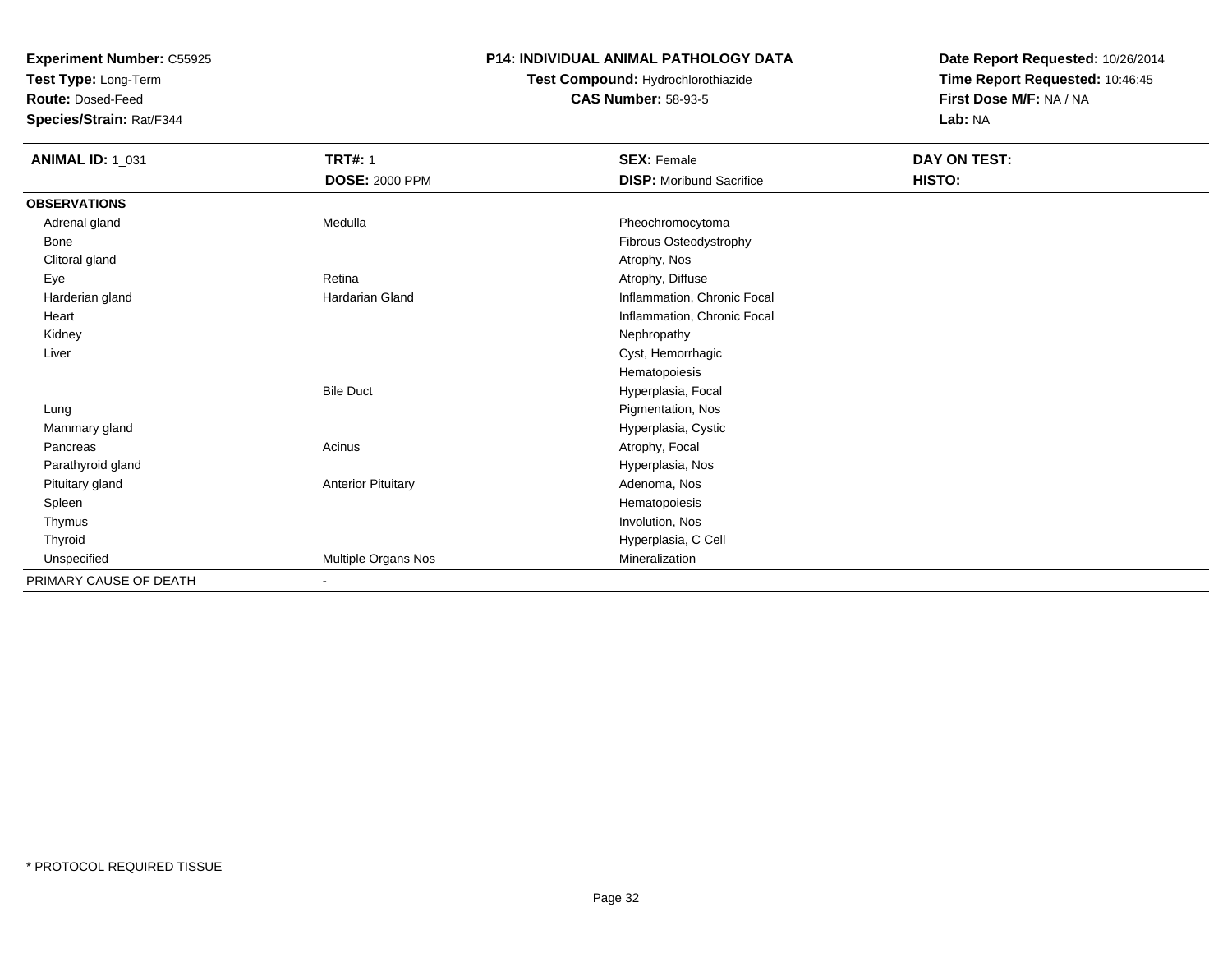**Experiment Number:** C55925
**Test Type:** Long-Term
**Route:** Dosed-Feed
**Species/Strain:** Rat/F344

**P14: INDIVIDUAL ANIMAL PATHOLOGY DATA**
**Test Compound:** Hydrochlorothiazide
**CAS Number:** 58-93-5

**Date Report Requested:** 10/26/2014
**Time Report Requested:** 10:46:45
**First Dose M/F:** NA / NA
**Lab:** NA

| **ANIMAL ID:** 1_031 | **TRT#:** 1 | **SEX:** Female | **DAY ON TEST:** |
|---|---|---|---|
| | **DOSE:** 2000 PPM | **DISP:** Moribund Sacrifice | **HISTO:** |
| **OBSERVATIONS** | | | |
| Adrenal gland | Medulla | Pheochromocytoma | |
| Bone | | Fibrous Osteodystrophy | |
| Clitoral gland | | Atrophy, Nos | |
| Eye | Retina | Atrophy, Diffuse | |
| Harderian gland | Hardarian Gland | Inflammation, Chronic Focal | |
| Heart | | Inflammation, Chronic Focal | |
| Kidney | | Nephropathy | |
| Liver | | Cyst, Hemorrhagic | |
| | | Hematopoiesis | |
| | Bile Duct | Hyperplasia, Focal | |
| Lung | | Pigmentation, Nos | |
| Mammary gland | | Hyperplasia, Cystic | |
| Pancreas | Acinus | Atrophy, Focal | |
| Parathyroid gland | | Hyperplasia, Nos | |
| Pituitary gland | Anterior Pituitary | Adenoma, Nos | |
| Spleen | | Hematopoiesis | |
| Thymus | | Involution, Nos | |
| Thyroid | | Hyperplasia, C Cell | |
| Unspecified | Multiple Organs Nos | Mineralization | |
| PRIMARY CAUSE OF DEATH | - | | |

\* PROTOCOL REQUIRED TISSUE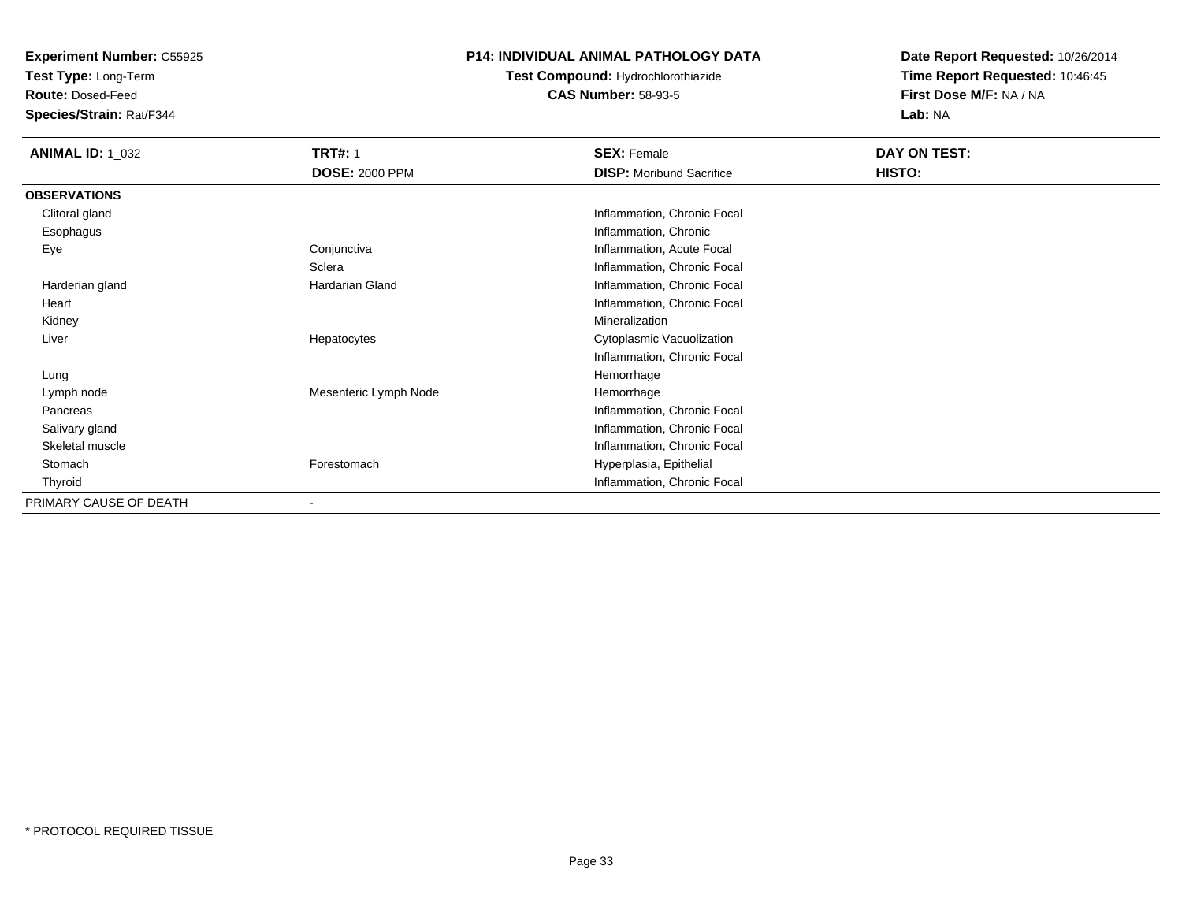**Experiment Number:** C55925
**Test Type:** Long-Term
**Route:** Dosed-Feed
**Species/Strain:** Rat/F344

**P14: INDIVIDUAL ANIMAL PATHOLOGY DATA**
**Test Compound:** Hydrochlorothiazide
**CAS Number:** 58-93-5

**Date Report Requested:** 10/26/2014
**Time Report Requested:** 10:46:45
**First Dose M/F:** NA / NA
**Lab:** NA

| **ANIMAL ID:** 1_032 | **TRT#:** 1 | **SEX:** Female | **DAY ON TEST:** |
|---|---|---|---|
| | **DOSE:** 2000 PPM | **DISP:** Moribund Sacrifice | **HISTO:** |
| **OBSERVATIONS** | | | |
| Clitoral gland | | Inflammation, Chronic Focal | |
| Esophagus | | Inflammation, Chronic | |
| Eye | Conjunctiva | Inflammation, Acute Focal | |
| | Sclera | Inflammation, Chronic Focal | |
| Harderian gland | Hardarian Gland | Inflammation, Chronic Focal | |
| Heart | | Inflammation, Chronic Focal | |
| Kidney | | Mineralization | |
| Liver | Hepatocytes | Cytoplasmic Vacuolization | |
| | | Inflammation, Chronic Focal | |
| Lung | | Hemorrhage | |
| Lymph node | Mesenteric Lymph Node | Hemorrhage | |
| Pancreas | | Inflammation, Chronic Focal | |
| Salivary gland | | Inflammation, Chronic Focal | |
| Skeletal muscle | | Inflammation, Chronic Focal | |
| Stomach | Forestomach | Hyperplasia, Epithelial | |
| Thyroid | | Inflammation, Chronic Focal | |
| PRIMARY CAUSE OF DEATH | - | | |

* PROTOCOL REQUIRED TISSUE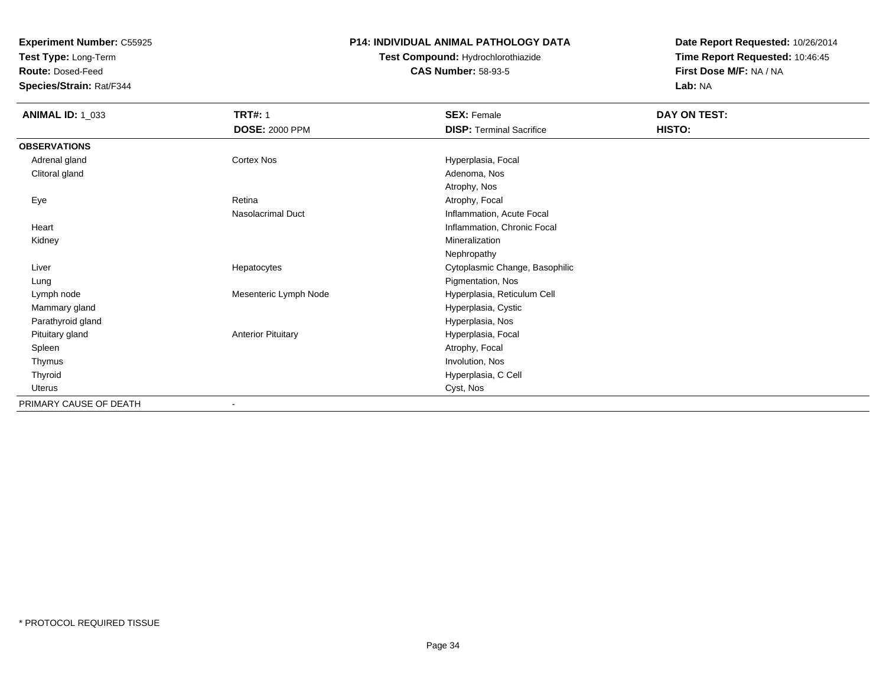**Experiment Number:** C55925
**Test Type:** Long-Term
**Route:** Dosed-Feed
**Species/Strain:** Rat/F344

**P14: INDIVIDUAL ANIMAL PATHOLOGY DATA**
**Test Compound:** Hydrochlorothiazide
**CAS Number:** 58-93-5

**Date Report Requested:** 10/26/2014
**Time Report Requested:** 10:46:45
**First Dose M/F:** NA / NA
**Lab:** NA

| **ANIMAL ID:** 1_033 | **TRT#:** 1 | **SEX:** Female | **DAY ON TEST:** |
|---|---|---|---|
| | **DOSE:** 2000 PPM | **DISP:** Terminal Sacrifice | **HISTO:** |
| **OBSERVATIONS** | | | |
| Adrenal gland | Cortex Nos | Hyperplasia, Focal | |
| Clitoral gland | | Adenoma, Nos | |
| | | Atrophy, Nos | |
| Eye | Retina | Atrophy, Focal | |
| | Nasolacrimal Duct | Inflammation, Acute Focal | |
| Heart | | Inflammation, Chronic Focal | |
| Kidney | | Mineralization | |
| | | Nephropathy | |
| Liver | Hepatocytes | Cytoplasmic Change, Basophilic | |
| Lung | | Pigmentation, Nos | |
| Lymph node | Mesenteric Lymph Node | Hyperplasia, Reticulum Cell | |
| Mammary gland | | Hyperplasia, Cystic | |
| Parathyroid gland | | Hyperplasia, Nos | |
| Pituitary gland | Anterior Pituitary | Hyperplasia, Focal | |
| Spleen | | Atrophy, Focal | |
| Thymus | | Involution, Nos | |
| Thyroid | | Hyperplasia, C Cell | |
| Uterus | | Cyst, Nos | |
| PRIMARY CAUSE OF DEATH | - | | |

* PROTOCOL REQUIRED TISSUE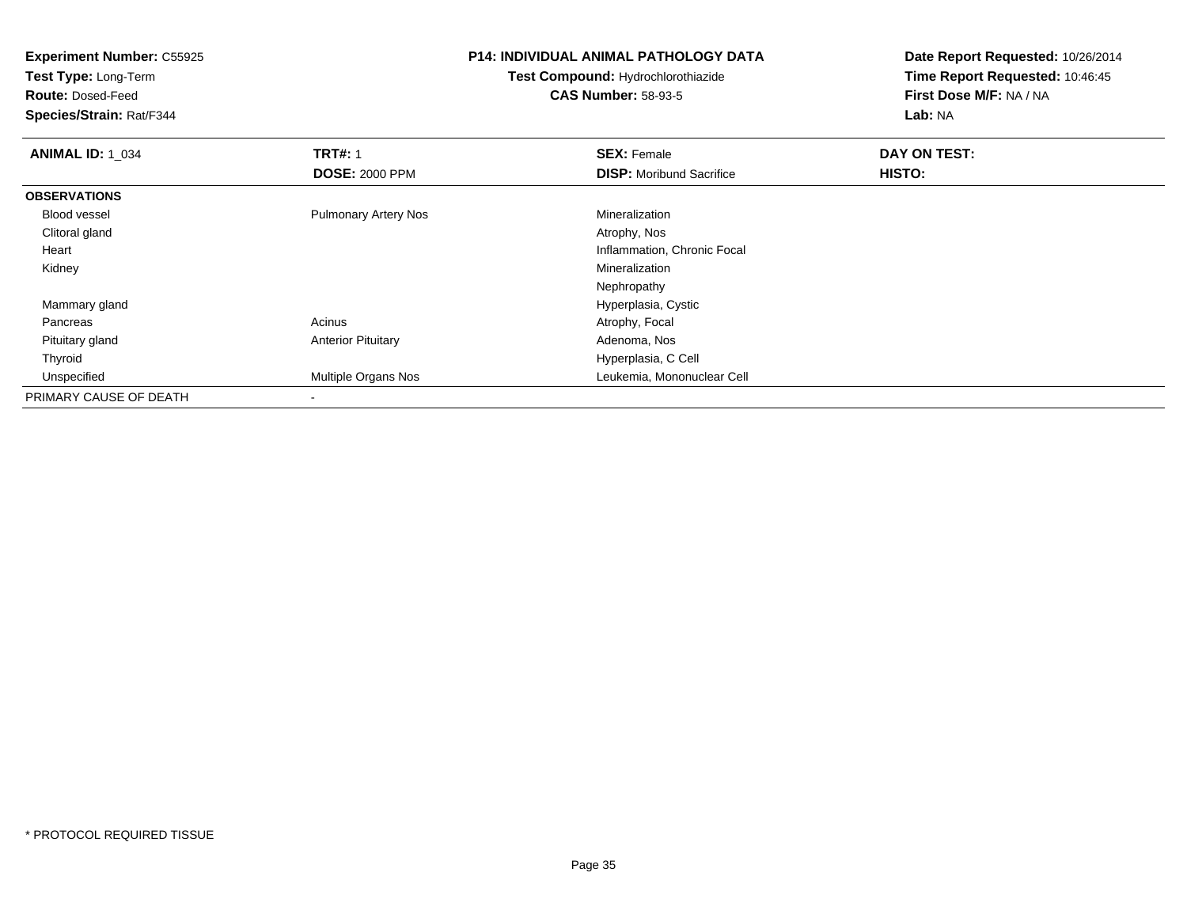**Experiment Number:** C55925
**Test Type:** Long-Term
**Route:** Dosed-Feed
**Species/Strain:** Rat/F344

**P14: INDIVIDUAL ANIMAL PATHOLOGY DATA**
**Test Compound:** Hydrochlorothiazide
**CAS Number:** 58-93-5

**Date Report Requested:** 10/26/2014
**Time Report Requested:** 10:46:45
**First Dose M/F:** NA / NA
**Lab:** NA

| **ANIMAL ID:** 1_034 | **TRT#:** 1 | **SEX:** Female | **DAY ON TEST:** |
|---|---|---|---|
| | **DOSE:** 2000 PPM | **DISP:** Moribund Sacrifice | **HISTO:** |
| **OBSERVATIONS** | | | |
| Blood vessel | Pulmonary Artery Nos | Mineralization | |
| Clitoral gland | | Atrophy, Nos | |
| Heart | | Inflammation, Chronic Focal | |
| Kidney | | Mineralization | |
| | | Nephropathy | |
| Mammary gland | | Hyperplasia, Cystic | |
| Pancreas | Acinus | Atrophy, Focal | |
| Pituitary gland | Anterior Pituitary | Adenoma, Nos | |
| Thyroid | | Hyperplasia, C Cell | |
| Unspecified | Multiple Organs Nos | Leukemia, Mononuclear Cell | |
| PRIMARY CAUSE OF DEATH | - | | |

* PROTOCOL REQUIRED TISSUE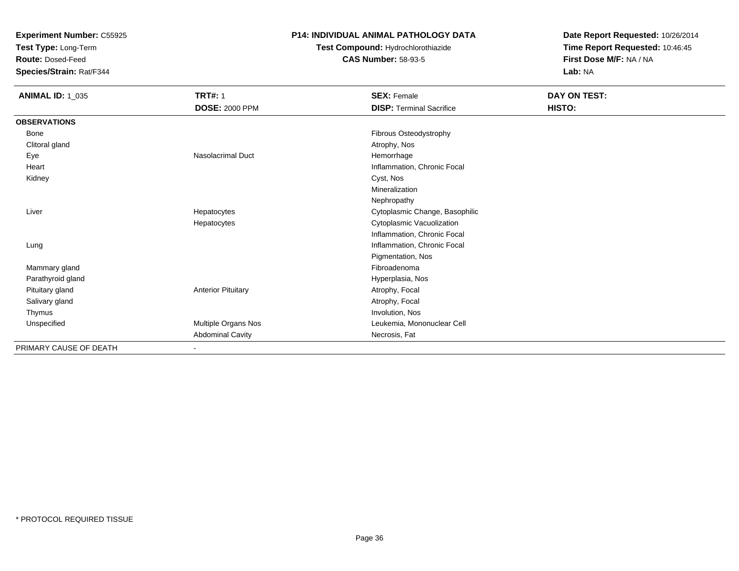**Experiment Number:** C55925
**Test Type:** Long-Term
**Route:** Dosed-Feed
**Species/Strain:** Rat/F344

**P14: INDIVIDUAL ANIMAL PATHOLOGY DATA**
**Test Compound:** Hydrochlorothiazide
**CAS Number:** 58-93-5

**Date Report Requested:** 10/26/2014
**Time Report Requested:** 10:46:45
**First Dose M/F:** NA / NA
**Lab:** NA

| **ANIMAL ID:** 1_035 | **TRT#:** 1 | **SEX:** Female | **DAY ON TEST:** |
|---|---|---|---|
| | **DOSE:** 2000 PPM | **DISP:** Terminal Sacrifice | **HISTO:** |
| **OBSERVATIONS** | | | |
| Bone | | Fibrous Osteodystrophy | |
| Clitoral gland | | Atrophy, Nos | |
| Eye | Nasolacrimal Duct | Hemorrhage | |
| Heart | | Inflammation, Chronic Focal | |
| Kidney | | Cyst, Nos | |
| | | Mineralization | |
| | | Nephropathy | |
| Liver | Hepatocytes | Cytoplasmic Change, Basophilic | |
| | Hepatocytes | Cytoplasmic Vacuolization | |
| | | Inflammation, Chronic Focal | |
| Lung | | Inflammation, Chronic Focal | |
| | | Pigmentation, Nos | |
| Mammary gland | | Fibroadenoma | |
| Parathyroid gland | | Hyperplasia, Nos | |
| Pituitary gland | Anterior Pituitary | Atrophy, Focal | |
| Salivary gland | | Atrophy, Focal | |
| Thymus | | Involution, Nos | |
| Unspecified | Multiple Organs Nos | Leukemia, Mononuclear Cell | |
| | Abdominal Cavity | Necrosis, Fat | |
| PRIMARY CAUSE OF DEATH | - | | |

\* PROTOCOL REQUIRED TISSUE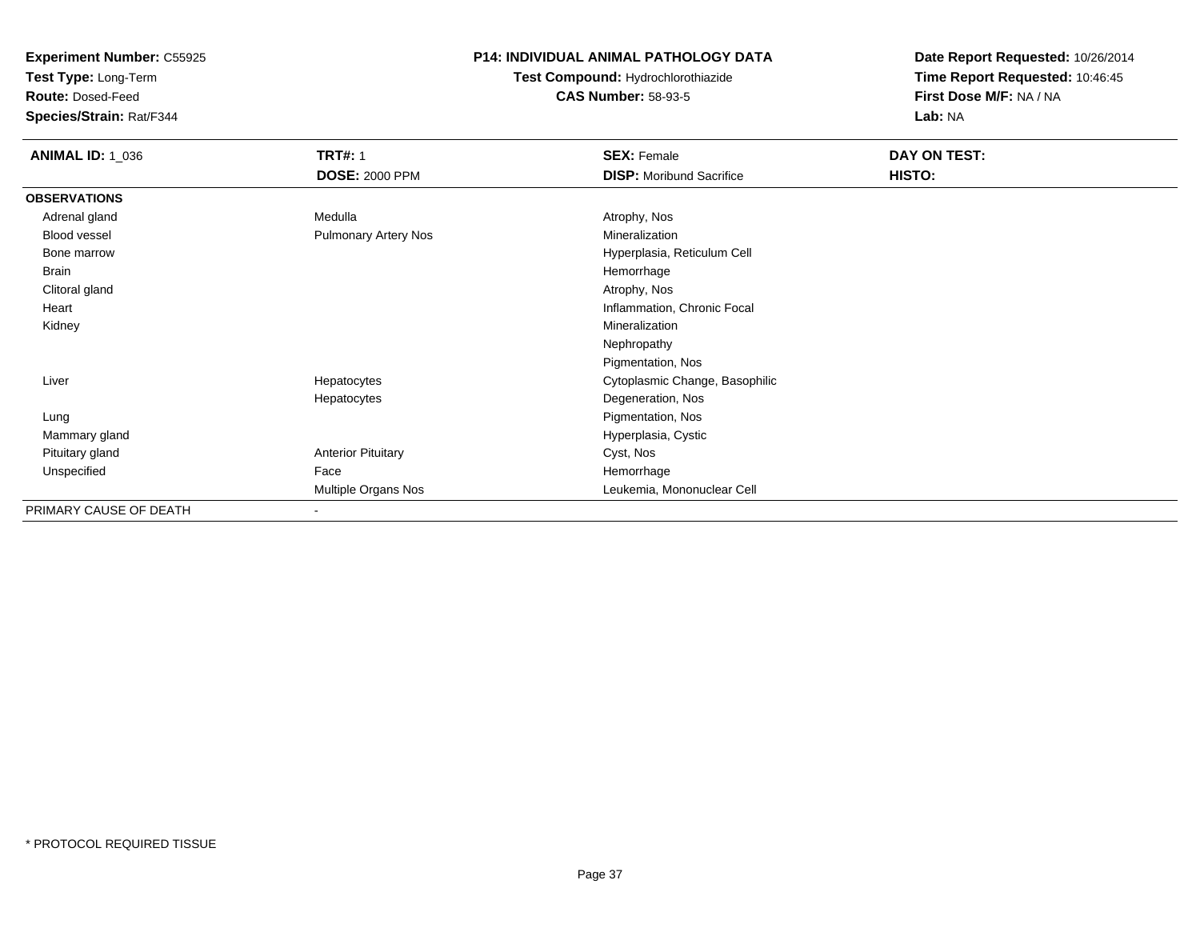**Experiment Number:** C55925
**Test Type:** Long-Term
**Route:** Dosed-Feed
**Species/Strain:** Rat/F344

**P14: INDIVIDUAL ANIMAL PATHOLOGY DATA**
**Test Compound:** Hydrochlorothiazide
**CAS Number:** 58-93-5

**Date Report Requested:** 10/26/2014
**Time Report Requested:** 10:46:45
**First Dose M/F:** NA / NA
**Lab:** NA

| **ANIMAL ID:** 1_036 | **TRT#:** 1 | **SEX:** Female | **DAY ON TEST:** |
|---|---|---|---|
| | **DOSE:** 2000 PPM | **DISP:** Moribund Sacrifice | **HISTO:** |
| **OBSERVATIONS** | | | |
| Adrenal gland | Medulla | Atrophy, Nos | |
| Blood vessel | Pulmonary Artery Nos | Mineralization | |
| Bone marrow | | Hyperplasia, Reticulum Cell | |
| Brain | | Hemorrhage | |
| Clitoral gland | | Atrophy, Nos | |
| Heart | | Inflammation, Chronic Focal | |
| Kidney | | Mineralization | |
| | | Nephropathy | |
| | | Pigmentation, Nos | |
| Liver | Hepatocytes | Cytoplasmic Change, Basophilic | |
| | Hepatocytes | Degeneration, Nos | |
| Lung | | Pigmentation, Nos | |
| Mammary gland | | Hyperplasia, Cystic | |
| Pituitary gland | Anterior Pituitary | Cyst, Nos | |
| Unspecified | Face | Hemorrhage | |
| | Multiple Organs Nos | Leukemia, Mononuclear Cell | |
| PRIMARY CAUSE OF DEATH | - | | |

* PROTOCOL REQUIRED TISSUE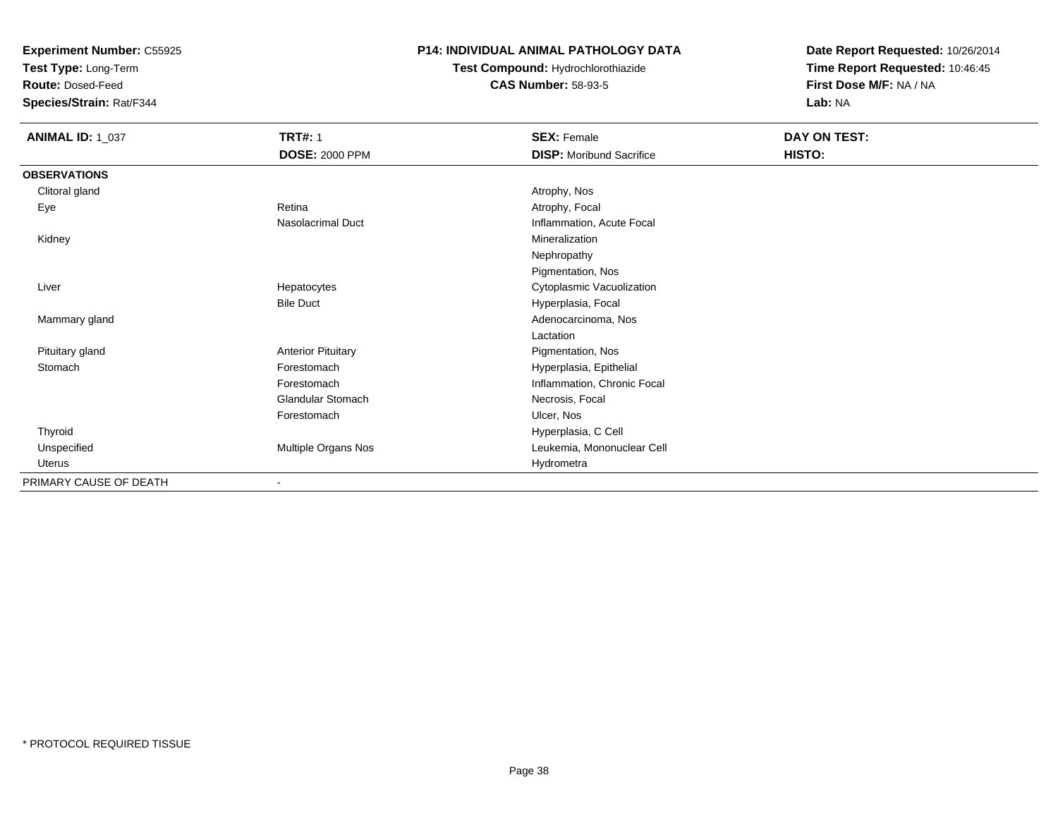**Experiment Number:** C55925
**Test Type:** Long-Term
**Route:** Dosed-Feed
**Species/Strain:** Rat/F344

**P14: INDIVIDUAL ANIMAL PATHOLOGY DATA**
**Test Compound:** Hydrochlorothiazide
**CAS Number:** 58-93-5

**Date Report Requested:** 10/26/2014
**Time Report Requested:** 10:46:45
**First Dose M/F:** NA / NA
**Lab:** NA

| **ANIMAL ID:** 1_037 | **TRT#:** 1 | **SEX:** Female | **DAY ON TEST:** |
|---|---|---|---|
| | **DOSE:** 2000 PPM | **DISP:** Moribund Sacrifice | **HISTO:** |
| **OBSERVATIONS** | | | |
| Clitoral gland | | Atrophy, Nos | |
| Eye | Retina | Atrophy, Focal | |
| | Nasolacrimal Duct | Inflammation, Acute Focal | |
| Kidney | | Mineralization | |
| | | Nephropathy | |
| | | Pigmentation, Nos | |
| Liver | Hepatocytes | Cytoplasmic Vacuolization | |
| | Bile Duct | Hyperplasia, Focal | |
| Mammary gland | | Adenocarcinoma, Nos | |
| | | Lactation | |
| Pituitary gland | Anterior Pituitary | Pigmentation, Nos | |
| Stomach | Forestomach | Hyperplasia, Epithelial | |
| | Forestomach | Inflammation, Chronic Focal | |
| | Glandular Stomach | Necrosis, Focal | |
| | Forestomach | Ulcer, Nos | |
| Thyroid | | Hyperplasia, C Cell | |
| Unspecified | Multiple Organs Nos | Leukemia, Mononuclear Cell | |
| Uterus | | Hydrometra | |
| PRIMARY CAUSE OF DEATH | - | | |

\* PROTOCOL REQUIRED TISSUE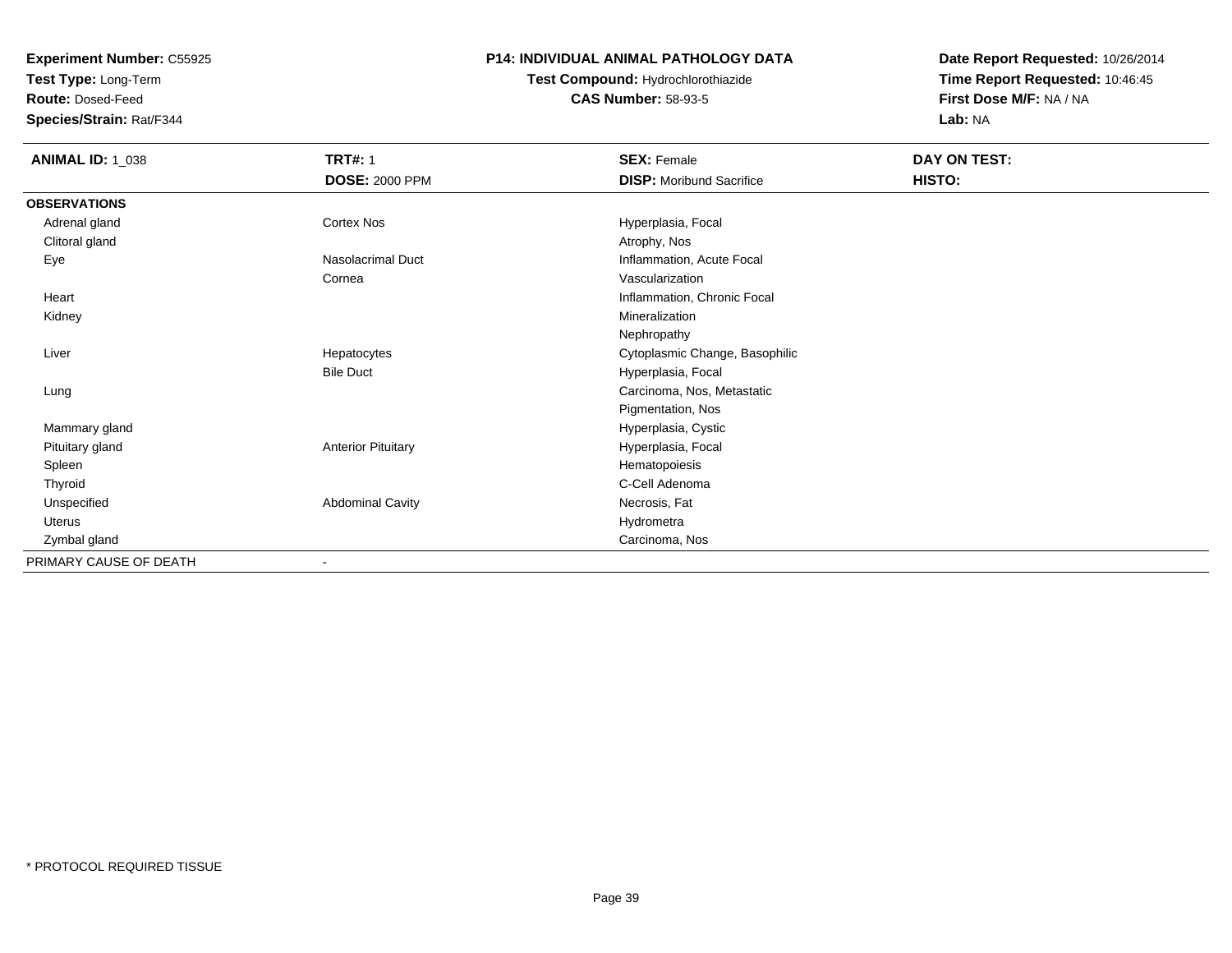**Experiment Number:** C55925
**Test Type:** Long-Term
**Route:** Dosed-Feed
**Species/Strain:** Rat/F344

**P14: INDIVIDUAL ANIMAL PATHOLOGY DATA**
**Test Compound:** Hydrochlorothiazide
**CAS Number:** 58-93-5

**Date Report Requested:** 10/26/2014
**Time Report Requested:** 10:46:45
**First Dose M/F:** NA / NA
**Lab:** NA

| **ANIMAL ID:** 1_038 | **TRT#:** 1 | **SEX:** Female | **DAY ON TEST:** |
|---|---|---|---|
| | **DOSE:** 2000 PPM | **DISP:** Moribund Sacrifice | **HISTO:** |
| **OBSERVATIONS** | | | |
| Adrenal gland | Cortex Nos | Hyperplasia, Focal | |
| Clitoral gland | | Atrophy, Nos | |
| Eye | Nasolacrimal Duct | Inflammation, Acute Focal | |
| | Cornea | Vascularization | |
| Heart | | Inflammation, Chronic Focal | |
| Kidney | | Mineralization | |
| | | Nephropathy | |
| Liver | Hepatocytes | Cytoplasmic Change, Basophilic | |
| | Bile Duct | Hyperplasia, Focal | |
| Lung | | Carcinoma, Nos, Metastatic | |
| | | Pigmentation, Nos | |
| Mammary gland | | Hyperplasia, Cystic | |
| Pituitary gland | Anterior Pituitary | Hyperplasia, Focal | |
| Spleen | | Hematopoiesis | |
| Thyroid | | C-Cell Adenoma | |
| Unspecified | Abdominal Cavity | Necrosis, Fat | |
| Uterus | | Hydrometra | |
| Zymbal gland | | Carcinoma, Nos | |
| PRIMARY CAUSE OF DEATH | - | | |

* PROTOCOL REQUIRED TISSUE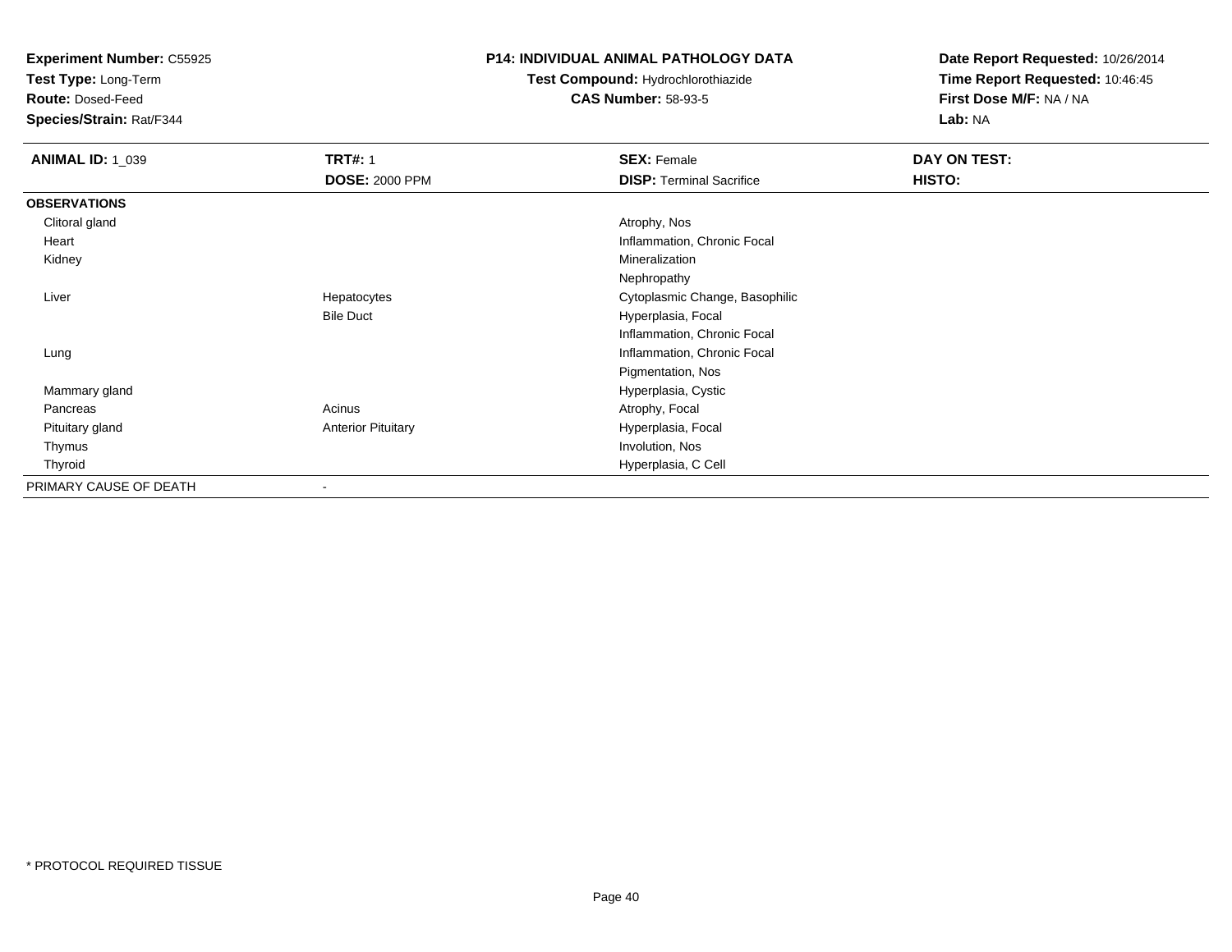**Experiment Number:** C55925
**Test Type:** Long-Term
**Route:** Dosed-Feed
**Species/Strain:** Rat/F344

**P14: INDIVIDUAL ANIMAL PATHOLOGY DATA**
**Test Compound:** Hydrochlorothiazide
**CAS Number:** 58-93-5

**Date Report Requested:** 10/26/2014
**Time Report Requested:** 10:46:45
**First Dose M/F:** NA / NA
**Lab:** NA

| **ANIMAL ID:** 1_039 | **TRT#:** 1 | **SEX:** Female | **DAY ON TEST:** |
|---|---|---|---|
| | **DOSE:** 2000 PPM | **DISP:** Terminal Sacrifice | **HISTO:** |
| **OBSERVATIONS** | | | |
| Clitoral gland | | Atrophy, Nos | |
| Heart | | Inflammation, Chronic Focal | |
| Kidney | | Mineralization | |
| | | Nephropathy | |
| Liver | Hepatocytes | Cytoplasmic Change, Basophilic | |
| | Bile Duct | Hyperplasia, Focal | |
| | | Inflammation, Chronic Focal | |
| Lung | | Inflammation, Chronic Focal | |
| | | Pigmentation, Nos | |
| Mammary gland | | Hyperplasia, Cystic | |
| Pancreas | Acinus | Atrophy, Focal | |
| Pituitary gland | Anterior Pituitary | Hyperplasia, Focal | |
| Thymus | | Involution, Nos | |
| Thyroid | | Hyperplasia, C Cell | |
| PRIMARY CAUSE OF DEATH | - | | |

* PROTOCOL REQUIRED TISSUE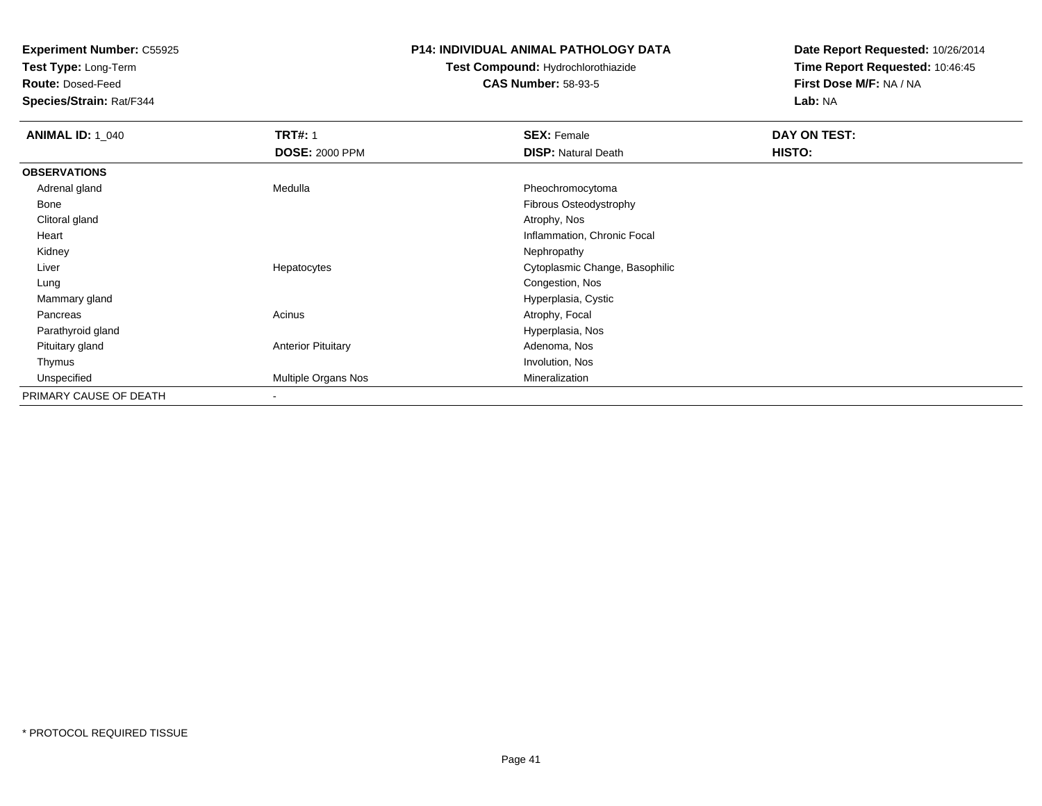**Experiment Number:** C55925
**Test Type:** Long-Term
**Route:** Dosed-Feed
**Species/Strain:** Rat/F344

**P14: INDIVIDUAL ANIMAL PATHOLOGY DATA**
**Test Compound:** Hydrochlorothiazide
**CAS Number:** 58-93-5

**Date Report Requested:** 10/26/2014
**Time Report Requested:** 10:46:45
**First Dose M/F:** NA / NA
**Lab:** NA

| **ANIMAL ID:** 1_040 | **TRT#:** 1 | **SEX:** Female | **DAY ON TEST:** |
|---|---|---|---|
| | **DOSE:** 2000 PPM | **DISP:** Natural Death | **HISTO:** |
| **OBSERVATIONS** | | | |
| Adrenal gland | Medulla | Pheochromocytoma | |
| Bone | | Fibrous Osteodystrophy | |
| Clitoral gland | | Atrophy, Nos | |
| Heart | | Inflammation, Chronic Focal | |
| Kidney | | Nephropathy | |
| Liver | Hepatocytes | Cytoplasmic Change, Basophilic | |
| Lung | | Congestion, Nos | |
| Mammary gland | | Hyperplasia, Cystic | |
| Pancreas | Acinus | Atrophy, Focal | |
| Parathyroid gland | | Hyperplasia, Nos | |
| Pituitary gland | Anterior Pituitary | Adenoma, Nos | |
| Thymus | | Involution, Nos | |
| Unspecified | Multiple Organs Nos | Mineralization | |
| PRIMARY CAUSE OF DEATH | - | | |

* PROTOCOL REQUIRED TISSUE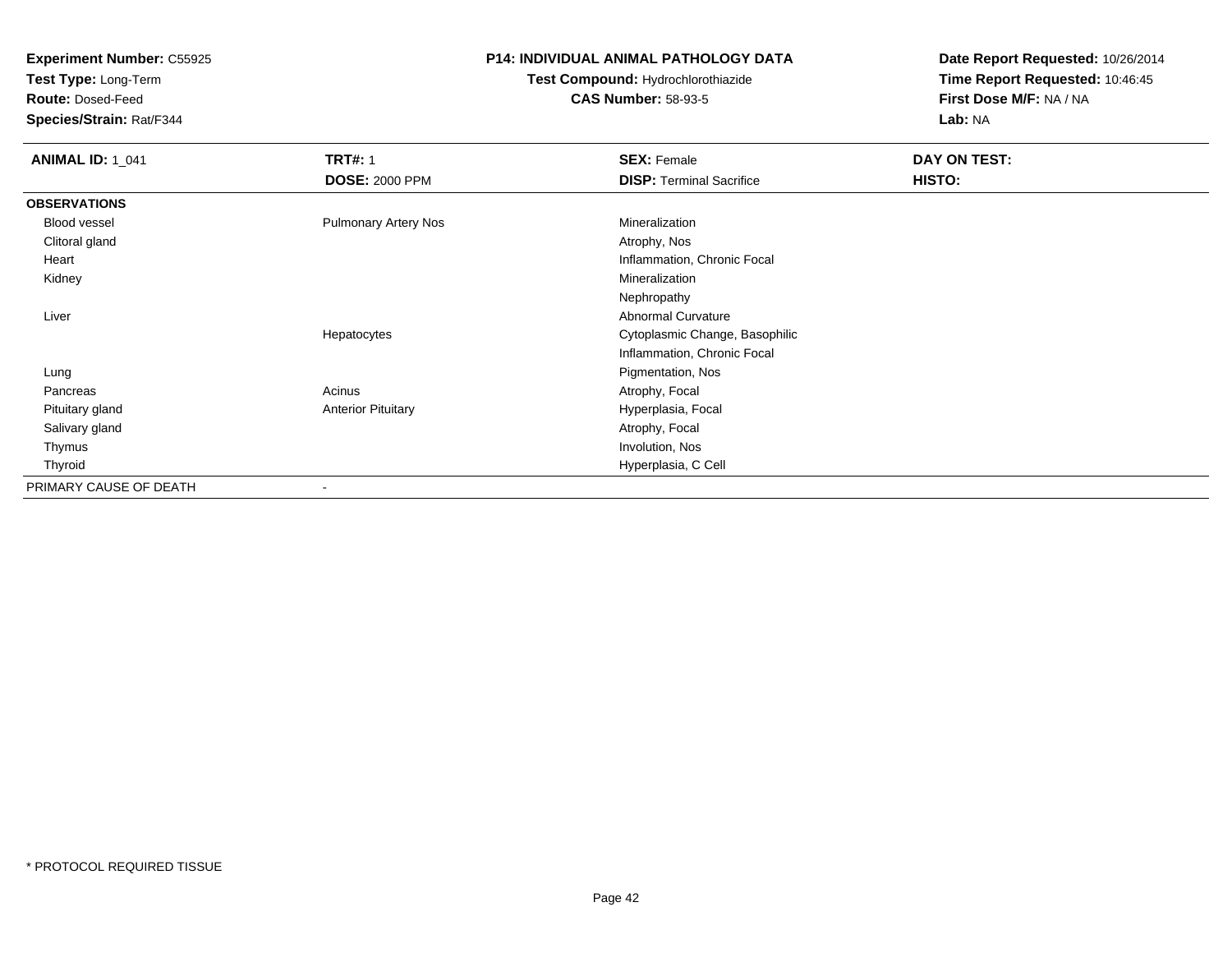**Experiment Number:** C55925
**Test Type:** Long-Term
**Route:** Dosed-Feed
**Species/Strain:** Rat/F344

**P14: INDIVIDUAL ANIMAL PATHOLOGY DATA**
**Test Compound:** Hydrochlorothiazide
**CAS Number:** 58-93-5

**Date Report Requested:** 10/26/2014
**Time Report Requested:** 10:46:45
**First Dose M/F:** NA / NA
**Lab:** NA

| **ANIMAL ID:** 1_041 | **TRT#:** 1 | **SEX:** Female | **DAY ON TEST:** |
|---|---|---|---|
| | **DOSE:** 2000 PPM | **DISP:** Terminal Sacrifice | **HISTO:** |
| **OBSERVATIONS** | | | |
| Blood vessel | Pulmonary Artery Nos | Mineralization | |
| Clitoral gland | | Atrophy, Nos | |
| Heart | | Inflammation, Chronic Focal | |
| Kidney | | Mineralization | |
| | | Nephropathy | |
| Liver | | Abnormal Curvature | |
| | Hepatocytes | Cytoplasmic Change, Basophilic | |
| | | Inflammation, Chronic Focal | |
| Lung | | Pigmentation, Nos | |
| Pancreas | Acinus | Atrophy, Focal | |
| Pituitary gland | Anterior Pituitary | Hyperplasia, Focal | |
| Salivary gland | | Atrophy, Focal | |
| Thymus | | Involution, Nos | |
| Thyroid | | Hyperplasia, C Cell | |
| PRIMARY CAUSE OF DEATH | - | | |

* PROTOCOL REQUIRED TISSUE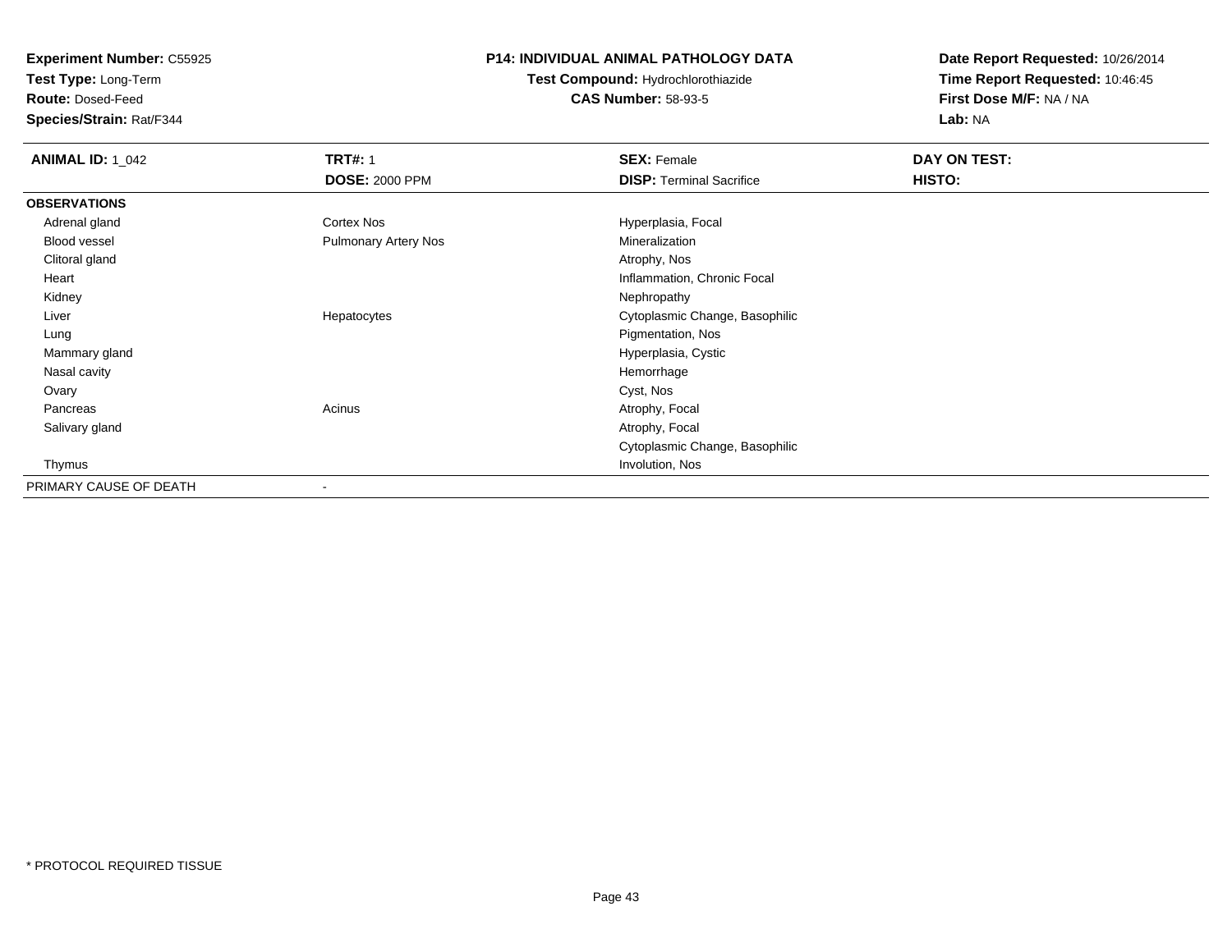**Experiment Number:** C55925
**Test Type:** Long-Term
**Route:** Dosed-Feed
**Species/Strain:** Rat/F344

**P14: INDIVIDUAL ANIMAL PATHOLOGY DATA**
**Test Compound:** Hydrochlorothiazide
**CAS Number:** 58-93-5

**Date Report Requested:** 10/26/2014
**Time Report Requested:** 10:46:45
**First Dose M/F:** NA / NA
**Lab:** NA

| **ANIMAL ID:** 1_042 | **TRT#:** 1<br>**DOSE:** 2000 PPM | **SEX:** Female<br>**DISP:** Terminal Sacrifice | **DAY ON TEST:**<br>**HISTO:** |
|---|---|---|---|
| **OBSERVATIONS** | | | |
| Adrenal gland | Cortex Nos | Hyperplasia, Focal | |
| Blood vessel | Pulmonary Artery Nos | Mineralization | |
| Clitoral gland | | Atrophy, Nos | |
| Heart | | Inflammation, Chronic Focal | |
| Kidney | | Nephropathy | |
| Liver | Hepatocytes | Cytoplasmic Change, Basophilic | |
| Lung | | Pigmentation, Nos | |
| Mammary gland | | Hyperplasia, Cystic | |
| Nasal cavity | | Hemorrhage | |
| Ovary | | Cyst, Nos | |
| Pancreas | Acinus | Atrophy, Focal | |
| Salivary gland | | Atrophy, Focal | |
| | | Cytoplasmic Change, Basophilic | |
| Thymus | | Involution, Nos | |
| PRIMARY CAUSE OF DEATH | - | | |

* PROTOCOL REQUIRED TISSUE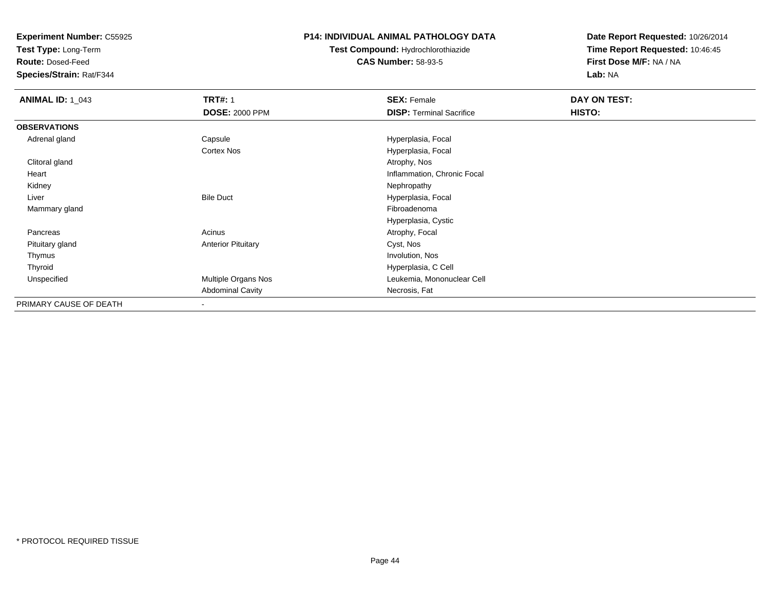**Experiment Number:** C55925
**Test Type:** Long-Term
**Route:** Dosed-Feed
**Species/Strain:** Rat/F344

**P14: INDIVIDUAL ANIMAL PATHOLOGY DATA**
**Test Compound:** Hydrochlorothiazide
**CAS Number:** 58-93-5

**Date Report Requested:** 10/26/2014
**Time Report Requested:** 10:46:45
**First Dose M/F:** NA / NA
**Lab:** NA

| **ANIMAL ID:** 1_043 | **TRT#:** 1 | **SEX:** Female | **DAY ON TEST:** |
|---|---|---|---|
| | **DOSE:** 2000 PPM | **DISP:** Terminal Sacrifice | **HISTO:** |
| **OBSERVATIONS** | | | |
| Adrenal gland | Capsule | Hyperplasia, Focal | |
| | Cortex Nos | Hyperplasia, Focal | |
| Clitoral gland | | Atrophy, Nos | |
| Heart | | Inflammation, Chronic Focal | |
| Kidney | | Nephropathy | |
| Liver | Bile Duct | Hyperplasia, Focal | |
| Mammary gland | | Fibroadenoma | |
| | | Hyperplasia, Cystic | |
| Pancreas | Acinus | Atrophy, Focal | |
| Pituitary gland | Anterior Pituitary | Cyst, Nos | |
| Thymus | | Involution, Nos | |
| Thyroid | | Hyperplasia, C Cell | |
| Unspecified | Multiple Organs Nos | Leukemia, Mononuclear Cell | |
| | Abdominal Cavity | Necrosis, Fat | |
| PRIMARY CAUSE OF DEATH | - | | |

* PROTOCOL REQUIRED TISSUE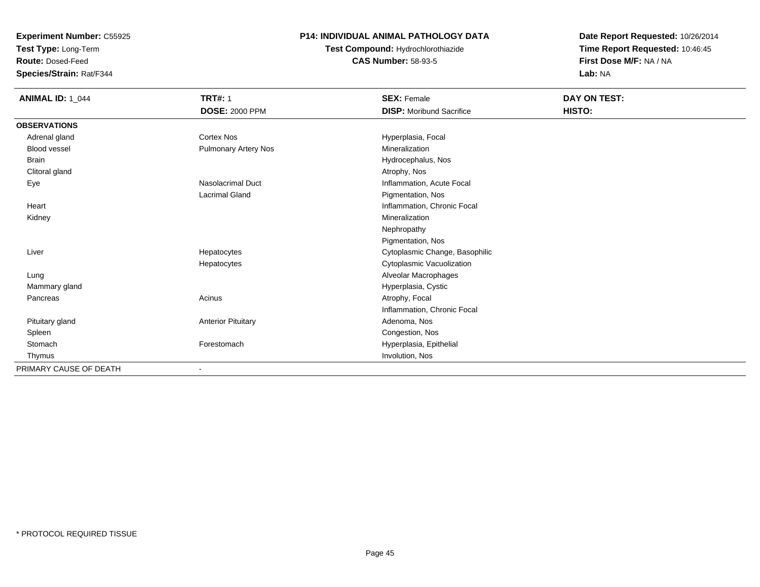**Experiment Number:** C55925
**Test Type:** Long-Term
**Route:** Dosed-Feed
**Species/Strain:** Rat/F344

**P14: INDIVIDUAL ANIMAL PATHOLOGY DATA**
**Test Compound:** Hydrochlorothiazide
**CAS Number:** 58-93-5

**Date Report Requested:** 10/26/2014
**Time Report Requested:** 10:46:45
**First Dose M/F:** NA / NA
**Lab:** NA

| **ANIMAL ID:** 1_044 | **TRT#:** 1 | **SEX:** Female | **DAY ON TEST:** |
|---|---|---|---|
| | **DOSE:** 2000 PPM | **DISP:** Moribund Sacrifice | **HISTO:** |
| **OBSERVATIONS** | | | |
| Adrenal gland | Cortex Nos | Hyperplasia, Focal | |
| Blood vessel | Pulmonary Artery Nos | Mineralization | |
| Brain | | Hydrocephalus, Nos | |
| Clitoral gland | | Atrophy, Nos | |
| Eye | Nasolacrimal Duct | Inflammation, Acute Focal | |
| | Lacrimal Gland | Pigmentation, Nos | |
| Heart | | Inflammation, Chronic Focal | |
| Kidney | | Mineralization | |
| | | Nephropathy | |
| | | Pigmentation, Nos | |
| Liver | Hepatocytes | Cytoplasmic Change, Basophilic | |
| | Hepatocytes | Cytoplasmic Vacuolization | |
| Lung | | Alveolar Macrophages | |
| Mammary gland | | Hyperplasia, Cystic | |
| Pancreas | Acinus | Atrophy, Focal | |
| | | Inflammation, Chronic Focal | |
| Pituitary gland | Anterior Pituitary | Adenoma, Nos | |
| Spleen | | Congestion, Nos | |
| Stomach | Forestomach | Hyperplasia, Epithelial | |
| Thymus | | Involution, Nos | |
| PRIMARY CAUSE OF DEATH | - | | |

* PROTOCOL REQUIRED TISSUE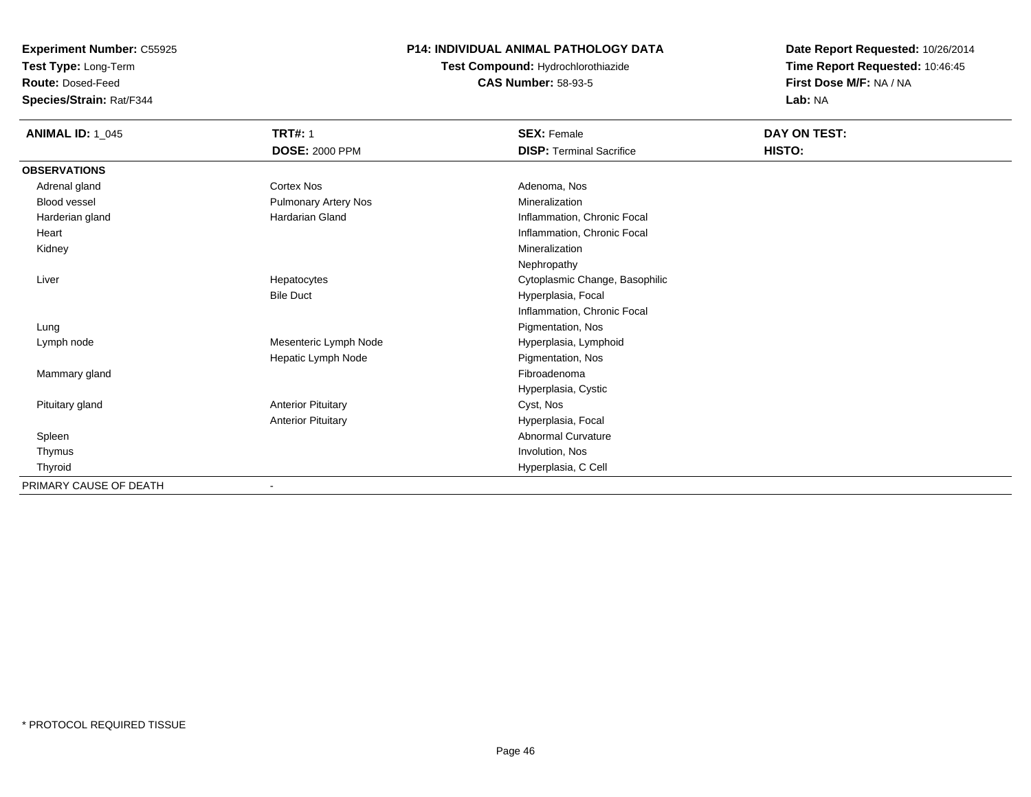**Experiment Number:** C55925
**Test Type:** Long-Term
**Route:** Dosed-Feed
**Species/Strain:** Rat/F344

**P14: INDIVIDUAL ANIMAL PATHOLOGY DATA**
**Test Compound:** Hydrochlorothiazide
**CAS Number:** 58-93-5

**Date Report Requested:** 10/26/2014
**Time Report Requested:** 10:46:45
**First Dose M/F:** NA / NA
**Lab:** NA

| **ANIMAL ID:** 1_045 | **TRT#:** 1 | **SEX:** Female | **DAY ON TEST:** |
|---|---|---|---|
| | **DOSE:** 2000 PPM | **DISP:** Terminal Sacrifice | **HISTO:** |
| **OBSERVATIONS** | | | |
| Adrenal gland | Cortex Nos | Adenoma, Nos | |
| Blood vessel | Pulmonary Artery Nos | Mineralization | |
| Harderian gland | Hardarian Gland | Inflammation, Chronic Focal | |
| Heart | | Inflammation, Chronic Focal | |
| Kidney | | Mineralization | |
| | | Nephropathy | |
| Liver | Hepatocytes | Cytoplasmic Change, Basophilic | |
| | Bile Duct | Hyperplasia, Focal | |
| | | Inflammation, Chronic Focal | |
| Lung | | Pigmentation, Nos | |
| Lymph node | Mesenteric Lymph Node | Hyperplasia, Lymphoid | |
| | Hepatic Lymph Node | Pigmentation, Nos | |
| Mammary gland | | Fibroadenoma | |
| | | Hyperplasia, Cystic | |
| Pituitary gland | Anterior Pituitary | Cyst, Nos | |
| | Anterior Pituitary | Hyperplasia, Focal | |
| Spleen | | Abnormal Curvature | |
| Thymus | | Involution, Nos | |
| Thyroid | | Hyperplasia, C Cell | |
| PRIMARY CAUSE OF DEATH | - | | |

\* PROTOCOL REQUIRED TISSUE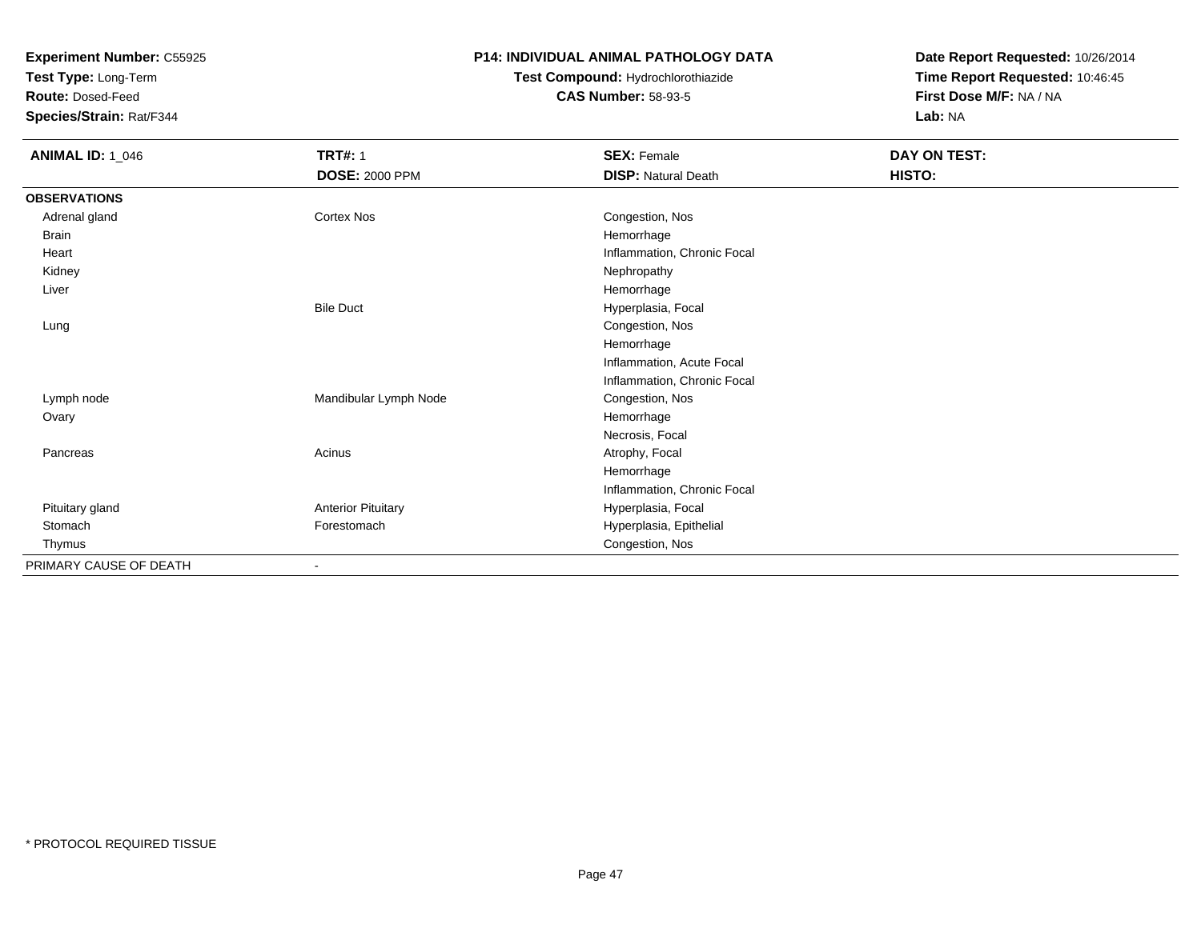**Experiment Number:** C55925
**Test Type:** Long-Term
**Route:** Dosed-Feed
**Species/Strain:** Rat/F344

**P14: INDIVIDUAL ANIMAL PATHOLOGY DATA**
**Test Compound:** Hydrochlorothiazide
**CAS Number:** 58-93-5

**Date Report Requested:** 10/26/2014
**Time Report Requested:** 10:46:45
**First Dose M/F:** NA / NA
**Lab:** NA

| **ANIMAL ID:** 1_046 | **TRT#:** 1 | **SEX:** Female | **DAY ON TEST:** |
|---|---|---|---|
| | **DOSE:** 2000 PPM | **DISP:** Natural Death | **HISTO:** |
| **OBSERVATIONS** | | | |
| Adrenal gland | Cortex Nos | Congestion, Nos | |
| Brain | | Hemorrhage | |
| Heart | | Inflammation, Chronic Focal | |
| Kidney | | Nephropathy | |
| Liver | | Hemorrhage | |
| | Bile Duct | Hyperplasia, Focal | |
| Lung | | Congestion, Nos | |
| | | Hemorrhage | |
| | | Inflammation, Acute Focal | |
| | | Inflammation, Chronic Focal | |
| Lymph node | Mandibular Lymph Node | Congestion, Nos | |
| Ovary | | Hemorrhage | |
| | | Necrosis, Focal | |
| Pancreas | Acinus | Atrophy, Focal | |
| | | Hemorrhage | |
| | | Inflammation, Chronic Focal | |
| Pituitary gland | Anterior Pituitary | Hyperplasia, Focal | |
| Stomach | Forestomach | Hyperplasia, Epithelial | |
| Thymus | | Congestion, Nos | |
| PRIMARY CAUSE OF DEATH | - | | |

* PROTOCOL REQUIRED TISSUE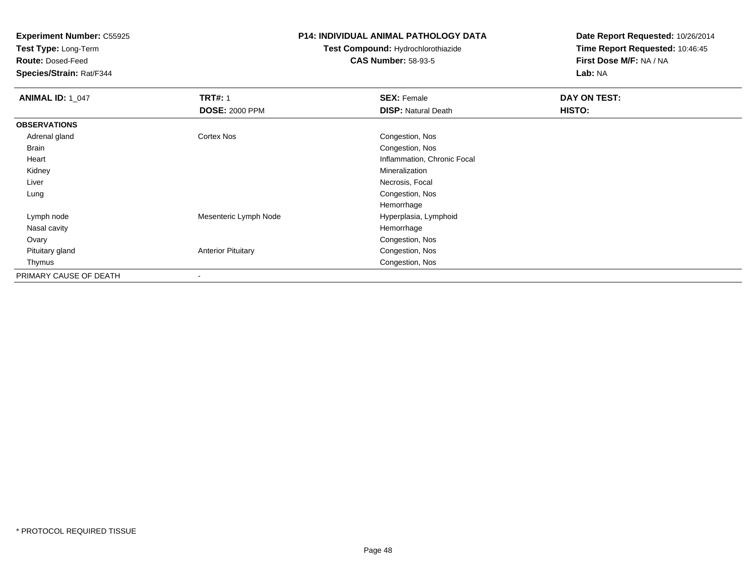**Experiment Number:** C55925
**Test Type:** Long-Term
**Route:** Dosed-Feed
**Species/Strain:** Rat/F344

**P14: INDIVIDUAL ANIMAL PATHOLOGY DATA**
**Test Compound:** Hydrochlorothiazide
**CAS Number:** 58-93-5

**Date Report Requested:** 10/26/2014
**Time Report Requested:** 10:46:45
**First Dose M/F:** NA / NA
**Lab:** NA

| **ANIMAL ID:** 1_047 | **TRT#:** 1 | **SEX:** Female | **DAY ON TEST:** |
|---|---|---|---|
| | **DOSE:** 2000 PPM | **DISP:** Natural Death | **HISTO:** |
| **OBSERVATIONS** | | | |
| Adrenal gland | Cortex Nos | Congestion, Nos | |
| Brain | | Congestion, Nos | |
| Heart | | Inflammation, Chronic Focal | |
| Kidney | | Mineralization | |
| Liver | | Necrosis, Focal | |
| Lung | | Congestion, Nos | |
| | | Hemorrhage | |
| Lymph node | Mesenteric Lymph Node | Hyperplasia, Lymphoid | |
| Nasal cavity | | Hemorrhage | |
| Ovary | | Congestion, Nos | |
| Pituitary gland | Anterior Pituitary | Congestion, Nos | |
| Thymus | | Congestion, Nos | |
| PRIMARY CAUSE OF DEATH | - | | |

* PROTOCOL REQUIRED TISSUE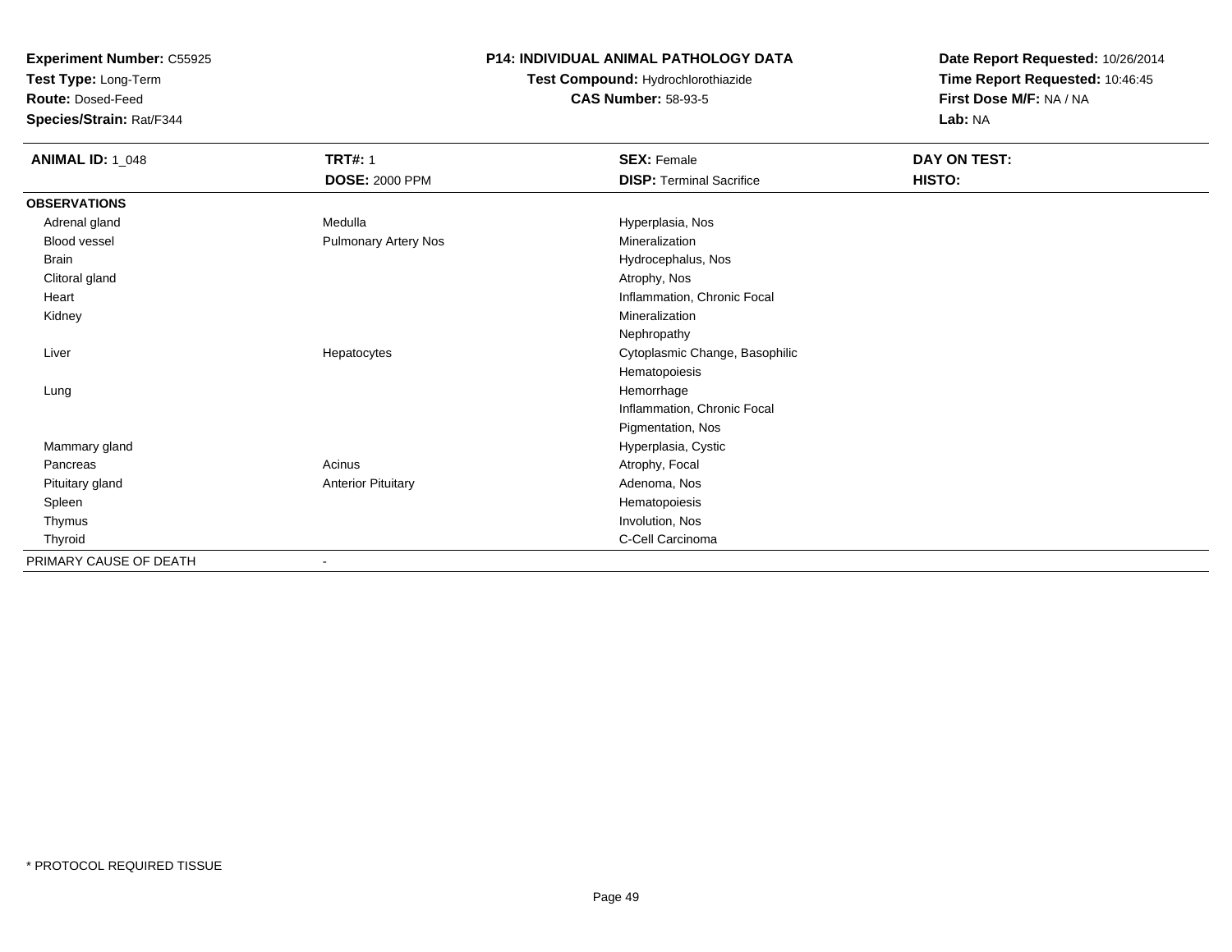**Experiment Number:** C55925
**Test Type:** Long-Term
**Route:** Dosed-Feed
**Species/Strain:** Rat/F344

**P14: INDIVIDUAL ANIMAL PATHOLOGY DATA**
**Test Compound:** Hydrochlorothiazide
**CAS Number:** 58-93-5

**Date Report Requested:** 10/26/2014
**Time Report Requested:** 10:46:45
**First Dose M/F:** NA / NA
**Lab:** NA

| **ANIMAL ID:** 1_048 | **TRT#:** 1 | **SEX:** Female | **DAY ON TEST:** |
|---|---|---|---|
| | **DOSE:** 2000 PPM | **DISP:** Terminal Sacrifice | **HISTO:** |
| **OBSERVATIONS** | | | |
| Adrenal gland | Medulla | Hyperplasia, Nos | |
| Blood vessel | Pulmonary Artery Nos | Mineralization | |
| Brain | | Hydrocephalus, Nos | |
| Clitoral gland | | Atrophy, Nos | |
| Heart | | Inflammation, Chronic Focal | |
| Kidney | | Mineralization | |
| | | Nephropathy | |
| Liver | Hepatocytes | Cytoplasmic Change, Basophilic | |
| | | Hematopoiesis | |
| Lung | | Hemorrhage | |
| | | Inflammation, Chronic Focal | |
| | | Pigmentation, Nos | |
| Mammary gland | | Hyperplasia, Cystic | |
| Pancreas | Acinus | Atrophy, Focal | |
| Pituitary gland | Anterior Pituitary | Adenoma, Nos | |
| Spleen | | Hematopoiesis | |
| Thymus | | Involution, Nos | |
| Thyroid | | C-Cell Carcinoma | |
| PRIMARY CAUSE OF DEATH | - | | |

* PROTOCOL REQUIRED TISSUE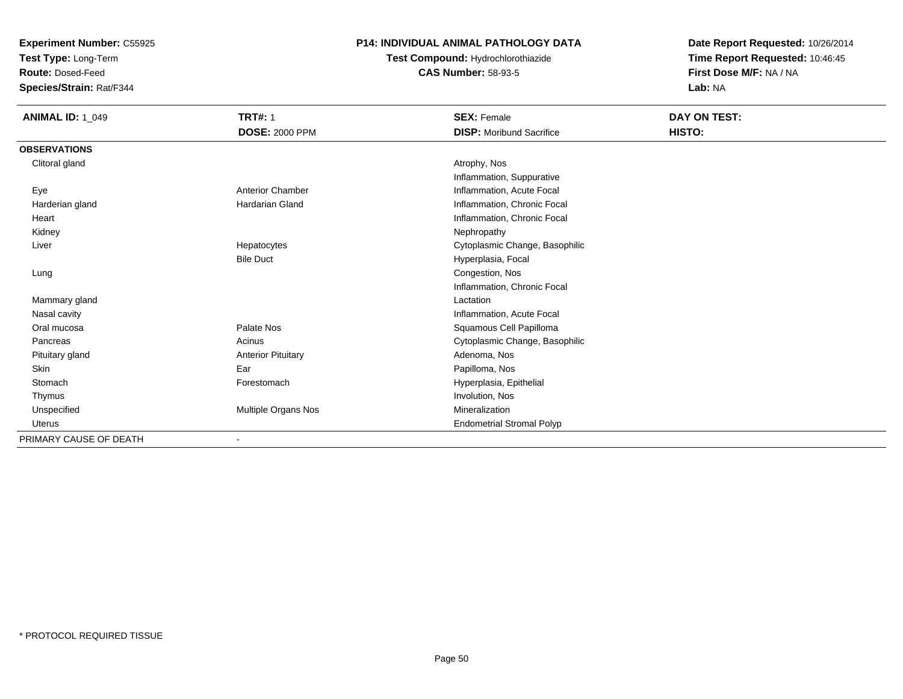**Experiment Number:** C55925
**Test Type:** Long-Term
**Route:** Dosed-Feed
**Species/Strain:** Rat/F344

**P14: INDIVIDUAL ANIMAL PATHOLOGY DATA**
**Test Compound:** Hydrochlorothiazide
**CAS Number:** 58-93-5

**Date Report Requested:** 10/26/2014
**Time Report Requested:** 10:46:45
**First Dose M/F:** NA / NA
**Lab:** NA

| **ANIMAL ID:** 1_049 | **TRT#:** 1 | **SEX:** Female | **DAY ON TEST:** |
|---|---|---|---|
| | **DOSE:** 2000 PPM | **DISP:** Moribund Sacrifice | **HISTO:** |
| **OBSERVATIONS** | | | |
| Clitoral gland | | Atrophy, Nos | |
| | | Inflammation, Suppurative | |
| Eye | Anterior Chamber | Inflammation, Acute Focal | |
| Harderian gland | Hardarian Gland | Inflammation, Chronic Focal | |
| Heart | | Inflammation, Chronic Focal | |
| Kidney | | Nephropathy | |
| Liver | Hepatocytes | Cytoplasmic Change, Basophilic | |
| | Bile Duct | Hyperplasia, Focal | |
| Lung | | Congestion, Nos | |
| | | Inflammation, Chronic Focal | |
| Mammary gland | | Lactation | |
| Nasal cavity | | Inflammation, Acute Focal | |
| Oral mucosa | Palate Nos | Squamous Cell Papilloma | |
| Pancreas | Acinus | Cytoplasmic Change, Basophilic | |
| Pituitary gland | Anterior Pituitary | Adenoma, Nos | |
| Skin | Ear | Papilloma, Nos | |
| Stomach | Forestomach | Hyperplasia, Epithelial | |
| Thymus | | Involution, Nos | |
| Unspecified | Multiple Organs Nos | Mineralization | |
| Uterus | | Endometrial Stromal Polyp | |
| PRIMARY CAUSE OF DEATH | - | | |

* PROTOCOL REQUIRED TISSUE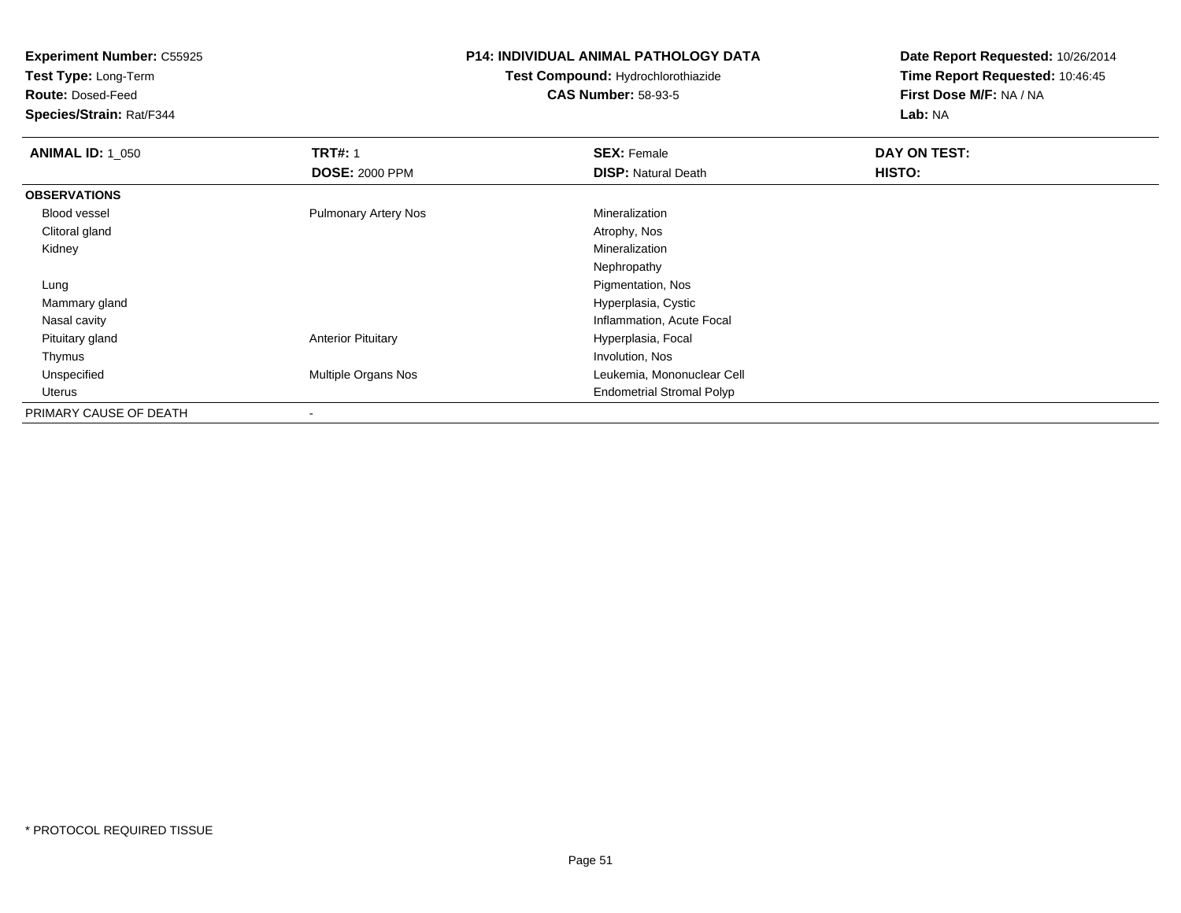**Experiment Number:** C55925
**Test Type:** Long-Term
**Route:** Dosed-Feed
**Species/Strain:** Rat/F344

**P14: INDIVIDUAL ANIMAL PATHOLOGY DATA**
**Test Compound:** Hydrochlorothiazide
**CAS Number:** 58-93-5

**Date Report Requested:** 10/26/2014
**Time Report Requested:** 10:46:45
**First Dose M/F:** NA / NA
**Lab:** NA

| **ANIMAL ID:** 1_050 | **TRT#:** 1 | **SEX:** Female | **DAY ON TEST:** |
|---|---|---|---|
| | **DOSE:** 2000 PPM | **DISP:** Natural Death | **HISTO:** |
| **OBSERVATIONS** | | | |
| Blood vessel | Pulmonary Artery Nos | Mineralization | |
| Clitoral gland | | Atrophy, Nos | |
| Kidney | | Mineralization | |
| | | Nephropathy | |
| Lung | | Pigmentation, Nos | |
| Mammary gland | | Hyperplasia, Cystic | |
| Nasal cavity | | Inflammation, Acute Focal | |
| Pituitary gland | Anterior Pituitary | Hyperplasia, Focal | |
| Thymus | | Involution, Nos | |
| Unspecified | Multiple Organs Nos | Leukemia, Mononuclear Cell | |
| Uterus | | Endometrial Stromal Polyp | |
| PRIMARY CAUSE OF DEATH | - | | |

* PROTOCOL REQUIRED TISSUE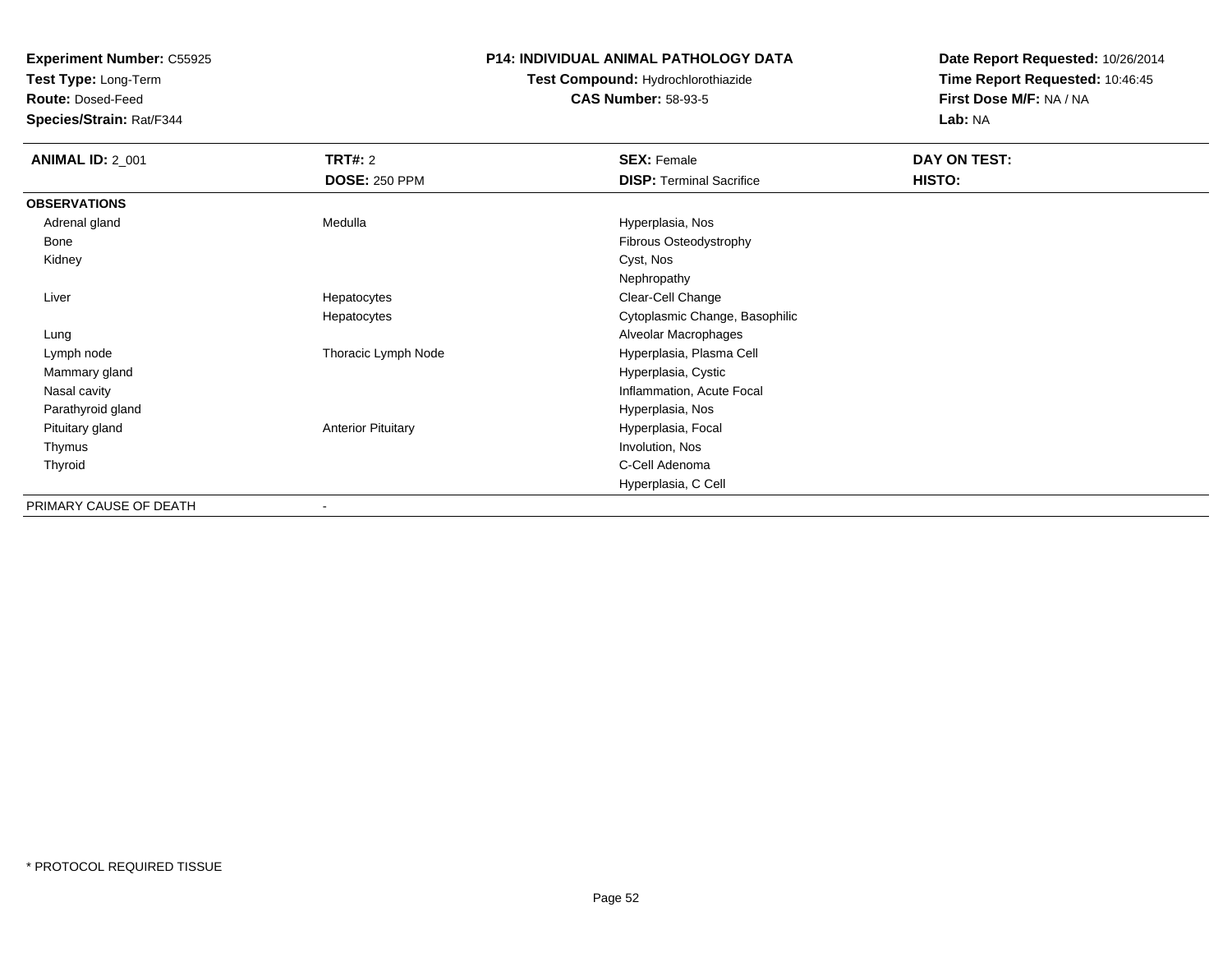**Experiment Number:** C55925
**Test Type:** Long-Term
**Route:** Dosed-Feed
**Species/Strain:** Rat/F344

**P14: INDIVIDUAL ANIMAL PATHOLOGY DATA**
**Test Compound:** Hydrochlorothiazide
**CAS Number:** 58-93-5

**Date Report Requested:** 10/26/2014
**Time Report Requested:** 10:46:45
**First Dose M/F:** NA / NA
**Lab:** NA

| **ANIMAL ID:** 2_001 | **TRT#:** 2 | **SEX:** Female | **DAY ON TEST:** |
|---|---|---|---|
| | **DOSE:** 250 PPM | **DISP:** Terminal Sacrifice | **HISTO:** |
| **OBSERVATIONS** | | | |
| Adrenal gland | Medulla | Hyperplasia, Nos | |
| Bone | | Fibrous Osteodystrophy | |
| Kidney | | Cyst, Nos | |
| | | Nephropathy | |
| Liver | Hepatocytes | Clear-Cell Change | |
| | Hepatocytes | Cytoplasmic Change, Basophilic | |
| Lung | | Alveolar Macrophages | |
| Lymph node | Thoracic Lymph Node | Hyperplasia, Plasma Cell | |
| Mammary gland | | Hyperplasia, Cystic | |
| Nasal cavity | | Inflammation, Acute Focal | |
| Parathyroid gland | | Hyperplasia, Nos | |
| Pituitary gland | Anterior Pituitary | Hyperplasia, Focal | |
| Thymus | | Involution, Nos | |
| Thyroid | | C-Cell Adenoma | |
| | | Hyperplasia, C Cell | |
| PRIMARY CAUSE OF DEATH | - | | |

* PROTOCOL REQUIRED TISSUE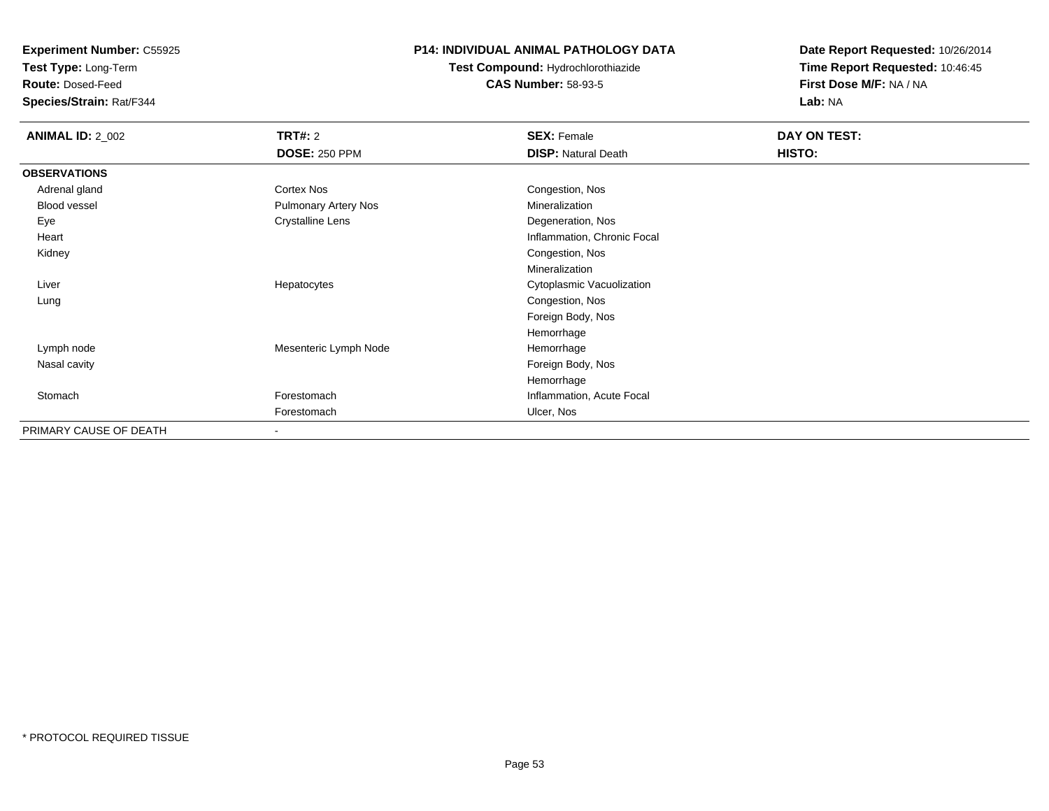**Experiment Number:** C55925
**Test Type:** Long-Term
**Route:** Dosed-Feed
**Species/Strain:** Rat/F344

**P14: INDIVIDUAL ANIMAL PATHOLOGY DATA**
**Test Compound:** Hydrochlorothiazide
**CAS Number:** 58-93-5

**Date Report Requested:** 10/26/2014
**Time Report Requested:** 10:46:45
**First Dose M/F:** NA / NA
**Lab:** NA

| **ANIMAL ID:** 2_002 | **TRT#:** 2 | **SEX:** Female | **DAY ON TEST:** |
|---|---|---|---|
| | **DOSE:** 250 PPM | **DISP:** Natural Death | **HISTO:** |
| **OBSERVATIONS** | | | |
| Adrenal gland | Cortex Nos | Congestion, Nos | |
| Blood vessel | Pulmonary Artery Nos | Mineralization | |
| Eye | Crystalline Lens | Degeneration, Nos | |
| Heart | | Inflammation, Chronic Focal | |
| Kidney | | Congestion, Nos | |
| | | Mineralization | |
| Liver | Hepatocytes | Cytoplasmic Vacuolization | |
| Lung | | Congestion, Nos | |
| | | Foreign Body, Nos | |
| | | Hemorrhage | |
| Lymph node | Mesenteric Lymph Node | Hemorrhage | |
| Nasal cavity | | Foreign Body, Nos | |
| | | Hemorrhage | |
| Stomach | Forestomach | Inflammation, Acute Focal | |
| | Forestomach | Ulcer, Nos | |
| PRIMARY CAUSE OF DEATH | - | | |

\* PROTOCOL REQUIRED TISSUE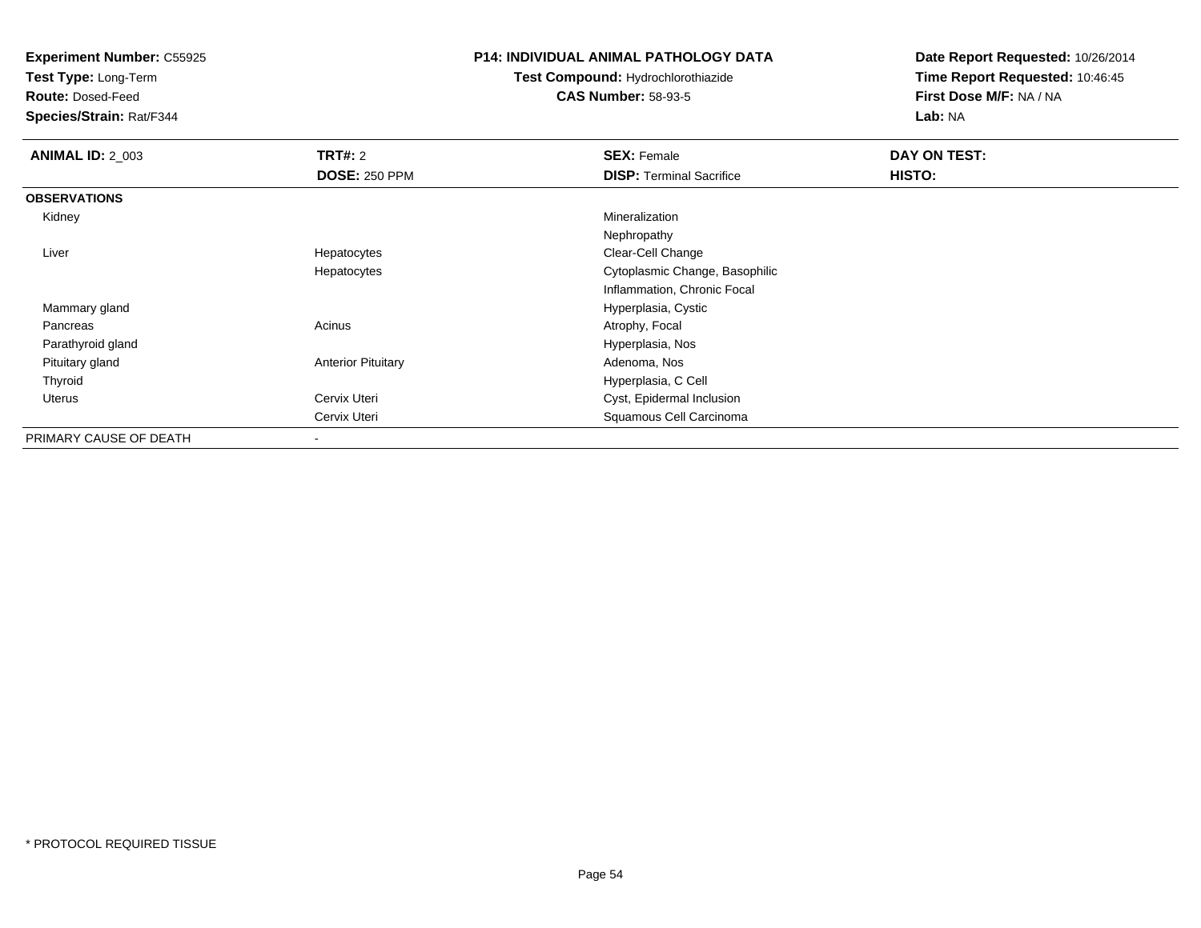**Experiment Number:** C55925
**Test Type:** Long-Term
**Route:** Dosed-Feed
**Species/Strain:** Rat/F344

**P14: INDIVIDUAL ANIMAL PATHOLOGY DATA**
**Test Compound:** Hydrochlorothiazide
**CAS Number:** 58-93-5

**Date Report Requested:** 10/26/2014
**Time Report Requested:** 10:46:45
**First Dose M/F:** NA / NA
**Lab:** NA

| **ANIMAL ID:** 2_003 | **TRT#:** 2 | **SEX:** Female | **DAY ON TEST:** |
|---|---|---|---|
| | **DOSE:** 250 PPM | **DISP:** Terminal Sacrifice | **HISTO:** |
| **OBSERVATIONS** | | | |
| Kidney | | Mineralization | |
| | | Nephropathy | |
| Liver | Hepatocytes | Clear-Cell Change | |
| | Hepatocytes | Cytoplasmic Change, Basophilic | |
| | | Inflammation, Chronic Focal | |
| Mammary gland | | Hyperplasia, Cystic | |
| Pancreas | Acinus | Atrophy, Focal | |
| Parathyroid gland | | Hyperplasia, Nos | |
| Pituitary gland | Anterior Pituitary | Adenoma, Nos | |
| Thyroid | | Hyperplasia, C Cell | |
| Uterus | Cervix Uteri | Cyst, Epidermal Inclusion | |
| | Cervix Uteri | Squamous Cell Carcinoma | |
| PRIMARY CAUSE OF DEATH | - | | |

* PROTOCOL REQUIRED TISSUE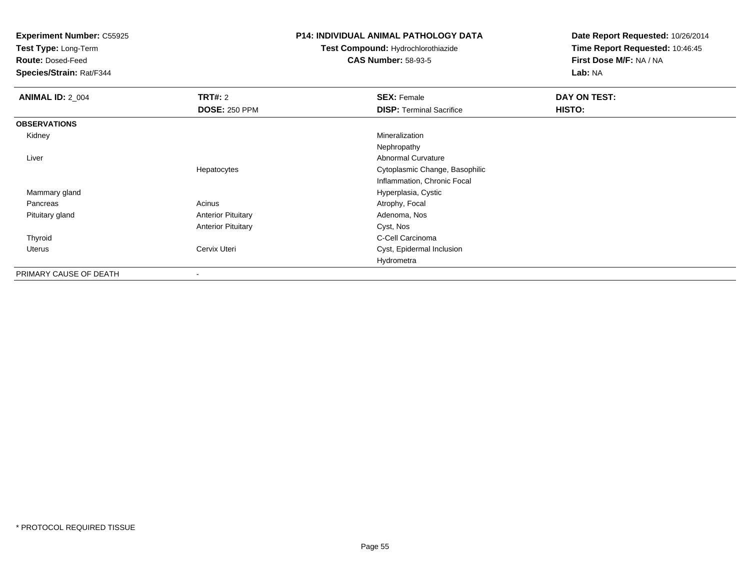**Experiment Number:** C55925
**Test Type:** Long-Term
**Route:** Dosed-Feed
**Species/Strain:** Rat/F344

**P14: INDIVIDUAL ANIMAL PATHOLOGY DATA**
**Test Compound:** Hydrochlorothiazide
**CAS Number:** 58-93-5

**Date Report Requested:** 10/26/2014
**Time Report Requested:** 10:46:45
**First Dose M/F:** NA / NA
**Lab:** NA

| **ANIMAL ID:** 2_004 | **TRT#:** 2 | **SEX:** Female | **DAY ON TEST:** |
|---|---|---|---|
| | **DOSE:** 250 PPM | **DISP:** Terminal Sacrifice | **HISTO:** |
| **OBSERVATIONS** | | | |
| Kidney | | Mineralization | |
| | | Nephropathy | |
| Liver | | Abnormal Curvature | |
| | Hepatocytes | Cytoplasmic Change, Basophilic | |
| | | Inflammation, Chronic Focal | |
| Mammary gland | | Hyperplasia, Cystic | |
| Pancreas | Acinus | Atrophy, Focal | |
| Pituitary gland | Anterior Pituitary | Adenoma, Nos | |
| | Anterior Pituitary | Cyst, Nos | |
| Thyroid | | C-Cell Carcinoma | |
| Uterus | Cervix Uteri | Cyst, Epidermal Inclusion | |
| | | Hydrometra | |
| PRIMARY CAUSE OF DEATH | - | | |

* PROTOCOL REQUIRED TISSUE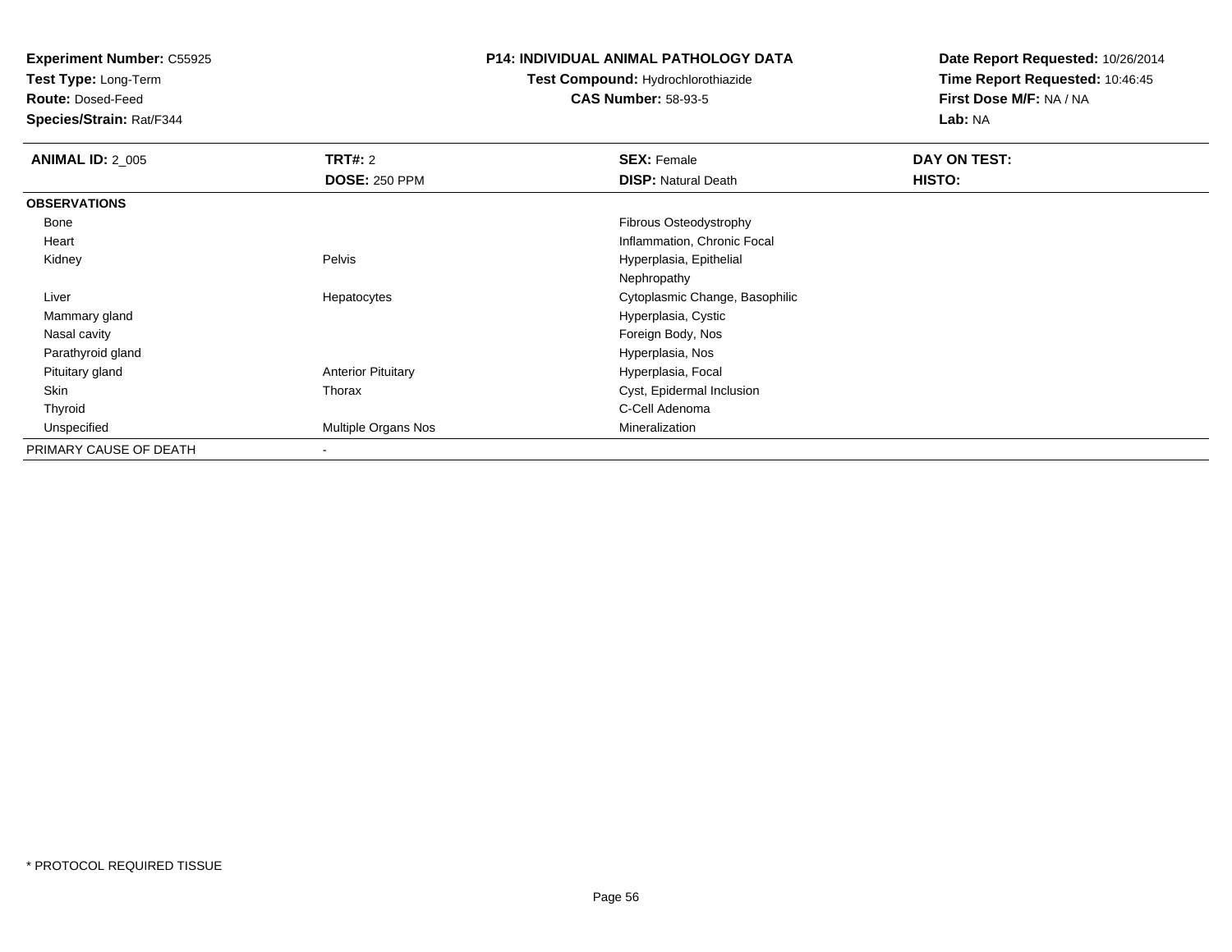**Experiment Number:** C55925
**Test Type:** Long-Term
**Route:** Dosed-Feed
**Species/Strain:** Rat/F344

**P14: INDIVIDUAL ANIMAL PATHOLOGY DATA**
**Test Compound:** Hydrochlorothiazide
**CAS Number:** 58-93-5

**Date Report Requested:** 10/26/2014
**Time Report Requested:** 10:46:45
**First Dose M/F:** NA / NA
**Lab:** NA

| **ANIMAL ID:** 2_005 | **TRT#:** 2 | **SEX:** Female | **DAY ON TEST:** |
|---|---|---|---|
| | **DOSE:** 250 PPM | **DISP:** Natural Death | **HISTO:** |
| **OBSERVATIONS** | | | |
| Bone | | Fibrous Osteodystrophy | |
| Heart | | Inflammation, Chronic Focal | |
| Kidney | Pelvis | Hyperplasia, Epithelial | |
| | | Nephropathy | |
| Liver | Hepatocytes | Cytoplasmic Change, Basophilic | |
| Mammary gland | | Hyperplasia, Cystic | |
| Nasal cavity | | Foreign Body, Nos | |
| Parathyroid gland | | Hyperplasia, Nos | |
| Pituitary gland | Anterior Pituitary | Hyperplasia, Focal | |
| Skin | Thorax | Cyst, Epidermal Inclusion | |
| Thyroid | | C-Cell Adenoma | |
| Unspecified | Multiple Organs Nos | Mineralization | |
| PRIMARY CAUSE OF DEATH | - | | |

* PROTOCOL REQUIRED TISSUE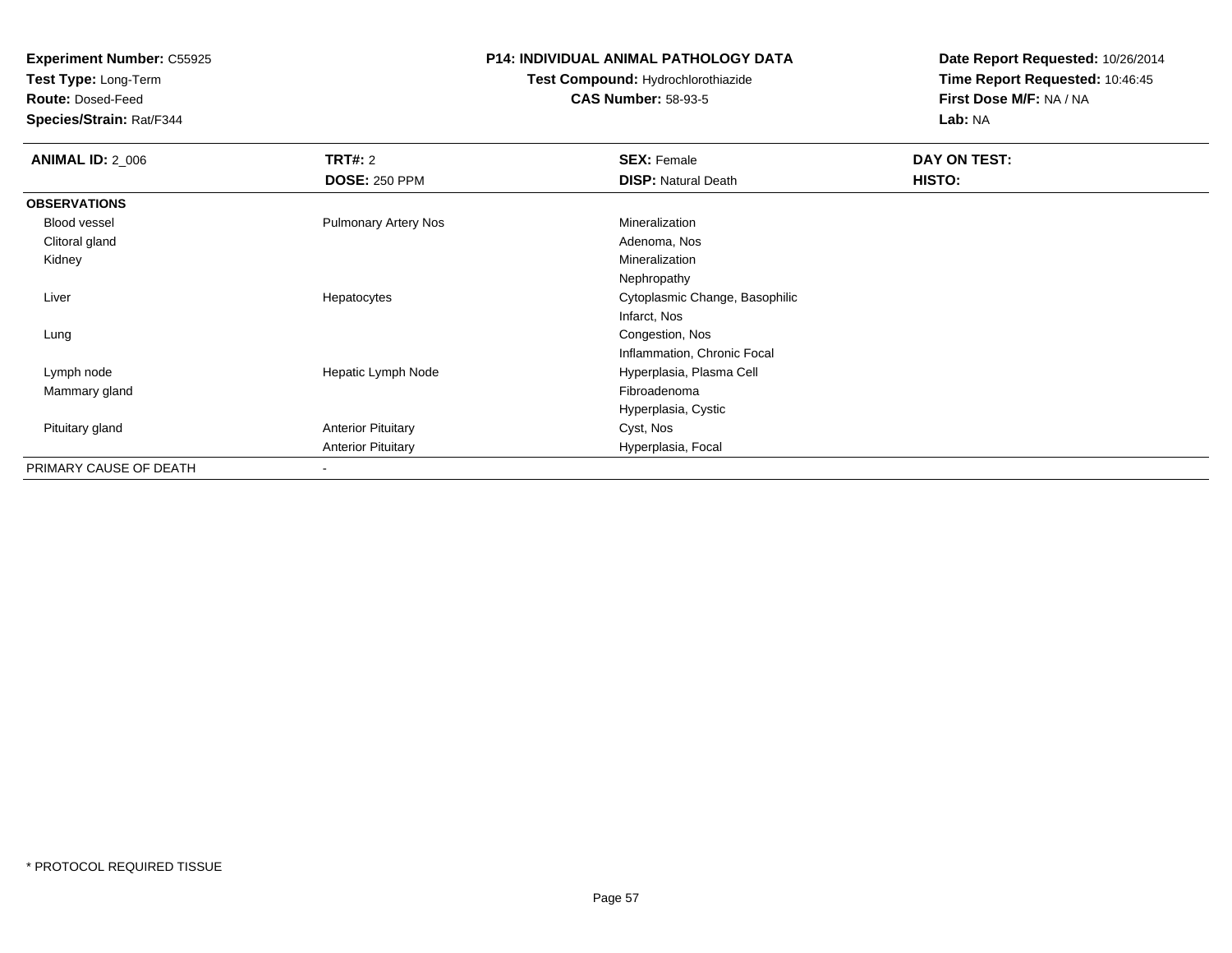**Experiment Number:** C55925
**Test Type:** Long-Term
**Route:** Dosed-Feed
**Species/Strain:** Rat/F344

**P14: INDIVIDUAL ANIMAL PATHOLOGY DATA**
**Test Compound:** Hydrochlorothiazide
**CAS Number:** 58-93-5

**Date Report Requested:** 10/26/2014
**Time Report Requested:** 10:46:45
**First Dose M/F:** NA / NA
**Lab:** NA

| **ANIMAL ID:** 2_006 | **TRT#:** 2 | **SEX:** Female | **DAY ON TEST:** |
|---|---|---|---|
| | **DOSE:** 250 PPM | **DISP:** Natural Death | **HISTO:** |
| **OBSERVATIONS** | | | |
| Blood vessel | Pulmonary Artery Nos | Mineralization | |
| Clitoral gland | | Adenoma, Nos | |
| Kidney | | Mineralization | |
| | | Nephropathy | |
| Liver | Hepatocytes | Cytoplasmic Change, Basophilic | |
| | | Infarct, Nos | |
| Lung | | Congestion, Nos | |
| | | Inflammation, Chronic Focal | |
| Lymph node | Hepatic Lymph Node | Hyperplasia, Plasma Cell | |
| Mammary gland | | Fibroadenoma | |
| | | Hyperplasia, Cystic | |
| Pituitary gland | Anterior Pituitary | Cyst, Nos | |
| | Anterior Pituitary | Hyperplasia, Focal | |
| PRIMARY CAUSE OF DEATH | - | | |

* PROTOCOL REQUIRED TISSUE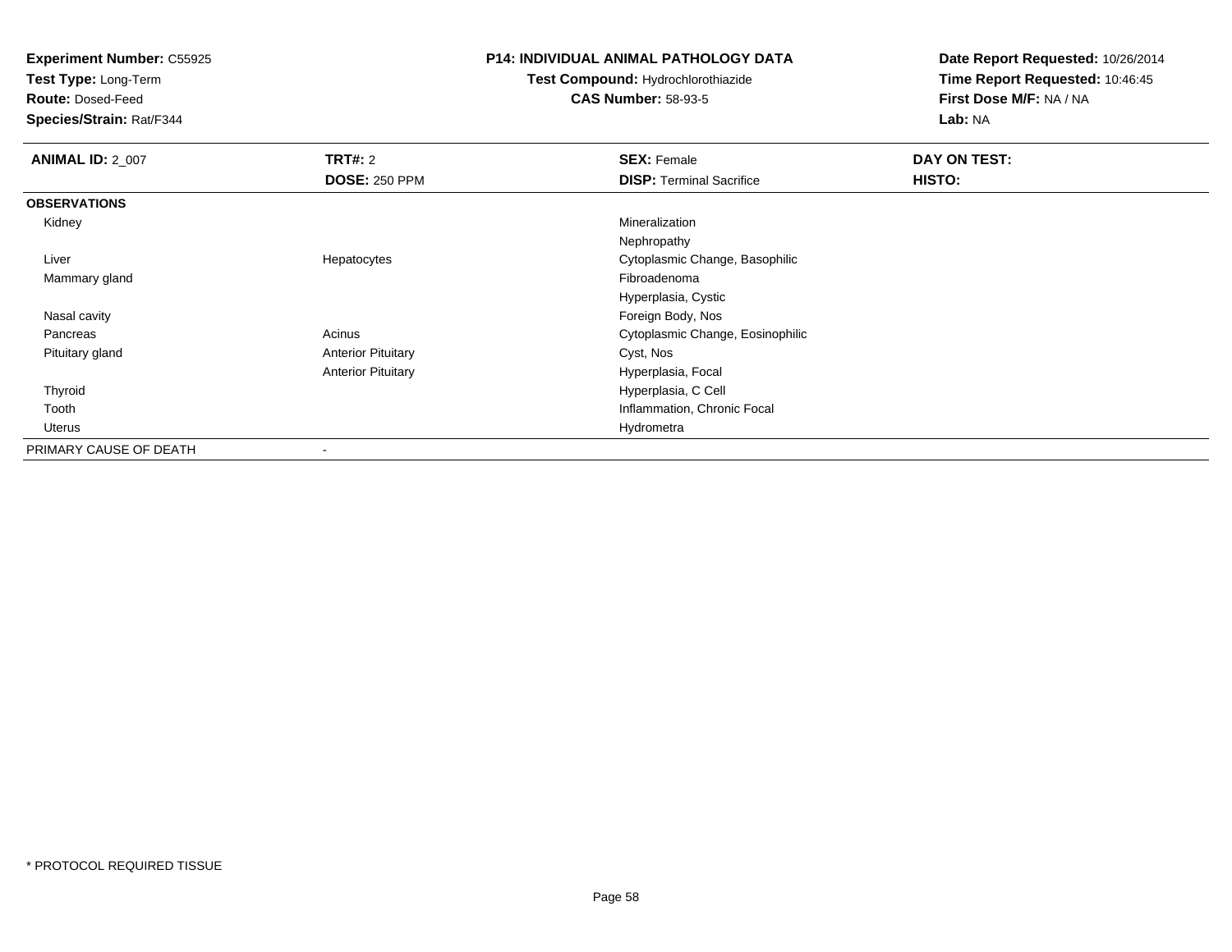**Experiment Number:** C55925
**Test Type:** Long-Term
**Route:** Dosed-Feed
**Species/Strain:** Rat/F344

**P14: INDIVIDUAL ANIMAL PATHOLOGY DATA**
**Test Compound:** Hydrochlorothiazide
**CAS Number:** 58-93-5

**Date Report Requested:** 10/26/2014
**Time Report Requested:** 10:46:45
**First Dose M/F:** NA / NA
**Lab:** NA

| **ANIMAL ID:** 2_007 | **TRT#:** 2 | **SEX:** Female | **DAY ON TEST:** |
|---|---|---|---|
| | **DOSE:** 250 PPM | **DISP:** Terminal Sacrifice | **HISTO:** |
| **OBSERVATIONS** | | | |
| Kidney | | Mineralization | |
| | | Nephropathy | |
| Liver | Hepatocytes | Cytoplasmic Change, Basophilic | |
| Mammary gland | | Fibroadenoma | |
| | | Hyperplasia, Cystic | |
| Nasal cavity | | Foreign Body, Nos | |
| Pancreas | Acinus | Cytoplasmic Change, Eosinophilic | |
| Pituitary gland | Anterior Pituitary | Cyst, Nos | |
| | Anterior Pituitary | Hyperplasia, Focal | |
| Thyroid | | Hyperplasia, C Cell | |
| Tooth | | Inflammation, Chronic Focal | |
| Uterus | | Hydrometra | |
| PRIMARY CAUSE OF DEATH | - | | |

* PROTOCOL REQUIRED TISSUE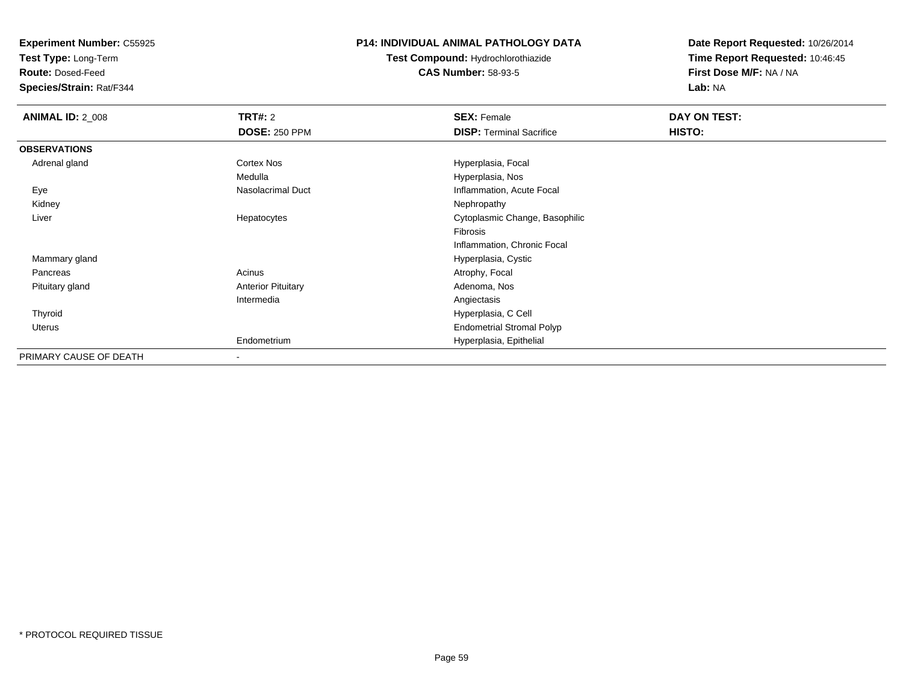**Experiment Number:** C55925
**Test Type:** Long-Term
**Route:** Dosed-Feed
**Species/Strain:** Rat/F344

**P14: INDIVIDUAL ANIMAL PATHOLOGY DATA**
**Test Compound:** Hydrochlorothiazide
**CAS Number:** 58-93-5

**Date Report Requested:** 10/26/2014
**Time Report Requested:** 10:46:45
**First Dose M/F:** NA / NA
**Lab:** NA

| **ANIMAL ID:** 2_008 | **TRT#:** 2 | **SEX:** Female | **DAY ON TEST:** |
|---|---|---|---|
| | **DOSE:** 250 PPM | **DISP:** Terminal Sacrifice | **HISTO:** |
| **OBSERVATIONS** | | | |
| Adrenal gland | Cortex Nos | Hyperplasia, Focal | |
| | Medulla | Hyperplasia, Nos | |
| Eye | Nasolacrimal Duct | Inflammation, Acute Focal | |
| Kidney | | Nephropathy | |
| Liver | Hepatocytes | Cytoplasmic Change, Basophilic | |
| | | Fibrosis | |
| | | Inflammation, Chronic Focal | |
| Mammary gland | | Hyperplasia, Cystic | |
| Pancreas | Acinus | Atrophy, Focal | |
| Pituitary gland | Anterior Pituitary | Adenoma, Nos | |
| | Intermedia | Angiectasis | |
| Thyroid | | Hyperplasia, C Cell | |
| Uterus | | Endometrial Stromal Polyp | |
| | Endometrium | Hyperplasia, Epithelial | |
| PRIMARY CAUSE OF DEATH | - | | |

* PROTOCOL REQUIRED TISSUE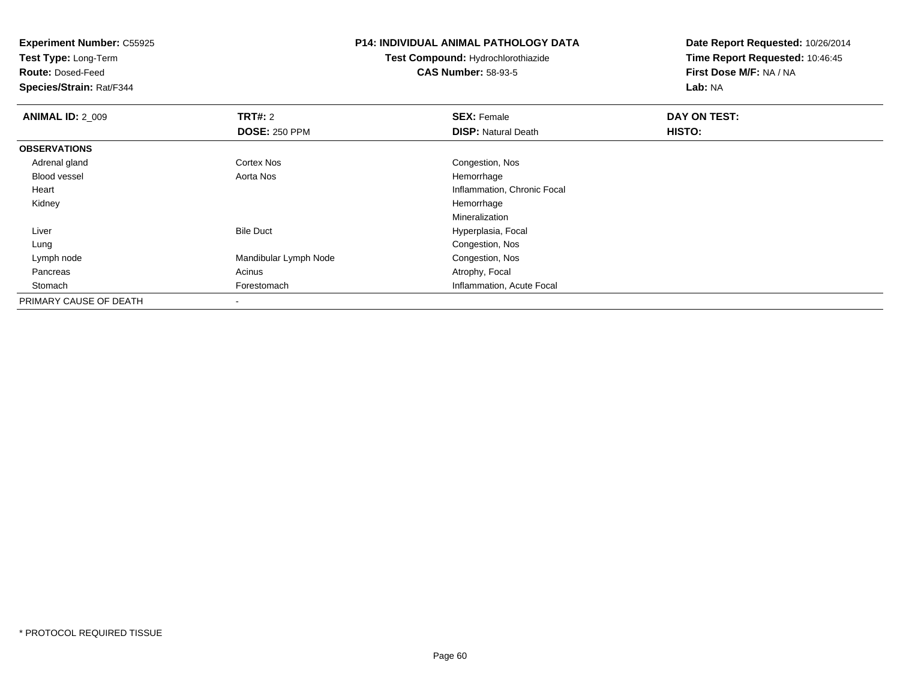**Experiment Number:** C55925
**Test Type:** Long-Term
**Route:** Dosed-Feed
**Species/Strain:** Rat/F344

**P14: INDIVIDUAL ANIMAL PATHOLOGY DATA**
**Test Compound:** Hydrochlorothiazide
**CAS Number:** 58-93-5

**Date Report Requested:** 10/26/2014
**Time Report Requested:** 10:46:45
**First Dose M/F:** NA / NA
**Lab:** NA

| **ANIMAL ID:** 2_009 | **TRT#:** 2 | **SEX:** Female | **DAY ON TEST:** |
|---|---|---|---|
| | **DOSE:** 250 PPM | **DISP:** Natural Death | **HISTO:** |
| **OBSERVATIONS** | | | |
| Adrenal gland | Cortex Nos | Congestion, Nos | |
| Blood vessel | Aorta Nos | Hemorrhage | |
| Heart | | Inflammation, Chronic Focal | |
| Kidney | | Hemorrhage | |
| | | Mineralization | |
| Liver | Bile Duct | Hyperplasia, Focal | |
| Lung | | Congestion, Nos | |
| Lymph node | Mandibular Lymph Node | Congestion, Nos | |
| Pancreas | Acinus | Atrophy, Focal | |
| Stomach | Forestomach | Inflammation, Acute Focal | |
| PRIMARY CAUSE OF DEATH | - | | |

\* PROTOCOL REQUIRED TISSUE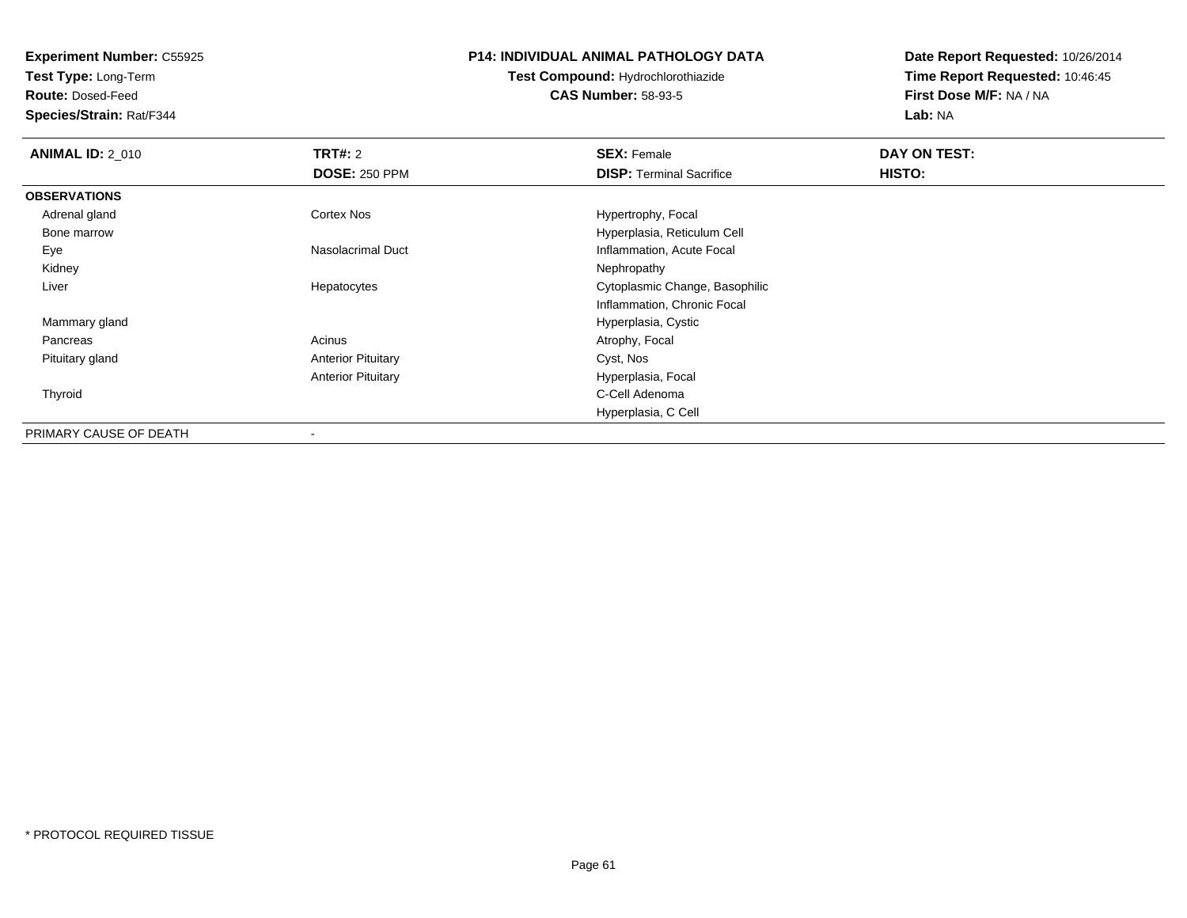**Experiment Number:** C55925
**Test Type:** Long-Term
**Route:** Dosed-Feed
**Species/Strain:** Rat/F344

**P14: INDIVIDUAL ANIMAL PATHOLOGY DATA**
**Test Compound:** Hydrochlorothiazide
**CAS Number:** 58-93-5

**Date Report Requested:** 10/26/2014
**Time Report Requested:** 10:46:45
**First Dose M/F:** NA / NA
**Lab:** NA

| **ANIMAL ID:** 2_010 | **TRT#:** 2 | **SEX:** Female | **DAY ON TEST:** |
|---|---|---|---|
| | **DOSE:** 250 PPM | **DISP:** Terminal Sacrifice | **HISTO:** |
| **OBSERVATIONS** | | | |
| Adrenal gland | Cortex Nos | Hypertrophy, Focal | |
| Bone marrow | | Hyperplasia, Reticulum Cell | |
| Eye | Nasolacrimal Duct | Inflammation, Acute Focal | |
| Kidney | | Nephropathy | |
| Liver | Hepatocytes | Cytoplasmic Change, Basophilic | |
| | | Inflammation, Chronic Focal | |
| Mammary gland | | Hyperplasia, Cystic | |
| Pancreas | Acinus | Atrophy, Focal | |
| Pituitary gland | Anterior Pituitary | Cyst, Nos | |
| | Anterior Pituitary | Hyperplasia, Focal | |
| Thyroid | | C-Cell Adenoma | |
| | | Hyperplasia, C Cell | |
| PRIMARY CAUSE OF DEATH | - | | |

\* PROTOCOL REQUIRED TISSUE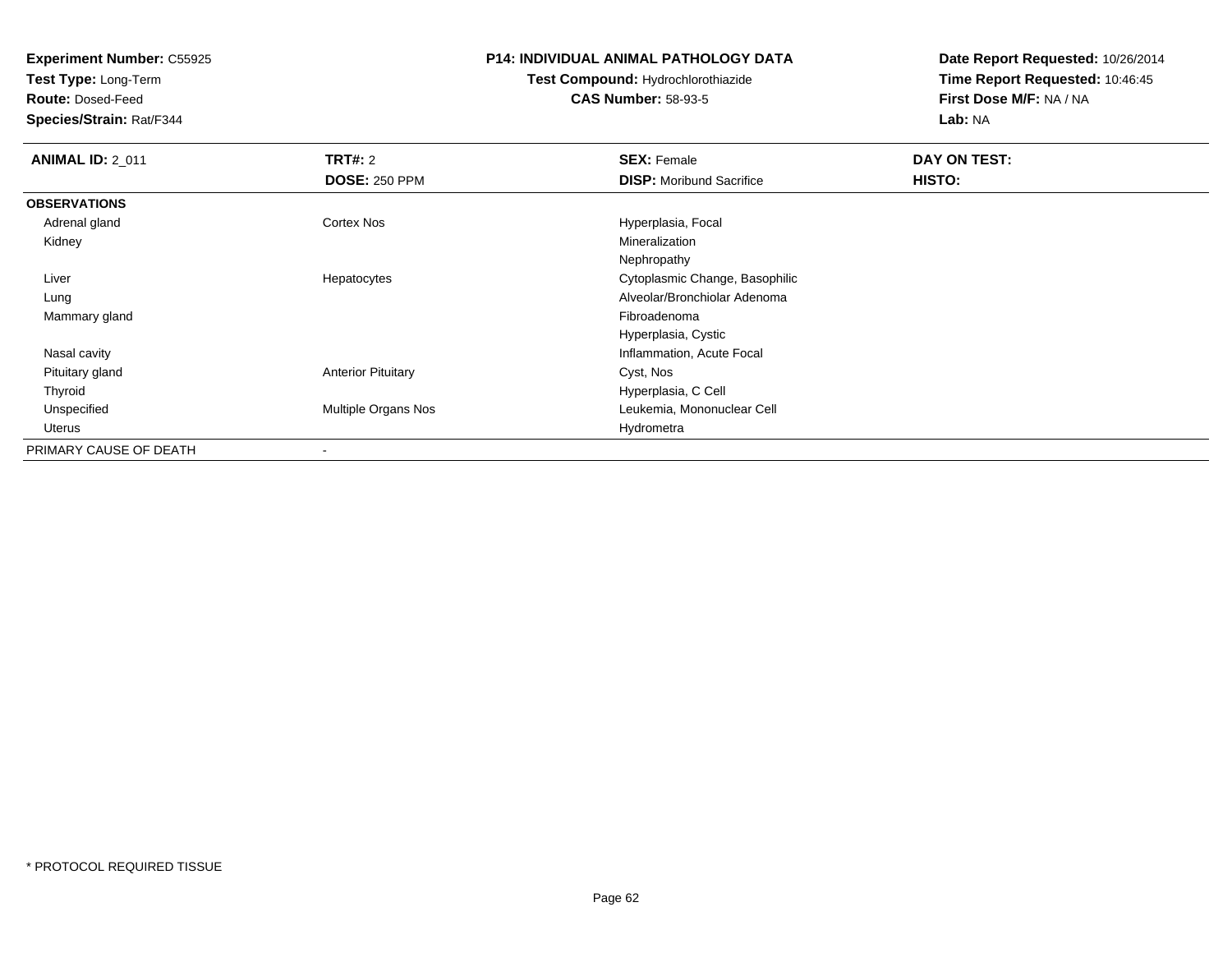**Experiment Number:** C55925
**Test Type:** Long-Term
**Route:** Dosed-Feed
**Species/Strain:** Rat/F344

**P14: INDIVIDUAL ANIMAL PATHOLOGY DATA**
**Test Compound:** Hydrochlorothiazide
**CAS Number:** 58-93-5

**Date Report Requested:** 10/26/2014
**Time Report Requested:** 10:46:45
**First Dose M/F:** NA / NA
**Lab:** NA

| **ANIMAL ID:** 2_011 | **TRT#:** 2 | **SEX:** Female | **DAY ON TEST:** |
|---|---|---|---|
| | **DOSE:** 250 PPM | **DISP:** Moribund Sacrifice | **HISTO:** |
| **OBSERVATIONS** | | | |
| Adrenal gland | Cortex Nos | Hyperplasia, Focal | |
| Kidney | | Mineralization | |
| | | Nephropathy | |
| Liver | Hepatocytes | Cytoplasmic Change, Basophilic | |
| Lung | | Alveolar/Bronchiolar Adenoma | |
| Mammary gland | | Fibroadenoma | |
| | | Hyperplasia, Cystic | |
| Nasal cavity | | Inflammation, Acute Focal | |
| Pituitary gland | Anterior Pituitary | Cyst, Nos | |
| Thyroid | | Hyperplasia, C Cell | |
| Unspecified | Multiple Organs Nos | Leukemia, Mononuclear Cell | |
| Uterus | | Hydrometra | |
| PRIMARY CAUSE OF DEATH | - | | |

* PROTOCOL REQUIRED TISSUE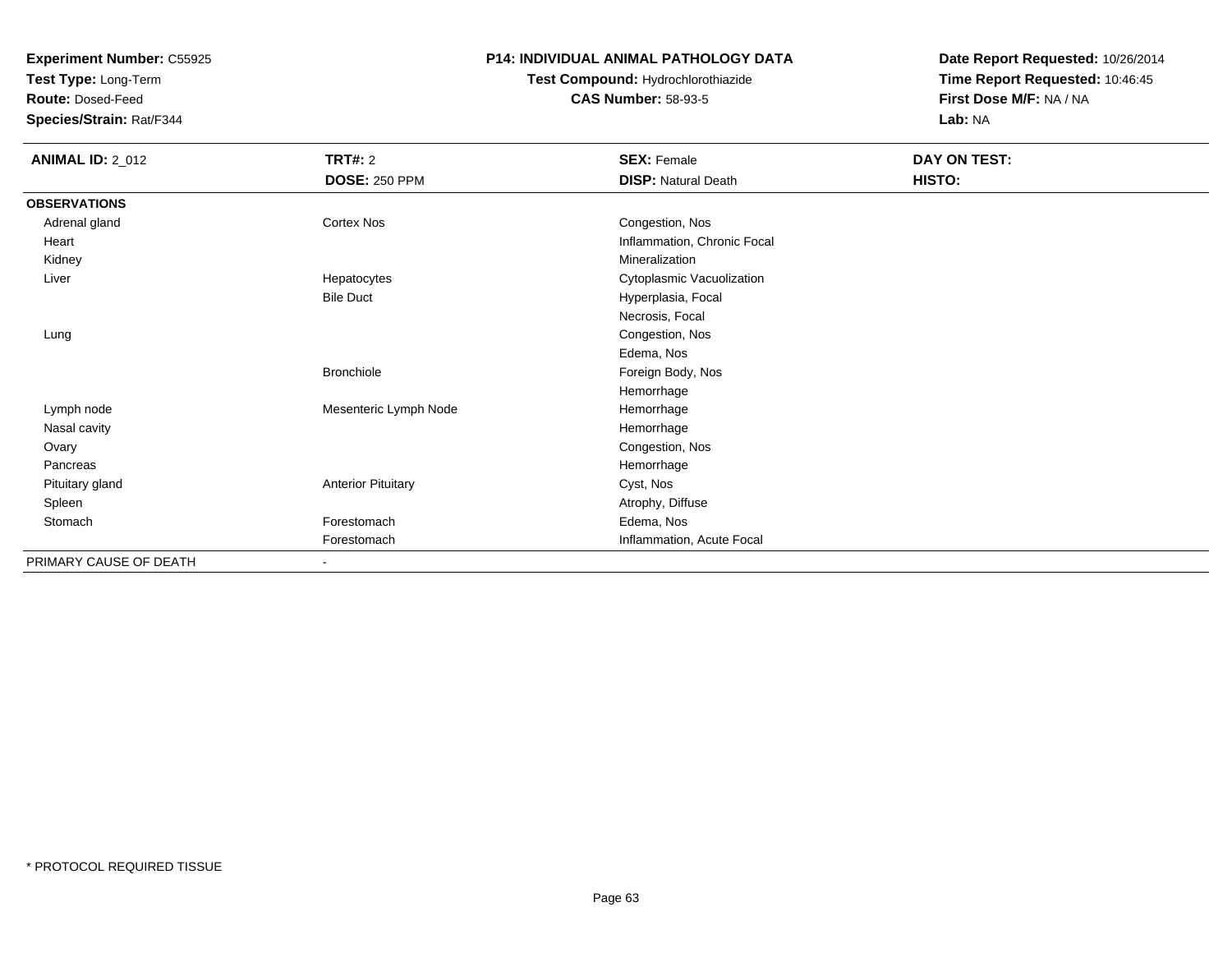**Experiment Number:** C55925
**Test Type:** Long-Term
**Route:** Dosed-Feed
**Species/Strain:** Rat/F344

**P14: INDIVIDUAL ANIMAL PATHOLOGY DATA**
**Test Compound:** Hydrochlorothiazide
**CAS Number:** 58-93-5

**Date Report Requested:** 10/26/2014
**Time Report Requested:** 10:46:45
**First Dose M/F:** NA / NA
**Lab:** NA

| **ANIMAL ID:** 2_012 | **TRT#:** 2 | **SEX:** Female | **DAY ON TEST:** |
|---|---|---|---|
| | **DOSE:** 250 PPM | **DISP:** Natural Death | **HISTO:** |
| **OBSERVATIONS** | | | |
| Adrenal gland | Cortex Nos | Congestion, Nos | |
| Heart | | Inflammation, Chronic Focal | |
| Kidney | | Mineralization | |
| Liver | Hepatocytes | Cytoplasmic Vacuolization | |
| | Bile Duct | Hyperplasia, Focal | |
| | | Necrosis, Focal | |
| Lung | | Congestion, Nos | |
| | | Edema, Nos | |
| | Bronchiole | Foreign Body, Nos | |
| | | Hemorrhage | |
| Lymph node | Mesenteric Lymph Node | Hemorrhage | |
| Nasal cavity | | Hemorrhage | |
| Ovary | | Congestion, Nos | |
| Pancreas | | Hemorrhage | |
| Pituitary gland | Anterior Pituitary | Cyst, Nos | |
| Spleen | | Atrophy, Diffuse | |
| Stomach | Forestomach | Edema, Nos | |
| | Forestomach | Inflammation, Acute Focal | |
| PRIMARY CAUSE OF DEATH | - | | |

\* PROTOCOL REQUIRED TISSUE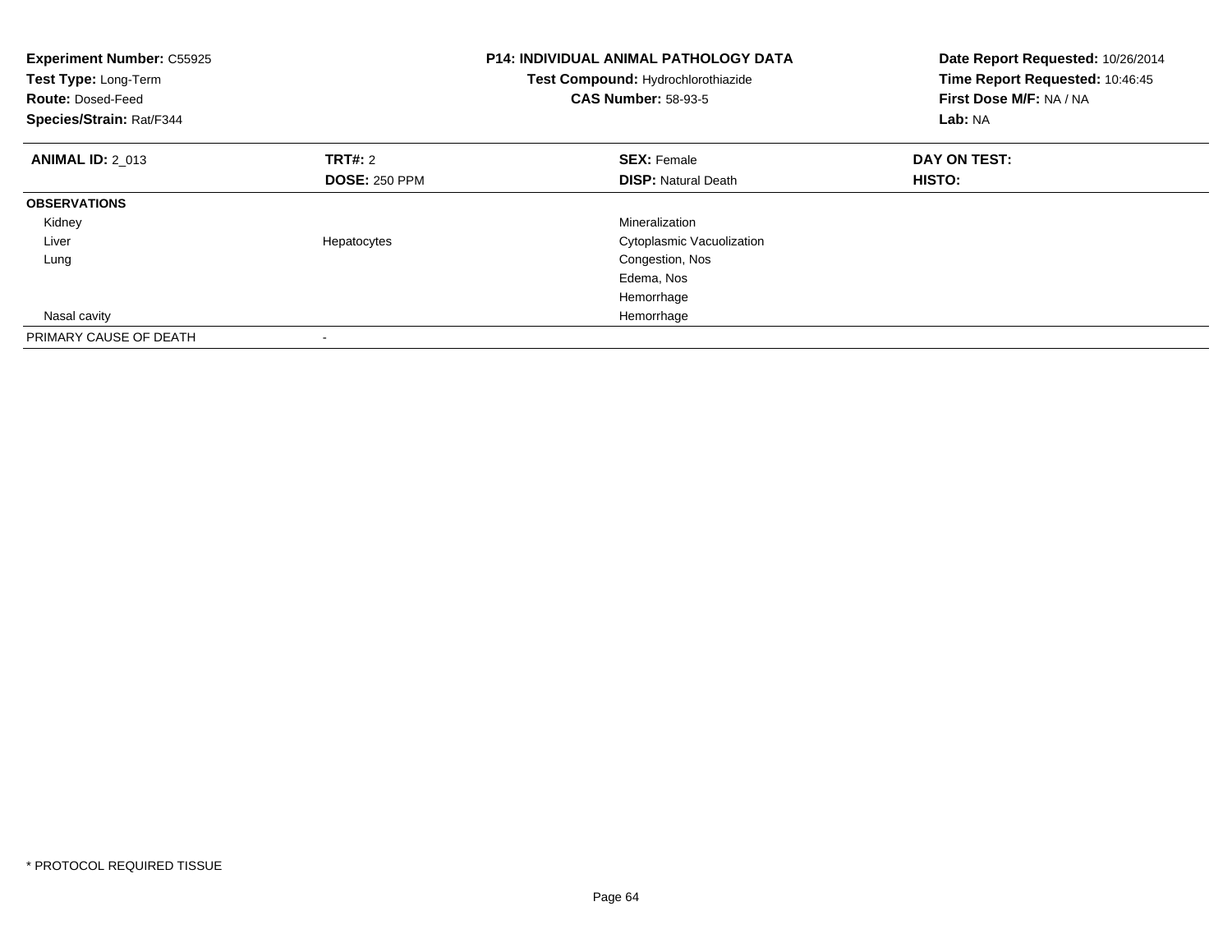**Experiment Number:** C55925
**Test Type:** Long-Term
**Route:** Dosed-Feed
**Species/Strain:** Rat/F344

**P14: INDIVIDUAL ANIMAL PATHOLOGY DATA**
**Test Compound:** Hydrochlorothiazide
**CAS Number:** 58-93-5

**Date Report Requested:** 10/26/2014
**Time Report Requested:** 10:46:45
**First Dose M/F:** NA / NA
**Lab:** NA

| **ANIMAL ID:** 2_013 | **TRT#:** 2 | **SEX:** Female | **DAY ON TEST:** |
|---|---|---|---|
| | **DOSE:** 250 PPM | **DISP:** Natural Death | **HISTO:** |
| **OBSERVATIONS** | | | |
| Kidney | | Mineralization | |
| Liver | Hepatocytes | Cytoplasmic Vacuolization | |
| Lung | | Congestion, Nos | |
| | | Edema, Nos | |
| | | Hemorrhage | |
| Nasal cavity | | Hemorrhage | |
| PRIMARY CAUSE OF DEATH | - | | |

* PROTOCOL REQUIRED TISSUE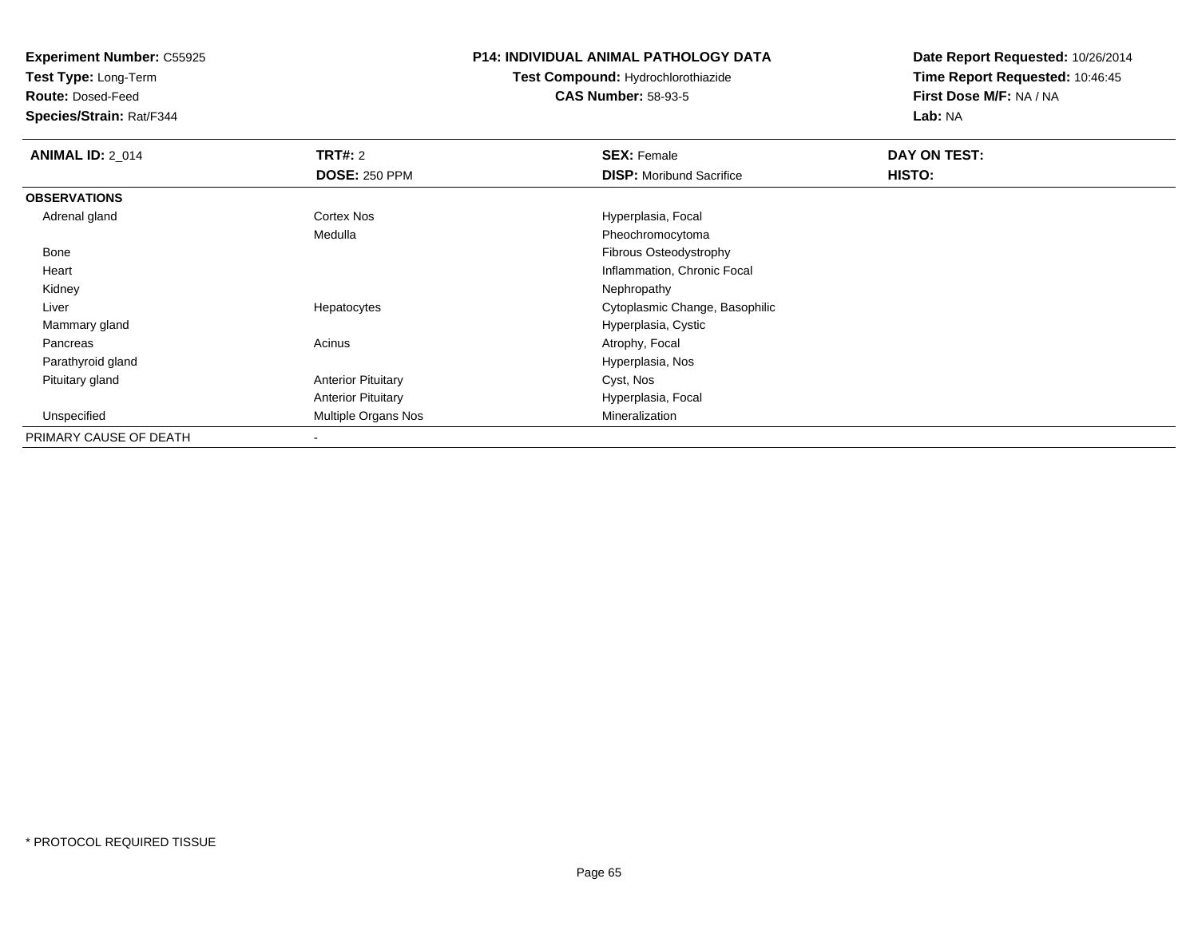**Experiment Number:** C55925
**Test Type:** Long-Term
**Route:** Dosed-Feed
**Species/Strain:** Rat/F344

**P14: INDIVIDUAL ANIMAL PATHOLOGY DATA**
**Test Compound:** Hydrochlorothiazide
**CAS Number:** 58-93-5

**Date Report Requested:** 10/26/2014
**Time Report Requested:** 10:46:45
**First Dose M/F:** NA / NA
**Lab:** NA

| **ANIMAL ID:** 2_014 | **TRT#:** 2 | **SEX:** Female | **DAY ON TEST:** |
|---|---|---|---|
| | **DOSE:** 250 PPM | **DISP:** Moribund Sacrifice | **HISTO:** |
| **OBSERVATIONS** | | | |
| Adrenal gland | Cortex Nos | Hyperplasia, Focal | |
| | Medulla | Pheochromocytoma | |
| Bone | | Fibrous Osteodystrophy | |
| Heart | | Inflammation, Chronic Focal | |
| Kidney | | Nephropathy | |
| Liver | Hepatocytes | Cytoplasmic Change, Basophilic | |
| Mammary gland | | Hyperplasia, Cystic | |
| Pancreas | Acinus | Atrophy, Focal | |
| Parathyroid gland | | Hyperplasia, Nos | |
| Pituitary gland | Anterior Pituitary | Cyst, Nos | |
| | Anterior Pituitary | Hyperplasia, Focal | |
| Unspecified | Multiple Organs Nos | Mineralization | |
| PRIMARY CAUSE OF DEATH | - | | |

* PROTOCOL REQUIRED TISSUE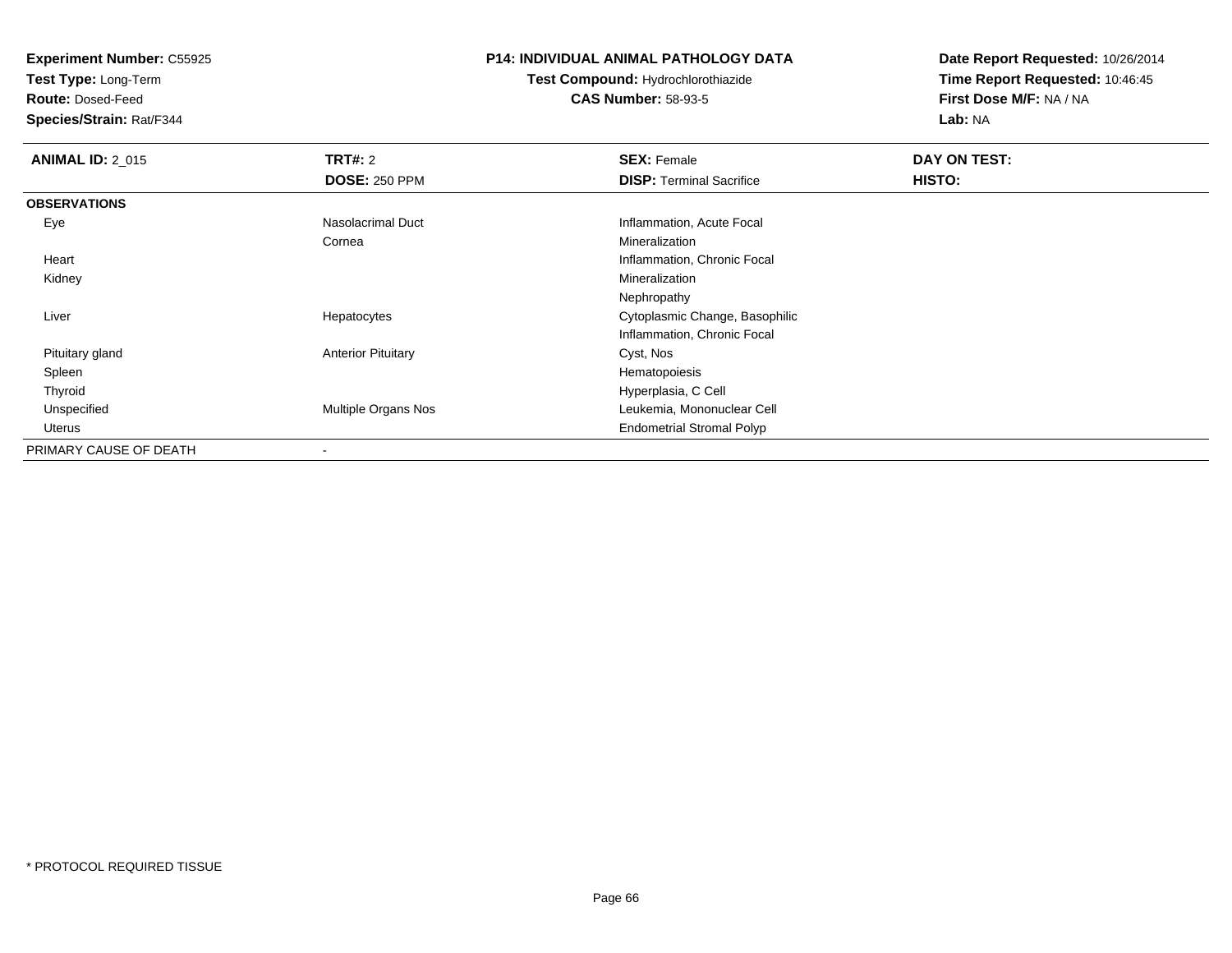**Experiment Number:** C55925
**Test Type:** Long-Term
**Route:** Dosed-Feed
**Species/Strain:** Rat/F344

**P14: INDIVIDUAL ANIMAL PATHOLOGY DATA**
**Test Compound:** Hydrochlorothiazide
**CAS Number:** 58-93-5

**Date Report Requested:** 10/26/2014
**Time Report Requested:** 10:46:45
**First Dose M/F:** NA / NA
**Lab:** NA

| **ANIMAL ID:** 2_015 | **TRT#:** 2 | **SEX:** Female | **DAY ON TEST:** |
|---|---|---|---|
| | **DOSE:** 250 PPM | **DISP:** Terminal Sacrifice | **HISTO:** |
| **OBSERVATIONS** | | | |
| Eye | Nasolacrimal Duct | Inflammation, Acute Focal | |
| | Cornea | Mineralization | |
| Heart | | Inflammation, Chronic Focal | |
| Kidney | | Mineralization | |
| | | Nephropathy | |
| Liver | Hepatocytes | Cytoplasmic Change, Basophilic | |
| | | Inflammation, Chronic Focal | |
| Pituitary gland | Anterior Pituitary | Cyst, Nos | |
| Spleen | | Hematopoiesis | |
| Thyroid | | Hyperplasia, C Cell | |
| Unspecified | Multiple Organs Nos | Leukemia, Mononuclear Cell | |
| Uterus | | Endometrial Stromal Polyp | |
| PRIMARY CAUSE OF DEATH | - | | |

* PROTOCOL REQUIRED TISSUE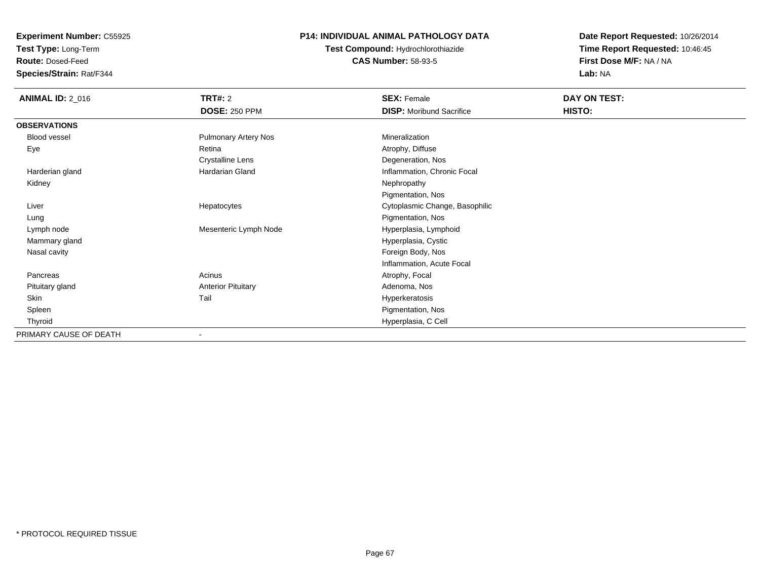**Experiment Number:** C55925
**Test Type:** Long-Term
**Route:** Dosed-Feed
**Species/Strain:** Rat/F344

**P14: INDIVIDUAL ANIMAL PATHOLOGY DATA**
**Test Compound:** Hydrochlorothiazide
**CAS Number:** 58-93-5

**Date Report Requested:** 10/26/2014
**Time Report Requested:** 10:46:45
**First Dose M/F:** NA / NA
**Lab:** NA

| **ANIMAL ID:** 2_016 | **TRT#:** 2 | **SEX:** Female | **DAY ON TEST:** |
|---|---|---|---|
| | **DOSE:** 250 PPM | **DISP:** Moribund Sacrifice | **HISTO:** |
| **OBSERVATIONS** | | | |
| Blood vessel | Pulmonary Artery Nos | Mineralization | |
| Eye | Retina | Atrophy, Diffuse | |
| | Crystalline Lens | Degeneration, Nos | |
| Harderian gland | Hardarian Gland | Inflammation, Chronic Focal | |
| Kidney | | Nephropathy | |
| | | Pigmentation, Nos | |
| Liver | Hepatocytes | Cytoplasmic Change, Basophilic | |
| Lung | | Pigmentation, Nos | |
| Lymph node | Mesenteric Lymph Node | Hyperplasia, Lymphoid | |
| Mammary gland | | Hyperplasia, Cystic | |
| Nasal cavity | | Foreign Body, Nos | |
| | | Inflammation, Acute Focal | |
| Pancreas | Acinus | Atrophy, Focal | |
| Pituitary gland | Anterior Pituitary | Adenoma, Nos | |
| Skin | Tail | Hyperkeratosis | |
| Spleen | | Pigmentation, Nos | |
| Thyroid | | Hyperplasia, C Cell | |
| PRIMARY CAUSE OF DEATH | - | | |

* PROTOCOL REQUIRED TISSUE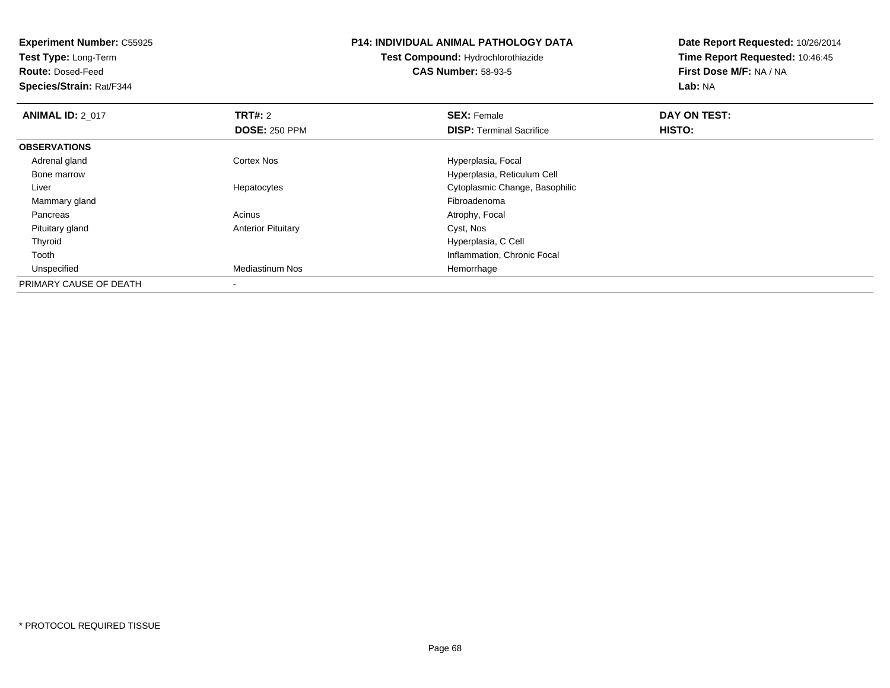**Experiment Number:** C55925
**Test Type:** Long-Term
**Route:** Dosed-Feed
**Species/Strain:** Rat/F344

**P14: INDIVIDUAL ANIMAL PATHOLOGY DATA**
**Test Compound:** Hydrochlorothiazide
**CAS Number:** 58-93-5

**Date Report Requested:** 10/26/2014
**Time Report Requested:** 10:46:45
**First Dose M/F:** NA / NA
**Lab:** NA

| **ANIMAL ID:** 2_017 | **TRT#:** 2 | **SEX:** Female | **DAY ON TEST:** |
|---|---|---|---|
| | **DOSE:** 250 PPM | **DISP:** Terminal Sacrifice | **HISTO:** |
| **OBSERVATIONS** | | | |
| Adrenal gland | Cortex Nos | Hyperplasia, Focal | |
| Bone marrow | | Hyperplasia, Reticulum Cell | |
| Liver | Hepatocytes | Cytoplasmic Change, Basophilic | |
| Mammary gland | | Fibroadenoma | |
| Pancreas | Acinus | Atrophy, Focal | |
| Pituitary gland | Anterior Pituitary | Cyst, Nos | |
| Thyroid | | Hyperplasia, C Cell | |
| Tooth | | Inflammation, Chronic Focal | |
| Unspecified | Mediastinum Nos | Hemorrhage | |
| PRIMARY CAUSE OF DEATH | - | | |

* PROTOCOL REQUIRED TISSUE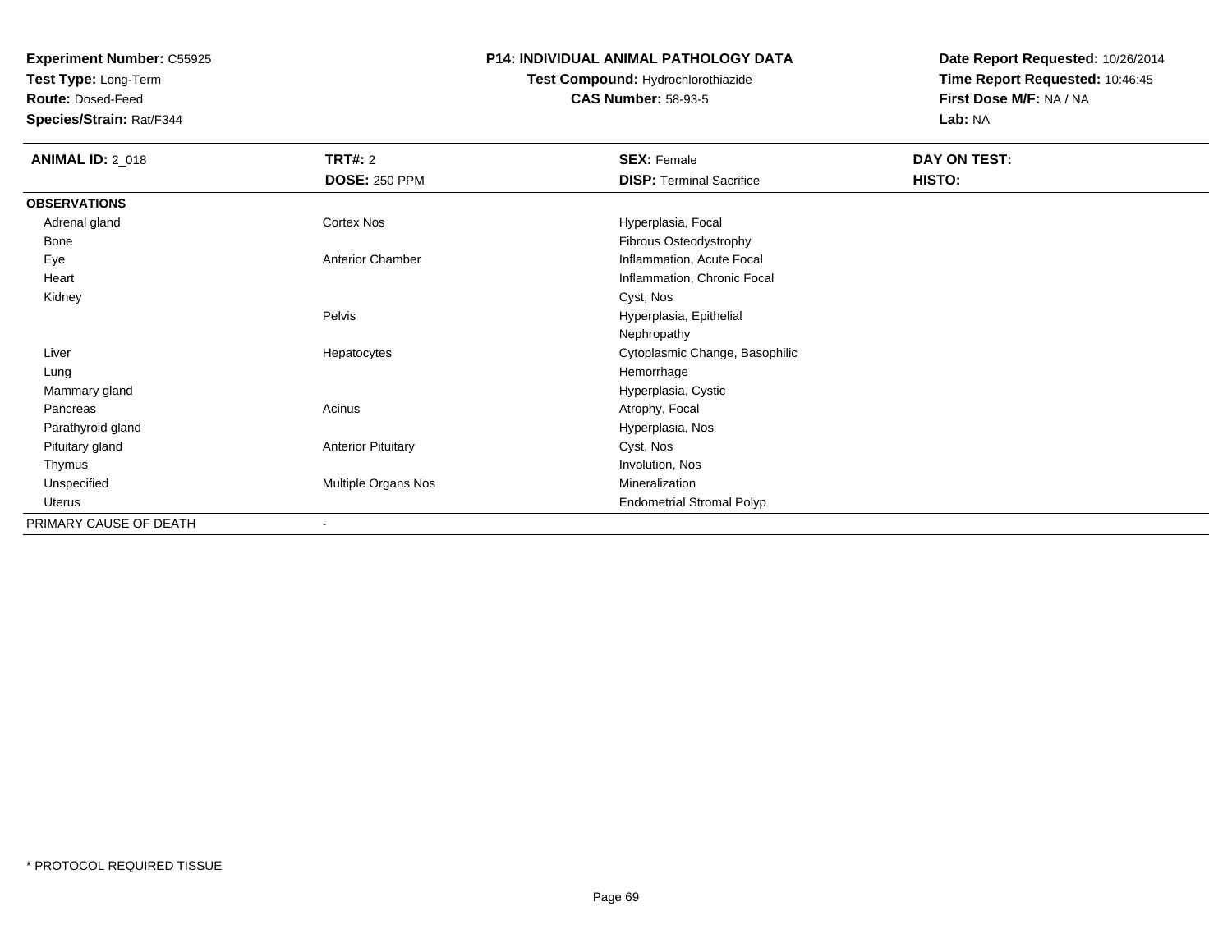**Experiment Number:** C55925
**Test Type:** Long-Term
**Route:** Dosed-Feed
**Species/Strain:** Rat/F344

**P14: INDIVIDUAL ANIMAL PATHOLOGY DATA**
**Test Compound:** Hydrochlorothiazide
**CAS Number:** 58-93-5

**Date Report Requested:** 10/26/2014
**Time Report Requested:** 10:46:45
**First Dose M/F:** NA / NA
**Lab:** NA

| **ANIMAL ID:** 2_018 | **TRT#:** 2 | **SEX:** Female | **DAY ON TEST:** |
|---|---|---|---|
| | **DOSE:** 250 PPM | **DISP:** Terminal Sacrifice | **HISTO:** |
| **OBSERVATIONS** | | | |
| Adrenal gland | Cortex Nos | Hyperplasia, Focal | |
| Bone | | Fibrous Osteodystrophy | |
| Eye | Anterior Chamber | Inflammation, Acute Focal | |
| Heart | | Inflammation, Chronic Focal | |
| Kidney | | Cyst, Nos | |
| | Pelvis | Hyperplasia, Epithelial | |
| | | Nephropathy | |
| Liver | Hepatocytes | Cytoplasmic Change, Basophilic | |
| Lung | | Hemorrhage | |
| Mammary gland | | Hyperplasia, Cystic | |
| Pancreas | Acinus | Atrophy, Focal | |
| Parathyroid gland | | Hyperplasia, Nos | |
| Pituitary gland | Anterior Pituitary | Cyst, Nos | |
| Thymus | | Involution, Nos | |
| Unspecified | Multiple Organs Nos | Mineralization | |
| Uterus | | Endometrial Stromal Polyp | |
| PRIMARY CAUSE OF DEATH | - | | |

* PROTOCOL REQUIRED TISSUE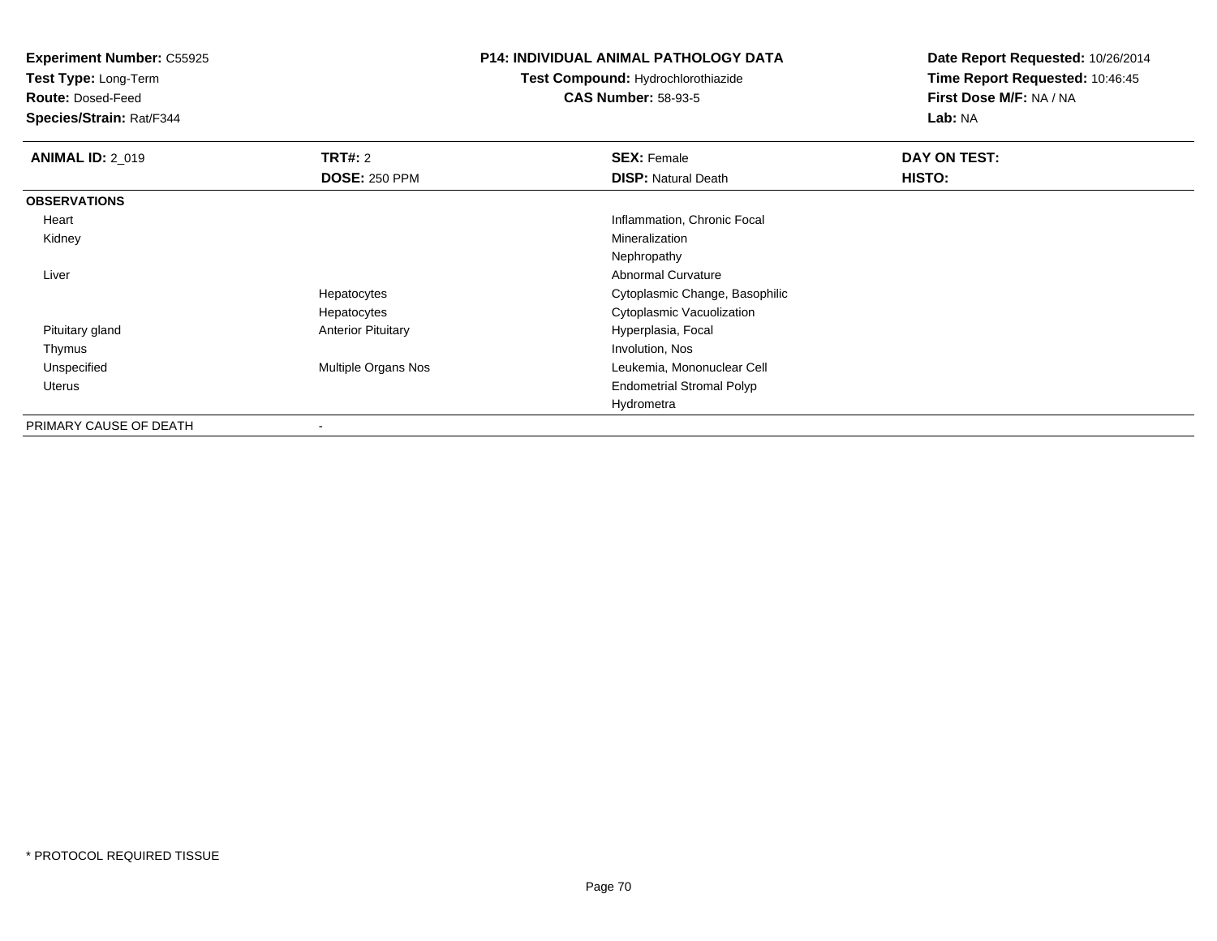**Experiment Number:** C55925
**Test Type:** Long-Term
**Route:** Dosed-Feed
**Species/Strain:** Rat/F344

**P14: INDIVIDUAL ANIMAL PATHOLOGY DATA**
**Test Compound:** Hydrochlorothiazide
**CAS Number:** 58-93-5

**Date Report Requested:** 10/26/2014
**Time Report Requested:** 10:46:45
**First Dose M/F:** NA / NA
**Lab:** NA

| **ANIMAL ID:** 2_019 | **TRT#:** 2 | **SEX:** Female | **DAY ON TEST:** |
|---|---|---|---|
| | **DOSE:** 250 PPM | **DISP:** Natural Death | **HISTO:** |
| **OBSERVATIONS** | | | |
| Heart | | Inflammation, Chronic Focal | |
| Kidney | | Mineralization | |
| | | Nephropathy | |
| Liver | | Abnormal Curvature | |
| | Hepatocytes | Cytoplasmic Change, Basophilic | |
| | Hepatocytes | Cytoplasmic Vacuolization | |
| Pituitary gland | Anterior Pituitary | Hyperplasia, Focal | |
| Thymus | | Involution, Nos | |
| Unspecified | Multiple Organs Nos | Leukemia, Mononuclear Cell | |
| Uterus | | Endometrial Stromal Polyp | |
| | | Hydrometra | |
| PRIMARY CAUSE OF DEATH | - | | |

* PROTOCOL REQUIRED TISSUE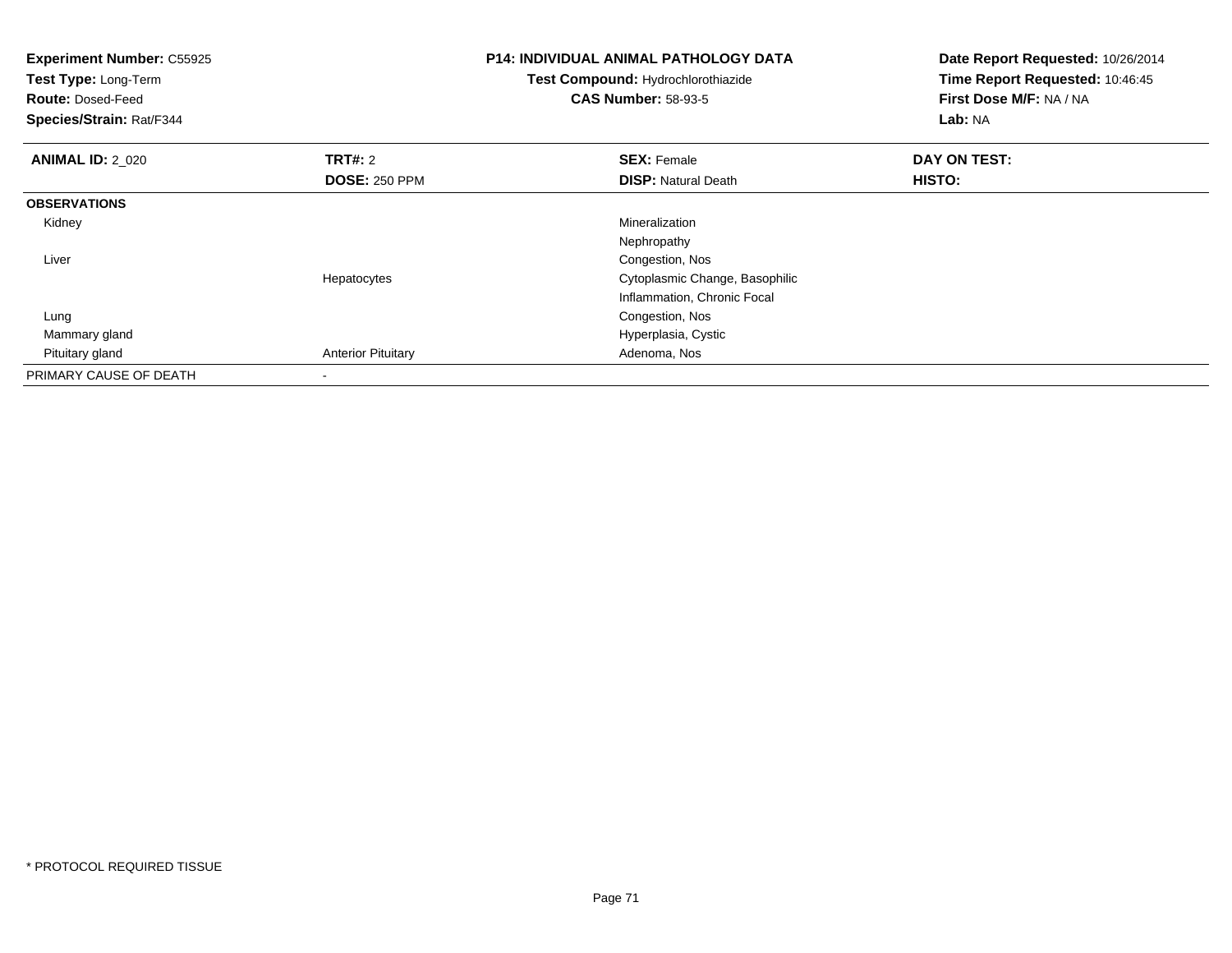**Experiment Number:** C55925
**Test Type:** Long-Term
**Route:** Dosed-Feed
**Species/Strain:** Rat/F344

**P14: INDIVIDUAL ANIMAL PATHOLOGY DATA**
**Test Compound:** Hydrochlorothiazide
**CAS Number:** 58-93-5

**Date Report Requested:** 10/26/2014
**Time Report Requested:** 10:46:45
**First Dose M/F:** NA / NA
**Lab:** NA

| **ANIMAL ID:** 2_020 | **TRT#:** 2 | **SEX:** Female | **DAY ON TEST:** |
|---|---|---|---|
| | **DOSE:** 250 PPM | **DISP:** Natural Death | **HISTO:** |
| **OBSERVATIONS** | | | |
| Kidney | | Mineralization | |
| | | Nephropathy | |
| Liver | | Congestion, Nos | |
| | Hepatocytes | Cytoplasmic Change, Basophilic | |
| | | Inflammation, Chronic Focal | |
| Lung | | Congestion, Nos | |
| Mammary gland | | Hyperplasia, Cystic | |
| Pituitary gland | Anterior Pituitary | Adenoma, Nos | |
| PRIMARY CAUSE OF DEATH | - | | |

\* PROTOCOL REQUIRED TISSUE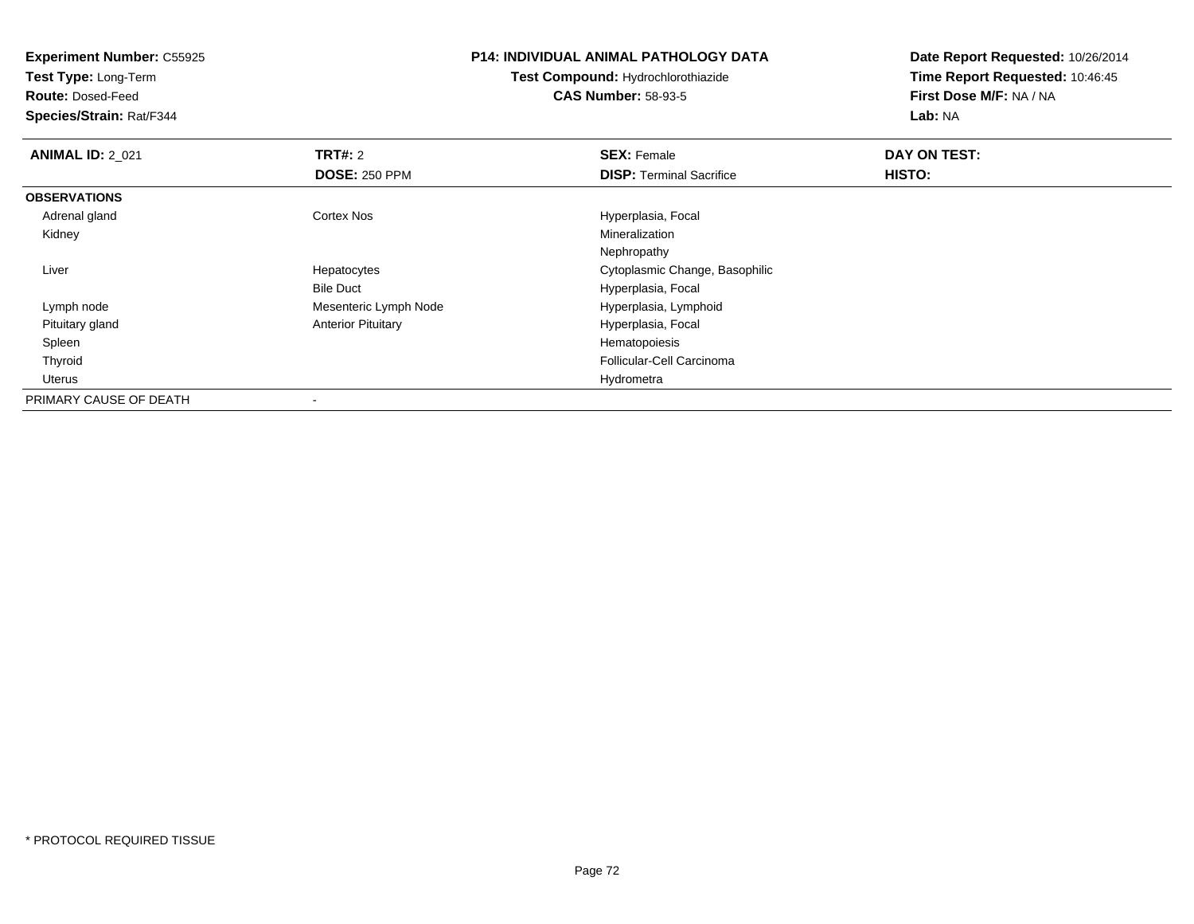**Experiment Number:** C55925
**Test Type:** Long-Term
**Route:** Dosed-Feed
**Species/Strain:** Rat/F344

# P14: INDIVIDUAL ANIMAL PATHOLOGY DATA

**Test Compound:** Hydrochlorothiazide
**CAS Number:** 58-93-5

**Date Report Requested:** 10/26/2014
**Time Report Requested:** 10:46:45
**First Dose M/F:** NA / NA
**Lab:** NA

| **ANIMAL ID:** 2_021 | **TRT#:** 2 | **SEX:** Female | **DAY ON TEST:** |
|---|---|---|---|
| | **DOSE:** 250 PPM | **DISP:** Terminal Sacrifice | **HISTO:** |
| **OBSERVATIONS** | | | |
| Adrenal gland | Cortex Nos | Hyperplasia, Focal | |
| Kidney | | Mineralization | |
| | | Nephropathy | |
| Liver | Hepatocytes | Cytoplasmic Change, Basophilic | |
| | Bile Duct | Hyperplasia, Focal | |
| Lymph node | Mesenteric Lymph Node | Hyperplasia, Lymphoid | |
| Pituitary gland | Anterior Pituitary | Hyperplasia, Focal | |
| Spleen | | Hematopoiesis | |
| Thyroid | | Follicular-Cell Carcinoma | |
| Uterus | | Hydrometra | |
| PRIMARY CAUSE OF DEATH | - | | |

* PROTOCOL REQUIRED TISSUE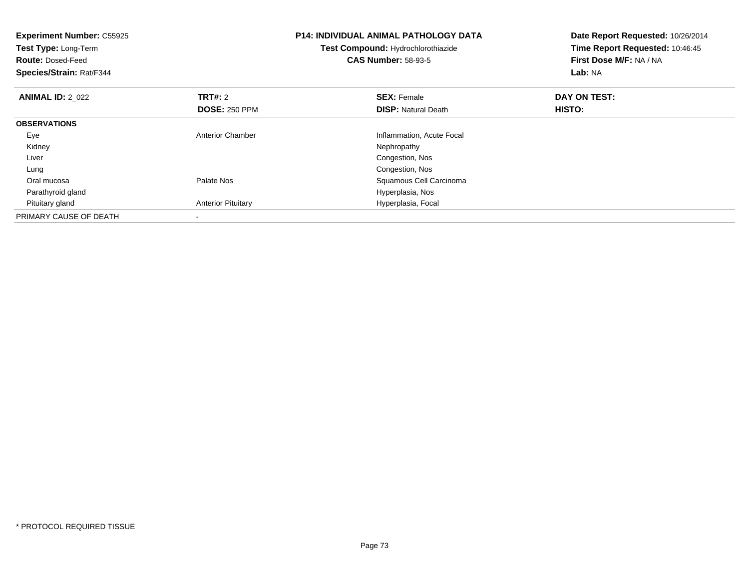**Experiment Number:** C55925
**Test Type:** Long-Term
**Route:** Dosed-Feed
**Species/Strain:** Rat/F344

**P14: INDIVIDUAL ANIMAL PATHOLOGY DATA**
**Test Compound:** Hydrochlorothiazide
**CAS Number:** 58-93-5

**Date Report Requested:** 10/26/2014
**Time Report Requested:** 10:46:45
**First Dose M/F:** NA / NA
**Lab:** NA

| **ANIMAL ID:** 2_022 | **TRT#:** 2 | **SEX:** Female | **DAY ON TEST:** |
|---|---|---|---|
| | **DOSE:** 250 PPM | **DISP:** Natural Death | **HISTO:** |
| **OBSERVATIONS** | | | |
| Eye | Anterior Chamber | Inflammation, Acute Focal | |
| Kidney | | Nephropathy | |
| Liver | | Congestion, Nos | |
| Lung | | Congestion, Nos | |
| Oral mucosa | Palate Nos | Squamous Cell Carcinoma | |
| Parathyroid gland | | Hyperplasia, Nos | |
| Pituitary gland | Anterior Pituitary | Hyperplasia, Focal | |
| PRIMARY CAUSE OF DEATH | - | | |

* PROTOCOL REQUIRED TISSUE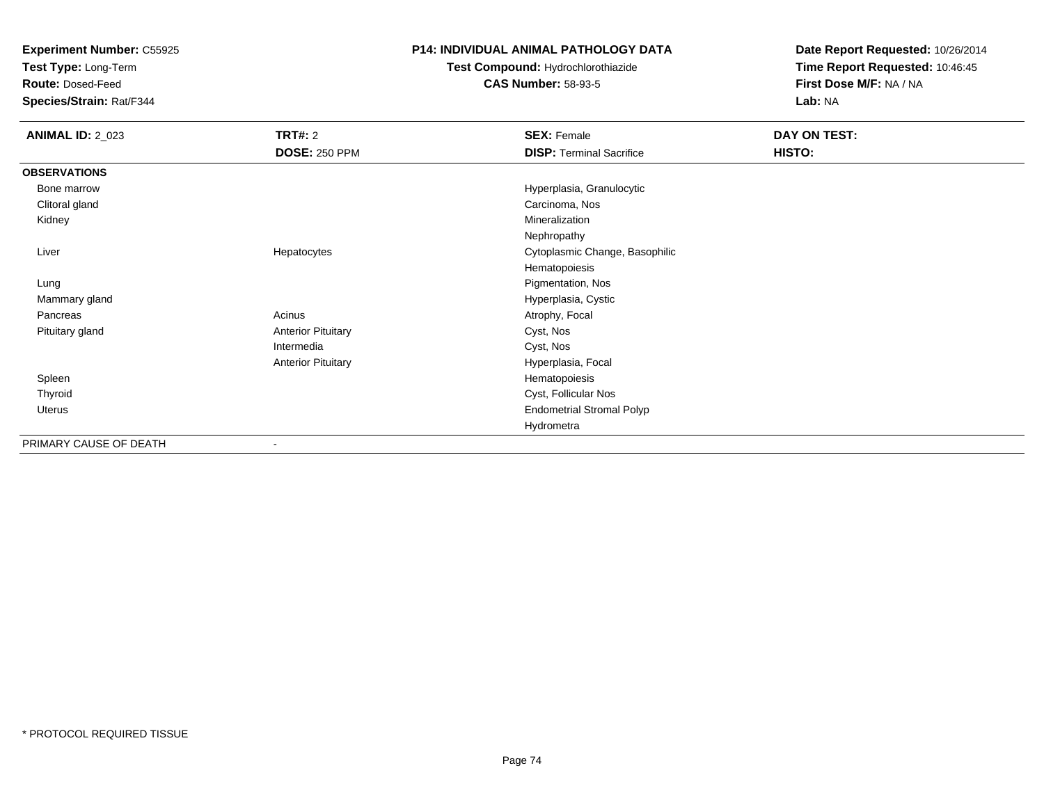**Experiment Number:** C55925
**Test Type:** Long-Term
**Route:** Dosed-Feed
**Species/Strain:** Rat/F344

**P14: INDIVIDUAL ANIMAL PATHOLOGY DATA**
**Test Compound:** Hydrochlorothiazide
**CAS Number:** 58-93-5

**Date Report Requested:** 10/26/2014
**Time Report Requested:** 10:46:45
**First Dose M/F:** NA / NA
**Lab:** NA

| **ANIMAL ID:** 2_023 | **TRT#:** 2 | **SEX:** Female | **DAY ON TEST:** |
|---|---|---|---|
| | **DOSE:** 250 PPM | **DISP:** Terminal Sacrifice | **HISTO:** |
| **OBSERVATIONS** | | | |
| Bone marrow | | Hyperplasia, Granulocytic | |
| Clitoral gland | | Carcinoma, Nos | |
| Kidney | | Mineralization | |
| | | Nephropathy | |
| Liver | Hepatocytes | Cytoplasmic Change, Basophilic | |
| | | Hematopoiesis | |
| Lung | | Pigmentation, Nos | |
| Mammary gland | | Hyperplasia, Cystic | |
| Pancreas | Acinus | Atrophy, Focal | |
| Pituitary gland | Anterior Pituitary | Cyst, Nos | |
| | Intermedia | Cyst, Nos | |
| | Anterior Pituitary | Hyperplasia, Focal | |
| Spleen | | Hematopoiesis | |
| Thyroid | | Cyst, Follicular Nos | |
| Uterus | | Endometrial Stromal Polyp | |
| | | Hydrometra | |
| PRIMARY CAUSE OF DEATH | - | | |

\* PROTOCOL REQUIRED TISSUE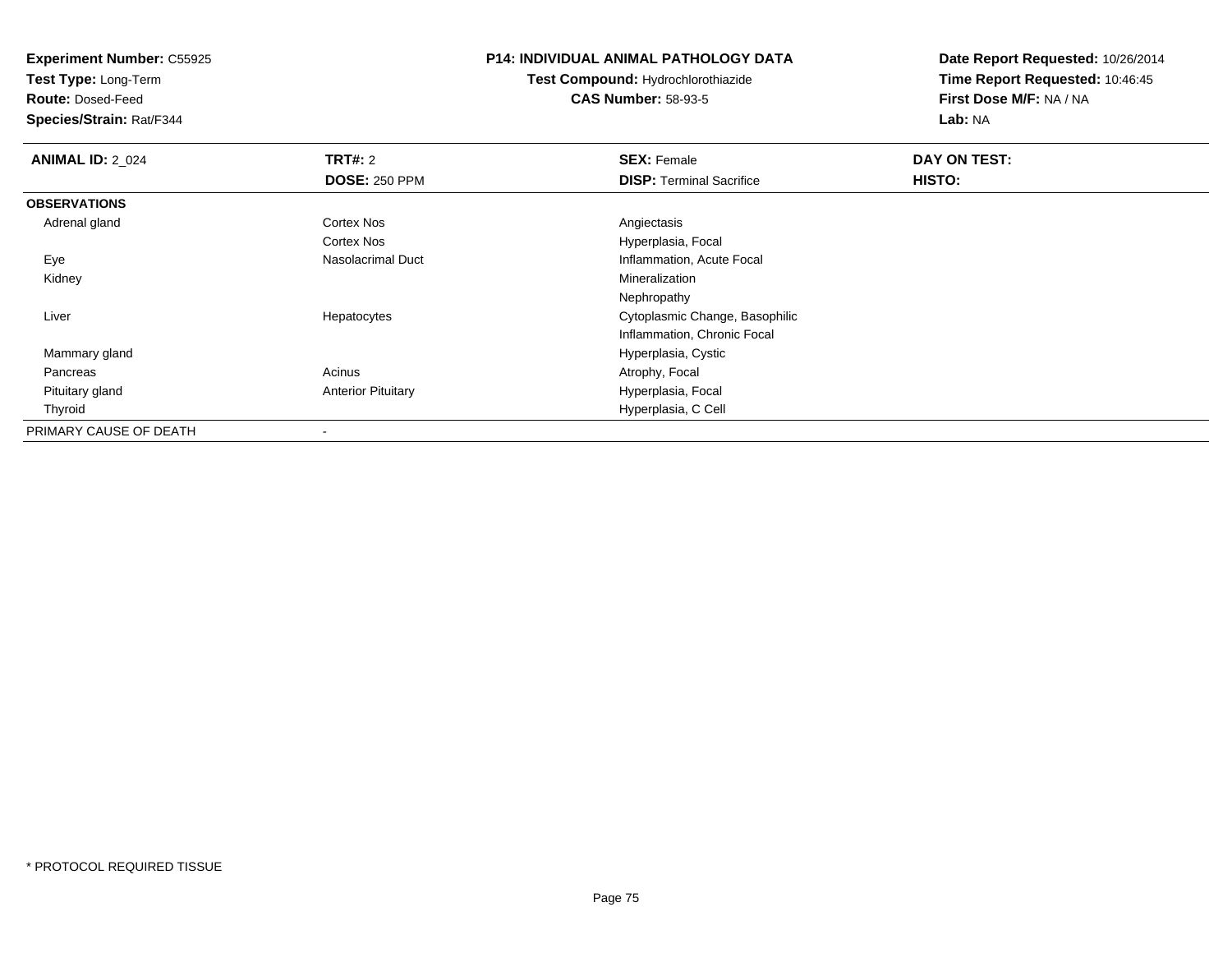**Experiment Number:** C55925
**Test Type:** Long-Term
**Route:** Dosed-Feed
**Species/Strain:** Rat/F344

# P14: INDIVIDUAL ANIMAL PATHOLOGY DATA

**Test Compound:** Hydrochlorothiazide
**CAS Number:** 58-93-5

**Date Report Requested:** 10/26/2014
**Time Report Requested:** 10:46:45
**First Dose M/F:** NA / NA
**Lab:** NA

| **ANIMAL ID:** 2_024 | **TRT#:** 2 | **SEX:** Female | **DAY ON TEST:** |
|---|---|---|---|
| | **DOSE:** 250 PPM | **DISP:** Terminal Sacrifice | **HISTO:** |
| **OBSERVATIONS** | | | |
| Adrenal gland | Cortex Nos | Angiectasis | |
| | Cortex Nos | Hyperplasia, Focal | |
| Eye | Nasolacrimal Duct | Inflammation, Acute Focal | |
| Kidney | | Mineralization | |
| | | Nephropathy | |
| Liver | Hepatocytes | Cytoplasmic Change, Basophilic | |
| | | Inflammation, Chronic Focal | |
| Mammary gland | | Hyperplasia, Cystic | |
| Pancreas | Acinus | Atrophy, Focal | |
| Pituitary gland | Anterior Pituitary | Hyperplasia, Focal | |
| Thyroid | | Hyperplasia, C Cell | |
| PRIMARY CAUSE OF DEATH | - | | |

* PROTOCOL REQUIRED TISSUE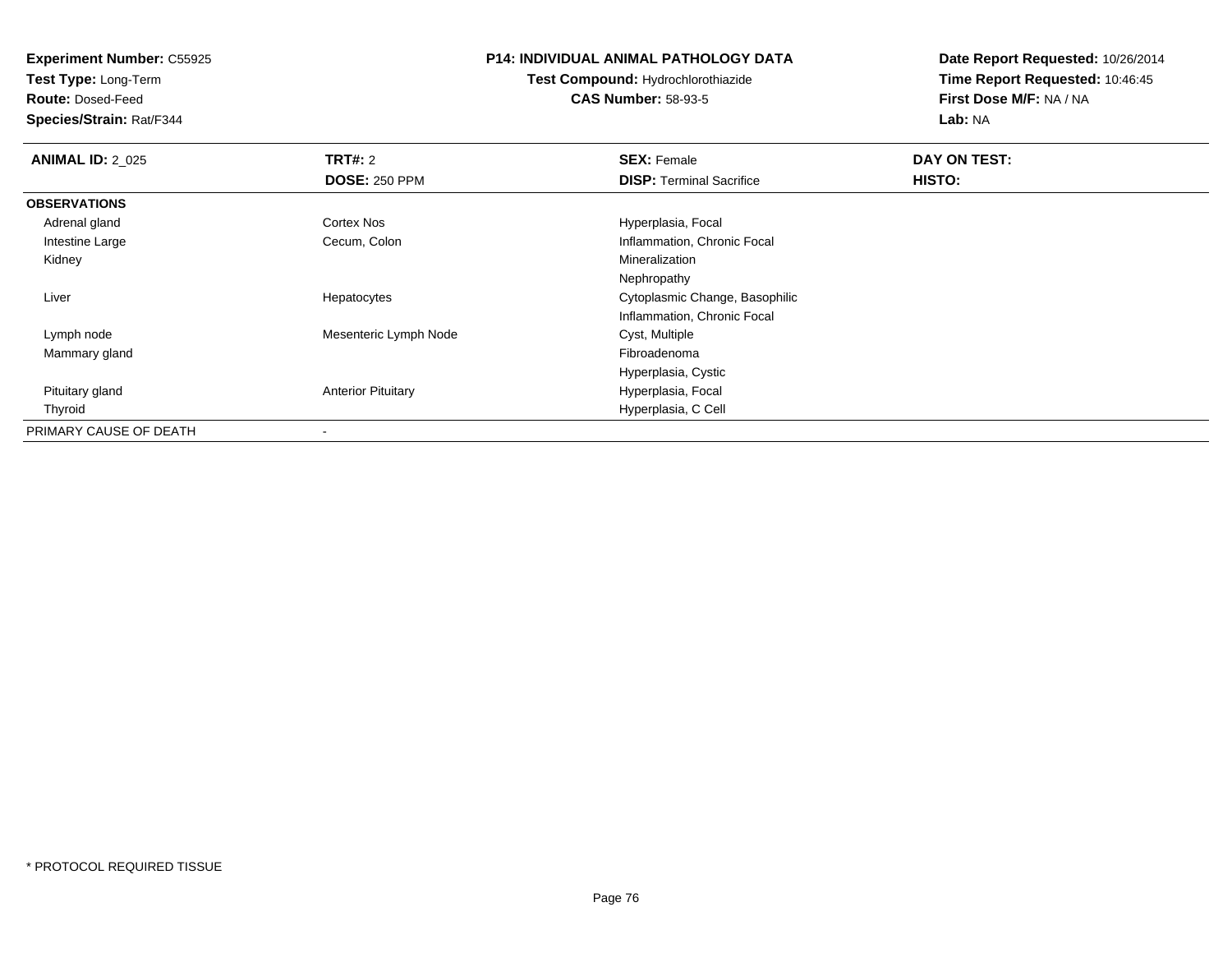**Experiment Number:** C55925
**Test Type:** Long-Term
**Route:** Dosed-Feed
**Species/Strain:** Rat/F344

**P14: INDIVIDUAL ANIMAL PATHOLOGY DATA**
**Test Compound:** Hydrochlorothiazide
**CAS Number:** 58-93-5

**Date Report Requested:** 10/26/2014
**Time Report Requested:** 10:46:45
**First Dose M/F:** NA / NA
**Lab:** NA

| **ANIMAL ID:** 2_025 | **TRT#:** 2 | **SEX:** Female | **DAY ON TEST:** |
|---|---|---|---|
| | **DOSE:** 250 PPM | **DISP:** Terminal Sacrifice | **HISTO:** |
| **OBSERVATIONS** | | | |
| Adrenal gland | Cortex Nos | Hyperplasia, Focal | |
| Intestine Large | Cecum, Colon | Inflammation, Chronic Focal | |
| Kidney | | Mineralization | |
| | | Nephropathy | |
| Liver | Hepatocytes | Cytoplasmic Change, Basophilic | |
| | | Inflammation, Chronic Focal | |
| Lymph node | Mesenteric Lymph Node | Cyst, Multiple | |
| Mammary gland | | Fibroadenoma | |
| | | Hyperplasia, Cystic | |
| Pituitary gland | Anterior Pituitary | Hyperplasia, Focal | |
| Thyroid | | Hyperplasia, C Cell | |
| PRIMARY CAUSE OF DEATH | - | | |

* PROTOCOL REQUIRED TISSUE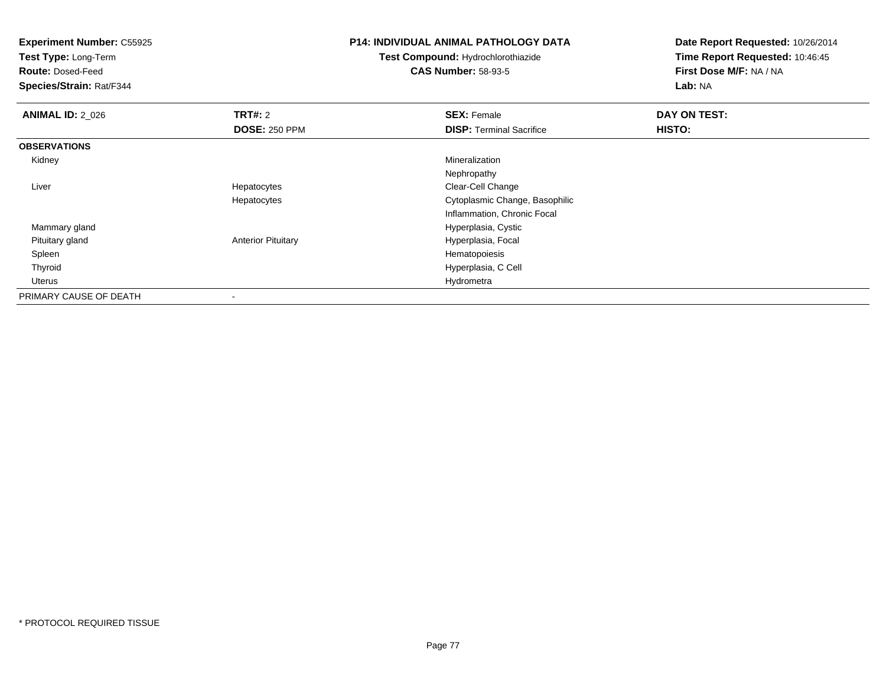**Experiment Number:** C55925
**Test Type:** Long-Term
**Route:** Dosed-Feed
**Species/Strain:** Rat/F344

**P14: INDIVIDUAL ANIMAL PATHOLOGY DATA**
**Test Compound:** Hydrochlorothiazide
**CAS Number:** 58-93-5

**Date Report Requested:** 10/26/2014
**Time Report Requested:** 10:46:45
**First Dose M/F:** NA / NA
**Lab:** NA

| **ANIMAL ID:** 2_026 | **TRT#:** 2 | **SEX:** Female | **DAY ON TEST:** |
|---|---|---|---|
| | **DOSE:** 250 PPM | **DISP:** Terminal Sacrifice | **HISTO:** |
| **OBSERVATIONS** | | | |
| Kidney | | Mineralization | |
| | | Nephropathy | |
| Liver | Hepatocytes | Clear-Cell Change | |
| | Hepatocytes | Cytoplasmic Change, Basophilic | |
| | | Inflammation, Chronic Focal | |
| Mammary gland | | Hyperplasia, Cystic | |
| Pituitary gland | Anterior Pituitary | Hyperplasia, Focal | |
| Spleen | | Hematopoiesis | |
| Thyroid | | Hyperplasia, C Cell | |
| Uterus | | Hydrometra | |
| PRIMARY CAUSE OF DEATH | - | | |

* PROTOCOL REQUIRED TISSUE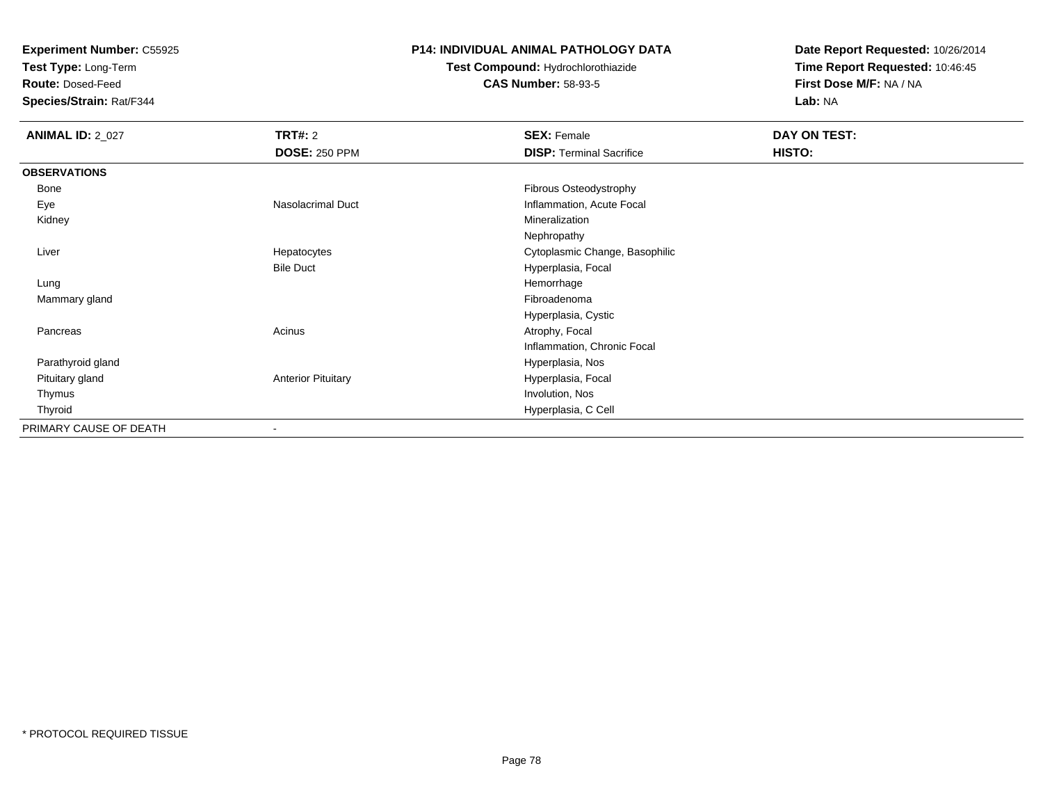**Experiment Number:** C55925
**Test Type:** Long-Term
**Route:** Dosed-Feed
**Species/Strain:** Rat/F344

**P14: INDIVIDUAL ANIMAL PATHOLOGY DATA**
**Test Compound:** Hydrochlorothiazide
**CAS Number:** 58-93-5

**Date Report Requested:** 10/26/2014
**Time Report Requested:** 10:46:45
**First Dose M/F:** NA / NA
**Lab:** NA

| **ANIMAL ID:** 2_027 | **TRT#:** 2 | **SEX:** Female | **DAY ON TEST:** |
|---|---|---|---|
| | **DOSE:** 250 PPM | **DISP:** Terminal Sacrifice | **HISTO:** |
| **OBSERVATIONS** | | | |
| Bone | | Fibrous Osteodystrophy | |
| Eye | Nasolacrimal Duct | Inflammation, Acute Focal | |
| Kidney | | Mineralization | |
| | | Nephropathy | |
| Liver | Hepatocytes | Cytoplasmic Change, Basophilic | |
| | Bile Duct | Hyperplasia, Focal | |
| Lung | | Hemorrhage | |
| Mammary gland | | Fibroadenoma | |
| | | Hyperplasia, Cystic | |
| Pancreas | Acinus | Atrophy, Focal | |
| | | Inflammation, Chronic Focal | |
| Parathyroid gland | | Hyperplasia, Nos | |
| Pituitary gland | Anterior Pituitary | Hyperplasia, Focal | |
| Thymus | | Involution, Nos | |
| Thyroid | | Hyperplasia, C Cell | |
| PRIMARY CAUSE OF DEATH | - | | |

* PROTOCOL REQUIRED TISSUE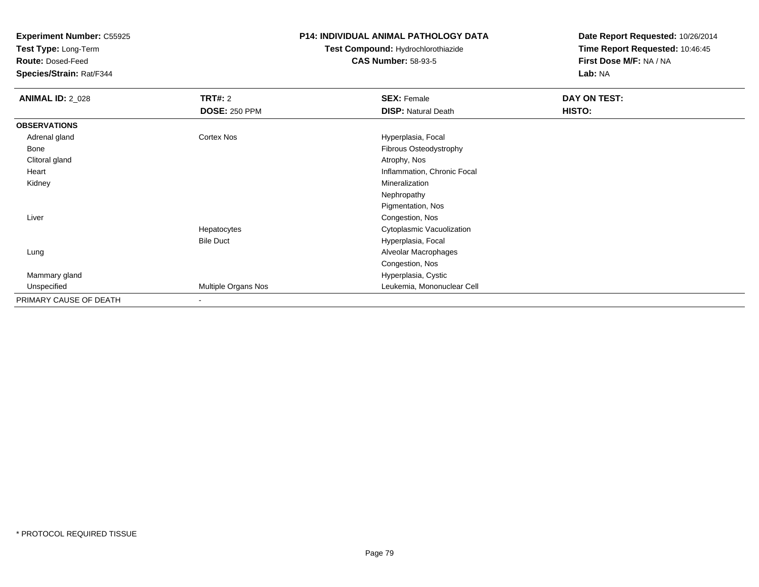**Experiment Number:** C55925
**Test Type:** Long-Term
**Route:** Dosed-Feed
**Species/Strain:** Rat/F344

**P14: INDIVIDUAL ANIMAL PATHOLOGY DATA**
**Test Compound:** Hydrochlorothiazide
**CAS Number:** 58-93-5

**Date Report Requested:** 10/26/2014
**Time Report Requested:** 10:46:45
**First Dose M/F:** NA / NA
**Lab:** NA

| **ANIMAL ID:** 2_028 | **TRT#:** 2 | **SEX:** Female | **DAY ON TEST:** |
|---|---|---|---|
| | **DOSE:** 250 PPM | **DISP:** Natural Death | **HISTO:** |
| **OBSERVATIONS** | | | |
| Adrenal gland | Cortex Nos | Hyperplasia, Focal | |
| Bone | | Fibrous Osteodystrophy | |
| Clitoral gland | | Atrophy, Nos | |
| Heart | | Inflammation, Chronic Focal | |
| Kidney | | Mineralization | |
| | | Nephropathy | |
| | | Pigmentation, Nos | |
| Liver | | Congestion, Nos | |
| | Hepatocytes | Cytoplasmic Vacuolization | |
| | Bile Duct | Hyperplasia, Focal | |
| Lung | | Alveolar Macrophages | |
| | | Congestion, Nos | |
| Mammary gland | | Hyperplasia, Cystic | |
| Unspecified | Multiple Organs Nos | Leukemia, Mononuclear Cell | |
| PRIMARY CAUSE OF DEATH | - | | |

\* PROTOCOL REQUIRED TISSUE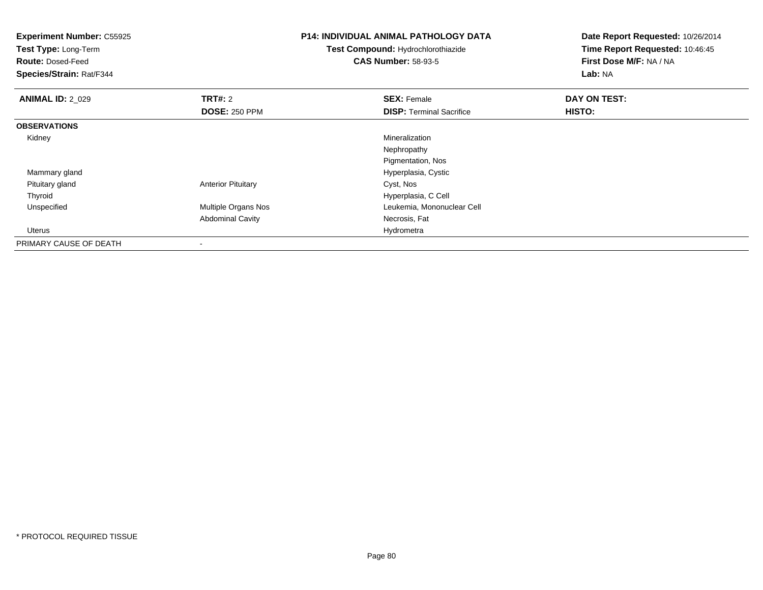**Experiment Number:** C55925
**Test Type:** Long-Term
**Route:** Dosed-Feed
**Species/Strain:** Rat/F344

**P14: INDIVIDUAL ANIMAL PATHOLOGY DATA**
**Test Compound:** Hydrochlorothiazide
**CAS Number:** 58-93-5

**Date Report Requested:** 10/26/2014
**Time Report Requested:** 10:46:45
**First Dose M/F:** NA / NA
**Lab:** NA

| **ANIMAL ID:** 2_029 | **TRT#:** 2 | **SEX:** Female | **DAY ON TEST:** |
|---|---|---|---|
| | **DOSE:** 250 PPM | **DISP:** Terminal Sacrifice | **HISTO:** |
| **OBSERVATIONS** | | | |
| Kidney | | Mineralization | |
| | | Nephropathy | |
| | | Pigmentation, Nos | |
| Mammary gland | | Hyperplasia, Cystic | |
| Pituitary gland | Anterior Pituitary | Cyst, Nos | |
| Thyroid | | Hyperplasia, C Cell | |
| Unspecified | Multiple Organs Nos | Leukemia, Mononuclear Cell | |
| | Abdominal Cavity | Necrosis, Fat | |
| Uterus | | Hydrometra | |
| PRIMARY CAUSE OF DEATH | - | | |

\* PROTOCOL REQUIRED TISSUE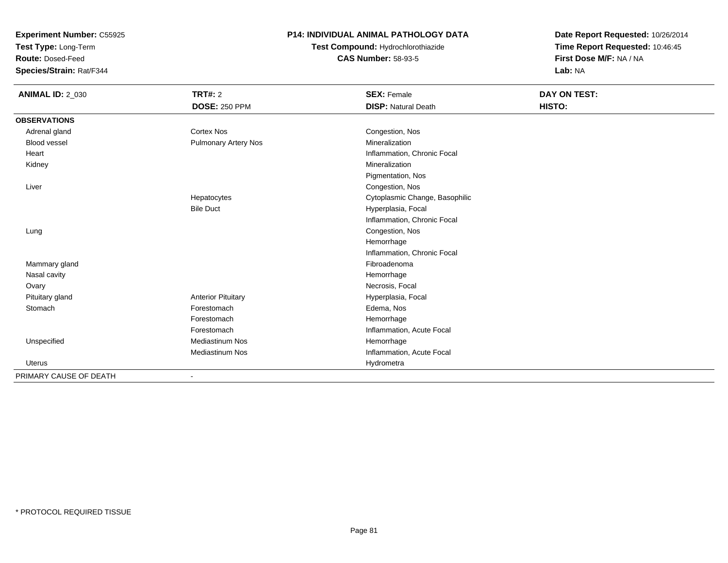**Experiment Number:** C55925
**Test Type:** Long-Term
**Route:** Dosed-Feed
**Species/Strain:** Rat/F344

**P14: INDIVIDUAL ANIMAL PATHOLOGY DATA**
**Test Compound:** Hydrochlorothiazide
**CAS Number:** 58-93-5

**Date Report Requested:** 10/26/2014
**Time Report Requested:** 10:46:45
**First Dose M/F:** NA / NA
**Lab:** NA

| **ANIMAL ID:** 2_030 | **TRT#:** 2 | **SEX:** Female | **DAY ON TEST:** |
|---|---|---|---|
| | **DOSE:** 250 PPM | **DISP:** Natural Death | **HISTO:** |
| **OBSERVATIONS** | | | |
| Adrenal gland | Cortex Nos | Congestion, Nos | |
| Blood vessel | Pulmonary Artery Nos | Mineralization | |
| Heart | | Inflammation, Chronic Focal | |
| Kidney | | Mineralization | |
| | | Pigmentation, Nos | |
| Liver | | Congestion, Nos | |
| | Hepatocytes | Cytoplasmic Change, Basophilic | |
| | Bile Duct | Hyperplasia, Focal | |
| | | Inflammation, Chronic Focal | |
| Lung | | Congestion, Nos | |
| | | Hemorrhage | |
| | | Inflammation, Chronic Focal | |
| Mammary gland | | Fibroadenoma | |
| Nasal cavity | | Hemorrhage | |
| Ovary | | Necrosis, Focal | |
| Pituitary gland | Anterior Pituitary | Hyperplasia, Focal | |
| Stomach | Forestomach | Edema, Nos | |
| | Forestomach | Hemorrhage | |
| | Forestomach | Inflammation, Acute Focal | |
| Unspecified | Mediastinum Nos | Hemorrhage | |
| | Mediastinum Nos | Inflammation, Acute Focal | |
| Uterus | | Hydrometra | |
| PRIMARY CAUSE OF DEATH | - | | |

* PROTOCOL REQUIRED TISSUE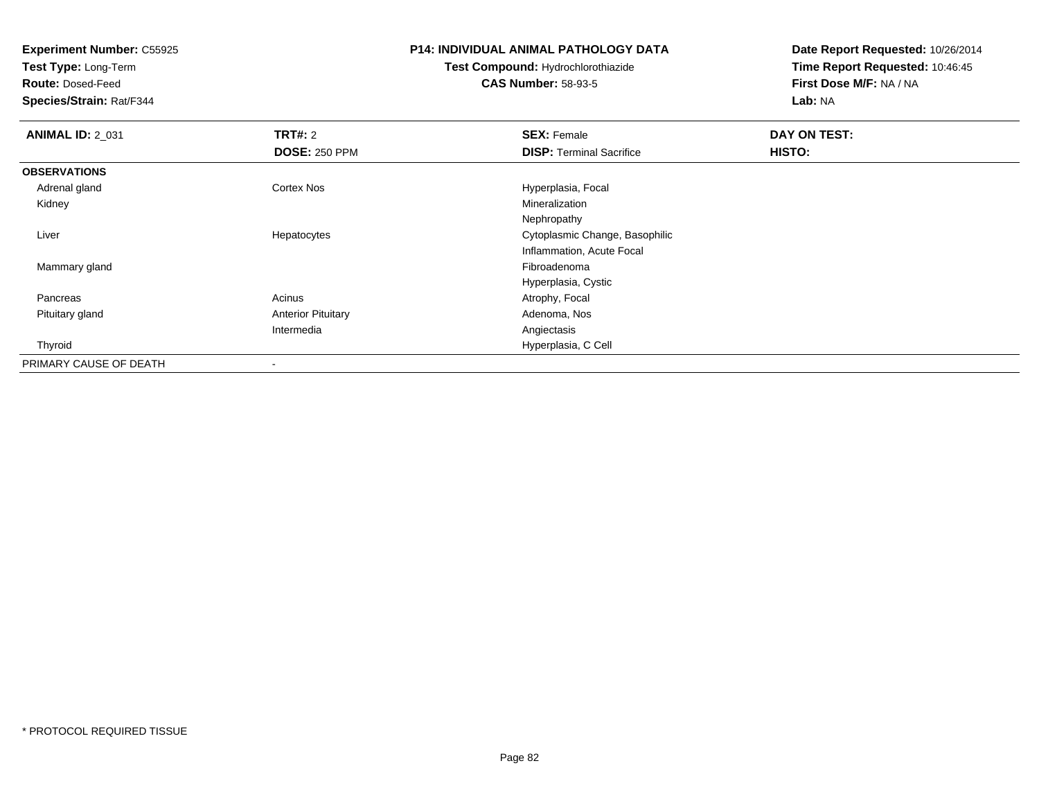**Experiment Number:** C55925
**Test Type:** Long-Term
**Route:** Dosed-Feed
**Species/Strain:** Rat/F344

**P14: INDIVIDUAL ANIMAL PATHOLOGY DATA**
**Test Compound:** Hydrochlorothiazide
**CAS Number:** 58-93-5

**Date Report Requested:** 10/26/2014
**Time Report Requested:** 10:46:45
**First Dose M/F:** NA / NA
**Lab:** NA

| **ANIMAL ID:** 2_031 | **TRT#:** 2 | **SEX:** Female | **DAY ON TEST:** |
|---|---|---|---|
| | **DOSE:** 250 PPM | **DISP:** Terminal Sacrifice | **HISTO:** |
| **OBSERVATIONS** | | | |
| Adrenal gland | Cortex Nos | Hyperplasia, Focal | |
| Kidney | | Mineralization | |
| | | Nephropathy | |
| Liver | Hepatocytes | Cytoplasmic Change, Basophilic | |
| | | Inflammation, Acute Focal | |
| Mammary gland | | Fibroadenoma | |
| | | Hyperplasia, Cystic | |
| Pancreas | Acinus | Atrophy, Focal | |
| Pituitary gland | Anterior Pituitary | Adenoma, Nos | |
| | Intermedia | Angiectasis | |
| Thyroid | | Hyperplasia, C Cell | |
| PRIMARY CAUSE OF DEATH | - | | |

* PROTOCOL REQUIRED TISSUE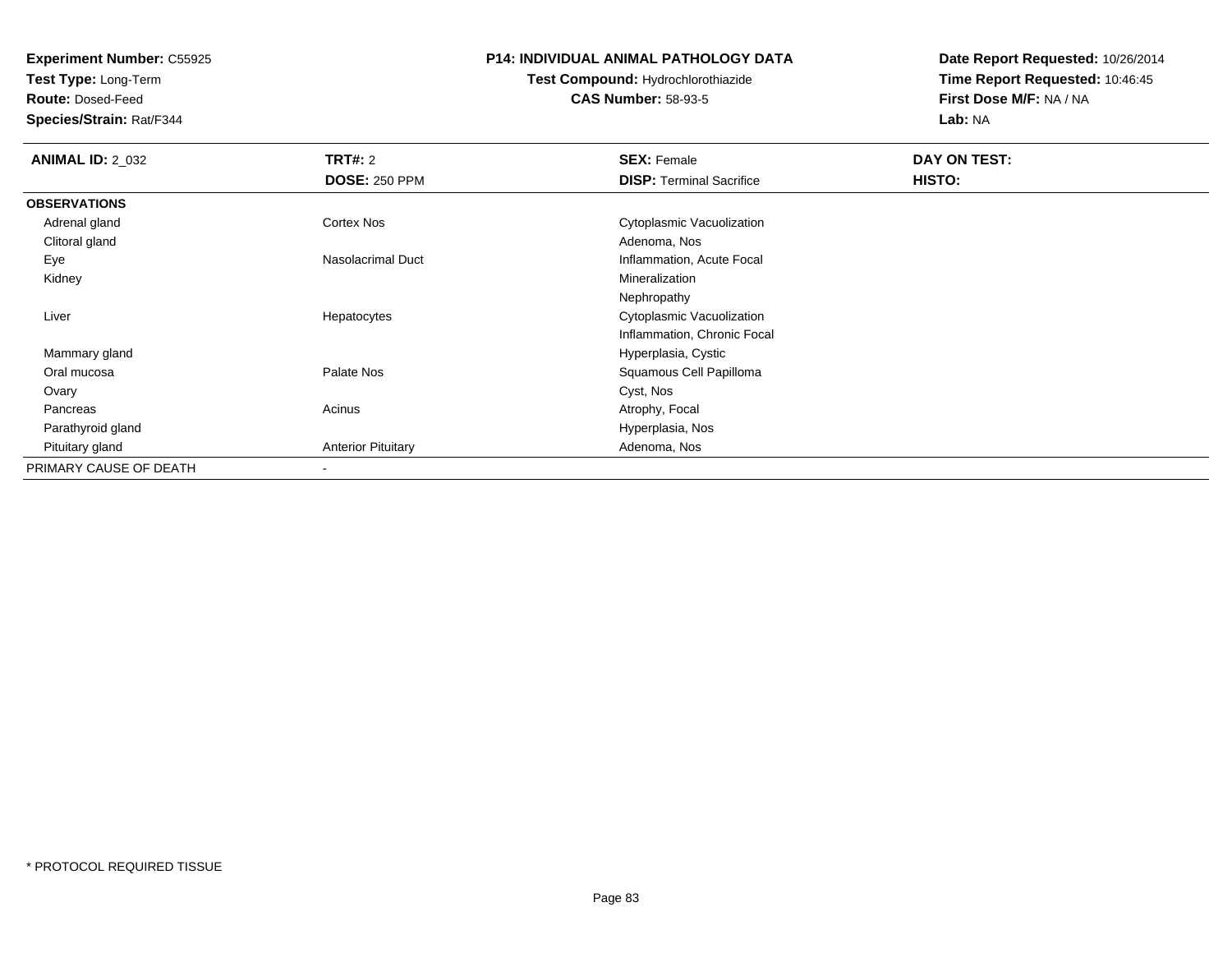**Experiment Number:** C55925
**Test Type:** Long-Term
**Route:** Dosed-Feed
**Species/Strain:** Rat/F344

**P14: INDIVIDUAL ANIMAL PATHOLOGY DATA**
**Test Compound:** Hydrochlorothiazide
**CAS Number:** 58-93-5

**Date Report Requested:** 10/26/2014
**Time Report Requested:** 10:46:45
**First Dose M/F:** NA / NA
**Lab:** NA

| **ANIMAL ID:** 2_032 | **TRT#:** 2 | **SEX:** Female | **DAY ON TEST:** |
|---|---|---|---|
| | **DOSE:** 250 PPM | **DISP:** Terminal Sacrifice | **HISTO:** |
| **OBSERVATIONS** | | | |
| Adrenal gland | Cortex Nos | Cytoplasmic Vacuolization | |
| Clitoral gland | | Adenoma, Nos | |
| Eye | Nasolacrimal Duct | Inflammation, Acute Focal | |
| Kidney | | Mineralization | |
| | | Nephropathy | |
| Liver | Hepatocytes | Cytoplasmic Vacuolization | |
| | | Inflammation, Chronic Focal | |
| Mammary gland | | Hyperplasia, Cystic | |
| Oral mucosa | Palate Nos | Squamous Cell Papilloma | |
| Ovary | | Cyst, Nos | |
| Pancreas | Acinus | Atrophy, Focal | |
| Parathyroid gland | | Hyperplasia, Nos | |
| Pituitary gland | Anterior Pituitary | Adenoma, Nos | |
| PRIMARY CAUSE OF DEATH | - | | |

* PROTOCOL REQUIRED TISSUE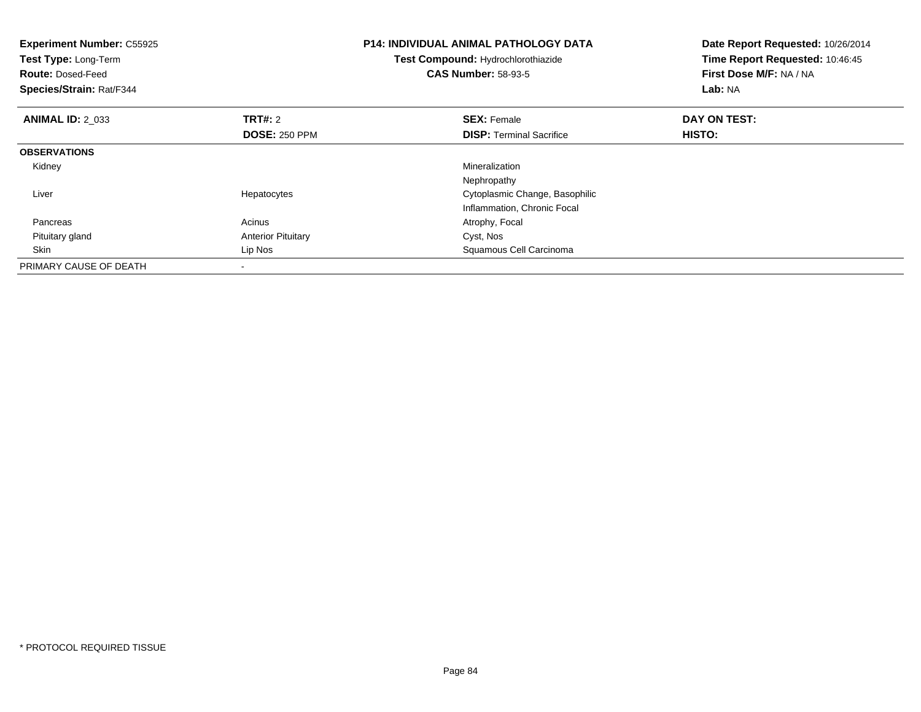**Experiment Number:** C55925
**Test Type:** Long-Term
**Route:** Dosed-Feed
**Species/Strain:** Rat/F344

**P14: INDIVIDUAL ANIMAL PATHOLOGY DATA**
**Test Compound:** Hydrochlorothiazide
**CAS Number:** 58-93-5

**Date Report Requested:** 10/26/2014
**Time Report Requested:** 10:46:45
**First Dose M/F:** NA / NA
**Lab:** NA

| **ANIMAL ID:** 2_033 | **TRT#:** 2 | **SEX:** Female | **DAY ON TEST:** |
|---|---|---|---|
| | **DOSE:** 250 PPM | **DISP:** Terminal Sacrifice | **HISTO:** |
| **OBSERVATIONS** | | | |
| Kidney | | Mineralization | |
| | | Nephropathy | |
| Liver | Hepatocytes | Cytoplasmic Change, Basophilic | |
| | | Inflammation, Chronic Focal | |
| Pancreas | Acinus | Atrophy, Focal | |
| Pituitary gland | Anterior Pituitary | Cyst, Nos | |
| Skin | Lip Nos | Squamous Cell Carcinoma | |
| PRIMARY CAUSE OF DEATH | - | | |

* PROTOCOL REQUIRED TISSUE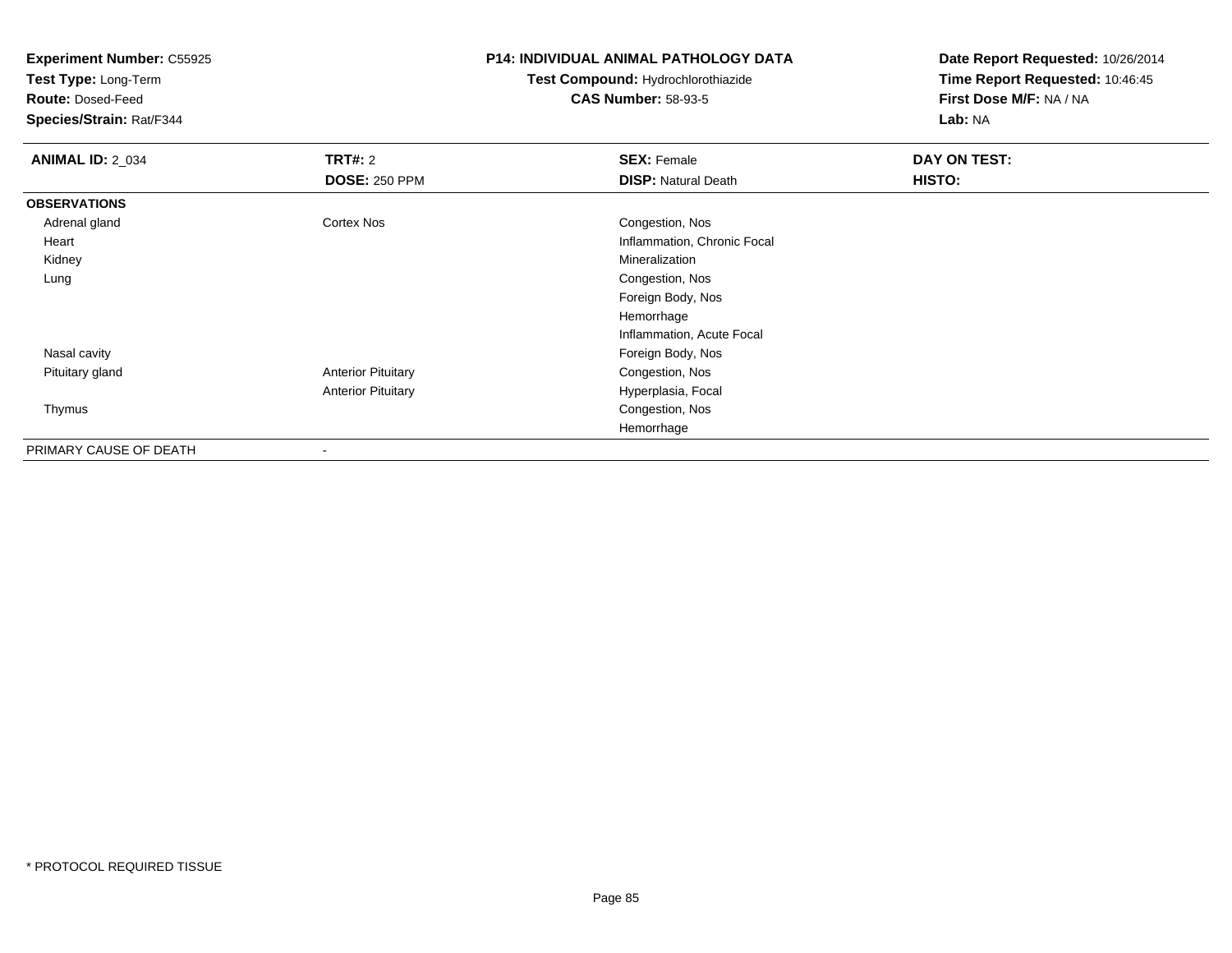**Experiment Number:** C55925
**Test Type:** Long-Term
**Route:** Dosed-Feed
**Species/Strain:** Rat/F344

**P14: INDIVIDUAL ANIMAL PATHOLOGY DATA**
**Test Compound:** Hydrochlorothiazide
**CAS Number:** 58-93-5

**Date Report Requested:** 10/26/2014
**Time Report Requested:** 10:46:45
**First Dose M/F:** NA / NA
**Lab:** NA

| **ANIMAL ID:** 2_034 | **TRT#:** 2 | **SEX:** Female | **DAY ON TEST:** |
|---|---|---|---|
| | **DOSE:** 250 PPM | **DISP:** Natural Death | **HISTO:** |
| **OBSERVATIONS** | | | |
| Adrenal gland | Cortex Nos | Congestion, Nos | |
| Heart | | Inflammation, Chronic Focal | |
| Kidney | | Mineralization | |
| Lung | | Congestion, Nos | |
| | | Foreign Body, Nos | |
| | | Hemorrhage | |
| | | Inflammation, Acute Focal | |
| Nasal cavity | | Foreign Body, Nos | |
| Pituitary gland | Anterior Pituitary | Congestion, Nos | |
| | Anterior Pituitary | Hyperplasia, Focal | |
| Thymus | | Congestion, Nos | |
| | | Hemorrhage | |
| PRIMARY CAUSE OF DEATH | - | | |

* PROTOCOL REQUIRED TISSUE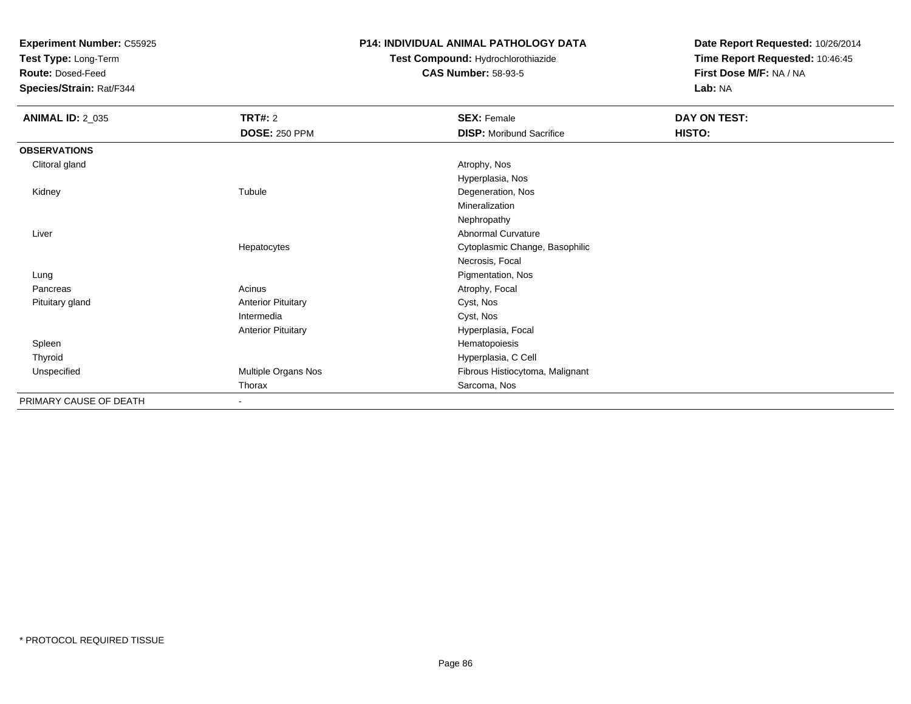**Experiment Number:** C55925
**Test Type:** Long-Term
**Route:** Dosed-Feed
**Species/Strain:** Rat/F344

**P14: INDIVIDUAL ANIMAL PATHOLOGY DATA**
**Test Compound:** Hydrochlorothiazide
**CAS Number:** 58-93-5

**Date Report Requested:** 10/26/2014
**Time Report Requested:** 10:46:45
**First Dose M/F:** NA / NA
**Lab:** NA

| **ANIMAL ID:** 2_035 | **TRT#:** 2 | **SEX:** Female | **DAY ON TEST:** |
|---|---|---|---|
| | **DOSE:** 250 PPM | **DISP:** Moribund Sacrifice | **HISTO:** |
| **OBSERVATIONS** | | | |
| Clitoral gland | | Atrophy, Nos | |
| | | Hyperplasia, Nos | |
| Kidney | Tubule | Degeneration, Nos | |
| | | Mineralization | |
| | | Nephropathy | |
| Liver | | Abnormal Curvature | |
| | Hepatocytes | Cytoplasmic Change, Basophilic | |
| | | Necrosis, Focal | |
| Lung | | Pigmentation, Nos | |
| Pancreas | Acinus | Atrophy, Focal | |
| Pituitary gland | Anterior Pituitary | Cyst, Nos | |
| | Intermedia | Cyst, Nos | |
| | Anterior Pituitary | Hyperplasia, Focal | |
| Spleen | | Hematopoiesis | |
| Thyroid | | Hyperplasia, C Cell | |
| Unspecified | Multiple Organs Nos | Fibrous Histiocytoma, Malignant | |
| | Thorax | Sarcoma, Nos | |
| PRIMARY CAUSE OF DEATH | - | | |

\* PROTOCOL REQUIRED TISSUE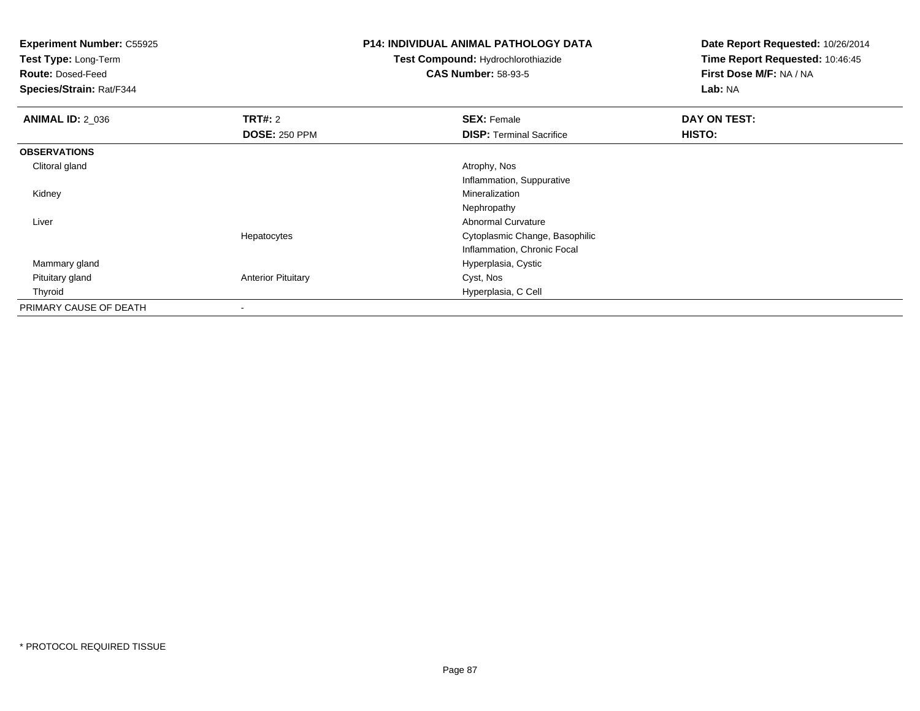**Experiment Number:** C55925
**Test Type:** Long-Term
**Route:** Dosed-Feed
**Species/Strain:** Rat/F344

**P14: INDIVIDUAL ANIMAL PATHOLOGY DATA**
**Test Compound:** Hydrochlorothiazide
**CAS Number:** 58-93-5

**Date Report Requested:** 10/26/2014
**Time Report Requested:** 10:46:45
**First Dose M/F:** NA / NA
**Lab:** NA

| **ANIMAL ID:** 2_036 | **TRT#:** 2 | **SEX:** Female | **DAY ON TEST:** |
|---|---|---|---|
| | **DOSE:** 250 PPM | **DISP:** Terminal Sacrifice | **HISTO:** |
| **OBSERVATIONS** | | | |
| Clitoral gland | | Atrophy, Nos | |
| | | Inflammation, Suppurative | |
| Kidney | | Mineralization | |
| | | Nephropathy | |
| Liver | | Abnormal Curvature | |
| | Hepatocytes | Cytoplasmic Change, Basophilic | |
| | | Inflammation, Chronic Focal | |
| Mammary gland | | Hyperplasia, Cystic | |
| Pituitary gland | Anterior Pituitary | Cyst, Nos | |
| Thyroid | | Hyperplasia, C Cell | |
| PRIMARY CAUSE OF DEATH | - | | |

* PROTOCOL REQUIRED TISSUE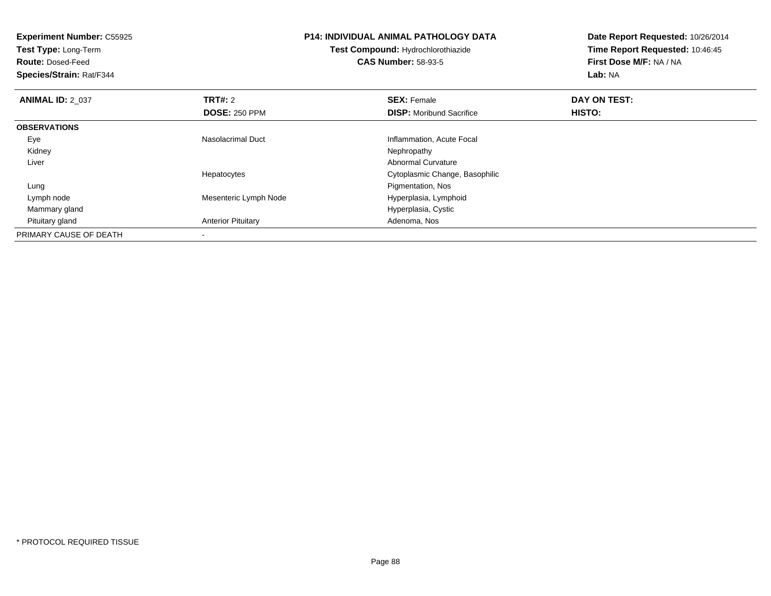**Experiment Number:** C55925
**Test Type:** Long-Term
**Route:** Dosed-Feed
**Species/Strain:** Rat/F344

**P14: INDIVIDUAL ANIMAL PATHOLOGY DATA**
**Test Compound:** Hydrochlorothiazide
**CAS Number:** 58-93-5

**Date Report Requested:** 10/26/2014
**Time Report Requested:** 10:46:45
**First Dose M/F:** NA / NA
**Lab:** NA

| **ANIMAL ID:** 2_037 | **TRT#:** 2 | **SEX:** Female | **DAY ON TEST:** |
|---|---|---|---|
| | **DOSE:** 250 PPM | **DISP:** Moribund Sacrifice | **HISTO:** |
| **OBSERVATIONS** | | | |
| Eye | Nasolacrimal Duct | Inflammation, Acute Focal | |
| Kidney | | Nephropathy | |
| Liver | | Abnormal Curvature | |
| | Hepatocytes | Cytoplasmic Change, Basophilic | |
| Lung | | Pigmentation, Nos | |
| Lymph node | Mesenteric Lymph Node | Hyperplasia, Lymphoid | |
| Mammary gland | | Hyperplasia, Cystic | |
| Pituitary gland | Anterior Pituitary | Adenoma, Nos | |
| PRIMARY CAUSE OF DEATH | - | | |

* PROTOCOL REQUIRED TISSUE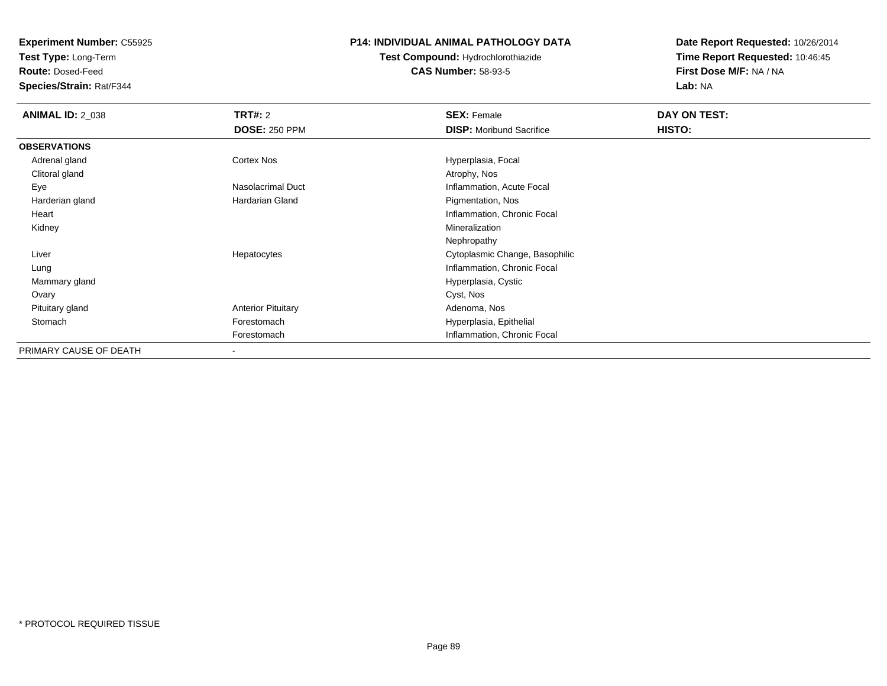**Experiment Number:** C55925
**Test Type:** Long-Term
**Route:** Dosed-Feed
**Species/Strain:** Rat/F344

**P14: INDIVIDUAL ANIMAL PATHOLOGY DATA**
**Test Compound:** Hydrochlorothiazide
**CAS Number:** 58-93-5

**Date Report Requested:** 10/26/2014
**Time Report Requested:** 10:46:45
**First Dose M/F:** NA / NA
**Lab:** NA

| **ANIMAL ID:** 2_038 | **TRT#:** 2 | **SEX:** Female | **DAY ON TEST:** |
|---|---|---|---|
| | **DOSE:** 250 PPM | **DISP:** Moribund Sacrifice | **HISTO:** |
| **OBSERVATIONS** | | | |
| Adrenal gland | Cortex Nos | Hyperplasia, Focal | |
| Clitoral gland | | Atrophy, Nos | |
| Eye | Nasolacrimal Duct | Inflammation, Acute Focal | |
| Harderian gland | Hardarian Gland | Pigmentation, Nos | |
| Heart | | Inflammation, Chronic Focal | |
| Kidney | | Mineralization | |
| | | Nephropathy | |
| Liver | Hepatocytes | Cytoplasmic Change, Basophilic | |
| Lung | | Inflammation, Chronic Focal | |
| Mammary gland | | Hyperplasia, Cystic | |
| Ovary | | Cyst, Nos | |
| Pituitary gland | Anterior Pituitary | Adenoma, Nos | |
| Stomach | Forestomach | Hyperplasia, Epithelial | |
| | Forestomach | Inflammation, Chronic Focal | |
| PRIMARY CAUSE OF DEATH | - | | |

* PROTOCOL REQUIRED TISSUE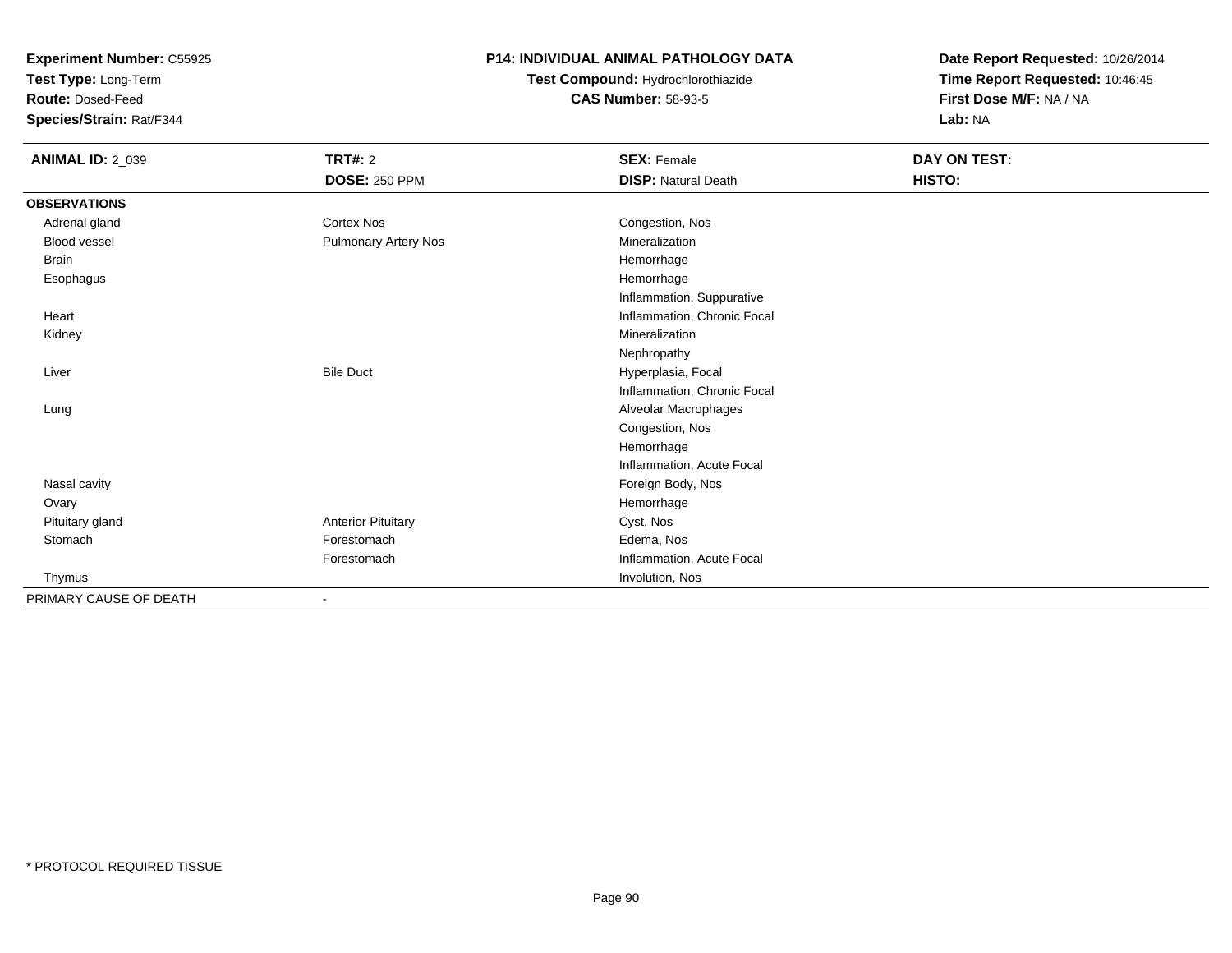**Experiment Number:** C55925
**Test Type:** Long-Term
**Route:** Dosed-Feed
**Species/Strain:** Rat/F344

**P14: INDIVIDUAL ANIMAL PATHOLOGY DATA**
**Test Compound:** Hydrochlorothiazide
**CAS Number:** 58-93-5

**Date Report Requested:** 10/26/2014
**Time Report Requested:** 10:46:45
**First Dose M/F:** NA / NA
**Lab:** NA

| **ANIMAL ID:** 2_039 | **TRT#:** 2 | **SEX:** Female | **DAY ON TEST:** |
|---|---|---|---|
| | **DOSE:** 250 PPM | **DISP:** Natural Death | **HISTO:** |
| **OBSERVATIONS** | | | |
| Adrenal gland | Cortex Nos | Congestion, Nos | |
| Blood vessel | Pulmonary Artery Nos | Mineralization | |
| Brain | | Hemorrhage | |
| Esophagus | | Hemorrhage | |
| | | Inflammation, Suppurative | |
| Heart | | Inflammation, Chronic Focal | |
| Kidney | | Mineralization | |
| | | Nephropathy | |
| Liver | Bile Duct | Hyperplasia, Focal | |
| | | Inflammation, Chronic Focal | |
| Lung | | Alveolar Macrophages | |
| | | Congestion, Nos | |
| | | Hemorrhage | |
| | | Inflammation, Acute Focal | |
| Nasal cavity | | Foreign Body, Nos | |
| Ovary | | Hemorrhage | |
| Pituitary gland | Anterior Pituitary | Cyst, Nos | |
| Stomach | Forestomach | Edema, Nos | |
| | Forestomach | Inflammation, Acute Focal | |
| Thymus | | Involution, Nos | |
| PRIMARY CAUSE OF DEATH | - | | |

\* PROTOCOL REQUIRED TISSUE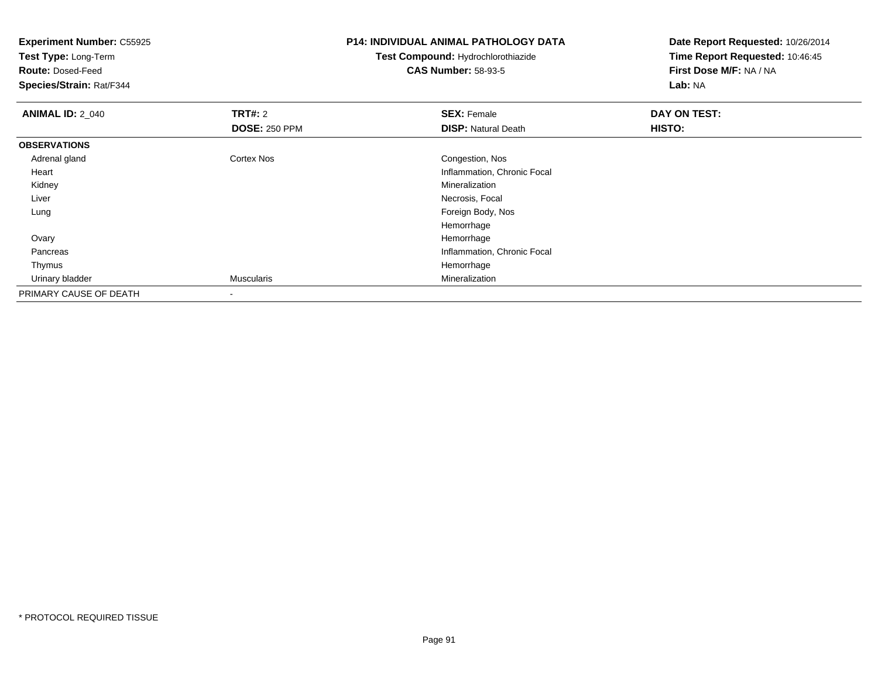**Experiment Number:** C55925
**Test Type:** Long-Term
**Route:** Dosed-Feed
**Species/Strain:** Rat/F344

**P14: INDIVIDUAL ANIMAL PATHOLOGY DATA**
**Test Compound:** Hydrochlorothiazide
**CAS Number:** 58-93-5

**Date Report Requested:** 10/26/2014
**Time Report Requested:** 10:46:45
**First Dose M/F:** NA / NA
**Lab:** NA

| **ANIMAL ID:** 2_040 | **TRT#:** 2 | **SEX:** Female | **DAY ON TEST:** |
|---|---|---|---|
| | **DOSE:** 250 PPM | **DISP:** Natural Death | **HISTO:** |
| **OBSERVATIONS** | | | |
| Adrenal gland | Cortex Nos | Congestion, Nos | |
| Heart | | Inflammation, Chronic Focal | |
| Kidney | | Mineralization | |
| Liver | | Necrosis, Focal | |
| Lung | | Foreign Body, Nos | |
| | | Hemorrhage | |
| Ovary | | Hemorrhage | |
| Pancreas | | Inflammation, Chronic Focal | |
| Thymus | | Hemorrhage | |
| Urinary bladder | Muscularis | Mineralization | |
| PRIMARY CAUSE OF DEATH | - | | |

\* PROTOCOL REQUIRED TISSUE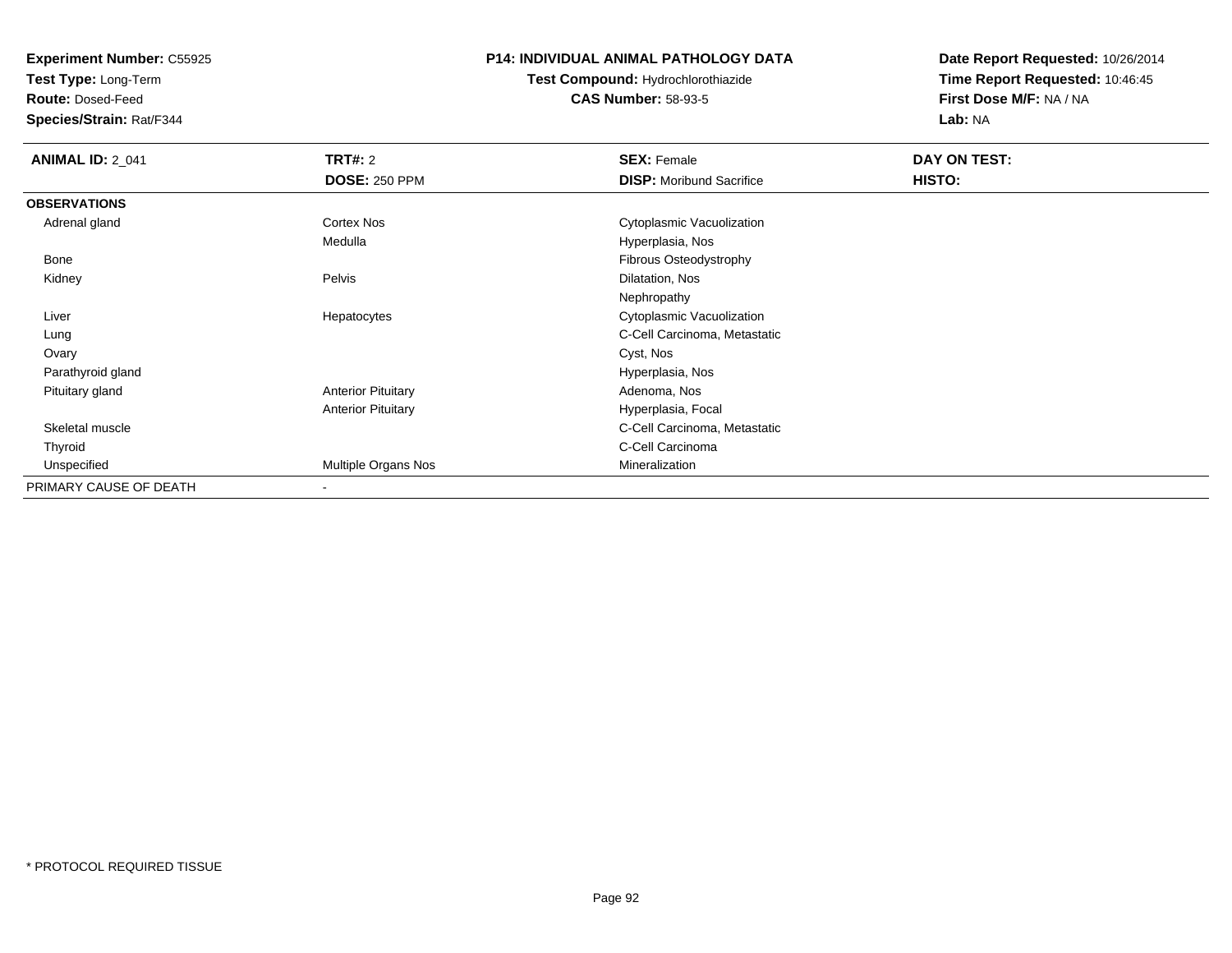**Experiment Number:** C55925
**Test Type:** Long-Term
**Route:** Dosed-Feed
**Species/Strain:** Rat/F344

**P14: INDIVIDUAL ANIMAL PATHOLOGY DATA**
**Test Compound:** Hydrochlorothiazide
**CAS Number:** 58-93-5

**Date Report Requested:** 10/26/2014
**Time Report Requested:** 10:46:45
**First Dose M/F:** NA / NA
**Lab:** NA

| **ANIMAL ID:** 2_041 | **TRT#:** 2 | **SEX:** Female | **DAY ON TEST:** |
|---|---|---|---|
| | **DOSE:** 250 PPM | **DISP:** Moribund Sacrifice | **HISTO:** |
| **OBSERVATIONS** | | | |
| Adrenal gland | Cortex Nos | Cytoplasmic Vacuolization | |
| | Medulla | Hyperplasia, Nos | |
| Bone | | Fibrous Osteodystrophy | |
| Kidney | Pelvis | Dilatation, Nos | |
| | | Nephropathy | |
| Liver | Hepatocytes | Cytoplasmic Vacuolization | |
| Lung | | C-Cell Carcinoma, Metastatic | |
| Ovary | | Cyst, Nos | |
| Parathyroid gland | | Hyperplasia, Nos | |
| Pituitary gland | Anterior Pituitary | Adenoma, Nos | |
| | Anterior Pituitary | Hyperplasia, Focal | |
| Skeletal muscle | | C-Cell Carcinoma, Metastatic | |
| Thyroid | | C-Cell Carcinoma | |
| Unspecified | Multiple Organs Nos | Mineralization | |
| PRIMARY CAUSE OF DEATH | - | | |

* PROTOCOL REQUIRED TISSUE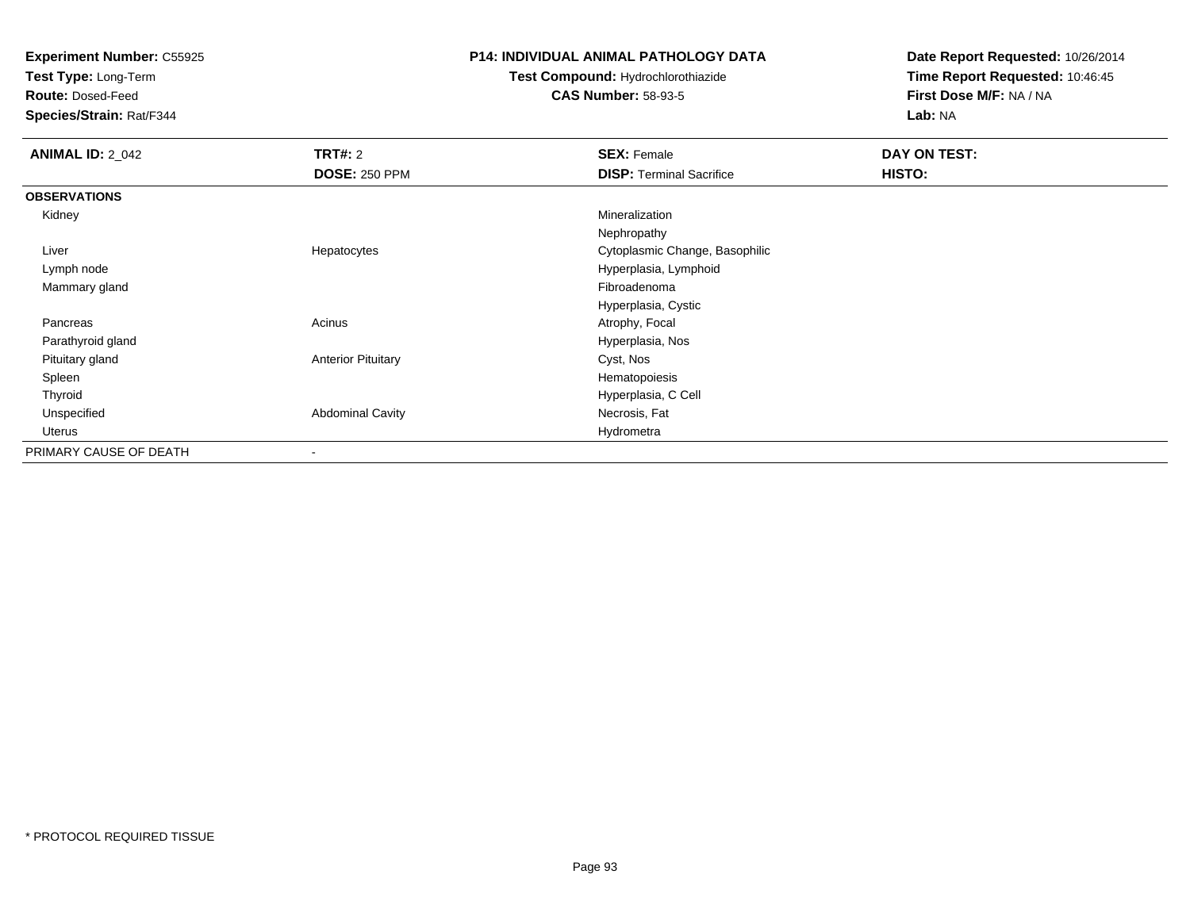**Experiment Number:** C55925
**Test Type:** Long-Term
**Route:** Dosed-Feed
**Species/Strain:** Rat/F344

**P14: INDIVIDUAL ANIMAL PATHOLOGY DATA**
**Test Compound:** Hydrochlorothiazide
**CAS Number:** 58-93-5

**Date Report Requested:** 10/26/2014
**Time Report Requested:** 10:46:45
**First Dose M/F:** NA / NA
**Lab:** NA

| **ANIMAL ID:** 2_042 | **TRT#:** 2 | **SEX:** Female | **DAY ON TEST:** |
|---|---|---|---|
| | **DOSE:** 250 PPM | **DISP:** Terminal Sacrifice | **HISTO:** |
| **OBSERVATIONS** | | | |
| Kidney | | Mineralization | |
| | | Nephropathy | |
| Liver | Hepatocytes | Cytoplasmic Change, Basophilic | |
| Lymph node | | Hyperplasia, Lymphoid | |
| Mammary gland | | Fibroadenoma | |
| | | Hyperplasia, Cystic | |
| Pancreas | Acinus | Atrophy, Focal | |
| Parathyroid gland | | Hyperplasia, Nos | |
| Pituitary gland | Anterior Pituitary | Cyst, Nos | |
| Spleen | | Hematopoiesis | |
| Thyroid | | Hyperplasia, C Cell | |
| Unspecified | Abdominal Cavity | Necrosis, Fat | |
| Uterus | | Hydrometra | |
| PRIMARY CAUSE OF DEATH | - | | |

* PROTOCOL REQUIRED TISSUE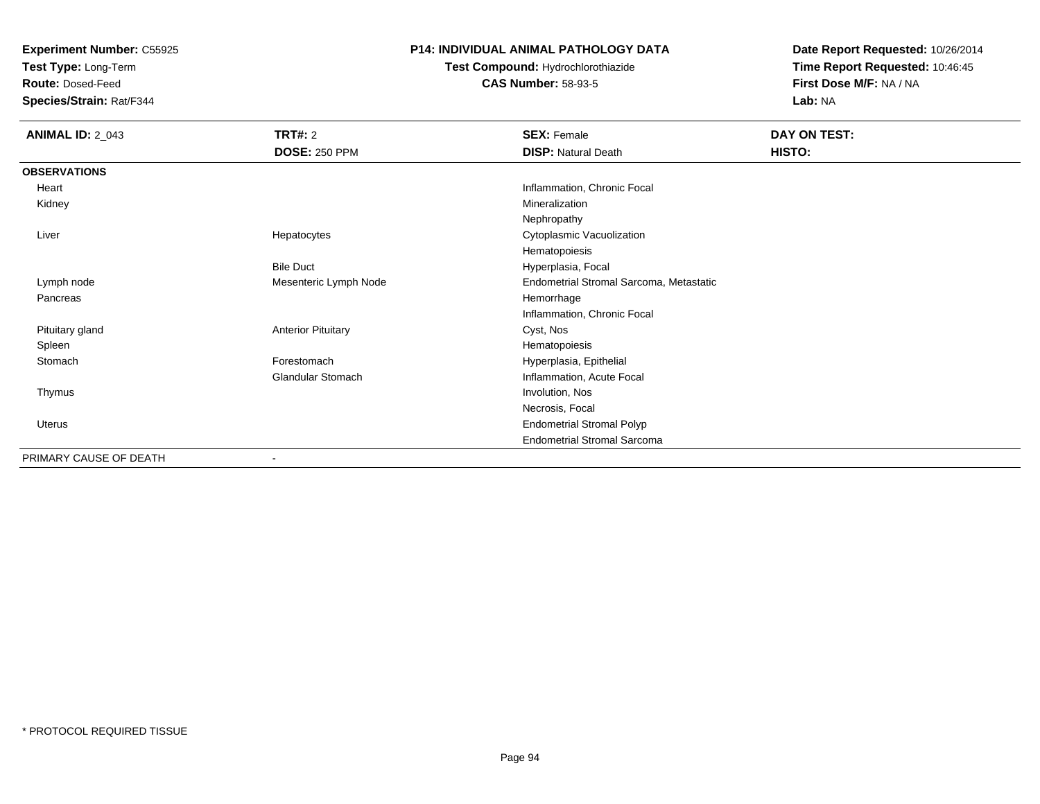**Experiment Number:** C55925
**Test Type:** Long-Term
**Route:** Dosed-Feed
**Species/Strain:** Rat/F344

**P14: INDIVIDUAL ANIMAL PATHOLOGY DATA**
**Test Compound:** Hydrochlorothiazide
**CAS Number:** 58-93-5

**Date Report Requested:** 10/26/2014
**Time Report Requested:** 10:46:45
**First Dose M/F:** NA / NA
**Lab:** NA

| **ANIMAL ID:** 2_043 | **TRT#:** 2 | **SEX:** Female | **DAY ON TEST:** |
|---|---|---|---|
| | **DOSE:** 250 PPM | **DISP:** Natural Death | **HISTO:** |
| **OBSERVATIONS** | | | |
| Heart | | Inflammation, Chronic Focal | |
| Kidney | | Mineralization | |
| | | Nephropathy | |
| Liver | Hepatocytes | Cytoplasmic Vacuolization | |
| | | Hematopoiesis | |
| | Bile Duct | Hyperplasia, Focal | |
| Lymph node | Mesenteric Lymph Node | Endometrial Stromal Sarcoma, Metastatic | |
| Pancreas | | Hemorrhage | |
| | | Inflammation, Chronic Focal | |
| Pituitary gland | Anterior Pituitary | Cyst, Nos | |
| Spleen | | Hematopoiesis | |
| Stomach | Forestomach | Hyperplasia, Epithelial | |
| | Glandular Stomach | Inflammation, Acute Focal | |
| Thymus | | Involution, Nos | |
| | | Necrosis, Focal | |
| Uterus | | Endometrial Stromal Polyp | |
| | | Endometrial Stromal Sarcoma | |
| PRIMARY CAUSE OF DEATH | - | | |

* PROTOCOL REQUIRED TISSUE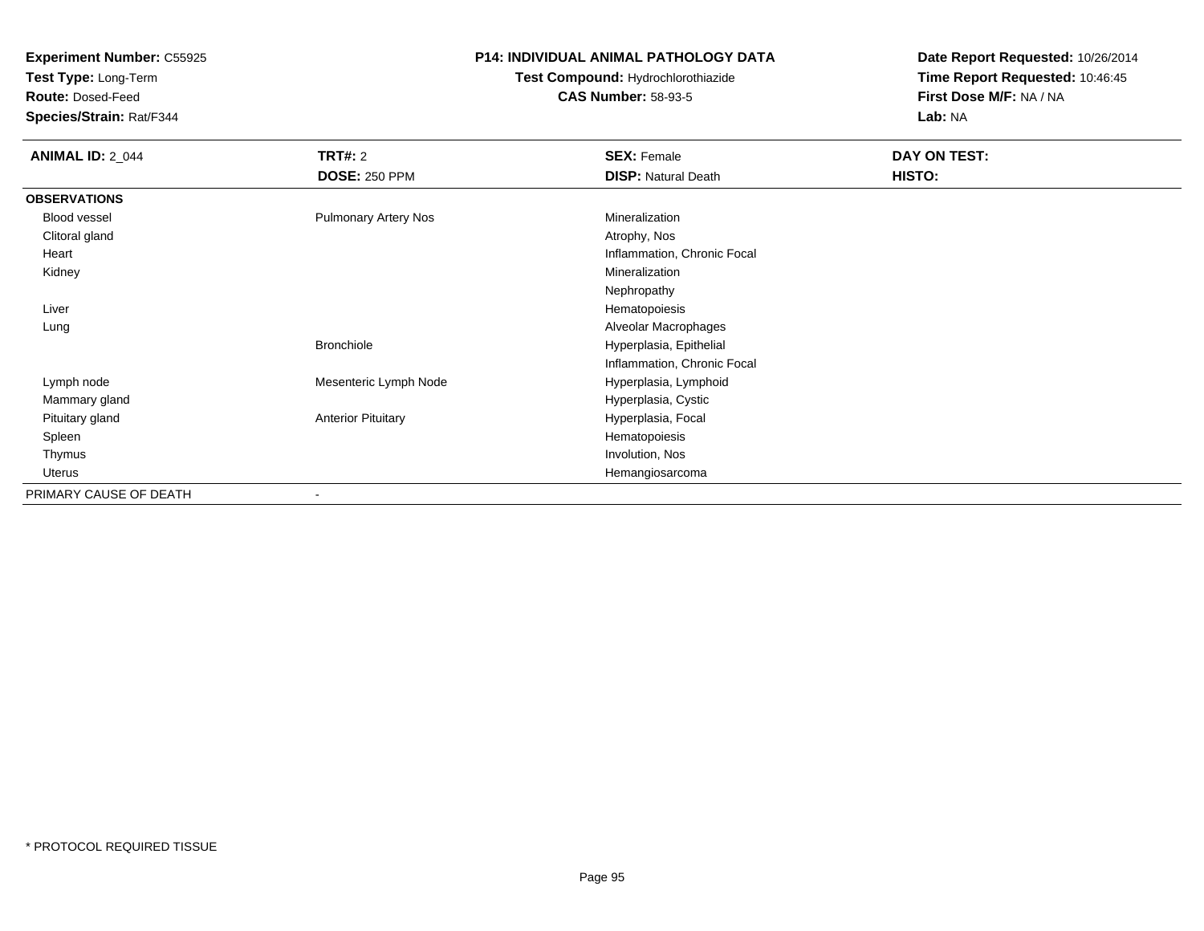**Experiment Number:** C55925
**Test Type:** Long-Term
**Route:** Dosed-Feed
**Species/Strain:** Rat/F344

**P14: INDIVIDUAL ANIMAL PATHOLOGY DATA**
**Test Compound:** Hydrochlorothiazide
**CAS Number:** 58-93-5

**Date Report Requested:** 10/26/2014
**Time Report Requested:** 10:46:45
**First Dose M/F:** NA / NA
**Lab:** NA

| **ANIMAL ID:** 2_044 | **TRT#:** 2 | **SEX:** Female | **DAY ON TEST:** |
|---|---|---|---|
| | **DOSE:** 250 PPM | **DISP:** Natural Death | **HISTO:** |
| **OBSERVATIONS** | | | |
| Blood vessel | Pulmonary Artery Nos | Mineralization | |
| Clitoral gland | | Atrophy, Nos | |
| Heart | | Inflammation, Chronic Focal | |
| Kidney | | Mineralization | |
| | | Nephropathy | |
| Liver | | Hematopoiesis | |
| Lung | | Alveolar Macrophages | |
| | Bronchiole | Hyperplasia, Epithelial | |
| | | Inflammation, Chronic Focal | |
| Lymph node | Mesenteric Lymph Node | Hyperplasia, Lymphoid | |
| Mammary gland | | Hyperplasia, Cystic | |
| Pituitary gland | Anterior Pituitary | Hyperplasia, Focal | |
| Spleen | | Hematopoiesis | |
| Thymus | | Involution, Nos | |
| Uterus | | Hemangiosarcoma | |
| PRIMARY CAUSE OF DEATH | - | | |

\* PROTOCOL REQUIRED TISSUE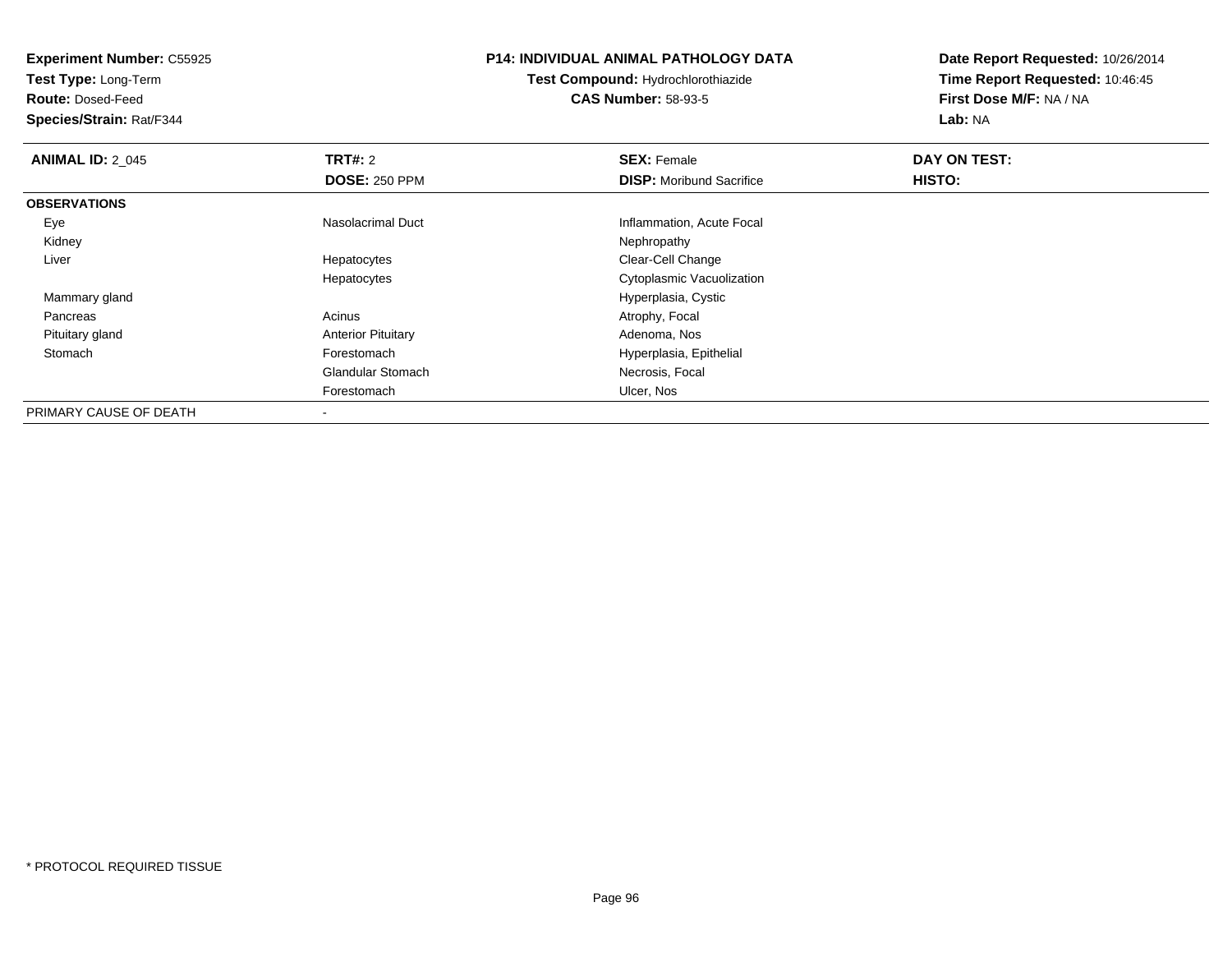**Experiment Number:** C55925
**Test Type:** Long-Term
**Route:** Dosed-Feed
**Species/Strain:** Rat/F344

**P14: INDIVIDUAL ANIMAL PATHOLOGY DATA**
**Test Compound:** Hydrochlorothiazide
**CAS Number:** 58-93-5

**Date Report Requested:** 10/26/2014
**Time Report Requested:** 10:46:45
**First Dose M/F:** NA / NA
**Lab:** NA

| **ANIMAL ID:** 2_045 | **TRT#:** 2 | **SEX:** Female | **DAY ON TEST:** |
|---|---|---|---|
| | **DOSE:** 250 PPM | **DISP:** Moribund Sacrifice | **HISTO:** |
| **OBSERVATIONS** | | | |
| Eye | Nasolacrimal Duct | Inflammation, Acute Focal | |
| Kidney | | Nephropathy | |
| Liver | Hepatocytes | Clear-Cell Change | |
| | Hepatocytes | Cytoplasmic Vacuolization | |
| Mammary gland | | Hyperplasia, Cystic | |
| Pancreas | Acinus | Atrophy, Focal | |
| Pituitary gland | Anterior Pituitary | Adenoma, Nos | |
| Stomach | Forestomach | Hyperplasia, Epithelial | |
| | Glandular Stomach | Necrosis, Focal | |
| | Forestomach | Ulcer, Nos | |
| PRIMARY CAUSE OF DEATH | - | | |

* PROTOCOL REQUIRED TISSUE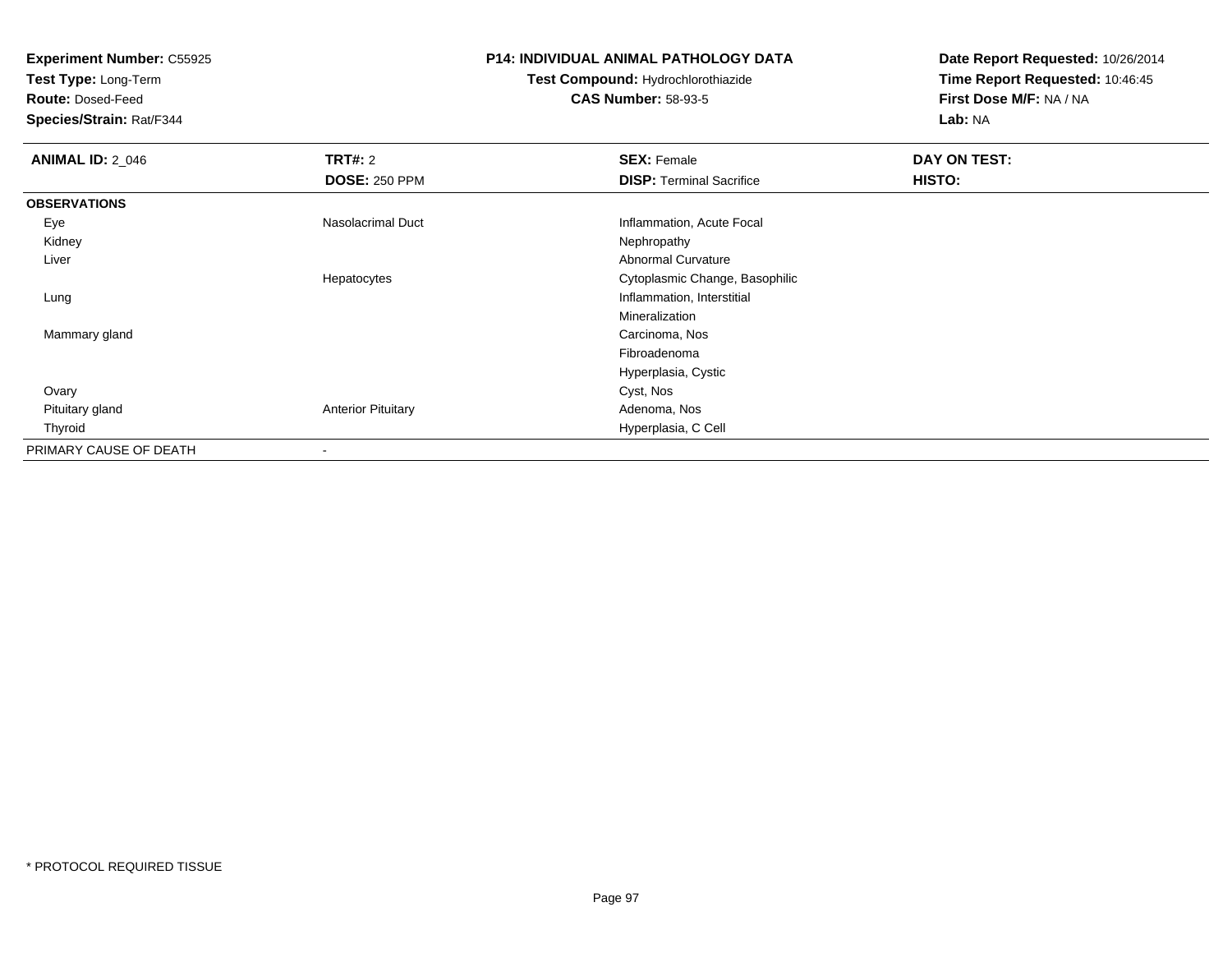**Experiment Number:** C55925
**Test Type:** Long-Term
**Route:** Dosed-Feed
**Species/Strain:** Rat/F344

**P14: INDIVIDUAL ANIMAL PATHOLOGY DATA**
**Test Compound:** Hydrochlorothiazide
**CAS Number:** 58-93-5

**Date Report Requested:** 10/26/2014
**Time Report Requested:** 10:46:45
**First Dose M/F:** NA / NA
**Lab:** NA

| **ANIMAL ID:** 2_046 | **TRT#:** 2 | **SEX:** Female | **DAY ON TEST:** |
|---|---|---|---|
| | **DOSE:** 250 PPM | **DISP:** Terminal Sacrifice | **HISTO:** |
| **OBSERVATIONS** | | | |
| Eye | Nasolacrimal Duct | Inflammation, Acute Focal | |
| Kidney | | Nephropathy | |
| Liver | | Abnormal Curvature | |
| | Hepatocytes | Cytoplasmic Change, Basophilic | |
| Lung | | Inflammation, Interstitial | |
| | | Mineralization | |
| Mammary gland | | Carcinoma, Nos | |
| | | Fibroadenoma | |
| | | Hyperplasia, Cystic | |
| Ovary | | Cyst, Nos | |
| Pituitary gland | Anterior Pituitary | Adenoma, Nos | |
| Thyroid | | Hyperplasia, C Cell | |
| PRIMARY CAUSE OF DEATH | - | | |

* PROTOCOL REQUIRED TISSUE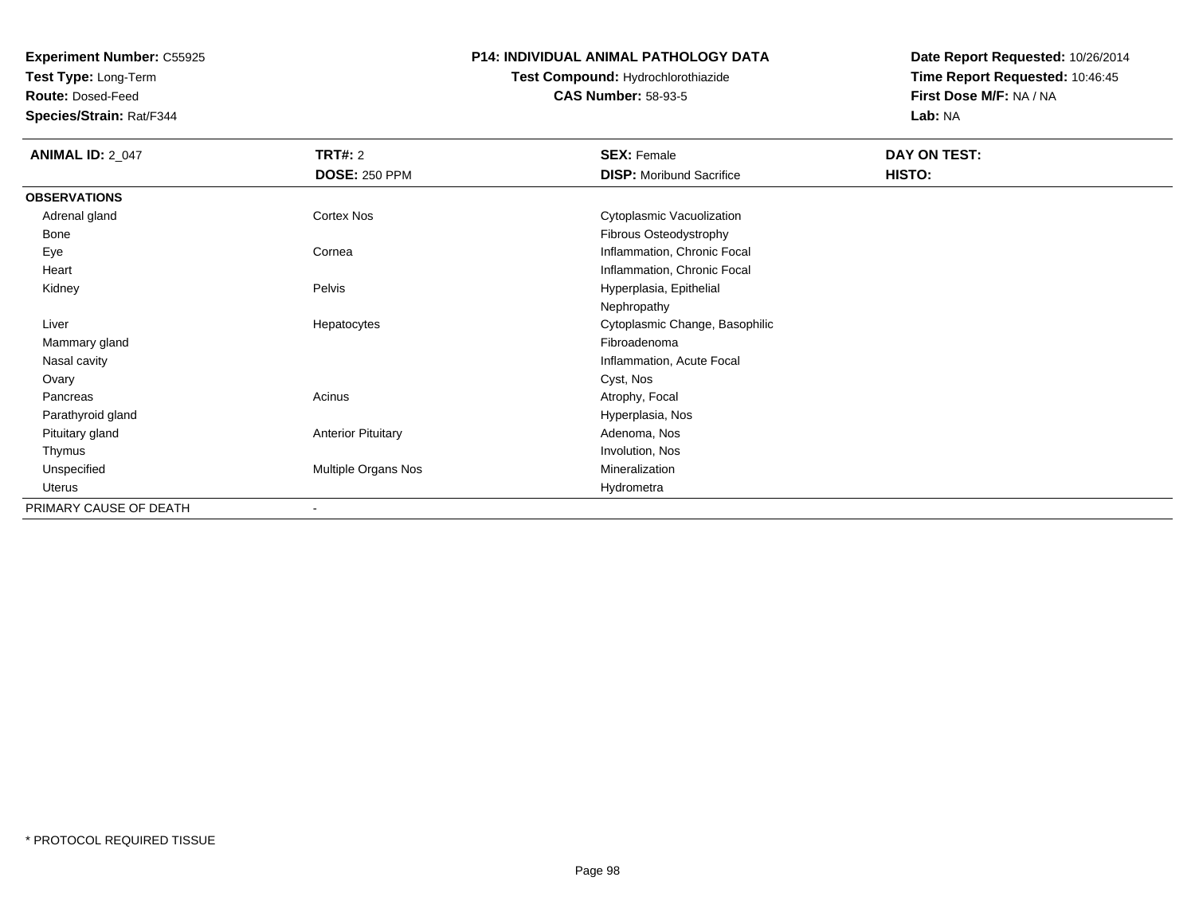**Experiment Number:** C55925
**Test Type:** Long-Term
**Route:** Dosed-Feed
**Species/Strain:** Rat/F344

**P14: INDIVIDUAL ANIMAL PATHOLOGY DATA**
**Test Compound:** Hydrochlorothiazide
**CAS Number:** 58-93-5

**Date Report Requested:** 10/26/2014
**Time Report Requested:** 10:46:45
**First Dose M/F:** NA / NA
**Lab:** NA

| **ANIMAL ID:** 2_047 | **TRT#:** 2 | **SEX:** Female | **DAY ON TEST:** |
|---|---|---|---|
| | **DOSE:** 250 PPM | **DISP:** Moribund Sacrifice | **HISTO:** |
| **OBSERVATIONS** | | | |
| Adrenal gland | Cortex Nos | Cytoplasmic Vacuolization | |
| Bone | | Fibrous Osteodystrophy | |
| Eye | Cornea | Inflammation, Chronic Focal | |
| Heart | | Inflammation, Chronic Focal | |
| Kidney | Pelvis | Hyperplasia, Epithelial | |
| | | Nephropathy | |
| Liver | Hepatocytes | Cytoplasmic Change, Basophilic | |
| Mammary gland | | Fibroadenoma | |
| Nasal cavity | | Inflammation, Acute Focal | |
| Ovary | | Cyst, Nos | |
| Pancreas | Acinus | Atrophy, Focal | |
| Parathyroid gland | | Hyperplasia, Nos | |
| Pituitary gland | Anterior Pituitary | Adenoma, Nos | |
| Thymus | | Involution, Nos | |
| Unspecified | Multiple Organs Nos | Mineralization | |
| Uterus | | Hydrometra | |
| PRIMARY CAUSE OF DEATH | - | | |

* PROTOCOL REQUIRED TISSUE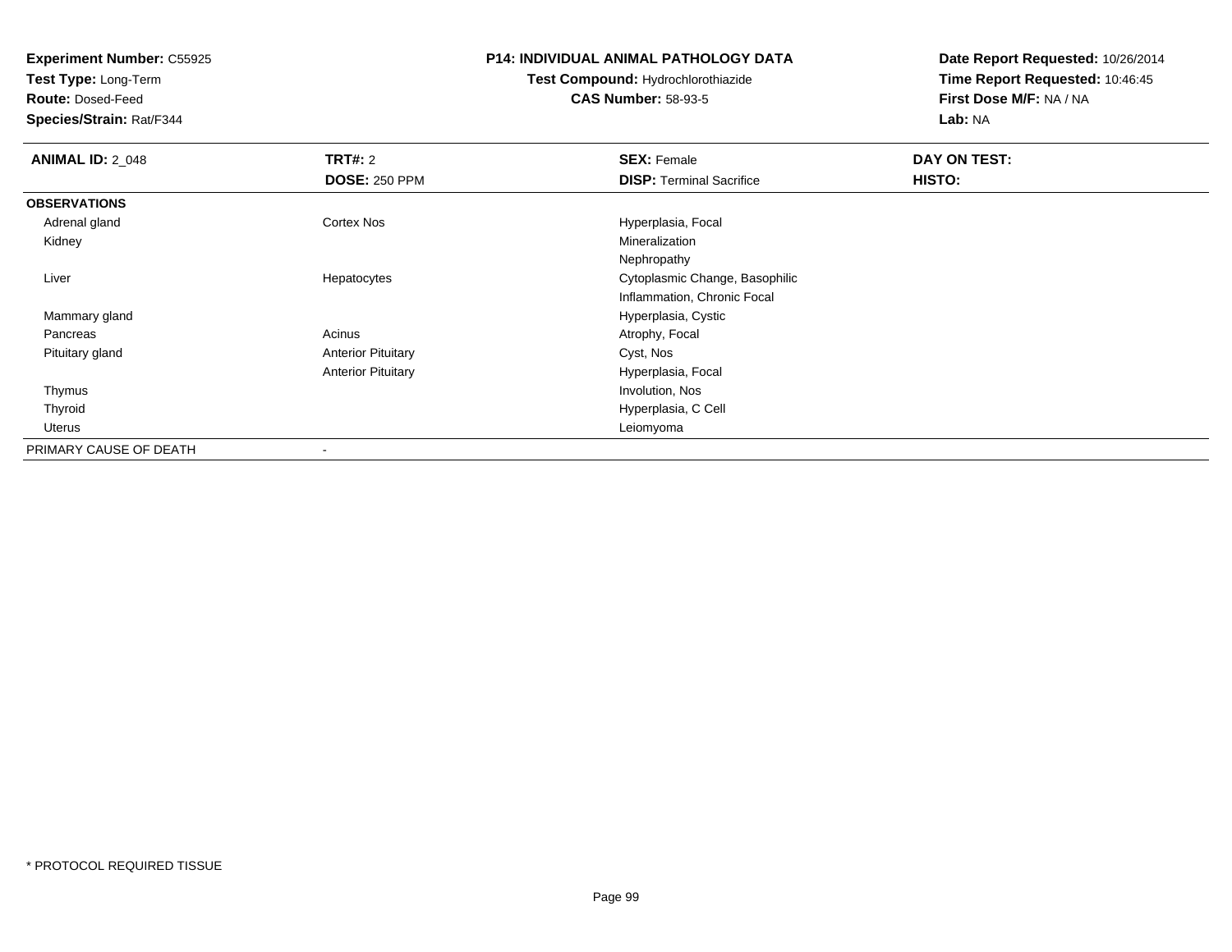**Experiment Number:** C55925
**Test Type:** Long-Term
**Route:** Dosed-Feed
**Species/Strain:** Rat/F344

**P14: INDIVIDUAL ANIMAL PATHOLOGY DATA**
**Test Compound:** Hydrochlorothiazide
**CAS Number:** 58-93-5

**Date Report Requested:** 10/26/2014
**Time Report Requested:** 10:46:45
**First Dose M/F:** NA / NA
**Lab:** NA

| **ANIMAL ID:** 2_048 | **TRT#:** 2 | **SEX:** Female | **DAY ON TEST:** |
|---|---|---|---|
| | **DOSE:** 250 PPM | **DISP:** Terminal Sacrifice | **HISTO:** |
| **OBSERVATIONS** | | | |
| Adrenal gland | Cortex Nos | Hyperplasia, Focal | |
| Kidney | | Mineralization | |
| | | Nephropathy | |
| Liver | Hepatocytes | Cytoplasmic Change, Basophilic | |
| | | Inflammation, Chronic Focal | |
| Mammary gland | | Hyperplasia, Cystic | |
| Pancreas | Acinus | Atrophy, Focal | |
| Pituitary gland | Anterior Pituitary | Cyst, Nos | |
| | Anterior Pituitary | Hyperplasia, Focal | |
| Thymus | | Involution, Nos | |
| Thyroid | | Hyperplasia, C Cell | |
| Uterus | | Leiomyoma | |
| PRIMARY CAUSE OF DEATH | - | | |

\* PROTOCOL REQUIRED TISSUE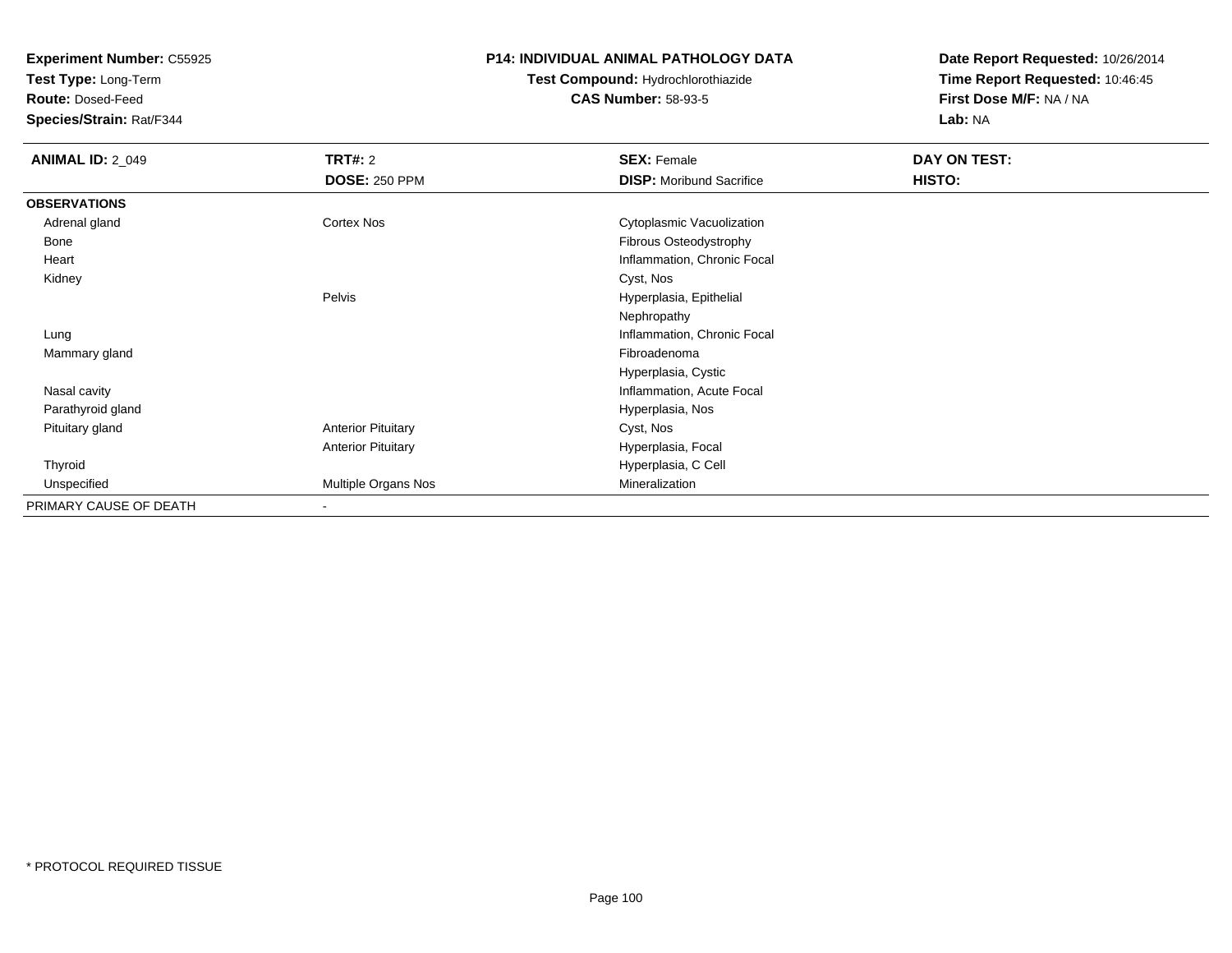**Experiment Number:** C55925
**Test Type:** Long-Term
**Route:** Dosed-Feed
**Species/Strain:** Rat/F344

# P14: INDIVIDUAL ANIMAL PATHOLOGY DATA

**Test Compound:** Hydrochlorothiazide
**CAS Number:** 58-93-5

**Date Report Requested:** 10/26/2014
**Time Report Requested:** 10:46:45
**First Dose M/F:** NA / NA
**Lab:** NA

| **ANIMAL ID:** 2_049 | **TRT#:** 2 | **SEX:** Female | **DAY ON TEST:** |
|---|---|---|---|
| | **DOSE:** 250 PPM | **DISP:** Moribund Sacrifice | **HISTO:** |
| **OBSERVATIONS** | | | |
| Adrenal gland | Cortex Nos | Cytoplasmic Vacuolization | |
| Bone | | Fibrous Osteodystrophy | |
| Heart | | Inflammation, Chronic Focal | |
| Kidney | | Cyst, Nos | |
| | Pelvis | Hyperplasia, Epithelial | |
| | | Nephropathy | |
| Lung | | Inflammation, Chronic Focal | |
| Mammary gland | | Fibroadenoma | |
| | | Hyperplasia, Cystic | |
| Nasal cavity | | Inflammation, Acute Focal | |
| Parathyroid gland | | Hyperplasia, Nos | |
| Pituitary gland | Anterior Pituitary | Cyst, Nos | |
| | Anterior Pituitary | Hyperplasia, Focal | |
| Thyroid | | Hyperplasia, C Cell | |
| Unspecified | Multiple Organs Nos | Mineralization | |
| PRIMARY CAUSE OF DEATH | - | | |

* PROTOCOL REQUIRED TISSUE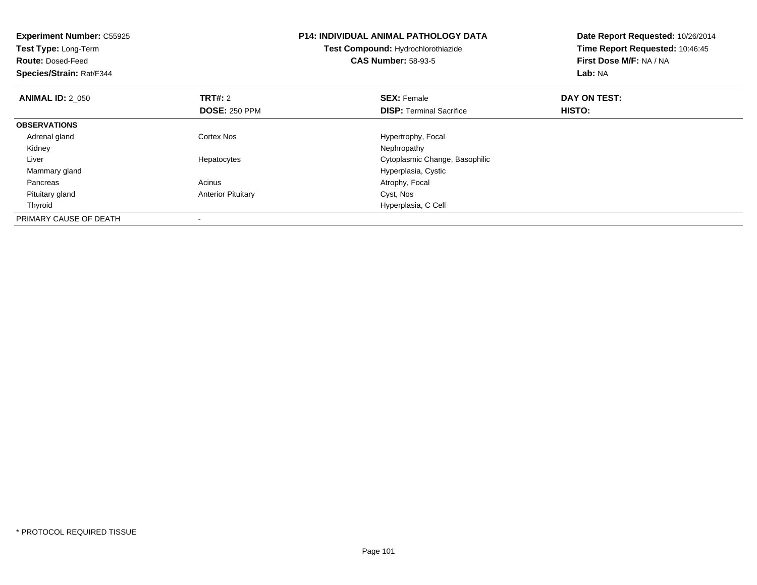**Experiment Number:** C55925
**Test Type:** Long-Term
**Route:** Dosed-Feed
**Species/Strain:** Rat/F344

**P14: INDIVIDUAL ANIMAL PATHOLOGY DATA**
**Test Compound:** Hydrochlorothiazide
**CAS Number:** 58-93-5

**Date Report Requested:** 10/26/2014
**Time Report Requested:** 10:46:45
**First Dose M/F:** NA / NA
**Lab:** NA

| **ANIMAL ID:** 2_050 | **TRT#:** 2 | **SEX:** Female | **DAY ON TEST:** |
|---|---|---|---|
| | **DOSE:** 250 PPM | **DISP:** Terminal Sacrifice | **HISTO:** |
| **OBSERVATIONS** | | | |
| Adrenal gland | Cortex Nos | Hypertrophy, Focal | |
| Kidney | | Nephropathy | |
| Liver | Hepatocytes | Cytoplasmic Change, Basophilic | |
| Mammary gland | | Hyperplasia, Cystic | |
| Pancreas | Acinus | Atrophy, Focal | |
| Pituitary gland | Anterior Pituitary | Cyst, Nos | |
| Thyroid | | Hyperplasia, C Cell | |
| PRIMARY CAUSE OF DEATH | - | | |

* PROTOCOL REQUIRED TISSUE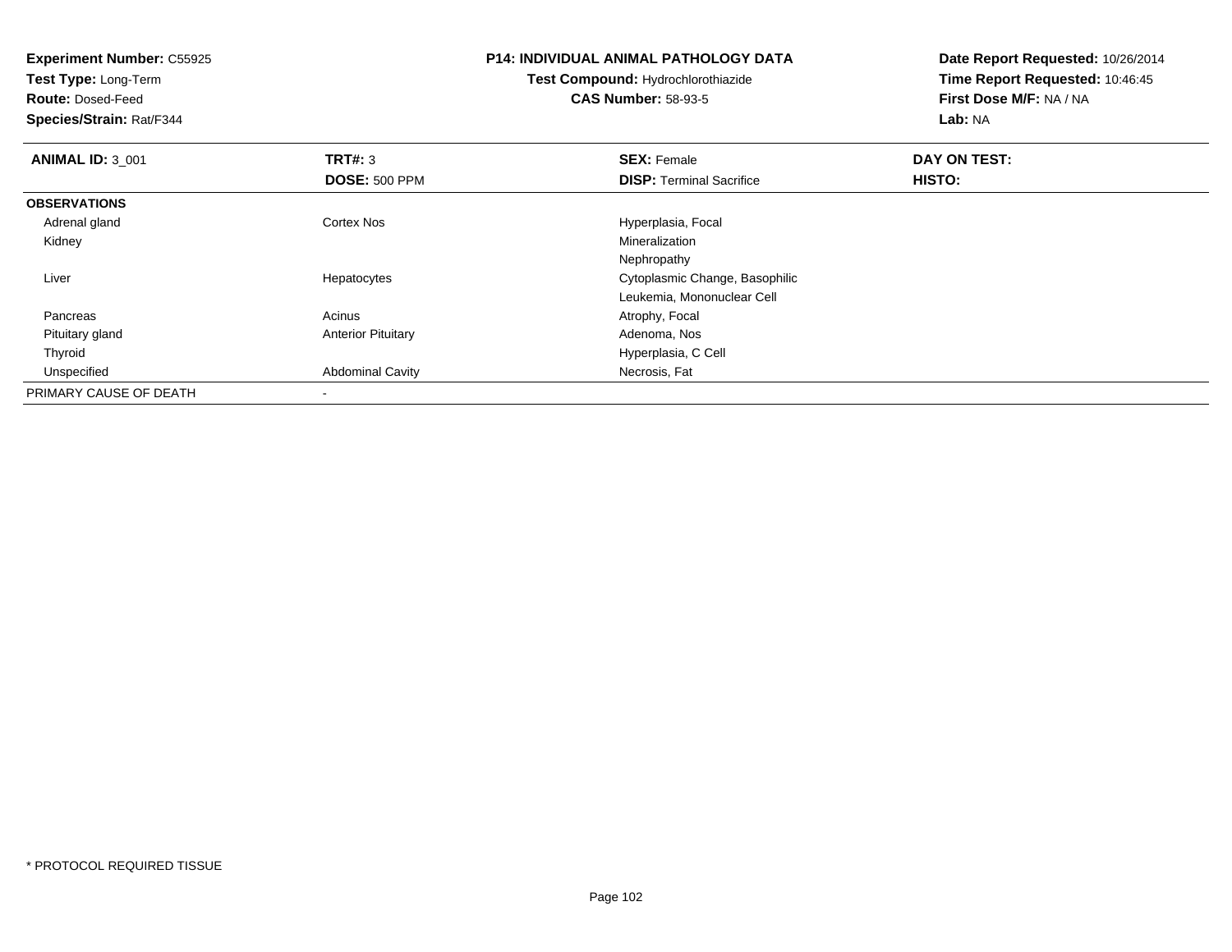**Experiment Number:** C55925
**Test Type:** Long-Term
**Route:** Dosed-Feed
**Species/Strain:** Rat/F344

**P14: INDIVIDUAL ANIMAL PATHOLOGY DATA**
**Test Compound:** Hydrochlorothiazide
**CAS Number:** 58-93-5

**Date Report Requested:** 10/26/2014
**Time Report Requested:** 10:46:45
**First Dose M/F:** NA / NA
**Lab:** NA

| **ANIMAL ID:** 3_001 | **TRT#:** 3 | **SEX:** Female | **DAY ON TEST:** |
|---|---|---|---|
| | **DOSE:** 500 PPM | **DISP:** Terminal Sacrifice | **HISTO:** |
| **OBSERVATIONS** | | | |
| Adrenal gland | Cortex Nos | Hyperplasia, Focal | |
| Kidney | | Mineralization | |
| | | Nephropathy | |
| Liver | Hepatocytes | Cytoplasmic Change, Basophilic | |
| | | Leukemia, Mononuclear Cell | |
| Pancreas | Acinus | Atrophy, Focal | |
| Pituitary gland | Anterior Pituitary | Adenoma, Nos | |
| Thyroid | | Hyperplasia, C Cell | |
| Unspecified | Abdominal Cavity | Necrosis, Fat | |
| PRIMARY CAUSE OF DEATH | - | | |

* PROTOCOL REQUIRED TISSUE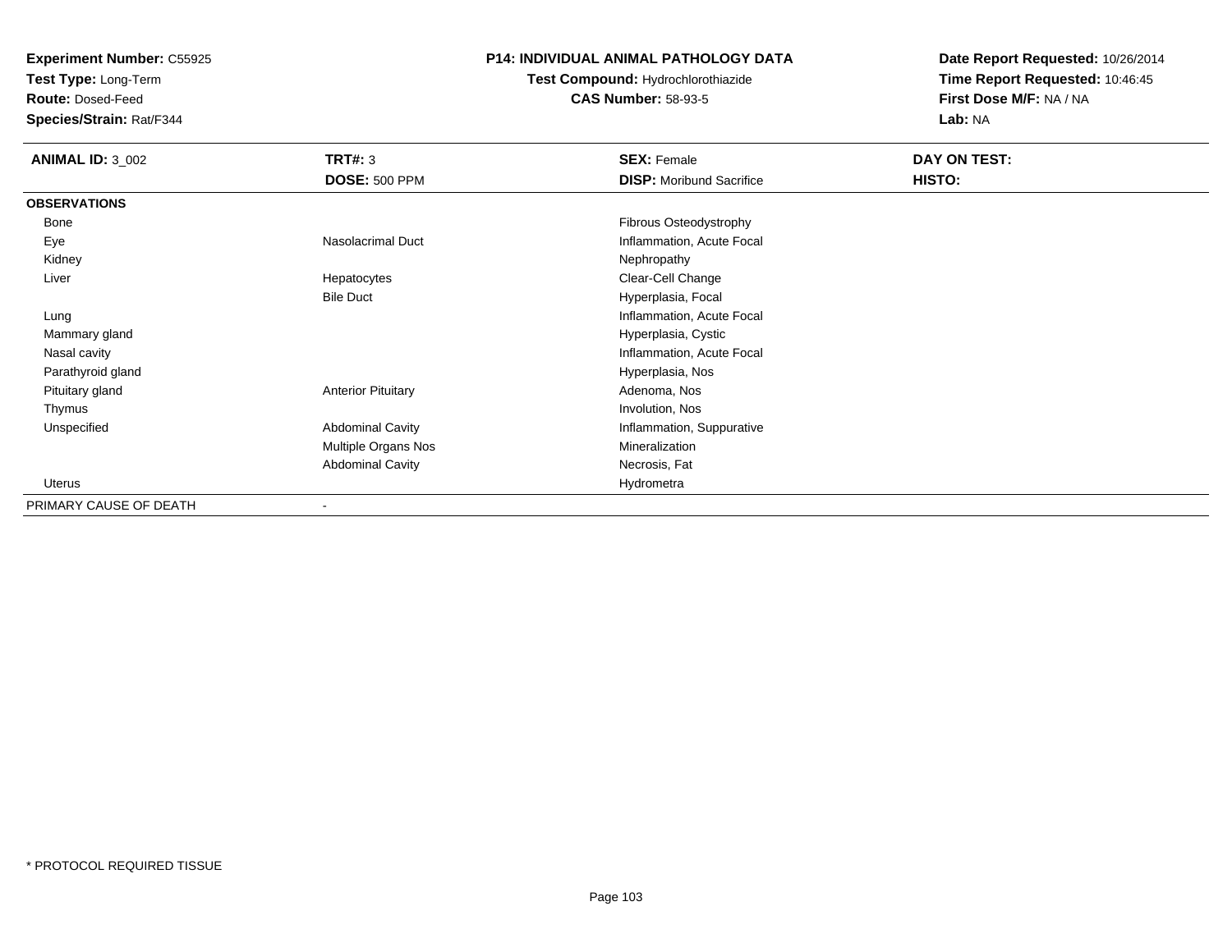**Experiment Number:** C55925
**Test Type:** Long-Term
**Route:** Dosed-Feed
**Species/Strain:** Rat/F344

**P14: INDIVIDUAL ANIMAL PATHOLOGY DATA**
**Test Compound:** Hydrochlorothiazide
**CAS Number:** 58-93-5

**Date Report Requested:** 10/26/2014
**Time Report Requested:** 10:46:45
**First Dose M/F:** NA / NA
**Lab:** NA

| **ANIMAL ID:** 3_002 | **TRT#:** 3 | **SEX:** Female | **DAY ON TEST:** |
|---|---|---|---|
| | **DOSE:** 500 PPM | **DISP:** Moribund Sacrifice | **HISTO:** |
| **OBSERVATIONS** | | | |
| Bone | | Fibrous Osteodystrophy | |
| Eye | Nasolacrimal Duct | Inflammation, Acute Focal | |
| Kidney | | Nephropathy | |
| Liver | Hepatocytes | Clear-Cell Change | |
| | Bile Duct | Hyperplasia, Focal | |
| Lung | | Inflammation, Acute Focal | |
| Mammary gland | | Hyperplasia, Cystic | |
| Nasal cavity | | Inflammation, Acute Focal | |
| Parathyroid gland | | Hyperplasia, Nos | |
| Pituitary gland | Anterior Pituitary | Adenoma, Nos | |
| Thymus | | Involution, Nos | |
| Unspecified | Abdominal Cavity | Inflammation, Suppurative | |
| | Multiple Organs Nos | Mineralization | |
| | Abdominal Cavity | Necrosis, Fat | |
| Uterus | | Hydrometra | |
| PRIMARY CAUSE OF DEATH | - | | |

\* PROTOCOL REQUIRED TISSUE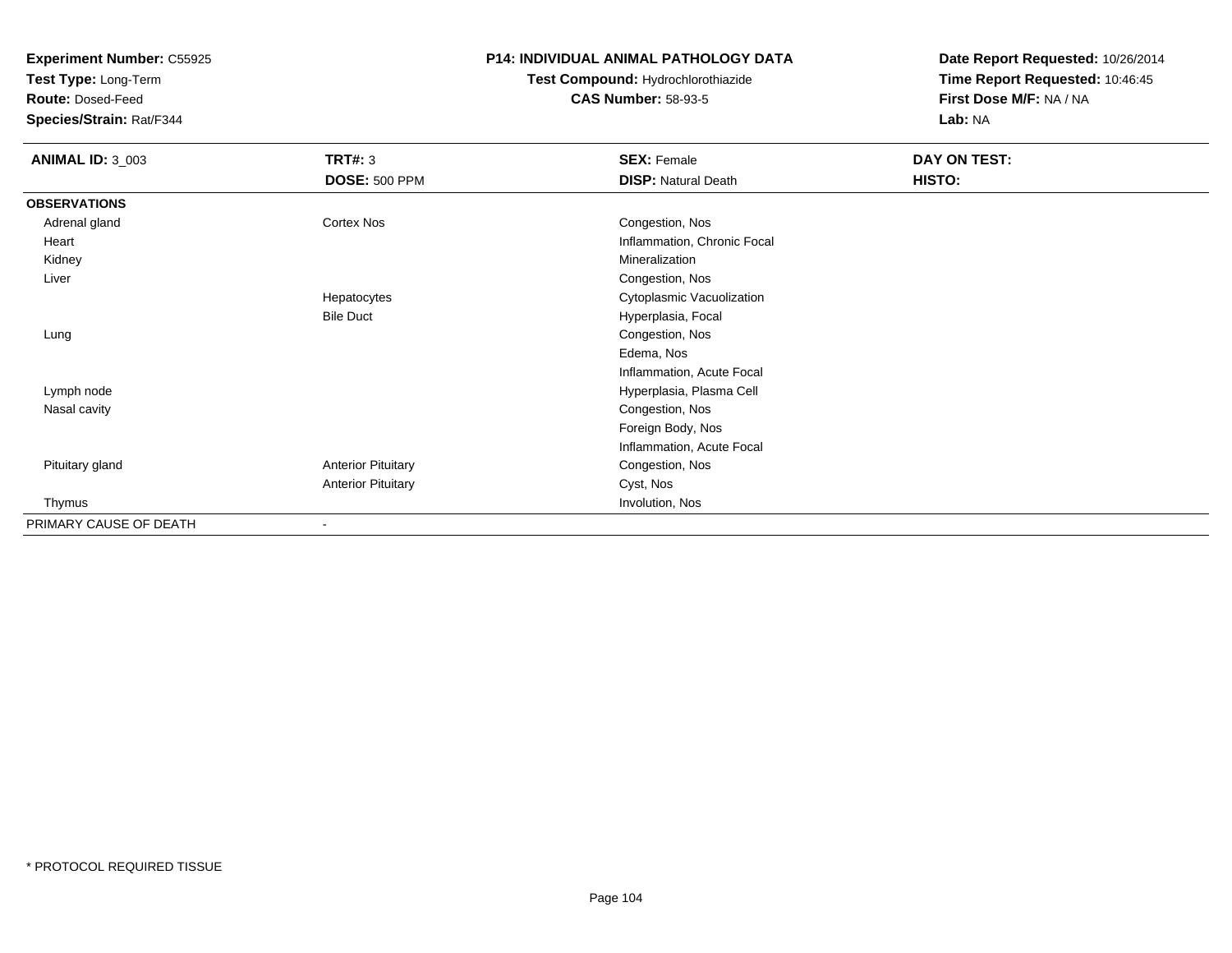**Experiment Number:** C55925
**Test Type:** Long-Term
**Route:** Dosed-Feed
**Species/Strain:** Rat/F344

**P14: INDIVIDUAL ANIMAL PATHOLOGY DATA**
**Test Compound:** Hydrochlorothiazide
**CAS Number:** 58-93-5

**Date Report Requested:** 10/26/2014
**Time Report Requested:** 10:46:45
**First Dose M/F:** NA / NA
**Lab:** NA

| **ANIMAL ID:** 3_003 | **TRT#:** 3 | **SEX:** Female | **DAY ON TEST:** |
|---|---|---|---|
| | **DOSE:** 500 PPM | **DISP:** Natural Death | **HISTO:** |
| **OBSERVATIONS** | | | |
| Adrenal gland | Cortex Nos | Congestion, Nos | |
| Heart | | Inflammation, Chronic Focal | |
| Kidney | | Mineralization | |
| Liver | | Congestion, Nos | |
| | Hepatocytes | Cytoplasmic Vacuolization | |
| | Bile Duct | Hyperplasia, Focal | |
| Lung | | Congestion, Nos | |
| | | Edema, Nos | |
| | | Inflammation, Acute Focal | |
| Lymph node | | Hyperplasia, Plasma Cell | |
| Nasal cavity | | Congestion, Nos | |
| | | Foreign Body, Nos | |
| | | Inflammation, Acute Focal | |
| Pituitary gland | Anterior Pituitary | Congestion, Nos | |
| | Anterior Pituitary | Cyst, Nos | |
| Thymus | | Involution, Nos | |
| PRIMARY CAUSE OF DEATH | - | | |

* PROTOCOL REQUIRED TISSUE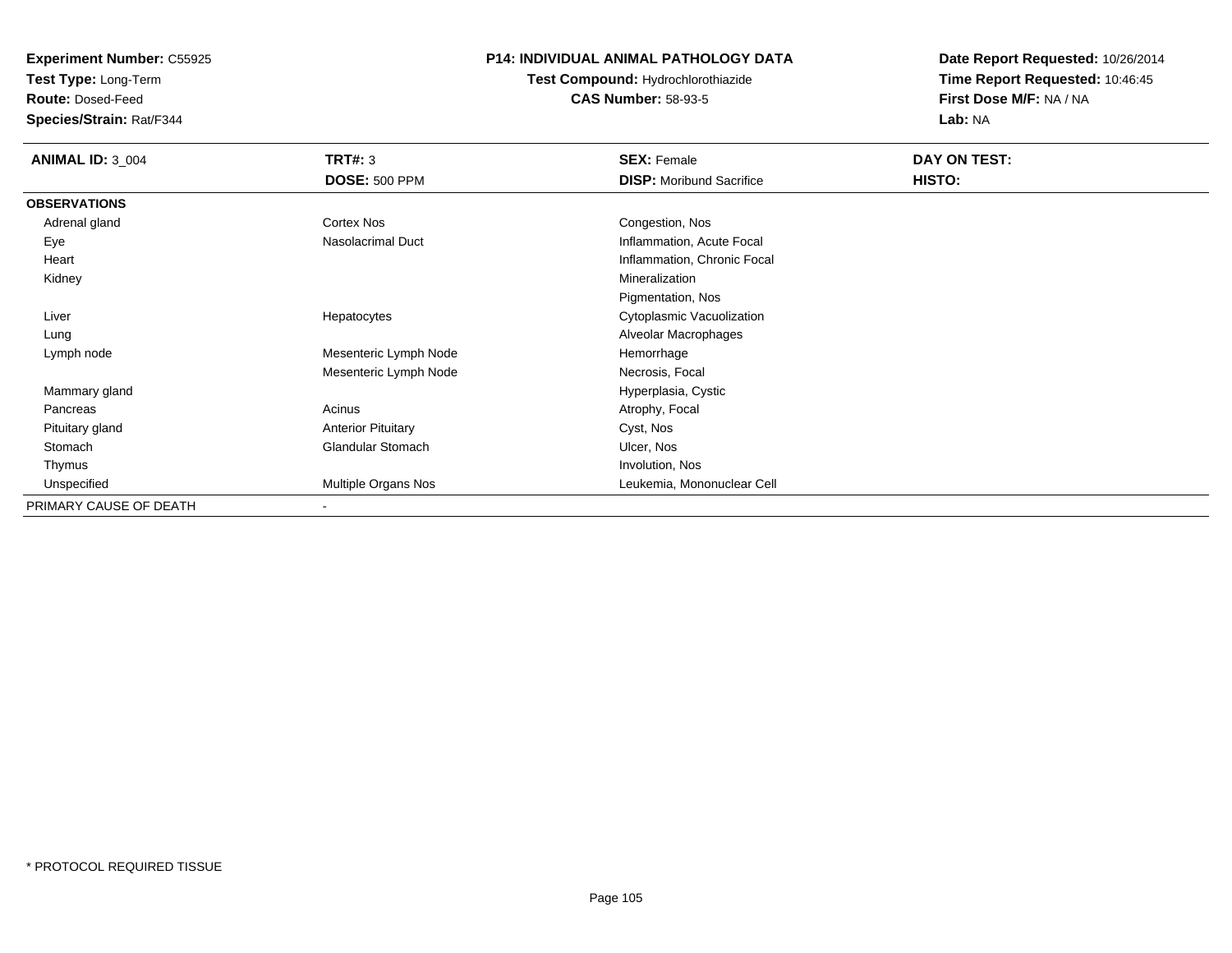**Experiment Number:** C55925
**Test Type:** Long-Term
**Route:** Dosed-Feed
**Species/Strain:** Rat/F344

**P14: INDIVIDUAL ANIMAL PATHOLOGY DATA**
**Test Compound:** Hydrochlorothiazide
**CAS Number:** 58-93-5

**Date Report Requested:** 10/26/2014
**Time Report Requested:** 10:46:45
**First Dose M/F:** NA / NA
**Lab:** NA

| **ANIMAL ID:** 3_004 | **TRT#:** 3 | **SEX:** Female | **DAY ON TEST:** |
|---|---|---|---|
| | **DOSE:** 500 PPM | **DISP:** Moribund Sacrifice | **HISTO:** |
| **OBSERVATIONS** | | | |
| Adrenal gland | Cortex Nos | Congestion, Nos | |
| Eye | Nasolacrimal Duct | Inflammation, Acute Focal | |
| Heart | | Inflammation, Chronic Focal | |
| Kidney | | Mineralization | |
| | | Pigmentation, Nos | |
| Liver | Hepatocytes | Cytoplasmic Vacuolization | |
| Lung | | Alveolar Macrophages | |
| Lymph node | Mesenteric Lymph Node | Hemorrhage | |
| | Mesenteric Lymph Node | Necrosis, Focal | |
| Mammary gland | | Hyperplasia, Cystic | |
| Pancreas | Acinus | Atrophy, Focal | |
| Pituitary gland | Anterior Pituitary | Cyst, Nos | |
| Stomach | Glandular Stomach | Ulcer, Nos | |
| Thymus | | Involution, Nos | |
| Unspecified | Multiple Organs Nos | Leukemia, Mononuclear Cell | |
| PRIMARY CAUSE OF DEATH | - | | |

* PROTOCOL REQUIRED TISSUE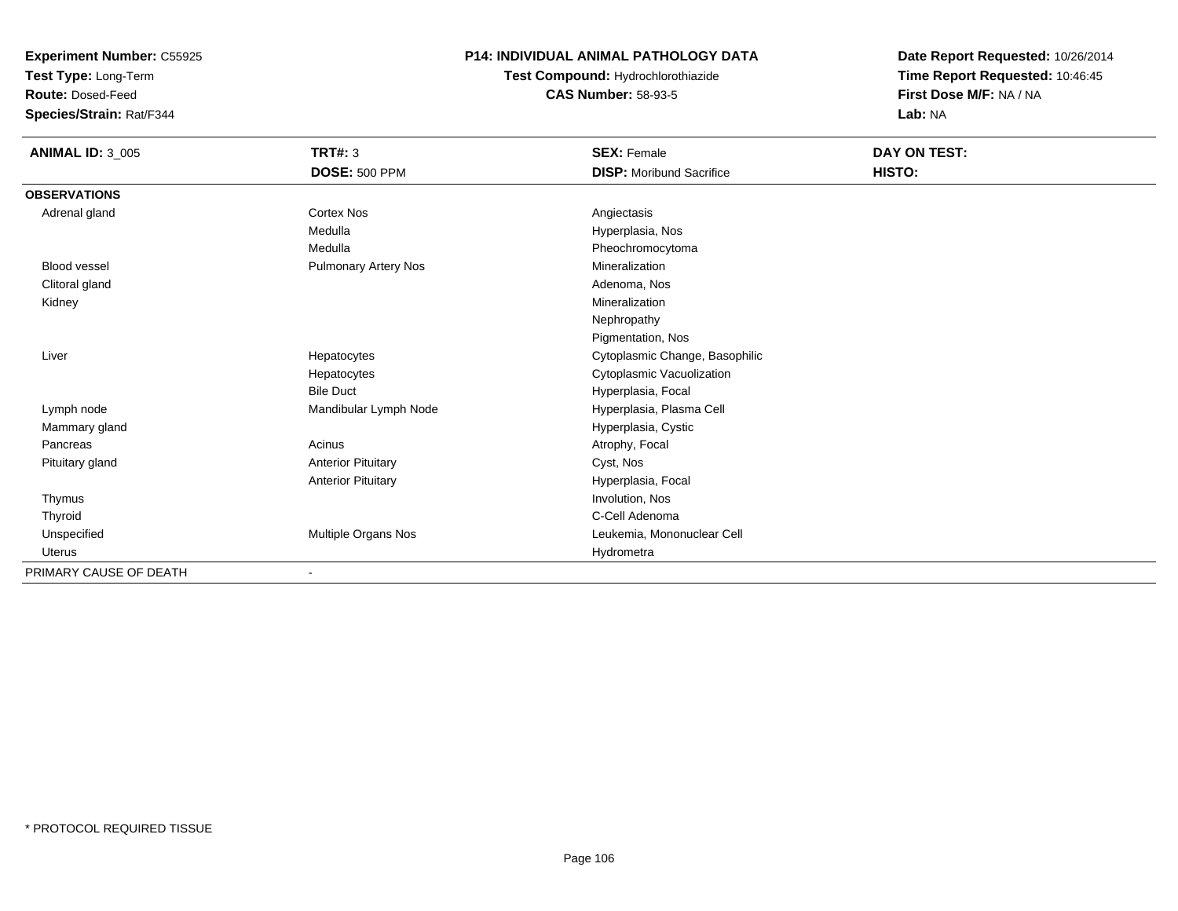**Experiment Number:** C55925
**Test Type:** Long-Term
**Route:** Dosed-Feed
**Species/Strain:** Rat/F344

**P14: INDIVIDUAL ANIMAL PATHOLOGY DATA**
**Test Compound:** Hydrochlorothiazide
**CAS Number:** 58-93-5

**Date Report Requested:** 10/26/2014
**Time Report Requested:** 10:46:45
**First Dose M/F:** NA / NA
**Lab:** NA

| **ANIMAL ID:** 3_005 | **TRT#:** 3 | **SEX:** Female | **DAY ON TEST:** |
|---|---|---|---|
| | **DOSE:** 500 PPM | **DISP:** Moribund Sacrifice | **HISTO:** |
| **OBSERVATIONS** | | | |
| Adrenal gland | Cortex Nos | Angiectasis | |
| | Medulla | Hyperplasia, Nos | |
| | Medulla | Pheochromocytoma | |
| Blood vessel | Pulmonary Artery Nos | Mineralization | |
| Clitoral gland | | Adenoma, Nos | |
| Kidney | | Mineralization | |
| | | Nephropathy | |
| | | Pigmentation, Nos | |
| Liver | Hepatocytes | Cytoplasmic Change, Basophilic | |
| | Hepatocytes | Cytoplasmic Vacuolization | |
| | Bile Duct | Hyperplasia, Focal | |
| Lymph node | Mandibular Lymph Node | Hyperplasia, Plasma Cell | |
| Mammary gland | | Hyperplasia, Cystic | |
| Pancreas | Acinus | Atrophy, Focal | |
| Pituitary gland | Anterior Pituitary | Cyst, Nos | |
| | Anterior Pituitary | Hyperplasia, Focal | |
| Thymus | | Involution, Nos | |
| Thyroid | | C-Cell Adenoma | |
| Unspecified | Multiple Organs Nos | Leukemia, Mononuclear Cell | |
| Uterus | | Hydrometra | |
| PRIMARY CAUSE OF DEATH | - | | |

\* PROTOCOL REQUIRED TISSUE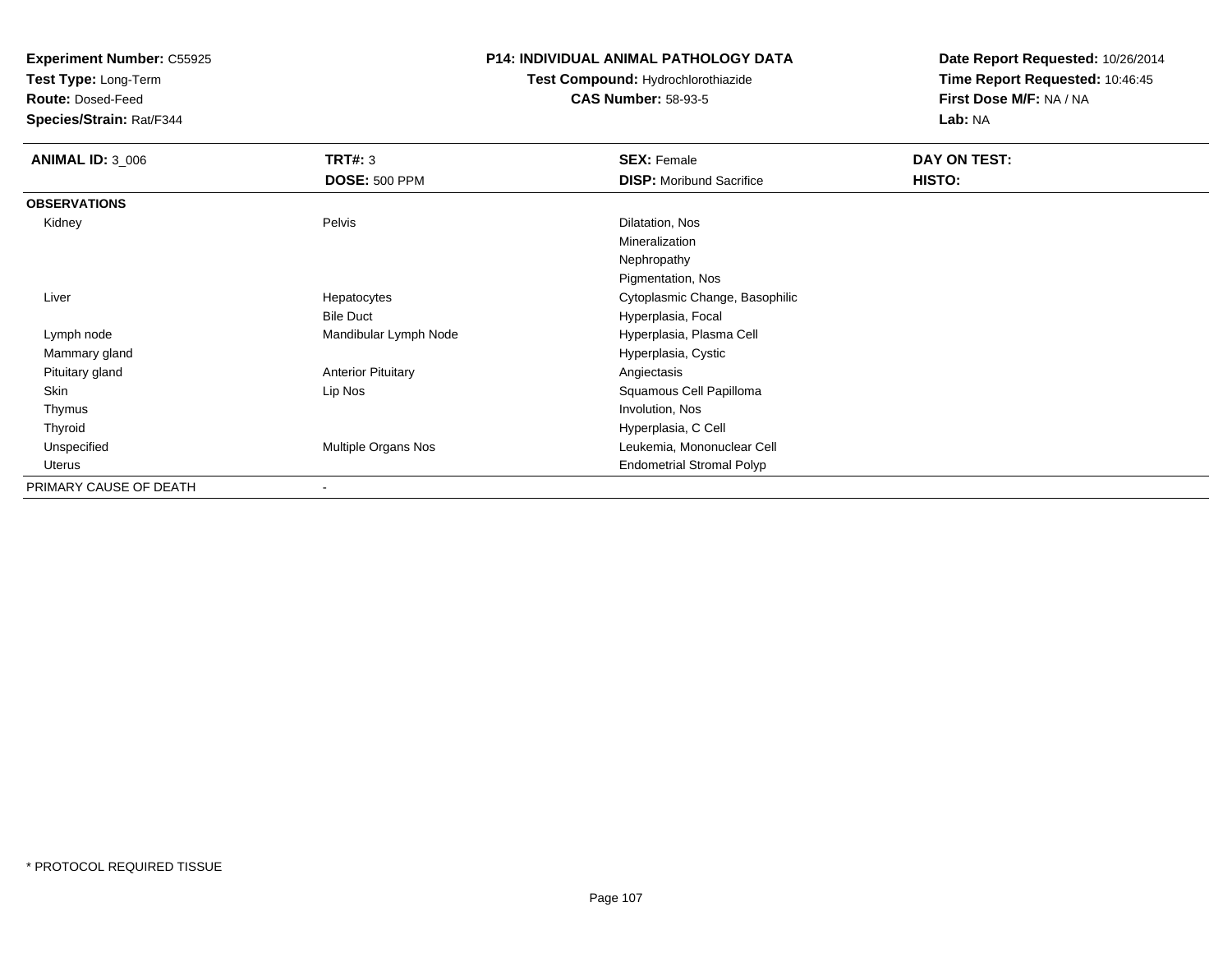**Experiment Number:** C55925
**Test Type:** Long-Term
**Route:** Dosed-Feed
**Species/Strain:** Rat/F344

**P14: INDIVIDUAL ANIMAL PATHOLOGY DATA**
**Test Compound:** Hydrochlorothiazide
**CAS Number:** 58-93-5

**Date Report Requested:** 10/26/2014
**Time Report Requested:** 10:46:45
**First Dose M/F:** NA / NA
**Lab:** NA

| **ANIMAL ID:** 3_006 | **TRT#:** 3 | **SEX:** Female | **DAY ON TEST:** |
|---|---|---|---|
| | **DOSE:** 500 PPM | **DISP:** Moribund Sacrifice | **HISTO:** |
| **OBSERVATIONS** | | | |
| Kidney | Pelvis | Dilatation, Nos | |
| | | Mineralization | |
| | | Nephropathy | |
| | | Pigmentation, Nos | |
| Liver | Hepatocytes | Cytoplasmic Change, Basophilic | |
| | Bile Duct | Hyperplasia, Focal | |
| Lymph node | Mandibular Lymph Node | Hyperplasia, Plasma Cell | |
| Mammary gland | | Hyperplasia, Cystic | |
| Pituitary gland | Anterior Pituitary | Angiectasis | |
| Skin | Lip Nos | Squamous Cell Papilloma | |
| Thymus | | Involution, Nos | |
| Thyroid | | Hyperplasia, C Cell | |
| Unspecified | Multiple Organs Nos | Leukemia, Mononuclear Cell | |
| Uterus | | Endometrial Stromal Polyp | |
| PRIMARY CAUSE OF DEATH | - | | |

* PROTOCOL REQUIRED TISSUE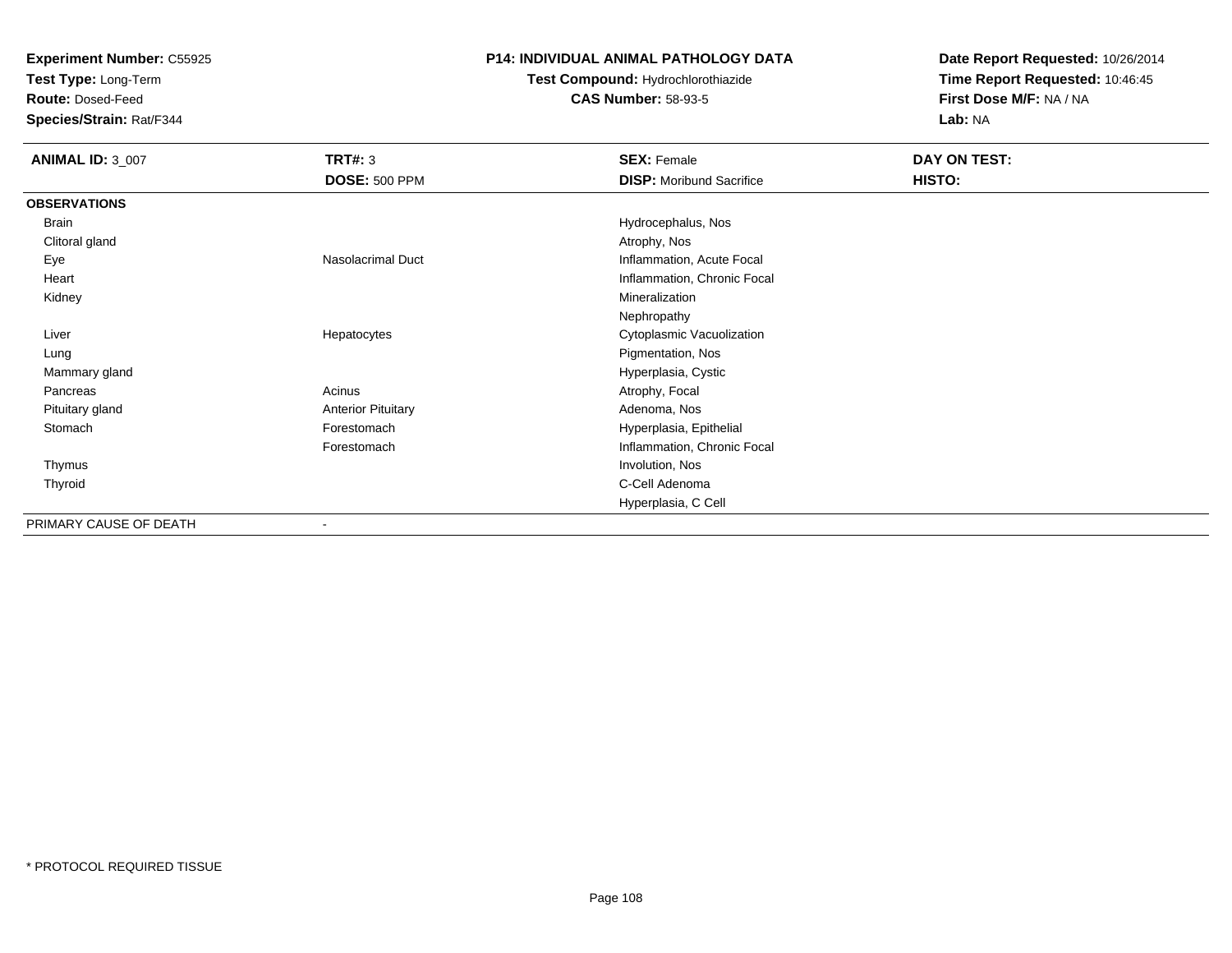**Experiment Number:** C55925
**Test Type:** Long-Term
**Route:** Dosed-Feed
**Species/Strain:** Rat/F344

**P14: INDIVIDUAL ANIMAL PATHOLOGY DATA**
**Test Compound:** Hydrochlorothiazide
**CAS Number:** 58-93-5

**Date Report Requested:** 10/26/2014
**Time Report Requested:** 10:46:45
**First Dose M/F:** NA / NA
**Lab:** NA

| **ANIMAL ID:** 3_007 | **TRT#:** 3 | **SEX:** Female | **DAY ON TEST:** |
|---|---|---|---|
| | **DOSE:** 500 PPM | **DISP:** Moribund Sacrifice | **HISTO:** |
| **OBSERVATIONS** | | | |
| Brain | | Hydrocephalus, Nos | |
| Clitoral gland | | Atrophy, Nos | |
| Eye | Nasolacrimal Duct | Inflammation, Acute Focal | |
| Heart | | Inflammation, Chronic Focal | |
| Kidney | | Mineralization | |
| | | Nephropathy | |
| Liver | Hepatocytes | Cytoplasmic Vacuolization | |
| Lung | | Pigmentation, Nos | |
| Mammary gland | | Hyperplasia, Cystic | |
| Pancreas | Acinus | Atrophy, Focal | |
| Pituitary gland | Anterior Pituitary | Adenoma, Nos | |
| Stomach | Forestomach | Hyperplasia, Epithelial | |
| | Forestomach | Inflammation, Chronic Focal | |
| Thymus | | Involution, Nos | |
| Thyroid | | C-Cell Adenoma | |
| | | Hyperplasia, C Cell | |
| PRIMARY CAUSE OF DEATH | - | | |

* PROTOCOL REQUIRED TISSUE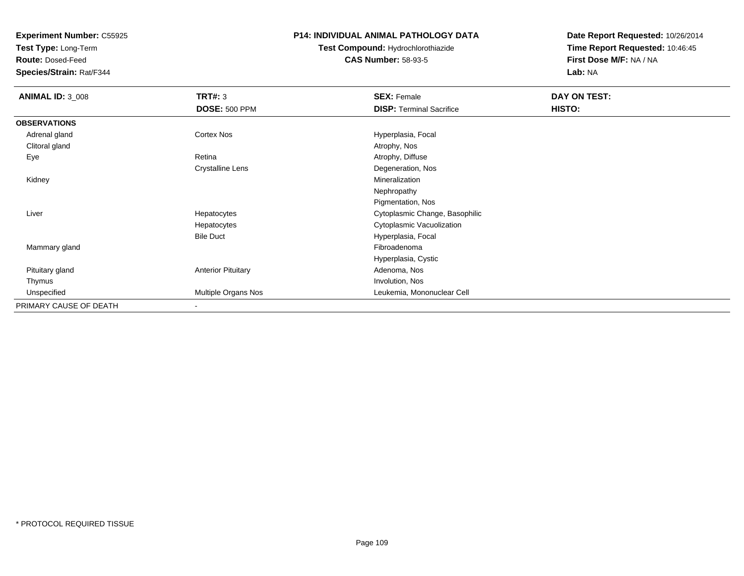**Experiment Number:** C55925
**Test Type:** Long-Term
**Route:** Dosed-Feed
**Species/Strain:** Rat/F344

**P14: INDIVIDUAL ANIMAL PATHOLOGY DATA**
**Test Compound:** Hydrochlorothiazide
**CAS Number:** 58-93-5

**Date Report Requested:** 10/26/2014
**Time Report Requested:** 10:46:45
**First Dose M/F:** NA / NA
**Lab:** NA

| **ANIMAL ID:** 3_008 | **TRT#:** 3 | **SEX:** Female | **DAY ON TEST:** |
|---|---|---|---|
| | **DOSE:** 500 PPM | **DISP:** Terminal Sacrifice | **HISTO:** |
| **OBSERVATIONS** | | | |
| Adrenal gland | Cortex Nos | Hyperplasia, Focal | |
| Clitoral gland | | Atrophy, Nos | |
| Eye | Retina | Atrophy, Diffuse | |
| | Crystalline Lens | Degeneration, Nos | |
| Kidney | | Mineralization | |
| | | Nephropathy | |
| | | Pigmentation, Nos | |
| Liver | Hepatocytes | Cytoplasmic Change, Basophilic | |
| | Hepatocytes | Cytoplasmic Vacuolization | |
| | Bile Duct | Hyperplasia, Focal | |
| Mammary gland | | Fibroadenoma | |
| | | Hyperplasia, Cystic | |
| Pituitary gland | Anterior Pituitary | Adenoma, Nos | |
| Thymus | | Involution, Nos | |
| Unspecified | Multiple Organs Nos | Leukemia, Mononuclear Cell | |
| PRIMARY CAUSE OF DEATH | - | | |

* PROTOCOL REQUIRED TISSUE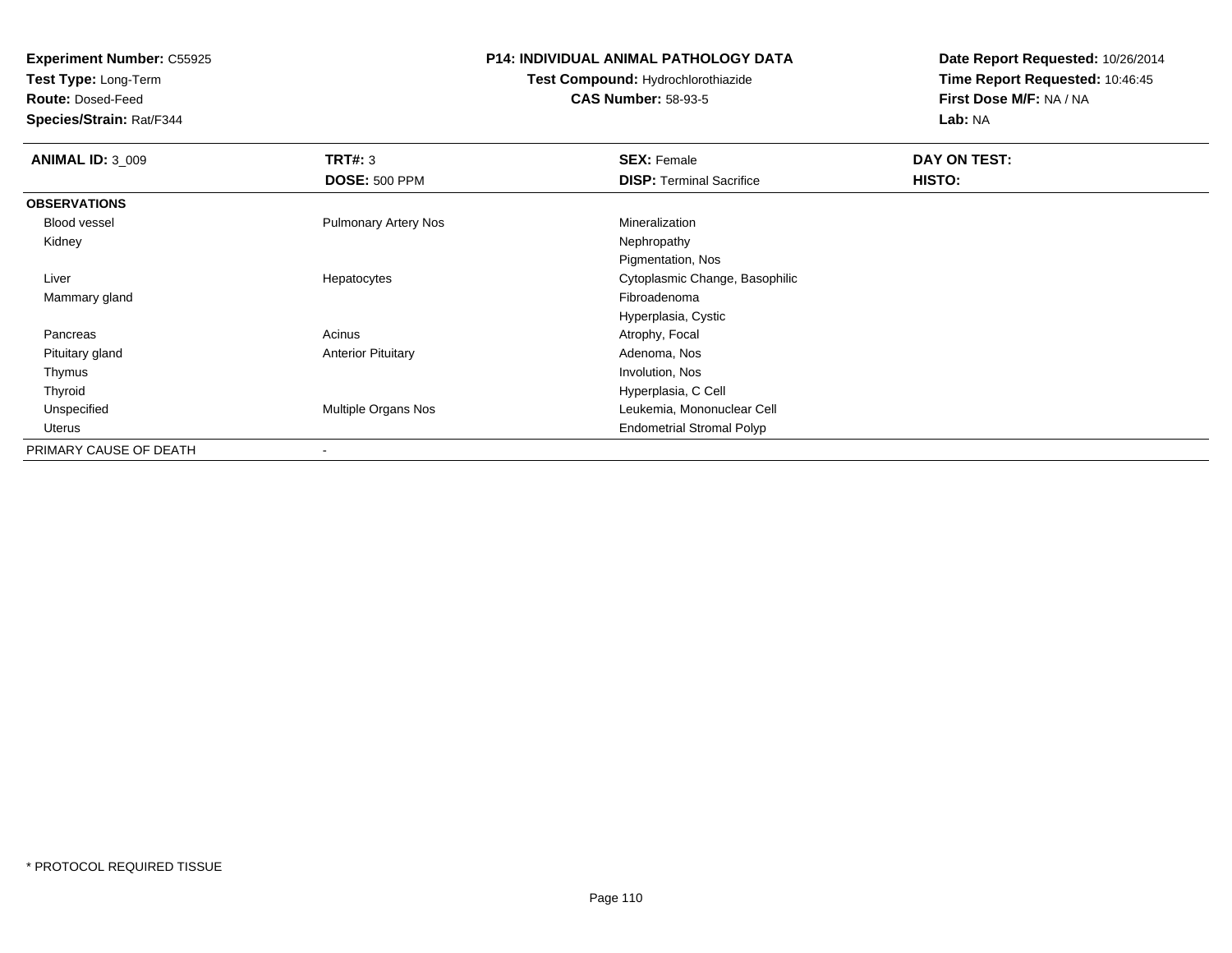**Experiment Number:** C55925
**Test Type:** Long-Term
**Route:** Dosed-Feed
**Species/Strain:** Rat/F344

**P14: INDIVIDUAL ANIMAL PATHOLOGY DATA**
**Test Compound:** Hydrochlorothiazide
**CAS Number:** 58-93-5

**Date Report Requested:** 10/26/2014
**Time Report Requested:** 10:46:45
**First Dose M/F:** NA / NA
**Lab:** NA

| **ANIMAL ID:** 3_009 | **TRT#:** 3 | **SEX:** Female | **DAY ON TEST:** |
|---|---|---|---|
| | **DOSE:** 500 PPM | **DISP:** Terminal Sacrifice | **HISTO:** |
| **OBSERVATIONS** | | | |
| Blood vessel | Pulmonary Artery Nos | Mineralization | |
| Kidney | | Nephropathy | |
| | | Pigmentation, Nos | |
| Liver | Hepatocytes | Cytoplasmic Change, Basophilic | |
| Mammary gland | | Fibroadenoma | |
| | | Hyperplasia, Cystic | |
| Pancreas | Acinus | Atrophy, Focal | |
| Pituitary gland | Anterior Pituitary | Adenoma, Nos | |
| Thymus | | Involution, Nos | |
| Thyroid | | Hyperplasia, C Cell | |
| Unspecified | Multiple Organs Nos | Leukemia, Mononuclear Cell | |
| Uterus | | Endometrial Stromal Polyp | |
| PRIMARY CAUSE OF DEATH | - | | |

* PROTOCOL REQUIRED TISSUE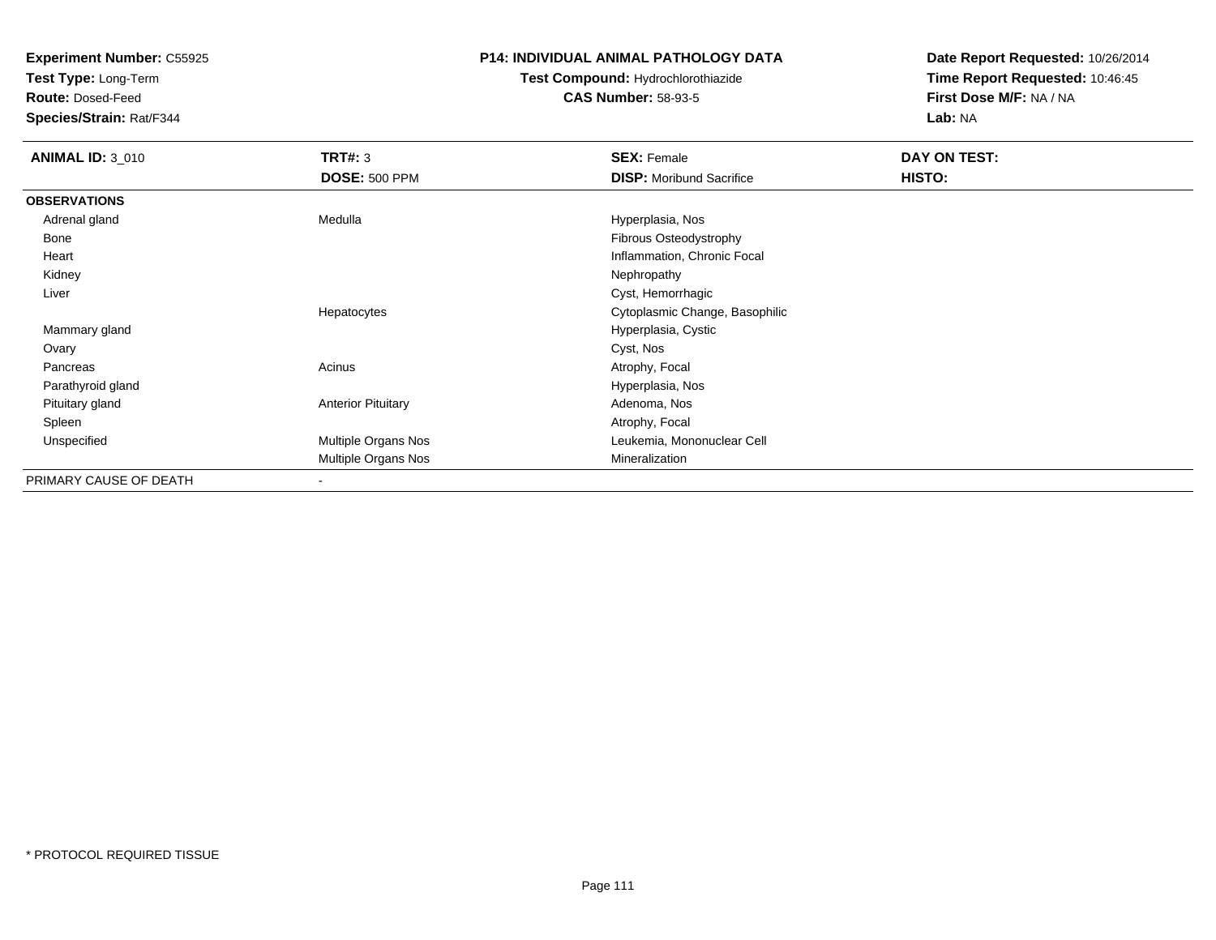**Experiment Number:** C55925
**Test Type:** Long-Term
**Route:** Dosed-Feed
**Species/Strain:** Rat/F344

**P14: INDIVIDUAL ANIMAL PATHOLOGY DATA**
**Test Compound:** Hydrochlorothiazide
**CAS Number:** 58-93-5

**Date Report Requested:** 10/26/2014
**Time Report Requested:** 10:46:45
**First Dose M/F:** NA / NA
**Lab:** NA

| **ANIMAL ID:** 3_010 | **TRT#:** 3 | **SEX:** Female | **DAY ON TEST:** |
|---|---|---|---|
| | **DOSE:** 500 PPM | **DISP:** Moribund Sacrifice | **HISTO:** |
| **OBSERVATIONS** | | | |
| Adrenal gland | Medulla | Hyperplasia, Nos | |
| Bone | | Fibrous Osteodystrophy | |
| Heart | | Inflammation, Chronic Focal | |
| Kidney | | Nephropathy | |
| Liver | | Cyst, Hemorrhagic | |
| | Hepatocytes | Cytoplasmic Change, Basophilic | |
| Mammary gland | | Hyperplasia, Cystic | |
| Ovary | | Cyst, Nos | |
| Pancreas | Acinus | Atrophy, Focal | |
| Parathyroid gland | | Hyperplasia, Nos | |
| Pituitary gland | Anterior Pituitary | Adenoma, Nos | |
| Spleen | | Atrophy, Focal | |
| Unspecified | Multiple Organs Nos | Leukemia, Mononuclear Cell | |
| | Multiple Organs Nos | Mineralization | |
| PRIMARY CAUSE OF DEATH | - | | |

* PROTOCOL REQUIRED TISSUE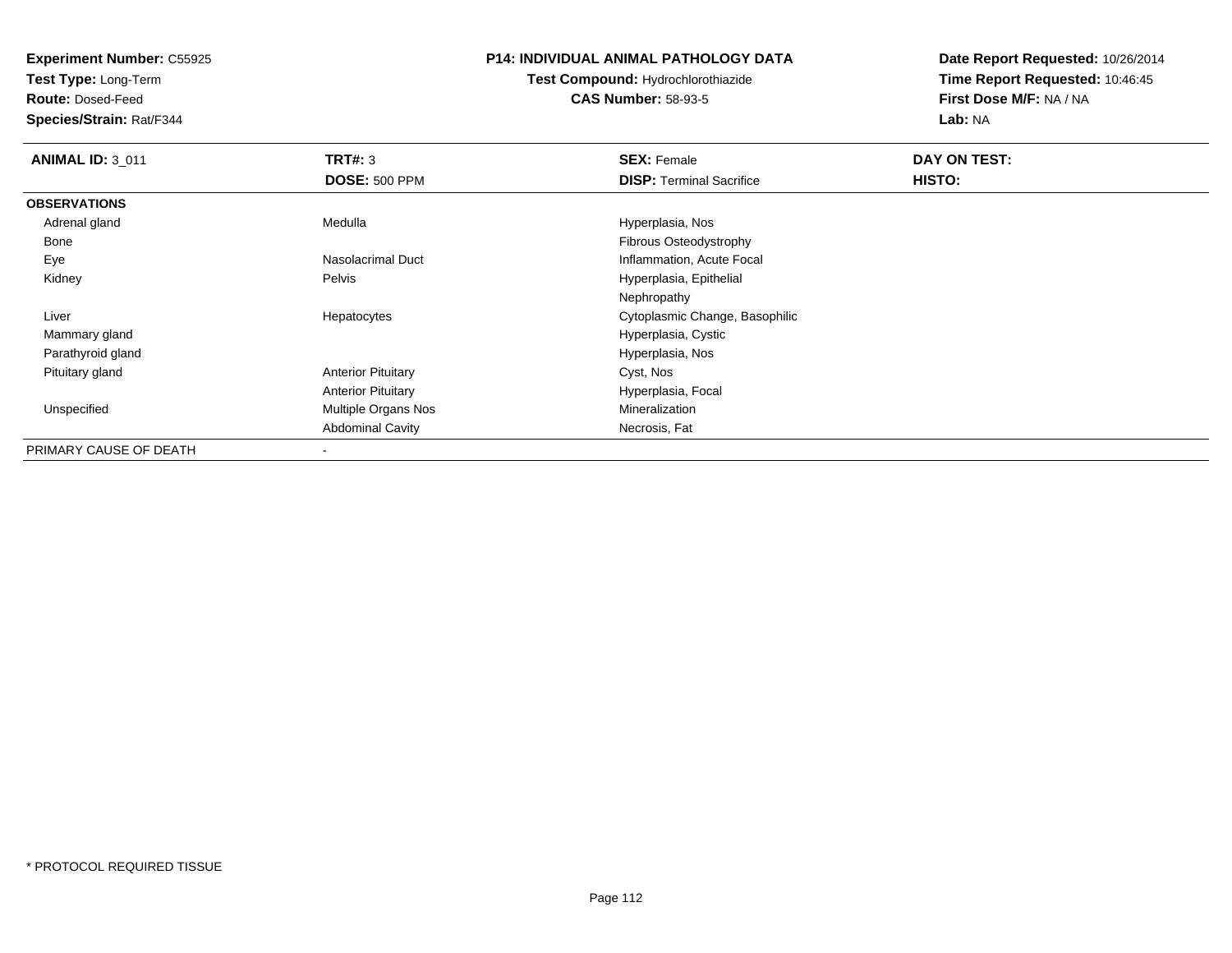**Experiment Number:** C55925
**Test Type:** Long-Term
**Route:** Dosed-Feed
**Species/Strain:** Rat/F344

**P14: INDIVIDUAL ANIMAL PATHOLOGY DATA**
**Test Compound:** Hydrochlorothiazide
**CAS Number:** 58-93-5

**Date Report Requested:** 10/26/2014
**Time Report Requested:** 10:46:45
**First Dose M/F:** NA / NA
**Lab:** NA

| **ANIMAL ID:** 3_011 | **TRT#:** 3 | **SEX:** Female | **DAY ON TEST:** |
|---|---|---|---|
| | **DOSE:** 500 PPM | **DISP:** Terminal Sacrifice | **HISTO:** |
| **OBSERVATIONS** | | | |
| Adrenal gland | Medulla | Hyperplasia, Nos | |
| Bone | | Fibrous Osteodystrophy | |
| Eye | Nasolacrimal Duct | Inflammation, Acute Focal | |
| Kidney | Pelvis | Hyperplasia, Epithelial | |
| | | Nephropathy | |
| Liver | Hepatocytes | Cytoplasmic Change, Basophilic | |
| Mammary gland | | Hyperplasia, Cystic | |
| Parathyroid gland | | Hyperplasia, Nos | |
| Pituitary gland | Anterior Pituitary | Cyst, Nos | |
| | Anterior Pituitary | Hyperplasia, Focal | |
| Unspecified | Multiple Organs Nos | Mineralization | |
| | Abdominal Cavity | Necrosis, Fat | |
| PRIMARY CAUSE OF DEATH | - | | |

* PROTOCOL REQUIRED TISSUE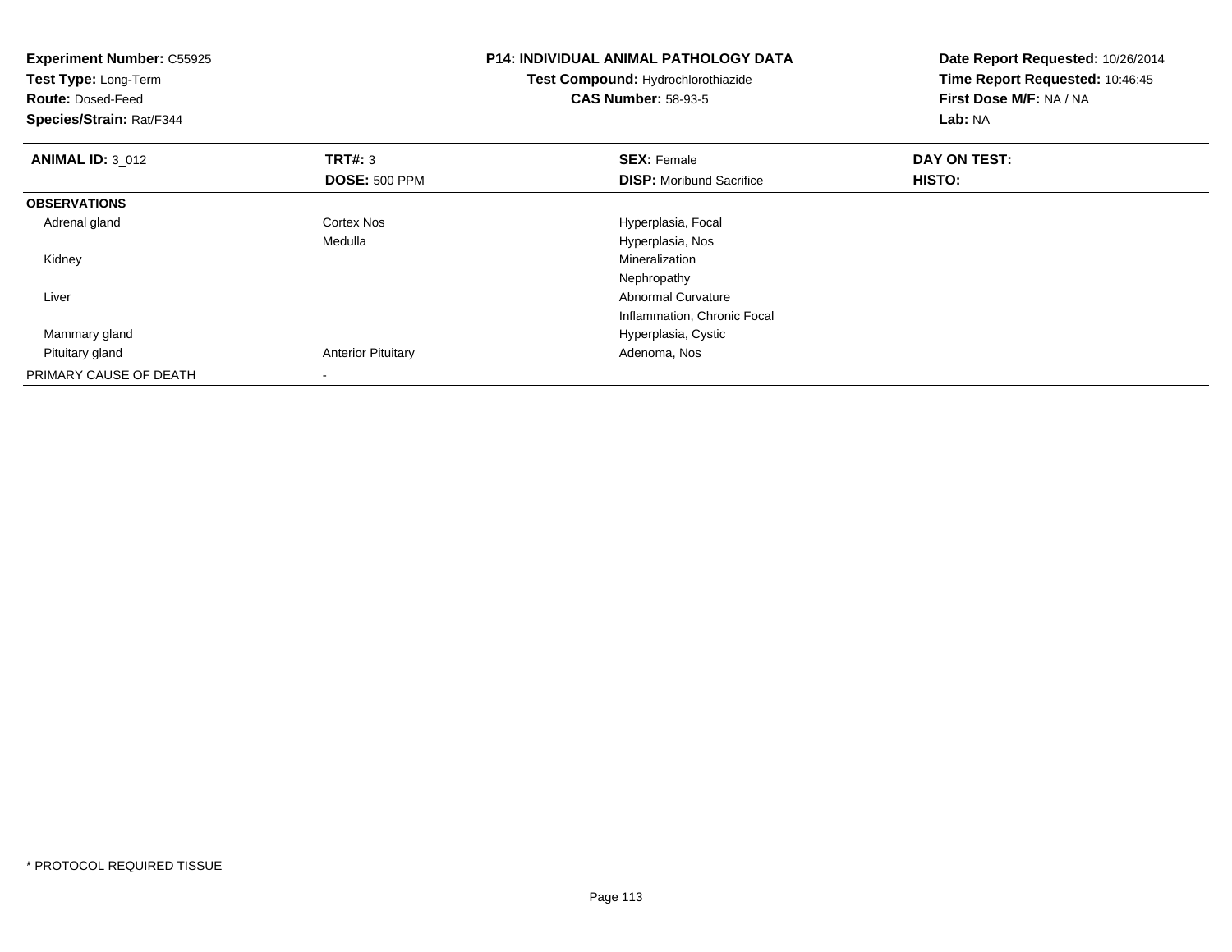**Experiment Number:** C55925
**Test Type:** Long-Term
**Route:** Dosed-Feed
**Species/Strain:** Rat/F344

**P14: INDIVIDUAL ANIMAL PATHOLOGY DATA**
**Test Compound:** Hydrochlorothiazide
**CAS Number:** 58-93-5

**Date Report Requested:** 10/26/2014
**Time Report Requested:** 10:46:45
**First Dose M/F:** NA / NA
**Lab:** NA

| **ANIMAL ID:** 3_012 | **TRT#:** 3 | **SEX:** Female | **DAY ON TEST:** |
|---|---|---|---|
| | **DOSE:** 500 PPM | **DISP:** Moribund Sacrifice | **HISTO:** |
| **OBSERVATIONS** | | | |
| Adrenal gland | Cortex Nos | Hyperplasia, Focal | |
| | Medulla | Hyperplasia, Nos | |
| Kidney | | Mineralization | |
| | | Nephropathy | |
| Liver | | Abnormal Curvature | |
| | | Inflammation, Chronic Focal | |
| Mammary gland | | Hyperplasia, Cystic | |
| Pituitary gland | Anterior Pituitary | Adenoma, Nos | |
| PRIMARY CAUSE OF DEATH | - | | |

* PROTOCOL REQUIRED TISSUE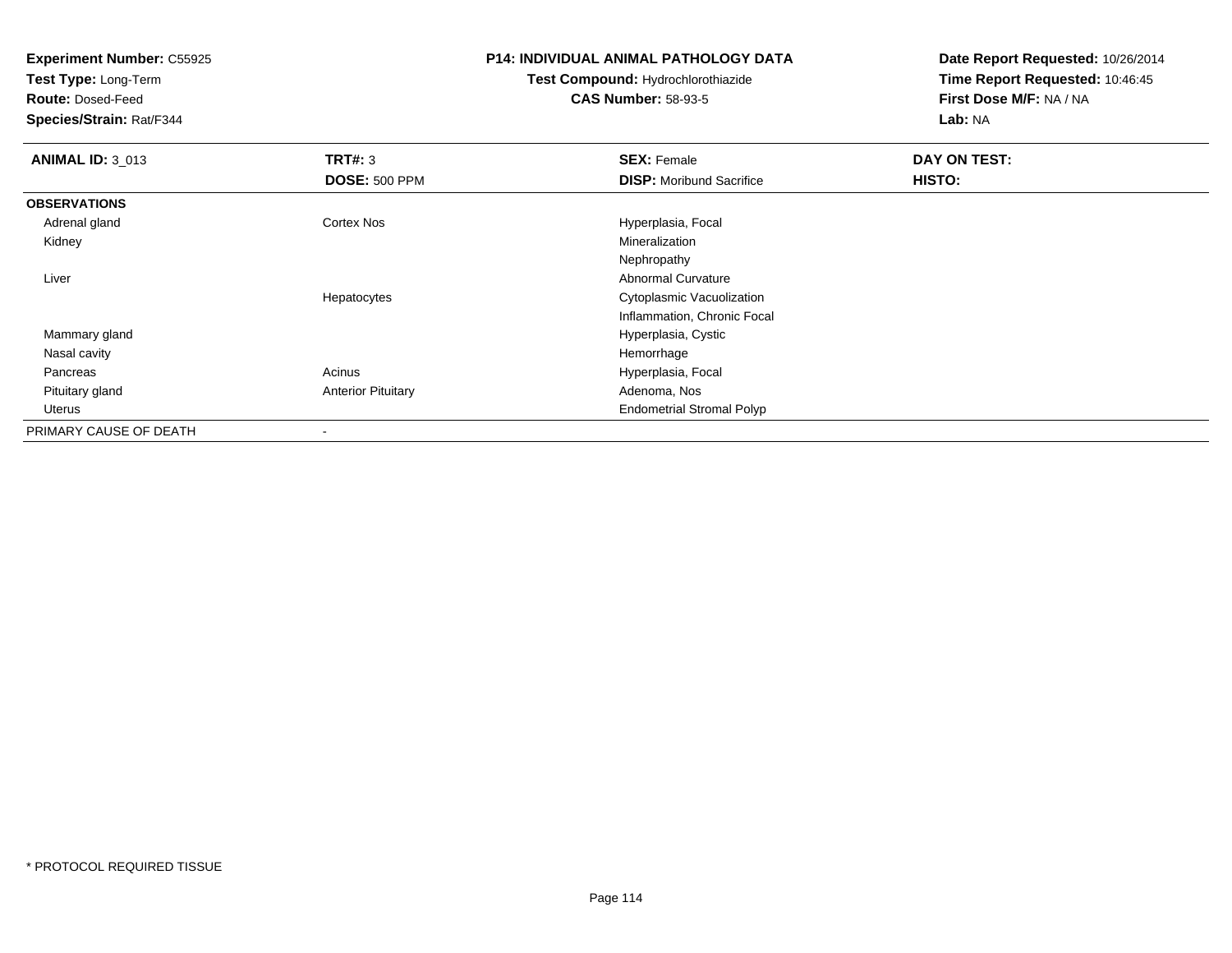**Experiment Number:** C55925
**Test Type:** Long-Term
**Route:** Dosed-Feed
**Species/Strain:** Rat/F344

**P14: INDIVIDUAL ANIMAL PATHOLOGY DATA**
**Test Compound:** Hydrochlorothiazide
**CAS Number:** 58-93-5

**Date Report Requested:** 10/26/2014
**Time Report Requested:** 10:46:45
**First Dose M/F:** NA / NA
**Lab:** NA

| **ANIMAL ID:** 3_013 | **TRT#:** 3 | **SEX:** Female | **DAY ON TEST:** |
|---|---|---|---|
| | **DOSE:** 500 PPM | **DISP:** Moribund Sacrifice | **HISTO:** |
| **OBSERVATIONS** | | | |
| Adrenal gland | Cortex Nos | Hyperplasia, Focal | |
| Kidney | | Mineralization | |
| | | Nephropathy | |
| Liver | | Abnormal Curvature | |
| | Hepatocytes | Cytoplasmic Vacuolization | |
| | | Inflammation, Chronic Focal | |
| Mammary gland | | Hyperplasia, Cystic | |
| Nasal cavity | | Hemorrhage | |
| Pancreas | Acinus | Hyperplasia, Focal | |
| Pituitary gland | Anterior Pituitary | Adenoma, Nos | |
| Uterus | | Endometrial Stromal Polyp | |
| PRIMARY CAUSE OF DEATH | - | | |

* PROTOCOL REQUIRED TISSUE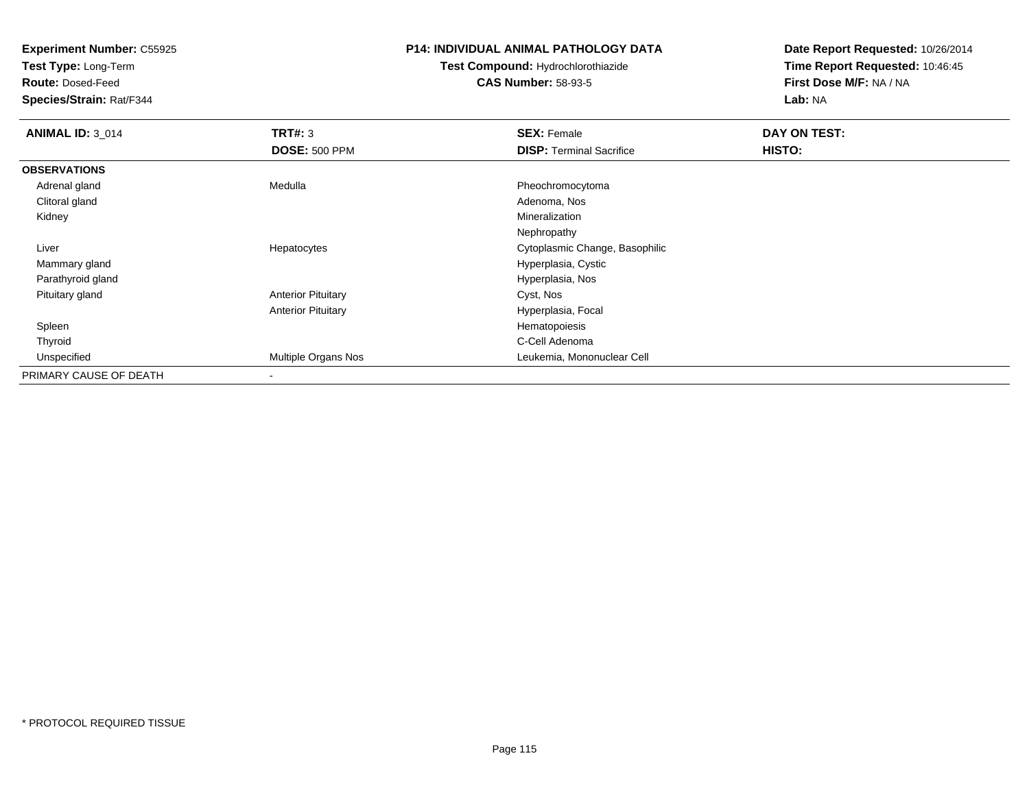**Experiment Number:** C55925
**Test Type:** Long-Term
**Route:** Dosed-Feed
**Species/Strain:** Rat/F344

**P14: INDIVIDUAL ANIMAL PATHOLOGY DATA**
**Test Compound:** Hydrochlorothiazide
**CAS Number:** 58-93-5

**Date Report Requested:** 10/26/2014
**Time Report Requested:** 10:46:45
**First Dose M/F:** NA / NA
**Lab:** NA

| **ANIMAL ID:** 3_014 | **TRT#:** 3 | **SEX:** Female | **DAY ON TEST:** |
|---|---|---|---|
| | **DOSE:** 500 PPM | **DISP:** Terminal Sacrifice | **HISTO:** |
| **OBSERVATIONS** | | | |
| Adrenal gland | Medulla | Pheochromocytoma | |
| Clitoral gland | | Adenoma, Nos | |
| Kidney | | Mineralization | |
| | | Nephropathy | |
| Liver | Hepatocytes | Cytoplasmic Change, Basophilic | |
| Mammary gland | | Hyperplasia, Cystic | |
| Parathyroid gland | | Hyperplasia, Nos | |
| Pituitary gland | Anterior Pituitary | Cyst, Nos | |
| | Anterior Pituitary | Hyperplasia, Focal | |
| Spleen | | Hematopoiesis | |
| Thyroid | | C-Cell Adenoma | |
| Unspecified | Multiple Organs Nos | Leukemia, Mononuclear Cell | |
| PRIMARY CAUSE OF DEATH | - | | |

* PROTOCOL REQUIRED TISSUE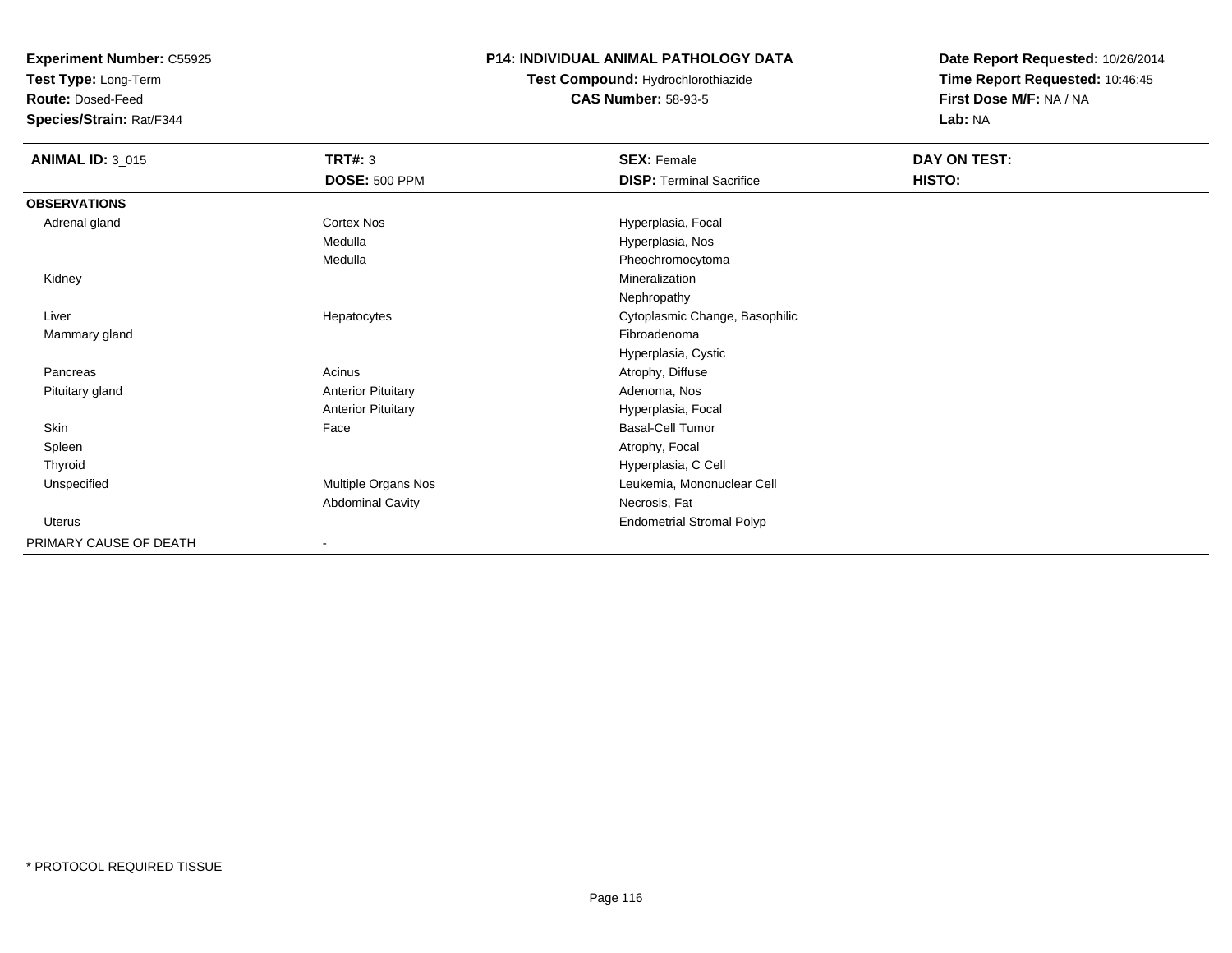**Experiment Number:** C55925
**Test Type:** Long-Term
**Route:** Dosed-Feed
**Species/Strain:** Rat/F344

**P14: INDIVIDUAL ANIMAL PATHOLOGY DATA**
**Test Compound:** Hydrochlorothiazide
**CAS Number:** 58-93-5

**Date Report Requested:** 10/26/2014
**Time Report Requested:** 10:46:45
**First Dose M/F:** NA / NA
**Lab:** NA

| **ANIMAL ID:** 3_015 | **TRT#:** 3 | **SEX:** Female | **DAY ON TEST:** |
|---|---|---|---|
| | **DOSE:** 500 PPM | **DISP:** Terminal Sacrifice | **HISTO:** |
| **OBSERVATIONS** | | | |
| Adrenal gland | Cortex Nos | Hyperplasia, Focal | |
| | Medulla | Hyperplasia, Nos | |
| | Medulla | Pheochromocytoma | |
| Kidney | | Mineralization | |
| | | Nephropathy | |
| Liver | Hepatocytes | Cytoplasmic Change, Basophilic | |
| Mammary gland | | Fibroadenoma | |
| | | Hyperplasia, Cystic | |
| Pancreas | Acinus | Atrophy, Diffuse | |
| Pituitary gland | Anterior Pituitary | Adenoma, Nos | |
| | Anterior Pituitary | Hyperplasia, Focal | |
| Skin | Face | Basal-Cell Tumor | |
| Spleen | | Atrophy, Focal | |
| Thyroid | | Hyperplasia, C Cell | |
| Unspecified | Multiple Organs Nos | Leukemia, Mononuclear Cell | |
| | Abdominal Cavity | Necrosis, Fat | |
| Uterus | | Endometrial Stromal Polyp | |
| PRIMARY CAUSE OF DEATH | - | | |

* PROTOCOL REQUIRED TISSUE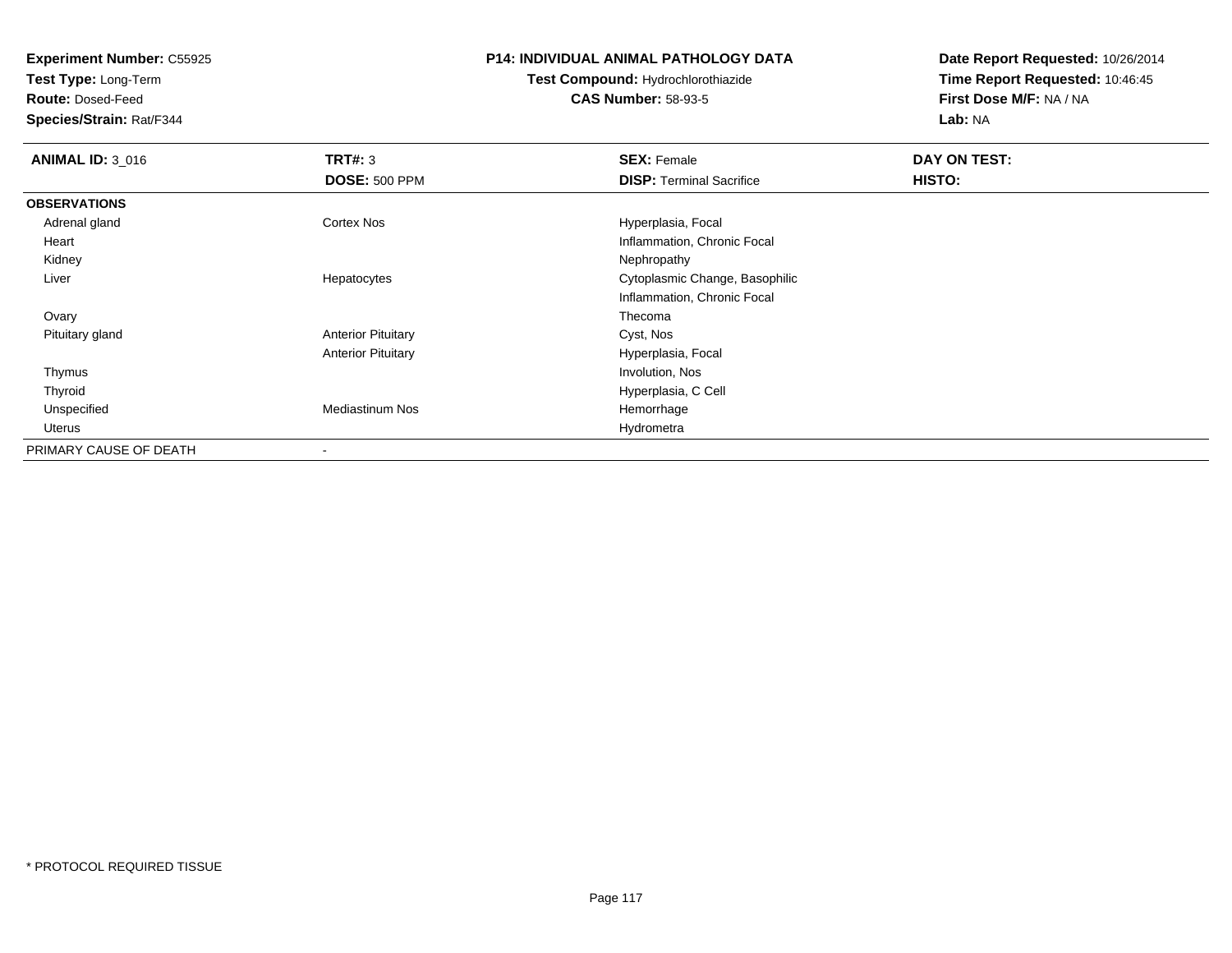**Experiment Number:** C55925
**Test Type:** Long-Term
**Route:** Dosed-Feed
**Species/Strain:** Rat/F344

**P14: INDIVIDUAL ANIMAL PATHOLOGY DATA**
**Test Compound:** Hydrochlorothiazide
**CAS Number:** 58-93-5

**Date Report Requested:** 10/26/2014
**Time Report Requested:** 10:46:45
**First Dose M/F:** NA / NA
**Lab:** NA

| **ANIMAL ID:** 3_016 | **TRT#:** 3 | **SEX:** Female | **DAY ON TEST:** |
|---|---|---|---|
| | **DOSE:** 500 PPM | **DISP:** Terminal Sacrifice | **HISTO:** |
| **OBSERVATIONS** | | | |
| Adrenal gland | Cortex Nos | Hyperplasia, Focal | |
| Heart | | Inflammation, Chronic Focal | |
| Kidney | | Nephropathy | |
| Liver | Hepatocytes | Cytoplasmic Change, Basophilic | |
| | | Inflammation, Chronic Focal | |
| Ovary | | Thecoma | |
| Pituitary gland | Anterior Pituitary | Cyst, Nos | |
| | Anterior Pituitary | Hyperplasia, Focal | |
| Thymus | | Involution, Nos | |
| Thyroid | | Hyperplasia, C Cell | |
| Unspecified | Mediastinum Nos | Hemorrhage | |
| Uterus | | Hydrometra | |
| PRIMARY CAUSE OF DEATH | - | | |

* PROTOCOL REQUIRED TISSUE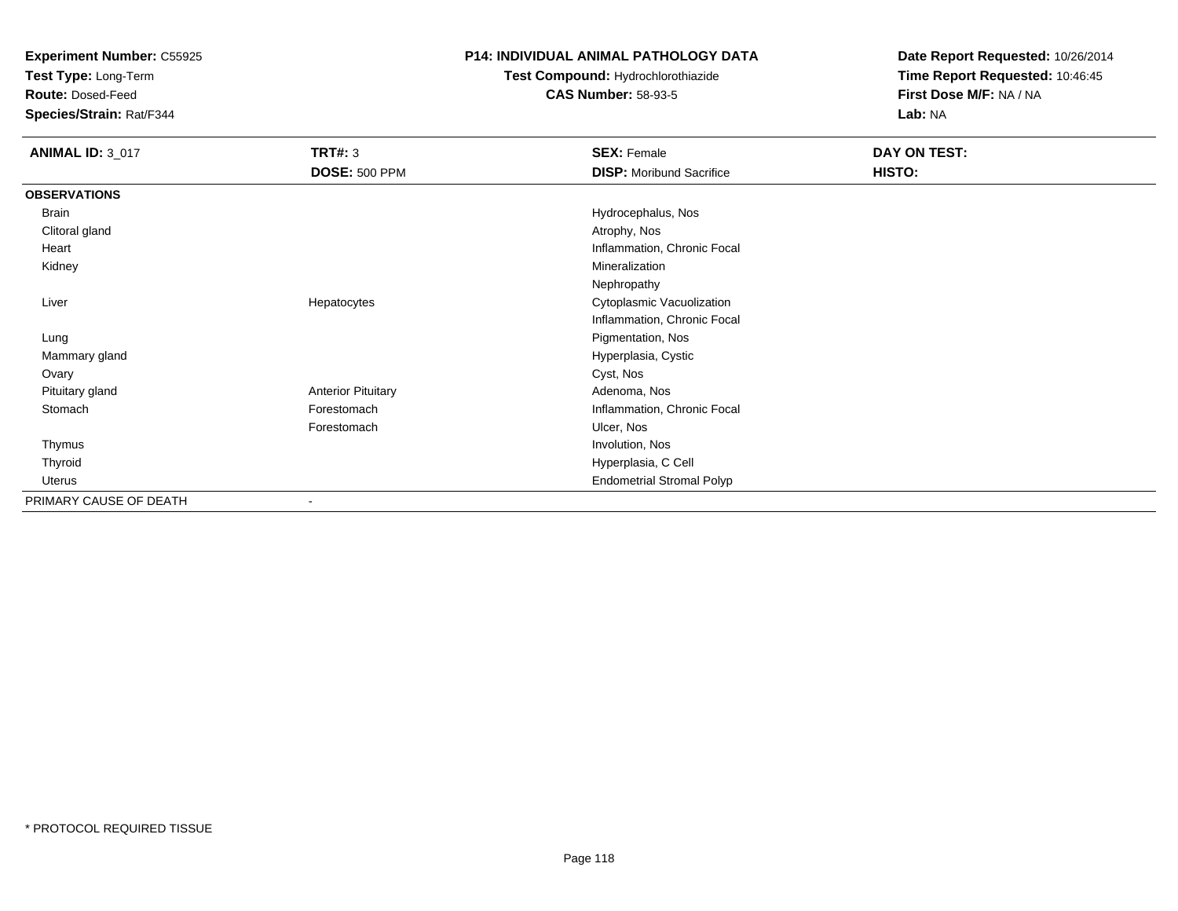**Experiment Number:** C55925
**Test Type:** Long-Term
**Route:** Dosed-Feed
**Species/Strain:** Rat/F344

**P14: INDIVIDUAL ANIMAL PATHOLOGY DATA**
**Test Compound:** Hydrochlorothiazide
**CAS Number:** 58-93-5

**Date Report Requested:** 10/26/2014
**Time Report Requested:** 10:46:45
**First Dose M/F:** NA / NA
**Lab:** NA

| **ANIMAL ID:** 3_017 | **TRT#:** 3<br>**DOSE:** 500 PPM | **SEX:** Female<br>**DISP:** Moribund Sacrifice | **DAY ON TEST:**<br>**HISTO:** |
|---|---|---|---|
| **OBSERVATIONS** | | | |
| Brain | | Hydrocephalus, Nos | |
| Clitoral gland | | Atrophy, Nos | |
| Heart | | Inflammation, Chronic Focal | |
| Kidney | | Mineralization | |
| | | Nephropathy | |
| Liver | Hepatocytes | Cytoplasmic Vacuolization | |
| | | Inflammation, Chronic Focal | |
| Lung | | Pigmentation, Nos | |
| Mammary gland | | Hyperplasia, Cystic | |
| Ovary | | Cyst, Nos | |
| Pituitary gland | Anterior Pituitary | Adenoma, Nos | |
| Stomach | Forestomach | Inflammation, Chronic Focal | |
| | Forestomach | Ulcer, Nos | |
| Thymus | | Involution, Nos | |
| Thyroid | | Hyperplasia, C Cell | |
| Uterus | | Endometrial Stromal Polyp | |
| PRIMARY CAUSE OF DEATH | - | | |

\* PROTOCOL REQUIRED TISSUE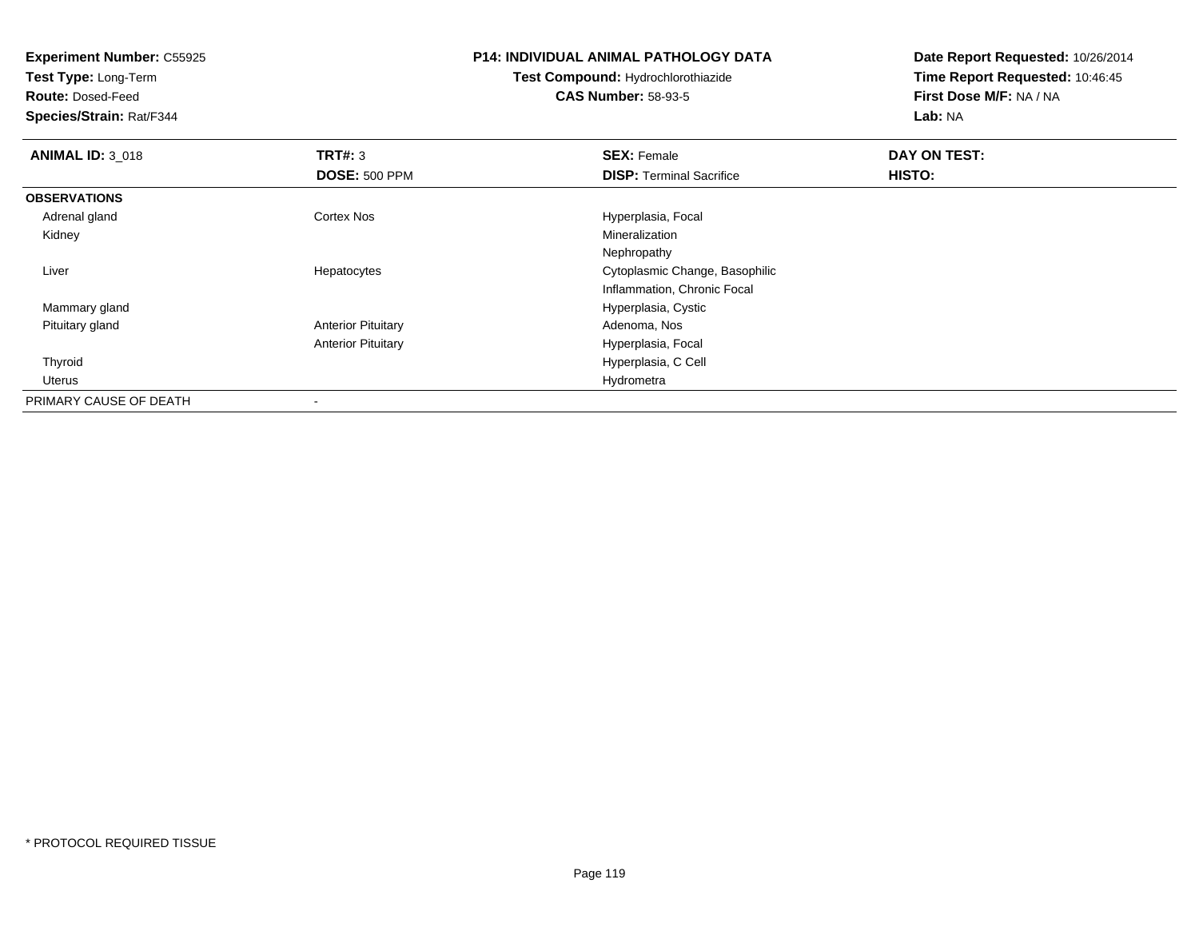**Experiment Number:** C55925
**Test Type:** Long-Term
**Route:** Dosed-Feed
**Species/Strain:** Rat/F344

**P14: INDIVIDUAL ANIMAL PATHOLOGY DATA**
**Test Compound:** Hydrochlorothiazide
**CAS Number:** 58-93-5

**Date Report Requested:** 10/26/2014
**Time Report Requested:** 10:46:45
**First Dose M/F:** NA / NA
**Lab:** NA

| **ANIMAL ID:** 3_018 | **TRT#:** 3 | **SEX:** Female | **DAY ON TEST:** |
|---|---|---|---|
| | **DOSE:** 500 PPM | **DISP:** Terminal Sacrifice | **HISTO:** |
| **OBSERVATIONS** | | | |
| Adrenal gland | Cortex Nos | Hyperplasia, Focal | |
| Kidney | | Mineralization | |
| | | Nephropathy | |
| Liver | Hepatocytes | Cytoplasmic Change, Basophilic | |
| | | Inflammation, Chronic Focal | |
| Mammary gland | | Hyperplasia, Cystic | |
| Pituitary gland | Anterior Pituitary | Adenoma, Nos | |
| | Anterior Pituitary | Hyperplasia, Focal | |
| Thyroid | | Hyperplasia, C Cell | |
| Uterus | | Hydrometra | |
| PRIMARY CAUSE OF DEATH | - | | |

* PROTOCOL REQUIRED TISSUE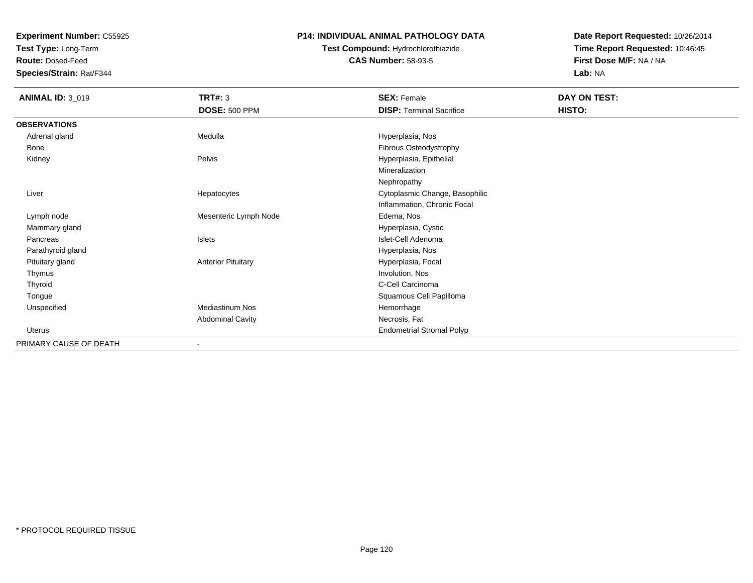**Experiment Number:** C55925
**Test Type:** Long-Term
**Route:** Dosed-Feed
**Species/Strain:** Rat/F344

**P14: INDIVIDUAL ANIMAL PATHOLOGY DATA**
**Test Compound:** Hydrochlorothiazide
**CAS Number:** 58-93-5

**Date Report Requested:** 10/26/2014
**Time Report Requested:** 10:46:45
**First Dose M/F:** NA / NA
**Lab:** NA

| **ANIMAL ID:** 3_019 | **TRT#:** 3 | **SEX:** Female | **DAY ON TEST:** |
|---|---|---|---|
| | **DOSE:** 500 PPM | **DISP:** Terminal Sacrifice | **HISTO:** |
| **OBSERVATIONS** | | | |
| Adrenal gland | Medulla | Hyperplasia, Nos | |
| Bone | | Fibrous Osteodystrophy | |
| Kidney | Pelvis | Hyperplasia, Epithelial | |
| | | Mineralization | |
| | | Nephropathy | |
| Liver | Hepatocytes | Cytoplasmic Change, Basophilic | |
| | | Inflammation, Chronic Focal | |
| Lymph node | Mesenteric Lymph Node | Edema, Nos | |
| Mammary gland | | Hyperplasia, Cystic | |
| Pancreas | Islets | Islet-Cell Adenoma | |
| Parathyroid gland | | Hyperplasia, Nos | |
| Pituitary gland | Anterior Pituitary | Hyperplasia, Focal | |
| Thymus | | Involution, Nos | |
| Thyroid | | C-Cell Carcinoma | |
| Tongue | | Squamous Cell Papilloma | |
| Unspecified | Mediastinum Nos | Hemorrhage | |
| | Abdominal Cavity | Necrosis, Fat | |
| Uterus | | Endometrial Stromal Polyp | |
| PRIMARY CAUSE OF DEATH | - | | |

* PROTOCOL REQUIRED TISSUE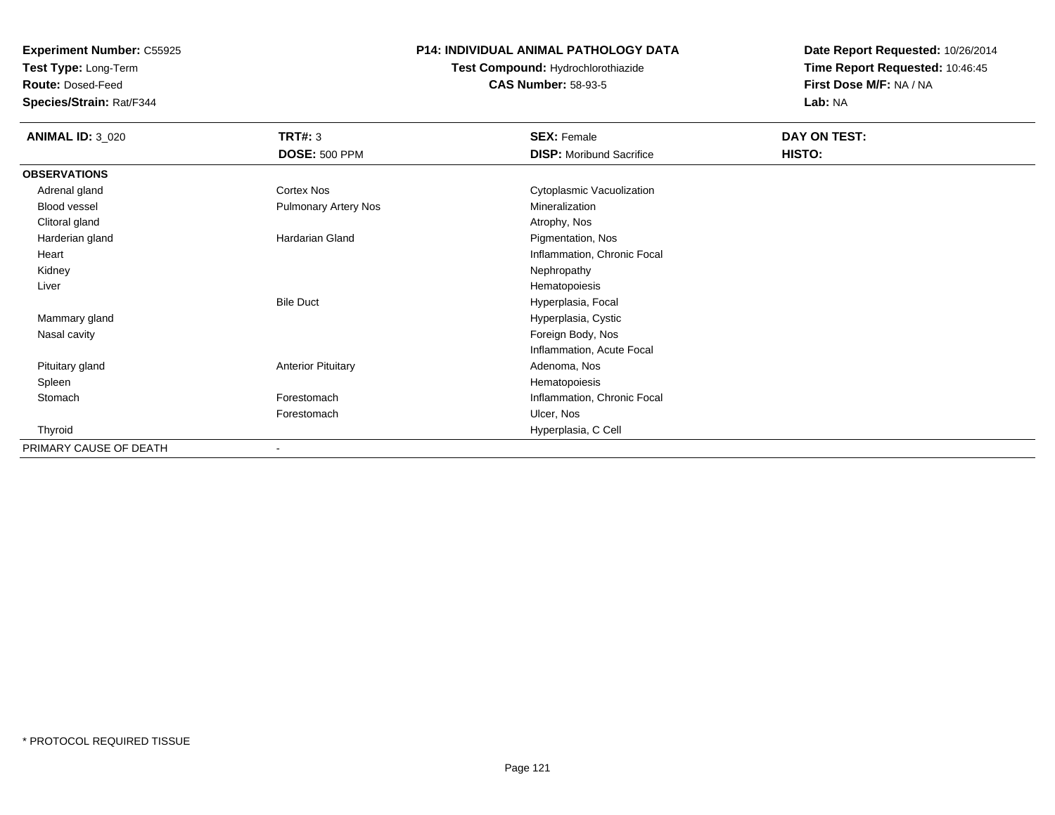**Experiment Number:** C55925
**Test Type:** Long-Term
**Route:** Dosed-Feed
**Species/Strain:** Rat/F344

**P14: INDIVIDUAL ANIMAL PATHOLOGY DATA**
**Test Compound:** Hydrochlorothiazide
**CAS Number:** 58-93-5

**Date Report Requested:** 10/26/2014
**Time Report Requested:** 10:46:45
**First Dose M/F:** NA / NA
**Lab:** NA

| **ANIMAL ID:** 3_020 | **TRT#:** 3 | **SEX:** Female | **DAY ON TEST:** |
|---|---|---|---|
| | **DOSE:** 500 PPM | **DISP:** Moribund Sacrifice | **HISTO:** |
| **OBSERVATIONS** | | | |
| Adrenal gland | Cortex Nos | Cytoplasmic Vacuolization | |
| Blood vessel | Pulmonary Artery Nos | Mineralization | |
| Clitoral gland | | Atrophy, Nos | |
| Harderian gland | Hardarian Gland | Pigmentation, Nos | |
| Heart | | Inflammation, Chronic Focal | |
| Kidney | | Nephropathy | |
| Liver | | Hematopoiesis | |
| | Bile Duct | Hyperplasia, Focal | |
| Mammary gland | | Hyperplasia, Cystic | |
| Nasal cavity | | Foreign Body, Nos | |
| | | Inflammation, Acute Focal | |
| Pituitary gland | Anterior Pituitary | Adenoma, Nos | |
| Spleen | | Hematopoiesis | |
| Stomach | Forestomach | Inflammation, Chronic Focal | |
| | Forestomach | Ulcer, Nos | |
| Thyroid | | Hyperplasia, C Cell | |
| PRIMARY CAUSE OF DEATH | - | | |

* PROTOCOL REQUIRED TISSUE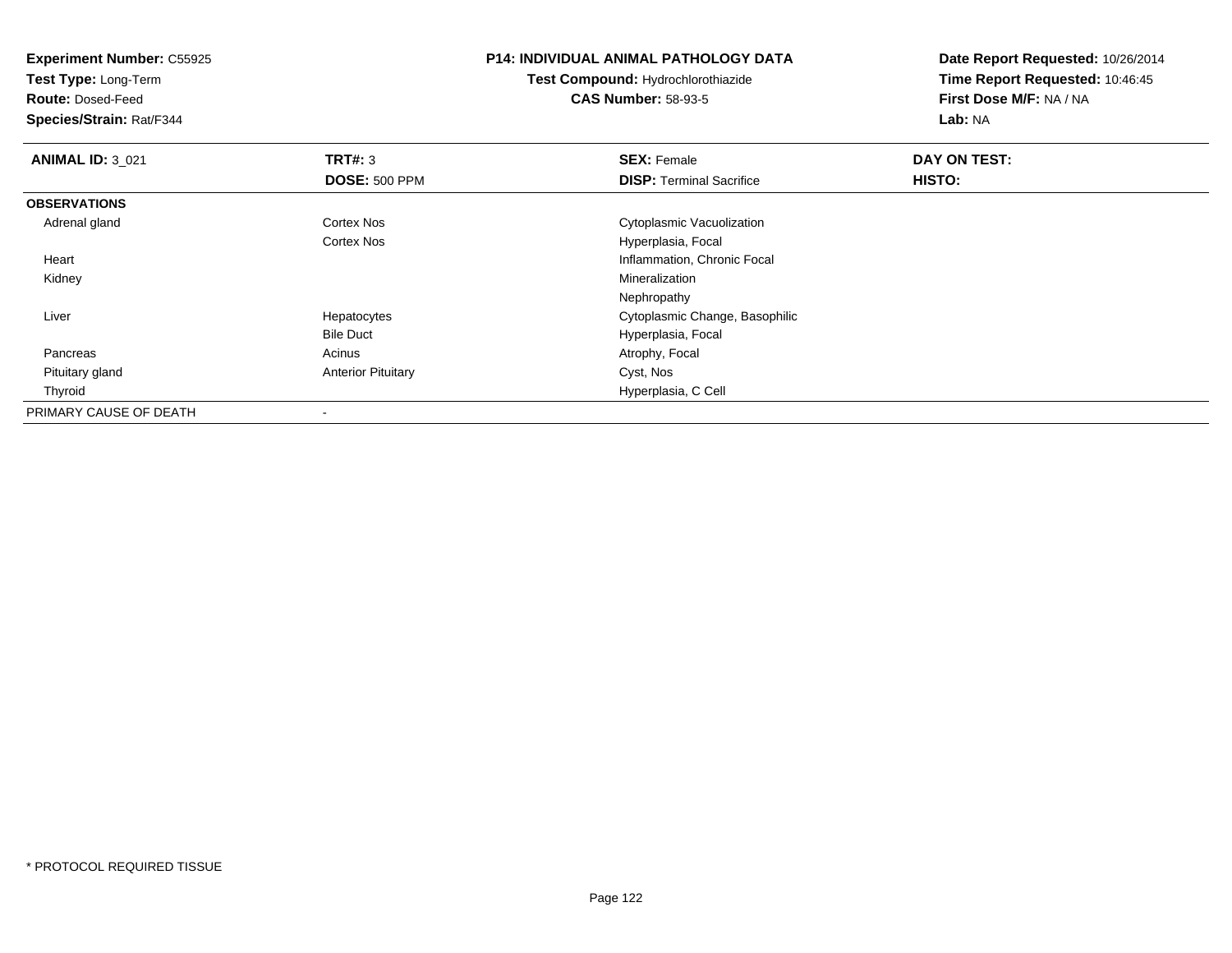**Experiment Number:** C55925
**Test Type:** Long-Term
**Route:** Dosed-Feed
**Species/Strain:** Rat/F344

# P14: INDIVIDUAL ANIMAL PATHOLOGY DATA

**Test Compound:** Hydrochlorothiazide
**CAS Number:** 58-93-5

**Date Report Requested:** 10/26/2014
**Time Report Requested:** 10:46:45
**First Dose M/F:** NA / NA
**Lab:** NA

| **ANIMAL ID:** 3_021 | **TRT#:** 3 | **SEX:** Female | **DAY ON TEST:** |
|---|---|---|---|
| | **DOSE:** 500 PPM | **DISP:** Terminal Sacrifice | **HISTO:** |
| **OBSERVATIONS** | | | |
| Adrenal gland | Cortex Nos | Cytoplasmic Vacuolization | |
| | Cortex Nos | Hyperplasia, Focal | |
| Heart | | Inflammation, Chronic Focal | |
| Kidney | | Mineralization | |
| | | Nephropathy | |
| Liver | Hepatocytes | Cytoplasmic Change, Basophilic | |
| | Bile Duct | Hyperplasia, Focal | |
| Pancreas | Acinus | Atrophy, Focal | |
| Pituitary gland | Anterior Pituitary | Cyst, Nos | |
| Thyroid | | Hyperplasia, C Cell | |
| PRIMARY CAUSE OF DEATH | - | | |

* PROTOCOL REQUIRED TISSUE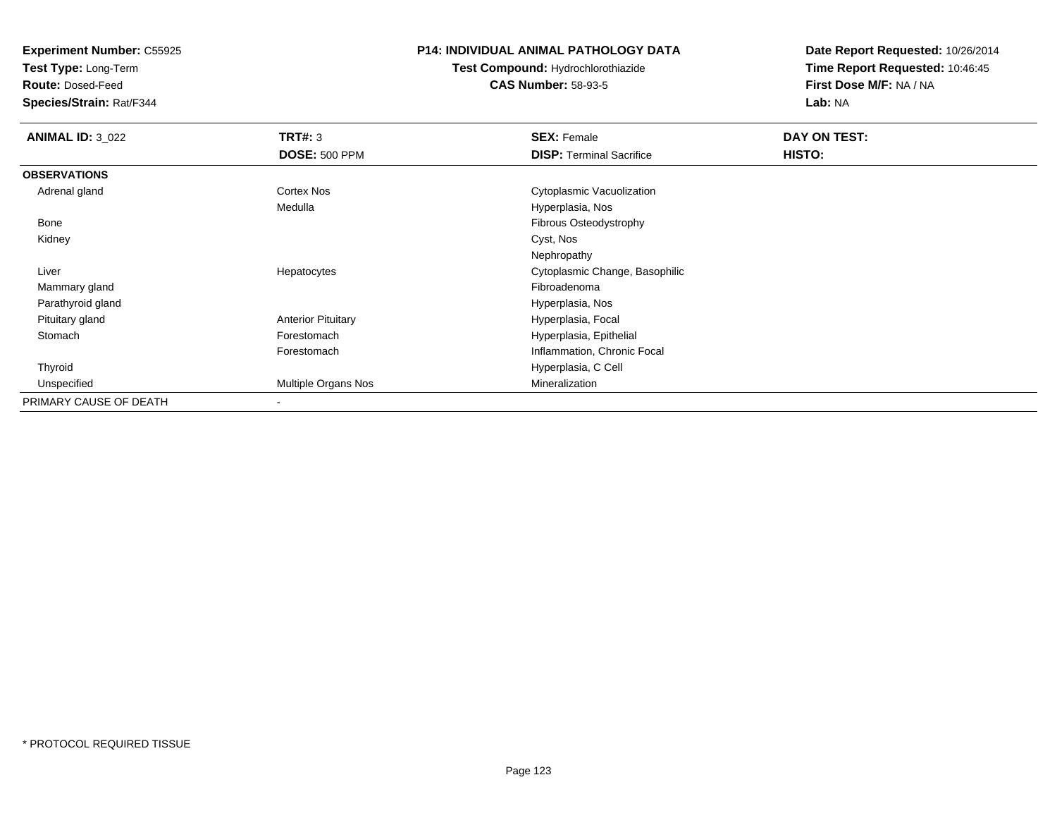**Experiment Number:** C55925
**Test Type:** Long-Term
**Route:** Dosed-Feed
**Species/Strain:** Rat/F344

**P14: INDIVIDUAL ANIMAL PATHOLOGY DATA**
**Test Compound:** Hydrochlorothiazide
**CAS Number:** 58-93-5

**Date Report Requested:** 10/26/2014
**Time Report Requested:** 10:46:45
**First Dose M/F:** NA / NA
**Lab:** NA

| **ANIMAL ID:** 3_022 | **TRT#:** 3 | **SEX:** Female | **DAY ON TEST:** |
|---|---|---|---|
| | **DOSE:** 500 PPM | **DISP:** Terminal Sacrifice | **HISTO:** |
| **OBSERVATIONS** | | | |
| Adrenal gland | Cortex Nos | Cytoplasmic Vacuolization | |
| | Medulla | Hyperplasia, Nos | |
| Bone | | Fibrous Osteodystrophy | |
| Kidney | | Cyst, Nos | |
| | | Nephropathy | |
| Liver | Hepatocytes | Cytoplasmic Change, Basophilic | |
| Mammary gland | | Fibroadenoma | |
| Parathyroid gland | | Hyperplasia, Nos | |
| Pituitary gland | Anterior Pituitary | Hyperplasia, Focal | |
| Stomach | Forestomach | Hyperplasia, Epithelial | |
| | Forestomach | Inflammation, Chronic Focal | |
| Thyroid | | Hyperplasia, C Cell | |
| Unspecified | Multiple Organs Nos | Mineralization | |
| PRIMARY CAUSE OF DEATH | - | | |

* PROTOCOL REQUIRED TISSUE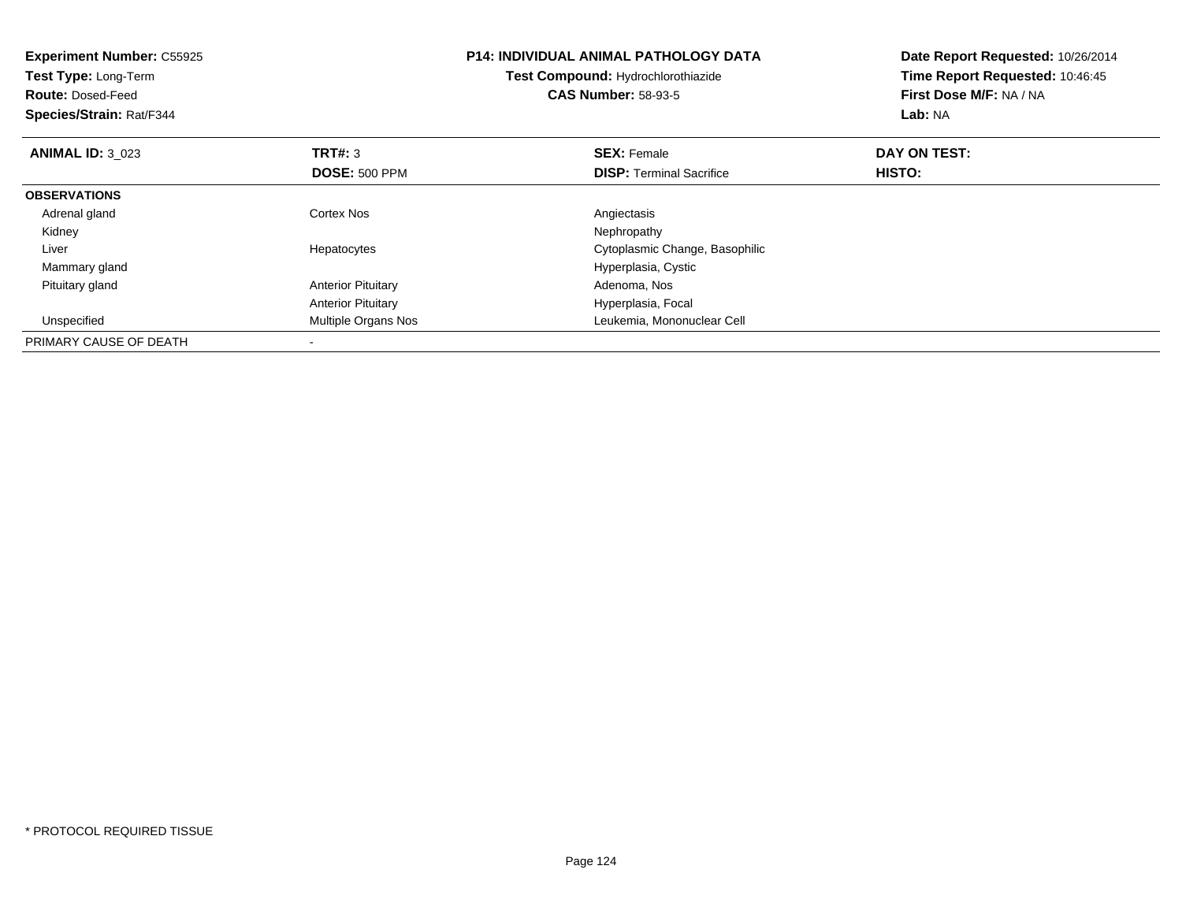**Experiment Number:** C55925
**Test Type:** Long-Term
**Route:** Dosed-Feed
**Species/Strain:** Rat/F344

**P14: INDIVIDUAL ANIMAL PATHOLOGY DATA**
**Test Compound:** Hydrochlorothiazide
**CAS Number:** 58-93-5

**Date Report Requested:** 10/26/2014
**Time Report Requested:** 10:46:45
**First Dose M/F:** NA / NA
**Lab:** NA

| **ANIMAL ID:** 3_023 | **TRT#:** 3 | **SEX:** Female | **DAY ON TEST:** |
|---|---|---|---|
| | **DOSE:** 500 PPM | **DISP:** Terminal Sacrifice | **HISTO:** |
| **OBSERVATIONS** | | | |
| Adrenal gland | Cortex Nos | Angiectasis | |
| Kidney | | Nephropathy | |
| Liver | Hepatocytes | Cytoplasmic Change, Basophilic | |
| Mammary gland | | Hyperplasia, Cystic | |
| Pituitary gland | Anterior Pituitary | Adenoma, Nos | |
| | Anterior Pituitary | Hyperplasia, Focal | |
| Unspecified | Multiple Organs Nos | Leukemia, Mononuclear Cell | |
| PRIMARY CAUSE OF DEATH | - | | |

* PROTOCOL REQUIRED TISSUE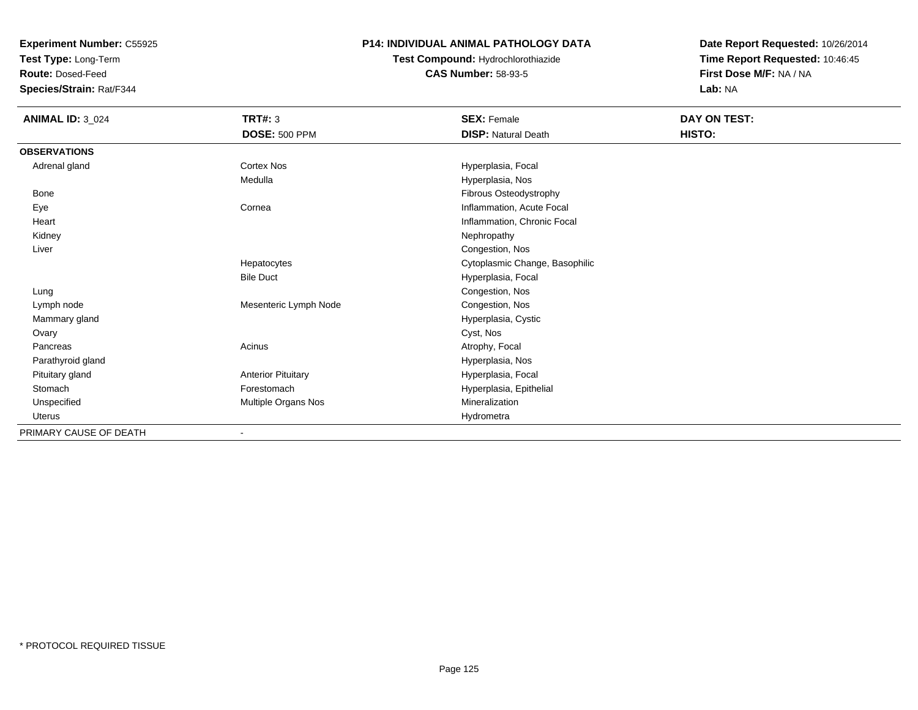**Experiment Number:** C55925
**Test Type:** Long-Term
**Route:** Dosed-Feed
**Species/Strain:** Rat/F344

**P14: INDIVIDUAL ANIMAL PATHOLOGY DATA**
**Test Compound:** Hydrochlorothiazide
**CAS Number:** 58-93-5

**Date Report Requested:** 10/26/2014
**Time Report Requested:** 10:46:45
**First Dose M/F:** NA / NA
**Lab:** NA

| **ANIMAL ID:** 3_024 | **TRT#:** 3 | **SEX:** Female | **DAY ON TEST:** |
|---|---|---|---|
| | **DOSE:** 500 PPM | **DISP:** Natural Death | **HISTO:** |
| **OBSERVATIONS** | | | |
| Adrenal gland | Cortex Nos | Hyperplasia, Focal | |
| | Medulla | Hyperplasia, Nos | |
| Bone | | Fibrous Osteodystrophy | |
| Eye | Cornea | Inflammation, Acute Focal | |
| Heart | | Inflammation, Chronic Focal | |
| Kidney | | Nephropathy | |
| Liver | | Congestion, Nos | |
| | Hepatocytes | Cytoplasmic Change, Basophilic | |
| | Bile Duct | Hyperplasia, Focal | |
| Lung | | Congestion, Nos | |
| Lymph node | Mesenteric Lymph Node | Congestion, Nos | |
| Mammary gland | | Hyperplasia, Cystic | |
| Ovary | | Cyst, Nos | |
| Pancreas | Acinus | Atrophy, Focal | |
| Parathyroid gland | | Hyperplasia, Nos | |
| Pituitary gland | Anterior Pituitary | Hyperplasia, Focal | |
| Stomach | Forestomach | Hyperplasia, Epithelial | |
| Unspecified | Multiple Organs Nos | Mineralization | |
| Uterus | | Hydrometra | |
| PRIMARY CAUSE OF DEATH | - | | |

* PROTOCOL REQUIRED TISSUE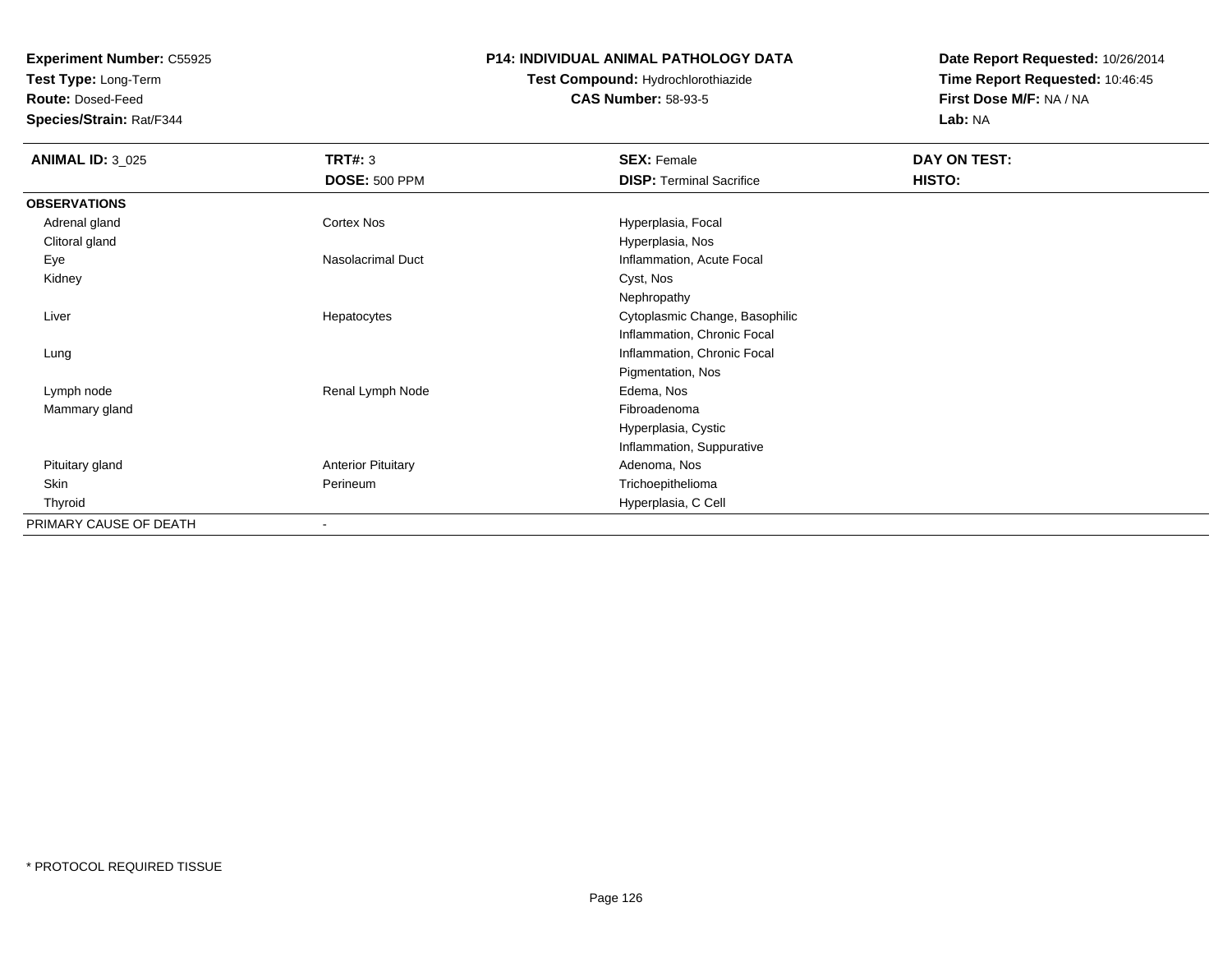**Experiment Number:** C55925
**Test Type:** Long-Term
**Route:** Dosed-Feed
**Species/Strain:** Rat/F344

**P14: INDIVIDUAL ANIMAL PATHOLOGY DATA**
**Test Compound:** Hydrochlorothiazide
**CAS Number:** 58-93-5

**Date Report Requested:** 10/26/2014
**Time Report Requested:** 10:46:45
**First Dose M/F:** NA / NA
**Lab:** NA

| **ANIMAL ID:** 3_025 | **TRT#:** 3 | **SEX:** Female | **DAY ON TEST:** |
|---|---|---|---|
| | **DOSE:** 500 PPM | **DISP:** Terminal Sacrifice | **HISTO:** |
| **OBSERVATIONS** | | | |
| Adrenal gland | Cortex Nos | Hyperplasia, Focal | |
| Clitoral gland | | Hyperplasia, Nos | |
| Eye | Nasolacrimal Duct | Inflammation, Acute Focal | |
| Kidney | | Cyst, Nos | |
| | | Nephropathy | |
| Liver | Hepatocytes | Cytoplasmic Change, Basophilic | |
| | | Inflammation, Chronic Focal | |
| Lung | | Inflammation, Chronic Focal | |
| | | Pigmentation, Nos | |
| Lymph node | Renal Lymph Node | Edema, Nos | |
| Mammary gland | | Fibroadenoma | |
| | | Hyperplasia, Cystic | |
| | | Inflammation, Suppurative | |
| Pituitary gland | Anterior Pituitary | Adenoma, Nos | |
| Skin | Perineum | Trichoepithelioma | |
| Thyroid | | Hyperplasia, C Cell | |
| PRIMARY CAUSE OF DEATH | - | | |

* PROTOCOL REQUIRED TISSUE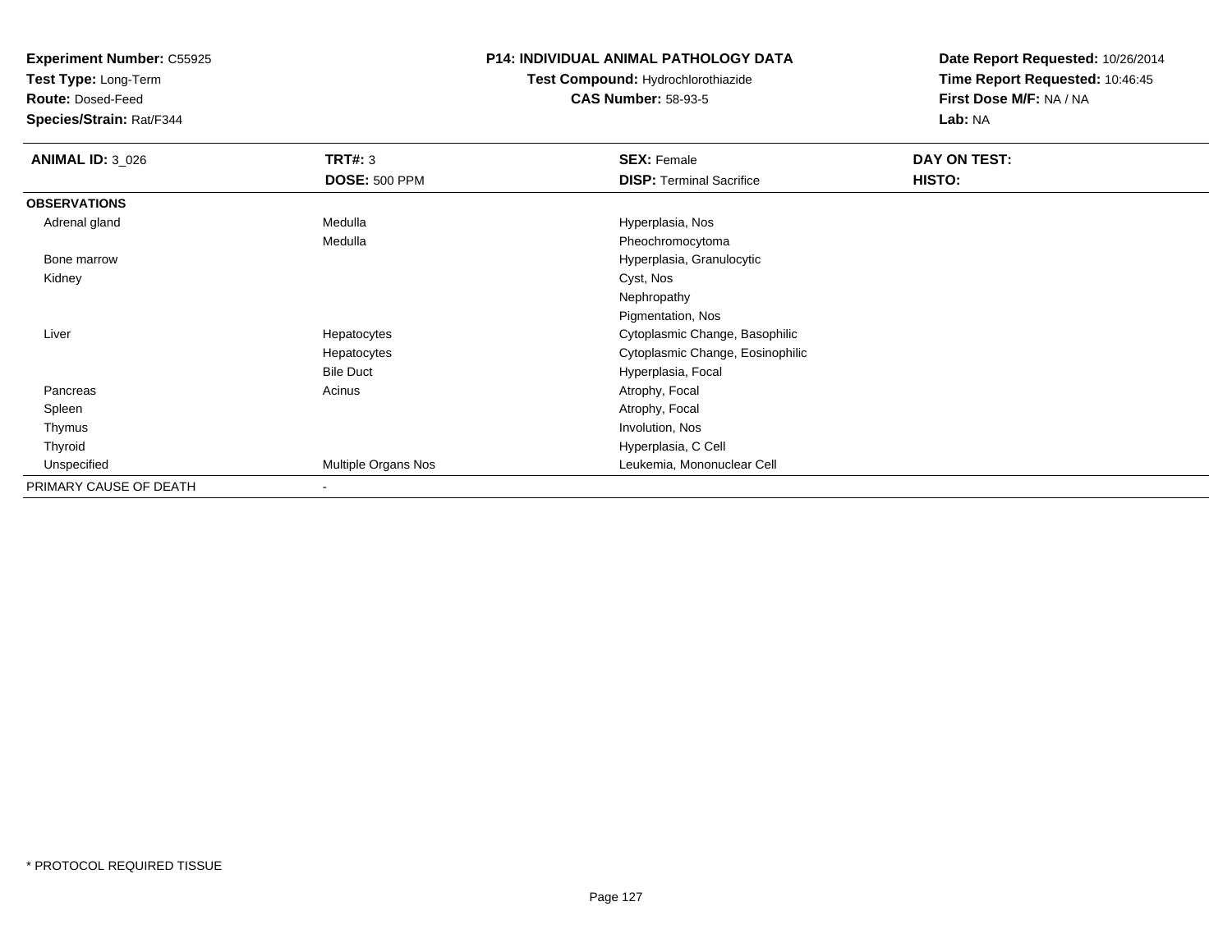**Experiment Number:** C55925
**Test Type:** Long-Term
**Route:** Dosed-Feed
**Species/Strain:** Rat/F344

**P14: INDIVIDUAL ANIMAL PATHOLOGY DATA**
**Test Compound:** Hydrochlorothiazide
**CAS Number:** 58-93-5

**Date Report Requested:** 10/26/2014
**Time Report Requested:** 10:46:45
**First Dose M/F:** NA / NA
**Lab:** NA

| **ANIMAL ID:** 3_026 | **TRT#:** 3 | **SEX:** Female | **DAY ON TEST:** |
|---|---|---|---|
| | **DOSE:** 500 PPM | **DISP:** Terminal Sacrifice | **HISTO:** |
| **OBSERVATIONS** | | | |
| Adrenal gland | Medulla | Hyperplasia, Nos | |
| | Medulla | Pheochromocytoma | |
| Bone marrow | | Hyperplasia, Granulocytic | |
| Kidney | | Cyst, Nos | |
| | | Nephropathy | |
| | | Pigmentation, Nos | |
| Liver | Hepatocytes | Cytoplasmic Change, Basophilic | |
| | Hepatocytes | Cytoplasmic Change, Eosinophilic | |
| | Bile Duct | Hyperplasia, Focal | |
| Pancreas | Acinus | Atrophy, Focal | |
| Spleen | | Atrophy, Focal | |
| Thymus | | Involution, Nos | |
| Thyroid | | Hyperplasia, C Cell | |
| Unspecified | Multiple Organs Nos | Leukemia, Mononuclear Cell | |
| PRIMARY CAUSE OF DEATH | - | | |

* PROTOCOL REQUIRED TISSUE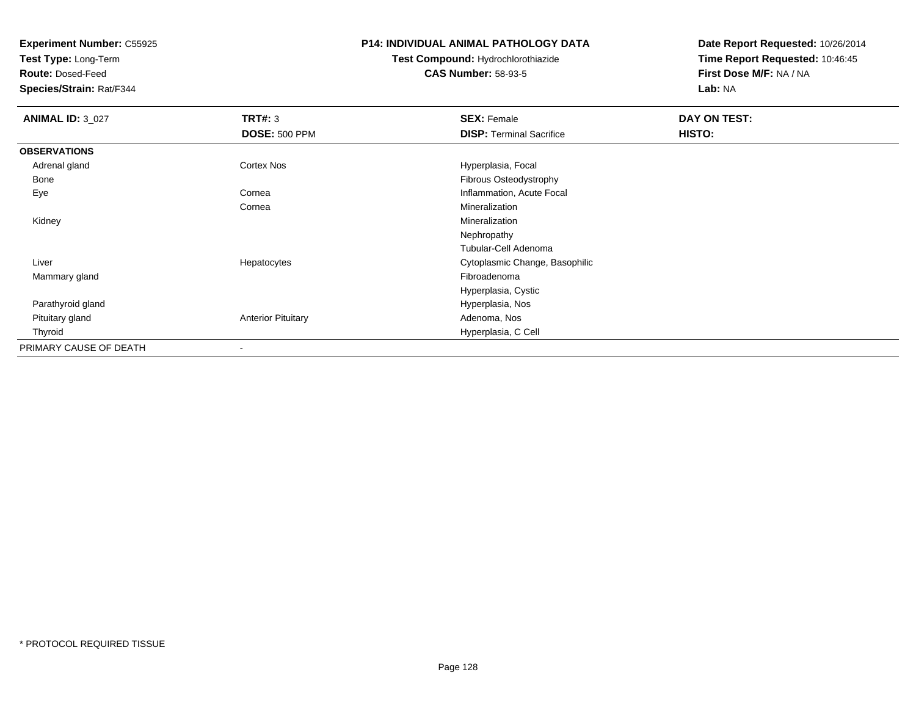**Experiment Number:** C55925
**Test Type:** Long-Term
**Route:** Dosed-Feed
**Species/Strain:** Rat/F344

**P14: INDIVIDUAL ANIMAL PATHOLOGY DATA**
**Test Compound:** Hydrochlorothiazide
**CAS Number:** 58-93-5

**Date Report Requested:** 10/26/2014
**Time Report Requested:** 10:46:45
**First Dose M/F:** NA / NA
**Lab:** NA

| **ANIMAL ID:** 3_027 | **TRT#:** 3 | **SEX:** Female | **DAY ON TEST:** |
|---|---|---|---|
| | **DOSE:** 500 PPM | **DISP:** Terminal Sacrifice | **HISTO:** |
| **OBSERVATIONS** | | | |
| Adrenal gland | Cortex Nos | Hyperplasia, Focal | |
| Bone | | Fibrous Osteodystrophy | |
| Eye | Cornea | Inflammation, Acute Focal | |
| | Cornea | Mineralization | |
| Kidney | | Mineralization | |
| | | Nephropathy | |
| | | Tubular-Cell Adenoma | |
| Liver | Hepatocytes | Cytoplasmic Change, Basophilic | |
| Mammary gland | | Fibroadenoma | |
| | | Hyperplasia, Cystic | |
| Parathyroid gland | | Hyperplasia, Nos | |
| Pituitary gland | Anterior Pituitary | Adenoma, Nos | |
| Thyroid | | Hyperplasia, C Cell | |
| PRIMARY CAUSE OF DEATH | - | | |

* PROTOCOL REQUIRED TISSUE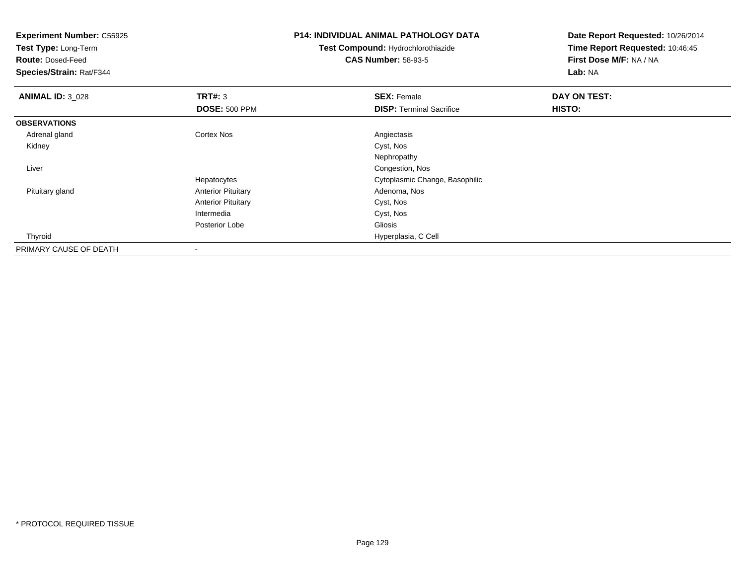**Experiment Number:** C55925
**Test Type:** Long-Term
**Route:** Dosed-Feed
**Species/Strain:** Rat/F344

**P14: INDIVIDUAL ANIMAL PATHOLOGY DATA**
**Test Compound:** Hydrochlorothiazide
**CAS Number:** 58-93-5

**Date Report Requested:** 10/26/2014
**Time Report Requested:** 10:46:45
**First Dose M/F:** NA / NA
**Lab:** NA

| **ANIMAL ID:** 3_028 | **TRT#:** 3 | **SEX:** Female | **DAY ON TEST:** |
|---|---|---|---|
| | **DOSE:** 500 PPM | **DISP:** Terminal Sacrifice | **HISTO:** |
| **OBSERVATIONS** | | | |
| Adrenal gland | Cortex Nos | Angiectasis | |
| Kidney | | Cyst, Nos | |
| | | Nephropathy | |
| Liver | | Congestion, Nos | |
| | Hepatocytes | Cytoplasmic Change, Basophilic | |
| Pituitary gland | Anterior Pituitary | Adenoma, Nos | |
| | Anterior Pituitary | Cyst, Nos | |
| | Intermedia | Cyst, Nos | |
| | Posterior Lobe | Gliosis | |
| Thyroid | | Hyperplasia, C Cell | |
| PRIMARY CAUSE OF DEATH | - | | |

* PROTOCOL REQUIRED TISSUE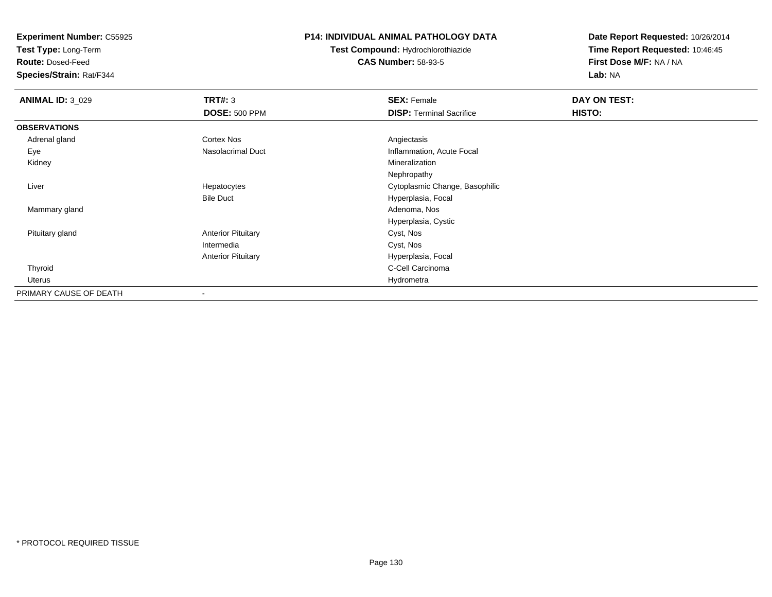**Experiment Number:** C55925
**Test Type:** Long-Term
**Route:** Dosed-Feed
**Species/Strain:** Rat/F344

**P14: INDIVIDUAL ANIMAL PATHOLOGY DATA**
**Test Compound:** Hydrochlorothiazide
**CAS Number:** 58-93-5

**Date Report Requested:** 10/26/2014
**Time Report Requested:** 10:46:45
**First Dose M/F:** NA / NA
**Lab:** NA

| **ANIMAL ID:** 3_029 | **TRT#:** 3 | **SEX:** Female | **DAY ON TEST:** |
|---|---|---|---|
| | **DOSE:** 500 PPM | **DISP:** Terminal Sacrifice | **HISTO:** |
| **OBSERVATIONS** | | | |
| Adrenal gland | Cortex Nos | Angiectasis | |
| Eye | Nasolacrimal Duct | Inflammation, Acute Focal | |
| Kidney | | Mineralization | |
| | | Nephropathy | |
| Liver | Hepatocytes | Cytoplasmic Change, Basophilic | |
| | Bile Duct | Hyperplasia, Focal | |
| Mammary gland | | Adenoma, Nos | |
| | | Hyperplasia, Cystic | |
| Pituitary gland | Anterior Pituitary | Cyst, Nos | |
| | Intermedia | Cyst, Nos | |
| | Anterior Pituitary | Hyperplasia, Focal | |
| Thyroid | | C-Cell Carcinoma | |
| Uterus | | Hydrometra | |
| PRIMARY CAUSE OF DEATH | - | | |

* PROTOCOL REQUIRED TISSUE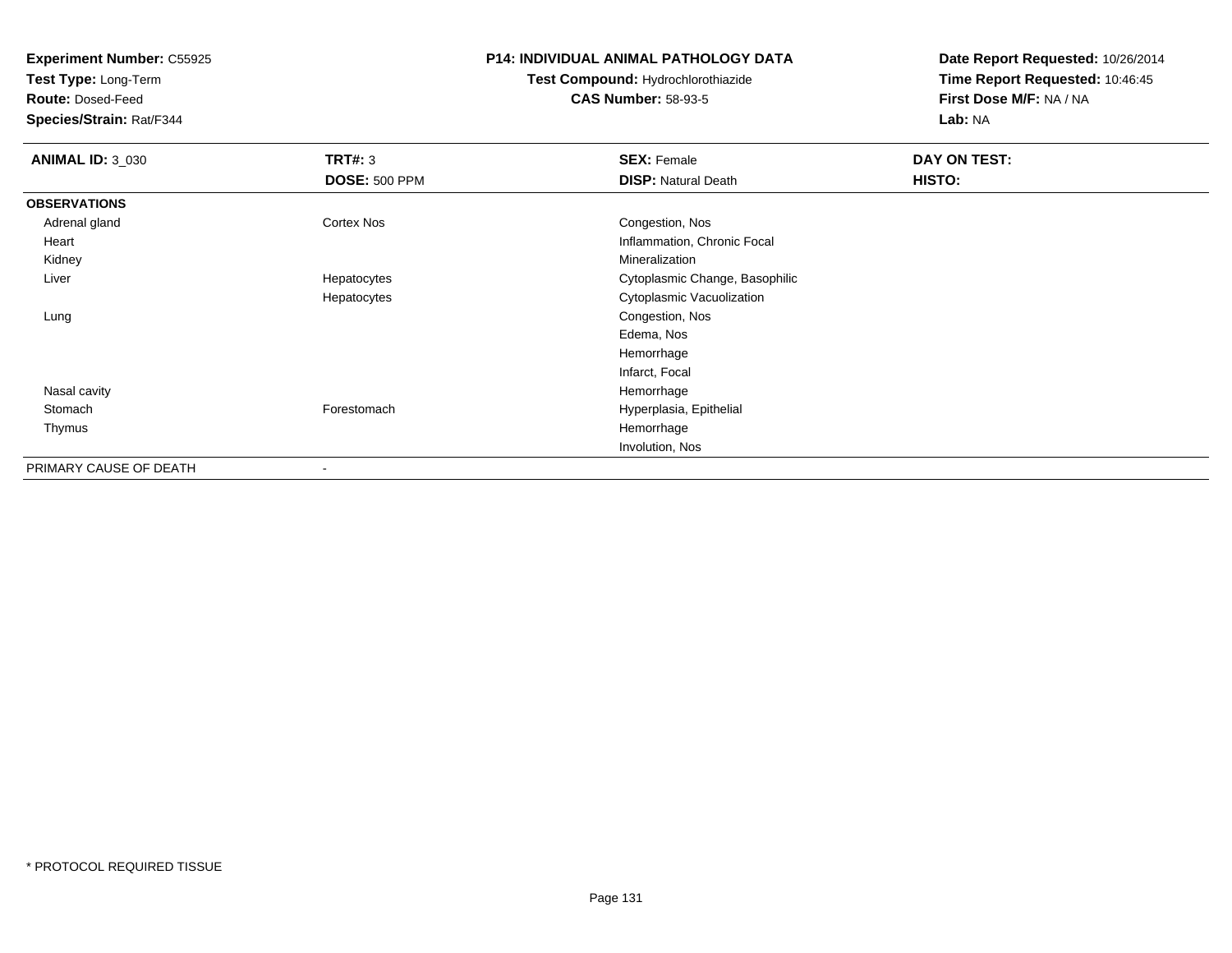**Experiment Number:** C55925
**Test Type:** Long-Term
**Route:** Dosed-Feed
**Species/Strain:** Rat/F344

**P14: INDIVIDUAL ANIMAL PATHOLOGY DATA**
**Test Compound:** Hydrochlorothiazide
**CAS Number:** 58-93-5

**Date Report Requested:** 10/26/2014
**Time Report Requested:** 10:46:45
**First Dose M/F:** NA / NA
**Lab:** NA

| **ANIMAL ID:** 3_030 | **TRT#:** 3<br>**DOSE:** 500 PPM | **SEX:** Female<br>**DISP:** Natural Death | **DAY ON TEST:**<br>**HISTO:** |
|---|---|---|---|
| **OBSERVATIONS** | | | |
| Adrenal gland | Cortex Nos | Congestion, Nos | |
| Heart | | Inflammation, Chronic Focal | |
| Kidney | | Mineralization | |
| Liver | Hepatocytes | Cytoplasmic Change, Basophilic | |
| | Hepatocytes | Cytoplasmic Vacuolization | |
| Lung | | Congestion, Nos | |
| | | Edema, Nos | |
| | | Hemorrhage | |
| | | Infarct, Focal | |
| Nasal cavity | | Hemorrhage | |
| Stomach | Forestomach | Hyperplasia, Epithelial | |
| Thymus | | Hemorrhage | |
| | | Involution, Nos | |
| PRIMARY CAUSE OF DEATH | - | | |

* PROTOCOL REQUIRED TISSUE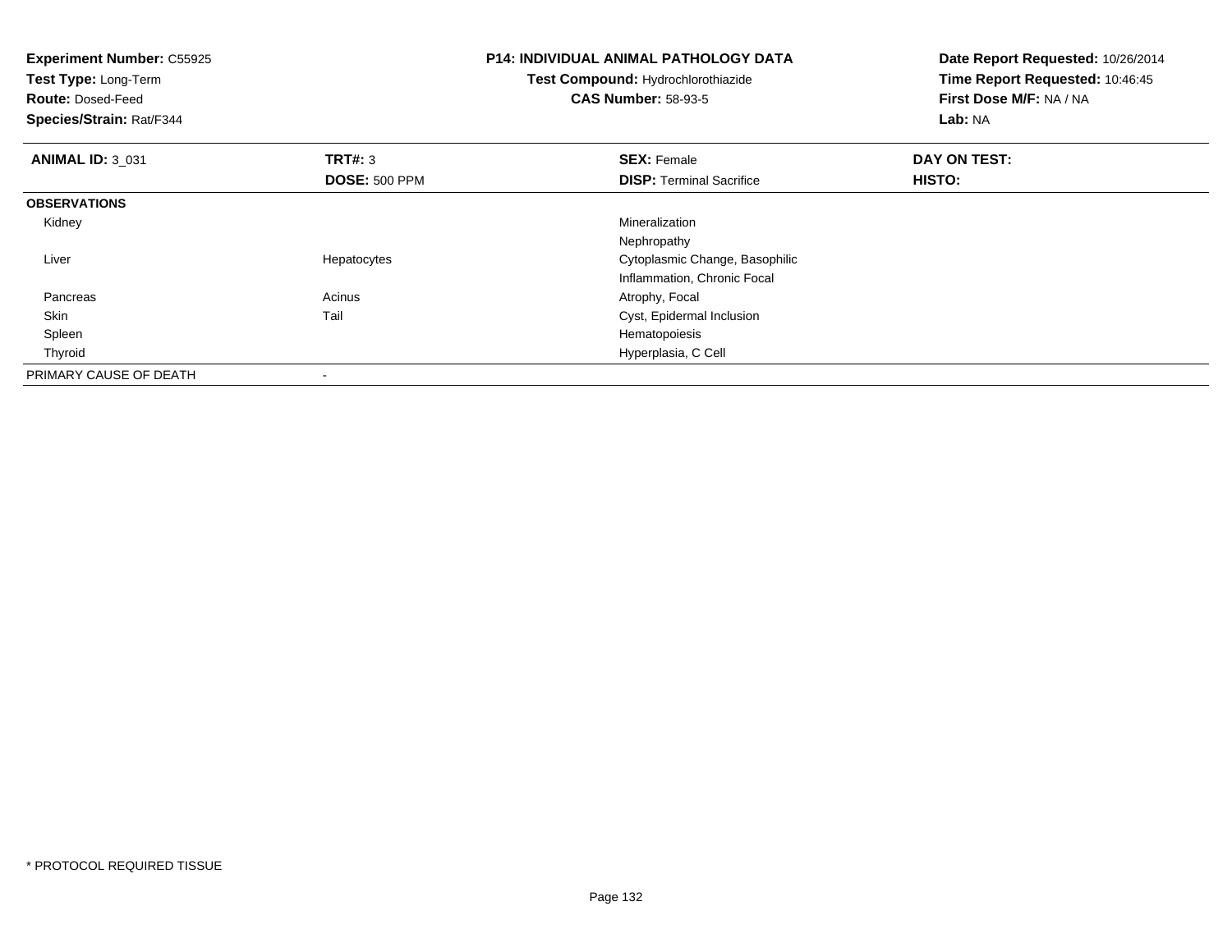**Experiment Number:** C55925
**Test Type:** Long-Term
**Route:** Dosed-Feed
**Species/Strain:** Rat/F344

**P14: INDIVIDUAL ANIMAL PATHOLOGY DATA**
**Test Compound:** Hydrochlorothiazide
**CAS Number:** 58-93-5

**Date Report Requested:** 10/26/2014
**Time Report Requested:** 10:46:45
**First Dose M/F:** NA / NA
**Lab:** NA

| **ANIMAL ID:** 3_031 | **TRT#:** 3 | **SEX:** Female | **DAY ON TEST:** |
|---|---|---|---|
| | **DOSE:** 500 PPM | **DISP:** Terminal Sacrifice | **HISTO:** |
| **OBSERVATIONS** | | | |
| Kidney | | Mineralization | |
| | | Nephropathy | |
| Liver | Hepatocytes | Cytoplasmic Change, Basophilic | |
| | | Inflammation, Chronic Focal | |
| Pancreas | Acinus | Atrophy, Focal | |
| Skin | Tail | Cyst, Epidermal Inclusion | |
| Spleen | | Hematopoiesis | |
| Thyroid | | Hyperplasia, C Cell | |
| PRIMARY CAUSE OF DEATH | - | | |

* PROTOCOL REQUIRED TISSUE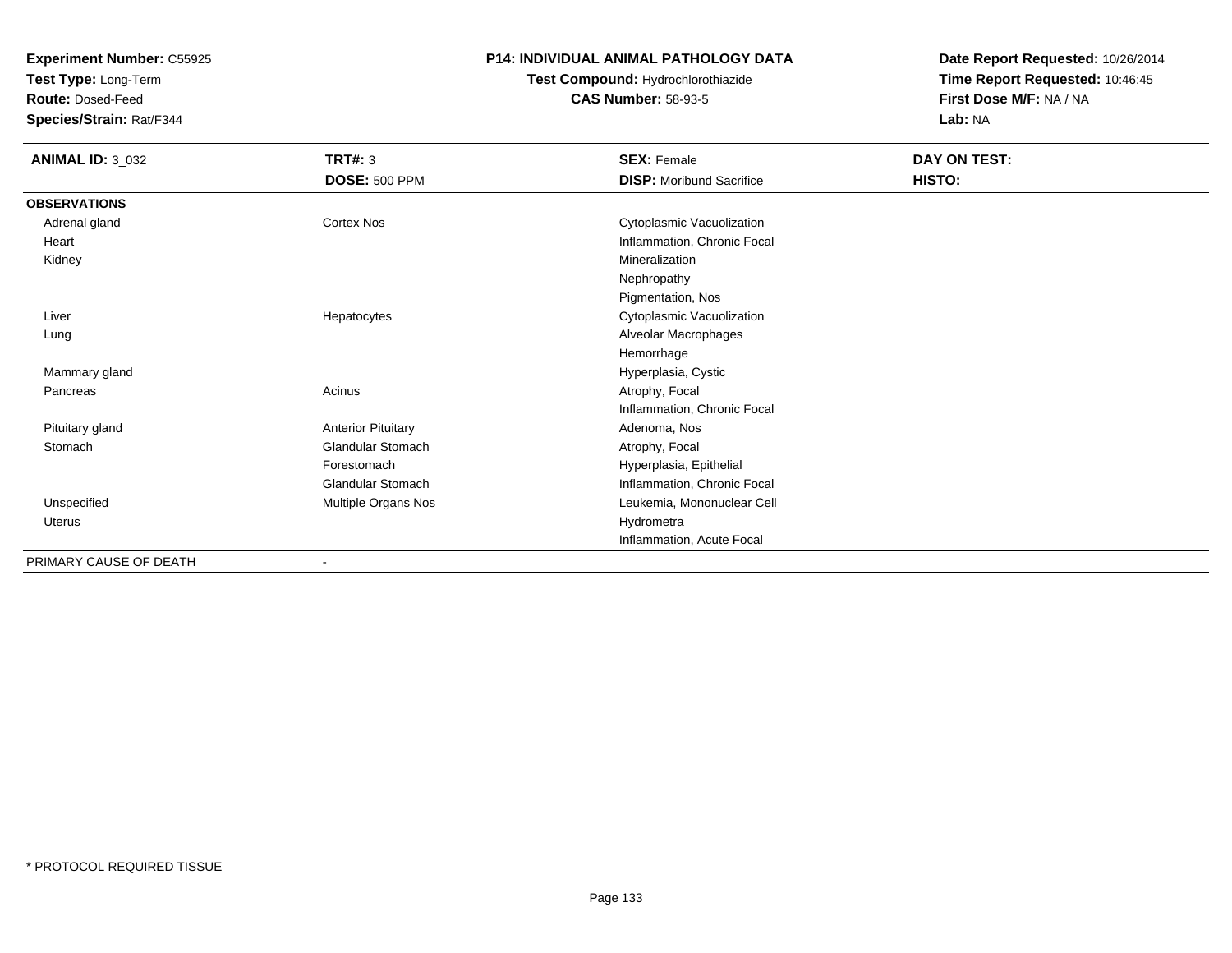**Experiment Number:** C55925
**Test Type:** Long-Term
**Route:** Dosed-Feed
**Species/Strain:** Rat/F344

**P14: INDIVIDUAL ANIMAL PATHOLOGY DATA**
**Test Compound:** Hydrochlorothiazide
**CAS Number:** 58-93-5

**Date Report Requested:** 10/26/2014
**Time Report Requested:** 10:46:45
**First Dose M/F:** NA / NA
**Lab:** NA

| **ANIMAL ID:** 3_032 | **TRT#:** 3 | **SEX:** Female | **DAY ON TEST:** |
|---|---|---|---|
| | **DOSE:** 500 PPM | **DISP:** Moribund Sacrifice | **HISTO:** |
| **OBSERVATIONS** | | | |
| Adrenal gland | Cortex Nos | Cytoplasmic Vacuolization | |
| Heart | | Inflammation, Chronic Focal | |
| Kidney | | Mineralization | |
| | | Nephropathy | |
| | | Pigmentation, Nos | |
| Liver | Hepatocytes | Cytoplasmic Vacuolization | |
| Lung | | Alveolar Macrophages | |
| | | Hemorrhage | |
| Mammary gland | | Hyperplasia, Cystic | |
| Pancreas | Acinus | Atrophy, Focal | |
| | | Inflammation, Chronic Focal | |
| Pituitary gland | Anterior Pituitary | Adenoma, Nos | |
| Stomach | Glandular Stomach | Atrophy, Focal | |
| | Forestomach | Hyperplasia, Epithelial | |
| | Glandular Stomach | Inflammation, Chronic Focal | |
| Unspecified | Multiple Organs Nos | Leukemia, Mononuclear Cell | |
| Uterus | | Hydrometra | |
| | | Inflammation, Acute Focal | |
| PRIMARY CAUSE OF DEATH | - | | |

\* PROTOCOL REQUIRED TISSUE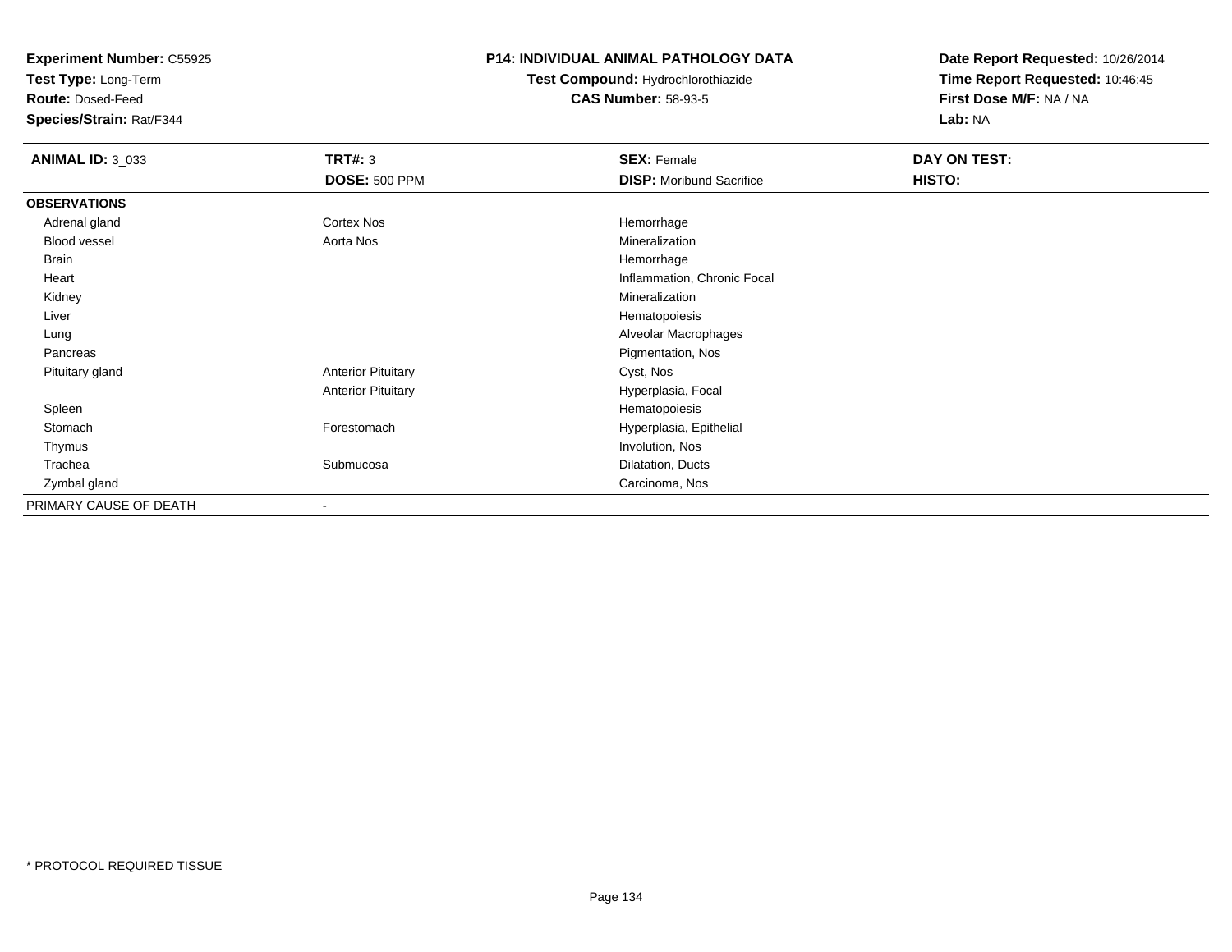**Experiment Number:** C55925
**Test Type:** Long-Term
**Route:** Dosed-Feed
**Species/Strain:** Rat/F344

**P14: INDIVIDUAL ANIMAL PATHOLOGY DATA**
**Test Compound:** Hydrochlorothiazide
**CAS Number:** 58-93-5

**Date Report Requested:** 10/26/2014
**Time Report Requested:** 10:46:45
**First Dose M/F:** NA / NA
**Lab:** NA

| **ANIMAL ID:** 3_033 | **TRT#:** 3 | **SEX:** Female | **DAY ON TEST:** |
|---|---|---|---|
| | **DOSE:** 500 PPM | **DISP:** Moribund Sacrifice | **HISTO:** |
| **OBSERVATIONS** | | | |
| Adrenal gland | Cortex Nos | Hemorrhage | |
| Blood vessel | Aorta Nos | Mineralization | |
| Brain | | Hemorrhage | |
| Heart | | Inflammation, Chronic Focal | |
| Kidney | | Mineralization | |
| Liver | | Hematopoiesis | |
| Lung | | Alveolar Macrophages | |
| Pancreas | | Pigmentation, Nos | |
| Pituitary gland | Anterior Pituitary | Cyst, Nos | |
| | Anterior Pituitary | Hyperplasia, Focal | |
| Spleen | | Hematopoiesis | |
| Stomach | Forestomach | Hyperplasia, Epithelial | |
| Thymus | | Involution, Nos | |
| Trachea | Submucosa | Dilatation, Ducts | |
| Zymbal gland | | Carcinoma, Nos | |
| PRIMARY CAUSE OF DEATH | - | | |

\* PROTOCOL REQUIRED TISSUE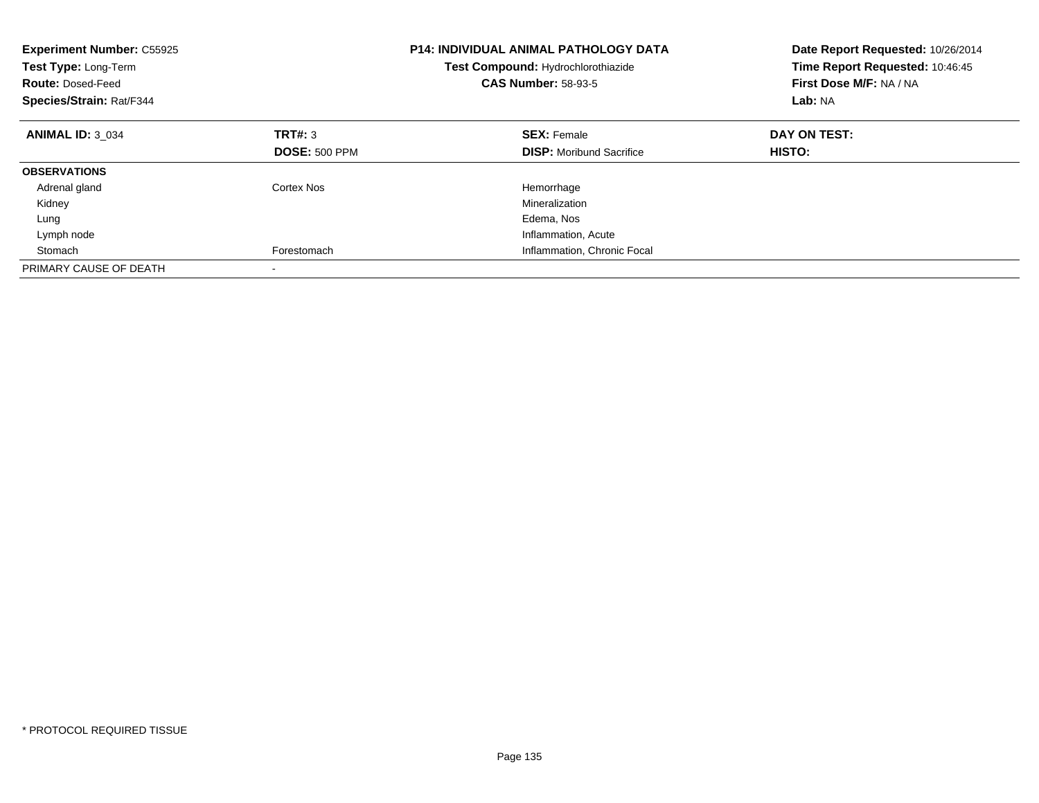**Experiment Number:** C55925
**Test Type:** Long-Term
**Route:** Dosed-Feed
**Species/Strain:** Rat/F344

**P14: INDIVIDUAL ANIMAL PATHOLOGY DATA**
**Test Compound:** Hydrochlorothiazide
**CAS Number:** 58-93-5

**Date Report Requested:** 10/26/2014
**Time Report Requested:** 10:46:45
**First Dose M/F:** NA / NA
**Lab:** NA

| **ANIMAL ID:** 3_034 | **TRT#:** 3 | **SEX:** Female | **DAY ON TEST:** |
|---|---|---|---|
| | **DOSE:** 500 PPM | **DISP:** Moribund Sacrifice | **HISTO:** |
| **OBSERVATIONS** | | | |
| Adrenal gland | Cortex Nos | Hemorrhage | |
| Kidney | | Mineralization | |
| Lung | | Edema, Nos | |
| Lymph node | | Inflammation, Acute | |
| Stomach | Forestomach | Inflammation, Chronic Focal | |
| PRIMARY CAUSE OF DEATH | - | | |

* PROTOCOL REQUIRED TISSUE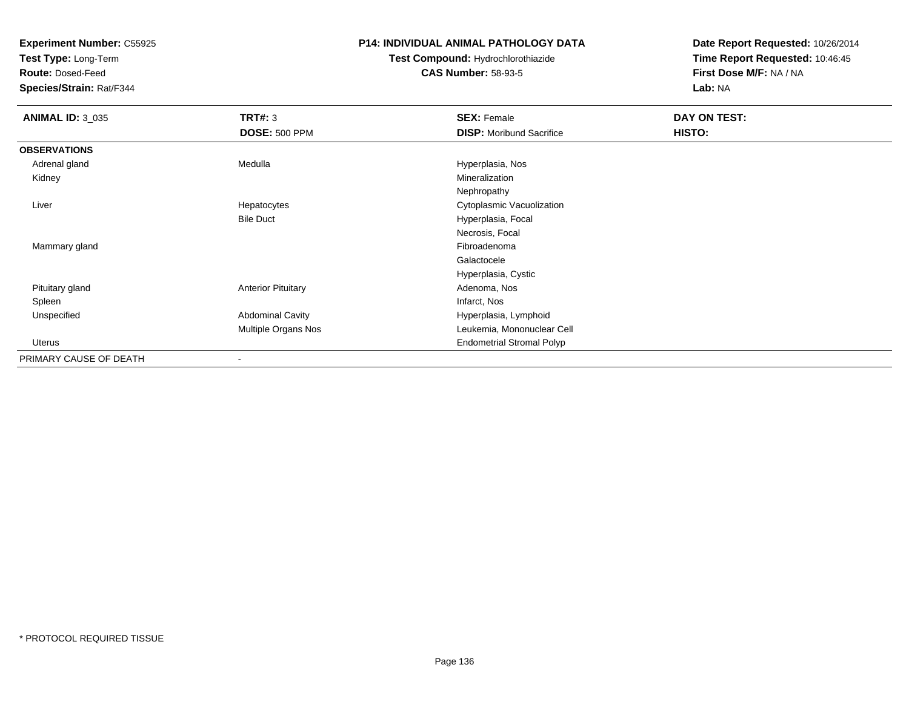**Experiment Number:** C55925
**Test Type:** Long-Term
**Route:** Dosed-Feed
**Species/Strain:** Rat/F344

**P14: INDIVIDUAL ANIMAL PATHOLOGY DATA**
**Test Compound:** Hydrochlorothiazide
**CAS Number:** 58-93-5

**Date Report Requested:** 10/26/2014
**Time Report Requested:** 10:46:45
**First Dose M/F:** NA / NA
**Lab:** NA

| **ANIMAL ID:** 3_035 | **TRT#:** 3 | **SEX:** Female | **DAY ON TEST:** |
|---|---|---|---|
| | **DOSE:** 500 PPM | **DISP:** Moribund Sacrifice | **HISTO:** |
| **OBSERVATIONS** | | | |
| Adrenal gland | Medulla | Hyperplasia, Nos | |
| Kidney | | Mineralization | |
| | | Nephropathy | |
| Liver | Hepatocytes | Cytoplasmic Vacuolization | |
| | Bile Duct | Hyperplasia, Focal | |
| | | Necrosis, Focal | |
| Mammary gland | | Fibroadenoma | |
| | | Galactocele | |
| | | Hyperplasia, Cystic | |
| Pituitary gland | Anterior Pituitary | Adenoma, Nos | |
| Spleen | | Infarct, Nos | |
| Unspecified | Abdominal Cavity | Hyperplasia, Lymphoid | |
| | Multiple Organs Nos | Leukemia, Mononuclear Cell | |
| Uterus | | Endometrial Stromal Polyp | |
| PRIMARY CAUSE OF DEATH | - | | |

* PROTOCOL REQUIRED TISSUE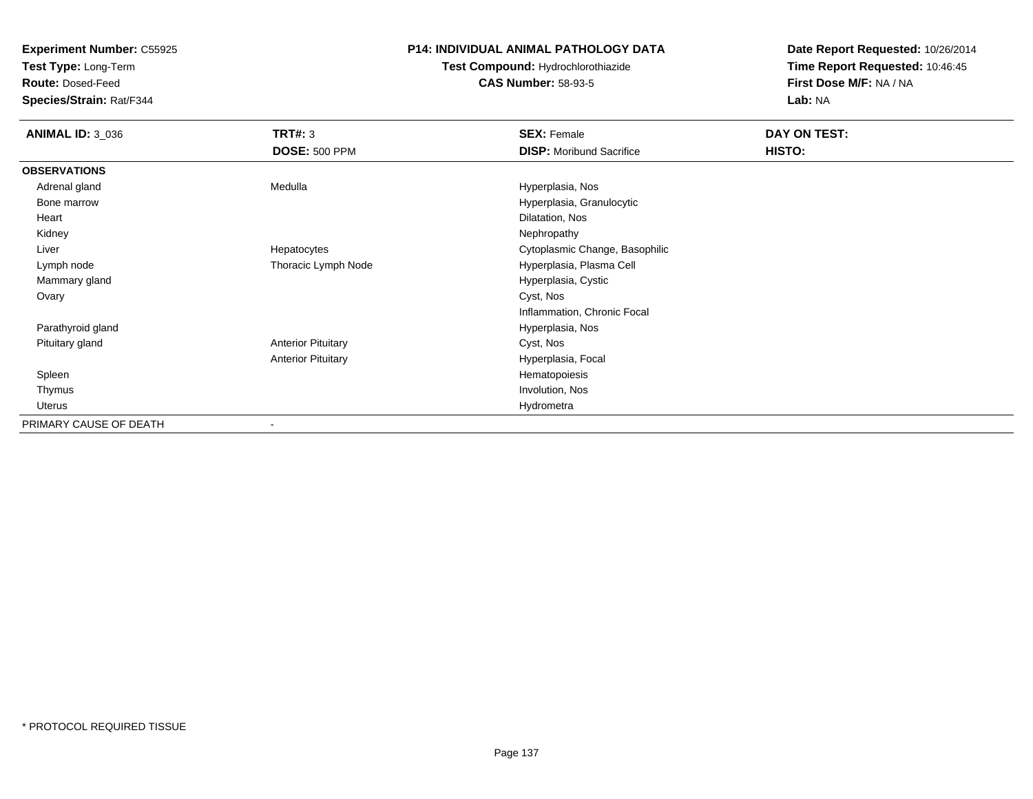**Experiment Number:** C55925
**Test Type:** Long-Term
**Route:** Dosed-Feed
**Species/Strain:** Rat/F344

**P14: INDIVIDUAL ANIMAL PATHOLOGY DATA**
**Test Compound:** Hydrochlorothiazide
**CAS Number:** 58-93-5

**Date Report Requested:** 10/26/2014
**Time Report Requested:** 10:46:45
**First Dose M/F:** NA / NA
**Lab:** NA

| **ANIMAL ID:** 3_036 | **TRT#:** 3 | **SEX:** Female | **DAY ON TEST:** |
|---|---|---|---|
| | **DOSE:** 500 PPM | **DISP:** Moribund Sacrifice | **HISTO:** |
| **OBSERVATIONS** | | | |
| Adrenal gland | Medulla | Hyperplasia, Nos | |
| Bone marrow | | Hyperplasia, Granulocytic | |
| Heart | | Dilatation, Nos | |
| Kidney | | Nephropathy | |
| Liver | Hepatocytes | Cytoplasmic Change, Basophilic | |
| Lymph node | Thoracic Lymph Node | Hyperplasia, Plasma Cell | |
| Mammary gland | | Hyperplasia, Cystic | |
| Ovary | | Cyst, Nos | |
| | | Inflammation, Chronic Focal | |
| Parathyroid gland | | Hyperplasia, Nos | |
| Pituitary gland | Anterior Pituitary | Cyst, Nos | |
| | Anterior Pituitary | Hyperplasia, Focal | |
| Spleen | | Hematopoiesis | |
| Thymus | | Involution, Nos | |
| Uterus | | Hydrometra | |
| PRIMARY CAUSE OF DEATH | - | | |

* PROTOCOL REQUIRED TISSUE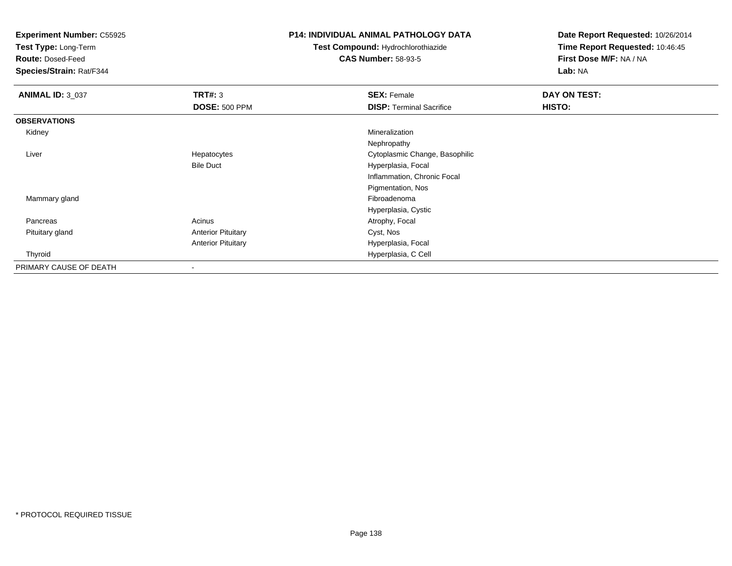**Experiment Number:** C55925
**Test Type:** Long-Term
**Route:** Dosed-Feed
**Species/Strain:** Rat/F344

**P14: INDIVIDUAL ANIMAL PATHOLOGY DATA**
**Test Compound:** Hydrochlorothiazide
**CAS Number:** 58-93-5

**Date Report Requested:** 10/26/2014
**Time Report Requested:** 10:46:45
**First Dose M/F:** NA / NA
**Lab:** NA

| **ANIMAL ID:** 3_037 | **TRT#:** 3 | **SEX:** Female | **DAY ON TEST:** |
|---|---|---|---|
| | **DOSE:** 500 PPM | **DISP:** Terminal Sacrifice | **HISTO:** |
| **OBSERVATIONS** | | | |
| Kidney | | Mineralization | |
| | | Nephropathy | |
| Liver | Hepatocytes | Cytoplasmic Change, Basophilic | |
| | Bile Duct | Hyperplasia, Focal | |
| | | Inflammation, Chronic Focal | |
| | | Pigmentation, Nos | |
| Mammary gland | | Fibroadenoma | |
| | | Hyperplasia, Cystic | |
| Pancreas | Acinus | Atrophy, Focal | |
| Pituitary gland | Anterior Pituitary | Cyst, Nos | |
| | Anterior Pituitary | Hyperplasia, Focal | |
| Thyroid | | Hyperplasia, C Cell | |
| PRIMARY CAUSE OF DEATH | - | | |

* PROTOCOL REQUIRED TISSUE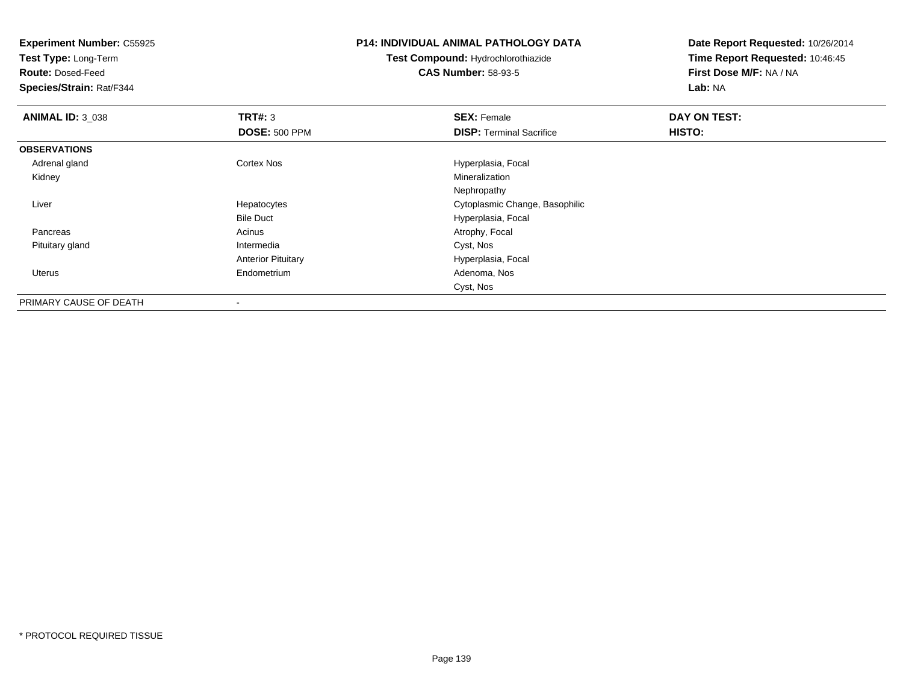**Experiment Number:** C55925
**Test Type:** Long-Term
**Route:** Dosed-Feed
**Species/Strain:** Rat/F344

**P14: INDIVIDUAL ANIMAL PATHOLOGY DATA**
**Test Compound:** Hydrochlorothiazide
**CAS Number:** 58-93-5

**Date Report Requested:** 10/26/2014
**Time Report Requested:** 10:46:45
**First Dose M/F:** NA / NA
**Lab:** NA

| **ANIMAL ID:** 3_038 | **TRT#:** 3 | **SEX:** Female | **DAY ON TEST:** |
|---|---|---|---|
| | **DOSE:** 500 PPM | **DISP:** Terminal Sacrifice | **HISTO:** |
| **OBSERVATIONS** | | | |
| Adrenal gland | Cortex Nos | Hyperplasia, Focal | |
| Kidney | | Mineralization | |
| | | Nephropathy | |
| Liver | Hepatocytes | Cytoplasmic Change, Basophilic | |
| | Bile Duct | Hyperplasia, Focal | |
| Pancreas | Acinus | Atrophy, Focal | |
| Pituitary gland | Intermedia | Cyst, Nos | |
| | Anterior Pituitary | Hyperplasia, Focal | |
| Uterus | Endometrium | Adenoma, Nos | |
| | | Cyst, Nos | |
| PRIMARY CAUSE OF DEATH | - | | |

* PROTOCOL REQUIRED TISSUE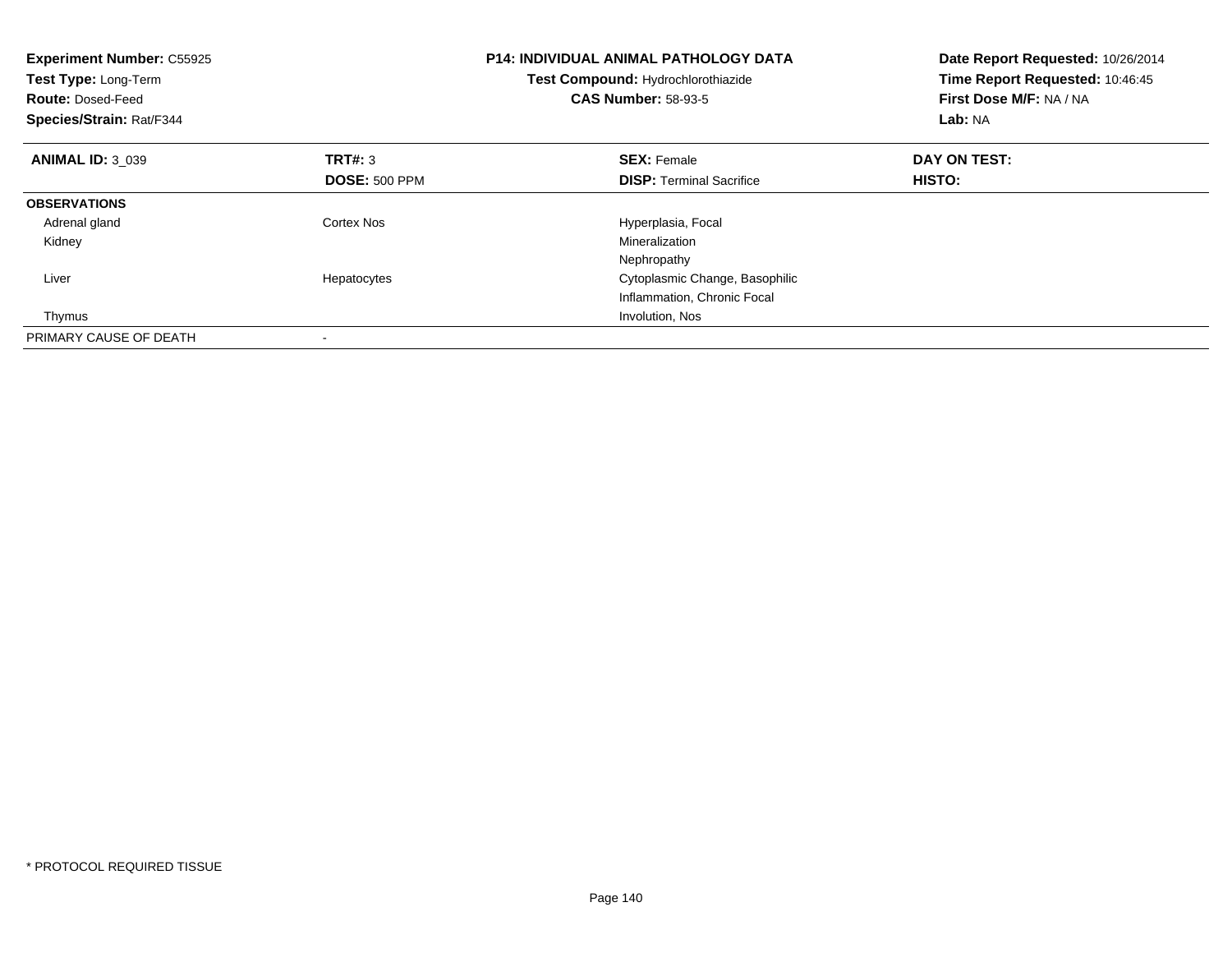**Experiment Number:** C55925
**Test Type:** Long-Term
**Route:** Dosed-Feed
**Species/Strain:** Rat/F344

**P14: INDIVIDUAL ANIMAL PATHOLOGY DATA**
**Test Compound:** Hydrochlorothiazide
**CAS Number:** 58-93-5

**Date Report Requested:** 10/26/2014
**Time Report Requested:** 10:46:45
**First Dose M/F:** NA / NA
**Lab:** NA

| **ANIMAL ID:** 3_039 | **TRT#:** 3 | **SEX:** Female | **DAY ON TEST:** |
|---|---|---|---|
| | **DOSE:** 500 PPM | **DISP:** Terminal Sacrifice | **HISTO:** |
| **OBSERVATIONS** | | | |
| Adrenal gland | Cortex Nos | Hyperplasia, Focal | |
| Kidney | | Mineralization | |
| | | Nephropathy | |
| Liver | Hepatocytes | Cytoplasmic Change, Basophilic | |
| | | Inflammation, Chronic Focal | |
| Thymus | | Involution, Nos | |
| PRIMARY CAUSE OF DEATH | - | | |

* PROTOCOL REQUIRED TISSUE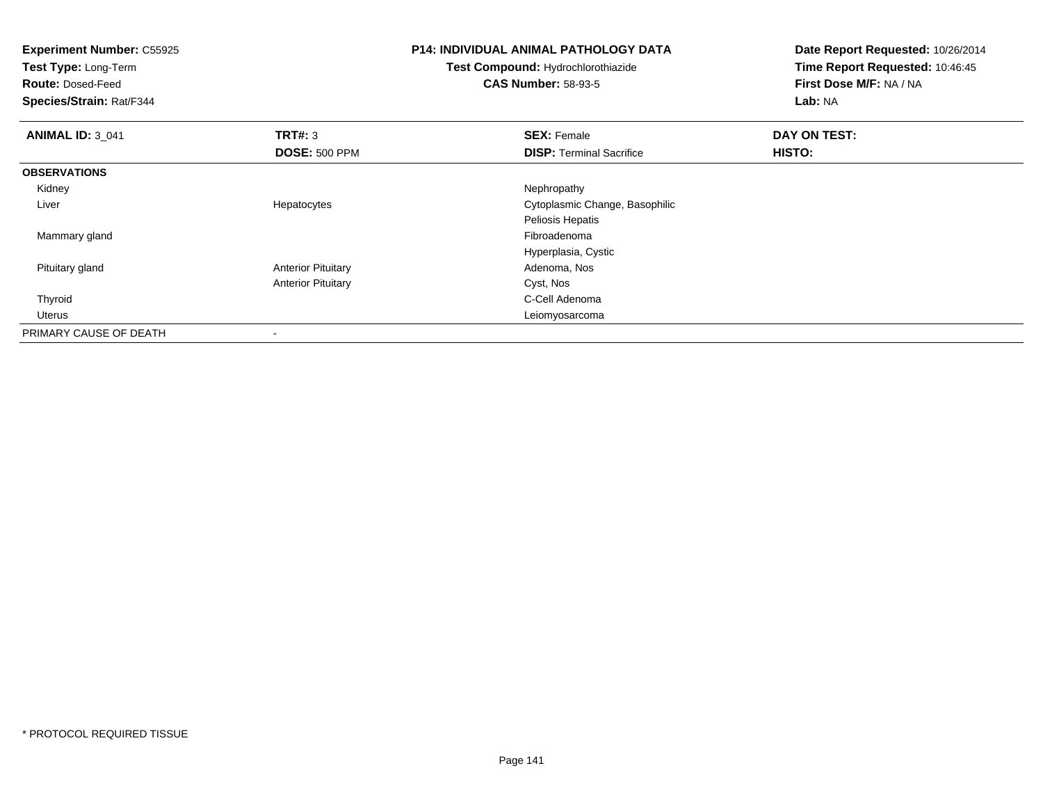**Experiment Number:** C55925
**Test Type:** Long-Term
**Route:** Dosed-Feed
**Species/Strain:** Rat/F344

**P14: INDIVIDUAL ANIMAL PATHOLOGY DATA**
**Test Compound:** Hydrochlorothiazide
**CAS Number:** 58-93-5

**Date Report Requested:** 10/26/2014
**Time Report Requested:** 10:46:45
**First Dose M/F:** NA / NA
**Lab:** NA

| **ANIMAL ID:** 3_041 | **TRT#:** 3 | **SEX:** Female | **DAY ON TEST:** |
|---|---|---|---|
| | **DOSE:** 500 PPM | **DISP:** Terminal Sacrifice | **HISTO:** |
| **OBSERVATIONS** | | | |
| Kidney | | Nephropathy | |
| Liver | Hepatocytes | Cytoplasmic Change, Basophilic | |
| | | Peliosis Hepatis | |
| Mammary gland | | Fibroadenoma | |
| | | Hyperplasia, Cystic | |
| Pituitary gland | Anterior Pituitary | Adenoma, Nos | |
| | Anterior Pituitary | Cyst, Nos | |
| Thyroid | | C-Cell Adenoma | |
| Uterus | | Leiomyosarcoma | |
| PRIMARY CAUSE OF DEATH | - | | |

* PROTOCOL REQUIRED TISSUE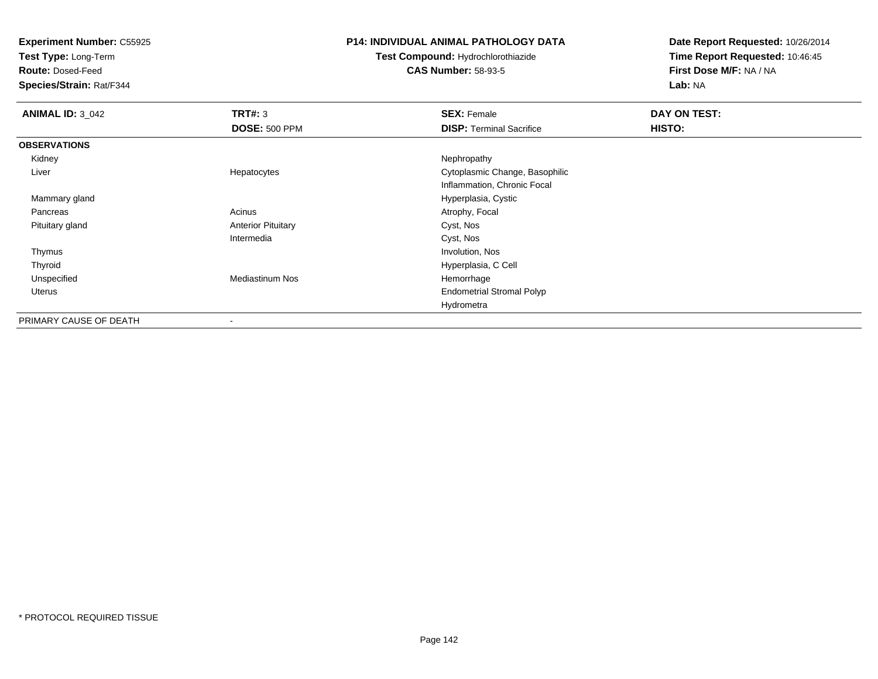**Experiment Number:** C55925
**Test Type:** Long-Term
**Route:** Dosed-Feed
**Species/Strain:** Rat/F344

**P14: INDIVIDUAL ANIMAL PATHOLOGY DATA**
**Test Compound:** Hydrochlorothiazide
**CAS Number:** 58-93-5

**Date Report Requested:** 10/26/2014
**Time Report Requested:** 10:46:45
**First Dose M/F:** NA / NA
**Lab:** NA

| **ANIMAL ID:** 3_042 | **TRT#:** 3 | **SEX:** Female | **DAY ON TEST:** |
|---|---|---|---|
| | **DOSE:** 500 PPM | **DISP:** Terminal Sacrifice | **HISTO:** |
| **OBSERVATIONS** | | | |
| Kidney | | Nephropathy | |
| Liver | Hepatocytes | Cytoplasmic Change, Basophilic | |
| | | Inflammation, Chronic Focal | |
| Mammary gland | | Hyperplasia, Cystic | |
| Pancreas | Acinus | Atrophy, Focal | |
| Pituitary gland | Anterior Pituitary | Cyst, Nos | |
| | Intermedia | Cyst, Nos | |
| Thymus | | Involution, Nos | |
| Thyroid | | Hyperplasia, C Cell | |
| Unspecified | Mediastinum Nos | Hemorrhage | |
| Uterus | | Endometrial Stromal Polyp | |
| | | Hydrometra | |
| PRIMARY CAUSE OF DEATH | - | | |

* PROTOCOL REQUIRED TISSUE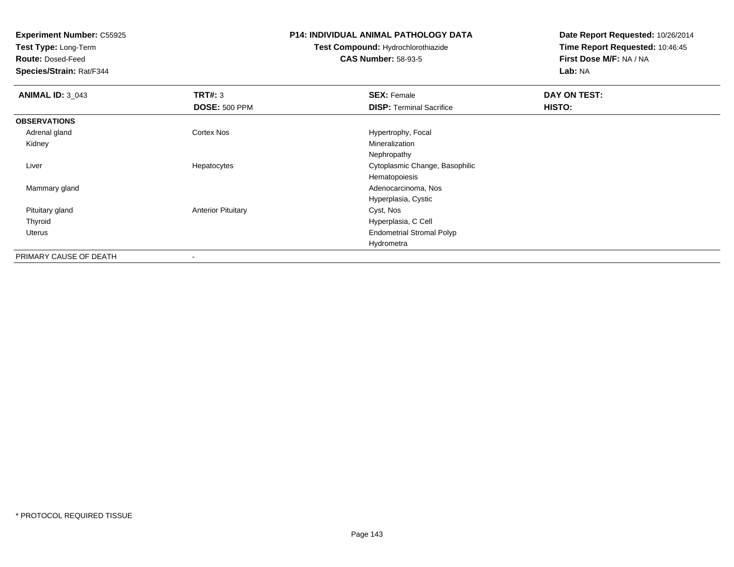**Experiment Number:** C55925
**Test Type:** Long-Term
**Route:** Dosed-Feed
**Species/Strain:** Rat/F344

**P14: INDIVIDUAL ANIMAL PATHOLOGY DATA**
**Test Compound:** Hydrochlorothiazide
**CAS Number:** 58-93-5

**Date Report Requested:** 10/26/2014
**Time Report Requested:** 10:46:45
**First Dose M/F:** NA / NA
**Lab:** NA

| **ANIMAL ID:** 3_043 | **TRT#:** 3 | **SEX:** Female | **DAY ON TEST:** |
|---|---|---|---|
| | **DOSE:** 500 PPM | **DISP:** Terminal Sacrifice | **HISTO:** |
| **OBSERVATIONS** | | | |
| Adrenal gland | Cortex Nos | Hypertrophy, Focal | |
| Kidney | | Mineralization | |
| | | Nephropathy | |
| Liver | Hepatocytes | Cytoplasmic Change, Basophilic | |
| | | Hematopoiesis | |
| Mammary gland | | Adenocarcinoma, Nos | |
| | | Hyperplasia, Cystic | |
| Pituitary gland | Anterior Pituitary | Cyst, Nos | |
| Thyroid | | Hyperplasia, C Cell | |
| Uterus | | Endometrial Stromal Polyp | |
| | | Hydrometra | |
| PRIMARY CAUSE OF DEATH | - | | |

* PROTOCOL REQUIRED TISSUE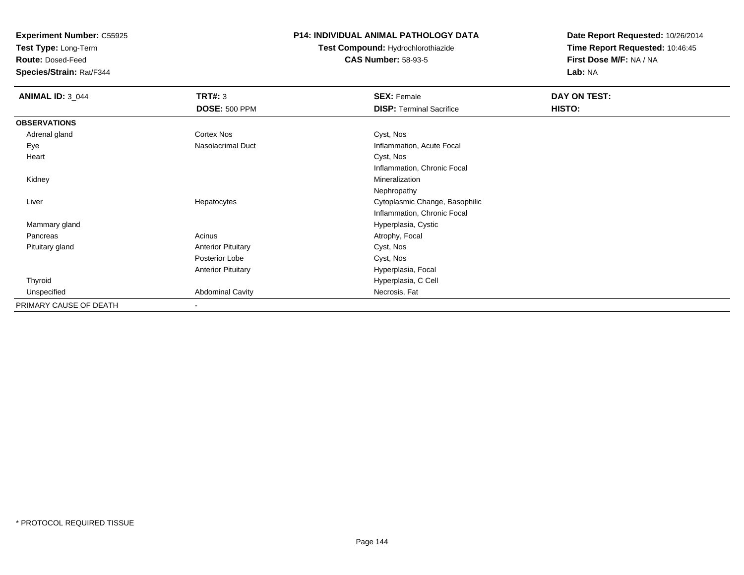**Experiment Number:** C55925
**Test Type:** Long-Term
**Route:** Dosed-Feed
**Species/Strain:** Rat/F344

**P14: INDIVIDUAL ANIMAL PATHOLOGY DATA**
**Test Compound:** Hydrochlorothiazide
**CAS Number:** 58-93-5

**Date Report Requested:** 10/26/2014
**Time Report Requested:** 10:46:45
**First Dose M/F:** NA / NA
**Lab:** NA

| **ANIMAL ID:** 3_044 | **TRT#:** 3 | **SEX:** Female | **DAY ON TEST:** |
|---|---|---|---|
| | **DOSE:** 500 PPM | **DISP:** Terminal Sacrifice | **HISTO:** |
| **OBSERVATIONS** | | | |
| Adrenal gland | Cortex Nos | Cyst, Nos | |
| Eye | Nasolacrimal Duct | Inflammation, Acute Focal | |
| Heart | | Cyst, Nos | |
| | | Inflammation, Chronic Focal | |
| Kidney | | Mineralization | |
| | | Nephropathy | |
| Liver | Hepatocytes | Cytoplasmic Change, Basophilic | |
| | | Inflammation, Chronic Focal | |
| Mammary gland | | Hyperplasia, Cystic | |
| Pancreas | Acinus | Atrophy, Focal | |
| Pituitary gland | Anterior Pituitary | Cyst, Nos | |
| | Posterior Lobe | Cyst, Nos | |
| | Anterior Pituitary | Hyperplasia, Focal | |
| Thyroid | | Hyperplasia, C Cell | |
| Unspecified | Abdominal Cavity | Necrosis, Fat | |
| PRIMARY CAUSE OF DEATH | - | | |

* PROTOCOL REQUIRED TISSUE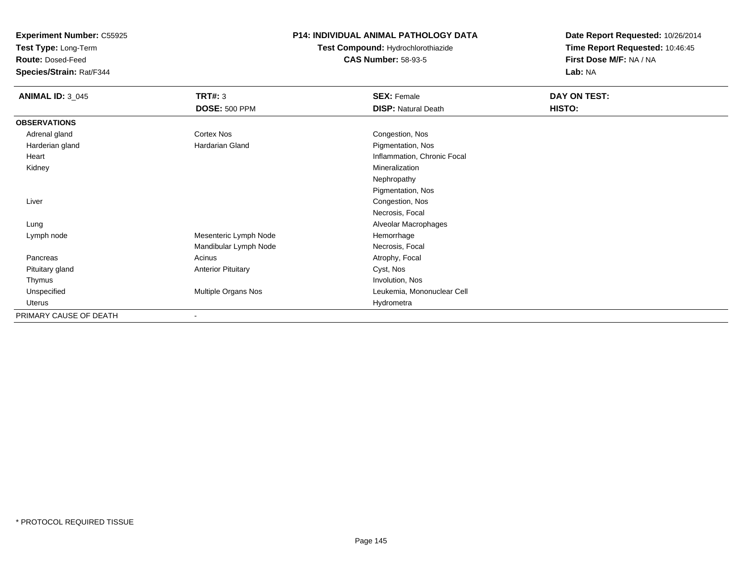**Experiment Number:** C55925
**Test Type:** Long-Term
**Route:** Dosed-Feed
**Species/Strain:** Rat/F344

**P14: INDIVIDUAL ANIMAL PATHOLOGY DATA**
**Test Compound:** Hydrochlorothiazide
**CAS Number:** 58-93-5

**Date Report Requested:** 10/26/2014
**Time Report Requested:** 10:46:45
**First Dose M/F:** NA / NA
**Lab:** NA

| **ANIMAL ID:** 3_045 | **TRT#:** 3 | **SEX:** Female | **DAY ON TEST:** |
|---|---|---|---|
| | **DOSE:** 500 PPM | **DISP:** Natural Death | **HISTO:** |
| **OBSERVATIONS** | | | |
| Adrenal gland | Cortex Nos | Congestion, Nos | |
| Harderian gland | Hardarian Gland | Pigmentation, Nos | |
| Heart | | Inflammation, Chronic Focal | |
| Kidney | | Mineralization | |
| | | Nephropathy | |
| | | Pigmentation, Nos | |
| Liver | | Congestion, Nos | |
| | | Necrosis, Focal | |
| Lung | | Alveolar Macrophages | |
| Lymph node | Mesenteric Lymph Node | Hemorrhage | |
| | Mandibular Lymph Node | Necrosis, Focal | |
| Pancreas | Acinus | Atrophy, Focal | |
| Pituitary gland | Anterior Pituitary | Cyst, Nos | |
| Thymus | | Involution, Nos | |
| Unspecified | Multiple Organs Nos | Leukemia, Mononuclear Cell | |
| Uterus | | Hydrometra | |
| PRIMARY CAUSE OF DEATH | - | | |

\* PROTOCOL REQUIRED TISSUE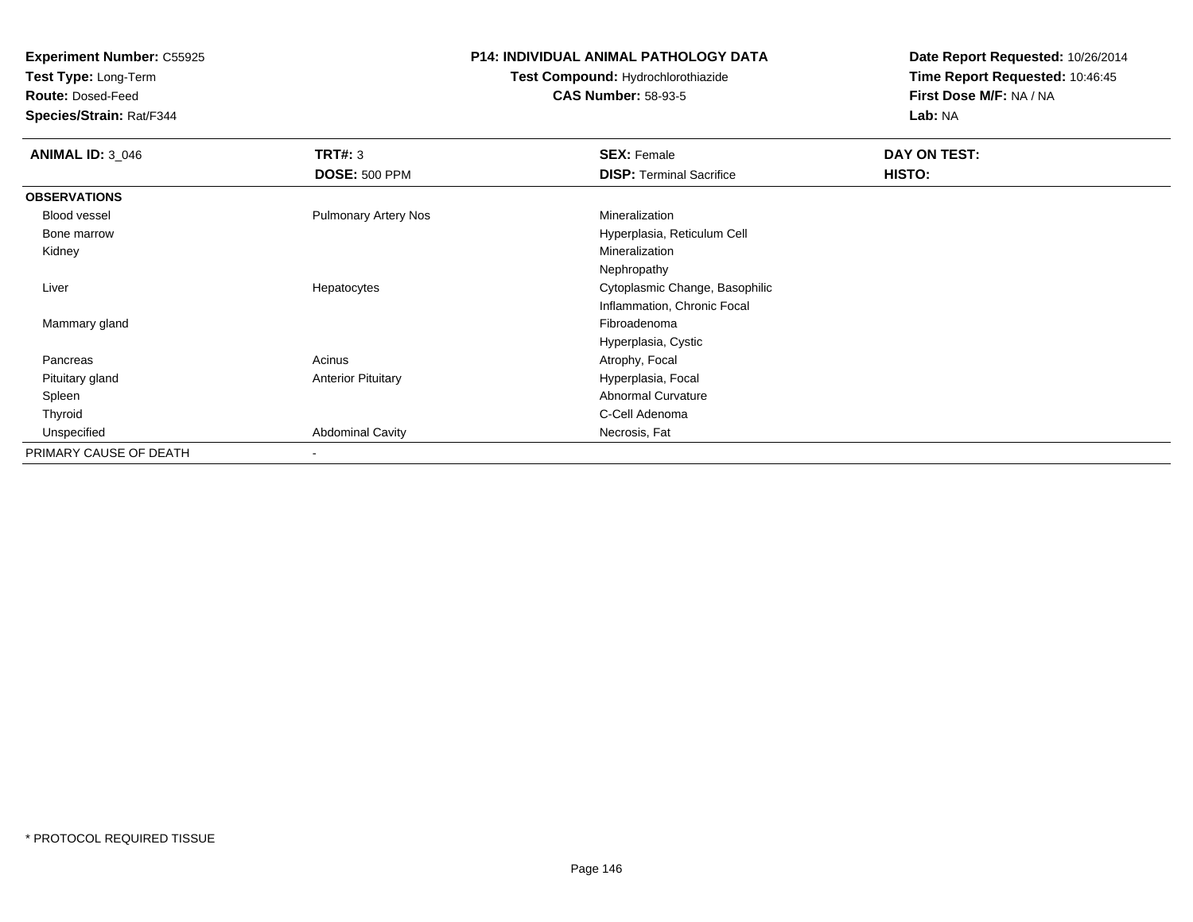**Experiment Number:** C55925
**Test Type:** Long-Term
**Route:** Dosed-Feed
**Species/Strain:** Rat/F344

**P14: INDIVIDUAL ANIMAL PATHOLOGY DATA**
**Test Compound:** Hydrochlorothiazide
**CAS Number:** 58-93-5

**Date Report Requested:** 10/26/2014
**Time Report Requested:** 10:46:45
**First Dose M/F:** NA / NA
**Lab:** NA

| **ANIMAL ID:** 3_046 | **TRT#:** 3 | **SEX:** Female | **DAY ON TEST:** |
|---|---|---|---|
| | **DOSE:** 500 PPM | **DISP:** Terminal Sacrifice | **HISTO:** |
| **OBSERVATIONS** | | | |
| Blood vessel | Pulmonary Artery Nos | Mineralization | |
| Bone marrow | | Hyperplasia, Reticulum Cell | |
| Kidney | | Mineralization | |
| | | Nephropathy | |
| Liver | Hepatocytes | Cytoplasmic Change, Basophilic | |
| | | Inflammation, Chronic Focal | |
| Mammary gland | | Fibroadenoma | |
| | | Hyperplasia, Cystic | |
| Pancreas | Acinus | Atrophy, Focal | |
| Pituitary gland | Anterior Pituitary | Hyperplasia, Focal | |
| Spleen | | Abnormal Curvature | |
| Thyroid | | C-Cell Adenoma | |
| Unspecified | Abdominal Cavity | Necrosis, Fat | |
| PRIMARY CAUSE OF DEATH | - | | |

* PROTOCOL REQUIRED TISSUE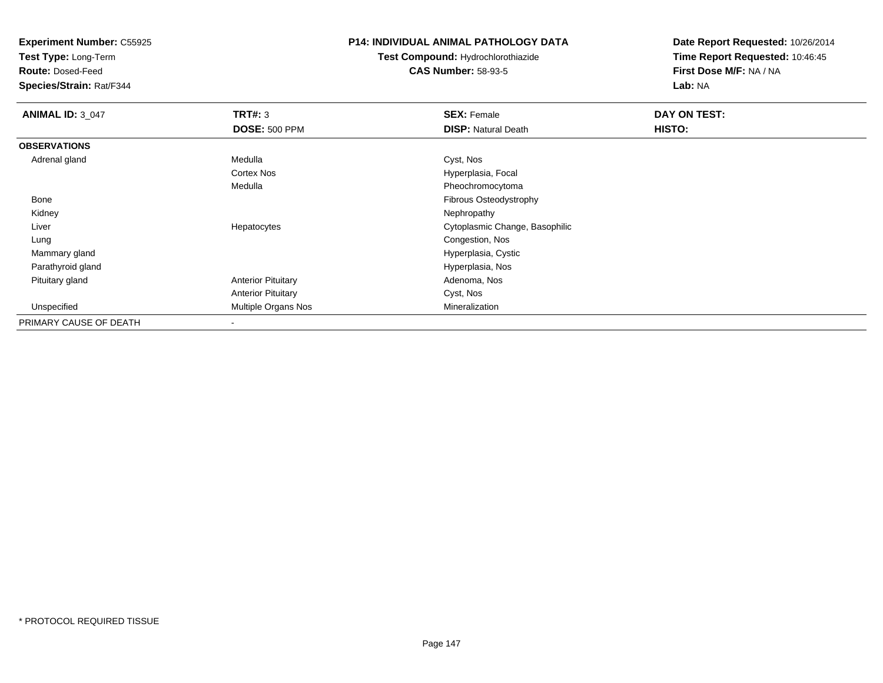**Experiment Number:** C55925
**Test Type:** Long-Term
**Route:** Dosed-Feed
**Species/Strain:** Rat/F344

**P14: INDIVIDUAL ANIMAL PATHOLOGY DATA**
**Test Compound:** Hydrochlorothiazide
**CAS Number:** 58-93-5

**Date Report Requested:** 10/26/2014
**Time Report Requested:** 10:46:45
**First Dose M/F:** NA / NA
**Lab:** NA

| **ANIMAL ID:** 3_047 | **TRT#:** 3 | **SEX:** Female | **DAY ON TEST:** |
|---|---|---|---|
| | **DOSE:** 500 PPM | **DISP:** Natural Death | **HISTO:** |
| **OBSERVATIONS** | | | |
| Adrenal gland | Medulla | Cyst, Nos | |
| | Cortex Nos | Hyperplasia, Focal | |
| | Medulla | Pheochromocytoma | |
| Bone | | Fibrous Osteodystrophy | |
| Kidney | | Nephropathy | |
| Liver | Hepatocytes | Cytoplasmic Change, Basophilic | |
| Lung | | Congestion, Nos | |
| Mammary gland | | Hyperplasia, Cystic | |
| Parathyroid gland | | Hyperplasia, Nos | |
| Pituitary gland | Anterior Pituitary | Adenoma, Nos | |
| | Anterior Pituitary | Cyst, Nos | |
| Unspecified | Multiple Organs Nos | Mineralization | |
| PRIMARY CAUSE OF DEATH | - | | |

* PROTOCOL REQUIRED TISSUE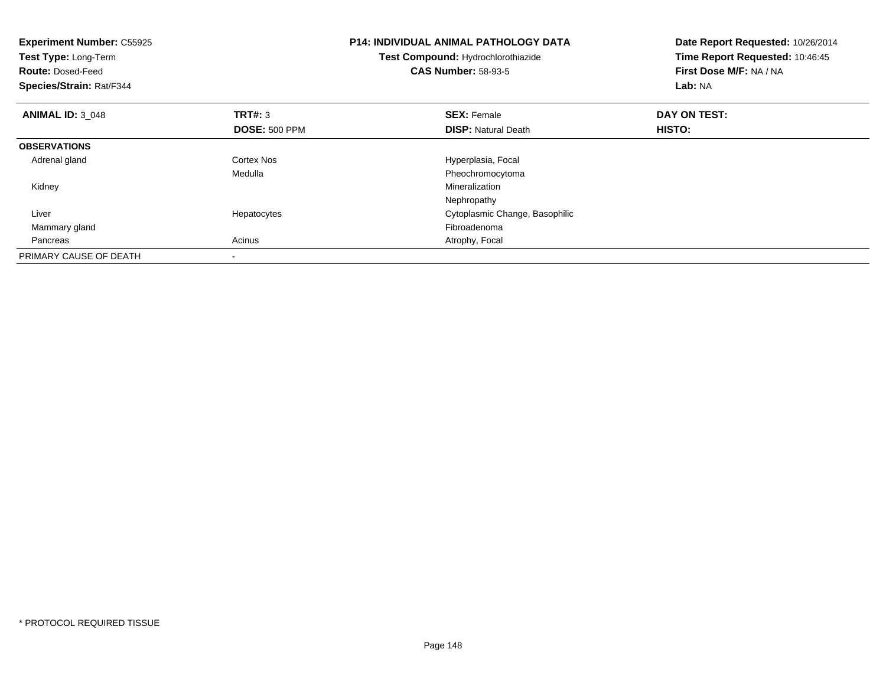**Experiment Number:** C55925
**Test Type:** Long-Term
**Route:** Dosed-Feed
**Species/Strain:** Rat/F344

**P14: INDIVIDUAL ANIMAL PATHOLOGY DATA**
**Test Compound:** Hydrochlorothiazide
**CAS Number:** 58-93-5

**Date Report Requested:** 10/26/2014
**Time Report Requested:** 10:46:45
**First Dose M/F:** NA / NA
**Lab:** NA

| **ANIMAL ID:** 3_048 | **TRT#:** 3 | **SEX:** Female | **DAY ON TEST:** |
|---|---|---|---|
| | **DOSE:** 500 PPM | **DISP:** Natural Death | **HISTO:** |
| **OBSERVATIONS** | | | |
| Adrenal gland | Cortex Nos | Hyperplasia, Focal | |
| | Medulla | Pheochromocytoma | |
| Kidney | | Mineralization | |
| | | Nephropathy | |
| Liver | Hepatocytes | Cytoplasmic Change, Basophilic | |
| Mammary gland | | Fibroadenoma | |
| Pancreas | Acinus | Atrophy, Focal | |
| PRIMARY CAUSE OF DEATH | - | | |

* PROTOCOL REQUIRED TISSUE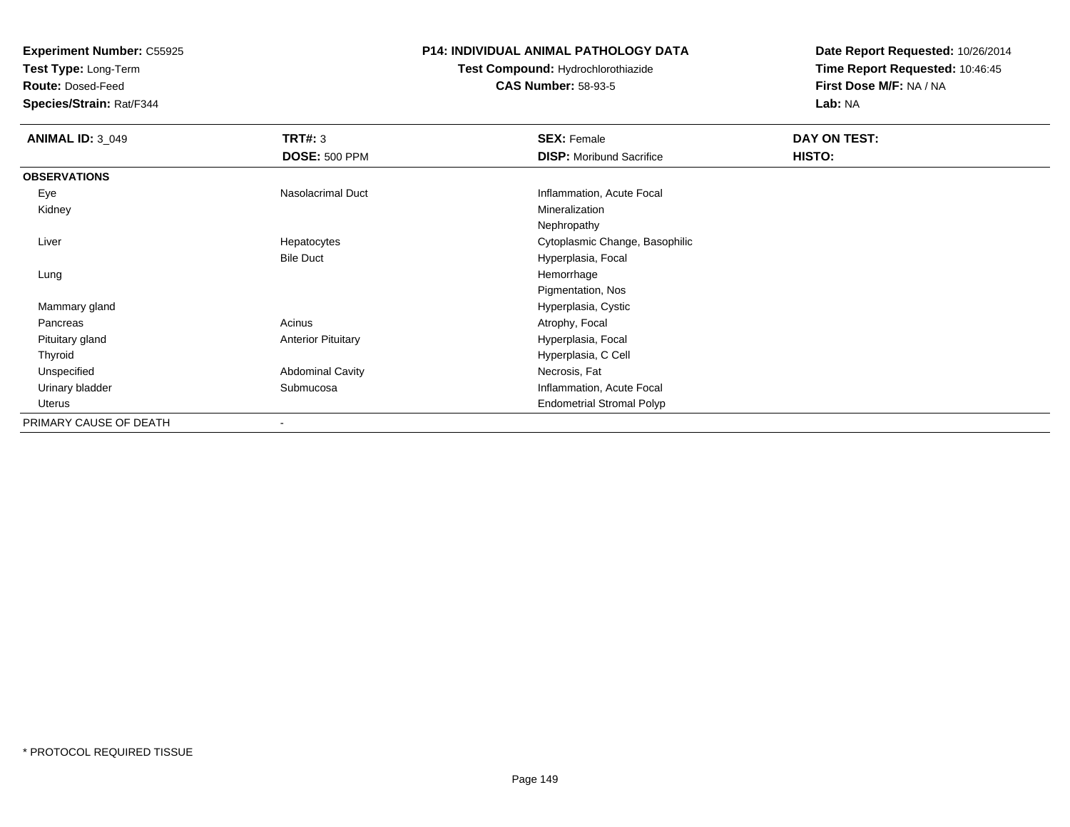**Experiment Number:** C55925
**Test Type:** Long-Term
**Route:** Dosed-Feed
**Species/Strain:** Rat/F344

**P14: INDIVIDUAL ANIMAL PATHOLOGY DATA**
**Test Compound:** Hydrochlorothiazide
**CAS Number:** 58-93-5

**Date Report Requested:** 10/26/2014
**Time Report Requested:** 10:46:45
**First Dose M/F:** NA / NA
**Lab:** NA

| **ANIMAL ID:** 3_049 | **TRT#:** 3 | **SEX:** Female | **DAY ON TEST:** |
|---|---|---|---|
| | **DOSE:** 500 PPM | **DISP:** Moribund Sacrifice | **HISTO:** |
| **OBSERVATIONS** | | | |
| Eye | Nasolacrimal Duct | Inflammation, Acute Focal | |
| Kidney | | Mineralization | |
| | | Nephropathy | |
| Liver | Hepatocytes | Cytoplasmic Change, Basophilic | |
| | Bile Duct | Hyperplasia, Focal | |
| Lung | | Hemorrhage | |
| | | Pigmentation, Nos | |
| Mammary gland | | Hyperplasia, Cystic | |
| Pancreas | Acinus | Atrophy, Focal | |
| Pituitary gland | Anterior Pituitary | Hyperplasia, Focal | |
| Thyroid | | Hyperplasia, C Cell | |
| Unspecified | Abdominal Cavity | Necrosis, Fat | |
| Urinary bladder | Submucosa | Inflammation, Acute Focal | |
| Uterus | | Endometrial Stromal Polyp | |
| PRIMARY CAUSE OF DEATH | - | | |

* PROTOCOL REQUIRED TISSUE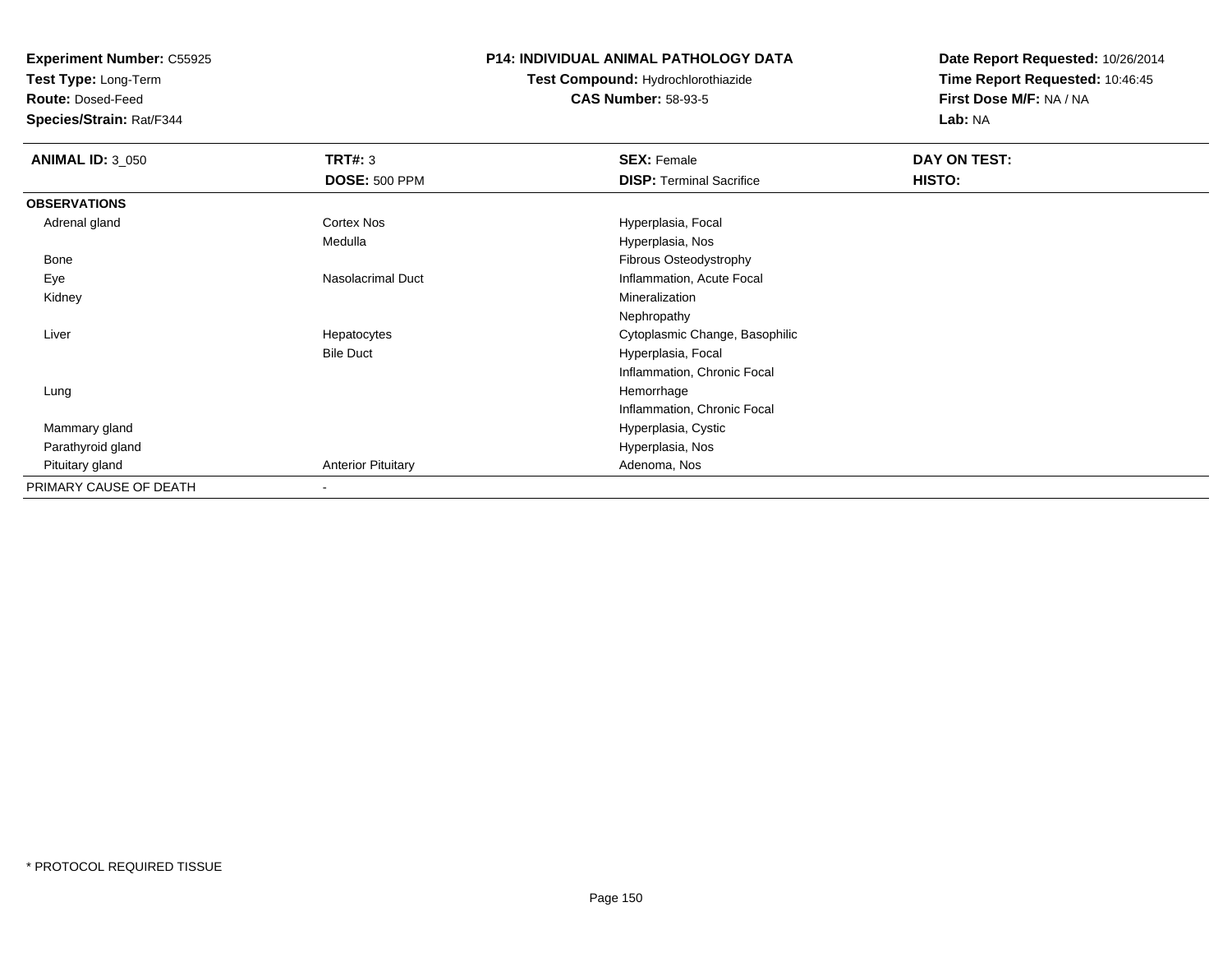**Experiment Number:** C55925
**Test Type:** Long-Term
**Route:** Dosed-Feed
**Species/Strain:** Rat/F344

**P14: INDIVIDUAL ANIMAL PATHOLOGY DATA**
**Test Compound:** Hydrochlorothiazide
**CAS Number:** 58-93-5

**Date Report Requested:** 10/26/2014
**Time Report Requested:** 10:46:45
**First Dose M/F:** NA / NA
**Lab:** NA

| **ANIMAL ID:** 3_050 | **TRT#:** 3 | **SEX:** Female | **DAY ON TEST:** |
|---|---|---|---|
| | **DOSE:** 500 PPM | **DISP:** Terminal Sacrifice | **HISTO:** |
| **OBSERVATIONS** | | | |
| Adrenal gland | Cortex Nos | Hyperplasia, Focal | |
| | Medulla | Hyperplasia, Nos | |
| Bone | | Fibrous Osteodystrophy | |
| Eye | Nasolacrimal Duct | Inflammation, Acute Focal | |
| Kidney | | Mineralization | |
| | | Nephropathy | |
| Liver | Hepatocytes | Cytoplasmic Change, Basophilic | |
| | Bile Duct | Hyperplasia, Focal | |
| | | Inflammation, Chronic Focal | |
| Lung | | Hemorrhage | |
| | | Inflammation, Chronic Focal | |
| Mammary gland | | Hyperplasia, Cystic | |
| Parathyroid gland | | Hyperplasia, Nos | |
| Pituitary gland | Anterior Pituitary | Adenoma, Nos | |
| PRIMARY CAUSE OF DEATH | - | | |

* PROTOCOL REQUIRED TISSUE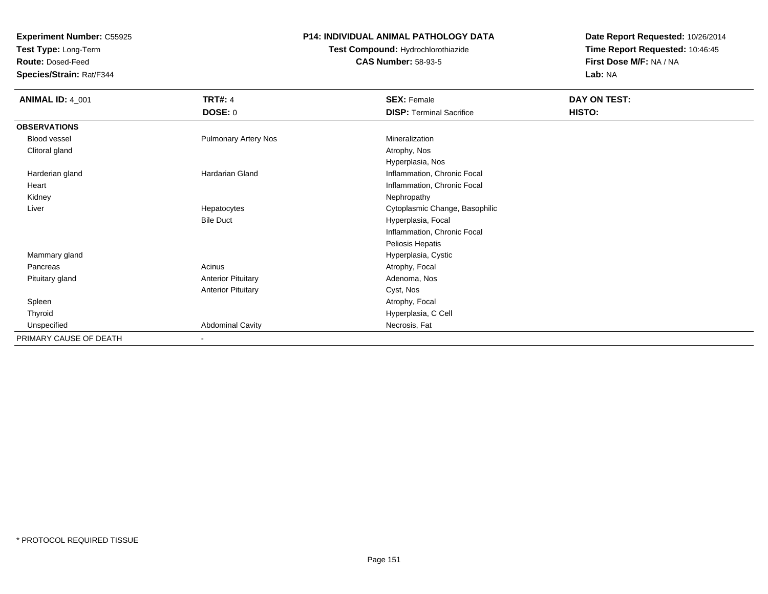**Experiment Number:** C55925
**Test Type:** Long-Term
**Route:** Dosed-Feed
**Species/Strain:** Rat/F344

**P14: INDIVIDUAL ANIMAL PATHOLOGY DATA**
**Test Compound:** Hydrochlorothiazide
**CAS Number:** 58-93-5

**Date Report Requested:** 10/26/2014
**Time Report Requested:** 10:46:45
**First Dose M/F:** NA / NA
**Lab:** NA

| **ANIMAL ID:** 4_001 | **TRT#:** 4 | **SEX:** Female | **DAY ON TEST:** |
|---|---|---|---|
| | **DOSE:** 0 | **DISP:** Terminal Sacrifice | **HISTO:** |
| **OBSERVATIONS** | | | |
| Blood vessel | Pulmonary Artery Nos | Mineralization | |
| Clitoral gland | | Atrophy, Nos | |
| | | Hyperplasia, Nos | |
| Harderian gland | Hardarian Gland | Inflammation, Chronic Focal | |
| Heart | | Inflammation, Chronic Focal | |
| Kidney | | Nephropathy | |
| Liver | Hepatocytes | Cytoplasmic Change, Basophilic | |
| | Bile Duct | Hyperplasia, Focal | |
| | | Inflammation, Chronic Focal | |
| | | Peliosis Hepatis | |
| Mammary gland | | Hyperplasia, Cystic | |
| Pancreas | Acinus | Atrophy, Focal | |
| Pituitary gland | Anterior Pituitary | Adenoma, Nos | |
| | Anterior Pituitary | Cyst, Nos | |
| Spleen | | Atrophy, Focal | |
| Thyroid | | Hyperplasia, C Cell | |
| Unspecified | Abdominal Cavity | Necrosis, Fat | |
| PRIMARY CAUSE OF DEATH | - | | |

* PROTOCOL REQUIRED TISSUE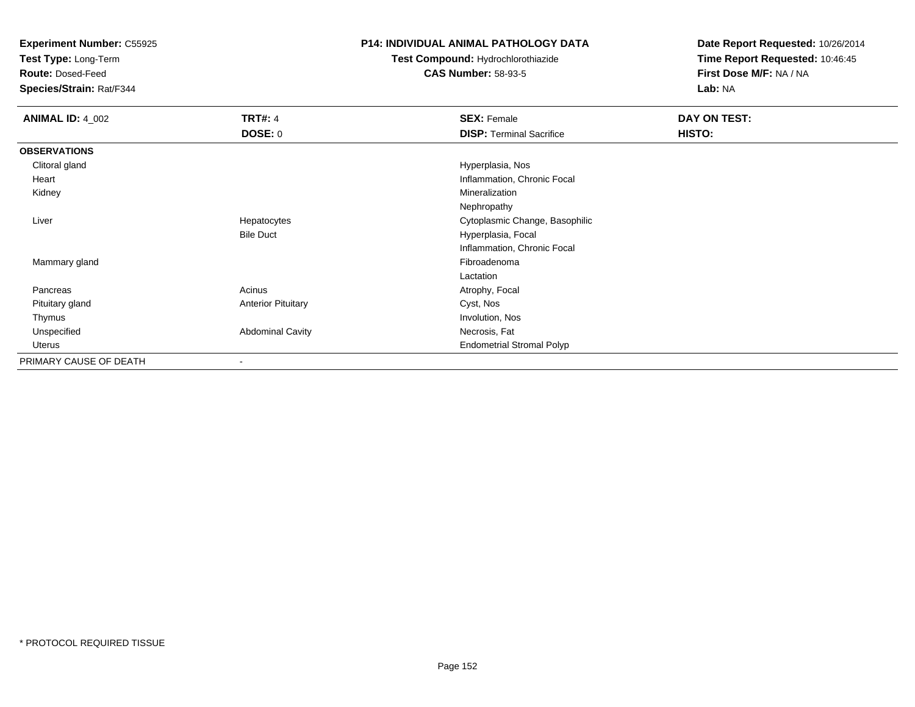**Experiment Number:** C55925
**Test Type:** Long-Term
**Route:** Dosed-Feed
**Species/Strain:** Rat/F344

**P14: INDIVIDUAL ANIMAL PATHOLOGY DATA**
**Test Compound:** Hydrochlorothiazide
**CAS Number:** 58-93-5

**Date Report Requested:** 10/26/2014
**Time Report Requested:** 10:46:45
**First Dose M/F:** NA / NA
**Lab:** NA

| **ANIMAL ID:** 4_002 | **TRT#:** 4 | **SEX:** Female | **DAY ON TEST:** |
|---|---|---|---|
| | **DOSE:** 0 | **DISP:** Terminal Sacrifice | **HISTO:** |
| **OBSERVATIONS** | | | |
| Clitoral gland | | Hyperplasia, Nos | |
| Heart | | Inflammation, Chronic Focal | |
| Kidney | | Mineralization | |
| | | Nephropathy | |
| Liver | Hepatocytes | Cytoplasmic Change, Basophilic | |
| | Bile Duct | Hyperplasia, Focal | |
| | | Inflammation, Chronic Focal | |
| Mammary gland | | Fibroadenoma | |
| | | Lactation | |
| Pancreas | Acinus | Atrophy, Focal | |
| Pituitary gland | Anterior Pituitary | Cyst, Nos | |
| Thymus | | Involution, Nos | |
| Unspecified | Abdominal Cavity | Necrosis, Fat | |
| Uterus | | Endometrial Stromal Polyp | |
| PRIMARY CAUSE OF DEATH | - | | |

* PROTOCOL REQUIRED TISSUE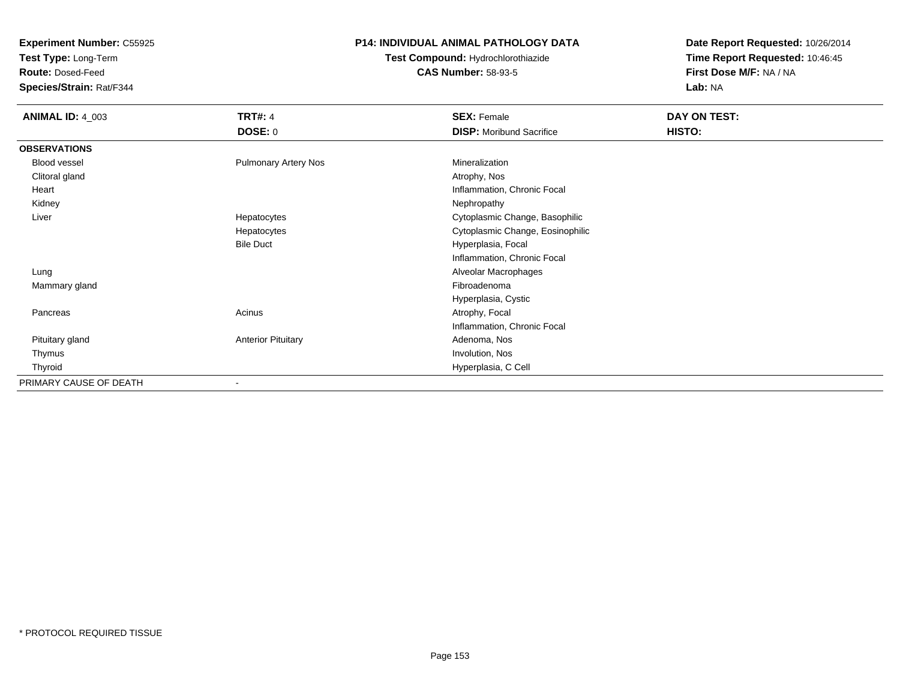**Experiment Number:** C55925
**Test Type:** Long-Term
**Route:** Dosed-Feed
**Species/Strain:** Rat/F344

**P14: INDIVIDUAL ANIMAL PATHOLOGY DATA**
**Test Compound:** Hydrochlorothiazide
**CAS Number:** 58-93-5

**Date Report Requested:** 10/26/2014
**Time Report Requested:** 10:46:45
**First Dose M/F:** NA / NA
**Lab:** NA

| **ANIMAL ID:** 4_003 | **TRT#:** 4 | **SEX:** Female | **DAY ON TEST:** |
|---|---|---|---|
| | **DOSE:** 0 | **DISP:** Moribund Sacrifice | **HISTO:** |
| **OBSERVATIONS** | | | |
| Blood vessel | Pulmonary Artery Nos | Mineralization | |
| Clitoral gland | | Atrophy, Nos | |
| Heart | | Inflammation, Chronic Focal | |
| Kidney | | Nephropathy | |
| Liver | Hepatocytes | Cytoplasmic Change, Basophilic | |
| | Hepatocytes | Cytoplasmic Change, Eosinophilic | |
| | Bile Duct | Hyperplasia, Focal | |
| | | Inflammation, Chronic Focal | |
| Lung | | Alveolar Macrophages | |
| Mammary gland | | Fibroadenoma | |
| | | Hyperplasia, Cystic | |
| Pancreas | Acinus | Atrophy, Focal | |
| | | Inflammation, Chronic Focal | |
| Pituitary gland | Anterior Pituitary | Adenoma, Nos | |
| Thymus | | Involution, Nos | |
| Thyroid | | Hyperplasia, C Cell | |
| PRIMARY CAUSE OF DEATH | - | | |

\* PROTOCOL REQUIRED TISSUE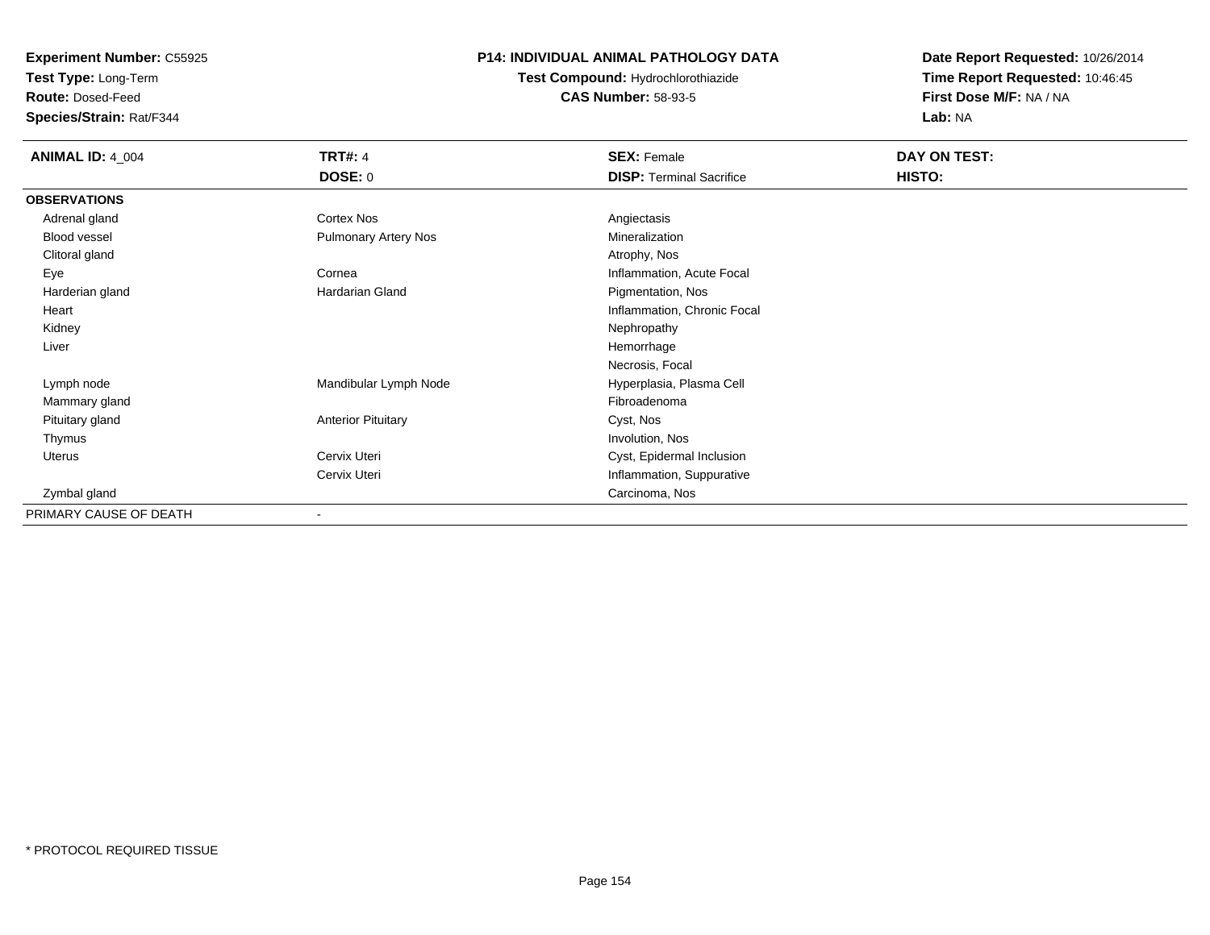**Experiment Number:** C55925
**Test Type:** Long-Term
**Route:** Dosed-Feed
**Species/Strain:** Rat/F344

**P14: INDIVIDUAL ANIMAL PATHOLOGY DATA**
**Test Compound:** Hydrochlorothiazide
**CAS Number:** 58-93-5

**Date Report Requested:** 10/26/2014
**Time Report Requested:** 10:46:45
**First Dose M/F:** NA / NA
**Lab:** NA

| **ANIMAL ID:** 4_004 | **TRT#:** 4 | **SEX:** Female | **DAY ON TEST:** |
|---|---|---|---|
| | **DOSE:** 0 | **DISP:** Terminal Sacrifice | **HISTO:** |
| **OBSERVATIONS** | | | |
| Adrenal gland | Cortex Nos | Angiectasis | |
| Blood vessel | Pulmonary Artery Nos | Mineralization | |
| Clitoral gland | | Atrophy, Nos | |
| Eye | Cornea | Inflammation, Acute Focal | |
| Harderian gland | Hardarian Gland | Pigmentation, Nos | |
| Heart | | Inflammation, Chronic Focal | |
| Kidney | | Nephropathy | |
| Liver | | Hemorrhage | |
| | | Necrosis, Focal | |
| Lymph node | Mandibular Lymph Node | Hyperplasia, Plasma Cell | |
| Mammary gland | | Fibroadenoma | |
| Pituitary gland | Anterior Pituitary | Cyst, Nos | |
| Thymus | | Involution, Nos | |
| Uterus | Cervix Uteri | Cyst, Epidermal Inclusion | |
| | Cervix Uteri | Inflammation, Suppurative | |
| Zymbal gland | | Carcinoma, Nos | |
| PRIMARY CAUSE OF DEATH | - | | |

\* PROTOCOL REQUIRED TISSUE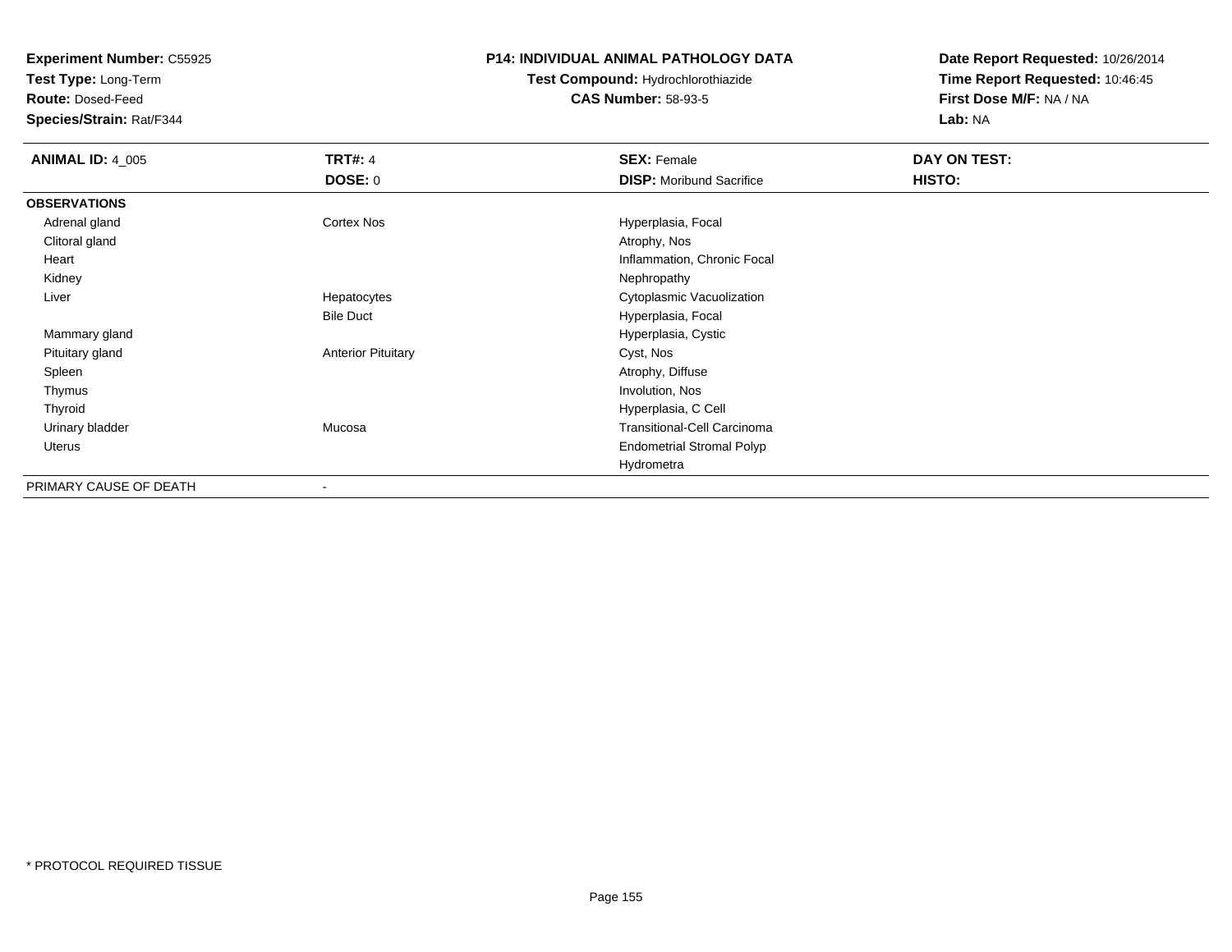**Experiment Number:** C55925
**Test Type:** Long-Term
**Route:** Dosed-Feed
**Species/Strain:** Rat/F344

**P14: INDIVIDUAL ANIMAL PATHOLOGY DATA**
**Test Compound:** Hydrochlorothiazide
**CAS Number:** 58-93-5

**Date Report Requested:** 10/26/2014
**Time Report Requested:** 10:46:45
**First Dose M/F:** NA / NA
**Lab:** NA

| **ANIMAL ID:** 4_005 | **TRT#:** 4 | **SEX:** Female | **DAY ON TEST:** |
|---|---|---|---|
| | **DOSE:** 0 | **DISP:** Moribund Sacrifice | **HISTO:** |
| **OBSERVATIONS** | | | |
| Adrenal gland | Cortex Nos | Hyperplasia, Focal | |
| Clitoral gland | | Atrophy, Nos | |
| Heart | | Inflammation, Chronic Focal | |
| Kidney | | Nephropathy | |
| Liver | Hepatocytes | Cytoplasmic Vacuolization | |
| | Bile Duct | Hyperplasia, Focal | |
| Mammary gland | | Hyperplasia, Cystic | |
| Pituitary gland | Anterior Pituitary | Cyst, Nos | |
| Spleen | | Atrophy, Diffuse | |
| Thymus | | Involution, Nos | |
| Thyroid | | Hyperplasia, C Cell | |
| Urinary bladder | Mucosa | Transitional-Cell Carcinoma | |
| Uterus | | Endometrial Stromal Polyp | |
| | | Hydrometra | |
| PRIMARY CAUSE OF DEATH | - | | |

* PROTOCOL REQUIRED TISSUE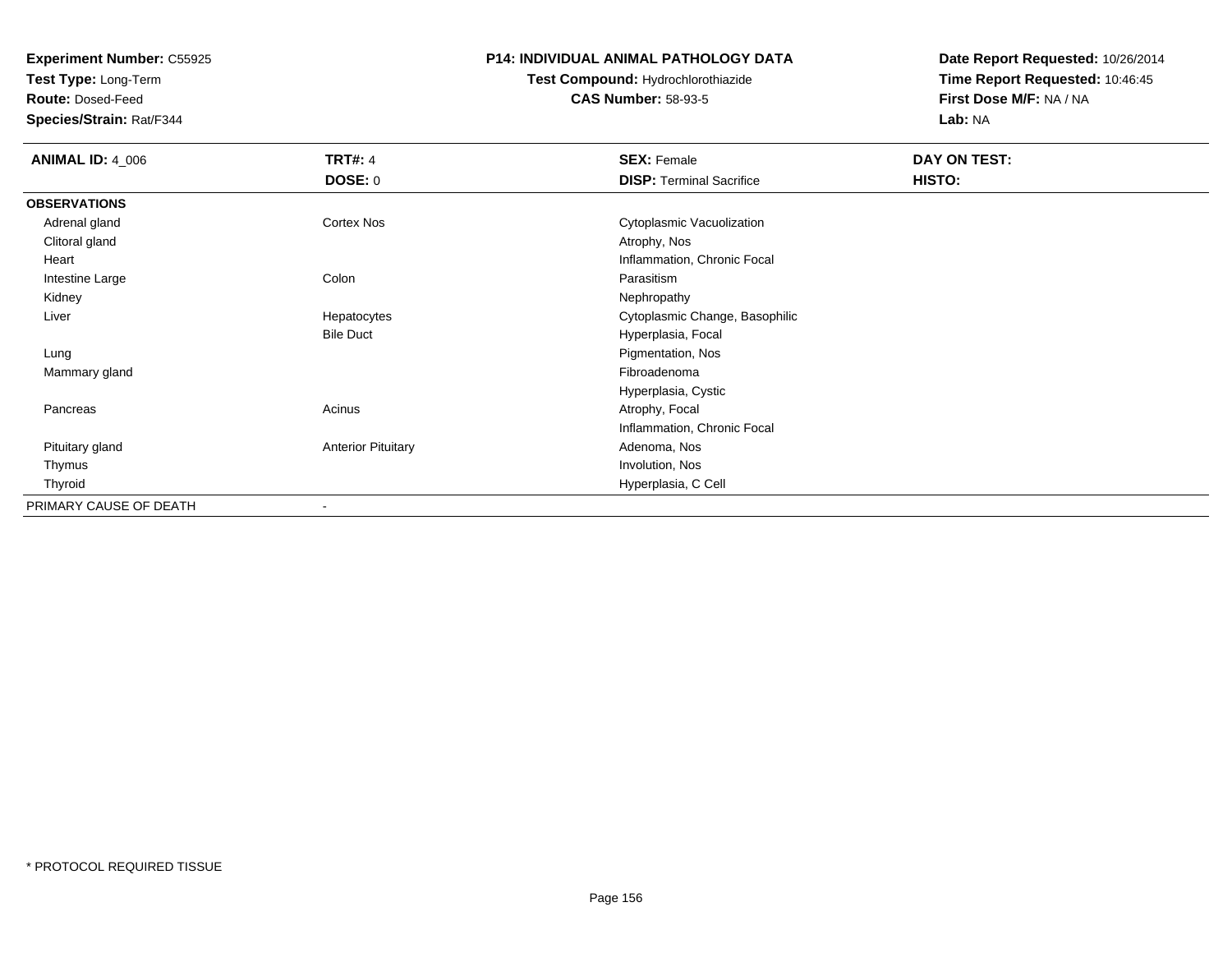**Experiment Number:** C55925
**Test Type:** Long-Term
**Route:** Dosed-Feed
**Species/Strain:** Rat/F344

**P14: INDIVIDUAL ANIMAL PATHOLOGY DATA**
**Test Compound:** Hydrochlorothiazide
**CAS Number:** 58-93-5

**Date Report Requested:** 10/26/2014
**Time Report Requested:** 10:46:45
**First Dose M/F:** NA / NA
**Lab:** NA

| **ANIMAL ID:** 4_006 | **TRT#:** 4 | **SEX:** Female | **DAY ON TEST:** |
|---|---|---|---|
| | **DOSE:** 0 | **DISP:** Terminal Sacrifice | **HISTO:** |
| **OBSERVATIONS** | | | |
| Adrenal gland | Cortex Nos | Cytoplasmic Vacuolization | |
| Clitoral gland | | Atrophy, Nos | |
| Heart | | Inflammation, Chronic Focal | |
| Intestine Large | Colon | Parasitism | |
| Kidney | | Nephropathy | |
| Liver | Hepatocytes | Cytoplasmic Change, Basophilic | |
| | Bile Duct | Hyperplasia, Focal | |
| Lung | | Pigmentation, Nos | |
| Mammary gland | | Fibroadenoma | |
| | | Hyperplasia, Cystic | |
| Pancreas | Acinus | Atrophy, Focal | |
| | | Inflammation, Chronic Focal | |
| Pituitary gland | Anterior Pituitary | Adenoma, Nos | |
| Thymus | | Involution, Nos | |
| Thyroid | | Hyperplasia, C Cell | |
| PRIMARY CAUSE OF DEATH | - | | |

* PROTOCOL REQUIRED TISSUE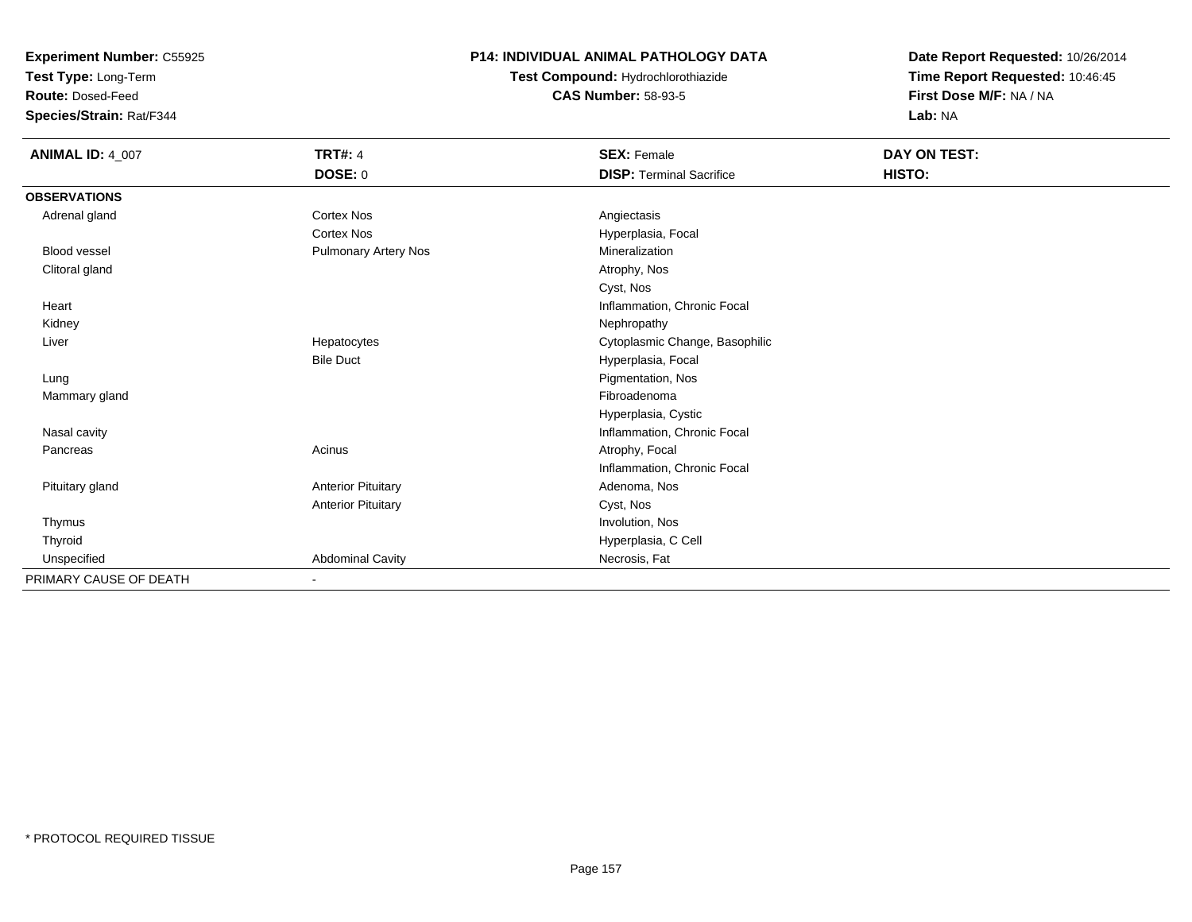**Experiment Number:** C55925
**Test Type:** Long-Term
**Route:** Dosed-Feed
**Species/Strain:** Rat/F344

**P14: INDIVIDUAL ANIMAL PATHOLOGY DATA**
**Test Compound:** Hydrochlorothiazide
**CAS Number:** 58-93-5

**Date Report Requested:** 10/26/2014
**Time Report Requested:** 10:46:45
**First Dose M/F:** NA / NA
**Lab:** NA

| **ANIMAL ID:** 4_007 | **TRT#:** 4 | **SEX:** Female | **DAY ON TEST:** |
|---|---|---|---|
| | **DOSE:** 0 | **DISP:** Terminal Sacrifice | **HISTO:** |
| **OBSERVATIONS** | | | |
| Adrenal gland | Cortex Nos | Angiectasis | |
| | Cortex Nos | Hyperplasia, Focal | |
| Blood vessel | Pulmonary Artery Nos | Mineralization | |
| Clitoral gland | | Atrophy, Nos | |
| | | Cyst, Nos | |
| Heart | | Inflammation, Chronic Focal | |
| Kidney | | Nephropathy | |
| Liver | Hepatocytes | Cytoplasmic Change, Basophilic | |
| | Bile Duct | Hyperplasia, Focal | |
| Lung | | Pigmentation, Nos | |
| Mammary gland | | Fibroadenoma | |
| | | Hyperplasia, Cystic | |
| Nasal cavity | | Inflammation, Chronic Focal | |
| Pancreas | Acinus | Atrophy, Focal | |
| | | Inflammation, Chronic Focal | |
| Pituitary gland | Anterior Pituitary | Adenoma, Nos | |
| | Anterior Pituitary | Cyst, Nos | |
| Thymus | | Involution, Nos | |
| Thyroid | | Hyperplasia, C Cell | |
| Unspecified | Abdominal Cavity | Necrosis, Fat | |
| PRIMARY CAUSE OF DEATH | - | | |

* PROTOCOL REQUIRED TISSUE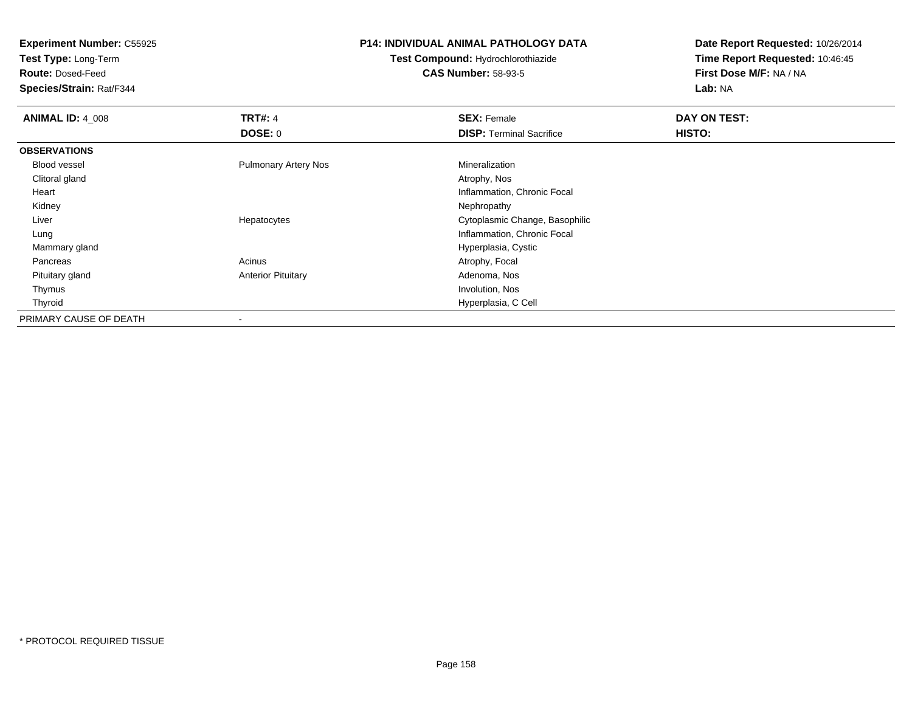**Experiment Number:** C55925
**Test Type:** Long-Term
**Route:** Dosed-Feed
**Species/Strain:** Rat/F344

**P14: INDIVIDUAL ANIMAL PATHOLOGY DATA**
**Test Compound:** Hydrochlorothiazide
**CAS Number:** 58-93-5

**Date Report Requested:** 10/26/2014
**Time Report Requested:** 10:46:45
**First Dose M/F:** NA / NA
**Lab:** NA

| **ANIMAL ID:** 4_008 | **TRT#:** 4 | **SEX:** Female | **DAY ON TEST:** |
|---|---|---|---|
| | **DOSE:** 0 | **DISP:** Terminal Sacrifice | **HISTO:** |
| **OBSERVATIONS** | | | |
| Blood vessel | Pulmonary Artery Nos | Mineralization | |
| Clitoral gland | | Atrophy, Nos | |
| Heart | | Inflammation, Chronic Focal | |
| Kidney | | Nephropathy | |
| Liver | Hepatocytes | Cytoplasmic Change, Basophilic | |
| Lung | | Inflammation, Chronic Focal | |
| Mammary gland | | Hyperplasia, Cystic | |
| Pancreas | Acinus | Atrophy, Focal | |
| Pituitary gland | Anterior Pituitary | Adenoma, Nos | |
| Thymus | | Involution, Nos | |
| Thyroid | | Hyperplasia, C Cell | |
| PRIMARY CAUSE OF DEATH | - | | |

\* PROTOCOL REQUIRED TISSUE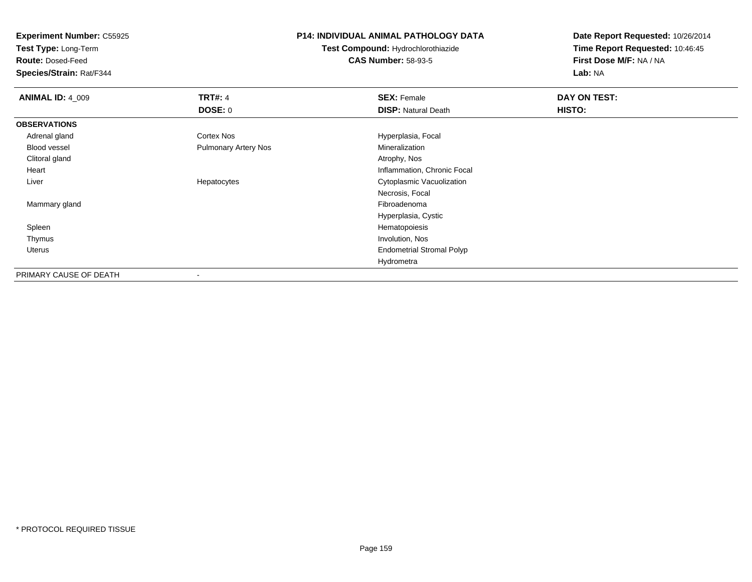**Experiment Number:** C55925
**Test Type:** Long-Term
**Route:** Dosed-Feed
**Species/Strain:** Rat/F344

**P14: INDIVIDUAL ANIMAL PATHOLOGY DATA**
**Test Compound:** Hydrochlorothiazide
**CAS Number:** 58-93-5

**Date Report Requested:** 10/26/2014
**Time Report Requested:** 10:46:45
**First Dose M/F:** NA / NA
**Lab:** NA

| **ANIMAL ID:** 4_009 | **TRT#:** 4 | **SEX:** Female | **DAY ON TEST:** |
|---|---|---|---|
| | **DOSE:** 0 | **DISP:** Natural Death | **HISTO:** |
| **OBSERVATIONS** | | | |
| Adrenal gland | Cortex Nos | Hyperplasia, Focal | |
| Blood vessel | Pulmonary Artery Nos | Mineralization | |
| Clitoral gland | | Atrophy, Nos | |
| Heart | | Inflammation, Chronic Focal | |
| Liver | Hepatocytes | Cytoplasmic Vacuolization | |
| | | Necrosis, Focal | |
| Mammary gland | | Fibroadenoma | |
| | | Hyperplasia, Cystic | |
| Spleen | | Hematopoiesis | |
| Thymus | | Involution, Nos | |
| Uterus | | Endometrial Stromal Polyp | |
| | | Hydrometra | |
| PRIMARY CAUSE OF DEATH | - | | |

* PROTOCOL REQUIRED TISSUE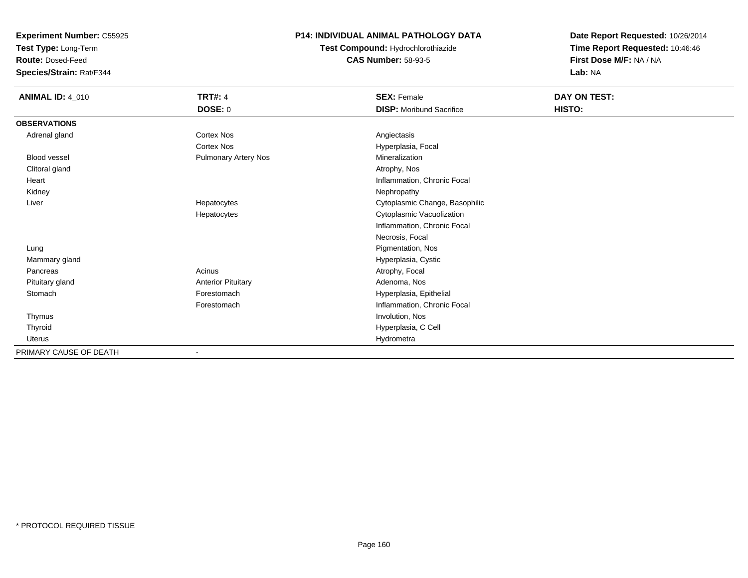**Experiment Number:** C55925
**Test Type:** Long-Term
**Route:** Dosed-Feed
**Species/Strain:** Rat/F344

**P14: INDIVIDUAL ANIMAL PATHOLOGY DATA**
**Test Compound:** Hydrochlorothiazide
**CAS Number:** 58-93-5

**Date Report Requested:** 10/26/2014
**Time Report Requested:** 10:46:46
**First Dose M/F:** NA / NA
**Lab:** NA

| **ANIMAL ID:** 4_010 | **TRT#:** 4 | **SEX:** Female | **DAY ON TEST:** |
|---|---|---|---|
| | **DOSE:** 0 | **DISP:** Moribund Sacrifice | **HISTO:** |
| **OBSERVATIONS** | | | |
| Adrenal gland | Cortex Nos | Angiectasis | |
| | Cortex Nos | Hyperplasia, Focal | |
| Blood vessel | Pulmonary Artery Nos | Mineralization | |
| Clitoral gland | | Atrophy, Nos | |
| Heart | | Inflammation, Chronic Focal | |
| Kidney | | Nephropathy | |
| Liver | Hepatocytes | Cytoplasmic Change, Basophilic | |
| | Hepatocytes | Cytoplasmic Vacuolization | |
| | | Inflammation, Chronic Focal | |
| | | Necrosis, Focal | |
| Lung | | Pigmentation, Nos | |
| Mammary gland | | Hyperplasia, Cystic | |
| Pancreas | Acinus | Atrophy, Focal | |
| Pituitary gland | Anterior Pituitary | Adenoma, Nos | |
| Stomach | Forestomach | Hyperplasia, Epithelial | |
| | Forestomach | Inflammation, Chronic Focal | |
| Thymus | | Involution, Nos | |
| Thyroid | | Hyperplasia, C Cell | |
| Uterus | | Hydrometra | |
| PRIMARY CAUSE OF DEATH | - | | |

* PROTOCOL REQUIRED TISSUE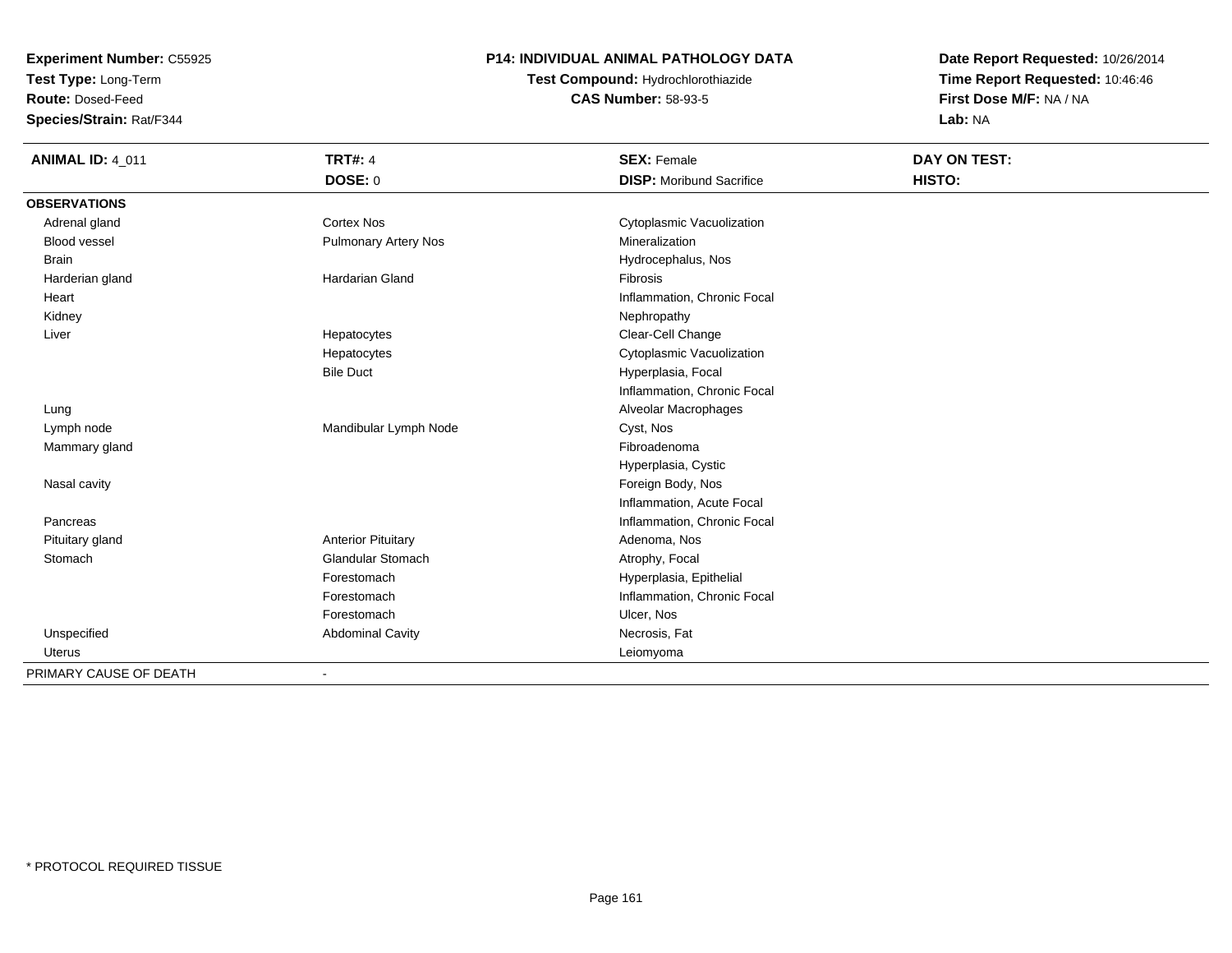**Experiment Number:** C55925
**Test Type:** Long-Term
**Route:** Dosed-Feed
**Species/Strain:** Rat/F344

# P14: INDIVIDUAL ANIMAL PATHOLOGY DATA

**Test Compound:** Hydrochlorothiazide
**CAS Number:** 58-93-5

**Date Report Requested:** 10/26/2014
**Time Report Requested:** 10:46:46
**First Dose M/F:** NA / NA
**Lab:** NA

| **ANIMAL ID:** 4_011 | **TRT#:** 4 | **SEX:** Female | **DAY ON TEST:** |
|---|---|---|---|
| | **DOSE:** 0 | **DISP:** Moribund Sacrifice | **HISTO:** |
| **OBSERVATIONS** | | | |
| Adrenal gland | Cortex Nos | Cytoplasmic Vacuolization | |
| Blood vessel | Pulmonary Artery Nos | Mineralization | |
| Brain | | Hydrocephalus, Nos | |
| Harderian gland | Hardarian Gland | Fibrosis | |
| Heart | | Inflammation, Chronic Focal | |
| Kidney | | Nephropathy | |
| Liver | Hepatocytes | Clear-Cell Change | |
| | Hepatocytes | Cytoplasmic Vacuolization | |
| | Bile Duct | Hyperplasia, Focal | |
| | | Inflammation, Chronic Focal | |
| Lung | | Alveolar Macrophages | |
| Lymph node | Mandibular Lymph Node | Cyst, Nos | |
| Mammary gland | | Fibroadenoma | |
| | | Hyperplasia, Cystic | |
| Nasal cavity | | Foreign Body, Nos | |
| | | Inflammation, Acute Focal | |
| Pancreas | | Inflammation, Chronic Focal | |
| Pituitary gland | Anterior Pituitary | Adenoma, Nos | |
| Stomach | Glandular Stomach | Atrophy, Focal | |
| | Forestomach | Hyperplasia, Epithelial | |
| | Forestomach | Inflammation, Chronic Focal | |
| | Forestomach | Ulcer, Nos | |
| Unspecified | Abdominal Cavity | Necrosis, Fat | |
| Uterus | | Leiomyoma | |
| PRIMARY CAUSE OF DEATH | - | | |

\* PROTOCOL REQUIRED TISSUE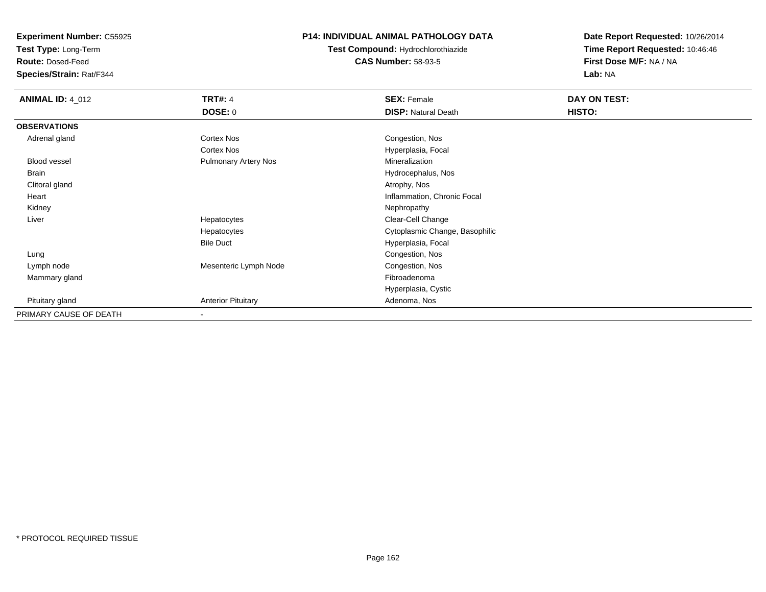**Experiment Number:** C55925
**Test Type:** Long-Term
**Route:** Dosed-Feed
**Species/Strain:** Rat/F344

**P14: INDIVIDUAL ANIMAL PATHOLOGY DATA**
**Test Compound:** Hydrochlorothiazide
**CAS Number:** 58-93-5

**Date Report Requested:** 10/26/2014
**Time Report Requested:** 10:46:46
**First Dose M/F:** NA / NA
**Lab:** NA

| **ANIMAL ID:** 4_012 | **TRT#:** 4 | **SEX:** Female | **DAY ON TEST:** |
|---|---|---|---|
| | **DOSE:** 0 | **DISP:** Natural Death | **HISTO:** |
| **OBSERVATIONS** | | | |
| Adrenal gland | Cortex Nos | Congestion, Nos | |
| | Cortex Nos | Hyperplasia, Focal | |
| Blood vessel | Pulmonary Artery Nos | Mineralization | |
| Brain | | Hydrocephalus, Nos | |
| Clitoral gland | | Atrophy, Nos | |
| Heart | | Inflammation, Chronic Focal | |
| Kidney | | Nephropathy | |
| Liver | Hepatocytes | Clear-Cell Change | |
| | Hepatocytes | Cytoplasmic Change, Basophilic | |
| | Bile Duct | Hyperplasia, Focal | |
| Lung | | Congestion, Nos | |
| Lymph node | Mesenteric Lymph Node | Congestion, Nos | |
| Mammary gland | | Fibroadenoma | |
| | | Hyperplasia, Cystic | |
| Pituitary gland | Anterior Pituitary | Adenoma, Nos | |
| PRIMARY CAUSE OF DEATH | - | | |

* PROTOCOL REQUIRED TISSUE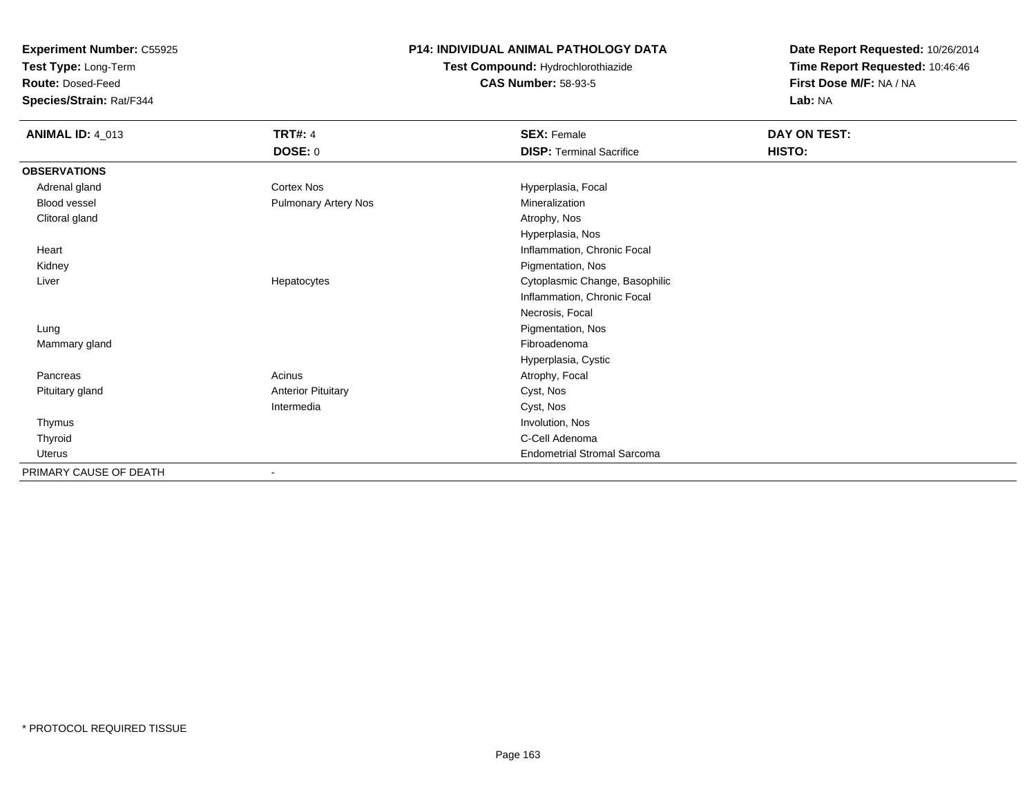**Experiment Number:** C55925
**Test Type:** Long-Term
**Route:** Dosed-Feed
**Species/Strain:** Rat/F344

**P14: INDIVIDUAL ANIMAL PATHOLOGY DATA**
**Test Compound:** Hydrochlorothiazide
**CAS Number:** 58-93-5

**Date Report Requested:** 10/26/2014
**Time Report Requested:** 10:46:46
**First Dose M/F:** NA / NA
**Lab:** NA

| **ANIMAL ID:** 4_013 | **TRT#:** 4 | **SEX:** Female | **DAY ON TEST:** |
|---|---|---|---|
| | **DOSE:** 0 | **DISP:** Terminal Sacrifice | **HISTO:** |
| **OBSERVATIONS** | | | |
| Adrenal gland | Cortex Nos | Hyperplasia, Focal | |
| Blood vessel | Pulmonary Artery Nos | Mineralization | |
| Clitoral gland | | Atrophy, Nos | |
| | | Hyperplasia, Nos | |
| Heart | | Inflammation, Chronic Focal | |
| Kidney | | Pigmentation, Nos | |
| Liver | Hepatocytes | Cytoplasmic Change, Basophilic | |
| | | Inflammation, Chronic Focal | |
| | | Necrosis, Focal | |
| Lung | | Pigmentation, Nos | |
| Mammary gland | | Fibroadenoma | |
| | | Hyperplasia, Cystic | |
| Pancreas | Acinus | Atrophy, Focal | |
| Pituitary gland | Anterior Pituitary | Cyst, Nos | |
| | Intermedia | Cyst, Nos | |
| Thymus | | Involution, Nos | |
| Thyroid | | C-Cell Adenoma | |
| Uterus | | Endometrial Stromal Sarcoma | |
| PRIMARY CAUSE OF DEATH | - | | |

* PROTOCOL REQUIRED TISSUE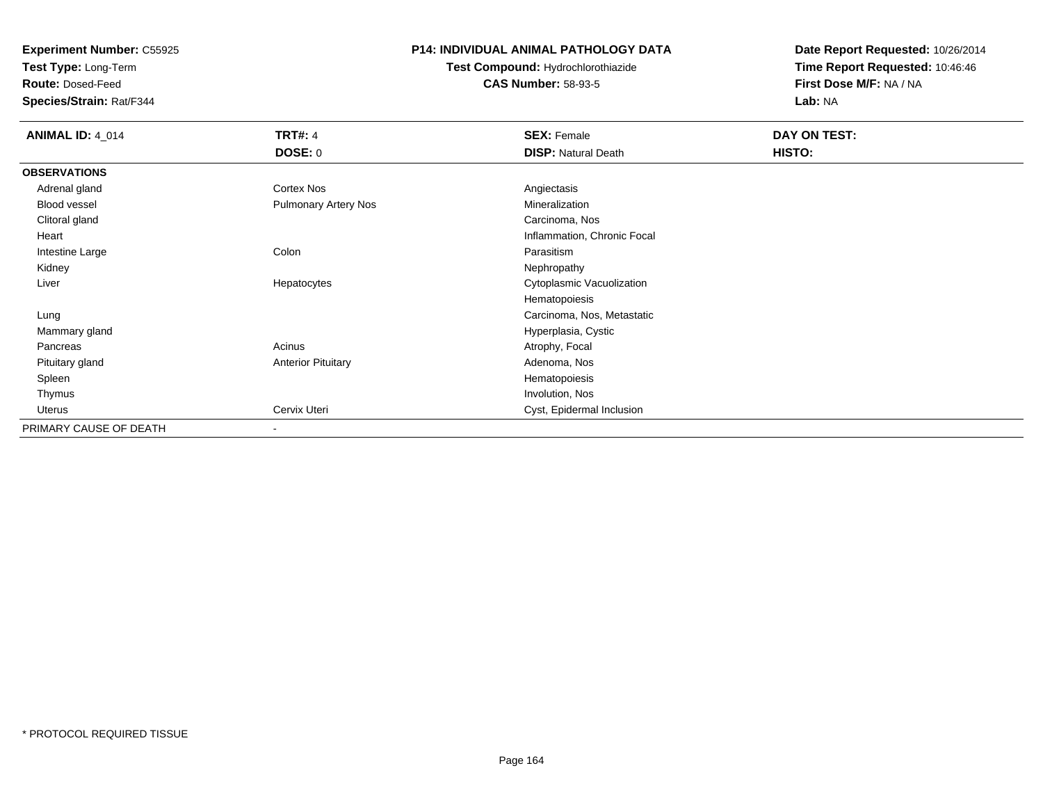**Experiment Number:** C55925
**Test Type:** Long-Term
**Route:** Dosed-Feed
**Species/Strain:** Rat/F344

**P14: INDIVIDUAL ANIMAL PATHOLOGY DATA**
**Test Compound:** Hydrochlorothiazide
**CAS Number:** 58-93-5

**Date Report Requested:** 10/26/2014
**Time Report Requested:** 10:46:46
**First Dose M/F:** NA / NA
**Lab:** NA

| **ANIMAL ID:** 4_014 | **TRT#:** 4 | **SEX:** Female | **DAY ON TEST:** |
|---|---|---|---|
| | **DOSE:** 0 | **DISP:** Natural Death | **HISTO:** |
| **OBSERVATIONS** | | | |
| Adrenal gland | Cortex Nos | Angiectasis | |
| Blood vessel | Pulmonary Artery Nos | Mineralization | |
| Clitoral gland | | Carcinoma, Nos | |
| Heart | | Inflammation, Chronic Focal | |
| Intestine Large | Colon | Parasitism | |
| Kidney | | Nephropathy | |
| Liver | Hepatocytes | Cytoplasmic Vacuolization | |
| | | Hematopoiesis | |
| Lung | | Carcinoma, Nos, Metastatic | |
| Mammary gland | | Hyperplasia, Cystic | |
| Pancreas | Acinus | Atrophy, Focal | |
| Pituitary gland | Anterior Pituitary | Adenoma, Nos | |
| Spleen | | Hematopoiesis | |
| Thymus | | Involution, Nos | |
| Uterus | Cervix Uteri | Cyst, Epidermal Inclusion | |
| PRIMARY CAUSE OF DEATH | - | | |

* PROTOCOL REQUIRED TISSUE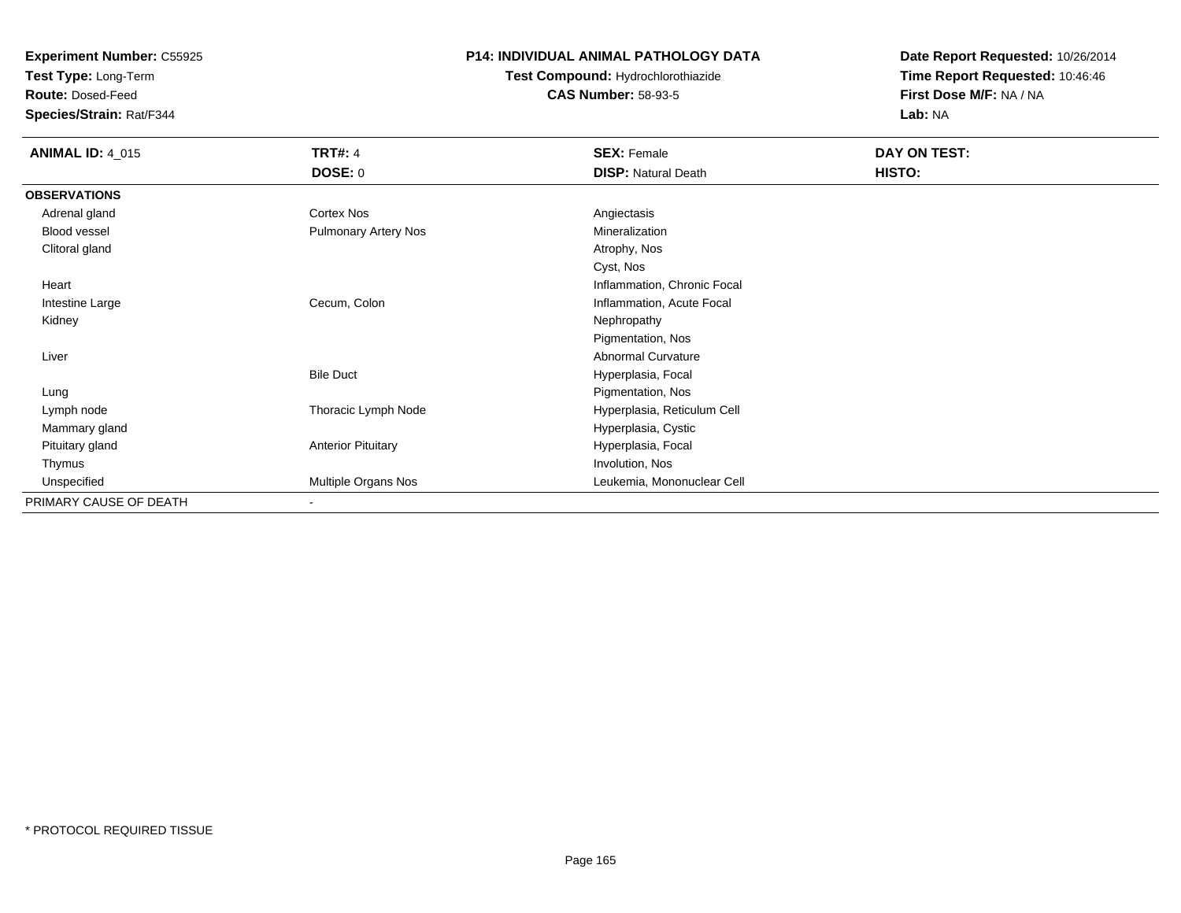**Experiment Number:** C55925
**Test Type:** Long-Term
**Route:** Dosed-Feed
**Species/Strain:** Rat/F344

**P14: INDIVIDUAL ANIMAL PATHOLOGY DATA**
**Test Compound:** Hydrochlorothiazide
**CAS Number:** 58-93-5

**Date Report Requested:** 10/26/2014
**Time Report Requested:** 10:46:46
**First Dose M/F:** NA / NA
**Lab:** NA

| **ANIMAL ID:** 4_015 | **TRT#:** 4<br>**DOSE:** 0 | **SEX:** Female<br>**DISP:** Natural Death | **DAY ON TEST:**<br>**HISTO:** |
|---|---|---|---|
| **OBSERVATIONS** | | | |
| Adrenal gland | Cortex Nos | Angiectasis | |
| Blood vessel | Pulmonary Artery Nos | Mineralization | |
| Clitoral gland | | Atrophy, Nos | |
| | | Cyst, Nos | |
| Heart | | Inflammation, Chronic Focal | |
| Intestine Large | Cecum, Colon | Inflammation, Acute Focal | |
| Kidney | | Nephropathy | |
| | | Pigmentation, Nos | |
| Liver | | Abnormal Curvature | |
| | Bile Duct | Hyperplasia, Focal | |
| Lung | | Pigmentation, Nos | |
| Lymph node | Thoracic Lymph Node | Hyperplasia, Reticulum Cell | |
| Mammary gland | | Hyperplasia, Cystic | |
| Pituitary gland | Anterior Pituitary | Hyperplasia, Focal | |
| Thymus | | Involution, Nos | |
| Unspecified | Multiple Organs Nos | Leukemia, Mononuclear Cell | |
| PRIMARY CAUSE OF DEATH | - | | |

* PROTOCOL REQUIRED TISSUE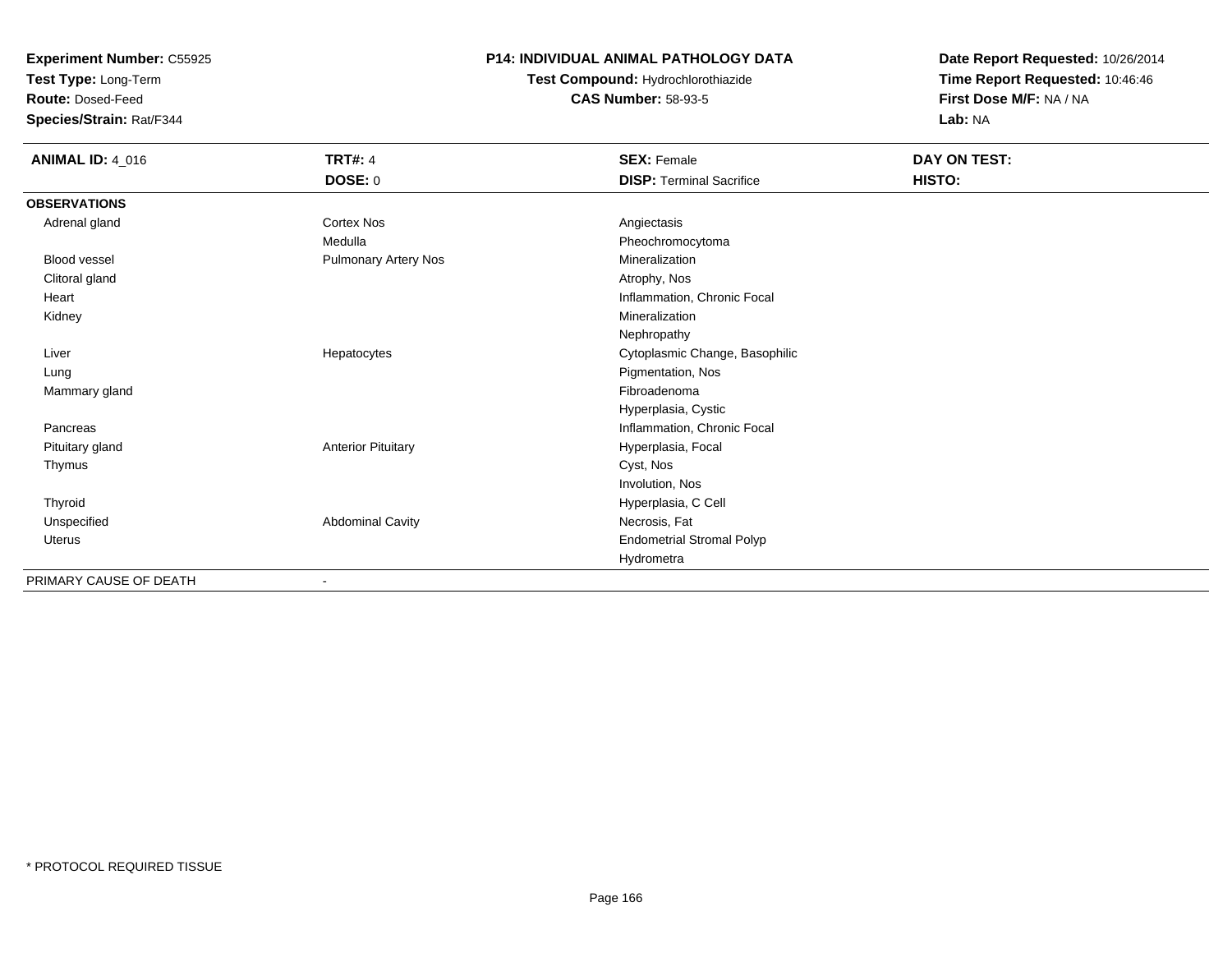**Experiment Number:** C55925
**Test Type:** Long-Term
**Route:** Dosed-Feed
**Species/Strain:** Rat/F344

**P14: INDIVIDUAL ANIMAL PATHOLOGY DATA**
**Test Compound:** Hydrochlorothiazide
**CAS Number:** 58-93-5

**Date Report Requested:** 10/26/2014
**Time Report Requested:** 10:46:46
**First Dose M/F:** NA / NA
**Lab:** NA

| **ANIMAL ID:** 4_016 | **TRT#:** 4 | **SEX:** Female | **DAY ON TEST:** |
|---|---|---|---|
| | **DOSE:** 0 | **DISP:** Terminal Sacrifice | **HISTO:** |
| **OBSERVATIONS** | | | |
| Adrenal gland | Cortex Nos | Angiectasis | |
| | Medulla | Pheochromocytoma | |
| Blood vessel | Pulmonary Artery Nos | Mineralization | |
| Clitoral gland | | Atrophy, Nos | |
| Heart | | Inflammation, Chronic Focal | |
| Kidney | | Mineralization | |
| | | Nephropathy | |
| Liver | Hepatocytes | Cytoplasmic Change, Basophilic | |
| Lung | | Pigmentation, Nos | |
| Mammary gland | | Fibroadenoma | |
| | | Hyperplasia, Cystic | |
| Pancreas | | Inflammation, Chronic Focal | |
| Pituitary gland | Anterior Pituitary | Hyperplasia, Focal | |
| Thymus | | Cyst, Nos | |
| | | Involution, Nos | |
| Thyroid | | Hyperplasia, C Cell | |
| Unspecified | Abdominal Cavity | Necrosis, Fat | |
| Uterus | | Endometrial Stromal Polyp | |
| | | Hydrometra | |
| PRIMARY CAUSE OF DEATH | - | | |

* PROTOCOL REQUIRED TISSUE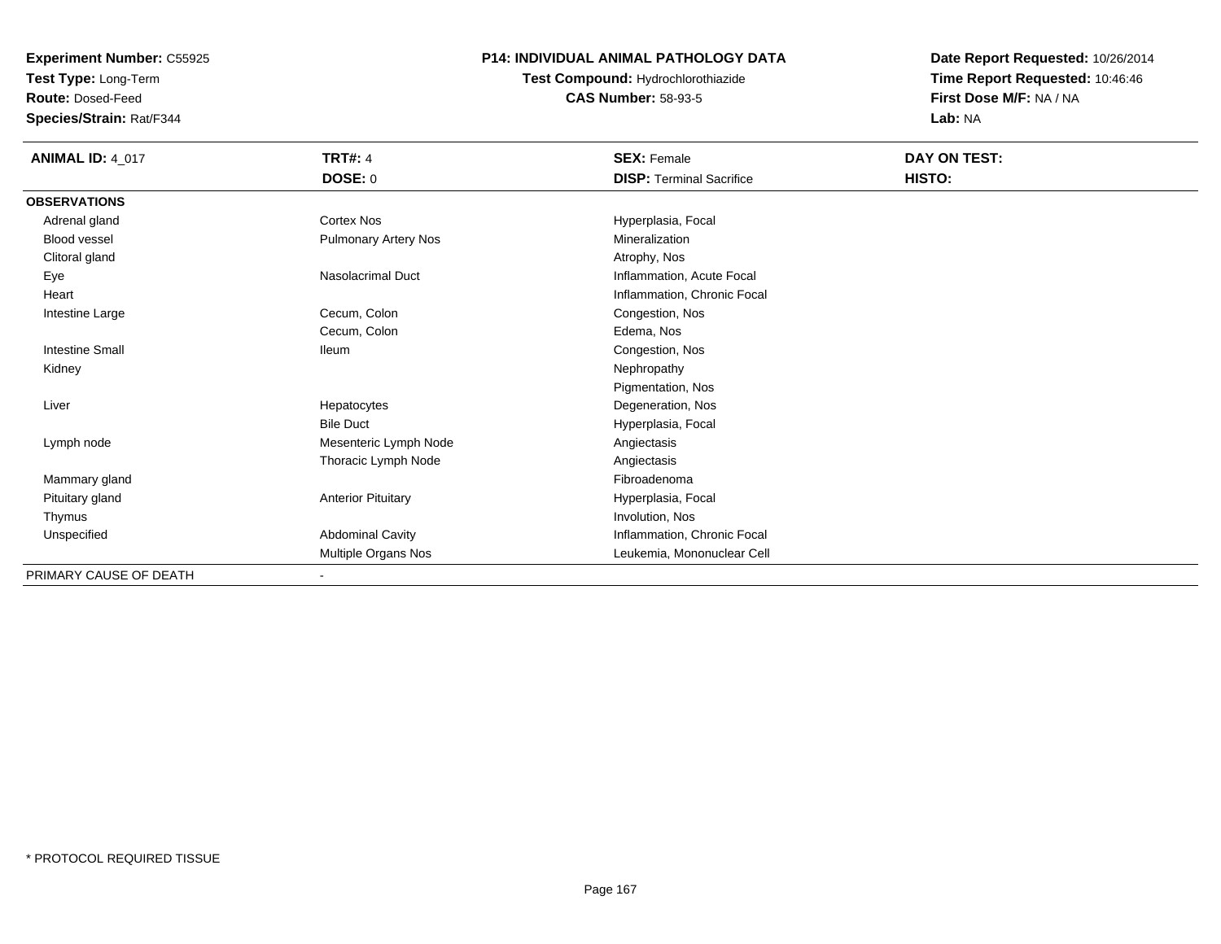**Experiment Number:** C55925
**Test Type:** Long-Term
**Route:** Dosed-Feed
**Species/Strain:** Rat/F344

**P14: INDIVIDUAL ANIMAL PATHOLOGY DATA**
**Test Compound:** Hydrochlorothiazide
**CAS Number:** 58-93-5

**Date Report Requested:** 10/26/2014
**Time Report Requested:** 10:46:46
**First Dose M/F:** NA / NA
**Lab:** NA

| **ANIMAL ID:** 4_017 | **TRT#:** 4 | **SEX:** Female | **DAY ON TEST:** |
|---|---|---|---|
| | **DOSE:** 0 | **DISP:** Terminal Sacrifice | **HISTO:** |
| **OBSERVATIONS** | | | |
| Adrenal gland | Cortex Nos | Hyperplasia, Focal | |
| Blood vessel | Pulmonary Artery Nos | Mineralization | |
| Clitoral gland | | Atrophy, Nos | |
| Eye | Nasolacrimal Duct | Inflammation, Acute Focal | |
| Heart | | Inflammation, Chronic Focal | |
| Intestine Large | Cecum, Colon | Congestion, Nos | |
| | Cecum, Colon | Edema, Nos | |
| Intestine Small | Ileum | Congestion, Nos | |
| Kidney | | Nephropathy | |
| | | Pigmentation, Nos | |
| Liver | Hepatocytes | Degeneration, Nos | |
| | Bile Duct | Hyperplasia, Focal | |
| Lymph node | Mesenteric Lymph Node | Angiectasis | |
| | Thoracic Lymph Node | Angiectasis | |
| Mammary gland | | Fibroadenoma | |
| Pituitary gland | Anterior Pituitary | Hyperplasia, Focal | |
| Thymus | | Involution, Nos | |
| Unspecified | Abdominal Cavity | Inflammation, Chronic Focal | |
| | Multiple Organs Nos | Leukemia, Mononuclear Cell | |
| PRIMARY CAUSE OF DEATH | - | | |

* PROTOCOL REQUIRED TISSUE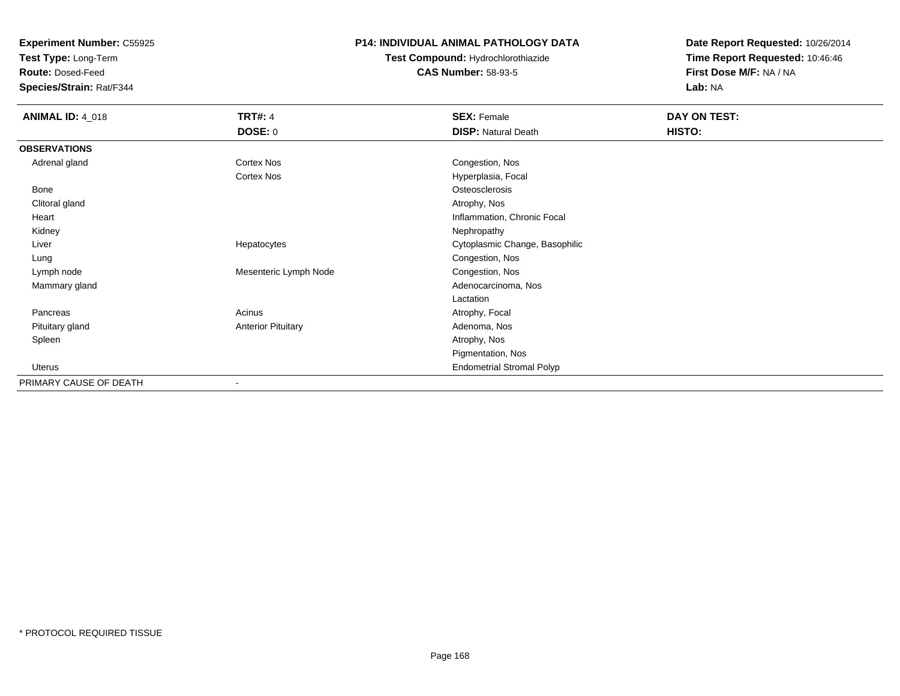**Experiment Number:** C55925
**Test Type:** Long-Term
**Route:** Dosed-Feed
**Species/Strain:** Rat/F344

**P14: INDIVIDUAL ANIMAL PATHOLOGY DATA**
**Test Compound:** Hydrochlorothiazide
**CAS Number:** 58-93-5

**Date Report Requested:** 10/26/2014
**Time Report Requested:** 10:46:46
**First Dose M/F:** NA / NA
**Lab:** NA

| **ANIMAL ID:** 4_018 | **TRT#:** 4 | **SEX:** Female | **DAY ON TEST:** |
|---|---|---|---|
| | **DOSE:** 0 | **DISP:** Natural Death | **HISTO:** |
| **OBSERVATIONS** | | | |
| Adrenal gland | Cortex Nos | Congestion, Nos | |
| | Cortex Nos | Hyperplasia, Focal | |
| Bone | | Osteosclerosis | |
| Clitoral gland | | Atrophy, Nos | |
| Heart | | Inflammation, Chronic Focal | |
| Kidney | | Nephropathy | |
| Liver | Hepatocytes | Cytoplasmic Change, Basophilic | |
| Lung | | Congestion, Nos | |
| Lymph node | Mesenteric Lymph Node | Congestion, Nos | |
| Mammary gland | | Adenocarcinoma, Nos | |
| | | Lactation | |
| Pancreas | Acinus | Atrophy, Focal | |
| Pituitary gland | Anterior Pituitary | Adenoma, Nos | |
| Spleen | | Atrophy, Nos | |
| | | Pigmentation, Nos | |
| Uterus | | Endometrial Stromal Polyp | |
| PRIMARY CAUSE OF DEATH | - | | |

* PROTOCOL REQUIRED TISSUE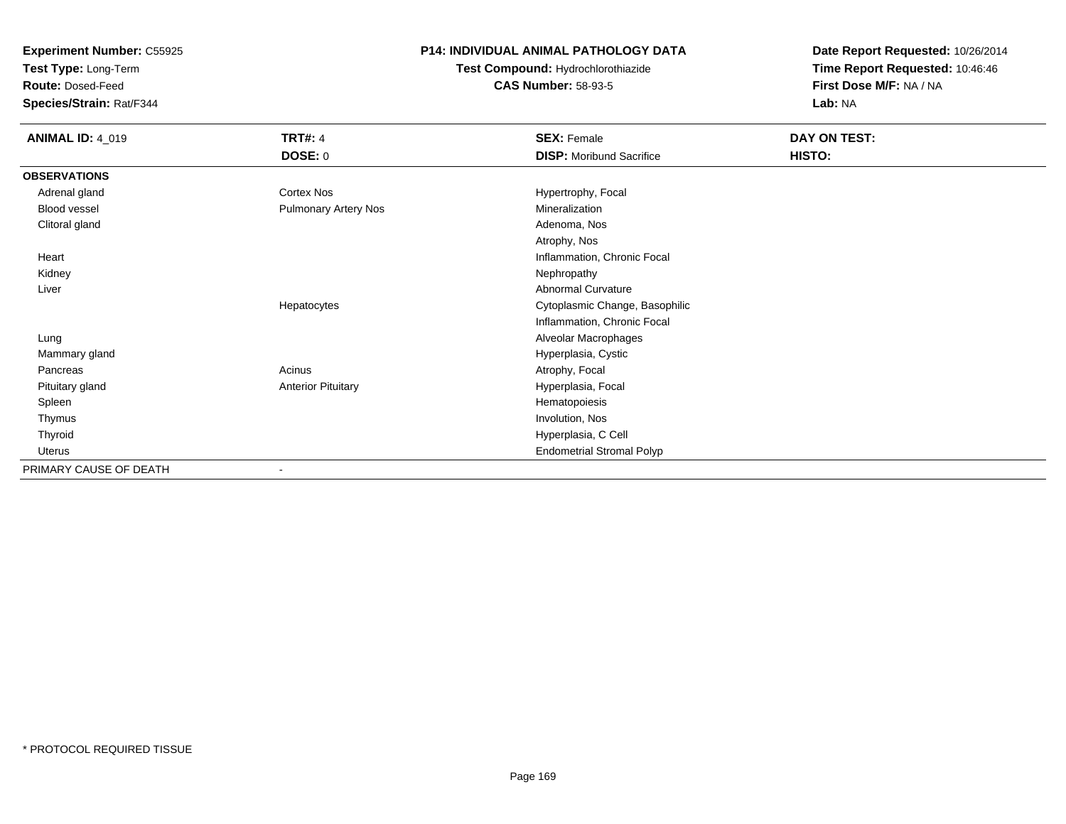**Experiment Number:** C55925
**Test Type:** Long-Term
**Route:** Dosed-Feed
**Species/Strain:** Rat/F344

**P14: INDIVIDUAL ANIMAL PATHOLOGY DATA**
**Test Compound:** Hydrochlorothiazide
**CAS Number:** 58-93-5

**Date Report Requested:** 10/26/2014
**Time Report Requested:** 10:46:46
**First Dose M/F:** NA / NA
**Lab:** NA

| **ANIMAL ID:** 4_019 | **TRT#:** 4 | **SEX:** Female | **DAY ON TEST:** |
|---|---|---|---|
| | **DOSE:** 0 | **DISP:** Moribund Sacrifice | **HISTO:** |
| **OBSERVATIONS** | | | |
| Adrenal gland | Cortex Nos | Hypertrophy, Focal | |
| Blood vessel | Pulmonary Artery Nos | Mineralization | |
| Clitoral gland | | Adenoma, Nos | |
| | | Atrophy, Nos | |
| Heart | | Inflammation, Chronic Focal | |
| Kidney | | Nephropathy | |
| Liver | | Abnormal Curvature | |
| | Hepatocytes | Cytoplasmic Change, Basophilic | |
| | | Inflammation, Chronic Focal | |
| Lung | | Alveolar Macrophages | |
| Mammary gland | | Hyperplasia, Cystic | |
| Pancreas | Acinus | Atrophy, Focal | |
| Pituitary gland | Anterior Pituitary | Hyperplasia, Focal | |
| Spleen | | Hematopoiesis | |
| Thymus | | Involution, Nos | |
| Thyroid | | Hyperplasia, C Cell | |
| Uterus | | Endometrial Stromal Polyp | |
| PRIMARY CAUSE OF DEATH | - | | |

* PROTOCOL REQUIRED TISSUE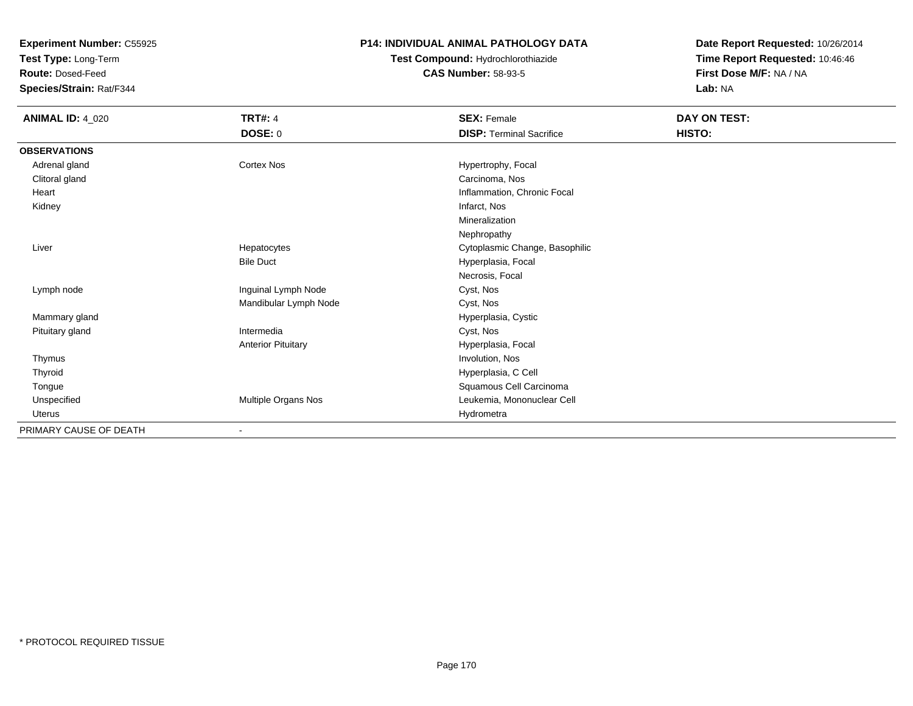**Experiment Number:** C55925
**Test Type:** Long-Term
**Route:** Dosed-Feed
**Species/Strain:** Rat/F344

**P14: INDIVIDUAL ANIMAL PATHOLOGY DATA**
**Test Compound:** Hydrochlorothiazide
**CAS Number:** 58-93-5

**Date Report Requested:** 10/26/2014
**Time Report Requested:** 10:46:46
**First Dose M/F:** NA / NA
**Lab:** NA

| **ANIMAL ID:** 4_020 | **TRT#:** 4 | **SEX:** Female | **DAY ON TEST:** |
|---|---|---|---|
| | **DOSE:** 0 | **DISP:** Terminal Sacrifice | **HISTO:** |
| **OBSERVATIONS** | | | |
| Adrenal gland | Cortex Nos | Hypertrophy, Focal | |
| Clitoral gland | | Carcinoma, Nos | |
| Heart | | Inflammation, Chronic Focal | |
| Kidney | | Infarct, Nos | |
| | | Mineralization | |
| | | Nephropathy | |
| Liver | Hepatocytes | Cytoplasmic Change, Basophilic | |
| | Bile Duct | Hyperplasia, Focal | |
| | | Necrosis, Focal | |
| Lymph node | Inguinal Lymph Node | Cyst, Nos | |
| | Mandibular Lymph Node | Cyst, Nos | |
| Mammary gland | | Hyperplasia, Cystic | |
| Pituitary gland | Intermedia | Cyst, Nos | |
| | Anterior Pituitary | Hyperplasia, Focal | |
| Thymus | | Involution, Nos | |
| Thyroid | | Hyperplasia, C Cell | |
| Tongue | | Squamous Cell Carcinoma | |
| Unspecified | Multiple Organs Nos | Leukemia, Mononuclear Cell | |
| Uterus | | Hydrometra | |
| PRIMARY CAUSE OF DEATH | - | | |

* PROTOCOL REQUIRED TISSUE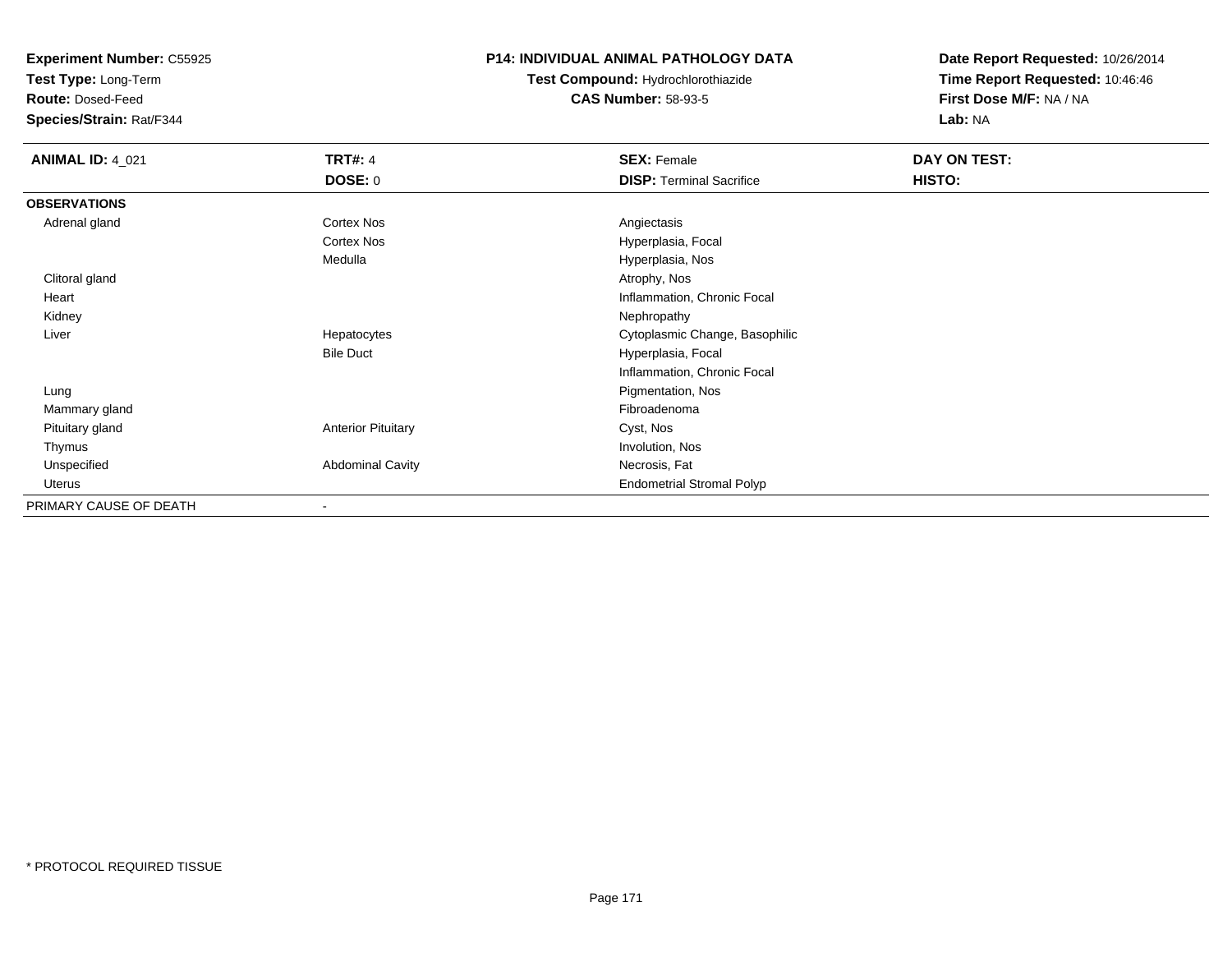**Experiment Number:** C55925
**Test Type:** Long-Term
**Route:** Dosed-Feed
**Species/Strain:** Rat/F344

**P14: INDIVIDUAL ANIMAL PATHOLOGY DATA**
**Test Compound:** Hydrochlorothiazide
**CAS Number:** 58-93-5

**Date Report Requested:** 10/26/2014
**Time Report Requested:** 10:46:46
**First Dose M/F:** NA / NA
**Lab:** NA

| **ANIMAL ID:** 4_021 | **TRT#:** 4 | **SEX:** Female | **DAY ON TEST:** |
|---|---|---|---|
| | **DOSE:** 0 | **DISP:** Terminal Sacrifice | **HISTO:** |
| **OBSERVATIONS** | | | |
| Adrenal gland | Cortex Nos | Angiectasis | |
| | Cortex Nos | Hyperplasia, Focal | |
| | Medulla | Hyperplasia, Nos | |
| Clitoral gland | | Atrophy, Nos | |
| Heart | | Inflammation, Chronic Focal | |
| Kidney | | Nephropathy | |
| Liver | Hepatocytes | Cytoplasmic Change, Basophilic | |
| | Bile Duct | Hyperplasia, Focal | |
| | | Inflammation, Chronic Focal | |
| Lung | | Pigmentation, Nos | |
| Mammary gland | | Fibroadenoma | |
| Pituitary gland | Anterior Pituitary | Cyst, Nos | |
| Thymus | | Involution, Nos | |
| Unspecified | Abdominal Cavity | Necrosis, Fat | |
| Uterus | | Endometrial Stromal Polyp | |
| PRIMARY CAUSE OF DEATH | - | | |

* PROTOCOL REQUIRED TISSUE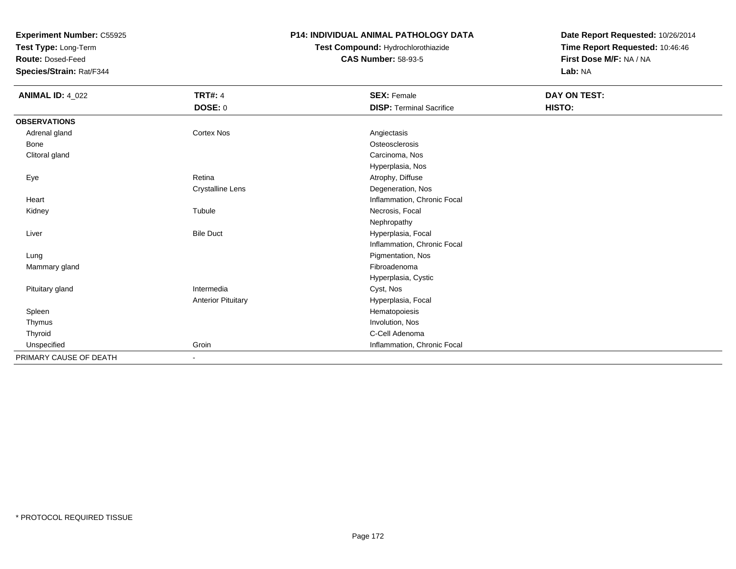**Experiment Number:** C55925
**Test Type:** Long-Term
**Route:** Dosed-Feed
**Species/Strain:** Rat/F344

**P14: INDIVIDUAL ANIMAL PATHOLOGY DATA**
**Test Compound:** Hydrochlorothiazide
**CAS Number:** 58-93-5

**Date Report Requested:** 10/26/2014
**Time Report Requested:** 10:46:46
**First Dose M/F:** NA / NA
**Lab:** NA

| **ANIMAL ID:** 4_022 | **TRT#:** 4 | **SEX:** Female | **DAY ON TEST:** |
|---|---|---|---|
| | **DOSE:** 0 | **DISP:** Terminal Sacrifice | **HISTO:** |
| **OBSERVATIONS** | | | |
| Adrenal gland | Cortex Nos | Angiectasis | |
| Bone | | Osteosclerosis | |
| Clitoral gland | | Carcinoma, Nos | |
| | | Hyperplasia, Nos | |
| Eye | Retina | Atrophy, Diffuse | |
| | Crystalline Lens | Degeneration, Nos | |
| Heart | | Inflammation, Chronic Focal | |
| Kidney | Tubule | Necrosis, Focal | |
| | | Nephropathy | |
| Liver | Bile Duct | Hyperplasia, Focal | |
| | | Inflammation, Chronic Focal | |
| Lung | | Pigmentation, Nos | |
| Mammary gland | | Fibroadenoma | |
| | | Hyperplasia, Cystic | |
| Pituitary gland | Intermedia | Cyst, Nos | |
| | Anterior Pituitary | Hyperplasia, Focal | |
| Spleen | | Hematopoiesis | |
| Thymus | | Involution, Nos | |
| Thyroid | | C-Cell Adenoma | |
| Unspecified | Groin | Inflammation, Chronic Focal | |
| PRIMARY CAUSE OF DEATH | - | | |

* PROTOCOL REQUIRED TISSUE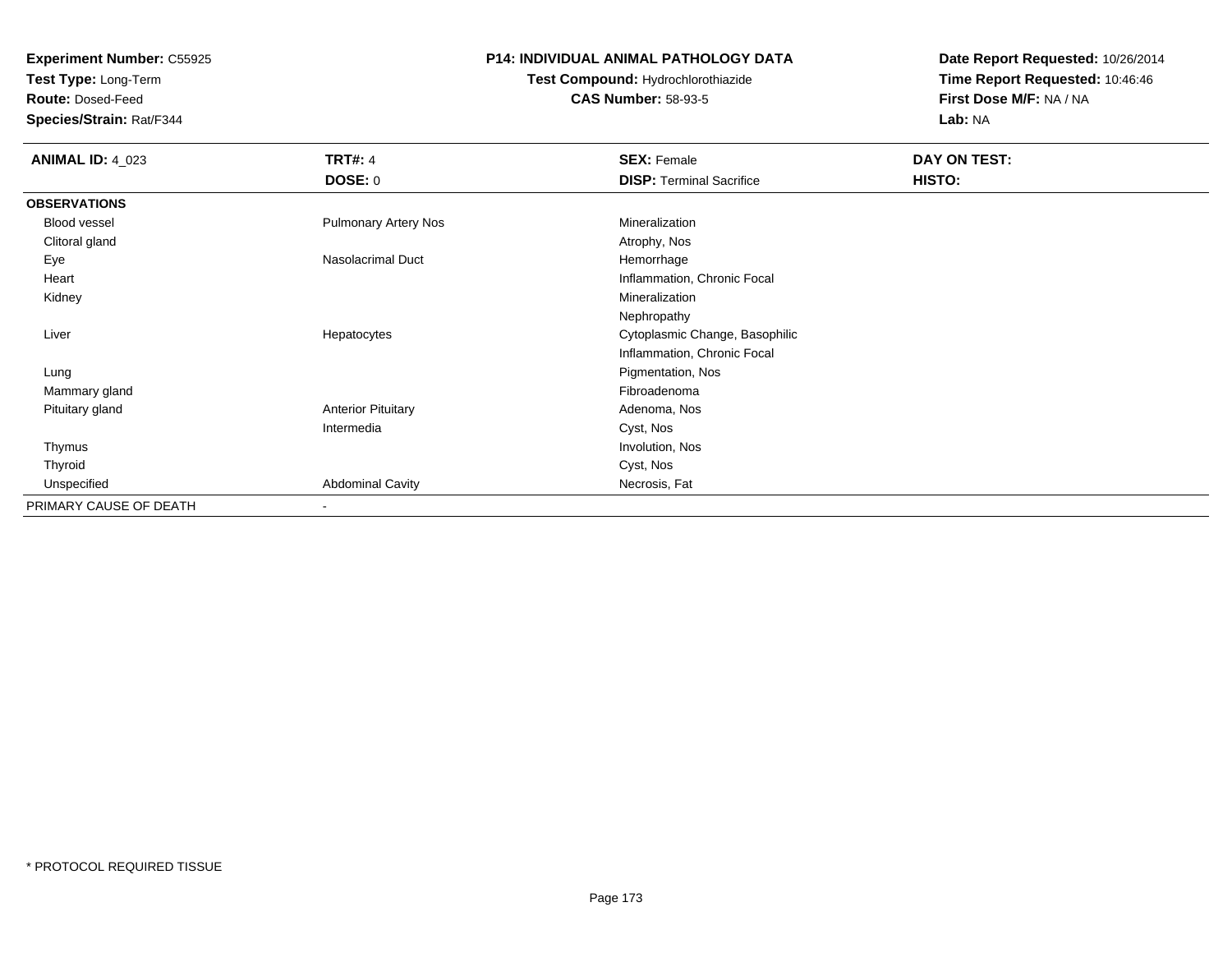**Experiment Number:** C55925
**Test Type:** Long-Term
**Route:** Dosed-Feed
**Species/Strain:** Rat/F344

**P14: INDIVIDUAL ANIMAL PATHOLOGY DATA**
**Test Compound:** Hydrochlorothiazide
**CAS Number:** 58-93-5

**Date Report Requested:** 10/26/2014
**Time Report Requested:** 10:46:46
**First Dose M/F:** NA / NA
**Lab:** NA

| **ANIMAL ID:** 4_023 | **TRT#:** 4 | **SEX:** Female | **DAY ON TEST:** |
|---|---|---|---|
| | **DOSE:** 0 | **DISP:** Terminal Sacrifice | **HISTO:** |
| **OBSERVATIONS** | | | |
| Blood vessel | Pulmonary Artery Nos | Mineralization | |
| Clitoral gland | | Atrophy, Nos | |
| Eye | Nasolacrimal Duct | Hemorrhage | |
| Heart | | Inflammation, Chronic Focal | |
| Kidney | | Mineralization | |
| | | Nephropathy | |
| Liver | Hepatocytes | Cytoplasmic Change, Basophilic | |
| | | Inflammation, Chronic Focal | |
| Lung | | Pigmentation, Nos | |
| Mammary gland | | Fibroadenoma | |
| Pituitary gland | Anterior Pituitary | Adenoma, Nos | |
| | Intermedia | Cyst, Nos | |
| Thymus | | Involution, Nos | |
| Thyroid | | Cyst, Nos | |
| Unspecified | Abdominal Cavity | Necrosis, Fat | |
| PRIMARY CAUSE OF DEATH | - | | |

* PROTOCOL REQUIRED TISSUE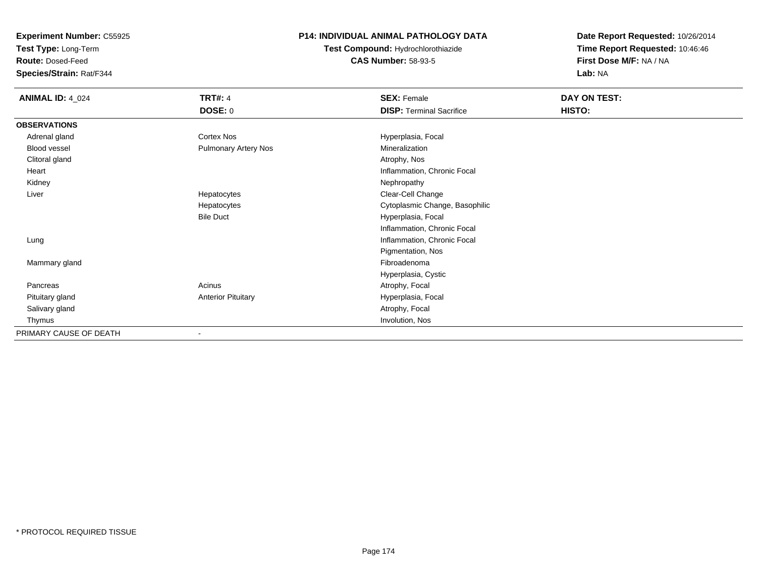**Experiment Number:** C55925
**Test Type:** Long-Term
**Route:** Dosed-Feed
**Species/Strain:** Rat/F344

**P14: INDIVIDUAL ANIMAL PATHOLOGY DATA**
**Test Compound:** Hydrochlorothiazide
**CAS Number:** 58-93-5

**Date Report Requested:** 10/26/2014
**Time Report Requested:** 10:46:46
**First Dose M/F:** NA / NA
**Lab:** NA

| **ANIMAL ID:** 4_024 | **TRT#:** 4 | **SEX:** Female | **DAY ON TEST:** |
|---|---|---|---|
| | **DOSE:** 0 | **DISP:** Terminal Sacrifice | **HISTO:** |
| **OBSERVATIONS** | | | |
| Adrenal gland | Cortex Nos | Hyperplasia, Focal | |
| Blood vessel | Pulmonary Artery Nos | Mineralization | |
| Clitoral gland | | Atrophy, Nos | |
| Heart | | Inflammation, Chronic Focal | |
| Kidney | | Nephropathy | |
| Liver | Hepatocytes | Clear-Cell Change | |
| | Hepatocytes | Cytoplasmic Change, Basophilic | |
| | Bile Duct | Hyperplasia, Focal | |
| | | Inflammation, Chronic Focal | |
| Lung | | Inflammation, Chronic Focal | |
| | | Pigmentation, Nos | |
| Mammary gland | | Fibroadenoma | |
| | | Hyperplasia, Cystic | |
| Pancreas | Acinus | Atrophy, Focal | |
| Pituitary gland | Anterior Pituitary | Hyperplasia, Focal | |
| Salivary gland | | Atrophy, Focal | |
| Thymus | | Involution, Nos | |
| PRIMARY CAUSE OF DEATH | - | | |

* PROTOCOL REQUIRED TISSUE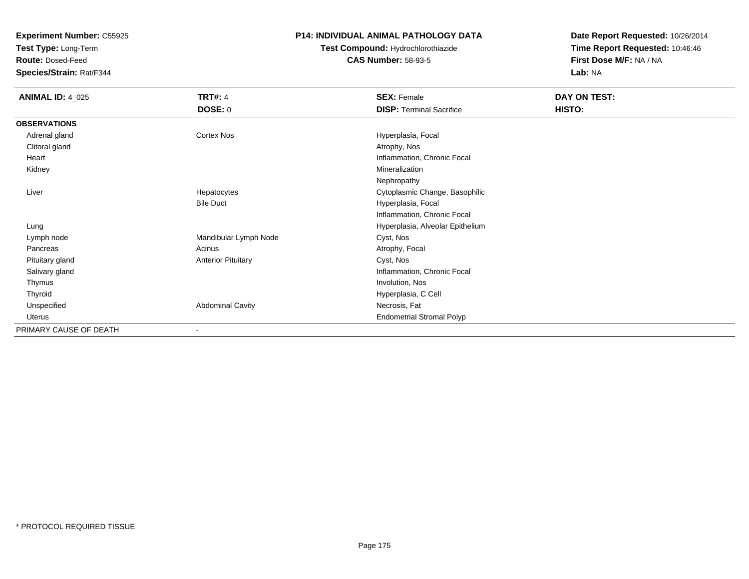**Experiment Number:** C55925
**Test Type:** Long-Term
**Route:** Dosed-Feed
**Species/Strain:** Rat/F344

**P14: INDIVIDUAL ANIMAL PATHOLOGY DATA**
**Test Compound:** Hydrochlorothiazide
**CAS Number:** 58-93-5

**Date Report Requested:** 10/26/2014
**Time Report Requested:** 10:46:46
**First Dose M/F:** NA / NA
**Lab:** NA

| **ANIMAL ID:** 4_025 | **TRT#:** 4 | **SEX:** Female | **DAY ON TEST:** |
|---|---|---|---|
| | **DOSE:** 0 | **DISP:** Terminal Sacrifice | **HISTO:** |
| **OBSERVATIONS** | | | |
| Adrenal gland | Cortex Nos | Hyperplasia, Focal | |
| Clitoral gland | | Atrophy, Nos | |
| Heart | | Inflammation, Chronic Focal | |
| Kidney | | Mineralization | |
| | | Nephropathy | |
| Liver | Hepatocytes | Cytoplasmic Change, Basophilic | |
| | Bile Duct | Hyperplasia, Focal | |
| | | Inflammation, Chronic Focal | |
| Lung | | Hyperplasia, Alveolar Epithelium | |
| Lymph node | Mandibular Lymph Node | Cyst, Nos | |
| Pancreas | Acinus | Atrophy, Focal | |
| Pituitary gland | Anterior Pituitary | Cyst, Nos | |
| Salivary gland | | Inflammation, Chronic Focal | |
| Thymus | | Involution, Nos | |
| Thyroid | | Hyperplasia, C Cell | |
| Unspecified | Abdominal Cavity | Necrosis, Fat | |
| Uterus | | Endometrial Stromal Polyp | |
| PRIMARY CAUSE OF DEATH | - | | |

\* PROTOCOL REQUIRED TISSUE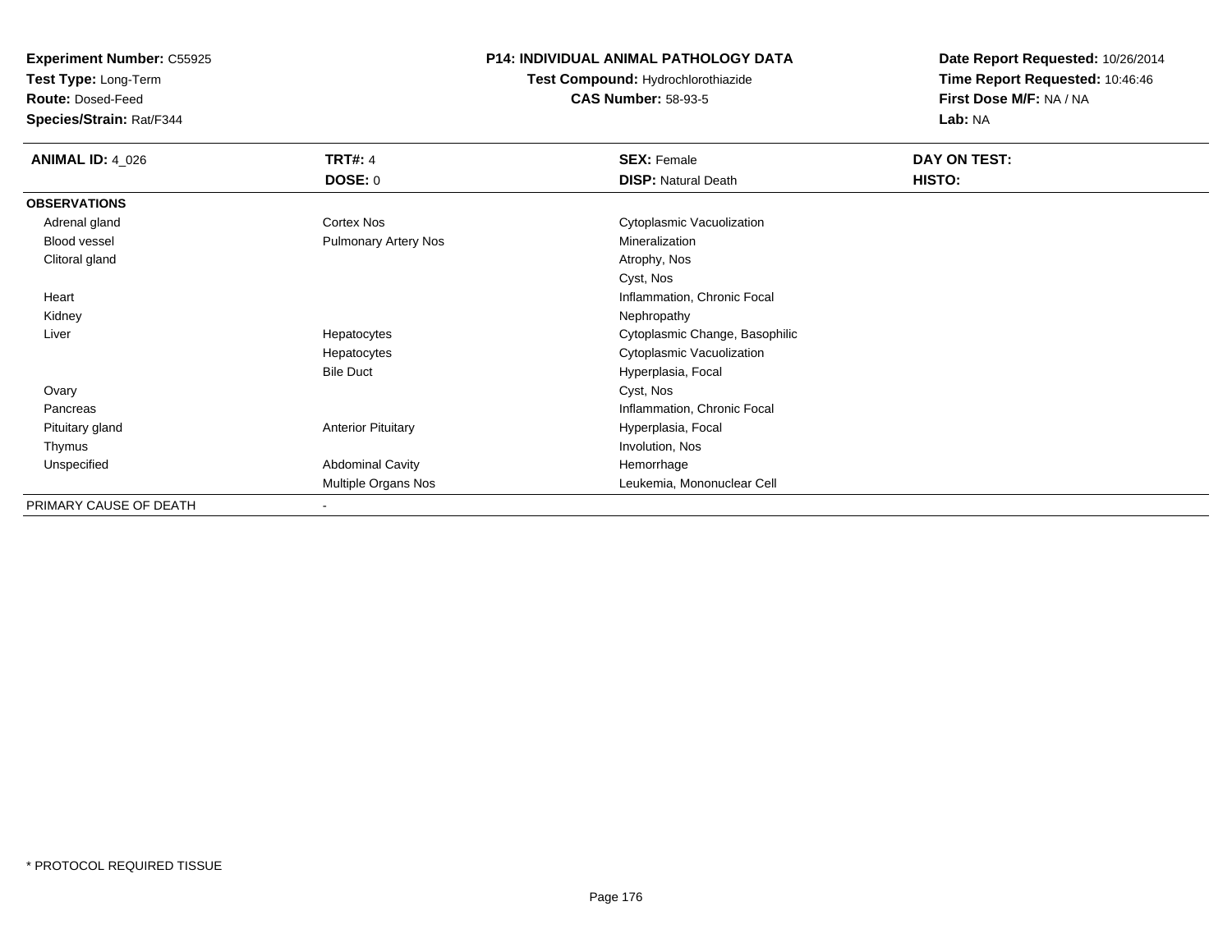**Experiment Number:** C55925
**Test Type:** Long-Term
**Route:** Dosed-Feed
**Species/Strain:** Rat/F344

# P14: INDIVIDUAL ANIMAL PATHOLOGY DATA

**Test Compound:** Hydrochlorothiazide
**CAS Number:** 58-93-5

**Date Report Requested:** 10/26/2014
**Time Report Requested:** 10:46:46
**First Dose M/F:** NA / NA
**Lab:** NA

| **ANIMAL ID:** 4_026 | **TRT#:** 4 | **SEX:** Female | **DAY ON TEST:** |
|---|---|---|---|
| | **DOSE:** 0 | **DISP:** Natural Death | **HISTO:** |
| **OBSERVATIONS** | | | |
| Adrenal gland | Cortex Nos | Cytoplasmic Vacuolization | |
| Blood vessel | Pulmonary Artery Nos | Mineralization | |
| Clitoral gland | | Atrophy, Nos | |
| | | Cyst, Nos | |
| Heart | | Inflammation, Chronic Focal | |
| Kidney | | Nephropathy | |
| Liver | Hepatocytes | Cytoplasmic Change, Basophilic | |
| | Hepatocytes | Cytoplasmic Vacuolization | |
| | Bile Duct | Hyperplasia, Focal | |
| Ovary | | Cyst, Nos | |
| Pancreas | | Inflammation, Chronic Focal | |
| Pituitary gland | Anterior Pituitary | Hyperplasia, Focal | |
| Thymus | | Involution, Nos | |
| Unspecified | Abdominal Cavity | Hemorrhage | |
| | Multiple Organs Nos | Leukemia, Mononuclear Cell | |
| PRIMARY CAUSE OF DEATH | - | | |

* PROTOCOL REQUIRED TISSUE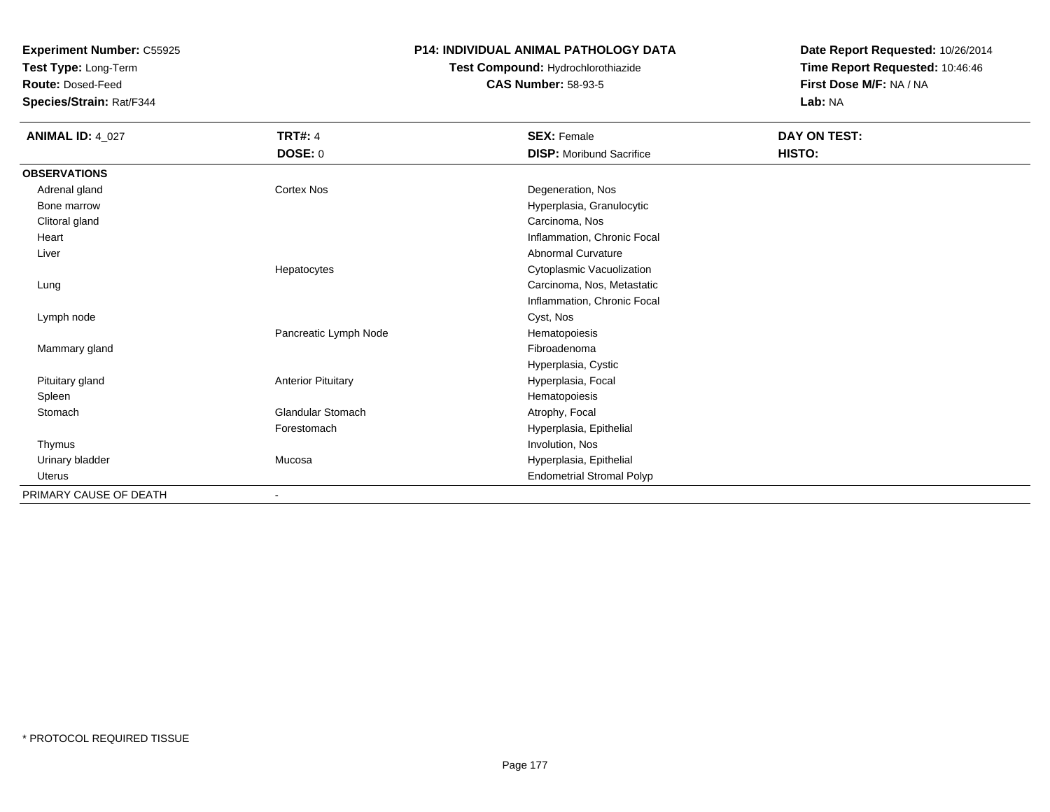**Experiment Number:** C55925
**Test Type:** Long-Term
**Route:** Dosed-Feed
**Species/Strain:** Rat/F344

**P14: INDIVIDUAL ANIMAL PATHOLOGY DATA**
**Test Compound:** Hydrochlorothiazide
**CAS Number:** 58-93-5

**Date Report Requested:** 10/26/2014
**Time Report Requested:** 10:46:46
**First Dose M/F:** NA / NA
**Lab:** NA

| **ANIMAL ID:** 4_027 | **TRT#:** 4 | **SEX:** Female | **DAY ON TEST:** |
|---|---|---|---|
| | **DOSE:** 0 | **DISP:** Moribund Sacrifice | **HISTO:** |
| **OBSERVATIONS** | | | |
| Adrenal gland | Cortex Nos | Degeneration, Nos | |
| Bone marrow | | Hyperplasia, Granulocytic | |
| Clitoral gland | | Carcinoma, Nos | |
| Heart | | Inflammation, Chronic Focal | |
| Liver | | Abnormal Curvature | |
| | Hepatocytes | Cytoplasmic Vacuolization | |
| Lung | | Carcinoma, Nos, Metastatic | |
| | | Inflammation, Chronic Focal | |
| Lymph node | | Cyst, Nos | |
| | Pancreatic Lymph Node | Hematopoiesis | |
| Mammary gland | | Fibroadenoma | |
| | | Hyperplasia, Cystic | |
| Pituitary gland | Anterior Pituitary | Hyperplasia, Focal | |
| Spleen | | Hematopoiesis | |
| Stomach | Glandular Stomach | Atrophy, Focal | |
| | Forestomach | Hyperplasia, Epithelial | |
| Thymus | | Involution, Nos | |
| Urinary bladder | Mucosa | Hyperplasia, Epithelial | |
| Uterus | | Endometrial Stromal Polyp | |
| PRIMARY CAUSE OF DEATH | - | | |

* PROTOCOL REQUIRED TISSUE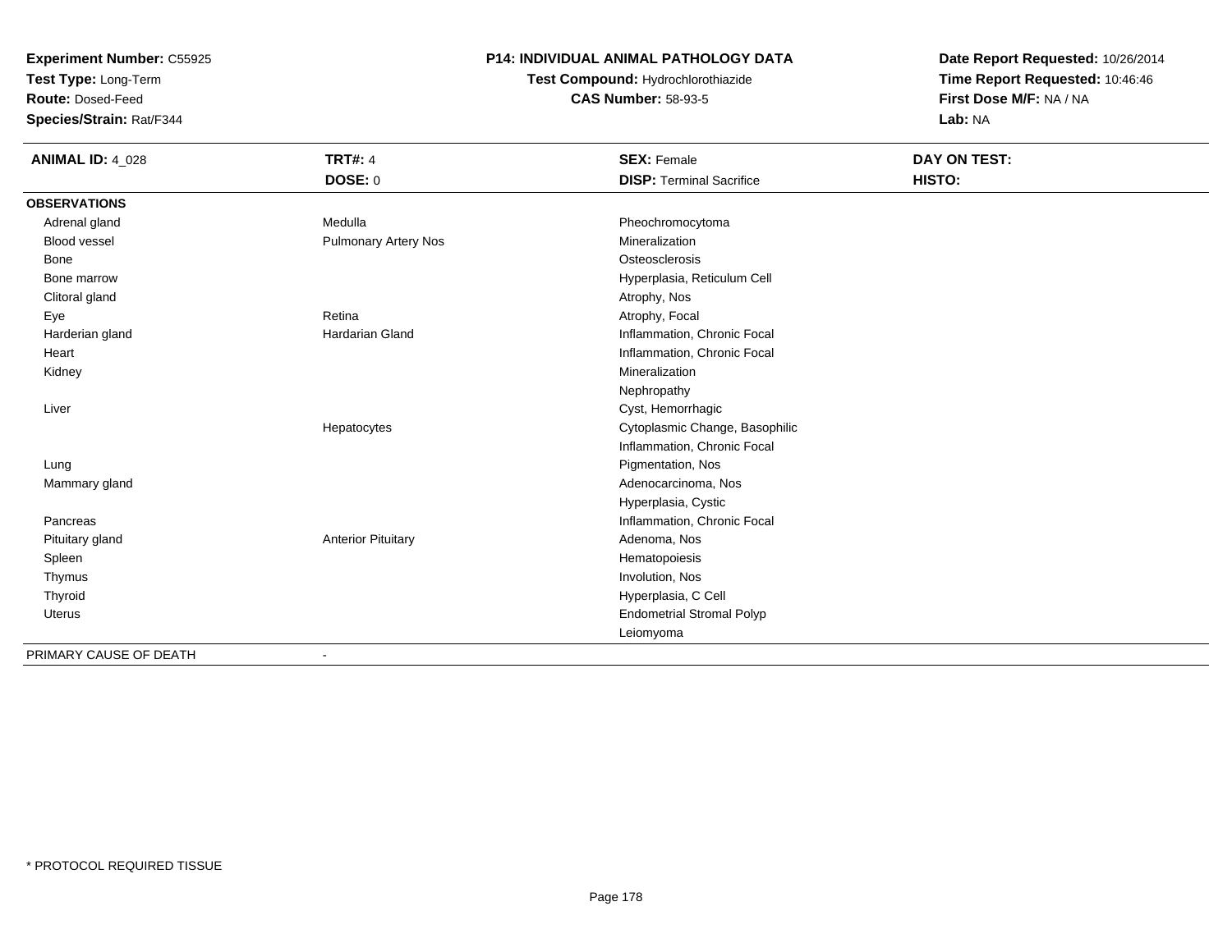**Experiment Number:** C55925
**Test Type:** Long-Term
**Route:** Dosed-Feed
**Species/Strain:** Rat/F344

# P14: INDIVIDUAL ANIMAL PATHOLOGY DATA

**Test Compound:** Hydrochlorothiazide
**CAS Number:** 58-93-5

**Date Report Requested:** 10/26/2014
**Time Report Requested:** 10:46:46
**First Dose M/F:** NA / NA
**Lab:** NA

| **ANIMAL ID:** 4_028 | **TRT#:** 4 | **SEX:** Female | **DAY ON TEST:** |
|---|---|---|---|
| | **DOSE:** 0 | **DISP:** Terminal Sacrifice | **HISTO:** |
| **OBSERVATIONS** | | | |
| Adrenal gland | Medulla | Pheochromocytoma | |
| Blood vessel | Pulmonary Artery Nos | Mineralization | |
| Bone | | Osteosclerosis | |
| Bone marrow | | Hyperplasia, Reticulum Cell | |
| Clitoral gland | | Atrophy, Nos | |
| Eye | Retina | Atrophy, Focal | |
| Harderian gland | Hardarian Gland | Inflammation, Chronic Focal | |
| Heart | | Inflammation, Chronic Focal | |
| Kidney | | Mineralization | |
| | | Nephropathy | |
| Liver | | Cyst, Hemorrhagic | |
| | Hepatocytes | Cytoplasmic Change, Basophilic | |
| | | Inflammation, Chronic Focal | |
| Lung | | Pigmentation, Nos | |
| Mammary gland | | Adenocarcinoma, Nos | |
| | | Hyperplasia, Cystic | |
| Pancreas | | Inflammation, Chronic Focal | |
| Pituitary gland | Anterior Pituitary | Adenoma, Nos | |
| Spleen | | Hematopoiesis | |
| Thymus | | Involution, Nos | |
| Thyroid | | Hyperplasia, C Cell | |
| Uterus | | Endometrial Stromal Polyp | |
| | | Leiomyoma | |
| PRIMARY CAUSE OF DEATH | - | | |

* PROTOCOL REQUIRED TISSUE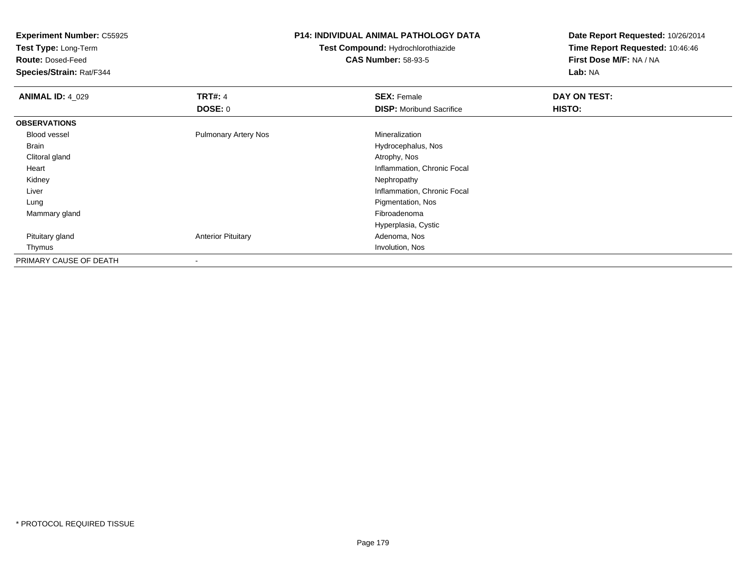**Experiment Number:** C55925
**Test Type:** Long-Term
**Route:** Dosed-Feed
**Species/Strain:** Rat/F344

**P14: INDIVIDUAL ANIMAL PATHOLOGY DATA**
**Test Compound:** Hydrochlorothiazide
**CAS Number:** 58-93-5

**Date Report Requested:** 10/26/2014
**Time Report Requested:** 10:46:46
**First Dose M/F:** NA / NA
**Lab:** NA

| **ANIMAL ID:** 4_029 | **TRT#:** 4 | **SEX:** Female | **DAY ON TEST:** |
|---|---|---|---|
| | **DOSE:** 0 | **DISP:** Moribund Sacrifice | **HISTO:** |
| **OBSERVATIONS** | | | |
| Blood vessel | Pulmonary Artery Nos | Mineralization | |
| Brain | | Hydrocephalus, Nos | |
| Clitoral gland | | Atrophy, Nos | |
| Heart | | Inflammation, Chronic Focal | |
| Kidney | | Nephropathy | |
| Liver | | Inflammation, Chronic Focal | |
| Lung | | Pigmentation, Nos | |
| Mammary gland | | Fibroadenoma | |
| | | Hyperplasia, Cystic | |
| Pituitary gland | Anterior Pituitary | Adenoma, Nos | |
| Thymus | | Involution, Nos | |
| PRIMARY CAUSE OF DEATH | - | | |

* PROTOCOL REQUIRED TISSUE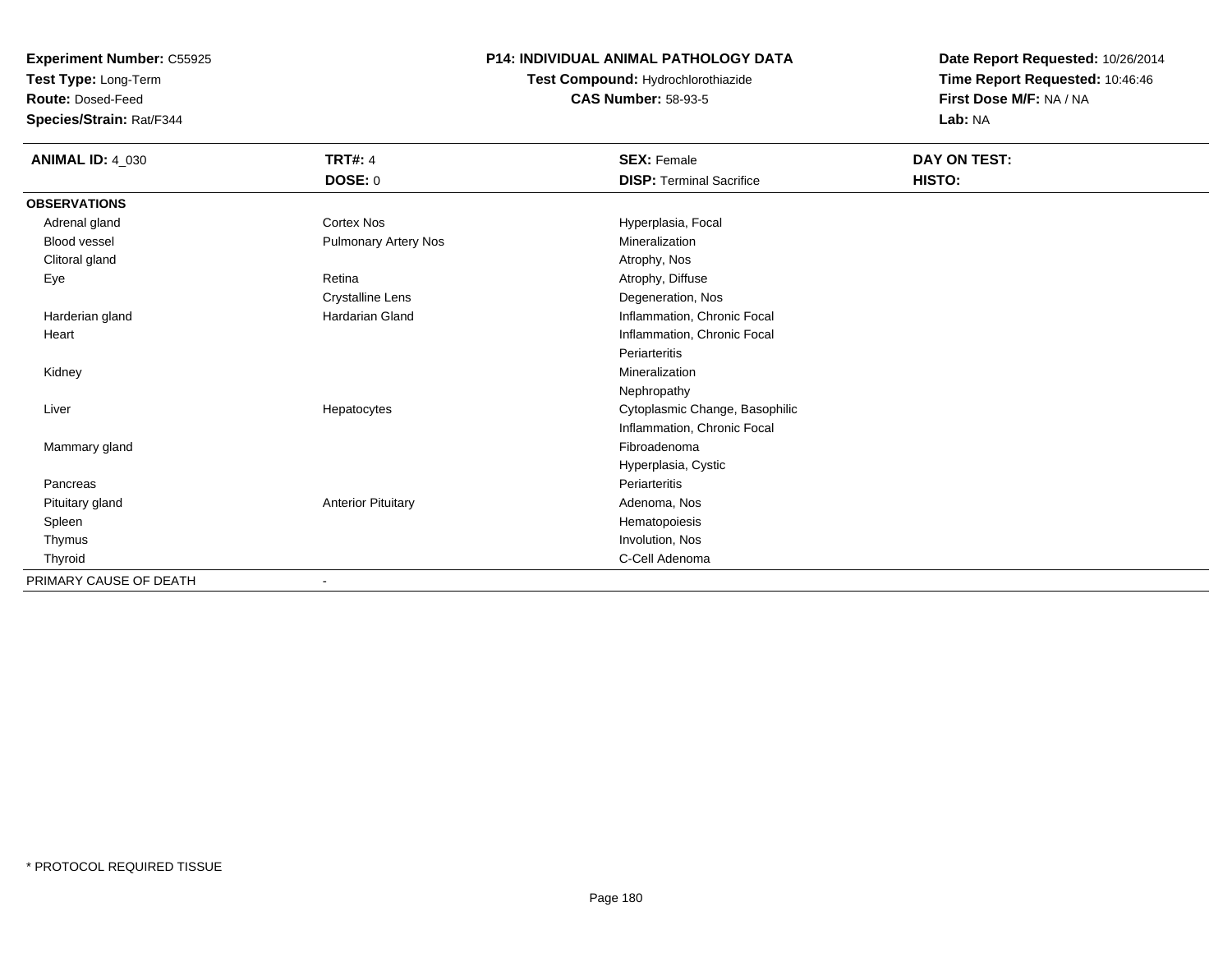**Experiment Number:** C55925
**Test Type:** Long-Term
**Route:** Dosed-Feed
**Species/Strain:** Rat/F344

**P14: INDIVIDUAL ANIMAL PATHOLOGY DATA**
**Test Compound:** Hydrochlorothiazide
**CAS Number:** 58-93-5

**Date Report Requested:** 10/26/2014
**Time Report Requested:** 10:46:46
**First Dose M/F:** NA / NA
**Lab:** NA

| **ANIMAL ID:** 4_030 | **TRT#:** 4 | **SEX:** Female | **DAY ON TEST:** |
|---|---|---|---|
| | **DOSE:** 0 | **DISP:** Terminal Sacrifice | **HISTO:** |
| **OBSERVATIONS** | | | |
| Adrenal gland | Cortex Nos | Hyperplasia, Focal | |
| Blood vessel | Pulmonary Artery Nos | Mineralization | |
| Clitoral gland | | Atrophy, Nos | |
| Eye | Retina | Atrophy, Diffuse | |
| | Crystalline Lens | Degeneration, Nos | |
| Harderian gland | Hardarian Gland | Inflammation, Chronic Focal | |
| Heart | | Inflammation, Chronic Focal | |
| | | Periarteritis | |
| Kidney | | Mineralization | |
| | | Nephropathy | |
| Liver | Hepatocytes | Cytoplasmic Change, Basophilic | |
| | | Inflammation, Chronic Focal | |
| Mammary gland | | Fibroadenoma | |
| | | Hyperplasia, Cystic | |
| Pancreas | | Periarteritis | |
| Pituitary gland | Anterior Pituitary | Adenoma, Nos | |
| Spleen | | Hematopoiesis | |
| Thymus | | Involution, Nos | |
| Thyroid | | C-Cell Adenoma | |
| PRIMARY CAUSE OF DEATH | - | | |

\* PROTOCOL REQUIRED TISSUE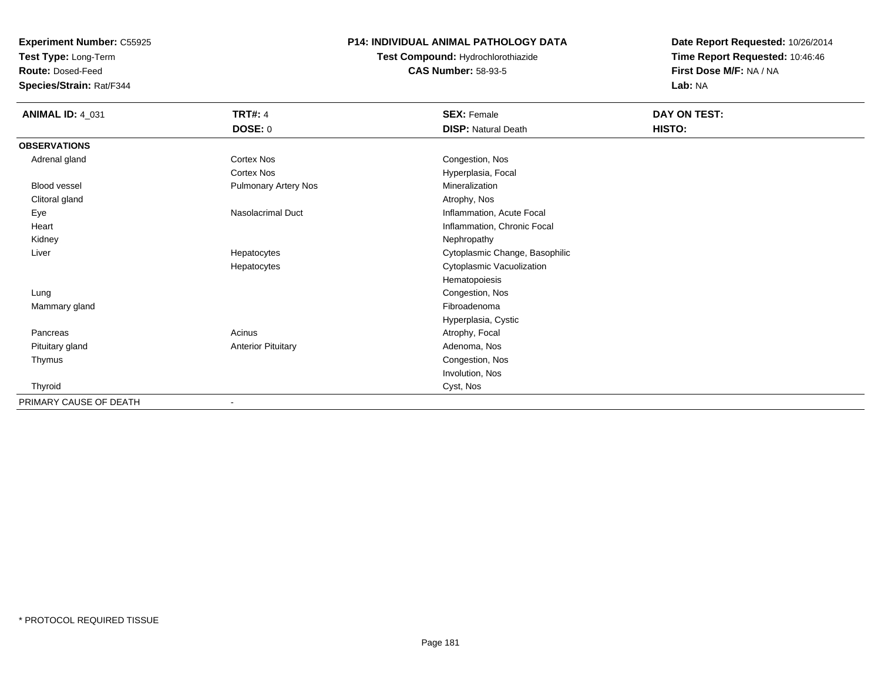**Experiment Number:** C55925
**Test Type:** Long-Term
**Route:** Dosed-Feed
**Species/Strain:** Rat/F344

**P14: INDIVIDUAL ANIMAL PATHOLOGY DATA**
**Test Compound:** Hydrochlorothiazide
**CAS Number:** 58-93-5

**Date Report Requested:** 10/26/2014
**Time Report Requested:** 10:46:46
**First Dose M/F:** NA / NA
**Lab:** NA

| **ANIMAL ID:** 4_031 | **TRT#:** 4 | **SEX:** Female | **DAY ON TEST:** |
|---|---|---|---|
| | **DOSE:** 0 | **DISP:** Natural Death | **HISTO:** |
| **OBSERVATIONS** | | | |
| Adrenal gland | Cortex Nos | Congestion, Nos | |
| | Cortex Nos | Hyperplasia, Focal | |
| Blood vessel | Pulmonary Artery Nos | Mineralization | |
| Clitoral gland | | Atrophy, Nos | |
| Eye | Nasolacrimal Duct | Inflammation, Acute Focal | |
| Heart | | Inflammation, Chronic Focal | |
| Kidney | | Nephropathy | |
| Liver | Hepatocytes | Cytoplasmic Change, Basophilic | |
| | Hepatocytes | Cytoplasmic Vacuolization | |
| | | Hematopoiesis | |
| Lung | | Congestion, Nos | |
| Mammary gland | | Fibroadenoma | |
| | | Hyperplasia, Cystic | |
| Pancreas | Acinus | Atrophy, Focal | |
| Pituitary gland | Anterior Pituitary | Adenoma, Nos | |
| Thymus | | Congestion, Nos | |
| | | Involution, Nos | |
| Thyroid | | Cyst, Nos | |
| PRIMARY CAUSE OF DEATH | - | | |

* PROTOCOL REQUIRED TISSUE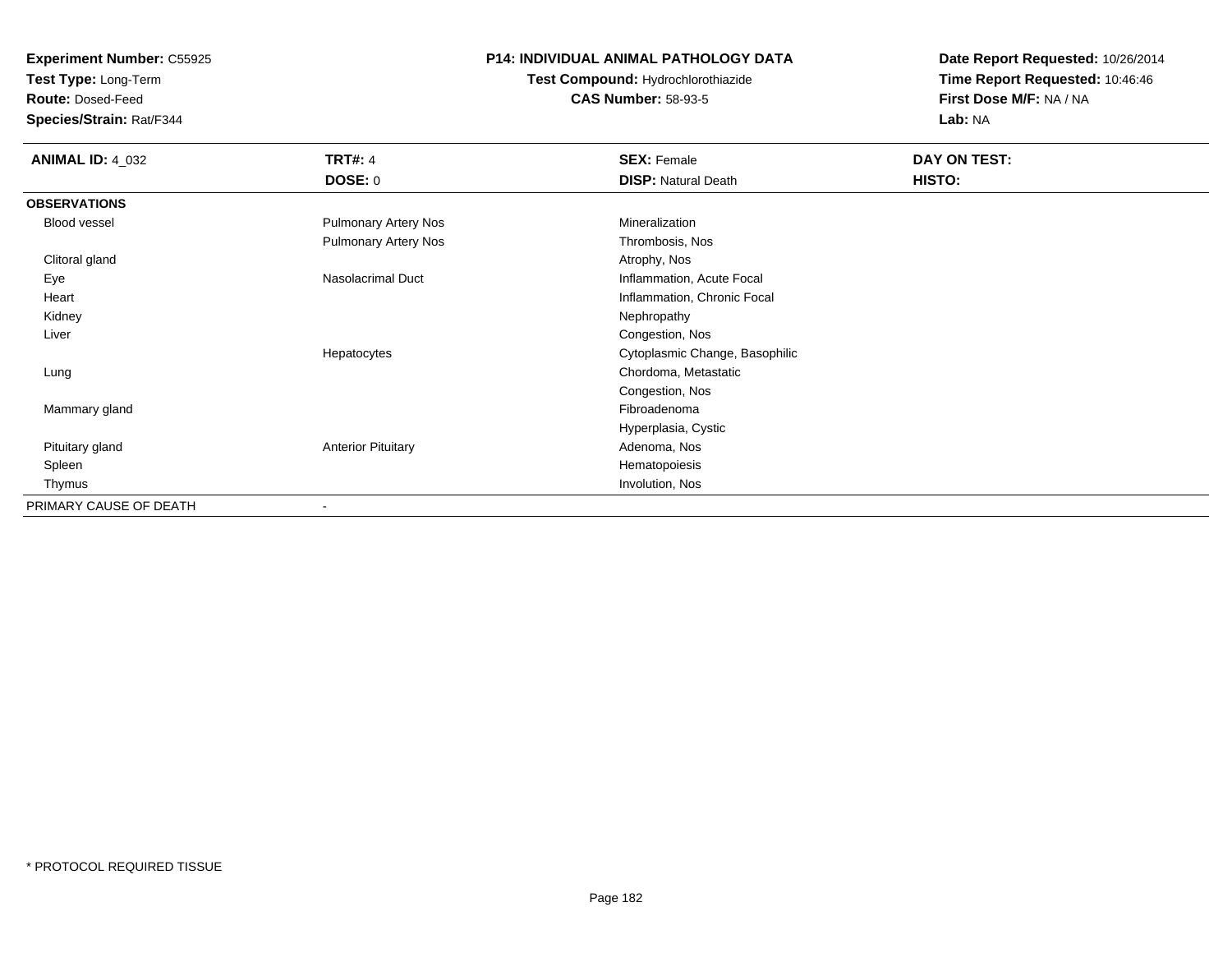**Experiment Number:** C55925
**Test Type:** Long-Term
**Route:** Dosed-Feed
**Species/Strain:** Rat/F344

**P14: INDIVIDUAL ANIMAL PATHOLOGY DATA**
**Test Compound:** Hydrochlorothiazide
**CAS Number:** 58-93-5

**Date Report Requested:** 10/26/2014
**Time Report Requested:** 10:46:46
**First Dose M/F:** NA / NA
**Lab:** NA

| **ANIMAL ID:** 4_032 | **TRT#:** 4 | **SEX:** Female | **DAY ON TEST:** |
|---|---|---|---|
| | **DOSE:** 0 | **DISP:** Natural Death | **HISTO:** |
| **OBSERVATIONS** | | | |
| Blood vessel | Pulmonary Artery Nos | Mineralization | |
| | Pulmonary Artery Nos | Thrombosis, Nos | |
| Clitoral gland | | Atrophy, Nos | |
| Eye | Nasolacrimal Duct | Inflammation, Acute Focal | |
| Heart | | Inflammation, Chronic Focal | |
| Kidney | | Nephropathy | |
| Liver | | Congestion, Nos | |
| | Hepatocytes | Cytoplasmic Change, Basophilic | |
| Lung | | Chordoma, Metastatic | |
| | | Congestion, Nos | |
| Mammary gland | | Fibroadenoma | |
| | | Hyperplasia, Cystic | |
| Pituitary gland | Anterior Pituitary | Adenoma, Nos | |
| Spleen | | Hematopoiesis | |
| Thymus | | Involution, Nos | |
| PRIMARY CAUSE OF DEATH | - | | |

* PROTOCOL REQUIRED TISSUE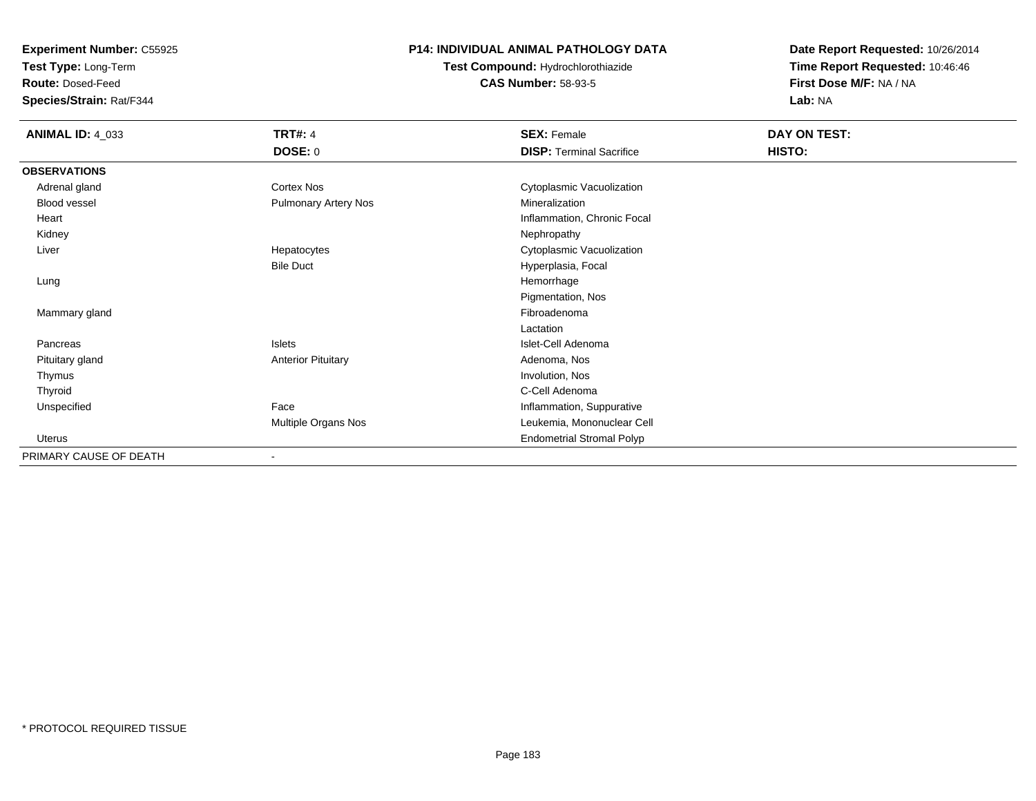**Experiment Number:** C55925
**Test Type:** Long-Term
**Route:** Dosed-Feed
**Species/Strain:** Rat/F344

**P14: INDIVIDUAL ANIMAL PATHOLOGY DATA**
**Test Compound:** Hydrochlorothiazide
**CAS Number:** 58-93-5

**Date Report Requested:** 10/26/2014
**Time Report Requested:** 10:46:46
**First Dose M/F:** NA / NA
**Lab:** NA

| **ANIMAL ID:** 4_033 | **TRT#:** 4 | **SEX:** Female | **DAY ON TEST:** |
|---|---|---|---|
| | **DOSE:** 0 | **DISP:** Terminal Sacrifice | **HISTO:** |
| **OBSERVATIONS** | | | |
| Adrenal gland | Cortex Nos | Cytoplasmic Vacuolization | |
| Blood vessel | Pulmonary Artery Nos | Mineralization | |
| Heart | | Inflammation, Chronic Focal | |
| Kidney | | Nephropathy | |
| Liver | Hepatocytes | Cytoplasmic Vacuolization | |
| | Bile Duct | Hyperplasia, Focal | |
| Lung | | Hemorrhage | |
| | | Pigmentation, Nos | |
| Mammary gland | | Fibroadenoma | |
| | | Lactation | |
| Pancreas | Islets | Islet-Cell Adenoma | |
| Pituitary gland | Anterior Pituitary | Adenoma, Nos | |
| Thymus | | Involution, Nos | |
| Thyroid | | C-Cell Adenoma | |
| Unspecified | Face | Inflammation, Suppurative | |
| | Multiple Organs Nos | Leukemia, Mononuclear Cell | |
| Uterus | | Endometrial Stromal Polyp | |
| PRIMARY CAUSE OF DEATH | - | | |

* PROTOCOL REQUIRED TISSUE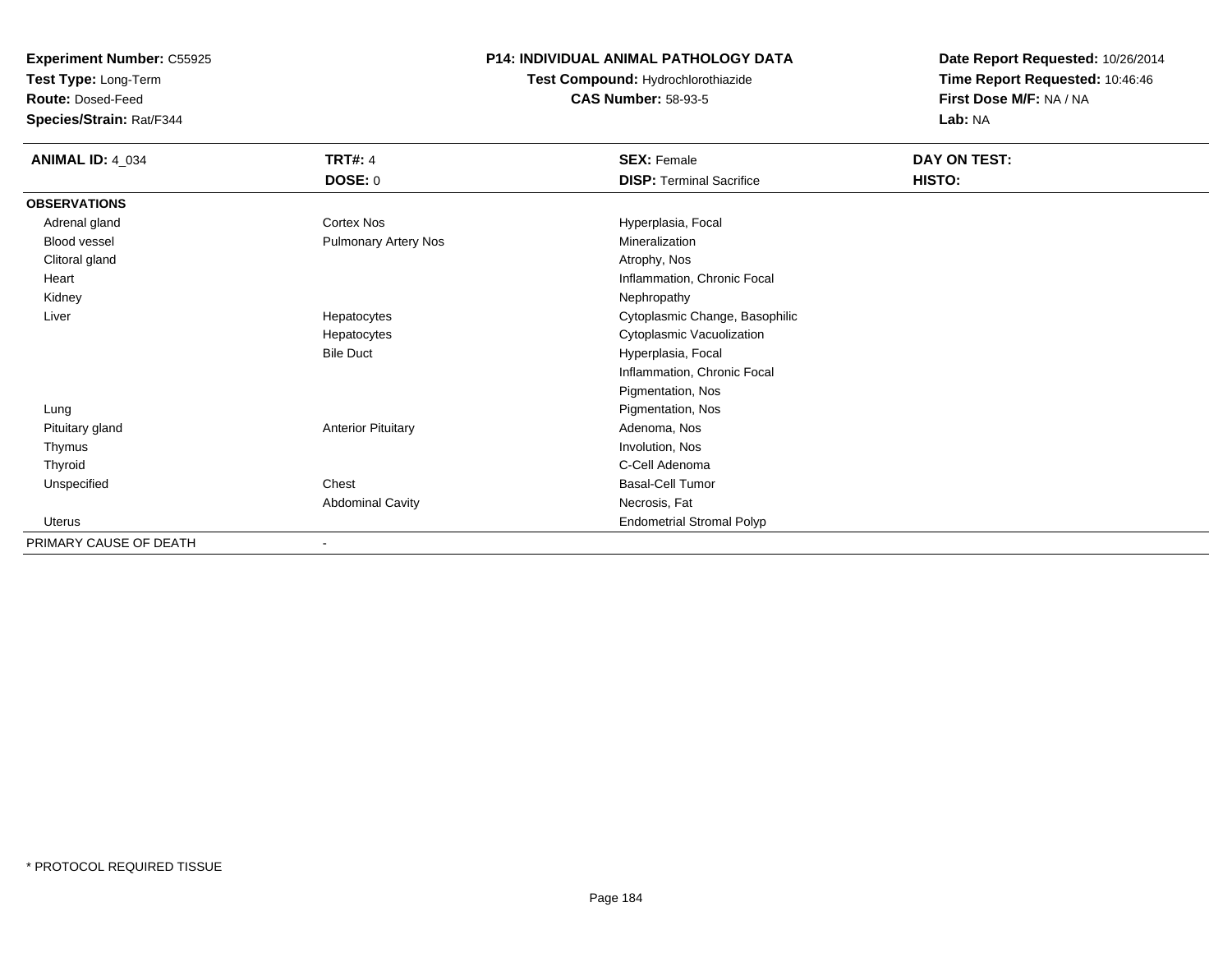**Experiment Number:** C55925
**Test Type:** Long-Term
**Route:** Dosed-Feed
**Species/Strain:** Rat/F344

**P14: INDIVIDUAL ANIMAL PATHOLOGY DATA**
**Test Compound:** Hydrochlorothiazide
**CAS Number:** 58-93-5

**Date Report Requested:** 10/26/2014
**Time Report Requested:** 10:46:46
**First Dose M/F:** NA / NA
**Lab:** NA

| **ANIMAL ID:** 4_034 | **TRT#:** 4 | **SEX:** Female | **DAY ON TEST:** |
|---|---|---|---|
| | **DOSE:** 0 | **DISP:** Terminal Sacrifice | **HISTO:** |
| **OBSERVATIONS** | | | |
| Adrenal gland | Cortex Nos | Hyperplasia, Focal | |
| Blood vessel | Pulmonary Artery Nos | Mineralization | |
| Clitoral gland | | Atrophy, Nos | |
| Heart | | Inflammation, Chronic Focal | |
| Kidney | | Nephropathy | |
| Liver | Hepatocytes | Cytoplasmic Change, Basophilic | |
| | Hepatocytes | Cytoplasmic Vacuolization | |
| | Bile Duct | Hyperplasia, Focal | |
| | | Inflammation, Chronic Focal | |
| | | Pigmentation, Nos | |
| Lung | | Pigmentation, Nos | |
| Pituitary gland | Anterior Pituitary | Adenoma, Nos | |
| Thymus | | Involution, Nos | |
| Thyroid | | C-Cell Adenoma | |
| Unspecified | Chest | Basal-Cell Tumor | |
| | Abdominal Cavity | Necrosis, Fat | |
| Uterus | | Endometrial Stromal Polyp | |
| PRIMARY CAUSE OF DEATH | - | | |

* PROTOCOL REQUIRED TISSUE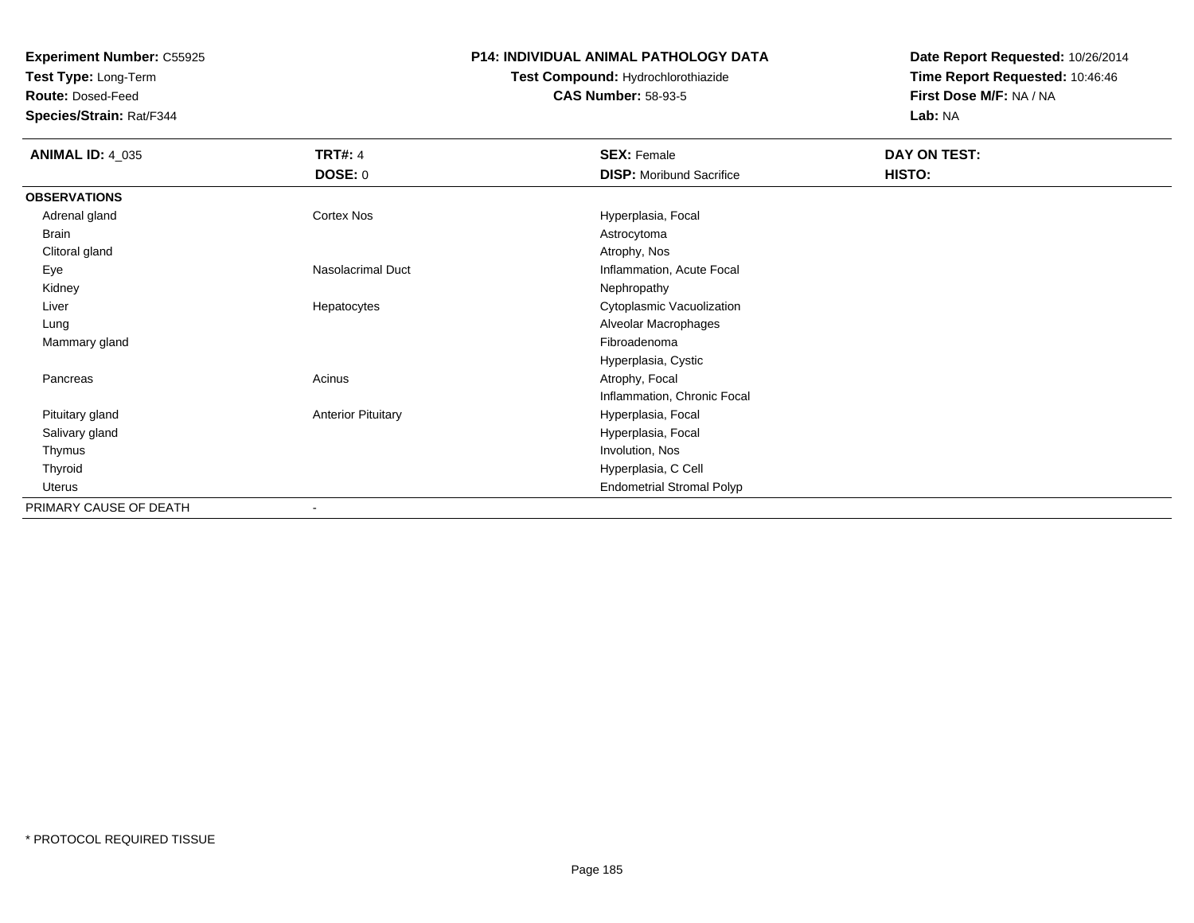**Experiment Number:** C55925
**Test Type:** Long-Term
**Route:** Dosed-Feed
**Species/Strain:** Rat/F344

**P14: INDIVIDUAL ANIMAL PATHOLOGY DATA**
**Test Compound:** Hydrochlorothiazide
**CAS Number:** 58-93-5

**Date Report Requested:** 10/26/2014
**Time Report Requested:** 10:46:46
**First Dose M/F:** NA / NA
**Lab:** NA

| **ANIMAL ID:** 4_035 | **TRT#:** 4 | **SEX:** Female | **DAY ON TEST:** |
|---|---|---|---|
| | **DOSE:** 0 | **DISP:** Moribund Sacrifice | **HISTO:** |
| **OBSERVATIONS** | | | |
| Adrenal gland | Cortex Nos | Hyperplasia, Focal | |
| Brain | | Astrocytoma | |
| Clitoral gland | | Atrophy, Nos | |
| Eye | Nasolacrimal Duct | Inflammation, Acute Focal | |
| Kidney | | Nephropathy | |
| Liver | Hepatocytes | Cytoplasmic Vacuolization | |
| Lung | | Alveolar Macrophages | |
| Mammary gland | | Fibroadenoma | |
| | | Hyperplasia, Cystic | |
| Pancreas | Acinus | Atrophy, Focal | |
| | | Inflammation, Chronic Focal | |
| Pituitary gland | Anterior Pituitary | Hyperplasia, Focal | |
| Salivary gland | | Hyperplasia, Focal | |
| Thymus | | Involution, Nos | |
| Thyroid | | Hyperplasia, C Cell | |
| Uterus | | Endometrial Stromal Polyp | |
| PRIMARY CAUSE OF DEATH | - | | |

\* PROTOCOL REQUIRED TISSUE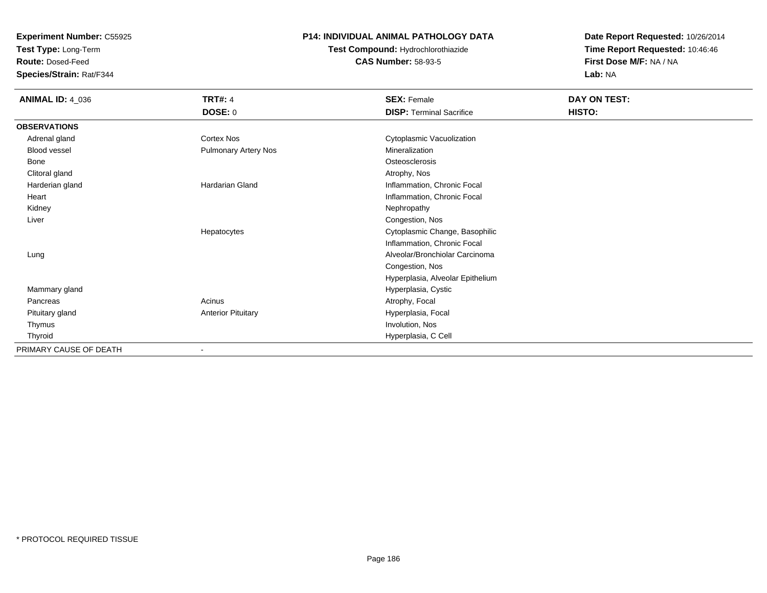**Experiment Number:** C55925
**Test Type:** Long-Term
**Route:** Dosed-Feed
**Species/Strain:** Rat/F344

**P14: INDIVIDUAL ANIMAL PATHOLOGY DATA**
**Test Compound:** Hydrochlorothiazide
**CAS Number:** 58-93-5

**Date Report Requested:** 10/26/2014
**Time Report Requested:** 10:46:46
**First Dose M/F:** NA / NA
**Lab:** NA

| **ANIMAL ID:** 4_036 | **TRT#:** 4 | **SEX:** Female | **DAY ON TEST:** |
|---|---|---|---|
| | **DOSE:** 0 | **DISP:** Terminal Sacrifice | **HISTO:** |
| **OBSERVATIONS** | | | |
| Adrenal gland | Cortex Nos | Cytoplasmic Vacuolization | |
| Blood vessel | Pulmonary Artery Nos | Mineralization | |
| Bone | | Osteosclerosis | |
| Clitoral gland | | Atrophy, Nos | |
| Harderian gland | Hardarian Gland | Inflammation, Chronic Focal | |
| Heart | | Inflammation, Chronic Focal | |
| Kidney | | Nephropathy | |
| Liver | | Congestion, Nos | |
| | Hepatocytes | Cytoplasmic Change, Basophilic | |
| | | Inflammation, Chronic Focal | |
| Lung | | Alveolar/Bronchiolar Carcinoma | |
| | | Congestion, Nos | |
| | | Hyperplasia, Alveolar Epithelium | |
| Mammary gland | | Hyperplasia, Cystic | |
| Pancreas | Acinus | Atrophy, Focal | |
| Pituitary gland | Anterior Pituitary | Hyperplasia, Focal | |
| Thymus | | Involution, Nos | |
| Thyroid | | Hyperplasia, C Cell | |
| PRIMARY CAUSE OF DEATH | - | | |

* PROTOCOL REQUIRED TISSUE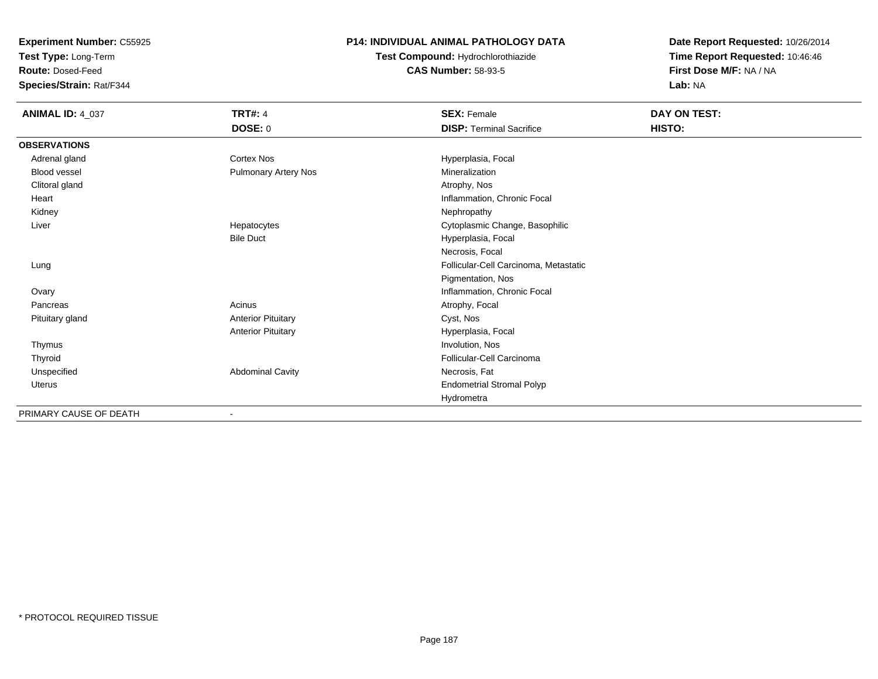**Experiment Number:** C55925
**Test Type:** Long-Term
**Route:** Dosed-Feed
**Species/Strain:** Rat/F344

**P14: INDIVIDUAL ANIMAL PATHOLOGY DATA**
**Test Compound:** Hydrochlorothiazide
**CAS Number:** 58-93-5

**Date Report Requested:** 10/26/2014
**Time Report Requested:** 10:46:46
**First Dose M/F:** NA / NA
**Lab:** NA

| **ANIMAL ID:** 4_037 | **TRT#:** 4 | **SEX:** Female | **DAY ON TEST:** |
|---|---|---|---|
| | **DOSE:** 0 | **DISP:** Terminal Sacrifice | **HISTO:** |
| **OBSERVATIONS** | | | |
| Adrenal gland | Cortex Nos | Hyperplasia, Focal | |
| Blood vessel | Pulmonary Artery Nos | Mineralization | |
| Clitoral gland | | Atrophy, Nos | |
| Heart | | Inflammation, Chronic Focal | |
| Kidney | | Nephropathy | |
| Liver | Hepatocytes | Cytoplasmic Change, Basophilic | |
| | Bile Duct | Hyperplasia, Focal | |
| | | Necrosis, Focal | |
| Lung | | Follicular-Cell Carcinoma, Metastatic | |
| | | Pigmentation, Nos | |
| Ovary | | Inflammation, Chronic Focal | |
| Pancreas | Acinus | Atrophy, Focal | |
| Pituitary gland | Anterior Pituitary | Cyst, Nos | |
| | Anterior Pituitary | Hyperplasia, Focal | |
| Thymus | | Involution, Nos | |
| Thyroid | | Follicular-Cell Carcinoma | |
| Unspecified | Abdominal Cavity | Necrosis, Fat | |
| Uterus | | Endometrial Stromal Polyp | |
| | | Hydrometra | |
| PRIMARY CAUSE OF DEATH | - | | |

\* PROTOCOL REQUIRED TISSUE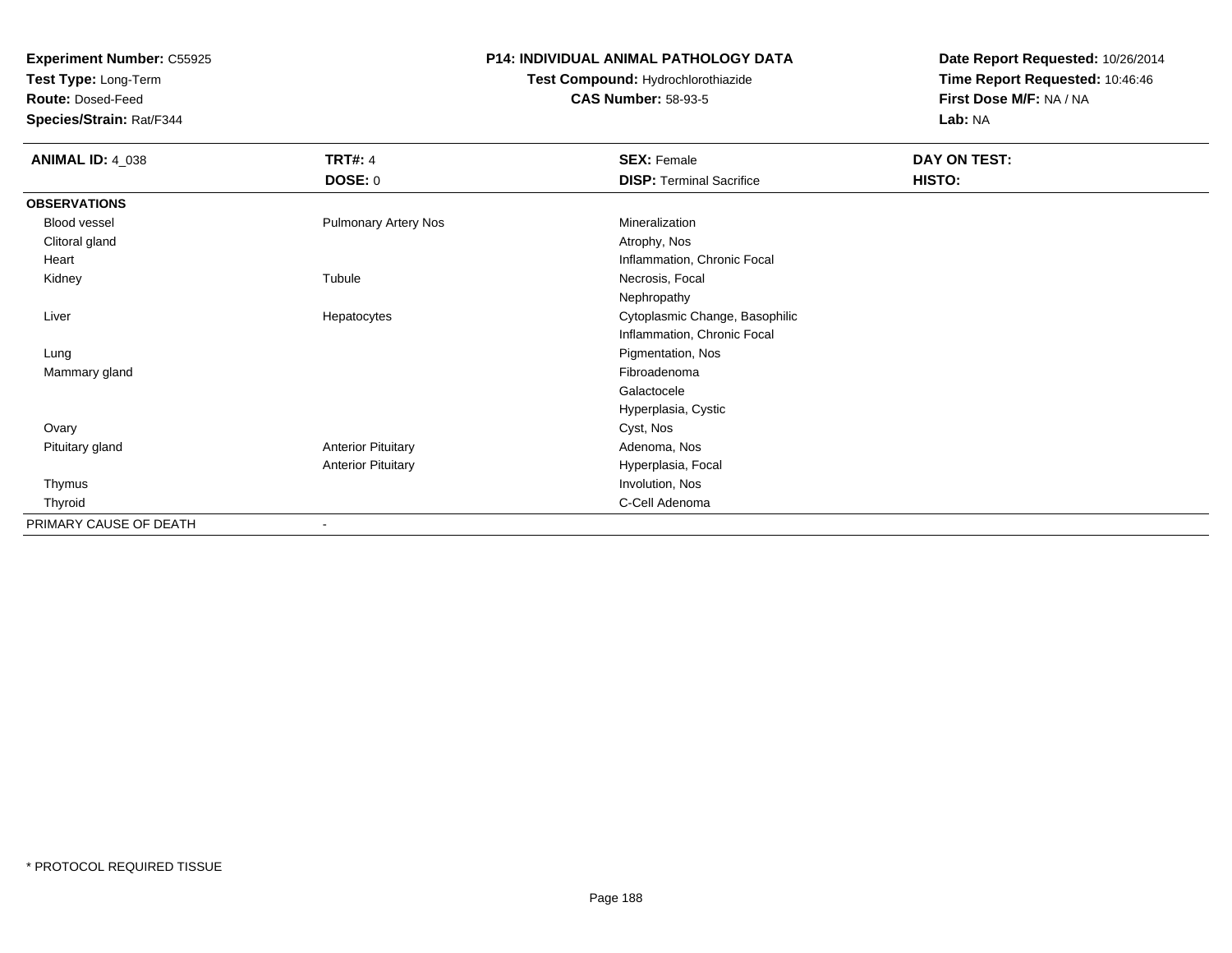**Experiment Number:** C55925
**Test Type:** Long-Term
**Route:** Dosed-Feed
**Species/Strain:** Rat/F344

**P14: INDIVIDUAL ANIMAL PATHOLOGY DATA**
**Test Compound:** Hydrochlorothiazide
**CAS Number:** 58-93-5

**Date Report Requested:** 10/26/2014
**Time Report Requested:** 10:46:46
**First Dose M/F:** NA / NA
**Lab:** NA

| **ANIMAL ID:** 4_038 | **TRT#:** 4 | **SEX:** Female | **DAY ON TEST:** |
|---|---|---|---|
| | **DOSE:** 0 | **DISP:** Terminal Sacrifice | **HISTO:** |
| **OBSERVATIONS** | | | |
| Blood vessel | Pulmonary Artery Nos | Mineralization | |
| Clitoral gland | | Atrophy, Nos | |
| Heart | | Inflammation, Chronic Focal | |
| Kidney | Tubule | Necrosis, Focal | |
| | | Nephropathy | |
| Liver | Hepatocytes | Cytoplasmic Change, Basophilic | |
| | | Inflammation, Chronic Focal | |
| Lung | | Pigmentation, Nos | |
| Mammary gland | | Fibroadenoma | |
| | | Galactocele | |
| | | Hyperplasia, Cystic | |
| Ovary | | Cyst, Nos | |
| Pituitary gland | Anterior Pituitary | Adenoma, Nos | |
| | Anterior Pituitary | Hyperplasia, Focal | |
| Thymus | | Involution, Nos | |
| Thyroid | | C-Cell Adenoma | |
| PRIMARY CAUSE OF DEATH | - | | |

* PROTOCOL REQUIRED TISSUE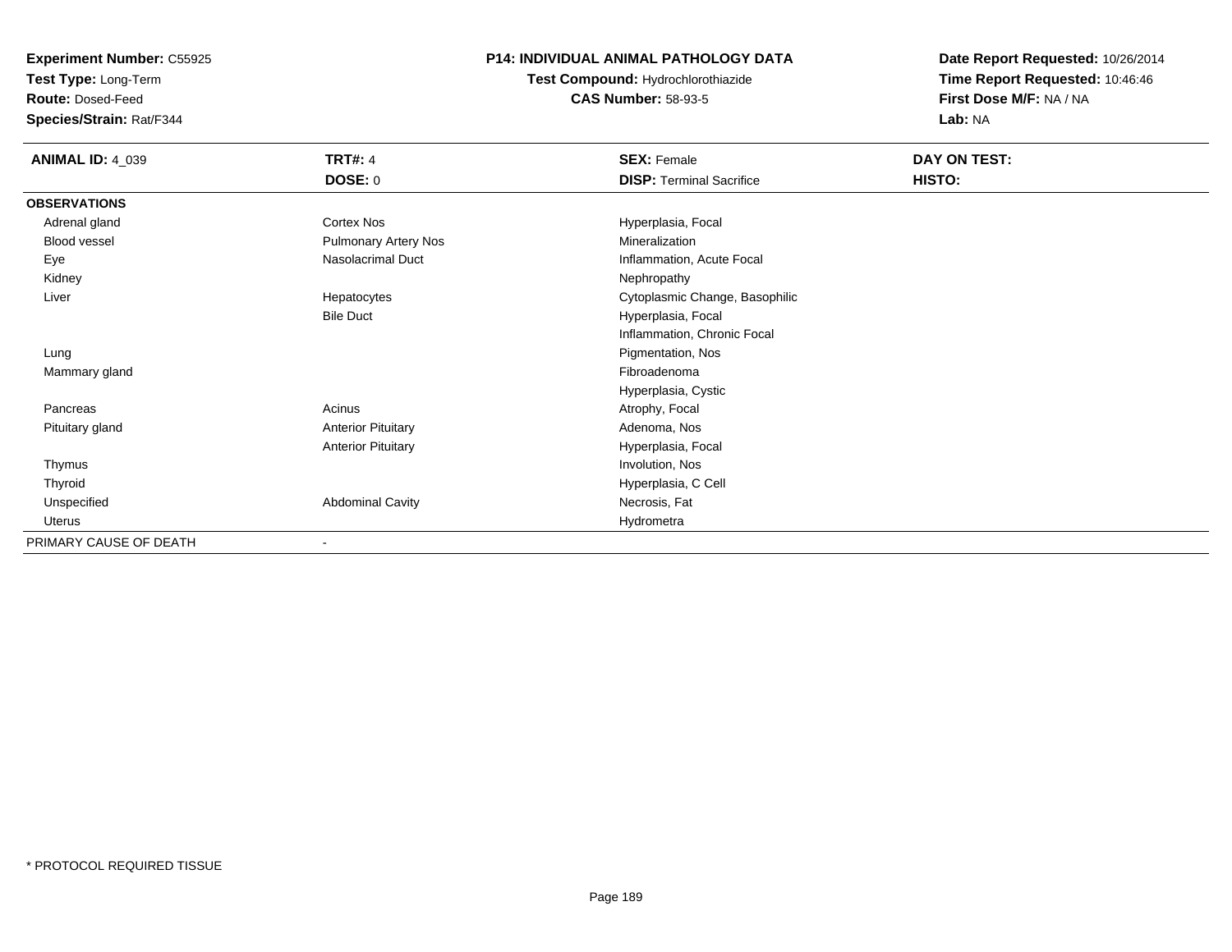**Experiment Number:** C55925
**Test Type:** Long-Term
**Route:** Dosed-Feed
**Species/Strain:** Rat/F344

**P14: INDIVIDUAL ANIMAL PATHOLOGY DATA**
**Test Compound:** Hydrochlorothiazide
**CAS Number:** 58-93-5

**Date Report Requested:** 10/26/2014
**Time Report Requested:** 10:46:46
**First Dose M/F:** NA / NA
**Lab:** NA

| **ANIMAL ID:** 4_039 | **TRT#:** 4 | **SEX:** Female | **DAY ON TEST:** |
|---|---|---|---|
| | **DOSE:** 0 | **DISP:** Terminal Sacrifice | **HISTO:** |
| **OBSERVATIONS** | | | |
| Adrenal gland | Cortex Nos | Hyperplasia, Focal | |
| Blood vessel | Pulmonary Artery Nos | Mineralization | |
| Eye | Nasolacrimal Duct | Inflammation, Acute Focal | |
| Kidney | | Nephropathy | |
| Liver | Hepatocytes | Cytoplasmic Change, Basophilic | |
| | Bile Duct | Hyperplasia, Focal | |
| | | Inflammation, Chronic Focal | |
| Lung | | Pigmentation, Nos | |
| Mammary gland | | Fibroadenoma | |
| | | Hyperplasia, Cystic | |
| Pancreas | Acinus | Atrophy, Focal | |
| Pituitary gland | Anterior Pituitary | Adenoma, Nos | |
| | Anterior Pituitary | Hyperplasia, Focal | |
| Thymus | | Involution, Nos | |
| Thyroid | | Hyperplasia, C Cell | |
| Unspecified | Abdominal Cavity | Necrosis, Fat | |
| Uterus | | Hydrometra | |
| PRIMARY CAUSE OF DEATH | - | | |

* PROTOCOL REQUIRED TISSUE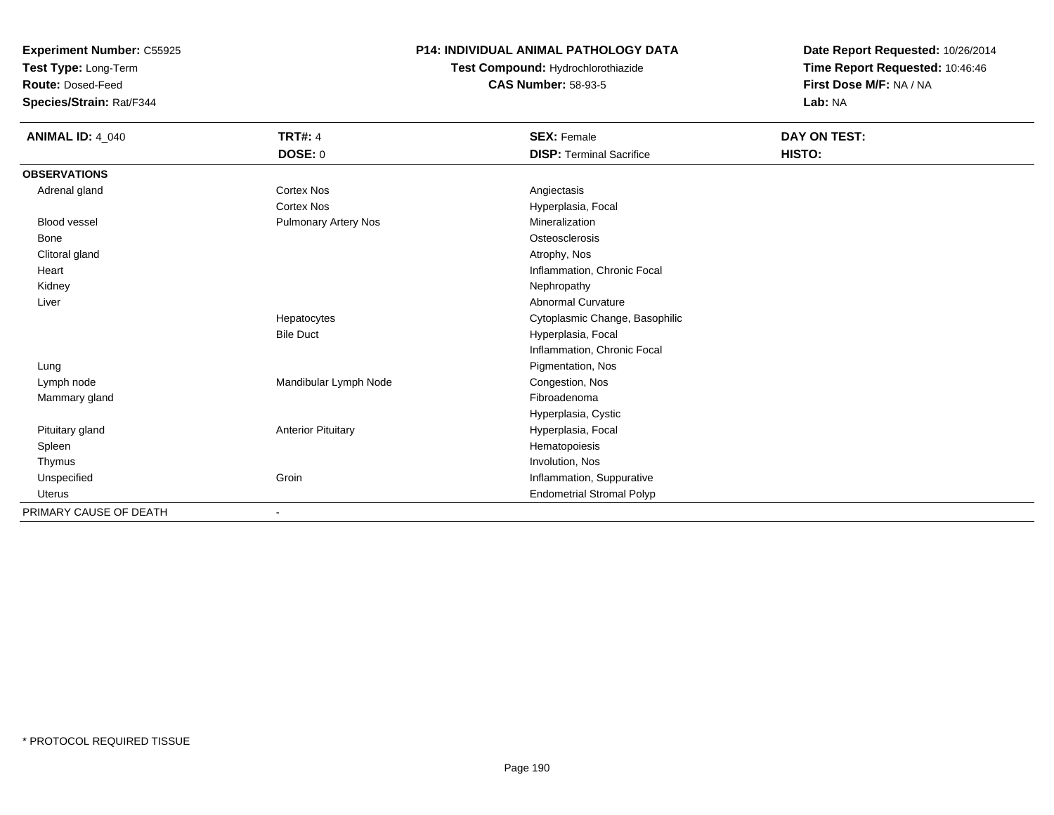**Experiment Number:** C55925
**Test Type:** Long-Term
**Route:** Dosed-Feed
**Species/Strain:** Rat/F344

**P14: INDIVIDUAL ANIMAL PATHOLOGY DATA**
**Test Compound:** Hydrochlorothiazide
**CAS Number:** 58-93-5

**Date Report Requested:** 10/26/2014
**Time Report Requested:** 10:46:46
**First Dose M/F:** NA / NA
**Lab:** NA

| **ANIMAL ID:** 4_040 | **TRT#:** 4 | **SEX:** Female | **DAY ON TEST:** |
|---|---|---|---|
| | **DOSE:** 0 | **DISP:** Terminal Sacrifice | **HISTO:** |
| **OBSERVATIONS** | | | |
| Adrenal gland | Cortex Nos | Angiectasis | |
| | Cortex Nos | Hyperplasia, Focal | |
| Blood vessel | Pulmonary Artery Nos | Mineralization | |
| Bone | | Osteosclerosis | |
| Clitoral gland | | Atrophy, Nos | |
| Heart | | Inflammation, Chronic Focal | |
| Kidney | | Nephropathy | |
| Liver | | Abnormal Curvature | |
| | Hepatocytes | Cytoplasmic Change, Basophilic | |
| | Bile Duct | Hyperplasia, Focal | |
| | | Inflammation, Chronic Focal | |
| Lung | | Pigmentation, Nos | |
| Lymph node | Mandibular Lymph Node | Congestion, Nos | |
| Mammary gland | | Fibroadenoma | |
| | | Hyperplasia, Cystic | |
| Pituitary gland | Anterior Pituitary | Hyperplasia, Focal | |
| Spleen | | Hematopoiesis | |
| Thymus | | Involution, Nos | |
| Unspecified | Groin | Inflammation, Suppurative | |
| Uterus | | Endometrial Stromal Polyp | |
| PRIMARY CAUSE OF DEATH | - | | |

* PROTOCOL REQUIRED TISSUE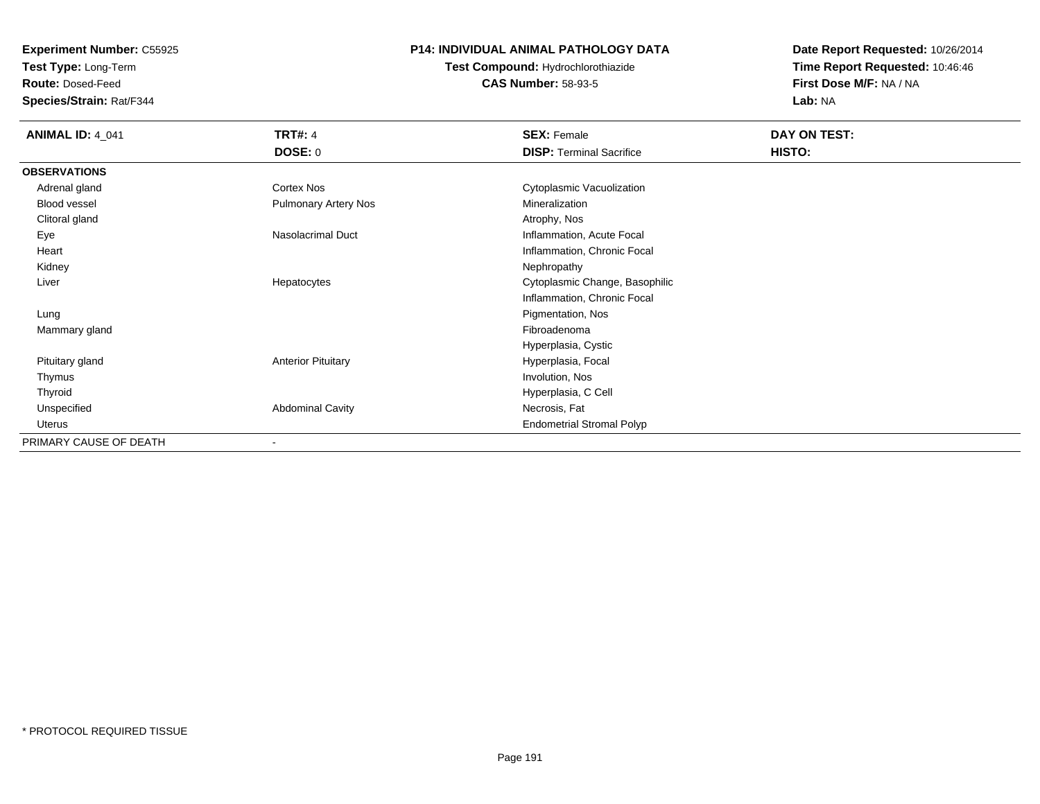**Experiment Number:** C55925
**Test Type:** Long-Term
**Route:** Dosed-Feed
**Species/Strain:** Rat/F344

**P14: INDIVIDUAL ANIMAL PATHOLOGY DATA**
**Test Compound:** Hydrochlorothiazide
**CAS Number:** 58-93-5

**Date Report Requested:** 10/26/2014
**Time Report Requested:** 10:46:46
**First Dose M/F:** NA / NA
**Lab:** NA

| **ANIMAL ID:** 4_041 | **TRT#:** 4 | **SEX:** Female | **DAY ON TEST:** |
|---|---|---|---|
| | **DOSE:** 0 | **DISP:** Terminal Sacrifice | **HISTO:** |
| **OBSERVATIONS** | | | |
| Adrenal gland | Cortex Nos | Cytoplasmic Vacuolization | |
| Blood vessel | Pulmonary Artery Nos | Mineralization | |
| Clitoral gland | | Atrophy, Nos | |
| Eye | Nasolacrimal Duct | Inflammation, Acute Focal | |
| Heart | | Inflammation, Chronic Focal | |
| Kidney | | Nephropathy | |
| Liver | Hepatocytes | Cytoplasmic Change, Basophilic | |
| | | Inflammation, Chronic Focal | |
| Lung | | Pigmentation, Nos | |
| Mammary gland | | Fibroadenoma | |
| | | Hyperplasia, Cystic | |
| Pituitary gland | Anterior Pituitary | Hyperplasia, Focal | |
| Thymus | | Involution, Nos | |
| Thyroid | | Hyperplasia, C Cell | |
| Unspecified | Abdominal Cavity | Necrosis, Fat | |
| Uterus | | Endometrial Stromal Polyp | |
| PRIMARY CAUSE OF DEATH | - | | |

* PROTOCOL REQUIRED TISSUE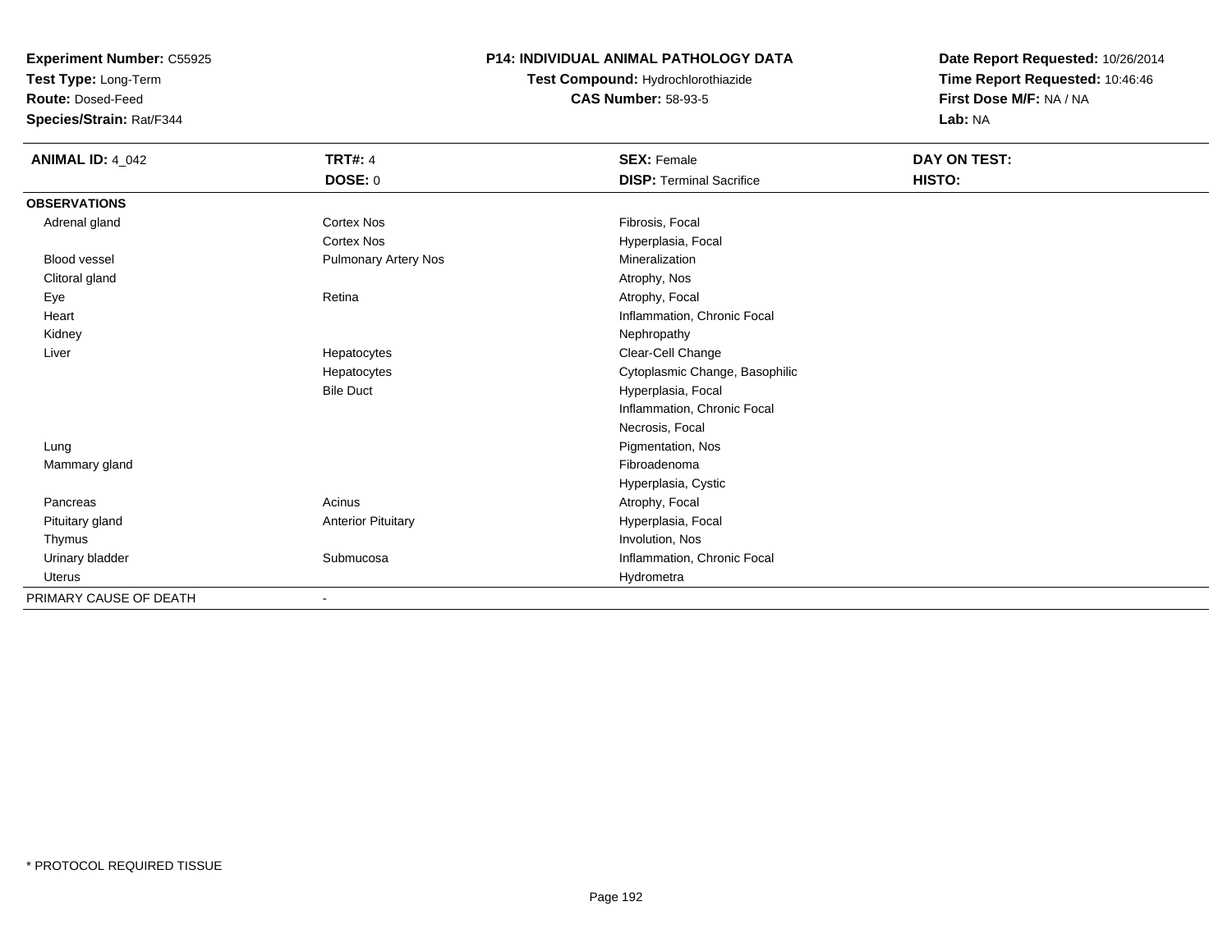**Experiment Number:** C55925
**Test Type:** Long-Term
**Route:** Dosed-Feed
**Species/Strain:** Rat/F344

**P14: INDIVIDUAL ANIMAL PATHOLOGY DATA**
**Test Compound:** Hydrochlorothiazide
**CAS Number:** 58-93-5

**Date Report Requested:** 10/26/2014
**Time Report Requested:** 10:46:46
**First Dose M/F:** NA / NA
**Lab:** NA

| **ANIMAL ID:** 4_042 | **TRT#:** 4 | **SEX:** Female | **DAY ON TEST:** |
|---|---|---|---|
| | **DOSE:** 0 | **DISP:** Terminal Sacrifice | **HISTO:** |
| **OBSERVATIONS** | | | |
| Adrenal gland | Cortex Nos | Fibrosis, Focal | |
| | Cortex Nos | Hyperplasia, Focal | |
| Blood vessel | Pulmonary Artery Nos | Mineralization | |
| Clitoral gland | | Atrophy, Nos | |
| Eye | Retina | Atrophy, Focal | |
| Heart | | Inflammation, Chronic Focal | |
| Kidney | | Nephropathy | |
| Liver | Hepatocytes | Clear-Cell Change | |
| | Hepatocytes | Cytoplasmic Change, Basophilic | |
| | Bile Duct | Hyperplasia, Focal | |
| | | Inflammation, Chronic Focal | |
| | | Necrosis, Focal | |
| Lung | | Pigmentation, Nos | |
| Mammary gland | | Fibroadenoma | |
| | | Hyperplasia, Cystic | |
| Pancreas | Acinus | Atrophy, Focal | |
| Pituitary gland | Anterior Pituitary | Hyperplasia, Focal | |
| Thymus | | Involution, Nos | |
| Urinary bladder | Submucosa | Inflammation, Chronic Focal | |
| Uterus | | Hydrometra | |
| PRIMARY CAUSE OF DEATH | - | | |

* PROTOCOL REQUIRED TISSUE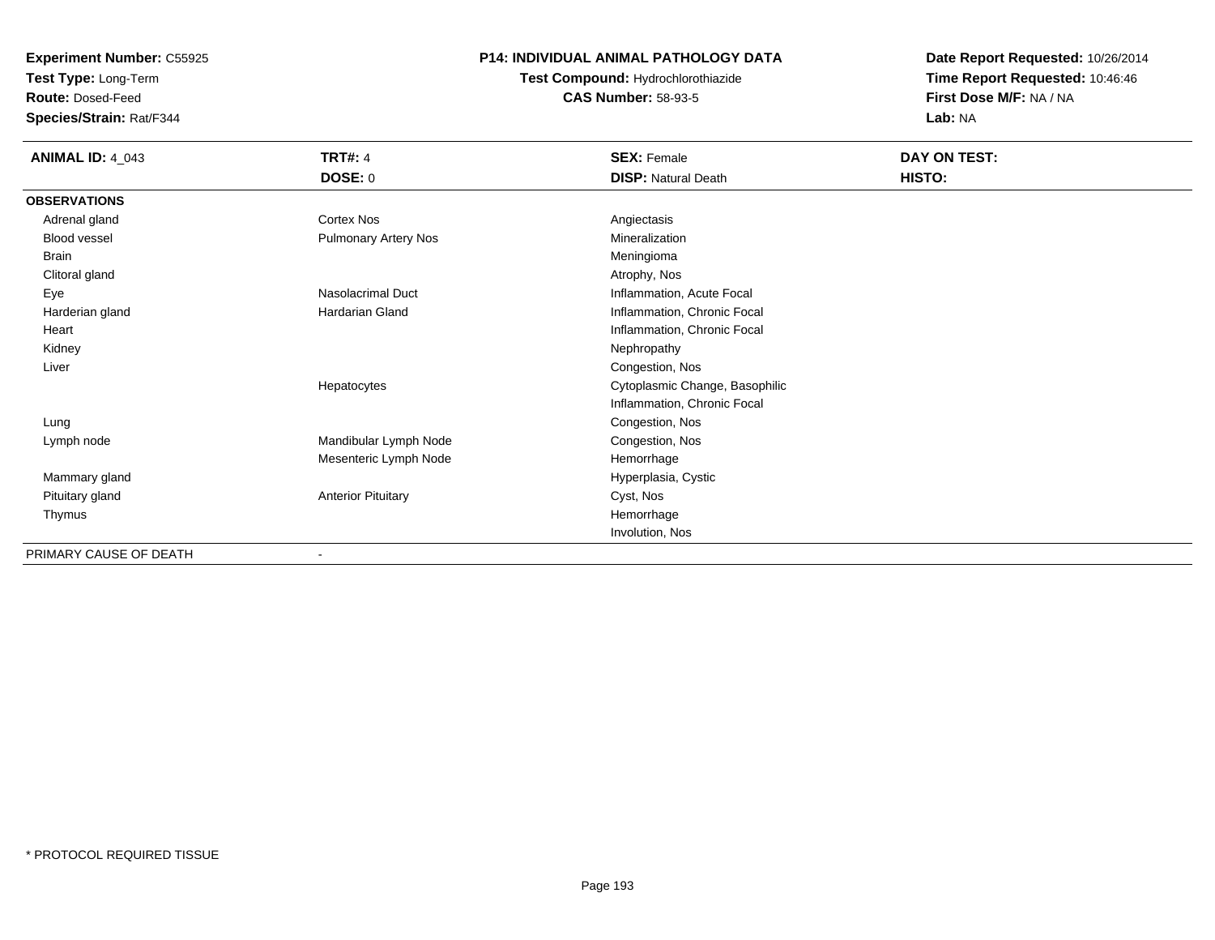**Experiment Number:** C55925
**Test Type:** Long-Term
**Route:** Dosed-Feed
**Species/Strain:** Rat/F344

**P14: INDIVIDUAL ANIMAL PATHOLOGY DATA**
**Test Compound:** Hydrochlorothiazide
**CAS Number:** 58-93-5

**Date Report Requested:** 10/26/2014
**Time Report Requested:** 10:46:46
**First Dose M/F:** NA / NA
**Lab:** NA

| **ANIMAL ID:** 4_043 | **TRT#:** 4 | **SEX:** Female | **DAY ON TEST:** |
|---|---|---|---|
| | **DOSE:** 0 | **DISP:** Natural Death | **HISTO:** |
| **OBSERVATIONS** | | | |
| Adrenal gland | Cortex Nos | Angiectasis | |
| Blood vessel | Pulmonary Artery Nos | Mineralization | |
| Brain | | Meningioma | |
| Clitoral gland | | Atrophy, Nos | |
| Eye | Nasolacrimal Duct | Inflammation, Acute Focal | |
| Harderian gland | Hardarian Gland | Inflammation, Chronic Focal | |
| Heart | | Inflammation, Chronic Focal | |
| Kidney | | Nephropathy | |
| Liver | | Congestion, Nos | |
| | Hepatocytes | Cytoplasmic Change, Basophilic | |
| | | Inflammation, Chronic Focal | |
| Lung | | Congestion, Nos | |
| Lymph node | Mandibular Lymph Node | Congestion, Nos | |
| | Mesenteric Lymph Node | Hemorrhage | |
| Mammary gland | | Hyperplasia, Cystic | |
| Pituitary gland | Anterior Pituitary | Cyst, Nos | |
| Thymus | | Hemorrhage | |
| | | Involution, Nos | |
| PRIMARY CAUSE OF DEATH | - | | |

* PROTOCOL REQUIRED TISSUE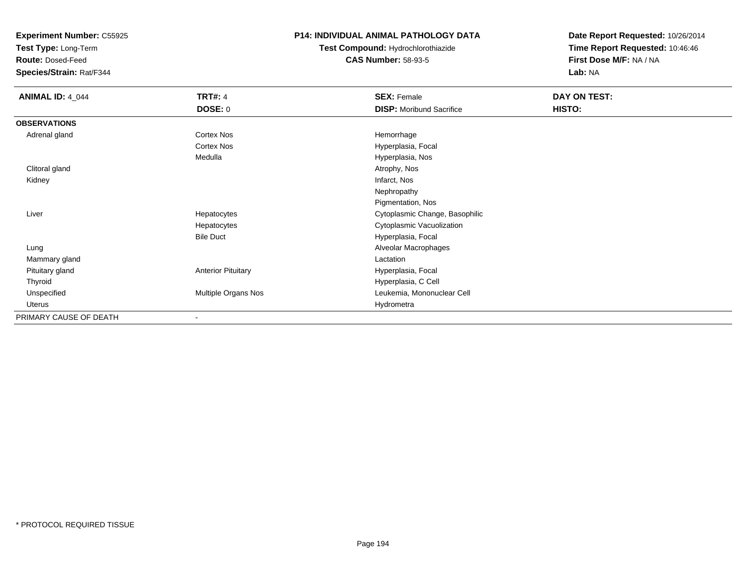**Experiment Number:** C55925
**Test Type:** Long-Term
**Route:** Dosed-Feed
**Species/Strain:** Rat/F344

**P14: INDIVIDUAL ANIMAL PATHOLOGY DATA**
**Test Compound:** Hydrochlorothiazide
**CAS Number:** 58-93-5

**Date Report Requested:** 10/26/2014
**Time Report Requested:** 10:46:46
**First Dose M/F:** NA / NA
**Lab:** NA

| **ANIMAL ID:** 4_044 | **TRT#:** 4 | **SEX:** Female | **DAY ON TEST:** |
|---|---|---|---|
| | **DOSE:** 0 | **DISP:** Moribund Sacrifice | **HISTO:** |
| **OBSERVATIONS** | | | |
| Adrenal gland | Cortex Nos | Hemorrhage | |
| | Cortex Nos | Hyperplasia, Focal | |
| | Medulla | Hyperplasia, Nos | |
| Clitoral gland | | Atrophy, Nos | |
| Kidney | | Infarct, Nos | |
| | | Nephropathy | |
| | | Pigmentation, Nos | |
| Liver | Hepatocytes | Cytoplasmic Change, Basophilic | |
| | Hepatocytes | Cytoplasmic Vacuolization | |
| | Bile Duct | Hyperplasia, Focal | |
| Lung | | Alveolar Macrophages | |
| Mammary gland | | Lactation | |
| Pituitary gland | Anterior Pituitary | Hyperplasia, Focal | |
| Thyroid | | Hyperplasia, C Cell | |
| Unspecified | Multiple Organs Nos | Leukemia, Mononuclear Cell | |
| Uterus | | Hydrometra | |
| PRIMARY CAUSE OF DEATH | - | | |

\* PROTOCOL REQUIRED TISSUE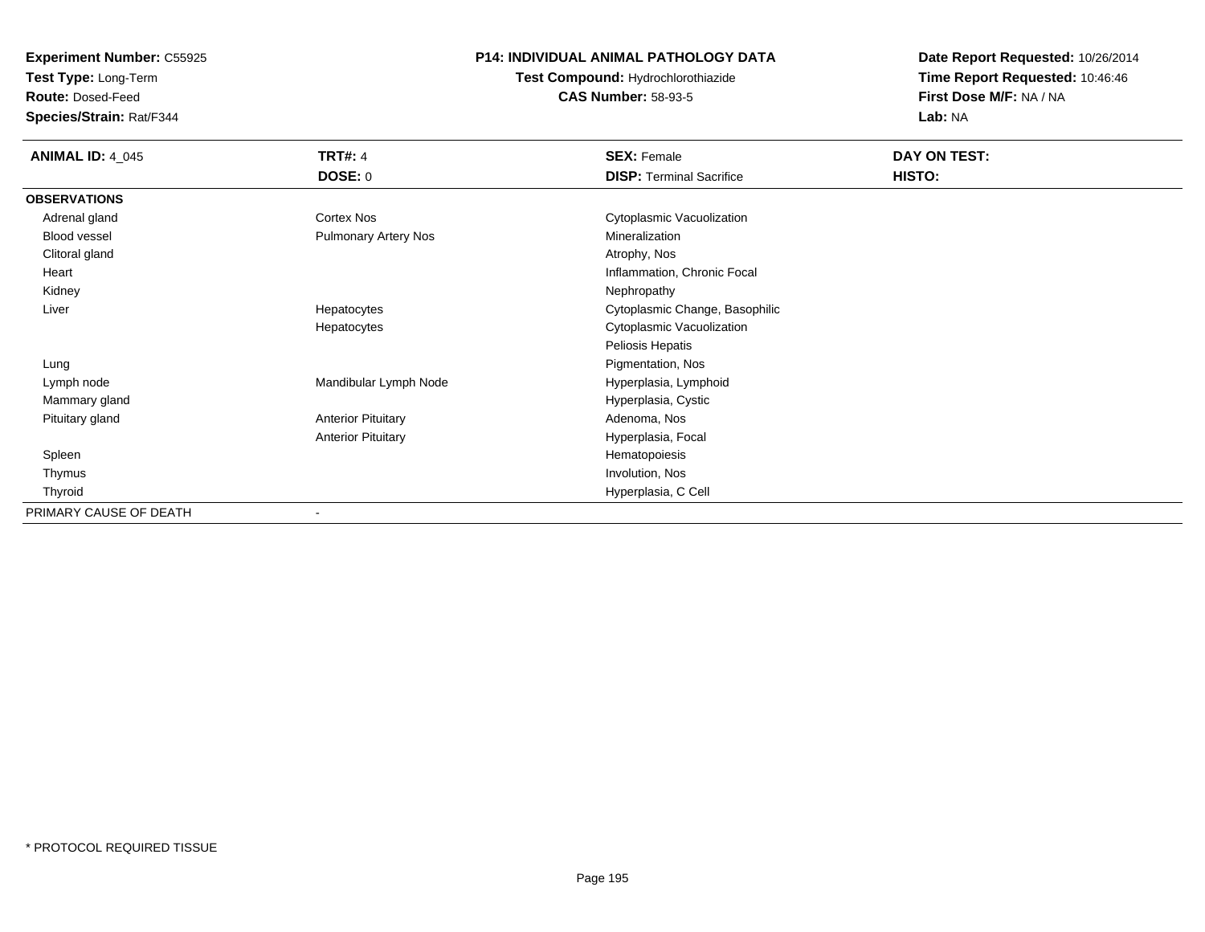**Experiment Number:** C55925
**Test Type:** Long-Term
**Route:** Dosed-Feed
**Species/Strain:** Rat/F344

**P14: INDIVIDUAL ANIMAL PATHOLOGY DATA**
**Test Compound:** Hydrochlorothiazide
**CAS Number:** 58-93-5

**Date Report Requested:** 10/26/2014
**Time Report Requested:** 10:46:46
**First Dose M/F:** NA / NA
**Lab:** NA

| **ANIMAL ID:** 4_045 | **TRT#:** 4 | **SEX:** Female | **DAY ON TEST:** |
|---|---|---|---|
| | **DOSE:** 0 | **DISP:** Terminal Sacrifice | **HISTO:** |
| **OBSERVATIONS** | | | |
| Adrenal gland | Cortex Nos | Cytoplasmic Vacuolization | |
| Blood vessel | Pulmonary Artery Nos | Mineralization | |
| Clitoral gland | | Atrophy, Nos | |
| Heart | | Inflammation, Chronic Focal | |
| Kidney | | Nephropathy | |
| Liver | Hepatocytes | Cytoplasmic Change, Basophilic | |
| | Hepatocytes | Cytoplasmic Vacuolization | |
| | | Peliosis Hepatis | |
| Lung | | Pigmentation, Nos | |
| Lymph node | Mandibular Lymph Node | Hyperplasia, Lymphoid | |
| Mammary gland | | Hyperplasia, Cystic | |
| Pituitary gland | Anterior Pituitary | Adenoma, Nos | |
| | Anterior Pituitary | Hyperplasia, Focal | |
| Spleen | | Hematopoiesis | |
| Thymus | | Involution, Nos | |
| Thyroid | | Hyperplasia, C Cell | |
| PRIMARY CAUSE OF DEATH | - | | |

\* PROTOCOL REQUIRED TISSUE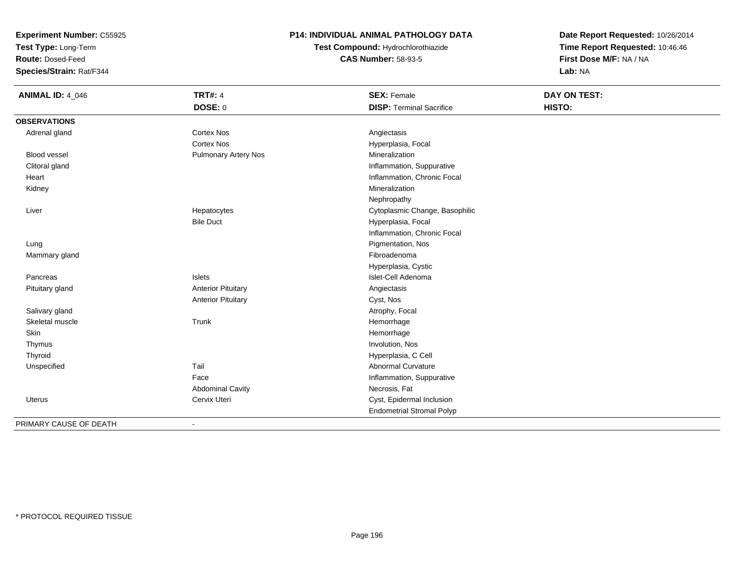**Experiment Number:** C55925
**Test Type:** Long-Term
**Route:** Dosed-Feed
**Species/Strain:** Rat/F344

**P14: INDIVIDUAL ANIMAL PATHOLOGY DATA**
**Test Compound:** Hydrochlorothiazide
**CAS Number:** 58-93-5

**Date Report Requested:** 10/26/2014
**Time Report Requested:** 10:46:46
**First Dose M/F:** NA / NA
**Lab:** NA

| **ANIMAL ID:** 4_046 | **TRT#:** 4 | **SEX:** Female | **DAY ON TEST:** |
|---|---|---|---|
| | **DOSE:** 0 | **DISP:** Terminal Sacrifice | **HISTO:** |
| **OBSERVATIONS** | | | |
| Adrenal gland | Cortex Nos | Angiectasis | |
| | Cortex Nos | Hyperplasia, Focal | |
| Blood vessel | Pulmonary Artery Nos | Mineralization | |
| Clitoral gland | | Inflammation, Suppurative | |
| Heart | | Inflammation, Chronic Focal | |
| Kidney | | Mineralization | |
| | | Nephropathy | |
| Liver | Hepatocytes | Cytoplasmic Change, Basophilic | |
| | Bile Duct | Hyperplasia, Focal | |
| | | Inflammation, Chronic Focal | |
| Lung | | Pigmentation, Nos | |
| Mammary gland | | Fibroadenoma | |
| | | Hyperplasia, Cystic | |
| Pancreas | Islets | Islet-Cell Adenoma | |
| Pituitary gland | Anterior Pituitary | Angiectasis | |
| | Anterior Pituitary | Cyst, Nos | |
| Salivary gland | | Atrophy, Focal | |
| Skeletal muscle | Trunk | Hemorrhage | |
| Skin | | Hemorrhage | |
| Thymus | | Involution, Nos | |
| Thyroid | | Hyperplasia, C Cell | |
| Unspecified | Tail | Abnormal Curvature | |
| | Face | Inflammation, Suppurative | |
| | Abdominal Cavity | Necrosis, Fat | |
| Uterus | Cervix Uteri | Cyst, Epidermal Inclusion | |
| | | Endometrial Stromal Polyp | |
| PRIMARY CAUSE OF DEATH | - | | |

* PROTOCOL REQUIRED TISSUE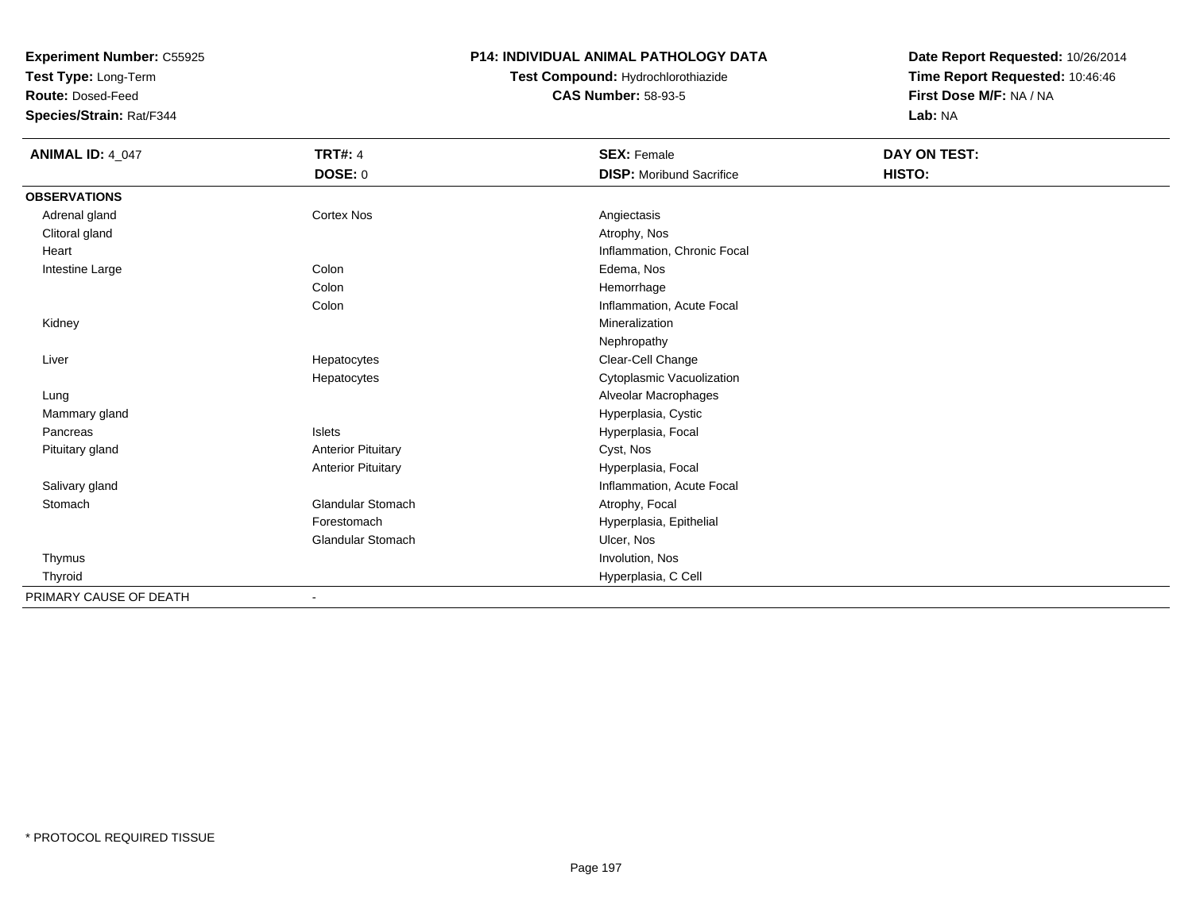**Experiment Number:** C55925
**Test Type:** Long-Term
**Route:** Dosed-Feed
**Species/Strain:** Rat/F344

**P14: INDIVIDUAL ANIMAL PATHOLOGY DATA**
**Test Compound:** Hydrochlorothiazide
**CAS Number:** 58-93-5

**Date Report Requested:** 10/26/2014
**Time Report Requested:** 10:46:46
**First Dose M/F:** NA / NA
**Lab:** NA

| **ANIMAL ID:** 4_047 | **TRT#:** 4 | **SEX:** Female | **DAY ON TEST:** |
|---|---|---|---|
| | **DOSE:** 0 | **DISP:** Moribund Sacrifice | **HISTO:** |
| **OBSERVATIONS** | | | |
| Adrenal gland | Cortex Nos | Angiectasis | |
| Clitoral gland | | Atrophy, Nos | |
| Heart | | Inflammation, Chronic Focal | |
| Intestine Large | Colon | Edema, Nos | |
| | Colon | Hemorrhage | |
| | Colon | Inflammation, Acute Focal | |
| Kidney | | Mineralization | |
| | | Nephropathy | |
| Liver | Hepatocytes | Clear-Cell Change | |
| | Hepatocytes | Cytoplasmic Vacuolization | |
| Lung | | Alveolar Macrophages | |
| Mammary gland | | Hyperplasia, Cystic | |
| Pancreas | Islets | Hyperplasia, Focal | |
| Pituitary gland | Anterior Pituitary | Cyst, Nos | |
| | Anterior Pituitary | Hyperplasia, Focal | |
| Salivary gland | | Inflammation, Acute Focal | |
| Stomach | Glandular Stomach | Atrophy, Focal | |
| | Forestomach | Hyperplasia, Epithelial | |
| | Glandular Stomach | Ulcer, Nos | |
| Thymus | | Involution, Nos | |
| Thyroid | | Hyperplasia, C Cell | |
| PRIMARY CAUSE OF DEATH | - | | |

* PROTOCOL REQUIRED TISSUE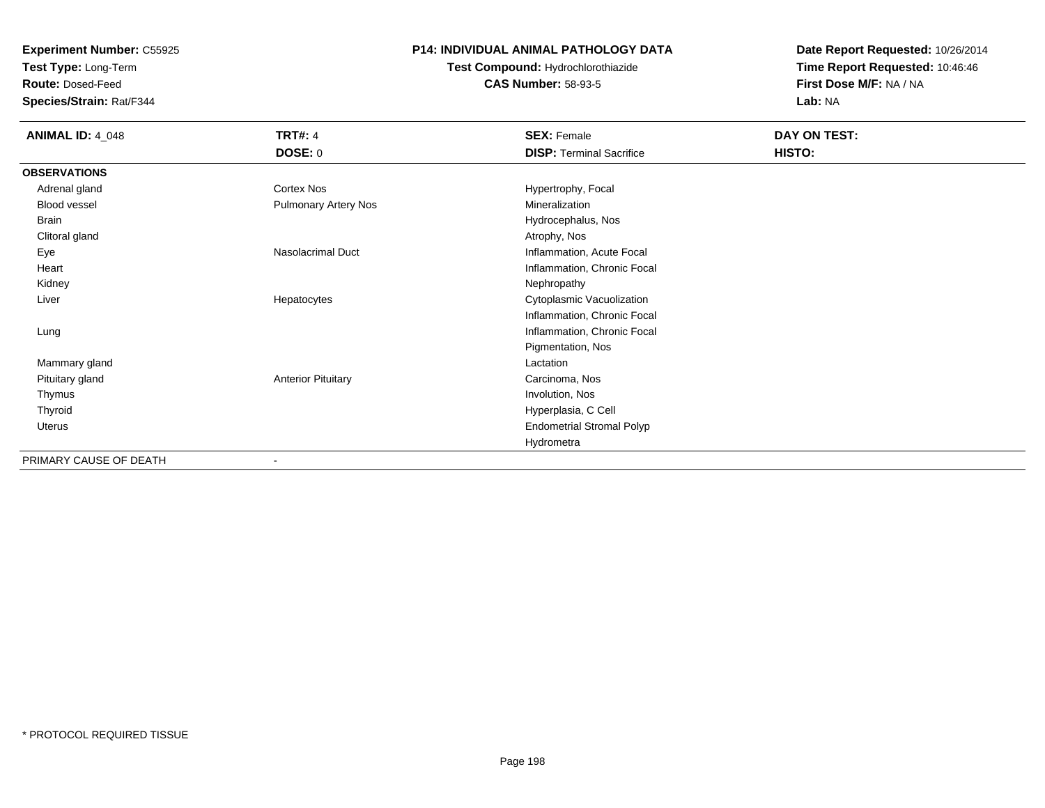**Experiment Number:** C55925
**Test Type:** Long-Term
**Route:** Dosed-Feed
**Species/Strain:** Rat/F344

**P14: INDIVIDUAL ANIMAL PATHOLOGY DATA**
**Test Compound:** Hydrochlorothiazide
**CAS Number:** 58-93-5

**Date Report Requested:** 10/26/2014
**Time Report Requested:** 10:46:46
**First Dose M/F:** NA / NA
**Lab:** NA

| **ANIMAL ID:** 4_048 | **TRT#:** 4 | **SEX:** Female | **DAY ON TEST:** |
|---|---|---|---|
| | **DOSE:** 0 | **DISP:** Terminal Sacrifice | **HISTO:** |
| **OBSERVATIONS** | | | |
| Adrenal gland | Cortex Nos | Hypertrophy, Focal | |
| Blood vessel | Pulmonary Artery Nos | Mineralization | |
| Brain | | Hydrocephalus, Nos | |
| Clitoral gland | | Atrophy, Nos | |
| Eye | Nasolacrimal Duct | Inflammation, Acute Focal | |
| Heart | | Inflammation, Chronic Focal | |
| Kidney | | Nephropathy | |
| Liver | Hepatocytes | Cytoplasmic Vacuolization | |
| | | Inflammation, Chronic Focal | |
| Lung | | Inflammation, Chronic Focal | |
| | | Pigmentation, Nos | |
| Mammary gland | | Lactation | |
| Pituitary gland | Anterior Pituitary | Carcinoma, Nos | |
| Thymus | | Involution, Nos | |
| Thyroid | | Hyperplasia, C Cell | |
| Uterus | | Endometrial Stromal Polyp | |
| | | Hydrometra | |
| PRIMARY CAUSE OF DEATH | - | | |

\* PROTOCOL REQUIRED TISSUE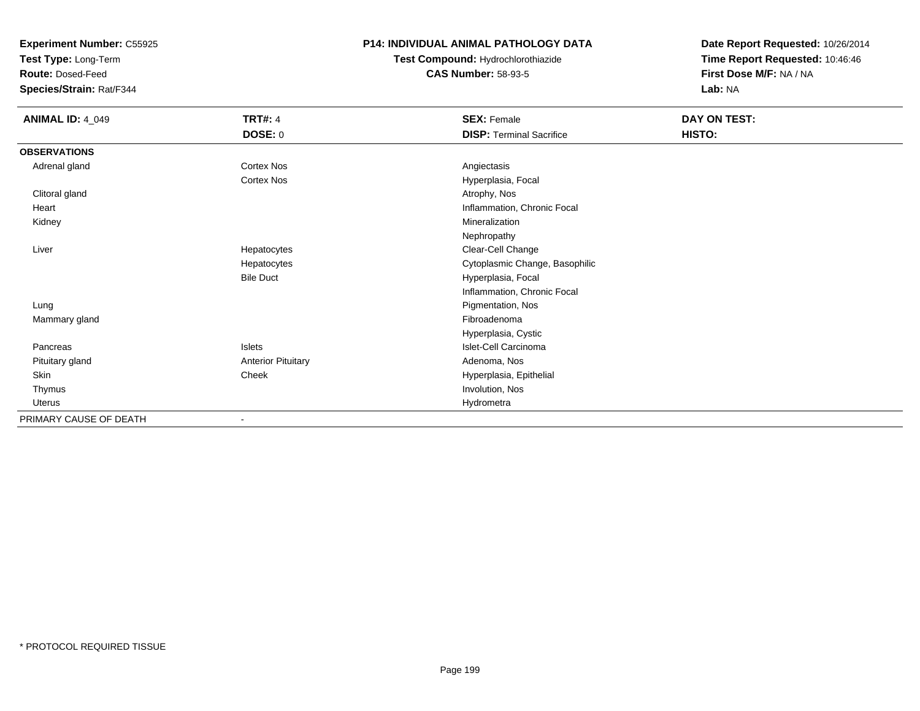**Experiment Number:** C55925
**Test Type:** Long-Term
**Route:** Dosed-Feed
**Species/Strain:** Rat/F344

**P14: INDIVIDUAL ANIMAL PATHOLOGY DATA**
**Test Compound:** Hydrochlorothiazide
**CAS Number:** 58-93-5

**Date Report Requested:** 10/26/2014
**Time Report Requested:** 10:46:46
**First Dose M/F:** NA / NA
**Lab:** NA

| **ANIMAL ID:** 4_049 | **TRT#:** 4 | **SEX:** Female | **DAY ON TEST:** |
|---|---|---|---|
| | **DOSE:** 0 | **DISP:** Terminal Sacrifice | **HISTO:** |
| **OBSERVATIONS** | | | |
| Adrenal gland | Cortex Nos | Angiectasis | |
| | Cortex Nos | Hyperplasia, Focal | |
| Clitoral gland | | Atrophy, Nos | |
| Heart | | Inflammation, Chronic Focal | |
| Kidney | | Mineralization | |
| | | Nephropathy | |
| Liver | Hepatocytes | Clear-Cell Change | |
| | Hepatocytes | Cytoplasmic Change, Basophilic | |
| | Bile Duct | Hyperplasia, Focal | |
| | | Inflammation, Chronic Focal | |
| Lung | | Pigmentation, Nos | |
| Mammary gland | | Fibroadenoma | |
| | | Hyperplasia, Cystic | |
| Pancreas | Islets | Islet-Cell Carcinoma | |
| Pituitary gland | Anterior Pituitary | Adenoma, Nos | |
| Skin | Cheek | Hyperplasia, Epithelial | |
| Thymus | | Involution, Nos | |
| Uterus | | Hydrometra | |
| PRIMARY CAUSE OF DEATH | - | | |

* PROTOCOL REQUIRED TISSUE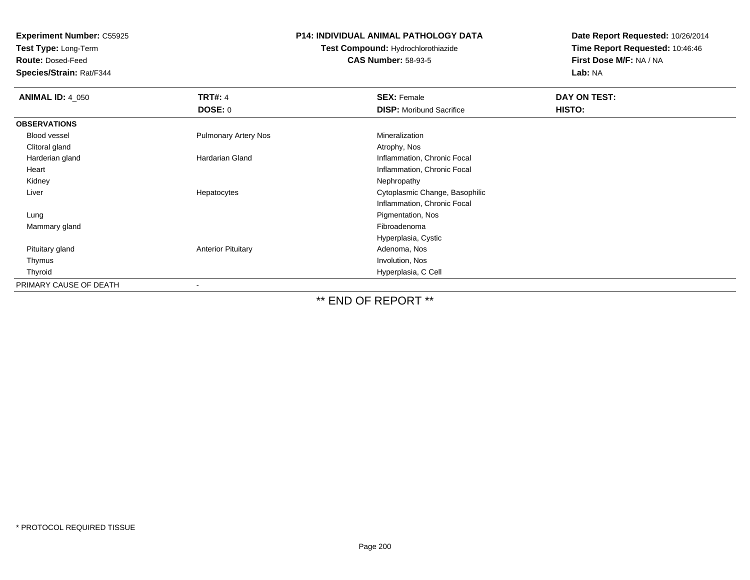**Experiment Number:** C55925
**Test Type:** Long-Term
**Route:** Dosed-Feed
**Species/Strain:** Rat/F344

**P14: INDIVIDUAL ANIMAL PATHOLOGY DATA**
**Test Compound:** Hydrochlorothiazide
**CAS Number:** 58-93-5

**Date Report Requested:** 10/26/2014
**Time Report Requested:** 10:46:46
**First Dose M/F:** NA / NA
**Lab:** NA

| **ANIMAL ID:** 4_050 | **TRT#:** 4 | **SEX:** Female | **DAY ON TEST:** |
|---|---|---|---|
| | **DOSE:** 0 | **DISP:** Moribund Sacrifice | **HISTO:** |
| **OBSERVATIONS** | | | |
| Blood vessel | Pulmonary Artery Nos | Mineralization | |
| Clitoral gland | | Atrophy, Nos | |
| Harderian gland | Hardarian Gland | Inflammation, Chronic Focal | |
| Heart | | Inflammation, Chronic Focal | |
| Kidney | | Nephropathy | |
| Liver | Hepatocytes | Cytoplasmic Change, Basophilic | |
| | | Inflammation, Chronic Focal | |
| Lung | | Pigmentation, Nos | |
| Mammary gland | | Fibroadenoma | |
| | | Hyperplasia, Cystic | |
| Pituitary gland | Anterior Pituitary | Adenoma, Nos | |
| Thymus | | Involution, Nos | |
| Thyroid | | Hyperplasia, C Cell | |
| PRIMARY CAUSE OF DEATH | - | | |

** END OF REPORT **

* PROTOCOL REQUIRED TISSUE